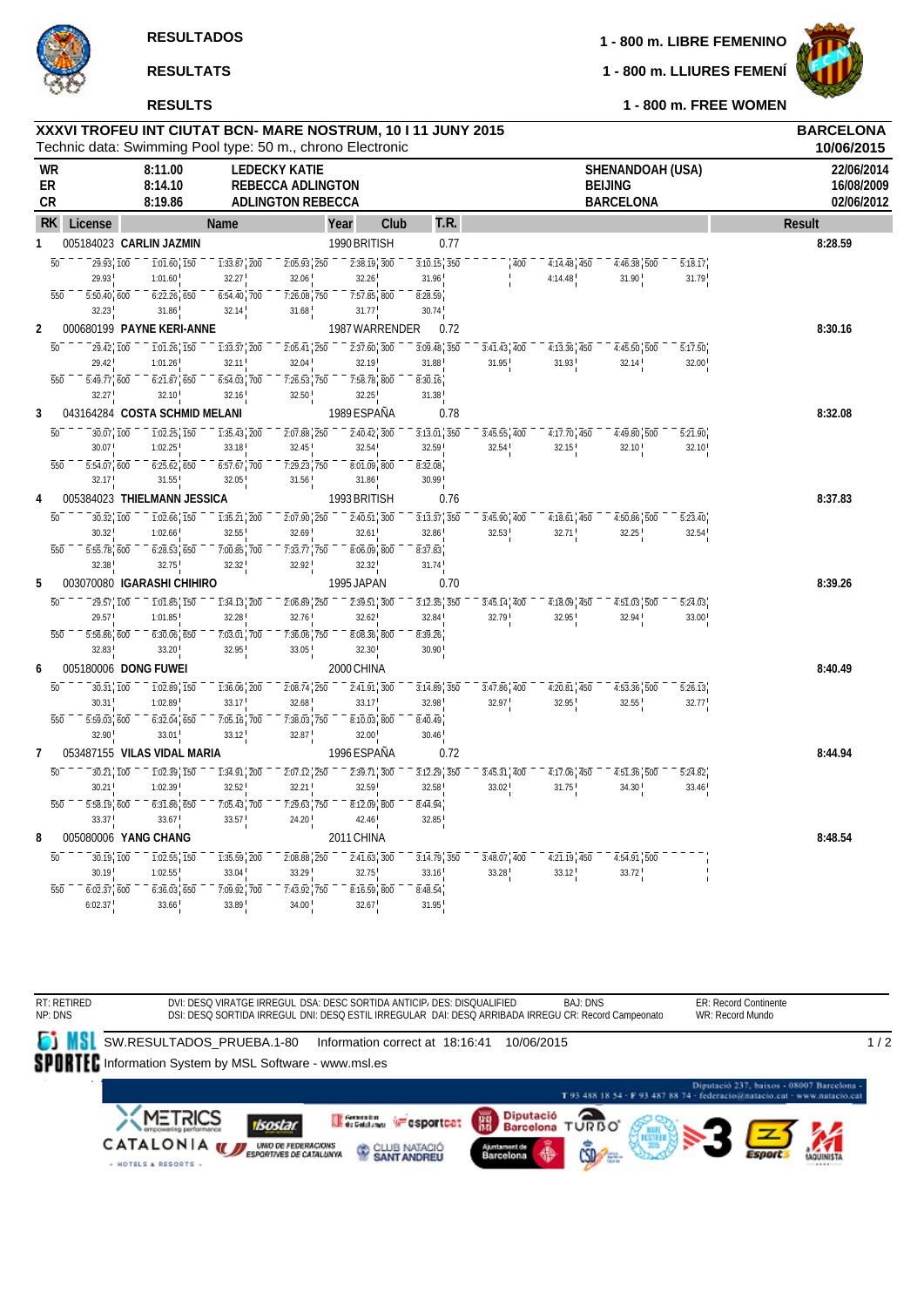**RESULTADOS** — 1 - 800 m. LIBRE FEMENINO

**RESULTATS** — 1 - 800 m. LLIURES FEMENÍ

**RESULTS** — 1 - 800 m. FREE WOMEN

## XXXVI TROFEU INT CIUTAT BCN- MARE NOSTRUM, 10 I 11 JUNY 2015

Technic data: Swimming Pool type: 50 m., chrono Electronic

BARCELONA 10/06/2015

| | | | | |
|---|---|---|---|---|
| WR | 8:11.00 | LEDECKY KATIE | SHENANDOAH (USA) | 22/06/2014 |
| ER | 8:14.10 | REBECCA ADLINGTON | BEIJING | 16/08/2009 |
| CR | 8:19.86 | ADLINGTON REBECCA | BARCELONA | 02/06/2012 |

| RK | License | Name | Year | Club | T.R. | Result |
|---|---|---|---|---|---|---|
| 1 | 005184023 | CARLIN JAZMIN | 1990 | BRITISH | 0.77 | 8:28.59 |
| 2 | 000680199 | PAYNE KERI-ANNE | 1987 | WARRENDER | 0.72 | 8:30.16 |
| 3 | 043164284 | COSTA SCHMID MELANI | 1989 | ESPAÑA | 0.78 | 8:32.08 |
| 4 | 005384023 | THIELMANN JESSICA | 1993 | BRITISH | 0.76 | 8:37.83 |
| 5 | 003070080 | IGARASHI CHIHIRO | 1995 | JAPAN | 0.70 | 8:39.26 |
| 6 | 005180006 | DONG FUWEI | 2000 | CHINA | | 8:40.49 |
| 7 | 053487155 | VILAS VIDAL MARIA | 1996 | ESPAÑA | 0.72 | 8:44.94 |
| 8 | 005080006 | YANG CHANG | 2011 | CHINA | | 8:48.54 |

**Splits (cumulative / lap)**

| RK | 50 | 100 | 150 | 200 | 250 | 300 | 350 | 400 | 450 | 500 |
|---|---|---|---|---|---|---|---|---|---|---|
| 1 | 29.93 | 1:01.60 / 29.93 | 1:33.87 / 1:01.60 | 2:05.93 / 32.27 | 2:38.19 / 32.06 | 3:10.15 / 32.26 | 31.96 | | 4:14.48 / 4:14.48 | 4:46.38 / 31.90 |
| 2 | 29.42 | 1:01.26 / 29.42 | 1:33.37 / 1:01.26 | 2:05.41 / 32.11 | 2:37.60 / 32.04 | 3:09.48 / 32.19 | 3:41.43 / 31.88 | 4:13.36 / 31.95 | 4:45.50 / 31.93 | 5:17.50 / 32.14 |
| 3 | 30.07 | 1:02.25 / 30.07 | 1:35.43 / 1:02.25 | 2:07.88 / 33.18 | 2:40.42 / 32.45 | 3:13.01 / 32.54 | 3:45.55 / 32.59 | 4:17.70 / 32.54 | 4:49.80 / 32.15 | 5:21.90 / 32.10 |
| 4 | 30.32 | 1:02.66 / 30.32 | 1:35.21 / 1:02.66 | 2:07.90 / 32.55 | 2:40.51 / 32.69 | 3:13.37 / 32.61 | 3:45.90 / 32.86 | 4:18.61 / 32.53 | 4:50.86 / 32.71 | 5:23.40 / 32.25 |
| 5 | 29.57 | 1:01.85 / 29.57 | 1:34.13 / 1:01.85 | 2:06.89 / 32.28 | 2:39.51 / 32.76 | 3:12.35 / 32.62 | 3:45.14 / 32.84 | 4:18.09 / 32.79 | 4:51.03 / 32.95 | 5:24.03 / 32.94 |
| 6 | 30.31 | 1:02.89 / 30.31 | 1:36.06 / 1:02.89 | 2:08.74 / 33.17 | 2:41.91 / 32.68 | 3:14.89 / 33.17 | 3:47.86 / 32.98 | 4:20.81 / 32.97 | 4:53.36 / 32.95 | 5:26.13 / 32.55 |
| 7 | 30.21 | 1:02.39 / 30.21 | 1:34.91 / 1:02.39 | 2:07.12 / 32.52 | 2:39.71 / 32.21 | 3:12.29 / 32.59 | 3:45.31 / 32.58 | 4:17.06 / 33.02 | 4:51.36 / 31.75 | 5:24.82 / 34.30 |
| 8 | 30.19 | 1:02.55 / 30.19 | 1:35.59 / 1:02.55 | 2:08.88 / 33.04 | 2:41.63 / 33.29 | 3:14.79 / 32.75 | 3:48.07 / 33.16 | 4:21.19 / 33.28 | 4:54.91 / 33.12 | 33.72 |

| RK | 550 | 600 | 650 | 700 | 750 | 800 |
|---|---|---|---|---|---|---|
| 1 | 5:50.40 / 31.79 (500) | 6:22.26 / 32.23 | 6:54.40 / 31.86 | 7:26.08 / 32.14 | 7:57.85 / 31.68 | 8:28.59 / 31.77 (30.74) |
| 2 | 5:49.77 / 32.00 (500) | 6:21.87 / 32.27 | 6:54.03 / 32.10 | 7:26.53 / 32.16 | 7:58.78 / 32.50 | 8:30.16 / 32.25 (31.38) |
| 3 | 5:54.07 / 32.10 (500) | 6:25.62 / 32.17 | 6:57.67 / 31.55 | 7:29.23 / 32.05 | 8:01.09 / 31.56 | 8:32.08 / 31.86 (30.99) |
| 4 | 5:55.78 / 32.54 (500) | 6:28.53 / 32.38 | 7:00.85 / 32.75 | 7:33.77 / 32.32 | 8:06.09 / 32.92 | 8:37.83 / 32.32 (31.74) |
| 5 | 5:56.86 / 33.00 (500) | 6:30.06 / 32.83 | 7:03.01 / 33.20 | 7:36.06 / 32.95 | 8:08.36 / 33.05 | 8:39.26 / 32.30 (30.90) |
| 6 | 5:59.03 / 32.77 (500) | 6:32.04 / 32.90 | 7:05.16 / 33.01 | 7:38.03 / 33.12 | 8:10.03 / 32.87 | 8:40.49 / 32.00 (30.46) |
| 7 | 5:58.19 / 33.46 (500) | 6:31.86 / 33.37 | 7:05.43 / 33.67 | 7:29.63 / 33.57 | 8:12.09 / 24.20 | 8:44.94 / 42.46 (32.85) |
| 8 | 6:02.37 | 6:36.03 / 6:02.37 | 7:09.92 / 33.66 | 7:43.92 / 33.89 | 8:16.59 / 34.00 | 8:48.54 / 32.67 (31.95) |

RT: RETIRED
NP: DNS

DVI: DESQ VIRATGE IRREGUL DSA: DESC SORTIDA ANTICIP. DES: DISQUALIFIED BAJ: DNS
DSI: DESQ SORTIDA IRREGUL DNI: DESQ ESTIL IRREGULAR DAI: DESQ ARRIBADA IRREGU CR: Record Campeonato

ER: Record Continente
WR: Record Mundo

SW.RESULTADOS_PRUEBA.1-80 Information correct at 18:16:41 10/06/2015

Information System by MSL Software - www.msl.es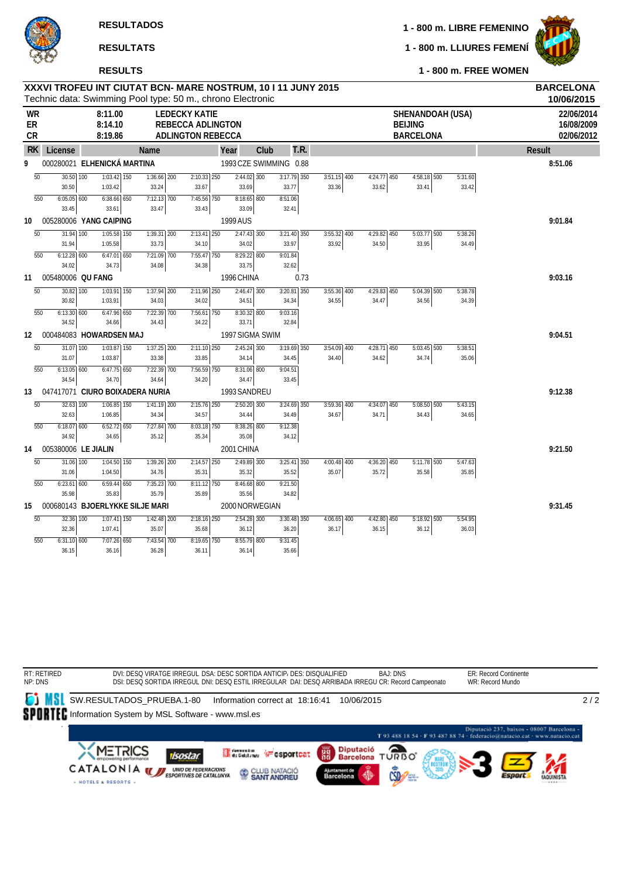RESULTADOS

RESULTATS

RESULTS

1 - 800 m. LIBRE FEMENINO

1 - 800 m. LLIURES FEMENÍ

1 - 800 m. FREE WOMEN

**XXXVI TROFEU INT CIUTAT BCN- MARE NOSTRUM, 10 I 11 JUNY 2015** — **BARCELONA 10/06/2015**

Technic data: Swimming Pool type: 50 m., chrono Electronic

| | | | | |
|---|---|---|---|---|
| WR | 8:11.00 | LEDECKY KATIE | SHENANDOAH (USA) | 22/06/2014 |
| ER | 8:14.10 | REBECCA ADLINGTON | BEIJING | 16/08/2009 |
| CR | 8:19.86 | ADLINGTON REBECCA | BARCELONA | 02/06/2012 |

| RK | License | Name | Year | Club | T.R. | Result |
|---|---|---|---|---|---|---|
| 9 | 000280021 | ELHENICKÁ MARTINA | 1993 | CZE SWIMMING | 0.88 | 8:51.06 |
| 10 | 005280006 | YANG CAIPING | 1999 | AUS | | 9:01.84 |
| 11 | 005480006 | QU FANG | 1996 | CHINA | 0.73 | 9:03.16 |
| 12 | 000484083 | HOWARDSEN MAJ | 1997 | SIGMA SWIM | | 9:04.51 |
| 13 | 047417071 | CIURO BOIXADERA NURIA | 1993 | SANDREU | | 9:12.38 |
| 14 | 005380006 | LE JIALIN | 2001 | CHINA | | 9:21.50 |
| 15 | 000680143 | BJOERLYKKE SILJE MARI | 2000 | NORWEGIAN | | 9:31.45 |

**Splits (cumulative / lap)**

| RK | 50 | 100 | 150 | 200 | 250 | 300 | 350 | 400 | 450 | 500 | 550 | 600 | 650 | 700 | 750 | 800 |
|---|---|---|---|---|---|---|---|---|---|---|---|---|---|---|---|---|
| 9 | 30.50 / 30.50 | 1:03.42 / 1:03.42 | 1:36.66 / 33.24 | 2:10.33 / 33.67 | 2:44.02 / 33.69 | 3:17.79 / 33.77 | 3:51.15 / 33.36 | 4:24.77 / 33.62 | 4:58.18 / 33.41 | 5:31.60 / 33.42 | 6:05.05 / 33.45 | 6:38.66 / 33.61 | 7:12.13 / 33.47 | 7:45.56 / 33.43 | 8:18.65 / 33.09 | 8:51.06 / 32.41 |
| 10 | 31.94 / 31.94 | 1:05.58 / 1:05.58 | 1:39.31 / 33.73 | 2:13.41 / 34.10 | 2:47.43 / 34.02 | 3:21.40 / 33.97 | 3:55.32 / 33.92 | 4:29.82 / 34.50 | 5:03.77 / 33.95 | 5:38.26 / 34.49 | 6:12.28 / 34.02 | 6:47.01 / 34.73 | 7:21.09 / 34.08 | 7:55.47 / 34.38 | 8:29.22 / 33.75 | 9:01.84 / 32.62 |
| 11 | 30.82 / 30.82 | 1:03.91 / 1:03.91 | 1:37.94 / 34.03 | 2:11.96 / 34.02 | 2:46.47 / 34.51 | 3:20.81 / 34.34 | 3:55.36 / 34.55 | 4:29.83 / 34.47 | 5:04.39 / 34.56 | 5:38.78 / 34.39 | 6:13.30 / 34.52 | 6:47.96 / 34.66 | 7:22.39 / 34.43 | 7:56.61 / 34.22 | 8:30.32 / 33.71 | 9:03.16 / 32.84 |
| 12 | 31.07 / 31.07 | 1:03.87 / 1:03.87 | 1:37.25 / 33.38 | 2:11.10 / 33.85 | 2:45.24 / 34.14 | 3:19.69 / 34.45 | 3:54.09 / 34.40 | 4:28.71 / 34.62 | 5:03.45 / 34.74 | 5:38.51 / 35.06 | 6:13.05 / 34.54 | 6:47.75 / 34.70 | 7:22.39 / 34.64 | 7:56.59 / 34.20 | 8:31.06 / 34.47 | 9:04.51 / 33.45 |
| 13 | 32.63 / 32.63 | 1:06.85 / 1:06.85 | 1:41.19 / 34.34 | 2:15.76 / 34.57 | 2:50.20 / 34.44 | 3:24.69 / 34.49 | 3:59.36 / 34.67 | 4:34.07 / 34.71 | 5:08.50 / 34.43 | 5:43.15 / 34.65 | 6:18.07 / 34.92 | 6:52.72 / 34.65 | 7:27.84 / 35.12 | 8:03.18 / 35.34 | 8:38.26 / 35.08 | 9:12.38 / 34.12 |
| 14 | 31.06 / 31.06 | 1:04.50 / 1:04.50 | 1:39.26 / 34.76 | 2:14.57 / 35.31 | 2:49.89 / 35.32 | 3:25.41 / 35.52 | 4:00.48 / 35.07 | 4:36.20 / 35.72 | 5:11.78 / 35.58 | 5:47.63 / 35.85 | 6:23.61 / 35.98 | 6:59.44 / 35.83 | 7:35.23 / 35.79 | 8:11.12 / 35.89 | 8:46.68 / 35.56 | 9:21.50 / 34.82 |
| 15 | 32.36 / 32.36 | 1:07.41 / 1:07.41 | 1:42.48 / 35.07 | 2:18.16 / 35.68 | 2:54.28 / 36.12 | 3:30.48 / 36.20 | 4:06.65 / 36.17 | 4:42.80 / 36.15 | 5:18.92 / 36.12 | 5:54.95 / 36.03 | 6:31.10 / 36.15 | 7:07.26 / 36.16 | 7:43.54 / 36.28 | 8:19.65 / 36.11 | 8:55.79 / 36.14 | 9:31.45 / 35.66 |

RT: RETIRED
NP: DNS

DVI: DESQ VIRATGE IRREGUL DSA: DESC SORTIDA ANTICIP. DES: DISQUALIFIED
DSI: DESQ SORTIDA IRREGUL DNI: DESQ ESTIL IRREGULAR DAI: DESQ ARRIBADA IRREGU CR: Record Campeonato

BAJ: DNS

ER: Record Continente
WR: Record Mundo

SW.RESULTADOS_PRUEBA.1-80 Information correct at 18:16:41 10/06/2015

Information System by MSL Software - www.msl.es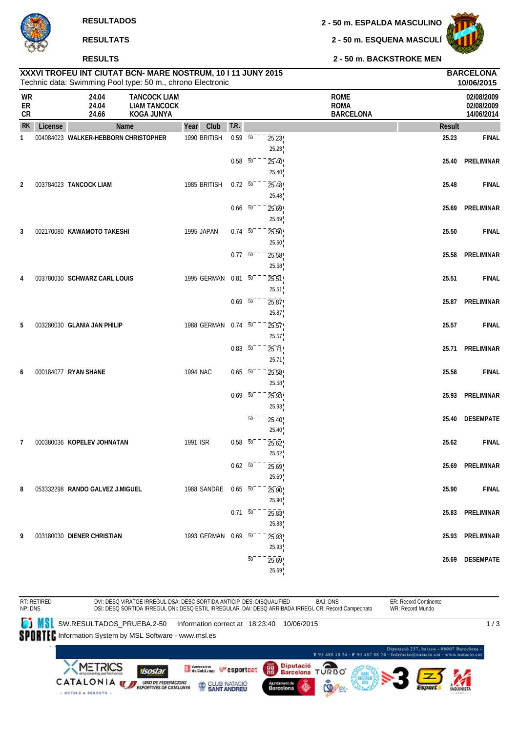**RESULTADOS** — **2 - 50 m. ESPALDA MASCULINO**

**RESULTATS** — **2 - 50 m. ESQUENA MASCULÍ**

**RESULTS** — **2 - 50 m. BACKSTROKE MEN**

**XXXVI TROFEU INT CIUTAT BCN- MARE NOSTRUM, 10 I 11 JUNY 2015** — **BARCELONA 10/06/2015**

Technic data: Swimming Pool type: 50 m., chrono Electronic

| | | | | |
|---|---|---|---|---|
| WR | 24.04 | TANCOCK LIAM | ROME | 02/08/2009 |
| ER | 24.04 | LIAM TANCOCK | ROMA | 02/08/2009 |
| CR | 24.66 | KOGA JUNYA | BARCELONA | 14/06/2014 |

| RK | License | Name | Year | Club | T.R. | Split | Result | |
|---|---|---|---|---|---|---|---|---|
| 1 | 004084023 | WALKER-HEBBORN CHRISTOPHER | 1990 | BRITISH | 0.59 | 50 25.23 (25.23) | 25.23 | FINAL |
| | | | | | 0.58 | 50 25.40 (25.40) | 25.40 | PRELIMINAR |
| 2 | 003784023 | TANCOCK LIAM | 1985 | BRITISH | 0.72 | 50 25.48 (25.48) | 25.48 | FINAL |
| | | | | | 0.66 | 50 25.69 (25.69) | 25.69 | PRELIMINAR |
| 3 | 002170080 | KAWAMOTO TAKESHI | 1995 | JAPAN | 0.74 | 50 25.50 (25.50) | 25.50 | FINAL |
| | | | | | 0.77 | 50 25.58 (25.58) | 25.58 | PRELIMINAR |
| 4 | 003780030 | SCHWARZ CARL LOUIS | 1995 | GERMAN | 0.81 | 50 25.51 (25.51) | 25.51 | FINAL |
| | | | | | 0.69 | 50 25.87 (25.87) | 25.87 | PRELIMINAR |
| 5 | 003280030 | GLANIA JAN PHILIP | 1988 | GERMAN | 0.74 | 50 25.57 (25.57) | 25.57 | FINAL |
| | | | | | 0.83 | 50 25.71 (25.71) | 25.71 | PRELIMINAR |
| 6 | 000184077 | RYAN SHANE | 1994 | NAC | 0.65 | 50 25.58 (25.58) | 25.58 | FINAL |
| | | | | | 0.69 | 50 25.93 (25.93) | 25.93 | PRELIMINAR |
| | | | | | | 50 25.40 (25.40) | 25.40 | DESEMPATE |
| 7 | 000380036 | KOPELEV JOHNATAN | 1991 | ISR | 0.58 | 50 25.62 (25.62) | 25.62 | FINAL |
| | | | | | 0.62 | 50 25.69 (25.69) | 25.69 | PRELIMINAR |
| 8 | 053332298 | RANDO GALVEZ J.MIGUEL | 1988 | SANDRE | 0.65 | 50 25.90 (25.90) | 25.90 | FINAL |
| | | | | | 0.71 | 50 25.83 (25.83) | 25.83 | PRELIMINAR |
| 9 | 003180030 | DIENER CHRISTIAN | 1993 | GERMAN | 0.69 | 50 25.93 (25.93) | 25.93 | PRELIMINAR |
| | | | | | | 50 25.69 (25.69) | 25.69 | DESEMPATE |

RT: RETIRED | NP: DNS | DVI: DESQ VIRATGE IRREGUL | DSA: DESC SORTIDA ANTICIP | DES: DISQUALIFIED | BAJ: DNS | DSI: DESQ SORTIDA IRREGUL | DNI: DESQ ESTIL IRREGULAR | DAI: DESQ ARRIBADA IRREGL | CR: Record Campeonato | ER: Record Continente | WR: Record Mundo

SW.RESULTADOS_PRUEBA.2-50 Information correct at 18:23:40 10/06/2015

Information System by MSL Software - www.msl.es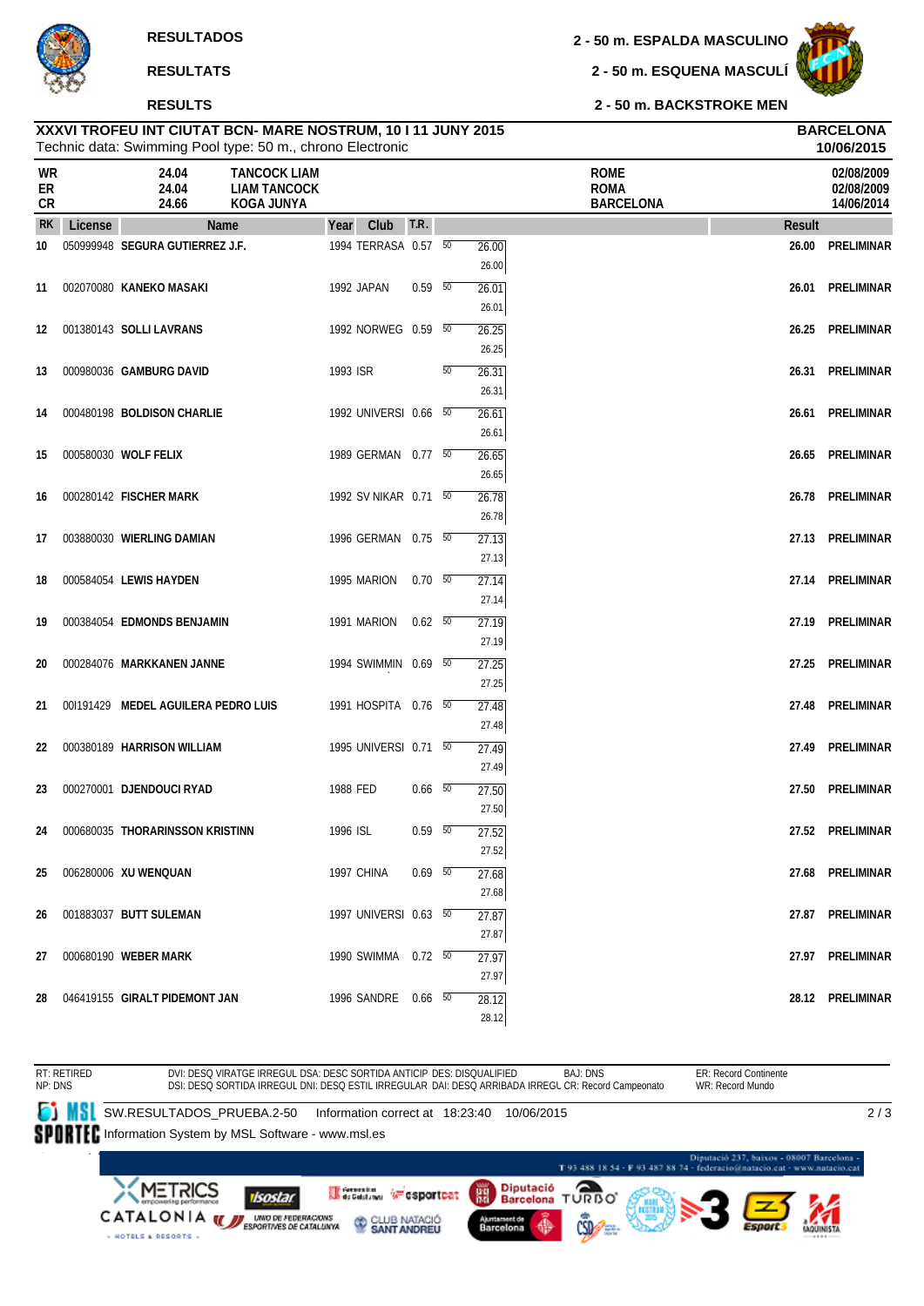**RESULTADOS**

**RESULTATS**

**RESULTS**

**2 - 50 m. ESPALDA MASCULINO**

**2 - 50 m. ESQUENA MASCULÍ**

**2 - 50 m. BACKSTROKE MEN**

**XXXVI TROFEU INT CIUTAT BCN- MARE NOSTRUM, 10 I 11 JUNY 2015**
Technic data: Swimming Pool type: 50 m., chrono Electronic

**BARCELONA**
**10/06/2015**

| | | | | |
|---|---|---|---|---|
| WR | 24.04 | TANCOCK LIAM | ROME | 02/08/2009 |
| ER | 24.04 | LIAM TANCOCK | ROMA | 02/08/2009 |
| CR | 24.66 | KOGA JUNYA | BARCELONA | 14/06/2014 |

| RK | License | Name | Year | Club | T.R. | | Split | Result | |
|---|---|---|---|---|---|---|---|---|---|
| 10 | 050999948 | SEGURA GUTIERREZ J.F. | 1994 | TERRASA | 0.57 | 50 | 26.00 / 26.00 | 26.00 | PRELIMINAR |
| 11 | 002070080 | KANEKO MASAKI | 1992 | JAPAN | 0.59 | 50 | 26.01 / 26.01 | 26.01 | PRELIMINAR |
| 12 | 001380143 | SOLLI LAVRANS | 1992 | NORWEG | 0.59 | 50 | 26.25 / 26.25 | 26.25 | PRELIMINAR |
| 13 | 000980036 | GAMBURG DAVID | 1993 | ISR | | 50 | 26.31 / 26.31 | 26.31 | PRELIMINAR |
| 14 | 000480198 | BOLDISON CHARLIE | 1992 | UNIVERSI | 0.66 | 50 | 26.61 / 26.61 | 26.61 | PRELIMINAR |
| 15 | 000580030 | WOLF FELIX | 1989 | GERMAN | 0.77 | 50 | 26.65 / 26.65 | 26.65 | PRELIMINAR |
| 16 | 000280142 | FISCHER MARK | 1992 | SV NIKAR | 0.71 | 50 | 26.78 / 26.78 | 26.78 | PRELIMINAR |
| 17 | 003880030 | WIERLING DAMIAN | 1996 | GERMAN | 0.75 | 50 | 27.13 / 27.13 | 27.13 | PRELIMINAR |
| 18 | 000584054 | LEWIS HAYDEN | 1995 | MARION | 0.70 | 50 | 27.14 / 27.14 | 27.14 | PRELIMINAR |
| 19 | 000384054 | EDMONDS BENJAMIN | 1991 | MARION | 0.62 | 50 | 27.19 / 27.19 | 27.19 | PRELIMINAR |
| 20 | 000284076 | MARKKANEN JANNE | 1994 | SWIMMIN | 0.69 | 50 | 27.25 / 27.25 | 27.25 | PRELIMINAR |
| 21 | 00I191429 | MEDEL AGUILERA PEDRO LUIS | 1991 | HOSPITA | 0.76 | 50 | 27.48 / 27.48 | 27.48 | PRELIMINAR |
| 22 | 000380189 | HARRISON WILLIAM | 1995 | UNIVERSI | 0.71 | 50 | 27.49 / 27.49 | 27.49 | PRELIMINAR |
| 23 | 000270001 | DJENDOUCI RYAD | 1988 | FED | 0.66 | 50 | 27.50 / 27.50 | 27.50 | PRELIMINAR |
| 24 | 000680035 | THORARINSSON KRISTINN | 1996 | ISL | 0.59 | 50 | 27.52 / 27.52 | 27.52 | PRELIMINAR |
| 25 | 006280006 | XU WENQUAN | 1997 | CHINA | 0.69 | 50 | 27.68 / 27.68 | 27.68 | PRELIMINAR |
| 26 | 001883037 | BUTT SULEMAN | 1997 | UNIVERSI | 0.63 | 50 | 27.87 / 27.87 | 27.87 | PRELIMINAR |
| 27 | 000680190 | WEBER MARK | 1990 | SWIMMA | 0.72 | 50 | 27.97 / 27.97 | 27.97 | PRELIMINAR |
| 28 | 046419155 | GIRALT PIDEMONT JAN | 1996 | SANDRE | 0.66 | 50 | 28.12 / 28.12 | 28.12 | PRELIMINAR |

RT: RETIRED
NP: DNS

DVI: DESQ VIRATGE IRREGUL DSA: DESC SORTIDA ANTICIP DES: DISQUALIFIED BAJ: DNS
DSI: DESQ SORTIDA IRREGUL DNI: DESQ ESTIL IRREGULAR DAI: DESQ ARRIBADA IRREGL CR: Record Campeonato

ER: Record Continente
WR: Record Mundo

SW.RESULTADOS_PRUEBA.2-50 Information correct at 18:23:40 10/06/2015
Information System by MSL Software - www.msl.es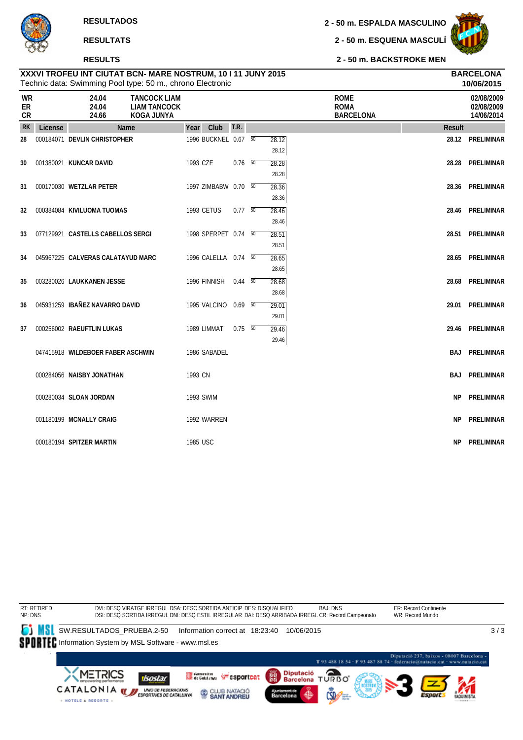**RESULTADOS**

**RESULTATS**

**RESULTS**

**2 - 50 m. ESPALDA MASCULINO**

**2 - 50 m. ESQUENA MASCULÍ**

**2 - 50 m. BACKSTROKE MEN**

**XXXVI TROFEU INT CIUTAT BCN- MARE NOSTRUM, 10 I 11 JUNY 2015** — **BARCELONA 10/06/2015**

Technic data: Swimming Pool type: 50 m., chrono Electronic

| | | | | |
|---|---|---|---|---|
| WR | 24.04 | TANCOCK LIAM | ROME | 02/08/2009 |
| ER | 24.04 | LIAM TANCOCK | ROMA | 02/08/2009 |
| CR | 24.66 | KOGA JUNYA | BARCELONA | 14/06/2014 |

| RK | License | Name | Year | Club | T.R. | 50 | Result | |
|---|---|---|---|---|---|---|---|---|
| 28 | 000184071 | DEVLIN CHRISTOPHER | 1996 | BUCKNEL | 0.67 | 28.12 (28.12) | 28.12 | PRELIMINAR |
| 30 | 001380021 | KUNCAR DAVID | 1993 | CZE | 0.76 | 28.28 (28.28) | 28.28 | PRELIMINAR |
| 31 | 000170030 | WETZLAR PETER | 1997 | ZIMBABW | 0.70 | 28.36 (28.36) | 28.36 | PRELIMINAR |
| 32 | 000384084 | KIVILUOMA TUOMAS | 1993 | CETUS | 0.77 | 28.46 (28.46) | 28.46 | PRELIMINAR |
| 33 | 077129921 | CASTELLS CABELLOS SERGI | 1998 | SPERPET | 0.74 | 28.51 (28.51) | 28.51 | PRELIMINAR |
| 34 | 045967225 | CALVERAS CALATAYUD MARC | 1996 | CALELLA | 0.74 | 28.65 (28.65) | 28.65 | PRELIMINAR |
| 35 | 003280026 | LAUKKANEN JESSE | 1996 | FINNISH | 0.44 | 28.68 (28.68) | 28.68 | PRELIMINAR |
| 36 | 045931259 | IBAÑEZ NAVARRO DAVID | 1995 | VALCINO | 0.69 | 29.01 (29.01) | 29.01 | PRELIMINAR |
| 37 | 000256002 | RAEUFTLIN LUKAS | 1989 | LIMMAT | 0.75 | 29.46 (29.46) | 29.46 | PRELIMINAR |
| | 047415918 | WILDEBOER FABER ASCHWIN | 1986 | SABADEL | | | BAJ | PRELIMINAR |
| | 000284056 | NAISBY JONATHAN | 1993 | CN | | | BAJ | PRELIMINAR |
| | 000280034 | SLOAN JORDAN | 1993 | SWIM | | | NP | PRELIMINAR |
| | 001180199 | MCNALLY CRAIG | 1992 | WARREN | | | NP | PRELIMINAR |
| | 000180194 | SPITZER MARTIN | 1985 | USC | | | NP | PRELIMINAR |

RT: RETIRED
NP: DNS
DVI: DESQ VIRATGE IRREGUL DSA: DESC SORTIDA ANTICIP DES: DISQUALIFIED
DSI: DESQ SORTIDA IRREGUL DNI: DESQ ESTIL IRREGULAR DAI: DESQ ARRIBADA IRREGL
BAJ: DNS
CR: Record Campeonato
ER: Record Continente
WR: Record Mundo

SW.RESULTADOS_PRUEBA.2-50 Information correct at 18:23:40 10/06/2015

Information System by MSL Software - www.msl.es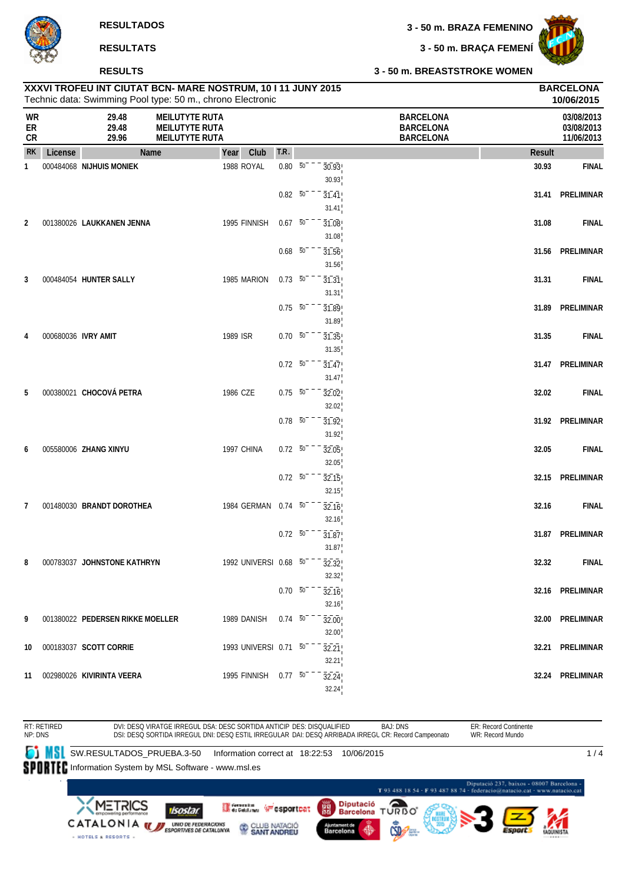**RESULTADOS** | **3 - 50 m. BRAZA FEMENINO**

**RESULTATS** | **3 - 50 m. BRAÇA FEMENÍ**

**RESULTS** | **3 - 50 m. BREASTSTROKE WOMEN**

**XXXVI TROFEU INT CIUTAT BCN- MARE NOSTRUM, 10 I 11 JUNY 2015** — **BARCELONA**

Technic data: Swimming Pool type: 50 m., chrono Electronic — **10/06/2015**

| | | | | |
|---|---|---|---|---|
| **WR** | **29.48** | **MEILUTYTE RUTA** | **BARCELONA** | **03/08/2013** |
| **ER** | **29.48** | **MEILUTYTE RUTA** | **BARCELONA** | **03/08/2013** |
| **CR** | **29.96** | **MEILUTYTE RUTA** | **BARCELONA** | **11/06/2013** |

| RK | License | Name | Year | Club | T.R. | 50 | Result | |
|---|---|---|---|---|---|---|---|---|
| 1 | 000484068 | **NIJHUIS MONIEK** | 1988 | ROYAL | 0.80 | 30.93 (30.93) | **30.93** | **FINAL** |
| | | | | | 0.82 | 31.41 (31.41) | **31.41** | **PRELIMINAR** |
| 2 | 001380026 | **LAUKKANEN JENNA** | 1995 | FINNISH | 0.67 | 31.08 (31.08) | **31.08** | **FINAL** |
| | | | | | 0.68 | 31.56 (31.56) | **31.56** | **PRELIMINAR** |
| 3 | 000484054 | **HUNTER SALLY** | 1985 | MARION | 0.73 | 31.31 (31.31) | **31.31** | **FINAL** |
| | | | | | 0.75 | 31.89 (31.89) | **31.89** | **PRELIMINAR** |
| 4 | 000680036 | **IVRY AMIT** | 1989 | ISR | 0.70 | 31.35 (31.35) | **31.35** | **FINAL** |
| | | | | | 0.72 | 31.47 (31.47) | **31.47** | **PRELIMINAR** |
| 5 | 000380021 | **CHOCOVÁ PETRA** | 1986 | CZE | 0.75 | 32.02 (32.02) | **32.02** | **FINAL** |
| | | | | | 0.78 | 31.92 (31.92) | **31.92** | **PRELIMINAR** |
| 6 | 005580006 | **ZHANG XINYU** | 1997 | CHINA | 0.72 | 32.05 (32.05) | **32.05** | **FINAL** |
| | | | | | 0.72 | 32.15 (32.15) | **32.15** | **PRELIMINAR** |
| 7 | 001480030 | **BRANDT DOROTHEA** | 1984 | GERMAN | 0.74 | 32.16 (32.16) | **32.16** | **FINAL** |
| | | | | | 0.72 | 31.87 (31.87) | **31.87** | **PRELIMINAR** |
| 8 | 000783037 | **JOHNSTONE KATHRYN** | 1992 | UNIVERSI | 0.68 | 32.32 (32.32) | **32.32** | **FINAL** |
| | | | | | 0.70 | 32.16 (32.16) | **32.16** | **PRELIMINAR** |
| 9 | 001380022 | **PEDERSEN RIKKE MOELLER** | 1989 | DANISH | 0.74 | 32.00 (32.00) | **32.00** | **PRELIMINAR** |
| 10 | 000183037 | **SCOTT CORRIE** | 1993 | UNIVERSI | 0.71 | 32.21 (32.21) | **32.21** | **PRELIMINAR** |
| 11 | 002980026 | **KIVIRINTA VEERA** | 1995 | FINNISH | 0.77 | 32.24 (32.24) | **32.24** | **PRELIMINAR** |

RT: RETIRED — NP: DNS — DVI: DESQ VIRATGE IRREGUL — DSA: DESC SORTIDA ANTICIP — DES: DISQUALIFIED — BAJ: DNS — ER: Record Continente
DSI: DESQ SORTIDA IRREGUL — DNI: DESQ ESTIL IRREGULAR — DAI: DESQ ARRIBADA IRREGL — CR: Record Campeonato — WR: Record Mundo

SW.RESULTADOS_PRUEBA.3-50 Information correct at 18:22:53 10/06/2015

Information System by MSL Software - www.msl.es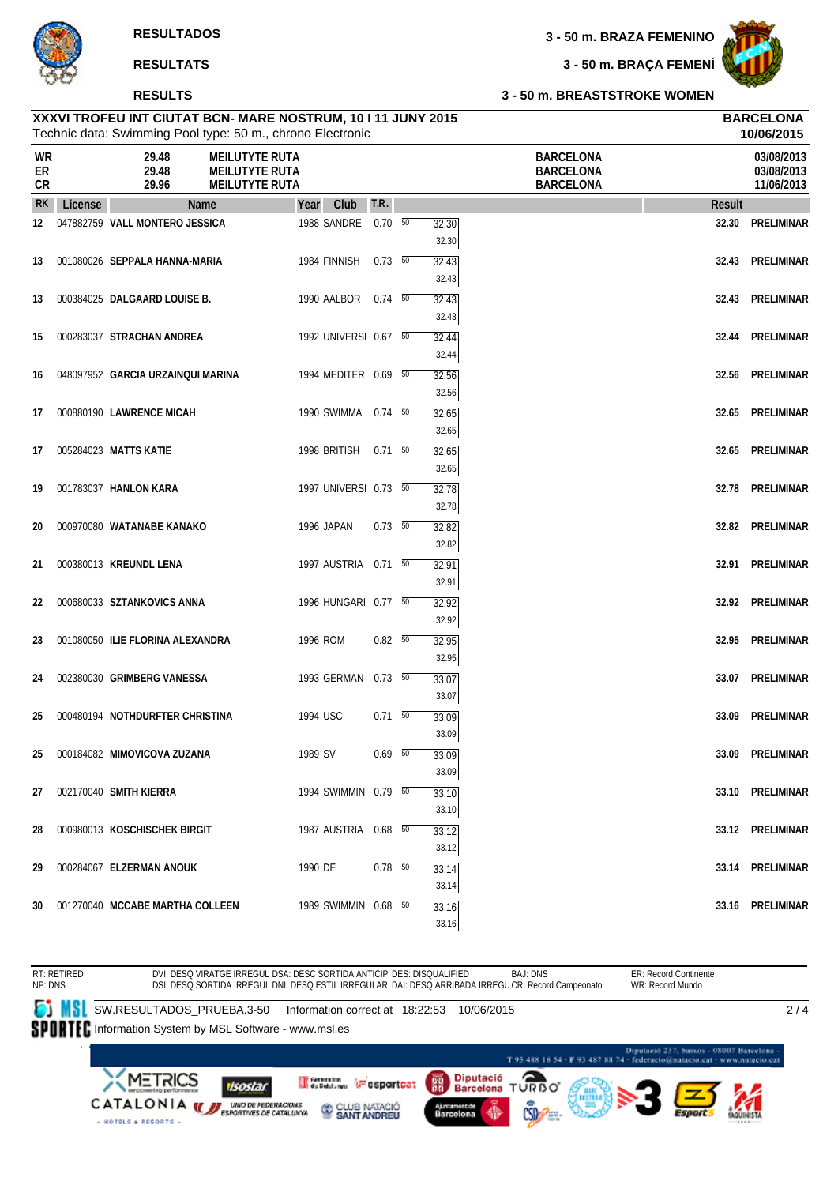# RESULTADOS

# RESULTATS

# RESULTS

## 3 - 50 m. BRAZA FEMENINO
## 3 - 50 m. BRAÇA FEMENÍ
## 3 - 50 m. BREASTSTROKE WOMEN

**XXXVI TROFEU INT CIUTAT BCN- MARE NOSTRUM, 10 I 11 JUNY 2015**
Technic data: Swimming Pool type: 50 m., chrono Electronic

**BARCELONA**
**10/06/2015**

| | | | | |
|---|---|---|---|---|
| WR | 29.48 | MEILUTYTE RUTA | BARCELONA | 03/08/2013 |
| ER | 29.48 | MEILUTYTE RUTA | BARCELONA | 03/08/2013 |
| CR | 29.96 | MEILUTYTE RUTA | BARCELONA | 11/06/2013 |

| RK | License | Name | Year | Club | T.R. | | Split | Result | |
|---|---|---|---|---|---|---|---|---|---|
| 12 | 047882759 | VALL MONTERO JESSICA | 1988 | SANDRE | 0.70 | 50 | 32.30 / 32.30 | 32.30 | PRELIMINAR |
| 13 | 001080026 | SEPPALA HANNA-MARIA | 1984 | FINNISH | 0.73 | 50 | 32.43 / 32.43 | 32.43 | PRELIMINAR |
| 13 | 000384025 | DALGAARD LOUISE B. | 1990 | AALBOR | 0.74 | 50 | 32.43 / 32.43 | 32.43 | PRELIMINAR |
| 15 | 000283037 | STRACHAN ANDREA | 1992 | UNIVERSI | 0.67 | 50 | 32.44 / 32.44 | 32.44 | PRELIMINAR |
| 16 | 048097952 | GARCIA URZAINQUI MARINA | 1994 | MEDITER | 0.69 | 50 | 32.56 / 32.56 | 32.56 | PRELIMINAR |
| 17 | 000880190 | LAWRENCE MICAH | 1990 | SWIMMA | 0.74 | 50 | 32.65 / 32.65 | 32.65 | PRELIMINAR |
| 17 | 005284023 | MATTS KATIE | 1998 | BRITISH | 0.71 | 50 | 32.65 / 32.65 | 32.65 | PRELIMINAR |
| 19 | 001783037 | HANLON KARA | 1997 | UNIVERSI | 0.73 | 50 | 32.78 / 32.78 | 32.78 | PRELIMINAR |
| 20 | 000970080 | WATANABE KANAKO | 1996 | JAPAN | 0.73 | 50 | 32.82 / 32.82 | 32.82 | PRELIMINAR |
| 21 | 000380013 | KREUNDL LENA | 1997 | AUSTRIA | 0.71 | 50 | 32.91 / 32.91 | 32.91 | PRELIMINAR |
| 22 | 000680033 | SZTANKOVICS ANNA | 1996 | HUNGARI | 0.77 | 50 | 32.92 / 32.92 | 32.92 | PRELIMINAR |
| 23 | 001080050 | ILIE FLORINA ALEXANDRA | 1996 | ROM | 0.82 | 50 | 32.95 / 32.95 | 32.95 | PRELIMINAR |
| 24 | 002380030 | GRIMBERG VANESSA | 1993 | GERMAN | 0.73 | 50 | 33.07 / 33.07 | 33.07 | PRELIMINAR |
| 25 | 000480194 | NOTHDURFTER CHRISTINA | 1994 | USC | 0.71 | 50 | 33.09 / 33.09 | 33.09 | PRELIMINAR |
| 25 | 000184082 | MIMOVICOVA ZUZANA | 1989 | SV | 0.69 | 50 | 33.09 / 33.09 | 33.09 | PRELIMINAR |
| 27 | 002170040 | SMITH KIERRA | 1994 | SWIMMIN | 0.79 | 50 | 33.10 / 33.10 | 33.10 | PRELIMINAR |
| 28 | 000980013 | KOSCHISCHEK BIRGIT | 1987 | AUSTRIA | 0.68 | 50 | 33.12 / 33.12 | 33.12 | PRELIMINAR |
| 29 | 000284067 | ELZERMAN ANOUK | 1990 | DE | 0.78 | 50 | 33.14 / 33.14 | 33.14 | PRELIMINAR |
| 30 | 001270040 | MCCABE MARTHA COLLEEN | 1989 | SWIMMIN | 0.68 | 50 | 33.16 / 33.16 | 33.16 | PRELIMINAR |

RT: RETIRED
NP: DNS

DVI: DESQ VIRATGE IRREGUL DSA: DESC SORTIDA ANTICIP DES: DISQUALIFIED BAJ: DNS
DSI: DESQ SORTIDA IRREGUL DNI: DESQ ESTIL IRREGULAR DAI: DESQ ARRIBADA IRREGL CR: Record Campeonato

ER: Record Continente
WR: Record Mundo

SW.RESULTADOS_PRUEBA.3-50 Information correct at 18:22:53 10/06/2015
Information System by MSL Software - www.msl.es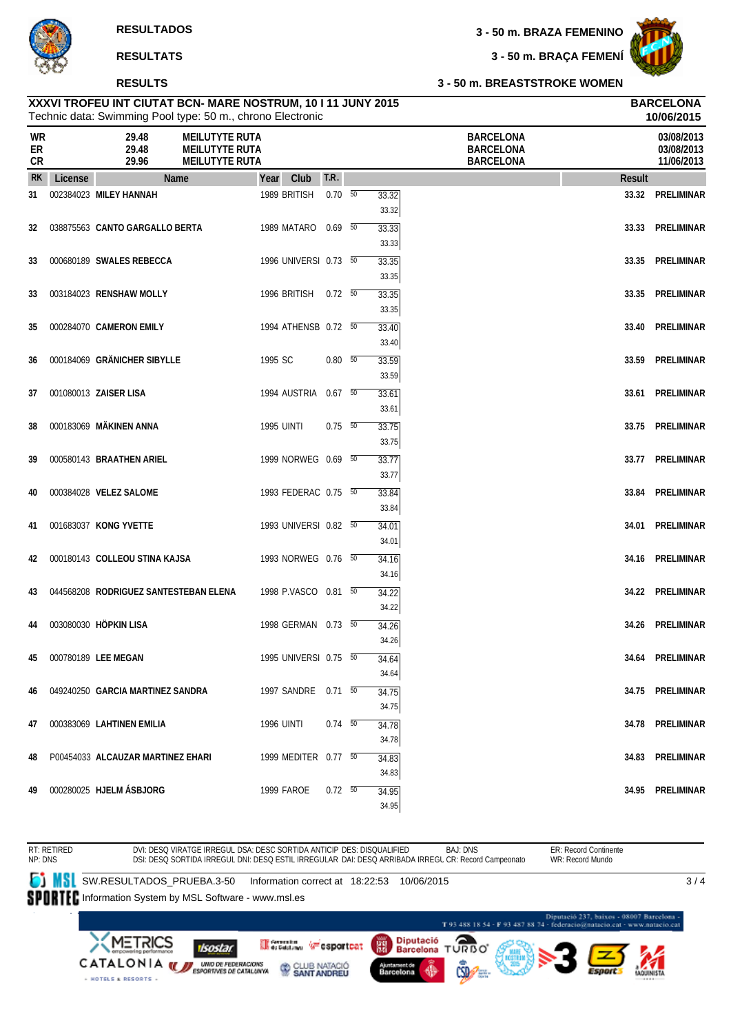RESULTADOS

RESULTATS

RESULTS

3 - 50 m. BRAZA FEMENINO

3 - 50 m. BRAÇA FEMENÍ

3 - 50 m. BREASTSTROKE WOMEN

**XXXVI TROFEU INT CIUTAT BCN- MARE NOSTRUM, 10 I 11 JUNY 2015**
Technic data: Swimming Pool type: 50 m., chrono Electronic

**BARCELONA**
**10/06/2015**

| | | | | |
|---|---|---|---|---|
| WR | 29.48 | MEILUTYTE RUTA | BARCELONA | 03/08/2013 |
| ER | 29.48 | MEILUTYTE RUTA | BARCELONA | 03/08/2013 |
| CR | 29.96 | MEILUTYTE RUTA | BARCELONA | 11/06/2013 |

| RK | License | Name | Year | Club | T.R. | | Split | Result | |
|---|---|---|---|---|---|---|---|---|---|
| 31 | 002384023 | MILEY HANNAH | 1989 | BRITISH | 0.70 | 50 | 33.32 / 33.32 | 33.32 | PRELIMINAR |
| 32 | 038875563 | CANTO GARGALLO BERTA | 1989 | MATARO | 0.69 | 50 | 33.33 / 33.33 | 33.33 | PRELIMINAR |
| 33 | 000680189 | SWALES REBECCA | 1996 | UNIVERSI | 0.73 | 50 | 33.35 / 33.35 | 33.35 | PRELIMINAR |
| 33 | 003184023 | RENSHAW MOLLY | 1996 | BRITISH | 0.72 | 50 | 33.35 / 33.35 | 33.35 | PRELIMINAR |
| 35 | 000284070 | CAMERON EMILY | 1994 | ATHENSB | 0.72 | 50 | 33.40 / 33.40 | 33.40 | PRELIMINAR |
| 36 | 000184069 | GRÄNICHER SIBYLLE | 1995 | SC | 0.80 | 50 | 33.59 / 33.59 | 33.59 | PRELIMINAR |
| 37 | 001080013 | ZAISER LISA | 1994 | AUSTRIA | 0.67 | 50 | 33.61 / 33.61 | 33.61 | PRELIMINAR |
| 38 | 000183069 | MÄKINEN ANNA | 1995 | UINTI | 0.75 | 50 | 33.75 / 33.75 | 33.75 | PRELIMINAR |
| 39 | 000580143 | BRAATHEN ARIEL | 1999 | NORWEG | 0.69 | 50 | 33.77 / 33.77 | 33.77 | PRELIMINAR |
| 40 | 000384028 | VELEZ SALOME | 1993 | FEDERAC | 0.75 | 50 | 33.84 / 33.84 | 33.84 | PRELIMINAR |
| 41 | 001683037 | KONG YVETTE | 1993 | UNIVERSI | 0.82 | 50 | 34.01 / 34.01 | 34.01 | PRELIMINAR |
| 42 | 000180143 | COLLEOU STINA KAJSA | 1993 | NORWEG | 0.76 | 50 | 34.16 / 34.16 | 34.16 | PRELIMINAR |
| 43 | 044568208 | RODRIGUEZ SANTESTEBAN ELENA | 1998 | P.VASCO | 0.81 | 50 | 34.22 / 34.22 | 34.22 | PRELIMINAR |
| 44 | 003080030 | HÖPKIN LISA | 1998 | GERMAN | 0.73 | 50 | 34.26 / 34.26 | 34.26 | PRELIMINAR |
| 45 | 000780189 | LEE MEGAN | 1995 | UNIVERSI | 0.75 | 50 | 34.64 / 34.64 | 34.64 | PRELIMINAR |
| 46 | 049240250 | GARCIA MARTINEZ SANDRA | 1997 | SANDRE | 0.71 | 50 | 34.75 / 34.75 | 34.75 | PRELIMINAR |
| 47 | 000383069 | LAHTINEN EMILIA | 1996 | UINTI | 0.74 | 50 | 34.78 / 34.78 | 34.78 | PRELIMINAR |
| 48 | P00454033 | ALCAUZAR MARTINEZ EHARI | 1999 | MEDITER | 0.77 | 50 | 34.83 / 34.83 | 34.83 | PRELIMINAR |
| 49 | 000280025 | HJELM ÁSBJORG | 1999 | FAROE | 0.72 | 50 | 34.95 / 34.95 | 34.95 | PRELIMINAR |

RT: RETIRED
NP: DNS

DVI: DESQ VIRATGE IRREGUL DSA: DESC SORTIDA ANTICIP DES: DISQUALIFIED BAJ: DNS
DSI: DESQ SORTIDA IRREGUL DNI: DESQ ESTIL IRREGULAR DAI: DESQ ARRIBADA IRREGL CR: Record Campeonato

ER: Record Continente
WR: Record Mundo

SW.RESULTADOS_PRUEBA.3-50 Information correct at 18:22:53 10/06/2015
Information System by MSL Software - www.msl.es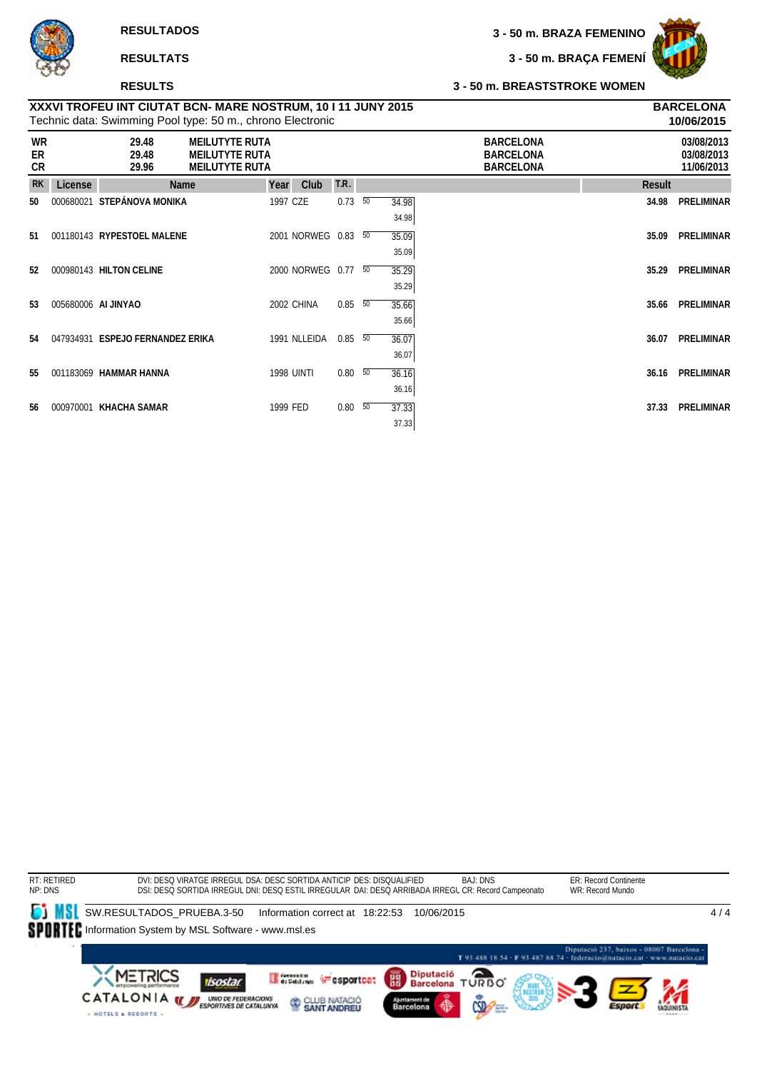**RESULTADOS** — **3 - 50 m. BRAZA FEMENINO**

**RESULTATS** — **3 - 50 m. BRAÇA FEMENÍ**

**RESULTS** — **3 - 50 m. BREASTSTROKE WOMEN**

**XXXVI TROFEU INT CIUTAT BCN- MARE NOSTRUM, 10 I 11 JUNY 2015** — **BARCELONA** **10/06/2015**

Technic data: Swimming Pool type: 50 m., chrono Electronic

| | | | | |
|---|---|---|---|---|
| WR | 29.48 | MEILUTYTE RUTA | BARCELONA | 03/08/2013 |
| ER | 29.48 | MEILUTYTE RUTA | BARCELONA | 03/08/2013 |
| CR | 29.96 | MEILUTYTE RUTA | BARCELONA | 11/06/2013 |

| RK | License | Name | Year | Club | T.R. | Split | | Result | |
|---|---|---|---|---|---|---|---|---|---|
| 50 | 000680021 | STEPÁNOVA MONIKA | 1997 | CZE | 0.73 | 50 | 34.98 / 34.98 | 34.98 | PRELIMINAR |
| 51 | 001180143 | RYPESTOEL MALENE | 2001 | NORWEG | 0.83 | 50 | 35.09 / 35.09 | 35.09 | PRELIMINAR |
| 52 | 000980143 | HILTON CELINE | 2000 | NORWEG | 0.77 | 50 | 35.29 / 35.29 | 35.29 | PRELIMINAR |
| 53 | 005680006 | AI JINYAO | 2002 | CHINA | 0.85 | 50 | 35.66 / 35.66 | 35.66 | PRELIMINAR |
| 54 | 047934931 | ESPEJO FERNANDEZ ERIKA | 1991 | NLLEIDA | 0.85 | 50 | 36.07 / 36.07 | 36.07 | PRELIMINAR |
| 55 | 001183069 | HAMMAR HANNA | 1998 | UINTI | 0.80 | 50 | 36.16 / 36.16 | 36.16 | PRELIMINAR |
| 56 | 000970001 | KHACHA SAMAR | 1999 | FED | 0.80 | 50 | 37.33 / 37.33 | 37.33 | PRELIMINAR |

RT: RETIRED
NP: DNS
DVI: DESQ VIRATGE IRREGUL DSA: DESC SORTIDA ANTICIP DES: DISQUALIFIED BAJ: DNS
DSI: DESQ SORTIDA IRREGUL DNI: DESQ ESTIL IRREGULAR DAI: DESQ ARRIBADA IRREGL CR: Record Campeonato
ER: Record Continente
WR: Record Mundo

SW.RESULTADOS_PRUEBA.3-50 Information correct at 18:22:53 10/06/2015
Information System by MSL Software - www.msl.es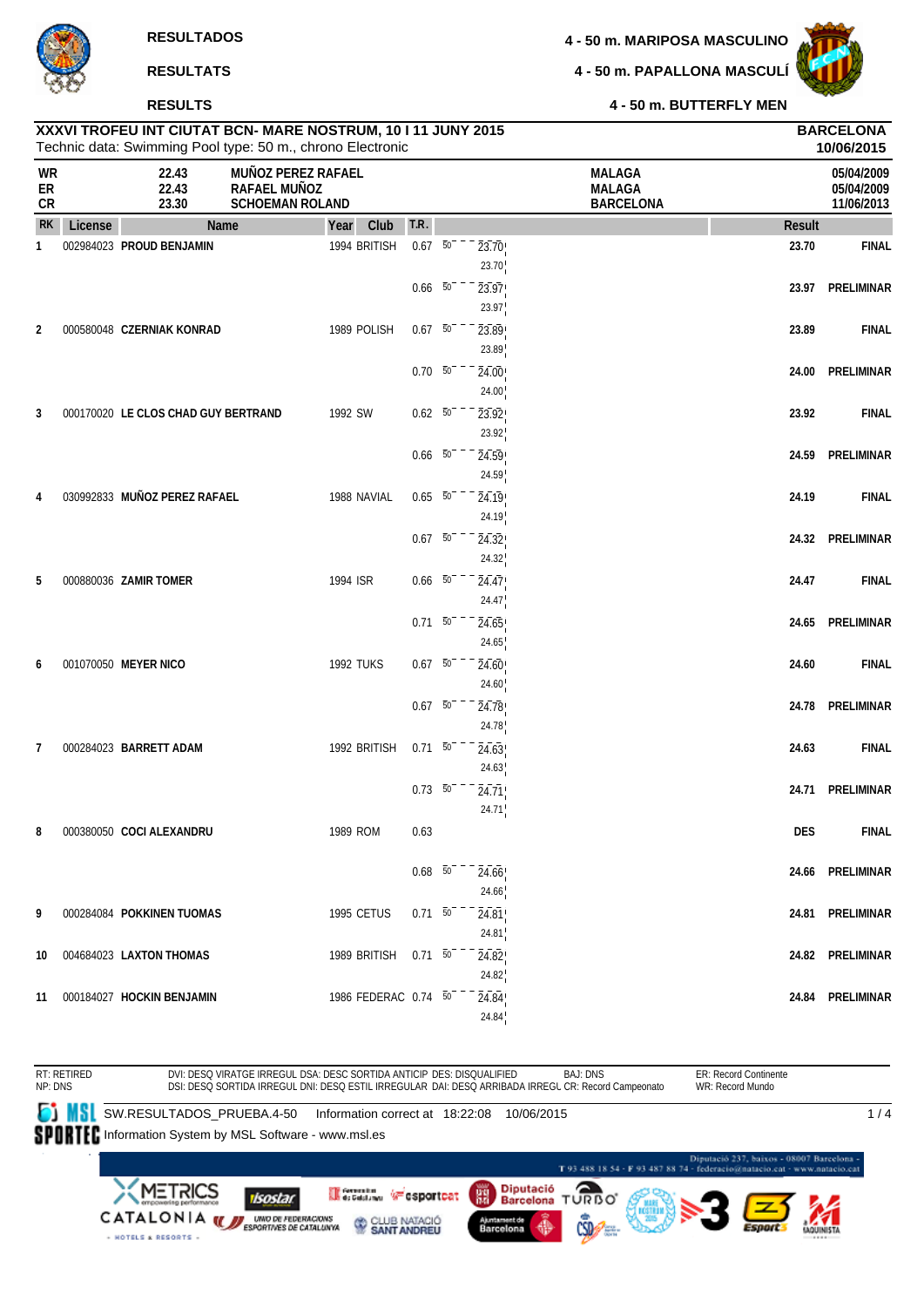**RESULTADOS**

**RESULTATS**

**RESULTS**

**4 - 50 m. MARIPOSA MASCULINO**

**4 - 50 m. PAPALLONA MASCULÍ**

**4 - 50 m. BUTTERFLY MEN**

**XXXVI TROFEU INT CIUTAT BCN- MARE NOSTRUM, 10 I 11 JUNY 2015** — **BARCELONA**

Technic data: Swimming Pool type: 50 m., chrono Electronic — **10/06/2015**

| | | | | |
|---|---|---|---|---|
| **WR** | **22.43** | **MUÑOZ PEREZ RAFAEL** | **MALAGA** | **05/04/2009** |
| **ER** | **22.43** | **RAFAEL MUÑOZ** | **MALAGA** | **05/04/2009** |
| **CR** | **23.30** | **SCHOEMAN ROLAND** | **BARCELONA** | **11/06/2013** |

| RK | License | Name | Year | Club | T.R. | 50 | Result | |
|---|---|---|---|---|---|---|---|---|
| 1 | 002984023 | **PROUD BENJAMIN** | 1994 | BRITISH | 0.67 | 23.70 (23.70) | **23.70** | **FINAL** |
| | | | | | 0.66 | 23.97 (23.97) | **23.97** | **PRELIMINAR** |
| 2 | 000580048 | **CZERNIAK KONRAD** | 1989 | POLISH | 0.67 | 23.89 (23.89) | **23.89** | **FINAL** |
| | | | | | 0.70 | 24.00 (24.00) | **24.00** | **PRELIMINAR** |
| 3 | 000170020 | **LE CLOS CHAD GUY BERTRAND** | 1992 | SW | 0.62 | 23.92 (23.92) | **23.92** | **FINAL** |
| | | | | | 0.66 | 24.59 (24.59) | **24.59** | **PRELIMINAR** |
| 4 | 030992833 | **MUÑOZ PEREZ RAFAEL** | 1988 | NAVIAL | 0.65 | 24.19 (24.19) | **24.19** | **FINAL** |
| | | | | | 0.67 | 24.32 (24.32) | **24.32** | **PRELIMINAR** |
| 5 | 000880036 | **ZAMIR TOMER** | 1994 | ISR | 0.66 | 24.47 (24.47) | **24.47** | **FINAL** |
| | | | | | 0.71 | 24.65 (24.65) | **24.65** | **PRELIMINAR** |
| 6 | 001070050 | **MEYER NICO** | 1992 | TUKS | 0.67 | 24.60 (24.60) | **24.60** | **FINAL** |
| | | | | | 0.67 | 24.78 (24.78) | **24.78** | **PRELIMINAR** |
| 7 | 000284023 | **BARRETT ADAM** | 1992 | BRITISH | 0.71 | 24.63 (24.63) | **24.63** | **FINAL** |
| | | | | | 0.73 | 24.71 (24.71) | **24.71** | **PRELIMINAR** |
| 8 | 000380050 | **COCI ALEXANDRU** | 1989 | ROM | 0.63 | | **DES** | **FINAL** |
| | | | | | 0.68 | 24.66 (24.66) | **24.66** | **PRELIMINAR** |
| 9 | 000284084 | **POKKINEN TUOMAS** | 1995 | CETUS | 0.71 | 24.81 (24.81) | **24.81** | **PRELIMINAR** |
| 10 | 004684023 | **LAXTON THOMAS** | 1989 | BRITISH | 0.71 | 24.82 (24.82) | **24.82** | **PRELIMINAR** |
| 11 | 000184027 | **HOCKIN BENJAMIN** | 1986 | FEDERAC | 0.74 | 24.84 (24.84) | **24.84** | **PRELIMINAR** |

RT: RETIRED
NP: DNS
DVI: DESQ VIRATGE IRREGUL DSA: DESC SORTIDA ANTICIP DES: DISQUALIFIED
DSI: DESQ SORTIDA IRREGUL DNI: DESQ ESTIL IRREGULAR DAI: DESQ ARRIBADA IRREGL CR: Record Campeonato
BAJ: DNS
ER: Record Continente
WR: Record Mundo

SW.RESULTADOS_PRUEBA.4-50 Information correct at 18:22:08 10/06/2015

Information System by MSL Software - www.msl.es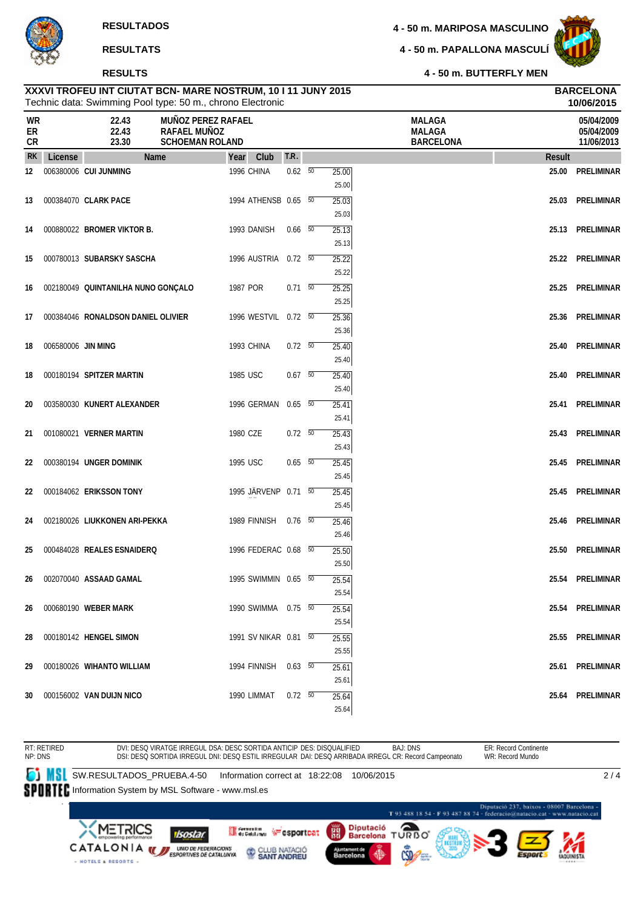# RESULTADOS / RESULTATS / RESULTS

## 4 - 50 m. MARIPOSA MASCULINO
## 4 - 50 m. PAPALLONA MASCULÍ
## 4 - 50 m. BUTTERFLY MEN

**XXXVI TROFEU INT CIUTAT BCN- MARE NOSTRUM, 10 I 11 JUNY 2015** — **BARCELONA** **10/06/2015**

Technic data: Swimming Pool type: 50 m., chrono Electronic

| | | | | |
|---|---|---|---|---|
| WR | 22.43 | MUÑOZ PEREZ RAFAEL | MALAGA | 05/04/2009 |
| ER | 22.43 | RAFAEL MUÑOZ | MALAGA | 05/04/2009 |
| CR | 23.30 | SCHOEMAN ROLAND | BARCELONA | 11/06/2013 |

| RK | License | Name | Year | Club | T.R. | 50 | Result | |
|---|---|---|---|---|---|---|---|---|
| 12 | 006380006 | CUI JUNMING | 1996 | CHINA | 0.62 | 25.00 (25.00) | 25.00 | PRELIMINAR |
| 13 | 000384070 | CLARK PACE | 1994 | ATHENSB | 0.65 | 25.03 (25.03) | 25.03 | PRELIMINAR |
| 14 | 000880022 | BROMER VIKTOR B. | 1993 | DANISH | 0.66 | 25.13 (25.13) | 25.13 | PRELIMINAR |
| 15 | 000780013 | SUBARSKY SASCHA | 1996 | AUSTRIA | 0.72 | 25.22 (25.22) | 25.22 | PRELIMINAR |
| 16 | 002180049 | QUINTANILHA NUNO GONÇALO | 1987 | POR | 0.71 | 25.25 (25.25) | 25.25 | PRELIMINAR |
| 17 | 000384046 | RONALDSON DANIEL OLIVIER | 1996 | WESTVIL | 0.72 | 25.36 (25.36) | 25.36 | PRELIMINAR |
| 18 | 006580006 | JIN MING | 1993 | CHINA | 0.72 | 25.40 (25.40) | 25.40 | PRELIMINAR |
| 18 | 000180194 | SPITZER MARTIN | 1985 | USC | 0.67 | 25.40 (25.40) | 25.40 | PRELIMINAR |
| 20 | 003580030 | KUNERT ALEXANDER | 1996 | GERMAN | 0.65 | 25.41 (25.41) | 25.41 | PRELIMINAR |
| 21 | 001080021 | VERNER MARTIN | 1980 | CZE | 0.72 | 25.43 (25.43) | 25.43 | PRELIMINAR |
| 22 | 000380194 | UNGER DOMINIK | 1995 | USC | 0.65 | 25.45 (25.45) | 25.45 | PRELIMINAR |
| 22 | 000184062 | ERIKSSON TONY | 1995 | JÄRVENP | 0.71 | 25.45 (25.45) | 25.45 | PRELIMINAR |
| 24 | 002180026 | LIUKKONEN ARI-PEKKA | 1989 | FINNISH | 0.76 | 25.46 (25.46) | 25.46 | PRELIMINAR |
| 25 | 000484028 | REALES ESNAIDERQ | 1996 | FEDERAC | 0.68 | 25.50 (25.50) | 25.50 | PRELIMINAR |
| 26 | 002070040 | ASSAAD GAMAL | 1995 | SWIMMIN | 0.65 | 25.54 (25.54) | 25.54 | PRELIMINAR |
| 26 | 000680190 | WEBER MARK | 1990 | SWIMMA | 0.75 | 25.54 (25.54) | 25.54 | PRELIMINAR |
| 28 | 000180142 | HENGEL SIMON | 1991 | SV NIKAR | 0.81 | 25.55 (25.55) | 25.55 | PRELIMINAR |
| 29 | 000180026 | WIHANTO WILLIAM | 1994 | FINNISH | 0.63 | 25.61 (25.61) | 25.61 | PRELIMINAR |
| 30 | 000156002 | VAN DUIJN NICO | 1990 | LIMMAT | 0.72 | 25.64 (25.64) | 25.64 | PRELIMINAR |

RT: RETIRED
NP: DNS
DVI: DESQ VIRATGE IRREGUL DSA: DESC SORTIDA ANTICIP DES: DISQUALIFIED BAJ: DNS
DSI: DESQ SORTIDA IRREGUL DNI: DESQ ESTIL IRREGULAR DAI: DESQ ARRIBADA IRREGL CR: Record Campeonato
ER: Record Continente
WR: Record Mundo

SW.RESULTADOS_PRUEBA.4-50 Information correct at 18:22:08 10/06/2015

Information System by MSL Software - www.msl.es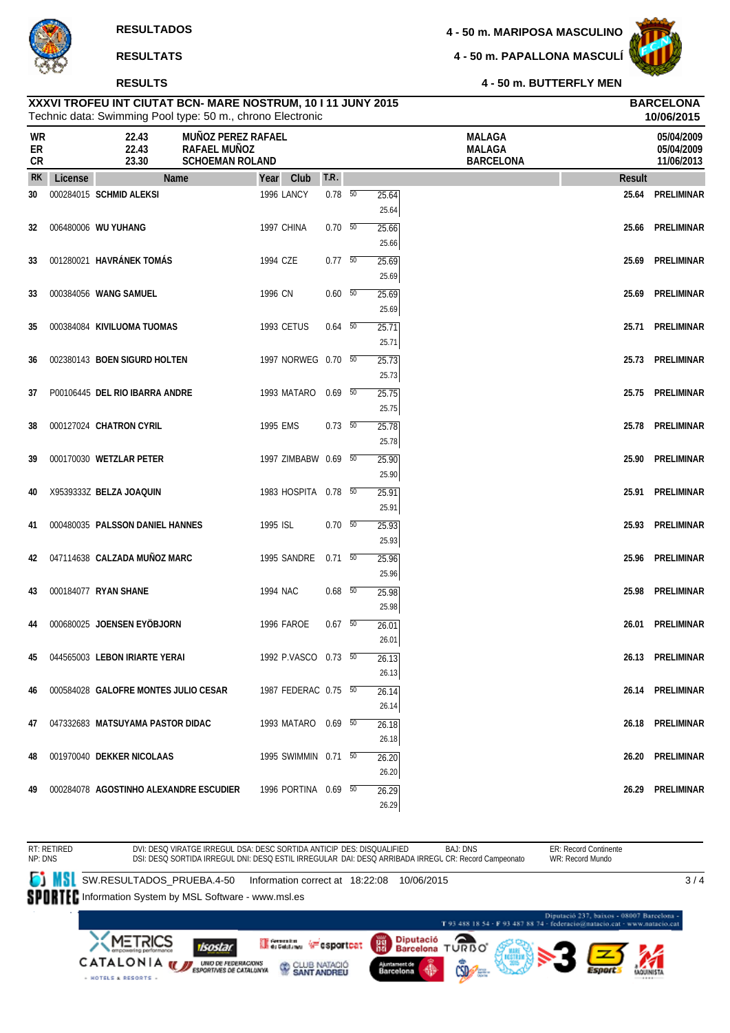**RESULTADOS**

**RESULTATS**

**RESULTS**

**4 - 50 m. MARIPOSA MASCULINO**

**4 - 50 m. PAPALLONA MASCULÍ**

**4 - 50 m. BUTTERFLY MEN**

**XXXVI TROFEU INT CIUTAT BCN- MARE NOSTRUM, 10 I 11 JUNY 2015** — **BARCELONA**

Technic data: Swimming Pool type: 50 m., chrono Electronic — **10/06/2015**

| | | | | |
|---|---|---|---|---|
| **WR** | **22.43** | **MUÑOZ PEREZ RAFAEL** | **MALAGA** | **05/04/2009** |
| **ER** | **22.43** | **RAFAEL MUÑOZ** | **MALAGA** | **05/04/2009** |
| **CR** | **23.30** | **SCHOEMAN ROLAND** | **BARCELONA** | **11/06/2013** |

| RK | License | Name | Year | Club | T.R. | 50 | Result | |
|---|---|---|---|---|---|---|---|---|
| 30 | 000284015 | **SCHMID ALEKSI** | 1996 | LANCY | 0.78 | 25.64 / 25.64 | **25.64** | **PRELIMINAR** |
| 32 | 006480006 | **WU YUHANG** | 1997 | CHINA | 0.70 | 25.66 / 25.66 | **25.66** | **PRELIMINAR** |
| 33 | 001280021 | **HAVRÁNEK TOMÁS** | 1994 | CZE | 0.77 | 25.69 / 25.69 | **25.69** | **PRELIMINAR** |
| 33 | 000384056 | **WANG SAMUEL** | 1996 | CN | 0.60 | 25.69 / 25.69 | **25.69** | **PRELIMINAR** |
| 35 | 000384084 | **KIVILUOMA TUOMAS** | 1993 | CETUS | 0.64 | 25.71 / 25.71 | **25.71** | **PRELIMINAR** |
| 36 | 002380143 | **BOEN SIGURD HOLTEN** | 1997 | NORWEG | 0.70 | 25.73 / 25.73 | **25.73** | **PRELIMINAR** |
| 37 | P00106445 | **DEL RIO IBARRA ANDRE** | 1993 | MATARO | 0.69 | 25.75 / 25.75 | **25.75** | **PRELIMINAR** |
| 38 | 000127024 | **CHATRON CYRIL** | 1995 | EMS | 0.73 | 25.78 / 25.78 | **25.78** | **PRELIMINAR** |
| 39 | 000170030 | **WETZLAR PETER** | 1997 | ZIMBABW | 0.69 | 25.90 / 25.90 | **25.90** | **PRELIMINAR** |
| 40 | X9539333Z | **BELZA JOAQUIN** | 1983 | HOSPITA | 0.78 | 25.91 / 25.91 | **25.91** | **PRELIMINAR** |
| 41 | 000480035 | **PALSSON DANIEL HANNES** | 1995 | ISL | 0.70 | 25.93 / 25.93 | **25.93** | **PRELIMINAR** |
| 42 | 047114638 | **CALZADA MUÑOZ MARC** | 1995 | SANDRE | 0.71 | 25.96 / 25.96 | **25.96** | **PRELIMINAR** |
| 43 | 000184077 | **RYAN SHANE** | 1994 | NAC | 0.68 | 25.98 / 25.98 | **25.98** | **PRELIMINAR** |
| 44 | 000680025 | **JOENSEN EYÖBJORN** | 1996 | FAROE | 0.67 | 26.01 / 26.01 | **26.01** | **PRELIMINAR** |
| 45 | 044565003 | **LEBON IRIARTE YERAI** | 1992 | P.VASCO | 0.73 | 26.13 / 26.13 | **26.13** | **PRELIMINAR** |
| 46 | 000584028 | **GALOFRE MONTES JULIO CESAR** | 1987 | FEDERAC | 0.75 | 26.14 / 26.14 | **26.14** | **PRELIMINAR** |
| 47 | 047332683 | **MATSUYAMA PASTOR DIDAC** | 1993 | MATARO | 0.69 | 26.18 / 26.18 | **26.18** | **PRELIMINAR** |
| 48 | 001970040 | **DEKKER NICOLAAS** | 1995 | SWIMMIN | 0.71 | 26.20 / 26.20 | **26.20** | **PRELIMINAR** |
| 49 | 000284078 | **AGOSTINHO ALEXANDRE ESCUDIER** | 1996 | PORTINA | 0.69 | 26.29 / 26.29 | **26.29** | **PRELIMINAR** |

RT: RETIRED
NP: DNS

DVI: DESQ VIRATGE IRREGUL DSA: DESC SORTIDA ANTICIP DES: DISQUALIFIED BAJ: DNS
DSI: DESQ SORTIDA IRREGUL DNI: DESQ ESTIL IRREGULAR DAI: DESQ ARRIBADA IRREGL CR: Record Campeonato

ER: Record Continente
WR: Record Mundo

SW.RESULTADOS_PRUEBA.4-50 Information correct at 18:22:08 10/06/2015

Information System by MSL Software - www.msl.es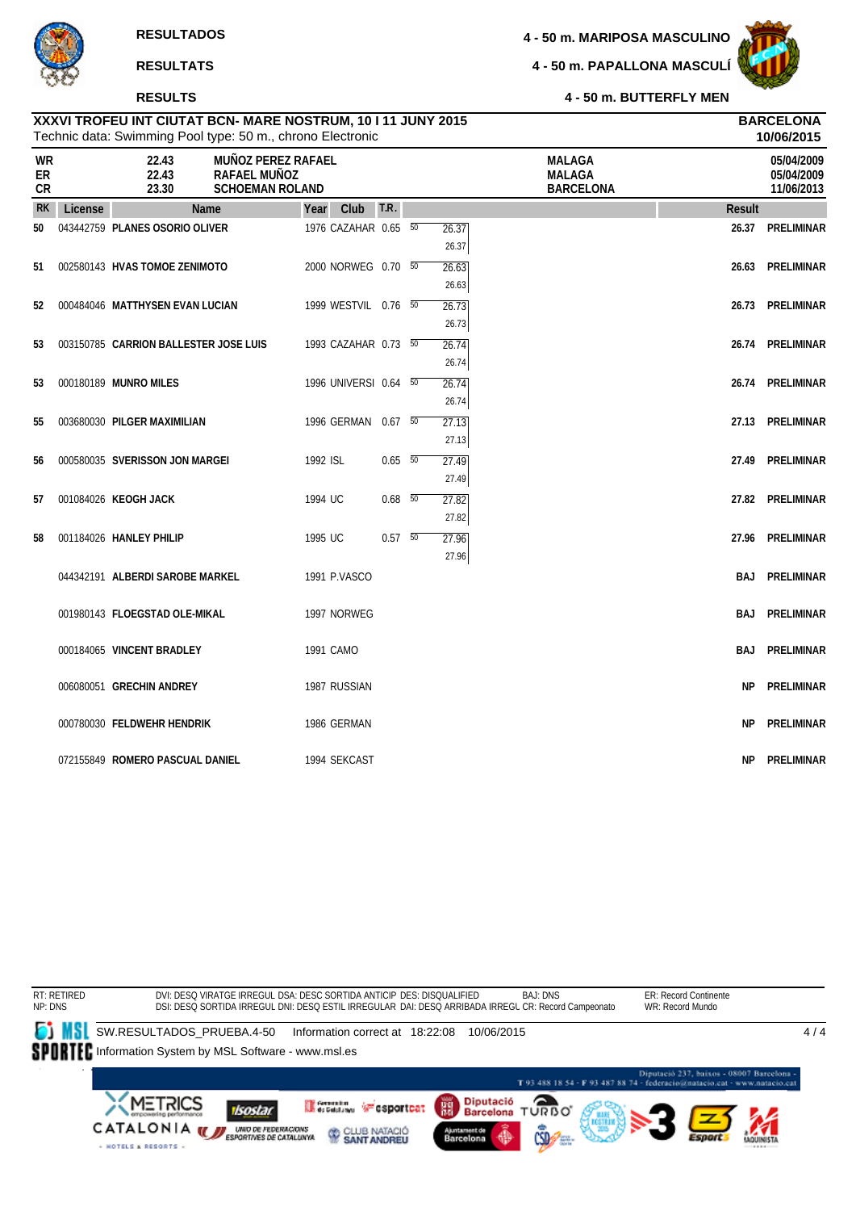RESULTADOS

RESULTATS

RESULTS

**4 - 50 m. MARIPOSA MASCULINO**

**4 - 50 m. PAPALLONA MASCULÍ**

**4 - 50 m. BUTTERFLY MEN**

**XXXVI TROFEU INT CIUTAT BCN- MARE NOSTRUM, 10 I 11 JUNY 2015** — **BARCELONA 10/06/2015**

Technic data: Swimming Pool type: 50 m., chrono Electronic

| | | | | |
|---|---|---|---|---|
| WR | 22.43 | MUÑOZ PEREZ RAFAEL | MALAGA | 05/04/2009 |
| ER | 22.43 | RAFAEL MUÑOZ | MALAGA | 05/04/2009 |
| CR | 23.30 | SCHOEMAN ROLAND | BARCELONA | 11/06/2013 |

| RK | License | Name | Year | Club | T.R. | | Split | Result | |
|---|---|---|---|---|---|---|---|---|---|
| 50 | 043442759 | PLANES OSORIO OLIVER | 1976 | CAZAHAR | 0.65 | 50 | 26.37 / 26.37 | 26.37 | PRELIMINAR |
| 51 | 002580143 | HVAS TOMOE ZENIMOTO | 2000 | NORWEG | 0.70 | 50 | 26.63 / 26.63 | 26.63 | PRELIMINAR |
| 52 | 000484046 | MATTHYSEN EVAN LUCIAN | 1999 | WESTVIL | 0.76 | 50 | 26.73 / 26.73 | 26.73 | PRELIMINAR |
| 53 | 003150785 | CARRION BALLESTER JOSE LUIS | 1993 | CAZAHAR | 0.73 | 50 | 26.74 / 26.74 | 26.74 | PRELIMINAR |
| 53 | 000180189 | MUNRO MILES | 1996 | UNIVERSI | 0.64 | 50 | 26.74 / 26.74 | 26.74 | PRELIMINAR |
| 55 | 003680030 | PILGER MAXIMILIAN | 1996 | GERMAN | 0.67 | 50 | 27.13 / 27.13 | 27.13 | PRELIMINAR |
| 56 | 000580035 | SVERISSON JON MARGEI | 1992 | ISL | 0.65 | 50 | 27.49 / 27.49 | 27.49 | PRELIMINAR |
| 57 | 001084026 | KEOGH JACK | 1994 | UC | 0.68 | 50 | 27.82 / 27.82 | 27.82 | PRELIMINAR |
| 58 | 001184026 | HANLEY PHILIP | 1995 | UC | 0.57 | 50 | 27.96 / 27.96 | 27.96 | PRELIMINAR |
| | 044342191 | ALBERDI SAROBE MARKEL | 1991 | P.VASCO | | | | BAJ | PRELIMINAR |
| | 001980143 | FLOEGSTAD OLE-MIKAL | 1997 | NORWEG | | | | BAJ | PRELIMINAR |
| | 000184065 | VINCENT BRADLEY | 1991 | CAMO | | | | BAJ | PRELIMINAR |
| | 006080051 | GRECHIN ANDREY | 1987 | RUSSIAN | | | | NP | PRELIMINAR |
| | 000780030 | FELDWEHR HENDRIK | 1986 | GERMAN | | | | NP | PRELIMINAR |
| | 072155849 | ROMERO PASCUAL DANIEL | 1994 | SEKCAST | | | | NP | PRELIMINAR |

RT: RETIRED — NP: DNS

DVI: DESQ VIRATGE IRREGUL DSA: DESC SORTIDA ANTICIP DES: DISQUALIFIED — BAJ: DNS

DSI: DESQ SORTIDA IRREGUL DNI: DESQ ESTIL IRREGULAR DAI: DESQ ARRIBADA IRREGL CR: Record Campeonato

ER: Record Continente — WR: Record Mundo

SW.RESULTADOS_PRUEBA.4-50 Information correct at 18:22:08 10/06/2015

Information System by MSL Software - www.msl.es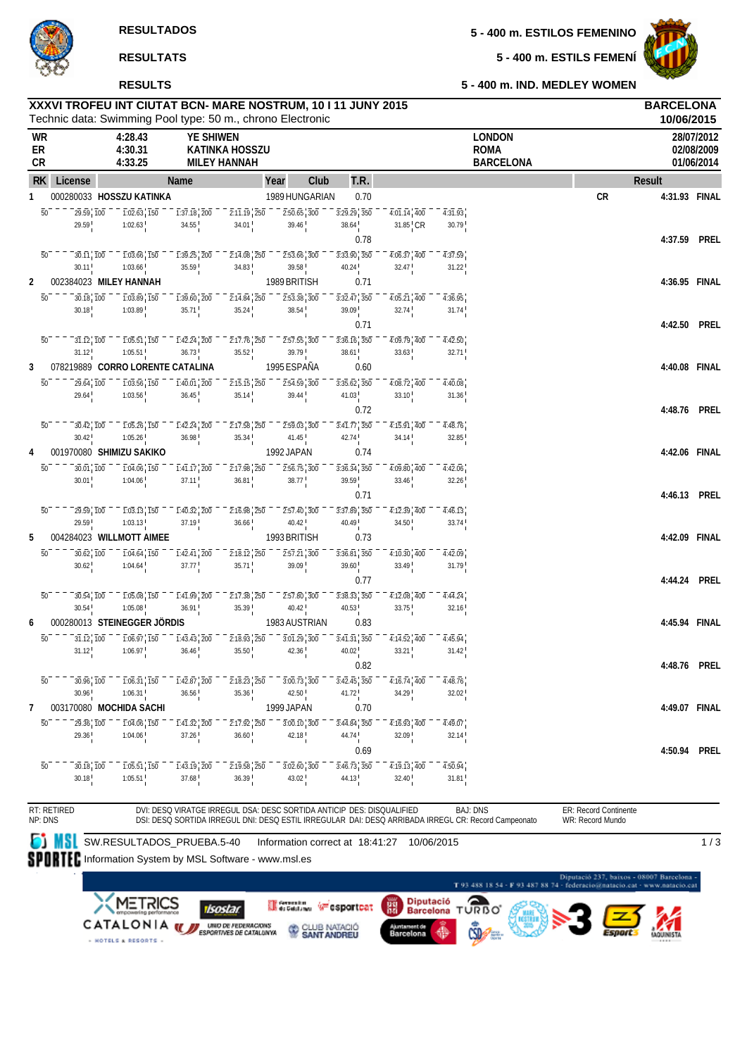**RESULTADOS** — **5 - 400 m. ESTILOS FEMENINO**

**RESULTATS** — **5 - 400 m. ESTILS FEMENÍ**

**RESULTS** — **5 - 400 m. IND. MEDLEY WOMEN**

## XXXVI TROFEU INT CIUTAT BCN- MARE NOSTRUM, 10 I 11 JUNY 2015

Technic data: Swimming Pool type: 50 m., chrono Electronic

**BARCELONA 10/06/2015**

| | | | | |
|---|---|---|---|---|
| WR | 4:28.43 | YE SHIWEN | LONDON | 28/07/2012 |
| ER | 4:30.31 | KATINKA HOSSZU | ROMA | 02/08/2009 |
| CR | 4:33.25 | MILEY HANNAH | BARCELONA | 01/06/2014 |

| RK | License | Name | Year | Club | T.R. | | Result | |
|---|---|---|---|---|---|---|---|---|
| 1 | 000280033 | HOSSZU KATINKA | 1989 | HUNGARIAN | 0.70 | CR | 4:31.93 | FINAL |
| | | 50: 29.59 (29.59) · 100: 1:02.63 (1:02.63) · 150: 1:37.18 (34.55) · 200: 2:11.19 (34.01) · 250: 2:50.65 (39.46) · 300: 3:29.29 (38.64) · 350: 4:01.14 (31.85 CR) · 400: 4:31.93 (30.79) | | | | | | |
| | | | | | 0.78 | | 4:37.59 | PREL |
| | | 50: 30.11 (30.11) · 100: 1:03.66 (1:03.66) · 150: 1:39.25 (35.59) · 200: 2:14.08 (34.83) · 250: 2:53.66 (39.58) · 300: 3:33.90 (40.24) · 350: 4:06.37 (32.47) · 400: 4:37.59 (31.22) | | | | | | |
| 2 | 002384023 | MILEY HANNAH | 1989 | BRITISH | 0.71 | | 4:36.95 | FINAL |
| | | 50: 30.18 (30.18) · 100: 1:03.89 (1:03.89) · 150: 1:39.60 (35.71) · 200: 2:14.84 (35.24) · 250: 2:53.38 (38.54) · 300: 3:32.47 (39.09) · 350: 4:05.21 (32.74) · 400: 4:36.95 (31.74) | | | | | | |
| | | | | | 0.71 | | 4:42.50 | PREL |
| | | 50: 31.12 (31.12) · 100: 1:05.51 (1:05.51) · 150: 1:42.24 (36.73) · 200: 2:17.76 (35.52) · 250: 2:57.55 (39.79) · 300: 3:36.16 (38.61) · 350: 4:09.79 (33.63) · 400: 4:42.50 (32.71) | | | | | | |
| 3 | 078219889 | CORRO LORENTE CATALINA | 1995 | ESPAÑA | 0.60 | | 4:40.08 | FINAL |
| | | 50: 29.64 (29.64) · 100: 1:03.56 (1:03.56) · 150: 1:40.01 (36.45) · 200: 2:15.15 (35.14) · 250: 2:54.59 (39.44) · 300: 3:35.62 (41.03) · 350: 4:08.72 (33.10) · 400: 4:40.08 (31.36) | | | | | | |
| | | | | | 0.72 | | 4:48.76 | PREL |
| | | 50: 30.42 (30.42) · 100: 1:05.26 (1:05.26) · 150: 1:42.24 (36.98) · 200: 2:17.58 (35.34) · 250: 2:59.03 (41.45) · 300: 3:41.77 (42.74) · 350: 4:15.91 (34.14) · 400: 4:48.76 (32.85) | | | | | | |
| 4 | 001970080 | SHIMIZU SAKIKO | 1992 | JAPAN | 0.74 | | 4:42.06 | FINAL |
| | | 50: 30.01 (30.01) · 100: 1:04.06 (1:04.06) · 150: 1:41.17 (37.11) · 200: 2:17.98 (36.81) · 250: 2:56.75 (38.77) · 300: 3:36.34 (39.59) · 350: 4:09.80 (33.46) · 400: 4:42.06 (32.26) | | | | | | |
| | | | | | 0.71 | | 4:46.13 | PREL |
| | | 50: 29.59 (29.59) · 100: 1:03.13 (1:03.13) · 150: 1:40.32 (37.19) · 200: 2:16.98 (36.66) · 250: 2:57.40 (40.42) · 300: 3:37.89 (40.49) · 350: 4:12.39 (34.50) · 400: 4:46.13 (33.74) | | | | | | |
| 5 | 004284023 | WILLMOTT AIMEE | 1993 | BRITISH | 0.73 | | 4:42.09 | FINAL |
| | | 50: 30.62 (30.62) · 100: 1:04.64 (1:04.64) · 150: 1:42.41 (37.77) · 200: 2:18.12 (35.71) · 250: 2:57.21 (39.09) · 300: 3:36.81 (39.60) · 350: 4:10.30 (33.49) · 400: 4:42.09 (31.79) | | | | | | |
| | | | | | 0.77 | | 4:44.24 | PREL |
| | | 50: 30.54 (30.54) · 100: 1:05.08 (1:05.08) · 150: 1:41.99 (36.91) · 200: 2:17.38 (35.39) · 250: 2:57.80 (40.42) · 300: 3:38.33 (40.53) · 350: 4:12.08 (33.75) · 400: 4:44.24 (32.16) | | | | | | |
| 6 | 000280013 | STEINEGGER JÖRDIS | 1983 | AUSTRIAN | 0.83 | | 4:45.94 | FINAL |
| | | 50: 31.12 (31.12) · 100: 1:06.97 (1:06.97) · 150: 1:43.43 (36.46) · 200: 2:18.93 (35.50) · 250: 3:01.29 (42.36) · 300: 3:41.31 (40.02) · 350: 4:14.52 (33.21) · 400: 4:45.94 (31.42) | | | | | | |
| | | | | | 0.82 | | 4:48.76 | PREL |
| | | 50: 30.96 (30.96) · 100: 1:06.31 (1:06.31) · 150: 1:42.87 (36.56) · 200: 2:18.23 (35.36) · 250: 3:00.73 (42.50) · 300: 3:42.45 (41.72) · 350: 4:16.74 (34.29) · 400: 4:48.76 (32.02) | | | | | | |
| 7 | 003170080 | MOCHIDA SACHI | 1999 | JAPAN | 0.70 | | 4:49.07 | FINAL |
| | | 50: 29.36 (29.36) · 100: 1:04.06 (1:04.06) · 150: 1:41.32 (37.26) · 200: 2:17.92 (36.60) · 250: 3:00.10 (42.18) · 300: 3:44.84 (44.74) · 350: 4:16.93 (32.09) · 400: 4:49.07 (32.14) | | | | | | |
| | | | | | 0.69 | | 4:50.94 | PREL |
| | | 50: 30.18 (30.18) · 100: 1:05.51 (1:05.51) · 150: 1:43.19 (37.68) · 200: 2:19.58 (36.39) · 250: 3:02.60 (43.02) · 300: 3:46.73 (44.13) · 350: 4:19.13 (32.40) · 400: 4:50.94 (31.81) | | | | | | |

RT: RETIRED
NP: DNS

DVI: DESQ VIRATGE IRREGULAR DSA: DESC SORTIDA ANTICIP DES: DISQUALIFIED BAJ: DNS
DSI: DESQ SORTIDA IRREGUL DNI: DESQ ESTIL IRREGULAR DAI: DESQ ARRIBADA IRREGL CR: Record Campeonato

ER: Record Continente
WR: Record Mundo

SW.RESULTADOS_PRUEBA.5-40 Information correct at 18:41:27 10/06/2015

Information System by MSL Software - www.msl.es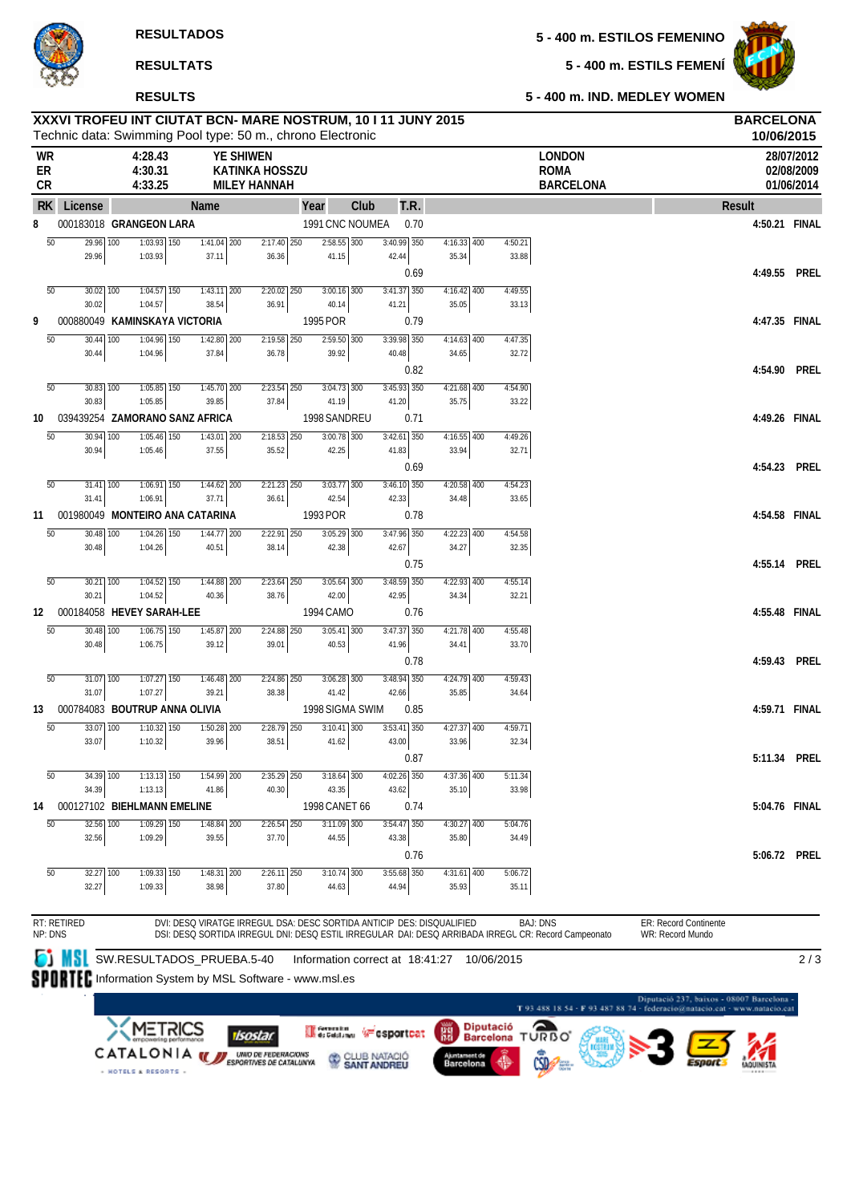RESULTADOS

RESULTATS

RESULTS

5 - 400 m. ESTILOS FEMENINO

5 - 400 m. ESTILS FEMENÍ

5 - 400 m. IND. MEDLEY WOMEN

## XXXVI TROFEU INT CIUTAT BCN- MARE NOSTRUM, 10 I 11 JUNY 2015

Technic data: Swimming Pool type: 50 m., chrono Electronic

**BARCELONA**
**10/06/2015**

| | | | | |
|---|---|---|---|---|
| WR | 4:28.43 | YE SHIWEN | LONDON | 28/07/2012 |
| ER | 4:30.31 | KATINKA HOSSZU | ROMA | 02/08/2009 |
| CR | 4:33.25 | MILEY HANNAH | BARCELONA | 01/06/2014 |

| RK | License | Name | Year | Club | T.R. | Result | |
|---|---|---|---|---|---|---|---|
| 8 | 000183018 | GRANGEON LARA | 1991 | CNC NOUMEA | 0.70 | 4:50.21 | FINAL |
| | | 50: 29.96 (29.96) · 100: 1:03.93 (1:03.93) · 150: 1:41.04 (37.11) · 200: 2:17.40 (36.36) · 250: 2:58.55 (41.15) · 300: 3:40.99 (42.44) · 350: 4:16.33 (35.34) · 400: 4:50.21 (33.88) | | | | | |
| | | | | | 0.69 | 4:49.55 | PREL |
| | | 50: 30.02 (30.02) · 100: 1:04.57 (1:04.57) · 150: 1:43.11 (38.54) · 200: 2:20.02 (36.91) · 250: 3:00.16 (40.14) · 300: 3:41.37 (41.21) · 350: 4:16.42 (35.05) · 400: 4:49.55 (33.13) | | | | | |
| 9 | 000880049 | KAMINSKAYA VICTORIA | 1995 | POR | 0.79 | 4:47.35 | FINAL |
| | | 50: 30.44 (30.44) · 100: 1:04.96 (1:04.96) · 150: 1:42.80 (37.84) · 200: 2:19.58 (36.78) · 250: 2:59.50 (39.92) · 300: 3:39.98 (40.48) · 350: 4:14.63 (34.65) · 400: 4:47.35 (32.72) | | | | | |
| | | | | | 0.82 | 4:54.90 | PREL |
| | | 50: 30.83 (30.83) · 100: 1:05.85 (1:05.85) · 150: 1:45.70 (39.85) · 200: 2:23.54 (37.84) · 250: 3:04.73 (41.19) · 300: 3:45.93 (41.20) · 350: 4:21.68 (35.75) · 400: 4:54.90 (33.22) | | | | | |
| 10 | 039439254 | ZAMORANO SANZ AFRICA | 1998 | SANDREU | 0.71 | 4:49.26 | FINAL |
| | | 50: 30.94 (30.94) · 100: 1:05.46 (1:05.46) · 150: 1:43.01 (37.55) · 200: 2:18.53 (35.52) · 250: 3:00.78 (42.25) · 300: 3:42.61 (41.83) · 350: 4:16.55 (33.94) · 400: 4:49.26 (32.71) | | | | | |
| | | | | | 0.69 | 4:54.23 | PREL |
| | | 50: 31.41 (31.41) · 100: 1:06.91 (1:06.91) · 150: 1:44.62 (37.71) · 200: 2:21.23 (36.61) · 250: 3:03.77 (42.54) · 300: 3:46.10 (42.33) · 350: 4:20.58 (34.48) · 400: 4:54.23 (33.65) | | | | | |
| 11 | 001980049 | MONTEIRO ANA CATARINA | 1993 | POR | 0.78 | 4:54.58 | FINAL |
| | | 50: 30.48 (30.48) · 100: 1:04.26 (1:04.26) · 150: 1:44.77 (40.51) · 200: 2:22.91 (38.14) · 250: 3:05.29 (42.38) · 300: 3:47.96 (42.67) · 350: 4:22.23 (34.27) · 400: 4:54.58 (32.35) | | | | | |
| | | | | | 0.75 | 4:55.14 | PREL |
| | | 50: 30.21 (30.21) · 100: 1:04.52 (1:04.52) · 150: 1:44.88 (40.36) · 200: 2:23.64 (38.76) · 250: 3:05.64 (42.00) · 300: 3:48.59 (42.95) · 350: 4:22.93 (34.34) · 400: 4:55.14 (32.21) | | | | | |
| 12 | 000184058 | HEVEY SARAH-LEE | 1994 | CAMO | 0.76 | 4:55.48 | FINAL |
| | | 50: 30.48 (30.48) · 100: 1:06.75 (1:06.75) · 150: 1:45.87 (39.12) · 200: 2:24.88 (39.01) · 250: 3:05.41 (40.53) · 300: 3:47.37 (41.96) · 350: 4:21.78 (34.41) · 400: 4:55.48 (33.70) | | | | | |
| | | | | | 0.78 | 4:59.43 | PREL |
| | | 50: 31.07 (31.07) · 100: 1:07.27 (1:07.27) · 150: 1:46.48 (39.21) · 200: 2:24.86 (38.38) · 250: 3:06.28 (41.42) · 300: 3:48.94 (42.66) · 350: 4:24.79 (35.85) · 400: 4:59.43 (34.64) | | | | | |
| 13 | 000784083 | BOUTRUP ANNA OLIVIA | 1998 | SIGMA SWIM | 0.85 | 4:59.71 | FINAL |
| | | 50: 33.07 (33.07) · 100: 1:10.32 (1:10.32) · 150: 1:50.28 (39.96) · 200: 2:28.79 (38.51) · 250: 3:10.41 (41.62) · 300: 3:53.41 (43.00) · 350: 4:27.37 (33.96) · 400: 4:59.71 (32.34) | | | | | |
| | | | | | 0.87 | 5:11.34 | PREL |
| | | 50: 34.39 (34.39) · 100: 1:13.13 (1:13.13) · 150: 1:54.99 (41.86) · 200: 2:35.29 (40.30) · 250: 3:18.64 (43.35) · 300: 4:02.26 (43.62) · 350: 4:37.36 (35.10) · 400: 5:11.34 (33.98) | | | | | |
| 14 | 000127102 | BIEHLMANN EMELINE | 1998 | CANET 66 | 0.74 | 5:04.76 | FINAL |
| | | 50: 32.56 (32.56) · 100: 1:09.29 (1:09.29) · 150: 1:48.84 (39.55) · 200: 2:26.54 (37.70) · 250: 3:11.09 (44.55) · 300: 3:54.47 (43.38) · 350: 4:30.27 (35.80) · 400: 5:04.76 (34.49) | | | | | |
| | | | | | 0.76 | 5:06.72 | PREL |
| | | 50: 32.27 (32.27) · 100: 1:09.33 (1:09.33) · 150: 1:48.31 (38.98) · 200: 2:26.11 (37.80) · 250: 3:10.74 (44.63) · 300: 3:55.68 (44.94) · 350: 4:31.61 (35.93) · 400: 5:06.72 (35.11) | | | | | |

RT: RETIRED
NP: DNS

DVI: DESQ VIRATGE IRREGUL DSA: DESC SORTIDA ANTICIP DES: DISQUALIFIED
DSI: DESQ SORTIDA IRREGUL DNI: DESQ ESTIL IRREGULAR DAI: DESQ ARRIBADA IRREGL CR: Record Campeonato

BAJ: DNS

ER: Record Continente
WR: Record Mundo

SW.RESULTADOS_PRUEBA.5-40 Information correct at 18:41:27 10/06/2015

Information System by MSL Software - www.msl.es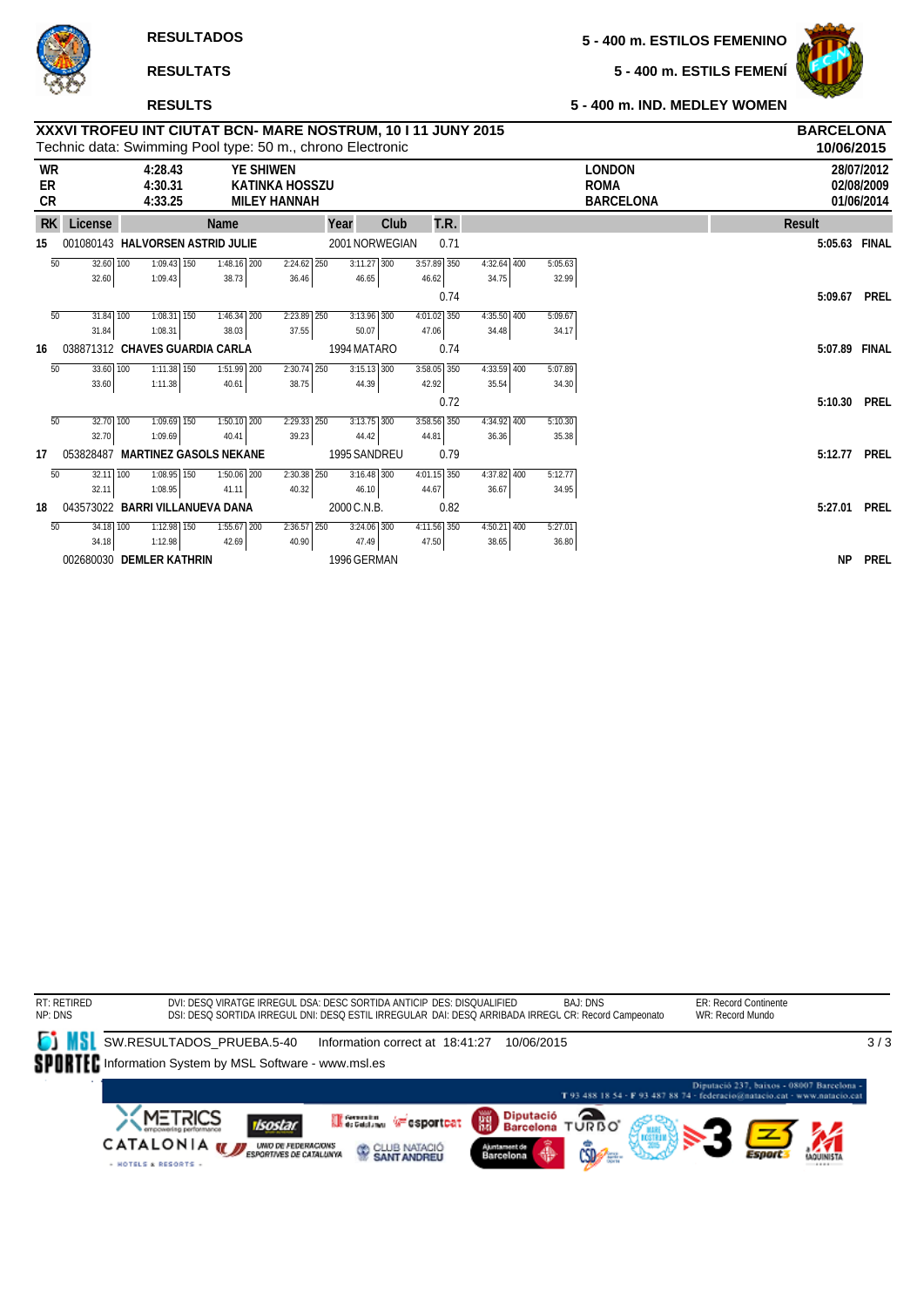**RESULTADOS** — **5 - 400 m. ESTILOS FEMENINO**

**RESULTATS** — **5 - 400 m. ESTILS FEMENÍ**

**RESULTS** — **5 - 400 m. IND. MEDLEY WOMEN**

**XXXVI TROFEU INT CIUTAT BCN- MARE NOSTRUM, 10 I 11 JUNY 2015** — **BARCELONA** **10/06/2015**

Technic data: Swimming Pool type: 50 m., chrono Electronic

| | | | | |
|---|---|---|---|---|
| **WR** | **4:28.43** | **YE SHIWEN** | **LONDON** | **28/07/2012** |
| **ER** | **4:30.31** | **KATINKA HOSSZU** | **ROMA** | **02/08/2009** |
| **CR** | **4:33.25** | **MILEY HANNAH** | **BARCELONA** | **01/06/2014** |

| RK | License | Name | Year | Club | T.R. | Result | |
|---|---|---|---|---|---|---|---|
| **15** | 001080143 | **HALVORSEN ASTRID JULIE** | 2001 | NORWEGIAN | 0.71 | **5:05.63** | **FINAL** |

| 50 | 100 | 150 | 200 | 250 | 300 | 350 | 400 |
|---|---|---|---|---|---|---|---|
| 32.60 | 1:09.43 | 1:48.16 | 2:24.62 | 3:11.27 | 3:57.89 | 4:32.64 | 5:05.63 |
| 32.60 | 1:09.43 | 38.73 | 36.46 | 46.65 | 46.62 | 34.75 | 32.99 |

T.R. 0.74 — **5:09.67** **PREL**

| 50 | 100 | 150 | 200 | 250 | 300 | 350 | 400 |
|---|---|---|---|---|---|---|---|
| 31.84 | 1:08.31 | 1:46.34 | 2:23.89 | 3:13.96 | 4:01.02 | 4:35.50 | 5:09.67 |
| 31.84 | 1:08.31 | 38.03 | 37.55 | 50.07 | 47.06 | 34.48 | 34.17 |

| RK | License | Name | Year | Club | T.R. | Result | |
|---|---|---|---|---|---|---|---|
| **16** | 038871312 | **CHAVES GUARDIA CARLA** | 1994 | MATARO | 0.74 | **5:07.89** | **FINAL** |

| 50 | 100 | 150 | 200 | 250 | 300 | 350 | 400 |
|---|---|---|---|---|---|---|---|
| 33.60 | 1:11.38 | 1:51.99 | 2:30.74 | 3:15.13 | 3:58.05 | 4:33.59 | 5:07.89 |
| 33.60 | 1:11.38 | 40.61 | 38.75 | 44.39 | 42.92 | 35.54 | 34.30 |

T.R. 0.72 — **5:10.30** **PREL**

| 50 | 100 | 150 | 200 | 250 | 300 | 350 | 400 |
|---|---|---|---|---|---|---|---|
| 32.70 | 1:09.69 | 1:50.10 | 2:29.33 | 3:13.75 | 3:58.56 | 4:34.92 | 5:10.30 |
| 32.70 | 1:09.69 | 40.41 | 39.23 | 44.42 | 44.81 | 36.36 | 35.38 |

| RK | License | Name | Year | Club | T.R. | Result | |
|---|---|---|---|---|---|---|---|
| **17** | 053828487 | **MARTINEZ GASOLS NEKANE** | 1995 | SANDREU | 0.79 | **5:12.77** | **PREL** |

| 50 | 100 | 150 | 200 | 250 | 300 | 350 | 400 |
|---|---|---|---|---|---|---|---|
| 32.11 | 1:08.95 | 1:50.06 | 2:30.38 | 3:16.48 | 4:01.15 | 4:37.82 | 5:12.77 |
| 32.11 | 1:08.95 | 41.11 | 40.32 | 46.10 | 44.67 | 36.67 | 34.95 |

| RK | License | Name | Year | Club | T.R. | Result | |
|---|---|---|---|---|---|---|---|
| **18** | 043573022 | **BARRI VILLANUEVA DANA** | 2000 | C.N.B. | 0.82 | **5:27.01** | **PREL** |

| 50 | 100 | 150 | 200 | 250 | 300 | 350 | 400 |
|---|---|---|---|---|---|---|---|
| 34.18 | 1:12.98 | 1:55.67 | 2:36.57 | 3:24.06 | 4:11.56 | 4:50.21 | 5:27.01 |
| 34.18 | 1:12.98 | 42.69 | 40.90 | 47.49 | 47.50 | 38.65 | 36.80 |

| RK | License | Name | Year | Club | T.R. | Result | |
|---|---|---|---|---|---|---|---|
| | 002680030 | **DEMLER KATHRIN** | 1996 | GERMAN | | **NP** | **PREL** |

RT: RETIRED
NP: DNS

DVI: DESQ VIRATGE IRREGUL DSA: DESC SORTIDA ANTICIP DES: DISQUALIFIED
DSI: DESQ SORTIDA IRREGUL DNI: DESQ ESTIL IRREGULAR DAI: DESQ ARRIBADA IRREGL CR: Record Campeonato

BAJ: DNS

ER: Record Continente
WR: Record Mundo

SW.RESULTADOS_PRUEBA.5-40 Information correct at 18:41:27 10/06/2015

Information System by MSL Software - www.msl.es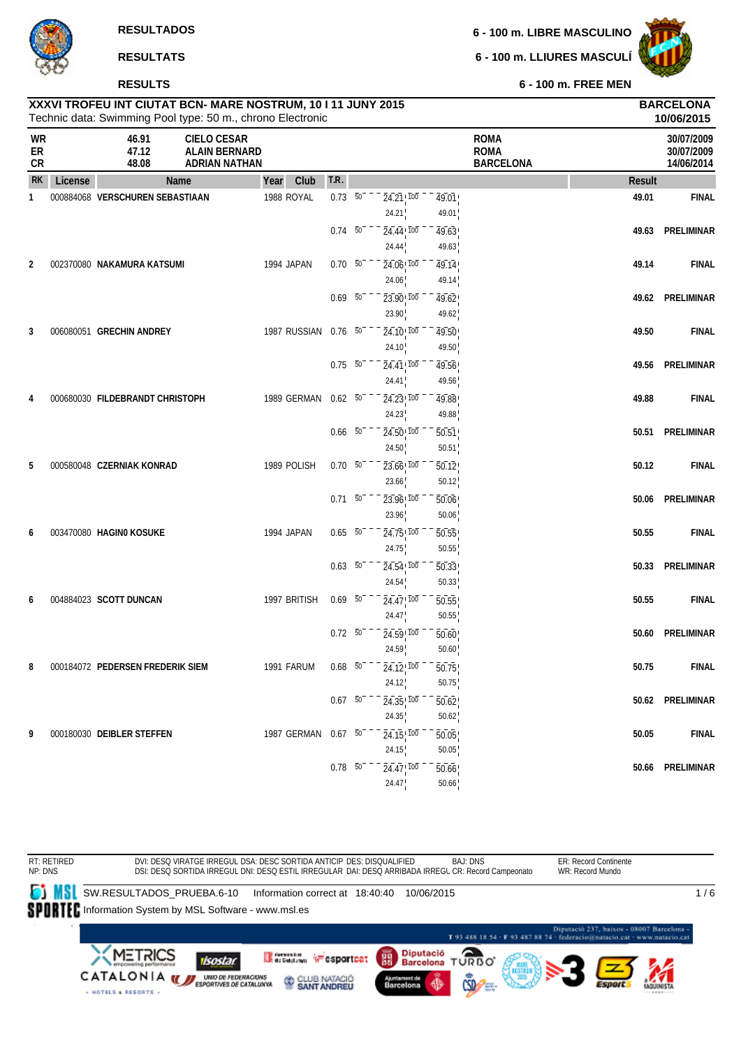RESULTADOS

RESULTATS

RESULTS

# 6 - 100 m. LIBRE MASCULINO

## 6 - 100 m. LLIURES MASCULÍ

## 6 - 100 m. FREE MEN

**XXXVI TROFEU INT CIUTAT BCN- MARE NOSTRUM, 10 I 11 JUNY 2015** — **BARCELONA** **10/06/2015**

Technic data: Swimming Pool type: 50 m., chrono Electronic

| | | | | |
|---|---|---|---|---|
| WR | 46.91 | CIELO CESAR | ROMA | 30/07/2009 |
| ER | 47.12 | ALAIN BERNARD | ROMA | 30/07/2009 |
| CR | 48.08 | ADRIAN NATHAN | BARCELONA | 14/06/2014 |

| RK | License | Name | Year | Club | T.R. | 50 | 100 | Result | |
|---|---|---|---|---|---|---|---|---|---|
| 1 | 000884068 | VERSCHUREN SEBASTIAAN | 1988 | ROYAL | 0.73 | 24.21 (24.21) | 49.01 (49.01) | 49.01 | FINAL |
| | | | | | 0.74 | 24.44 (24.44) | 49.63 (49.63) | 49.63 | PRELIMINAR |
| 2 | 002370080 | NAKAMURA KATSUMI | 1994 | JAPAN | 0.70 | 24.06 (24.06) | 49.14 (49.14) | 49.14 | FINAL |
| | | | | | 0.69 | 23.90 (23.90) | 49.62 (49.62) | 49.62 | PRELIMINAR |
| 3 | 006080051 | GRECHIN ANDREY | 1987 | RUSSIAN | 0.76 | 24.10 (24.10) | 49.50 (49.50) | 49.50 | FINAL |
| | | | | | 0.75 | 24.41 (24.41) | 49.56 (49.56) | 49.56 | PRELIMINAR |
| 4 | 000680030 | FILDEBRANDT CHRISTOPH | 1989 | GERMAN | 0.62 | 24.23 (24.23) | 49.88 (49.88) | 49.88 | FINAL |
| | | | | | 0.66 | 24.50 (24.50) | 50.51 (50.51) | 50.51 | PRELIMINAR |
| 5 | 000580048 | CZERNIAK KONRAD | 1989 | POLISH | 0.70 | 23.66 (23.66) | 50.12 (50.12) | 50.12 | FINAL |
| | | | | | 0.71 | 23.96 (23.96) | 50.06 (50.06) | 50.06 | PRELIMINAR |
| 6 | 003470080 | HAGINO KOSUKE | 1994 | JAPAN | 0.65 | 24.75 (24.75) | 50.55 (50.55) | 50.55 | FINAL |
| | | | | | 0.63 | 24.54 (24.54) | 50.33 (50.33) | 50.33 | PRELIMINAR |
| 6 | 004884023 | SCOTT DUNCAN | 1997 | BRITISH | 0.69 | 24.47 (24.47) | 50.55 (50.55) | 50.55 | FINAL |
| | | | | | 0.72 | 24.59 (24.59) | 50.60 (50.60) | 50.60 | PRELIMINAR |
| 8 | 000184072 | PEDERSEN FREDERIK SIEM | 1991 | FARUM | 0.68 | 24.12 (24.12) | 50.75 (50.75) | 50.75 | FINAL |
| | | | | | 0.67 | 24.35 (24.35) | 50.62 (50.62) | 50.62 | PRELIMINAR |
| 9 | 000180030 | DEIBLER STEFFEN | 1987 | GERMAN | 0.67 | 24.15 (24.15) | 50.05 (50.05) | 50.05 | FINAL |
| | | | | | 0.78 | 24.47 (24.47) | 50.66 (50.66) | 50.66 | PRELIMINAR |

RT: RETIRED
NP: DNS

DVI: DESQ VIRATGE IRREGUL DSA: DESC SORTIDA ANTICIP DES: DISQUALIFIED BAJ: DNS
DSI: DESQ SORTIDA IRREGUL DNI: DESQ ESTIL IRREGULAR DAI: DESQ ARRIBADA IRREGL CR: Record Campeonato

ER: Record Continente
WR: Record Mundo

SW.RESULTADOS_PRUEBA.6-10 Information correct at 18:40:40 10/06/2015

Information System by MSL Software - www.msl.es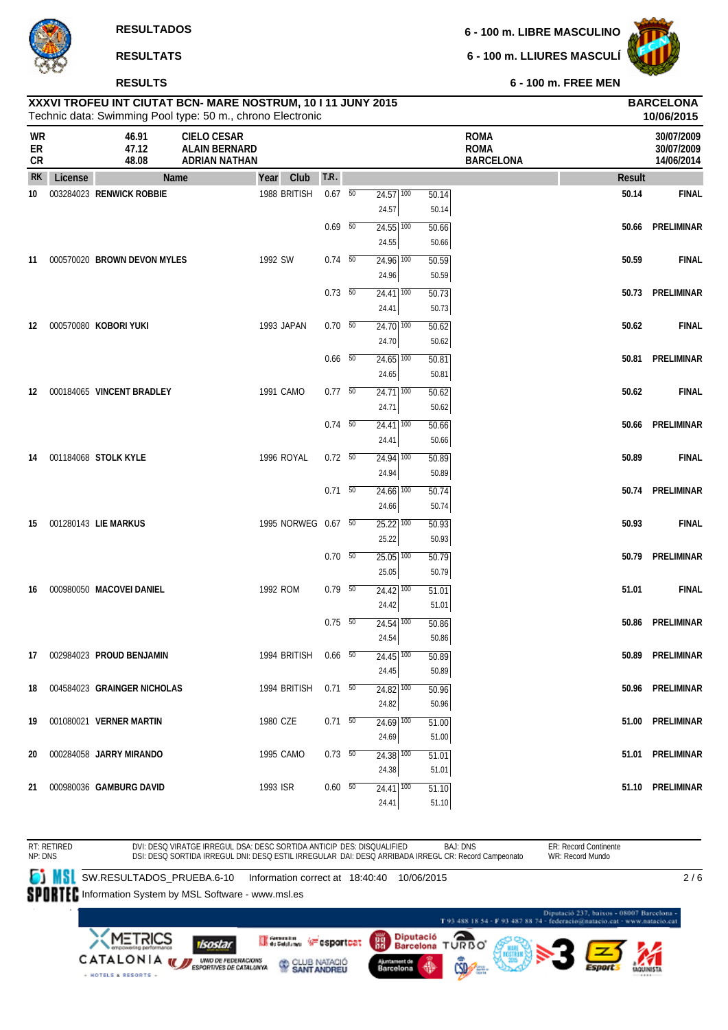RESULTADOS

RESULTATS

RESULTS

6 - 100 m. LIBRE MASCULINO

6 - 100 m. LLIURES MASCULÍ

6 - 100 m. FREE MEN

**XXXVI TROFEU INT CIUTAT BCN- MARE NOSTRUM, 10 I 11 JUNY 2015**
Technic data: Swimming Pool type: 50 m., chrono Electronic

**BARCELONA**
**10/06/2015**

| | | | | |
|---|---|---|---|---|
| WR | 46.91 | CIELO CESAR | ROMA | 30/07/2009 |
| ER | 47.12 | ALAIN BERNARD | ROMA | 30/07/2009 |
| CR | 48.08 | ADRIAN NATHAN | BARCELONA | 14/06/2014 |

| RK | License | Name | Year | Club | T.R. | 50 | 100 | Result | |
|---|---|---|---|---|---|---|---|---|---|
| 10 | 003284023 | RENWICK ROBBIE | 1988 | BRITISH | 0.67 | 24.57 / 24.57 | 50.14 / 50.14 | 50.14 | FINAL |
| | | | | | 0.69 | 24.55 / 24.55 | 50.66 / 50.66 | 50.66 | PRELIMINAR |
| 11 | 000570020 | BROWN DEVON MYLES | 1992 | SW | 0.74 | 24.96 / 24.96 | 50.59 / 50.59 | 50.59 | FINAL |
| | | | | | 0.73 | 24.41 / 24.41 | 50.73 / 50.73 | 50.73 | PRELIMINAR |
| 12 | 000570080 | KOBORI YUKI | 1993 | JAPAN | 0.70 | 24.70 / 24.70 | 50.62 / 50.62 | 50.62 | FINAL |
| | | | | | 0.66 | 24.65 / 24.65 | 50.81 / 50.81 | 50.81 | PRELIMINAR |
| 12 | 000184065 | VINCENT BRADLEY | 1991 | CAMO | 0.77 | 24.71 / 24.71 | 50.62 / 50.62 | 50.62 | FINAL |
| | | | | | 0.74 | 24.41 / 24.41 | 50.66 / 50.66 | 50.66 | PRELIMINAR |
| 14 | 001184068 | STOLK KYLE | 1996 | ROYAL | 0.72 | 24.94 / 24.94 | 50.89 / 50.89 | 50.89 | FINAL |
| | | | | | 0.71 | 24.66 / 24.66 | 50.74 / 50.74 | 50.74 | PRELIMINAR |
| 15 | 001280143 | LIE MARKUS | 1995 | NORWEG | 0.67 | 25.22 / 25.22 | 50.93 / 50.93 | 50.93 | FINAL |
| | | | | | 0.70 | 25.05 / 25.05 | 50.79 / 50.79 | 50.79 | PRELIMINAR |
| 16 | 000980050 | MACOVEI DANIEL | 1992 | ROM | 0.79 | 24.42 / 24.42 | 51.01 / 51.01 | 51.01 | FINAL |
| | | | | | 0.75 | 24.54 / 24.54 | 50.86 / 50.86 | 50.86 | PRELIMINAR |
| 17 | 002984023 | PROUD BENJAMIN | 1994 | BRITISH | 0.66 | 24.45 / 24.45 | 50.89 / 50.89 | 50.89 | PRELIMINAR |
| 18 | 004584023 | GRAINGER NICHOLAS | 1994 | BRITISH | 0.71 | 24.82 / 24.82 | 50.96 / 50.96 | 50.96 | PRELIMINAR |
| 19 | 001080021 | VERNER MARTIN | 1980 | CZE | 0.71 | 24.69 / 24.69 | 51.00 / 51.00 | 51.00 | PRELIMINAR |
| 20 | 000284058 | JARRY MIRANDO | 1995 | CAMO | 0.73 | 24.38 / 24.38 | 51.01 / 51.01 | 51.01 | PRELIMINAR |
| 21 | 000980036 | GAMBURG DAVID | 1993 | ISR | 0.60 | 24.41 / 24.41 | 51.10 / 51.10 | 51.10 | PRELIMINAR |

RT: RETIRED  NP: DNS
DVI: DESQ VIRATGE IRREGUL DSA: DESC SORTIDA ANTICIP DES: DISQUALIFIED  BAJ: DNS
DSI: DESQ SORTIDA IRREGUL DNI: DESQ ESTIL IRREGULAR DAI: DESQ ARRIBADA IRREGL CR: Record Campeonato
ER: Record Continente  WR: Record Mundo

SW.RESULTADOS_PRUEBA.6-10  Information correct at 18:40:40 10/06/2015
Information System by MSL Software - www.msl.es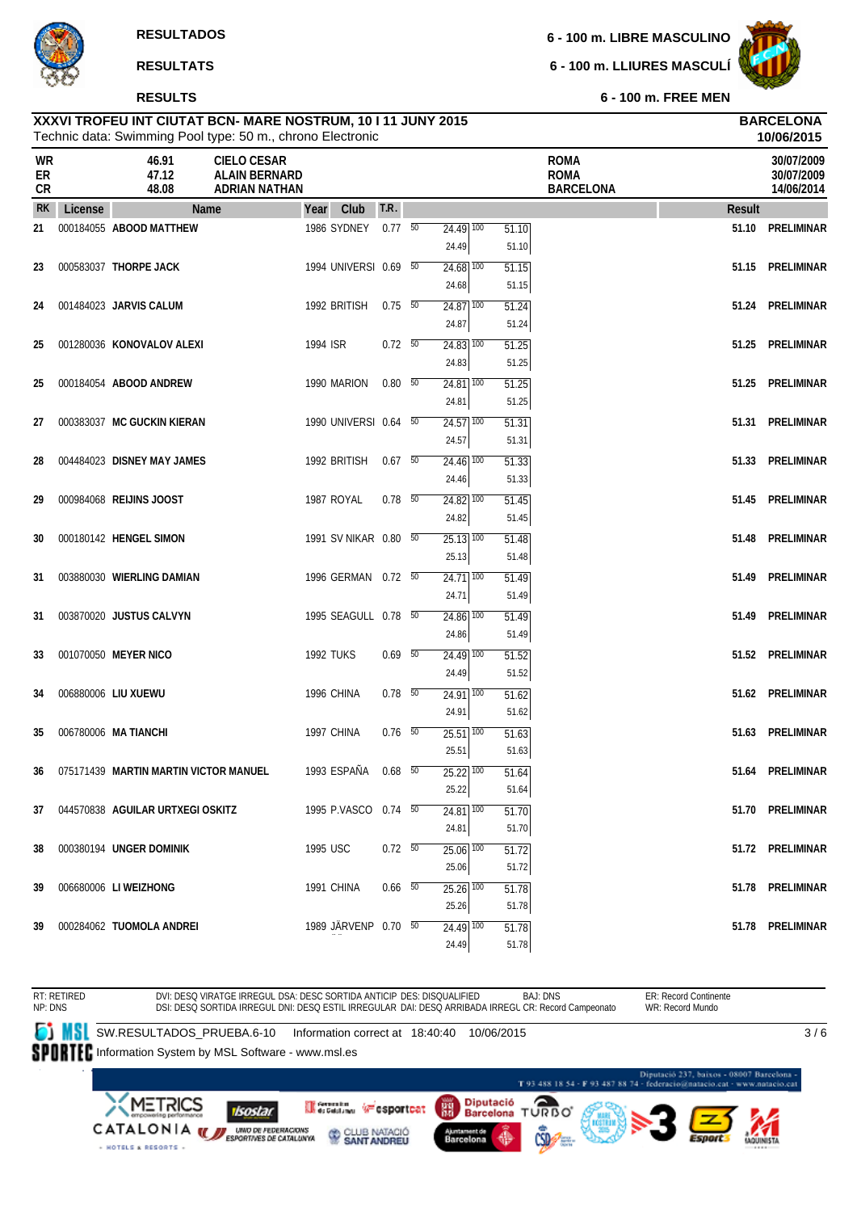RESULTADOS

RESULTATS

RESULTS

6 - 100 m. LIBRE MASCULINO

6 - 100 m. LLIURES MASCULÍ

6 - 100 m. FREE MEN

**XXXVI TROFEU INT CIUTAT BCN- MARE NOSTRUM, 10 I 11 JUNY 2015** — **BARCELONA**

Technic data: Swimming Pool type: 50 m., chrono Electronic — **10/06/2015**

| | | | | |
|---|---|---|---|---|
| WR | 46.91 | CIELO CESAR | ROMA | 30/07/2009 |
| ER | 47.12 | ALAIN BERNARD | ROMA | 30/07/2009 |
| CR | 48.08 | ADRIAN NATHAN | BARCELONA | 14/06/2014 |

| RK | License | Name | Year | Club | T.R. | 50 | 100 | Result | |
|---|---|---|---|---|---|---|---|---|---|
| 21 | 000184055 | ABOOD MATTHEW | 1986 | SYDNEY | 0.77 | 24.49 (24.49) | 51.10 (51.10) | 51.10 | PRELIMINAR |
| 23 | 000583037 | THORPE JACK | 1994 | UNIVERSI | 0.69 | 24.68 (24.68) | 51.15 (51.15) | 51.15 | PRELIMINAR |
| 24 | 001484023 | JARVIS CALUM | 1992 | BRITISH | 0.75 | 24.87 (24.87) | 51.24 (51.24) | 51.24 | PRELIMINAR |
| 25 | 001280036 | KONOVALOV ALEXI | 1994 | ISR | 0.72 | 24.83 (24.83) | 51.25 (51.25) | 51.25 | PRELIMINAR |
| 25 | 000184054 | ABOOD ANDREW | 1990 | MARION | 0.80 | 24.81 (24.81) | 51.25 (51.25) | 51.25 | PRELIMINAR |
| 27 | 000383037 | MC GUCKIN KIERAN | 1990 | UNIVERSI | 0.64 | 24.57 (24.57) | 51.31 (51.31) | 51.31 | PRELIMINAR |
| 28 | 004484023 | DISNEY MAY JAMES | 1992 | BRITISH | 0.67 | 24.46 (24.46) | 51.33 (51.33) | 51.33 | PRELIMINAR |
| 29 | 000984068 | REIJINS JOOST | 1987 | ROYAL | 0.78 | 24.82 (24.82) | 51.45 (51.45) | 51.45 | PRELIMINAR |
| 30 | 000180142 | HENGEL SIMON | 1991 | SV NIKAR | 0.80 | 25.13 (25.13) | 51.48 (51.48) | 51.48 | PRELIMINAR |
| 31 | 003880030 | WIERLING DAMIAN | 1996 | GERMAN | 0.72 | 24.71 (24.71) | 51.49 (51.49) | 51.49 | PRELIMINAR |
| 31 | 003870020 | JUSTUS CALVYN | 1995 | SEAGULL | 0.78 | 24.86 (24.86) | 51.49 (51.49) | 51.49 | PRELIMINAR |
| 33 | 001070050 | MEYER NICO | 1992 | TUKS | 0.69 | 24.49 (24.49) | 51.52 (51.52) | 51.52 | PRELIMINAR |
| 34 | 006880006 | LIU XUEWU | 1996 | CHINA | 0.78 | 24.91 (24.91) | 51.62 (51.62) | 51.62 | PRELIMINAR |
| 35 | 006780006 | MA TIANCHI | 1997 | CHINA | 0.76 | 25.51 (25.51) | 51.63 (51.63) | 51.63 | PRELIMINAR |
| 36 | 075171439 | MARTIN MARTIN VICTOR MANUEL | 1993 | ESPAÑA | 0.68 | 25.22 (25.22) | 51.64 (51.64) | 51.64 | PRELIMINAR |
| 37 | 044570838 | AGUILAR URTXEGI OSKITZ | 1995 | P.VASCO | 0.74 | 24.81 (24.81) | 51.70 (51.70) | 51.70 | PRELIMINAR |
| 38 | 000380194 | UNGER DOMINIK | 1995 | USC | 0.72 | 25.06 (25.06) | 51.72 (51.72) | 51.72 | PRELIMINAR |
| 39 | 006680006 | LI WEIZHONG | 1991 | CHINA | 0.66 | 25.26 (25.26) | 51.78 (51.78) | 51.78 | PRELIMINAR |
| 39 | 000284062 | TUOMOLA ANDREI | 1989 | JÄRVENP | 0.70 | 24.49 (24.49) | 51.78 (51.78) | 51.78 | PRELIMINAR |

RT: RETIRED
NP: DNS

DVI: DESQ VIRATGE IRREGUL DSA: DESC SORTIDA ANTICIP DES: DISQUALIFIED BAJ: DNS
DSI: DESQ SORTIDA IRREGUL DNI: DESQ ESTIL IRREGULAR DAI: DESQ ARRIBADA IRREGL CR: Record Campeonato

ER: Record Continente
WR: Record Mundo

SW.RESULTADOS_PRUEBA.6-10 Information correct at 18:40:40 10/06/2015

Information System by MSL Software - www.msl.es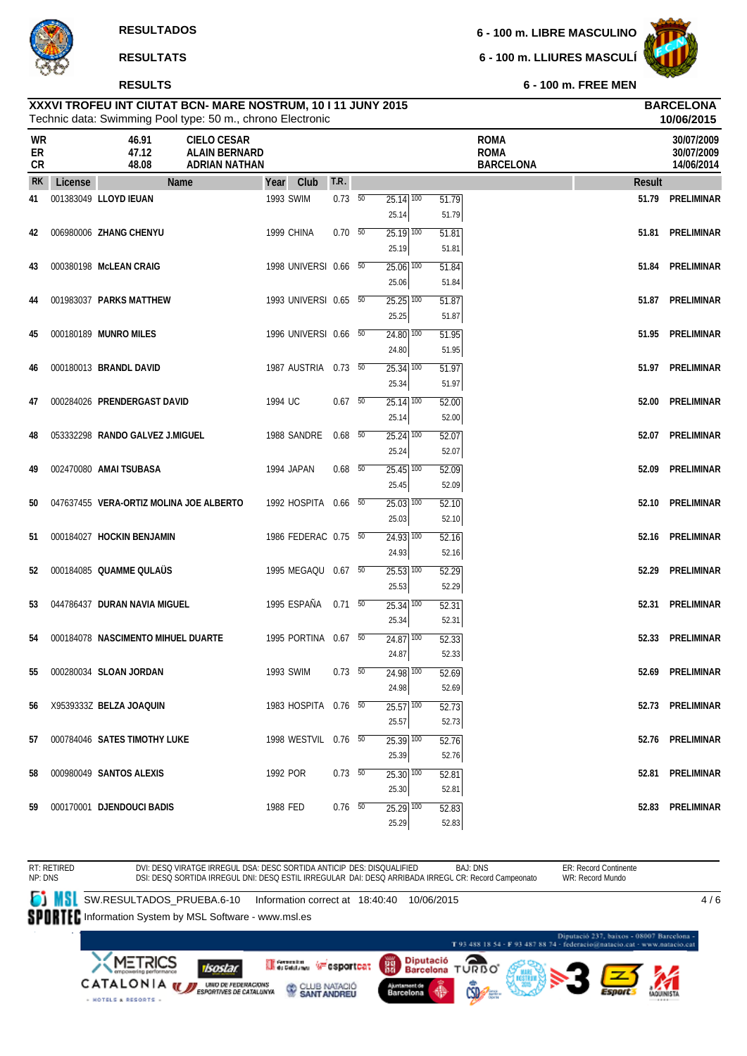**RESULTADOS**

**RESULTATS**

**RESULTS**

**6 - 100 m. LIBRE MASCULINO**

**6 - 100 m. LLIURES MASCULÍ**

**6 - 100 m. FREE MEN**

**XXXVI TROFEU INT CIUTAT BCN- MARE NOSTRUM, 10 I 11 JUNY 2015**
Technic data: Swimming Pool type: 50 m., chrono Electronic

**BARCELONA**
**10/06/2015**

| | | | | |
|---|---|---|---|---|
| **WR** | 46.91 | CIELO CESAR | ROMA | 30/07/2009 |
| **ER** | 47.12 | ALAIN BERNARD | ROMA | 30/07/2009 |
| **CR** | 48.08 | ADRIAN NATHAN | BARCELONA | 14/06/2014 |

| RK | License | Name | Year | Club | T.R. | 50 | 100 | Result | |
|---|---|---|---|---|---|---|---|---|---|
| 41 | 001383049 | LLOYD IEUAN | 1993 | SWIM | 0.73 | 25.14 (25.14) | 51.79 (51.79) | 51.79 | PRELIMINAR |
| 42 | 006980006 | ZHANG CHENYU | 1999 | CHINA | 0.70 | 25.19 (25.19) | 51.81 (51.81) | 51.81 | PRELIMINAR |
| 43 | 000380198 | McLEAN CRAIG | 1998 | UNIVERSI | 0.66 | 25.06 (25.06) | 51.84 (51.84) | 51.84 | PRELIMINAR |
| 44 | 001983037 | PARKS MATTHEW | 1993 | UNIVERSI | 0.65 | 25.25 (25.25) | 51.87 (51.87) | 51.87 | PRELIMINAR |
| 45 | 000180189 | MUNRO MILES | 1996 | UNIVERSI | 0.66 | 24.80 (24.80) | 51.95 (51.95) | 51.95 | PRELIMINAR |
| 46 | 000180013 | BRANDL DAVID | 1987 | AUSTRIA | 0.73 | 25.34 (25.34) | 51.97 (51.97) | 51.97 | PRELIMINAR |
| 47 | 000284026 | PRENDERGAST DAVID | 1994 | UC | 0.67 | 25.14 (25.14) | 52.00 (52.00) | 52.00 | PRELIMINAR |
| 48 | 053332298 | RANDO GALVEZ J.MIGUEL | 1988 | SANDRE | 0.68 | 25.24 (25.24) | 52.07 (52.07) | 52.07 | PRELIMINAR |
| 49 | 002470080 | AMAI TSUBASA | 1994 | JAPAN | 0.68 | 25.45 (25.45) | 52.09 (52.09) | 52.09 | PRELIMINAR |
| 50 | 047637455 | VERA-ORTIZ MOLINA JOE ALBERTO | 1992 | HOSPITA | 0.66 | 25.03 (25.03) | 52.10 (52.10) | 52.10 | PRELIMINAR |
| 51 | 000184027 | HOCKIN BENJAMIN | 1986 | FEDERAC | 0.75 | 24.93 (24.93) | 52.16 (52.16) | 52.16 | PRELIMINAR |
| 52 | 000184085 | QUAMME QULAÜS | 1995 | MEGAQU | 0.67 | 25.53 (25.53) | 52.29 (52.29) | 52.29 | PRELIMINAR |
| 53 | 044786437 | DURAN NAVIA MIGUEL | 1995 | ESPAÑA | 0.71 | 25.34 (25.34) | 52.31 (52.31) | 52.31 | PRELIMINAR |
| 54 | 000184078 | NASCIMENTO MIHUEL DUARTE | 1995 | PORTINA | 0.67 | 24.87 (24.87) | 52.33 (52.33) | 52.33 | PRELIMINAR |
| 55 | 000280034 | SLOAN JORDAN | 1993 | SWIM | 0.73 | 24.98 (24.98) | 52.69 (52.69) | 52.69 | PRELIMINAR |
| 56 | X9539333Z | BELZA JOAQUIN | 1983 | HOSPITA | 0.76 | 25.57 (25.57) | 52.73 (52.73) | 52.73 | PRELIMINAR |
| 57 | 000784046 | SATES TIMOTHY LUKE | 1998 | WESTVIL | 0.76 | 25.39 (25.39) | 52.76 (52.76) | 52.76 | PRELIMINAR |
| 58 | 000980049 | SANTOS ALEXIS | 1992 | POR | 0.73 | 25.30 (25.30) | 52.81 (52.81) | 52.81 | PRELIMINAR |
| 59 | 000170001 | DJENDOUCI BADIS | 1988 | FED | 0.76 | 25.29 (25.29) | 52.83 (52.83) | 52.83 | PRELIMINAR |

RT: RETIRED
NP: DNS
DVI: DESQ VIRATGE IRREGUL DSA: DESC SORTIDA ANTICIP DES: DISQUALIFIED
DSI: DESQ SORTIDA IRREGUL DNI: DESQ ESTIL IRREGULAR DAI: DESQ ARRIBADA IRREGL CR: Record Campeonato
BAJ: DNS
ER: Record Continente
WR: Record Mundo

SW.RESULTADOS_PRUEBA.6-10 Information correct at 18:40:40 10/06/2015

Information System by MSL Software - www.msl.es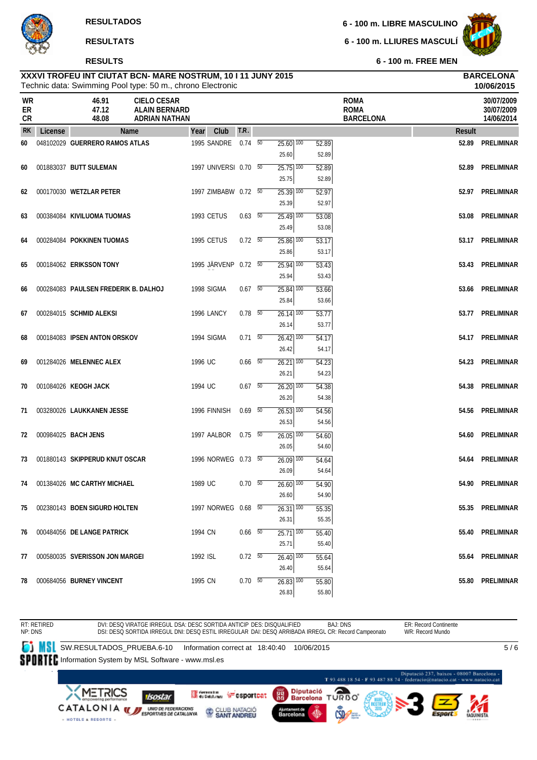**RESULTADOS**

**RESULTATS**

**RESULTS**

**6 - 100 m. LIBRE MASCULINO**

**6 - 100 m. LLIURES MASCULÍ**

**6 - 100 m. FREE MEN**

**XXXVI TROFEU INT CIUTAT BCN- MARE NOSTRUM, 10 I 11 JUNY 2015**
Technic data: Swimming Pool type: 50 m., chrono Electronic

**BARCELONA**
**10/06/2015**

| | | | | |
|---|---|---|---|---|
| **WR** | **46.91** | **CIELO CESAR** | **ROMA** | **30/07/2009** |
| **ER** | **47.12** | **ALAIN BERNARD** | **ROMA** | **30/07/2009** |
| **CR** | **48.08** | **ADRIAN NATHAN** | **BARCELONA** | **14/06/2014** |

| RK | License | Name | Year | Club | T.R. | 50 | 100 | Result | |
|---|---|---|---|---|---|---|---|---|---|
| 60 | 048102029 | **GUERRERO RAMOS ATLAS** | 1995 | SANDRE | 0.74 | 25.60 / 25.60 | 52.89 / 52.89 | **52.89** | **PRELIMINAR** |
| 60 | 001883037 | **BUTT SULEMAN** | 1997 | UNIVERSI | 0.70 | 25.75 / 25.75 | 52.89 / 52.89 | **52.89** | **PRELIMINAR** |
| 62 | 000170030 | **WETZLAR PETER** | 1997 | ZIMBABW | 0.72 | 25.39 / 25.39 | 52.97 / 52.97 | **52.97** | **PRELIMINAR** |
| 63 | 000384084 | **KIVILUOMA TUOMAS** | 1993 | CETUS | 0.63 | 25.49 / 25.49 | 53.08 / 53.08 | **53.08** | **PRELIMINAR** |
| 64 | 000284084 | **POKKINEN TUOMAS** | 1995 | CETUS | 0.72 | 25.86 / 25.86 | 53.17 / 53.17 | **53.17** | **PRELIMINAR** |
| 65 | 000184062 | **ERIKSSON TONY** | 1995 | JÄRVENP | 0.72 | 25.94 / 25.94 | 53.43 / 53.43 | **53.43** | **PRELIMINAR** |
| 66 | 000284083 | **PAULSEN FREDERIK B. DALHOJ** | 1998 | SIGMA | 0.67 | 25.84 / 25.84 | 53.66 / 53.66 | **53.66** | **PRELIMINAR** |
| 67 | 000284015 | **SCHMID ALEKSI** | 1996 | LANCY | 0.78 | 26.14 / 26.14 | 53.77 / 53.77 | **53.77** | **PRELIMINAR** |
| 68 | 000184083 | **IPSEN ANTON ORSKOV** | 1994 | SIGMA | 0.71 | 26.42 / 26.42 | 54.17 / 54.17 | **54.17** | **PRELIMINAR** |
| 69 | 001284026 | **MELENNEC ALEX** | 1996 | UC | 0.66 | 26.21 / 26.21 | 54.23 / 54.23 | **54.23** | **PRELIMINAR** |
| 70 | 001084026 | **KEOGH JACK** | 1994 | UC | 0.67 | 26.20 / 26.20 | 54.38 / 54.38 | **54.38** | **PRELIMINAR** |
| 71 | 003280026 | **LAUKKANEN JESSE** | 1996 | FINNISH | 0.69 | 26.53 / 26.53 | 54.56 / 54.56 | **54.56** | **PRELIMINAR** |
| 72 | 000984025 | **BACH JENS** | 1997 | AALBOR | 0.75 | 26.05 / 26.05 | 54.60 / 54.60 | **54.60** | **PRELIMINAR** |
| 73 | 001880143 | **SKIPPERUD KNUT OSCAR** | 1996 | NORWEG | 0.73 | 26.09 / 26.09 | 54.64 / 54.64 | **54.64** | **PRELIMINAR** |
| 74 | 001384026 | **MC CARTHY MICHAEL** | 1989 | UC | 0.70 | 26.60 / 26.60 | 54.90 / 54.90 | **54.90** | **PRELIMINAR** |
| 75 | 002380143 | **BOEN SIGURD HOLTEN** | 1997 | NORWEG | 0.68 | 26.31 / 26.31 | 55.35 / 55.35 | **55.35** | **PRELIMINAR** |
| 76 | 000484056 | **DE LANGE PATRICK** | 1994 | CN | 0.66 | 25.71 / 25.71 | 55.40 / 55.40 | **55.40** | **PRELIMINAR** |
| 77 | 000580035 | **SVERISSON JON MARGEI** | 1992 | ISL | 0.72 | 26.40 / 26.40 | 55.64 / 55.64 | **55.64** | **PRELIMINAR** |
| 78 | 000684056 | **BURNEY VINCENT** | 1995 | CN | 0.70 | 26.83 / 26.83 | 55.80 / 55.80 | **55.80** | **PRELIMINAR** |

RT: RETIRED
NP: DNS

DVI: DESQ VIRATGE IRREGUL DSA: DESC SORTIDA ANTICIP DES: DISQUALIFIED BAJ: DNS
DSI: DESQ SORTIDA IRREGUL DNI: DESQ ESTIL IRREGULAR DAI: DESQ ARRIBADA IRREGL CR: Record Campeonato

ER: Record Continente
WR: Record Mundo

SW.RESULTADOS_PRUEBA.6-10 Information correct at 18:40:40 10/06/2015

Information System by MSL Software - www.msl.es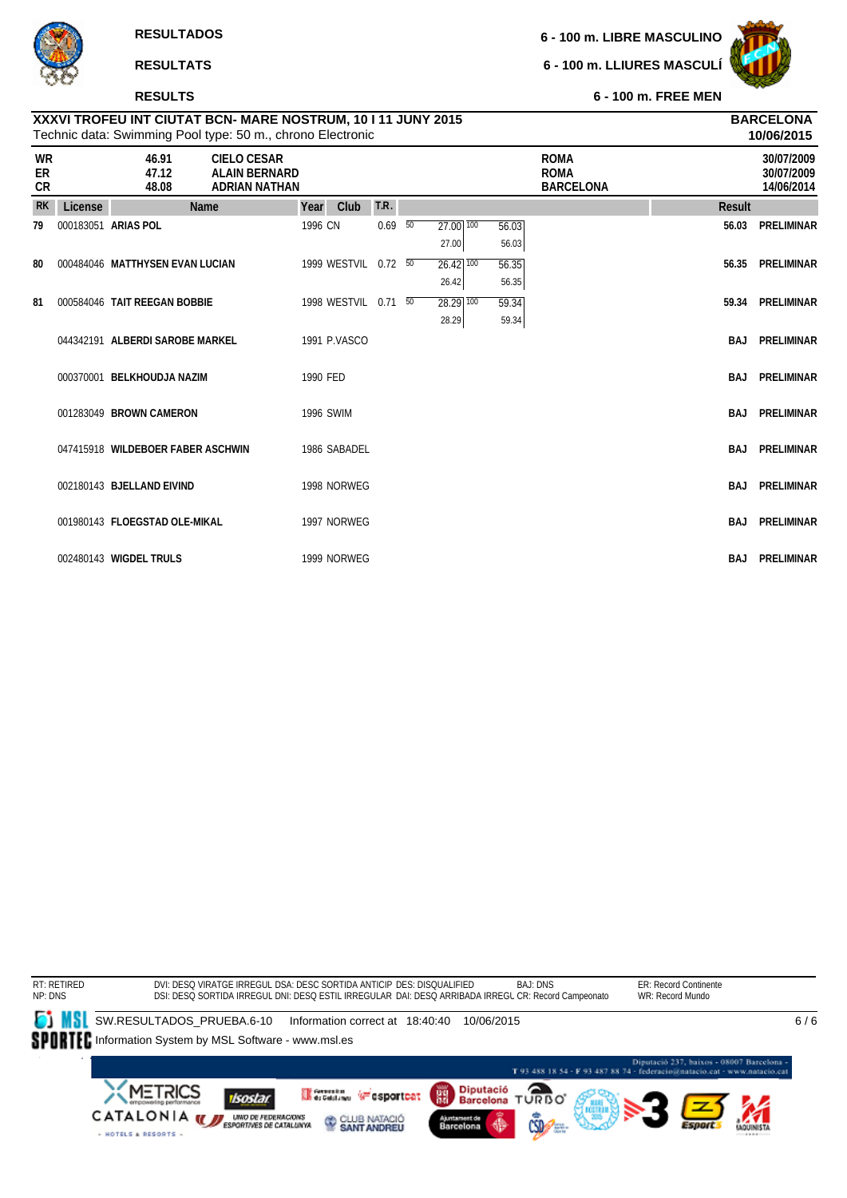**RESULTADOS**

**RESULTATS**

**RESULTS**

**6 - 100 m. LIBRE MASCULINO**

**6 - 100 m. LLIURES MASCULÍ**

**6 - 100 m. FREE MEN**

**XXXVI TROFEU INT CIUTAT BCN- MARE NOSTRUM, 10 I 11 JUNY 2015**
Technic data: Swimming Pool type: 50 m., chrono Electronic

**BARCELONA**
**10/06/2015**

| | | | | |
|---|---|---|---|---|
| WR | 46.91 | CIELO CESAR | ROMA | 30/07/2009 |
| ER | 47.12 | ALAIN BERNARD | ROMA | 30/07/2009 |
| CR | 48.08 | ADRIAN NATHAN | BARCELONA | 14/06/2014 |

| RK | License | Name | Year | Club | T.R. | 50 | 100 | Result | |
|---|---|---|---|---|---|---|---|---|---|
| 79 | 000183051 | ARIAS POL | 1996 | CN | 0.69 | 27.00 / 27.00 | 56.03 / 56.03 | 56.03 | PRELIMINAR |
| 80 | 000484046 | MATTHYSEN EVAN LUCIAN | 1999 | WESTVIL | 0.72 | 26.42 / 26.42 | 56.35 / 56.35 | 56.35 | PRELIMINAR |
| 81 | 000584046 | TAIT REEGAN BOBBIE | 1998 | WESTVIL | 0.71 | 28.29 / 28.29 | 59.34 / 59.34 | 59.34 | PRELIMINAR |
| | 044342191 | ALBERDI SAROBE MARKEL | 1991 | P.VASCO | | | | BAJ | PRELIMINAR |
| | 000370001 | BELKHOUDJA NAZIM | 1990 | FED | | | | BAJ | PRELIMINAR |
| | 001283049 | BROWN CAMERON | 1996 | SWIM | | | | BAJ | PRELIMINAR |
| | 047415918 | WILDEBOER FABER ASCHWIN | 1986 | SABADEL | | | | BAJ | PRELIMINAR |
| | 002180143 | BJELLAND EIVIND | 1998 | NORWEG | | | | BAJ | PRELIMINAR |
| | 001980143 | FLOEGSTAD OLE-MIKAL | 1997 | NORWEG | | | | BAJ | PRELIMINAR |
| | 002480143 | WIGDEL TRULS | 1999 | NORWEG | | | | BAJ | PRELIMINAR |

RT: RETIRED
NP: DNS
DVI: DESQ VIRATGE IRREGUL DSA: DESC SORTIDA ANTICIP DES: DISQUALIFIED BAJ: DNS
DSI: DESQ SORTIDA IRREGUL DNI: DESQ ESTIL IRREGULAR DAI: DESQ ARRIBADA IRREGL CR: Record Campeonato
ER: Record Continente
WR: Record Mundo

SW.RESULTADOS_PRUEBA.6-10 Information correct at 18:40:40 10/06/2015
Information System by MSL Software - www.msl.es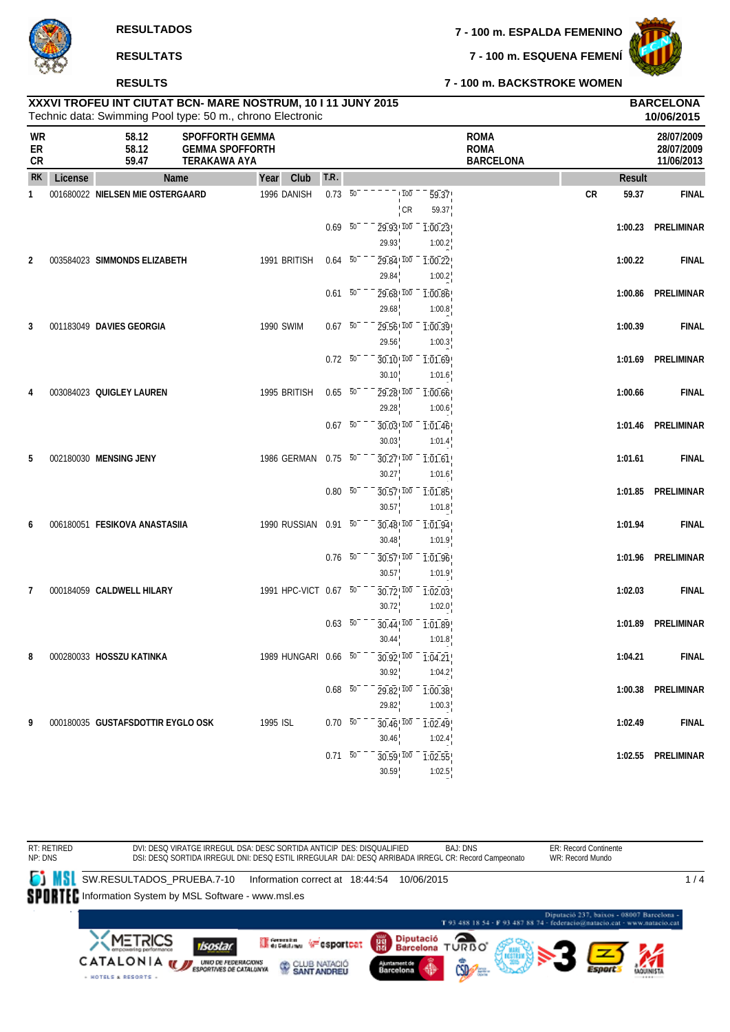**RESULTADOS**

**RESULTATS**

**RESULTS**

**7 - 100 m. ESPALDA FEMENINO**

**7 - 100 m. ESQUENA FEMENÍ**

**7 - 100 m. BACKSTROKE WOMEN**

**XXXVI TROFEU INT CIUTAT BCN- MARE NOSTRUM, 10 I 11 JUNY 2015**
Technic data: Swimming Pool type: 50 m., chrono Electronic

**BARCELONA**
**10/06/2015**

| | | | | |
|---|---|---|---|---|
| **WR** | **58.12** | **SPOFFORTH GEMMA** | **ROMA** | **28/07/2009** |
| **ER** | **58.12** | **GEMMA SPOFFORTH** | **ROMA** | **28/07/2009** |
| **CR** | **59.47** | **TERAKAWA AYA** | **BARCELONA** | **11/06/2013** |

| RK | License | Name | Year | Club | T.R. | 50 | 100 | | Result | |
|---|---|---|---|---|---|---|---|---|---|---|
| 1 | 001680022 | **NIELSEN MIE OSTERGAARD** | 1996 | DANISH | 0.73 | | 59.37 (CR 59.37) | CR | 59.37 | FINAL |
| | | | | | 0.69 | 29.93 (29.93) | 1:00.23 (1:00.2) | | 1:00.23 | PRELIMINAR |
| 2 | 003584023 | **SIMMONDS ELIZABETH** | 1991 | BRITISH | 0.64 | 29.84 (29.84) | 1:00.22 (1:00.2) | | 1:00.22 | FINAL |
| | | | | | 0.61 | 29.68 (29.68) | 1:00.86 (1:00.8) | | 1:00.86 | PRELIMINAR |
| 3 | 001183049 | **DAVIES GEORGIA** | 1990 | SWIM | 0.67 | 29.56 (29.56) | 1:00.39 (1:00.3) | | 1:00.39 | FINAL |
| | | | | | 0.72 | 30.10 (30.10) | 1:01.69 (1:01.6) | | 1:01.69 | PRELIMINAR |
| 4 | 003084023 | **QUIGLEY LAUREN** | 1995 | BRITISH | 0.65 | 29.28 (29.28) | 1:00.66 (1:00.6) | | 1:00.66 | FINAL |
| | | | | | 0.67 | 30.03 (30.03) | 1:01.46 (1:01.4) | | 1:01.46 | PRELIMINAR |
| 5 | 002180030 | **MENSING JENY** | 1986 | GERMAN | 0.75 | 30.27 (30.27) | 1:01.61 (1:01.6) | | 1:01.61 | FINAL |
| | | | | | 0.80 | 30.57 (30.57) | 1:01.85 (1:01.8) | | 1:01.85 | PRELIMINAR |
| 6 | 006180051 | **FESIKOVA ANASTASIIA** | 1990 | RUSSIAN | 0.91 | 30.48 (30.48) | 1:01.94 (1:01.9) | | 1:01.94 | FINAL |
| | | | | | 0.76 | 30.57 (30.57) | 1:01.96 (1:01.9) | | 1:01.96 | PRELIMINAR |
| 7 | 000184059 | **CALDWELL HILARY** | 1991 | HPC-VICT | 0.67 | 30.72 (30.72) | 1:02.03 (1:02.0) | | 1:02.03 | FINAL |
| | | | | | 0.63 | 30.44 (30.44) | 1:01.89 (1:01.8) | | 1:01.89 | PRELIMINAR |
| 8 | 000280033 | **HOSSZU KATINKA** | 1989 | HUNGARI | 0.66 | 30.92 (30.92) | 1:04.21 (1:04.2) | | 1:04.21 | FINAL |
| | | | | | 0.68 | 29.82 (29.82) | 1:00.38 (1:00.3) | | 1:00.38 | PRELIMINAR |
| 9 | 000180035 | **GUSTAFSDOTTIR EYGLO OSK** | 1995 | ISL | 0.70 | 30.46 (30.46) | 1:02.49 (1:02.4) | | 1:02.49 | FINAL |
| | | | | | 0.71 | 30.59 (30.59) | 1:02.55 (1:02.5) | | 1:02.55 | PRELIMINAR |

RT: RETIRED
NP: DNS

DVI: DESQ VIRATGE IRREGUL DSA: DESC SORTIDA ANTICIP DES: DISQUALIFIED BAJ: DNS
DSI: DESQ SORTIDA IRREGUL DNI: DESQ ESTIL IRREGULAR DAI: DESQ ARRIBADA IRREGL CR: Record Campeonato

ER: Record Continente
WR: Record Mundo

SW.RESULTADOS_PRUEBA.7-10 Information correct at 18:44:54 10/06/2015
Information System by MSL Software - www.msl.es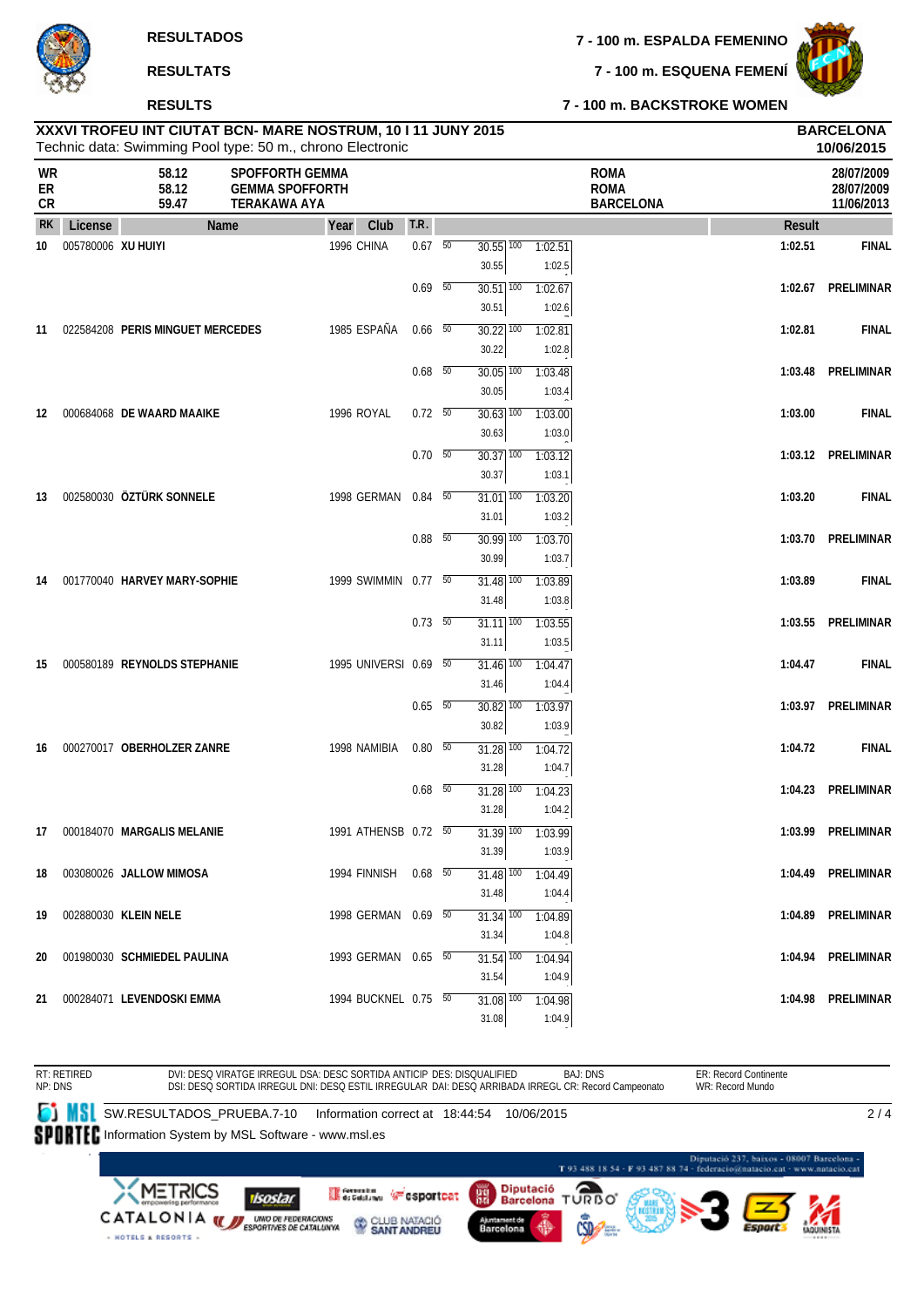**RESULTADOS**

**RESULTATS**

**RESULTS**

**7 - 100 m. ESPALDA FEMENINO**

**7 - 100 m. ESQUENA FEMENÍ**

**7 - 100 m. BACKSTROKE WOMEN**

**XXXVI TROFEU INT CIUTAT BCN- MARE NOSTRUM, 10 I 11 JUNY 2015**
Technic data: Swimming Pool type: 50 m., chrono Electronic

**BARCELONA**
**10/06/2015**

| | | | | |
|---|---|---|---|---|
| **WR** | **58.12** | **SPOFFORTH GEMMA** | **ROMA** | **28/07/2009** |
| **ER** | **58.12** | **GEMMA SPOFFORTH** | **ROMA** | **28/07/2009** |
| **CR** | **59.47** | **TERAKAWA AYA** | **BARCELONA** | **11/06/2013** |

| RK | License | Name | Year | Club | T.R. | 50 | 100 | Result | |
|---|---|---|---|---|---|---|---|---|---|
| 10 | 005780006 | **XU HUIYI** | 1996 | CHINA | 0.67 | 30.55 / 30.55 | 1:02.51 / 1:02.5 | **1:02.51** | **FINAL** |
| | | | | | 0.69 | 30.51 / 30.51 | 1:02.67 / 1:02.6 | **1:02.67** | **PRELIMINAR** |
| 11 | 022584208 | **PERIS MINGUET MERCEDES** | 1985 | ESPAÑA | 0.66 | 30.22 / 30.22 | 1:02.81 / 1:02.8 | **1:02.81** | **FINAL** |
| | | | | | 0.68 | 30.05 / 30.05 | 1:03.48 / 1:03.4 | **1:03.48** | **PRELIMINAR** |
| 12 | 000684068 | **DE WAARD MAAIKE** | 1996 | ROYAL | 0.72 | 30.63 / 30.63 | 1:03.00 / 1:03.0 | **1:03.00** | **FINAL** |
| | | | | | 0.70 | 30.37 / 30.37 | 1:03.12 / 1:03.1 | **1:03.12** | **PRELIMINAR** |
| 13 | 002580030 | **ÖZTÜRK SONNELE** | 1998 | GERMAN | 0.84 | 31.01 / 31.01 | 1:03.20 / 1:03.2 | **1:03.20** | **FINAL** |
| | | | | | 0.88 | 30.99 / 30.99 | 1:03.70 / 1:03.7 | **1:03.70** | **PRELIMINAR** |
| 14 | 001770040 | **HARVEY MARY-SOPHIE** | 1999 | SWIMMIN | 0.77 | 31.48 / 31.48 | 1:03.89 / 1:03.8 | **1:03.89** | **FINAL** |
| | | | | | 0.73 | 31.11 / 31.11 | 1:03.55 / 1:03.5 | **1:03.55** | **PRELIMINAR** |
| 15 | 000580189 | **REYNOLDS STEPHANIE** | 1995 | UNIVERSI | 0.69 | 31.46 / 31.46 | 1:04.47 / 1:04.4 | **1:04.47** | **FINAL** |
| | | | | | 0.65 | 30.82 / 30.82 | 1:03.97 / 1:03.9 | **1:03.97** | **PRELIMINAR** |
| 16 | 000270017 | **OBERHOLZER ZANRE** | 1998 | NAMIBIA | 0.80 | 31.28 / 31.28 | 1:04.72 / 1:04.7 | **1:04.72** | **FINAL** |
| | | | | | 0.68 | 31.28 / 31.28 | 1:04.23 / 1:04.2 | **1:04.23** | **PRELIMINAR** |
| 17 | 000184070 | **MARGALIS MELANIE** | 1991 | ATHENSB | 0.72 | 31.39 / 31.39 | 1:03.99 / 1:03.9 | **1:03.99** | **PRELIMINAR** |
| 18 | 003080026 | **JALLOW MIMOSA** | 1994 | FINNISH | 0.68 | 31.48 / 31.48 | 1:04.49 / 1:04.4 | **1:04.49** | **PRELIMINAR** |
| 19 | 002880030 | **KLEIN NELE** | 1998 | GERMAN | 0.69 | 31.34 / 31.34 | 1:04.89 / 1:04.8 | **1:04.89** | **PRELIMINAR** |
| 20 | 001980030 | **SCHMIEDEL PAULINA** | 1993 | GERMAN | 0.65 | 31.54 / 31.54 | 1:04.94 / 1:04.9 | **1:04.94** | **PRELIMINAR** |
| 21 | 000284071 | **LEVENDOSKI EMMA** | 1994 | BUCKNEL | 0.75 | 31.08 / 31.08 | 1:04.98 / 1:04.9 | **1:04.98** | **PRELIMINAR** |

RT: RETIRED
NP: DNS

DVI: DESQ VIRATGE IRREGUL DSA: DESC SORTIDA ANTICIP DES: DISQUALIFIED BAJ: DNS
DSI: DESQ SORTIDA IRREGUL DNI: DESQ ESTIL IRREGULAR DAI: DESQ ARRIBADA IRREGL CR: Record Campeonato

ER: Record Continente
WR: Record Mundo

SW.RESULTADOS_PRUEBA.7-10 Information correct at 18:44:54 10/06/2015

Information System by MSL Software - www.msl.es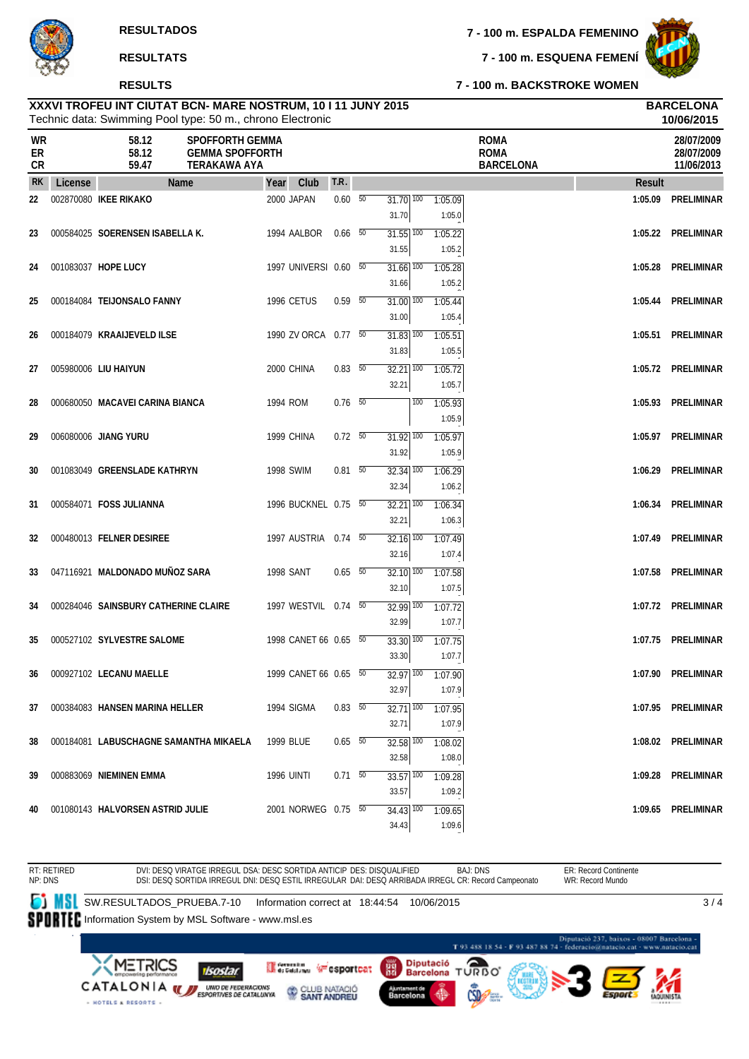# RESULTADOS

**RESULTATS**

**RESULTS**

**7 - 100 m. ESPALDA FEMENINO**

**7 - 100 m. ESQUENA FEMENÍ**

**7 - 100 m. BACKSTROKE WOMEN**

**XXXVI TROFEU INT CIUTAT BCN- MARE NOSTRUM, 10 I 11 JUNY 2015** — **BARCELONA** — **10/06/2015**

Technic data: Swimming Pool type: 50 m., chrono Electronic

| | | | | |
|---|---|---|---|---|
| WR | 58.12 | SPOFFORTH GEMMA | ROMA | 28/07/2009 |
| ER | 58.12 | GEMMA SPOFFORTH | ROMA | 28/07/2009 |
| CR | 59.47 | TERAKAWA AYA | BARCELONA | 11/06/2013 |

| RK | License | Name | Year | Club | T.R. | 50 | 100 | Result | |
|---|---|---|---|---|---|---|---|---|---|
| 22 | 002870080 | IKEE RIKAKO | 2000 | JAPAN | 0.60 | 31.70 (31.70) | 1:05.09 (1:05.0) | 1:05.09 | PRELIMINAR |
| 23 | 000584025 | SOERENSEN ISABELLA K. | 1994 | AALBOR | 0.66 | 31.55 (31.55) | 1:05.22 (1:05.2) | 1:05.22 | PRELIMINAR |
| 24 | 001083037 | HOPE LUCY | 1997 | UNIVERSI | 0.60 | 31.66 (31.66) | 1:05.28 (1:05.2) | 1:05.28 | PRELIMINAR |
| 25 | 000184084 | TEIJONSALO FANNY | 1996 | CETUS | 0.59 | 31.00 (31.00) | 1:05.44 (1:05.4) | 1:05.44 | PRELIMINAR |
| 26 | 000184079 | KRAAIJEVELD ILSE | 1990 | ZV ORCA | 0.77 | 31.83 (31.83) | 1:05.51 (1:05.5) | 1:05.51 | PRELIMINAR |
| 27 | 005980006 | LIU HAIYUN | 2000 | CHINA | 0.83 | 32.21 (32.21) | 1:05.72 (1:05.7) | 1:05.72 | PRELIMINAR |
| 28 | 000680050 | MACAVEI CARINA BIANCA | 1994 | ROM | 0.76 | | 1:05.93 (1:05.9) | 1:05.93 | PRELIMINAR |
| 29 | 006080006 | JIANG YURU | 1999 | CHINA | 0.72 | 31.92 (31.92) | 1:05.97 (1:05.9) | 1:05.97 | PRELIMINAR |
| 30 | 001083049 | GREENSLADE KATHRYN | 1998 | SWIM | 0.81 | 32.34 (32.34) | 1:06.29 (1:06.2) | 1:06.29 | PRELIMINAR |
| 31 | 000584071 | FOSS JULIANNA | 1996 | BUCKNEL | 0.75 | 32.21 (32.21) | 1:06.34 (1:06.3) | 1:06.34 | PRELIMINAR |
| 32 | 000480013 | FELNER DESIREE | 1997 | AUSTRIA | 0.74 | 32.16 (32.16) | 1:07.49 (1:07.4) | 1:07.49 | PRELIMINAR |
| 33 | 047116921 | MALDONADO MUÑOZ SARA | 1998 | SANT | 0.65 | 32.10 (32.10) | 1:07.58 (1:07.5) | 1:07.58 | PRELIMINAR |
| 34 | 000284046 | SAINSBURY CATHERINE CLAIRE | 1997 | WESTVIL | 0.74 | 32.99 (32.99) | 1:07.72 (1:07.7) | 1:07.72 | PRELIMINAR |
| 35 | 000527102 | SYLVESTRE SALOME | 1998 | CANET 66 | 0.65 | 33.30 (33.30) | 1:07.75 (1:07.7) | 1:07.75 | PRELIMINAR |
| 36 | 000927102 | LECANU MAELLE | 1999 | CANET 66 | 0.65 | 32.97 (32.97) | 1:07.90 (1:07.9) | 1:07.90 | PRELIMINAR |
| 37 | 000384083 | HANSEN MARINA HELLER | 1994 | SIGMA | 0.83 | 32.71 (32.71) | 1:07.95 (1:07.9) | 1:07.95 | PRELIMINAR |
| 38 | 000184081 | LABUSCHAGNE SAMANTHA MIKAELA | 1999 | BLUE | 0.65 | 32.58 (32.58) | 1:08.02 (1:08.0) | 1:08.02 | PRELIMINAR |
| 39 | 000883069 | NIEMINEN EMMA | 1996 | UINTI | 0.71 | 33.57 (33.57) | 1:09.28 (1:09.2) | 1:09.28 | PRELIMINAR |
| 40 | 001080143 | HALVORSEN ASTRID JULIE | 2001 | NORWEG | 0.75 | 34.43 (34.43) | 1:09.65 (1:09.6) | 1:09.65 | PRELIMINAR |

RT: RETIRED
NP: DNS

DVI: DESQ VIRATGE IRREGUL DSA: DESC SORTIDA ANTICIP DES: DISQUALIFIED
DSI: DESQ SORTIDA IRREGUL DNI: DESQ ESTIL IRREGULAR DAI: DESQ ARRIBADA IRREGL CR: Record Campeonato

BAJ: DNS

ER: Record Continente
WR: Record Mundo

SW.RESULTADOS_PRUEBA.7-10 Information correct at 18:44:54 10/06/2015

Information System by MSL Software - www.msl.es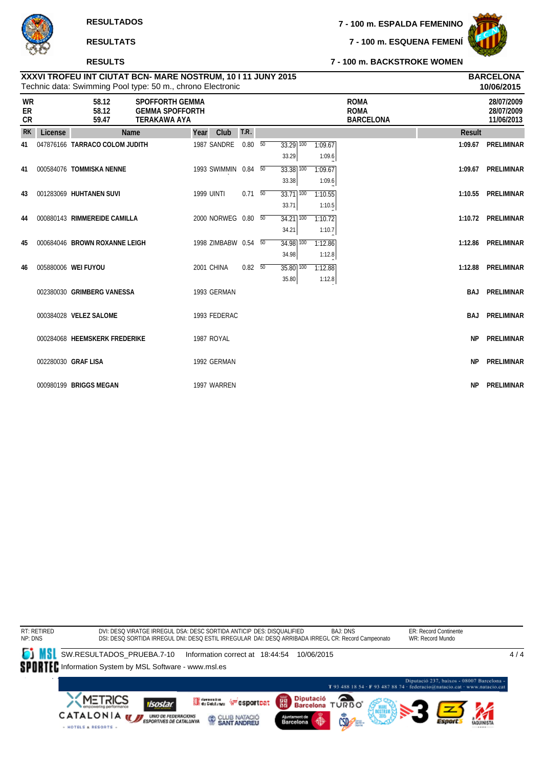# RESULTADOS / RESULTATS / RESULTS

## 7 - 100 m. ESPALDA FEMENINO
## 7 - 100 m. ESQUENA FEMENÍ
## 7 - 100 m. BACKSTROKE WOMEN

**XXXVI TROFEU INT CIUTAT BCN- MARE NOSTRUM, 10 I 11 JUNY 2015** — **BARCELONA 10/06/2015**

Technic data: Swimming Pool type: 50 m., chrono Electronic

| | | | | |
|---|---|---|---|---|
| WR | 58.12 | SPOFFORTH GEMMA | ROMA | 28/07/2009 |
| ER | 58.12 | GEMMA SPOFFORTH | ROMA | 28/07/2009 |
| CR | 59.47 | TERAKAWA AYA | BARCELONA | 11/06/2013 |

| RK | License | Name | Year | Club | T.R. | 50 | 100 | Result | |
|---|---|---|---|---|---|---|---|---|---|
| 41 | 047876166 | TARRACO COLOM JUDITH | 1987 | SANDRE | 0.80 | 33.29 (33.29) | 1:09.67 (1:09.6) | 1:09.67 | PRELIMINAR |
| 41 | 000584076 | TOMMISKA NENNE | 1993 | SWIMMIN | 0.84 | 33.38 (33.38) | 1:09.67 (1:09.6) | 1:09.67 | PRELIMINAR |
| 43 | 001283069 | HUHTANEN SUVI | 1999 | UINTI | 0.71 | 33.71 (33.71) | 1:10.55 (1:10.5) | 1:10.55 | PRELIMINAR |
| 44 | 000880143 | RIMMEREIDE CAMILLA | 2000 | NORWEG | 0.80 | 34.21 (34.21) | 1:10.72 (1:10.7) | 1:10.72 | PRELIMINAR |
| 45 | 000684046 | BROWN ROXANNE LEIGH | 1998 | ZIMBABW | 0.54 | 34.98 (34.98) | 1:12.86 (1:12.8) | 1:12.86 | PRELIMINAR |
| 46 | 005880006 | WEI FUYOU | 2001 | CHINA | 0.82 | 35.80 (35.80) | 1:12.88 (1:12.8) | 1:12.88 | PRELIMINAR |
| | 002380030 | GRIMBERG VANESSA | 1993 | GERMAN | | | | BAJ | PRELIMINAR |
| | 000384028 | VELEZ SALOME | 1993 | FEDERAC | | | | BAJ | PRELIMINAR |
| | 000284068 | HEEMSKERK FREDERIKE | 1987 | ROYAL | | | | NP | PRELIMINAR |
| | 002280030 | GRAF LISA | 1992 | GERMAN | | | | NP | PRELIMINAR |
| | 000980199 | BRIGGS MEGAN | 1997 | WARREN | | | | NP | PRELIMINAR |

RT: RETIRED
NP: DNS

DVI: DESQ VIRATGE IRREGUL DSA: DESC SORTIDA ANTICIP DES: DISQUALIFIED BAJ: DNS
DSI: DESQ SORTIDA IRREGUL DNI: DESQ ESTIL IRREGULAR DAI: DESQ ARRIBADA IRREGL CR: Record Campeonato

ER: Record Continente
WR: Record Mundo

SW.RESULTADOS_PRUEBA.7-10 Information correct at 18:44:54 10/06/2015

Information System by MSL Software - www.msl.es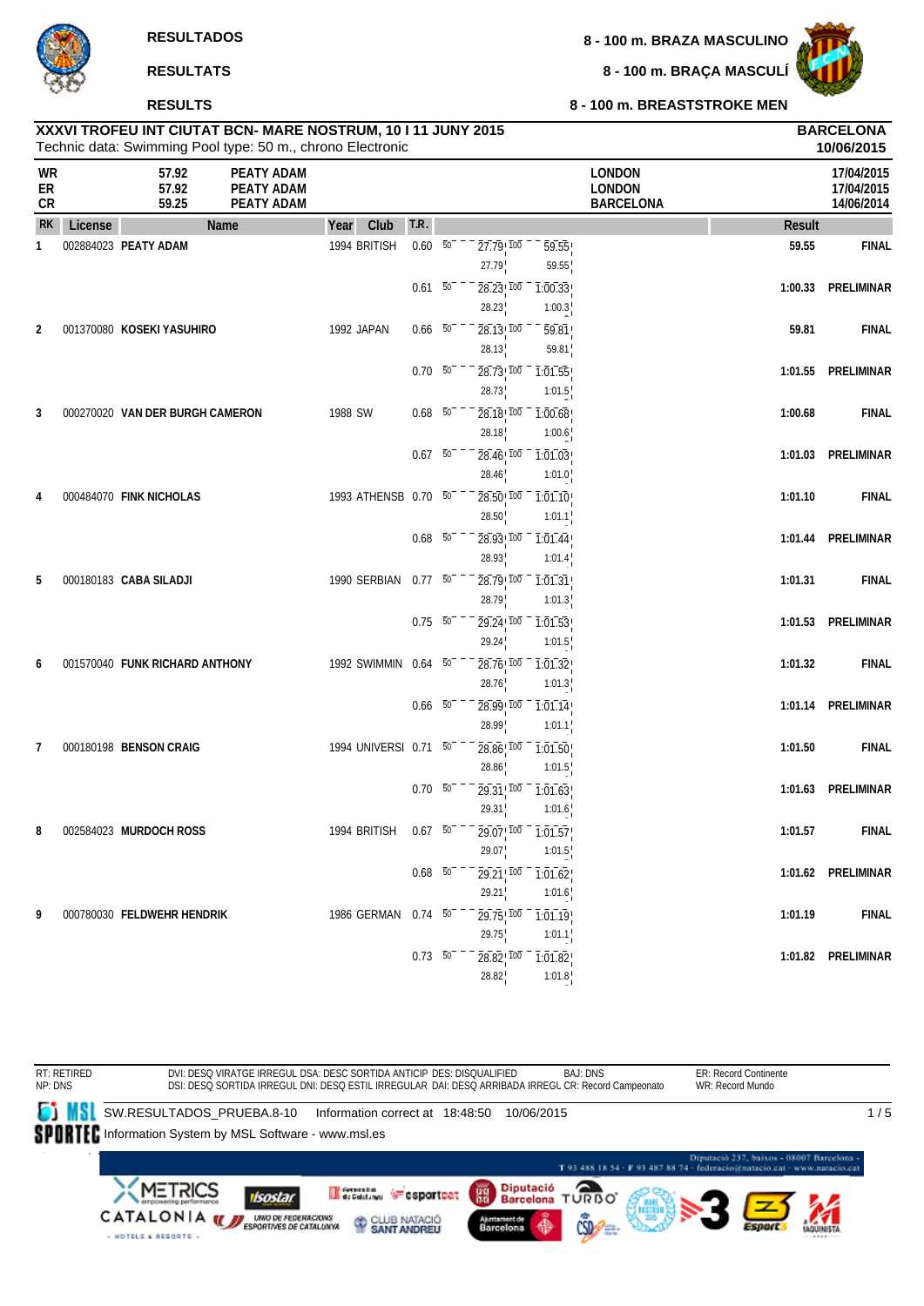**RESULTADOS**

**RESULTATS**

**RESULTS**

**8 - 100 m. BRAZA MASCULINO**

**8 - 100 m. BRAÇA MASCULÍ**

**8 - 100 m. BREASTSTROKE MEN**

**XXXVI TROFEU INT CIUTAT BCN- MARE NOSTRUM, 10 I 11 JUNY 2015** — **BARCELONA**
Technic data: Swimming Pool type: 50 m., chrono Electronic — **10/06/2015**

| | | | | |
|---|---|---|---|---|
| **WR** | 57.92 | PEATY ADAM | LONDON | 17/04/2015 |
| **ER** | 57.92 | PEATY ADAM | LONDON | 17/04/2015 |
| **CR** | 59.25 | PEATY ADAM | BARCELONA | 14/06/2014 |

| RK | License | Name | Year | Club | T.R. | 50 | 100 | Result | |
|---|---|---|---|---|---|---|---|---|---|
| 1 | 002884023 | **PEATY ADAM** | 1994 | BRITISH | 0.60 | 27.79 (27.79) | 59.55 (59.55) | **59.55** | **FINAL** |
| | | | | | 0.61 | 28.23 (28.23) | 1:00.33 (1:00.3) | **1:00.33** | **PRELIMINAR** |
| 2 | 001370080 | **KOSEKI YASUHIRO** | 1992 | JAPAN | 0.66 | 28.13 (28.13) | 59.81 (59.81) | **59.81** | **FINAL** |
| | | | | | 0.70 | 28.73 (28.73) | 1:01.55 (1:01.5) | **1:01.55** | **PRELIMINAR** |
| 3 | 000270020 | **VAN DER BURGH CAMERON** | 1988 | SW | 0.68 | 28.18 (28.18) | 1:00.68 (1:00.6) | **1:00.68** | **FINAL** |
| | | | | | 0.67 | 28.46 (28.46) | 1:01.03 (1:01.0) | **1:01.03** | **PRELIMINAR** |
| 4 | 000484070 | **FINK NICHOLAS** | 1993 | ATHENSB | 0.70 | 28.50 (28.50) | 1:01.10 (1:01.1) | **1:01.10** | **FINAL** |
| | | | | | 0.68 | 28.93 (28.93) | 1:01.44 (1:01.4) | **1:01.44** | **PRELIMINAR** |
| 5 | 000180183 | **CABA SILADJI** | 1990 | SERBIAN | 0.77 | 28.79 (28.79) | 1:01.31 (1:01.3) | **1:01.31** | **FINAL** |
| | | | | | 0.75 | 29.24 (29.24) | 1:01.53 (1:01.5) | **1:01.53** | **PRELIMINAR** |
| 6 | 001570040 | **FUNK RICHARD ANTHONY** | 1992 | SWIMMIN | 0.64 | 28.76 (28.76) | 1:01.32 (1:01.3) | **1:01.32** | **FINAL** |
| | | | | | 0.66 | 28.99 (28.99) | 1:01.14 (1:01.1) | **1:01.14** | **PRELIMINAR** |
| 7 | 000180198 | **BENSON CRAIG** | 1994 | UNIVERSI | 0.71 | 28.86 (28.86) | 1:01.50 (1:01.5) | **1:01.50** | **FINAL** |
| | | | | | 0.70 | 29.31 (29.31) | 1:01.63 (1:01.6) | **1:01.63** | **PRELIMINAR** |
| 8 | 002584023 | **MURDOCH ROSS** | 1994 | BRITISH | 0.67 | 29.07 (29.07) | 1:01.57 (1:01.5) | **1:01.57** | **FINAL** |
| | | | | | 0.68 | 29.21 (29.21) | 1:01.62 (1:01.6) | **1:01.62** | **PRELIMINAR** |
| 9 | 000780030 | **FELDWEHR HENDRIK** | 1986 | GERMAN | 0.74 | 29.75 (29.75) | 1:01.19 (1:01.1) | **1:01.19** | **FINAL** |
| | | | | | 0.73 | 28.82 (28.82) | 1:01.82 (1:01.8) | **1:01.82** | **PRELIMINAR** |

RT: RETIRED
NP: DNS

DVI: DESQ VIRATGE IRREGUL DSA: DESC SORTIDA ANTICIP DES: DISQUALIFIED BAJ: DNS
DSI: DESQ SORTIDA IRREGUL DNI: DESQ ESTIL IRREGULAR DAI: DESQ ARRIBADA IRREGL CR: Record Campeonato

ER: Record Continente
WR: Record Mundo

SW.RESULTADOS_PRUEBA.8-10 Information correct at 18:48:50 10/06/2015

Information System by MSL Software - www.msl.es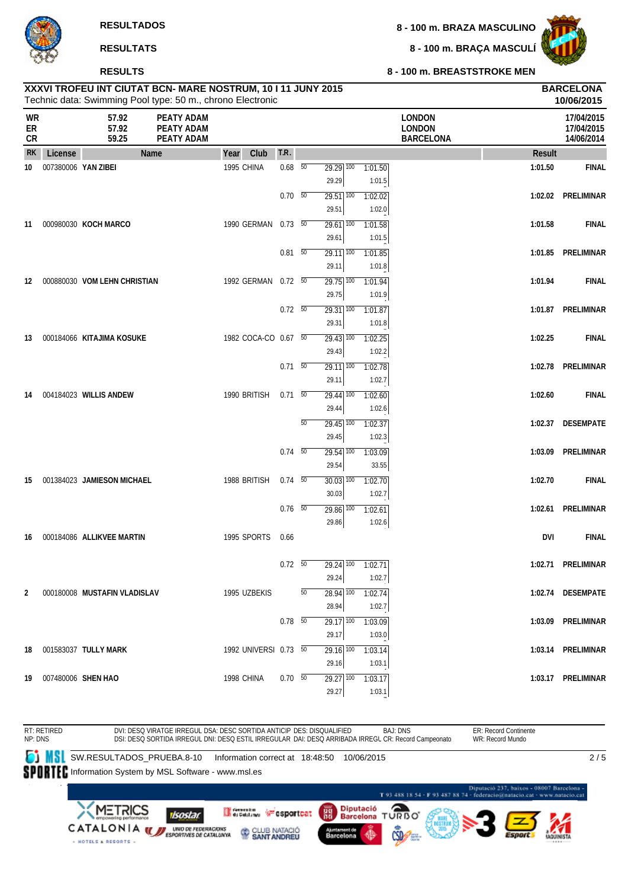RESULTADOS

RESULTATS

RESULTS

8 - 100 m. BRAZA MASCULINO

8 - 100 m. BRAÇA MASCULÍ

8 - 100 m. BREASTSTROKE MEN

**XXXVI TROFEU INT CIUTAT BCN- MARE NOSTRUM, 10 I 11 JUNY 2015** — **BARCELONA**

Technic data: Swimming Pool type: 50 m., chrono Electronic — **10/06/2015**

| | | | | |
|---|---|---|---|---|
| WR | 57.92 | PEATY ADAM | LONDON | 17/04/2015 |
| ER | 57.92 | PEATY ADAM | LONDON | 17/04/2015 |
| CR | 59.25 | PEATY ADAM | BARCELONA | 14/06/2014 |

| RK | License | Name | Year | Club | T.R. | 50 | 100 | Result | |
|---|---|---|---|---|---|---|---|---|---|
| 10 | 007380006 | YAN ZIBEI | 1995 | CHINA | 0.68 | 29.29 / 29.29 | 1:01.50 / 1:01.5 | 1:01.50 | FINAL |
| | | | | | 0.70 | 29.51 / 29.51 | 1:02.02 / 1:02.0 | 1:02.02 | PRELIMINAR |
| 11 | 000980030 | KOCH MARCO | 1990 | GERMAN | 0.73 | 29.61 / 29.61 | 1:01.58 / 1:01.5 | 1:01.58 | FINAL |
| | | | | | 0.81 | 29.11 / 29.11 | 1:01.85 / 1:01.8 | 1:01.85 | PRELIMINAR |
| 12 | 000880030 | VOM LEHN CHRISTIAN | 1992 | GERMAN | 0.72 | 29.75 / 29.75 | 1:01.94 / 1:01.9 | 1:01.94 | FINAL |
| | | | | | 0.72 | 29.31 / 29.31 | 1:01.87 / 1:01.8 | 1:01.87 | PRELIMINAR |
| 13 | 000184066 | KITAJIMA KOSUKE | 1982 | COCA-CO | 0.67 | 29.43 / 29.43 | 1:02.25 / 1:02.2 | 1:02.25 | FINAL |
| | | | | | 0.71 | 29.11 / 29.11 | 1:02.78 / 1:02.7 | 1:02.78 | PRELIMINAR |
| 14 | 004184023 | WILLIS ANDEW | 1990 | BRITISH | 0.71 | 29.44 / 29.44 | 1:02.60 / 1:02.6 | 1:02.60 | FINAL |
| | | | | | | 29.45 / 29.45 | 1:02.37 / 1:02.3 | 1:02.37 | DESEMPATE |
| | | | | | 0.74 | 29.54 / 29.54 | 1:03.09 / 33.55 | 1:03.09 | PRELIMINAR |
| 15 | 001384023 | JAMIESON MICHAEL | 1988 | BRITISH | 0.74 | 30.03 / 30.03 | 1:02.70 / 1:02.7 | 1:02.70 | FINAL |
| | | | | | 0.76 | 29.86 / 29.86 | 1:02.61 / 1:02.6 | 1:02.61 | PRELIMINAR |
| 16 | 000184086 | ALLIKVEE MARTIN | 1995 | SPORTS | 0.66 | | | DVI | FINAL |
| | | | | | 0.72 | 29.24 / 29.24 | 1:02.71 / 1:02.7 | 1:02.71 | PRELIMINAR |
| 2 | 000180008 | MUSTAFIN VLADISLAV | 1995 | UZBEKIS | | 28.94 / 28.94 | 1:02.74 / 1:02.7 | 1:02.74 | DESEMPATE |
| | | | | | 0.78 | 29.17 / 29.17 | 1:03.09 / 1:03.0 | 1:03.09 | PRELIMINAR |
| 18 | 001583037 | TULLY MARK | 1992 | UNIVERSI | 0.73 | 29.16 / 29.16 | 1:03.14 / 1:03.1 | 1:03.14 | PRELIMINAR |
| 19 | 007480006 | SHEN HAO | 1998 | CHINA | 0.70 | 29.27 / 29.27 | 1:03.17 / 1:03.1 | 1:03.17 | PRELIMINAR |

RT: RETIRED
NP: DNS

DVI: DESQ VIRATGE IRREGUL DSA: DESC SORTIDA ANTICIP DES: DISQUALIFIED BAJ: DNS
DSI: DESQ SORTIDA IRREGUL DNI: DESQ ESTIL IRREGULAR DAI: DESQ ARRIBADA IRREGL CR: Record Campeonato

ER: Record Continente
WR: Record Mundo

SW.RESULTADOS_PRUEBA.8-10 Information correct at 18:48:50 10/06/2015

Information System by MSL Software - www.msl.es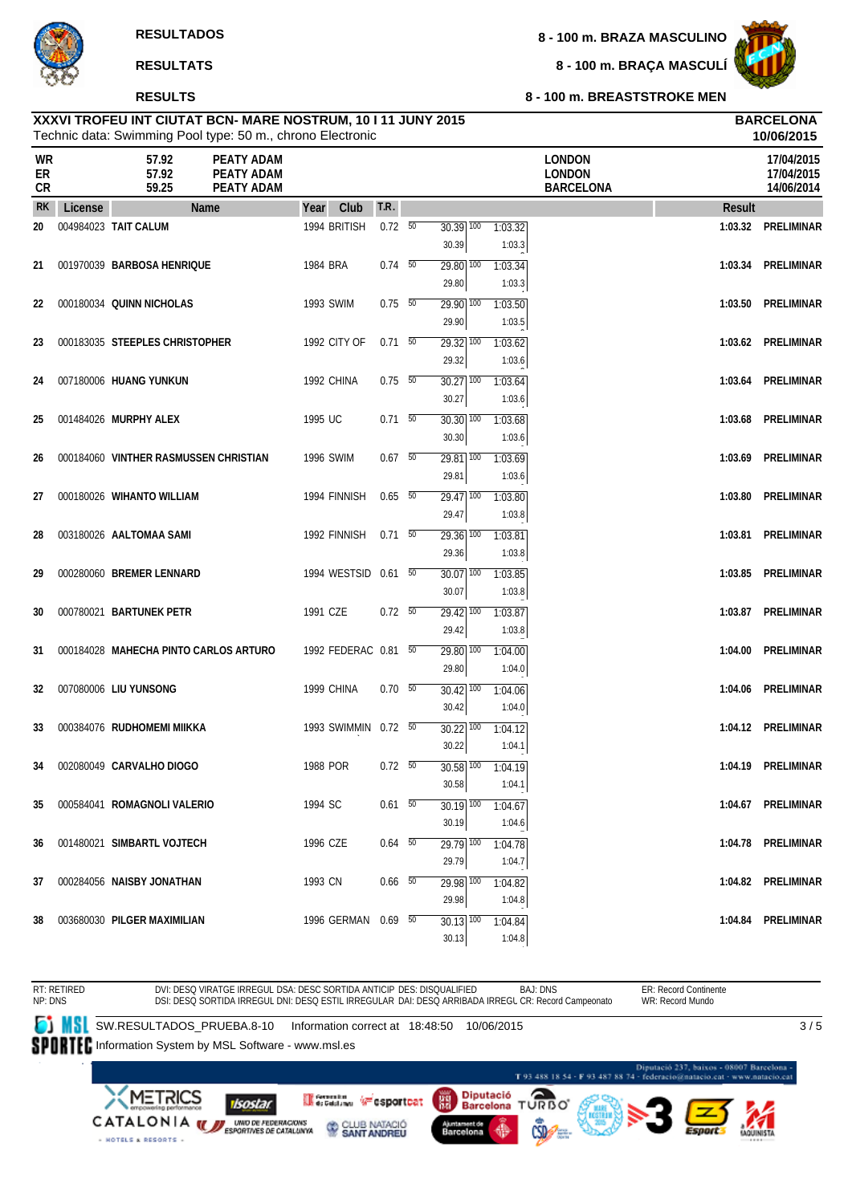# RESULTADOS

# RESULTATS

# RESULTS

## 8 - 100 m. BRAZA MASCULINO

## 8 - 100 m. BRAÇA MASCULÍ

## 8 - 100 m. BREASTSTROKE MEN

**XXXVI TROFEU INT CIUTAT BCN- MARE NOSTRUM, 10 I 11 JUNY 2015**
Technic data: Swimming Pool type: 50 m., chrono Electronic

**BARCELONA**
**10/06/2015**

| | | | | |
|---|---|---|---|---|
| WR | 57.92 | PEATY ADAM | LONDON | 17/04/2015 |
| ER | 57.92 | PEATY ADAM | LONDON | 17/04/2015 |
| CR | 59.25 | PEATY ADAM | BARCELONA | 14/06/2014 |

| RK | License | Name | Year | Club | T.R. | 50 | 100 | Result | |
|---|---|---|---|---|---|---|---|---|---|
| 20 | 004984023 | TAIT CALUM | 1994 | BRITISH | 0.72 | 30.39 (30.39) | 1:03.32 (1:03.3) | 1:03.32 | PRELIMINAR |
| 21 | 001970039 | BARBOSA HENRIQUE | 1984 | BRA | 0.74 | 29.80 (29.80) | 1:03.34 (1:03.3) | 1:03.34 | PRELIMINAR |
| 22 | 000180034 | QUINN NICHOLAS | 1993 | SWIM | 0.75 | 29.90 (29.90) | 1:03.50 (1:03.5) | 1:03.50 | PRELIMINAR |
| 23 | 000183035 | STEEPLES CHRISTOPHER | 1992 | CITY OF | 0.71 | 29.32 (29.32) | 1:03.62 (1:03.6) | 1:03.62 | PRELIMINAR |
| 24 | 007180006 | HUANG YUNKUN | 1992 | CHINA | 0.75 | 30.27 (30.27) | 1:03.64 (1:03.6) | 1:03.64 | PRELIMINAR |
| 25 | 001484026 | MURPHY ALEX | 1995 | UC | 0.71 | 30.30 (30.30) | 1:03.68 (1:03.6) | 1:03.68 | PRELIMINAR |
| 26 | 000184060 | VINTHER RASMUSSEN CHRISTIAN | 1996 | SWIM | 0.67 | 29.81 (29.81) | 1:03.69 (1:03.6) | 1:03.69 | PRELIMINAR |
| 27 | 000180026 | WIHANTO WILLIAM | 1994 | FINNISH | 0.65 | 29.47 (29.47) | 1:03.80 (1:03.8) | 1:03.80 | PRELIMINAR |
| 28 | 003180026 | AALTOMAA SAMI | 1992 | FINNISH | 0.71 | 29.36 (29.36) | 1:03.81 (1:03.8) | 1:03.81 | PRELIMINAR |
| 29 | 000280060 | BREMER LENNARD | 1994 | WESTSID | 0.61 | 30.07 (30.07) | 1:03.85 (1:03.8) | 1:03.85 | PRELIMINAR |
| 30 | 000780021 | BARTUNEK PETR | 1991 | CZE | 0.72 | 29.42 (29.42) | 1:03.87 (1:03.8) | 1:03.87 | PRELIMINAR |
| 31 | 000184028 | MAHECHA PINTO CARLOS ARTURO | 1992 | FEDERAC | 0.81 | 29.80 (29.80) | 1:04.00 (1:04.0) | 1:04.00 | PRELIMINAR |
| 32 | 007080006 | LIU YUNSONG | 1999 | CHINA | 0.70 | 30.42 (30.42) | 1:04.06 (1:04.0) | 1:04.06 | PRELIMINAR |
| 33 | 000384076 | RUDHOMEMI MIIKKA | 1993 | SWIMMIN | 0.72 | 30.22 (30.22) | 1:04.12 (1:04.1) | 1:04.12 | PRELIMINAR |
| 34 | 002080049 | CARVALHO DIOGO | 1988 | POR | 0.72 | 30.58 (30.58) | 1:04.19 (1:04.1) | 1:04.19 | PRELIMINAR |
| 35 | 000584041 | ROMAGNOLI VALERIO | 1994 | SC | 0.61 | 30.19 (30.19) | 1:04.67 (1:04.6) | 1:04.67 | PRELIMINAR |
| 36 | 001480021 | SIMBARTL VOJTECH | 1996 | CZE | 0.64 | 29.79 (29.79) | 1:04.78 (1:04.7) | 1:04.78 | PRELIMINAR |
| 37 | 000284056 | NAISBY JONATHAN | 1993 | CN | 0.66 | 29.98 (29.98) | 1:04.82 (1:04.8) | 1:04.82 | PRELIMINAR |
| 38 | 003680030 | PILGER MAXIMILIAN | 1996 | GERMAN | 0.69 | 30.13 (30.13) | 1:04.84 (1:04.8) | 1:04.84 | PRELIMINAR |

RT: RETIRED
NP: DNS

DVI: DESQ VIRATGE IRREGUL DSA: DESC SORTIDA ANTICIP DES: DISQUALIFIED BAJ: DNS
DSI: DESQ SORTIDA IRREGUL DNI: DESQ ESTIL IRREGULAR DAI: DESQ ARRIBADA IRREGL CR: Record Campeonato

ER: Record Continente
WR: Record Mundo

SW.RESULTADOS_PRUEBA.8-10 Information correct at 18:48:50 10/06/2015
Information System by MSL Software - www.msl.es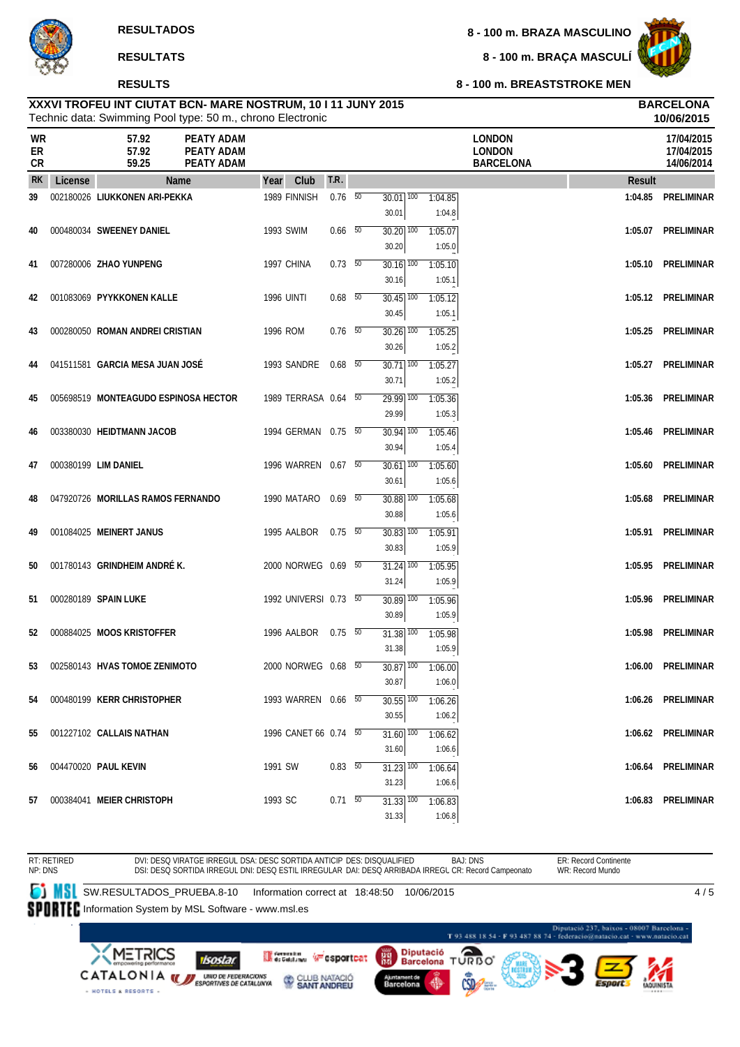# RESULTADOS

# RESULTATS

# RESULTS

**8 - 100 m. BRAZA MASCULINO**

**8 - 100 m. BRAÇA MASCULÍ**

**8 - 100 m. BREASTSTROKE MEN**

**XXXVI TROFEU INT CIUTAT BCN- MARE NOSTRUM, 10 I 11 JUNY 2015**
Technic data: Swimming Pool type: 50 m., chrono Electronic

**BARCELONA**
**10/06/2015**

| | | | | |
|---|---|---|---|---|
| WR | 57.92 | PEATY ADAM | LONDON | 17/04/2015 |
| ER | 57.92 | PEATY ADAM | LONDON | 17/04/2015 |
| CR | 59.25 | PEATY ADAM | BARCELONA | 14/06/2014 |

| RK | License | Name | Year | Club | T.R. | 50 | 100 | Result | |
|---|---|---|---|---|---|---|---|---|---|
| 39 | 002180026 | LIUKKONEN ARI-PEKKA | 1989 | FINNISH | 0.76 | 30.01 (30.01) | 1:04.85 (1:04.8) | 1:04.85 | PRELIMINAR |
| 40 | 000480034 | SWEENEY DANIEL | 1993 | SWIM | 0.66 | 30.20 (30.20) | 1:05.07 (1:05.0) | 1:05.07 | PRELIMINAR |
| 41 | 007280006 | ZHAO YUNPENG | 1997 | CHINA | 0.73 | 30.16 (30.16) | 1:05.10 (1:05.1) | 1:05.10 | PRELIMINAR |
| 42 | 001083069 | PYYKKONEN KALLE | 1996 | UINTI | 0.68 | 30.45 (30.45) | 1:05.12 (1:05.1) | 1:05.12 | PRELIMINAR |
| 43 | 000280050 | ROMAN ANDREI CRISTIAN | 1996 | ROM | 0.76 | 30.26 (30.26) | 1:05.25 (1:05.2) | 1:05.25 | PRELIMINAR |
| 44 | 041511581 | GARCIA MESA JUAN JOSÉ | 1993 | SANDRE | 0.68 | 30.71 (30.71) | 1:05.27 (1:05.2) | 1:05.27 | PRELIMINAR |
| 45 | 005698519 | MONTEAGUDO ESPINOSA HECTOR | 1989 | TERRASA | 0.64 | 29.99 (29.99) | 1:05.36 (1:05.3) | 1:05.36 | PRELIMINAR |
| 46 | 003380030 | HEIDTMANN JACOB | 1994 | GERMAN | 0.75 | 30.94 (30.94) | 1:05.46 (1:05.4) | 1:05.46 | PRELIMINAR |
| 47 | 000380199 | LIM DANIEL | 1996 | WARREN | 0.67 | 30.61 (30.61) | 1:05.60 (1:05.6) | 1:05.60 | PRELIMINAR |
| 48 | 047920726 | MORILLAS RAMOS FERNANDO | 1990 | MATARO | 0.69 | 30.88 (30.88) | 1:05.68 (1:05.6) | 1:05.68 | PRELIMINAR |
| 49 | 001084025 | MEINERT JANUS | 1995 | AALBOR | 0.75 | 30.83 (30.83) | 1:05.91 (1:05.9) | 1:05.91 | PRELIMINAR |
| 50 | 001780143 | GRINDHEIM ANDRÉ K. | 2000 | NORWEG | 0.69 | 31.24 (31.24) | 1:05.95 (1:05.9) | 1:05.95 | PRELIMINAR |
| 51 | 000280189 | SPAIN LUKE | 1992 | UNIVERSI | 0.73 | 30.89 (30.89) | 1:05.96 (1:05.9) | 1:05.96 | PRELIMINAR |
| 52 | 000884025 | MOOS KRISTOFFER | 1996 | AALBOR | 0.75 | 31.38 (31.38) | 1:05.98 (1:05.9) | 1:05.98 | PRELIMINAR |
| 53 | 002580143 | HVAS TOMOE ZENIMOTO | 2000 | NORWEG | 0.68 | 30.87 (30.87) | 1:06.00 (1:06.0) | 1:06.00 | PRELIMINAR |
| 54 | 000480199 | KERR CHRISTOPHER | 1993 | WARREN | 0.66 | 30.55 (30.55) | 1:06.26 (1:06.2) | 1:06.26 | PRELIMINAR |
| 55 | 001227102 | CALLAIS NATHAN | 1996 | CANET 66 | 0.74 | 31.60 (31.60) | 1:06.62 (1:06.6) | 1:06.62 | PRELIMINAR |
| 56 | 004470020 | PAUL KEVIN | 1991 | SW | 0.83 | 31.23 (31.23) | 1:06.64 (1:06.6) | 1:06.64 | PRELIMINAR |
| 57 | 000384041 | MEIER CHRISTOPH | 1993 | SC | 0.71 | 31.33 (31.33) | 1:06.83 (1:06.8) | 1:06.83 | PRELIMINAR |

RT: RETIRED
NP: DNS
DVI: DESQ VIRATGE IRREGUL DSA: DESC SORTIDA ANTICIP DES: DISQUALIFIED
DSI: DESQ SORTIDA IRREGUL DNI: DESQ ESTIL IRREGULAR DAI: DESQ ARRIBADA IRREGL CR: Record Campeonato
BAJ: DNS
ER: Record Continente
WR: Record Mundo

SW.RESULTADOS_PRUEBA.8-10 Information correct at 18:48:50 10/06/2015

Information System by MSL Software - www.msl.es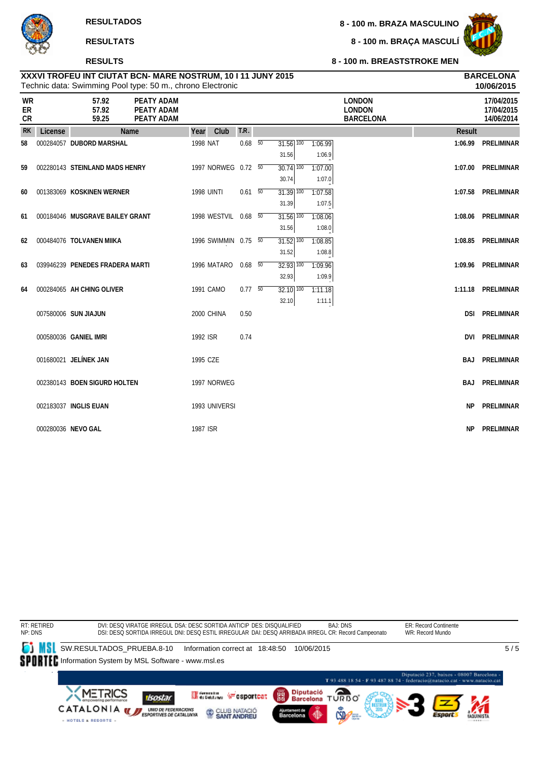# RESULTADOS
# RESULTATS
# RESULTS

## 8 - 100 m. BRAZA MASCULINO
## 8 - 100 m. BRAÇA MASCULÍ
## 8 - 100 m. BREASTSTROKE MEN

**XXXVI TROFEU INT CIUTAT BCN- MARE NOSTRUM, 10 I 11 JUNY 2015** — **BARCELONA 10/06/2015**

Technic data: Swimming Pool type: 50 m., chrono Electronic

| | | | | |
|---|---|---|---|---|
| WR | 57.92 | PEATY ADAM | LONDON | 17/04/2015 |
| ER | 57.92 | PEATY ADAM | LONDON | 17/04/2015 |
| CR | 59.25 | PEATY ADAM | BARCELONA | 14/06/2014 |

| RK | License | Name | Year | Club | T.R. | Splits | Result | |
|---|---|---|---|---|---|---|---|---|
| 58 | 000284057 | DUBORD MARSHAL | 1998 | NAT | 0.68 | 50: 31.56 (31.56) / 100: 1:06.99 (1:06.9) | 1:06.99 | PRELIMINAR |
| 59 | 002280143 | STEINLAND MADS HENRY | 1997 | NORWEG | 0.72 | 50: 30.74 (30.74) / 100: 1:07.00 (1:07.0) | 1:07.00 | PRELIMINAR |
| 60 | 001383069 | KOSKINEN WERNER | 1998 | UINTI | 0.61 | 50: 31.39 (31.39) / 100: 1:07.58 (1:07.5) | 1:07.58 | PRELIMINAR |
| 61 | 000184046 | MUSGRAVE BAILEY GRANT | 1998 | WESTVIL | 0.68 | 50: 31.56 (31.56) / 100: 1:08.06 (1:08.0) | 1:08.06 | PRELIMINAR |
| 62 | 000484076 | TOLVANEN MIIKA | 1996 | SWIMMIN | 0.75 | 50: 31.52 (31.52) / 100: 1:08.85 (1:08.8) | 1:08.85 | PRELIMINAR |
| 63 | 039946239 | PENEDES FRADERA MARTI | 1996 | MATARO | 0.68 | 50: 32.93 (32.93) / 100: 1:09.96 (1:09.9) | 1:09.96 | PRELIMINAR |
| 64 | 000284065 | AH CHING OLIVER | 1991 | CAMO | 0.77 | 50: 32.10 (32.10) / 100: 1:11.18 (1:11.1) | 1:11.18 | PRELIMINAR |
| | 007580006 | SUN JIAJUN | 2000 | CHINA | 0.50 | | DSI | PRELIMINAR |
| | 000580036 | GANIEL IMRI | 1992 | ISR | 0.74 | | DVI | PRELIMINAR |
| | 001680021 | JELÍNEK JAN | 1995 | CZE | | | BAJ | PRELIMINAR |
| | 002380143 | BOEN SIGURD HOLTEN | 1997 | NORWEG | | | BAJ | PRELIMINAR |
| | 002183037 | INGLIS EUAN | 1993 | UNIVERSI | | | NP | PRELIMINAR |
| | 000280036 | NEVO GAL | 1987 | ISR | | | NP | PRELIMINAR |

RT: RETIRED
NP: DNS
DVI: DESQ VIRATGE IRREGUL DSA: DESC SORTIDA ANTICIP DES: DISQUALIFIED BAJ: DNS
DSI: DESQ SORTIDA IRREGUL DNI: DESQ ESTIL IRREGULAR DAI: DESQ ARRIBADA IRREGL CR: Record Campeonato
ER: Record Continente
WR: Record Mundo

SW.RESULTADOS_PRUEBA.8-10 Information correct at 18:48:50 10/06/2015

Information System by MSL Software - www.msl.es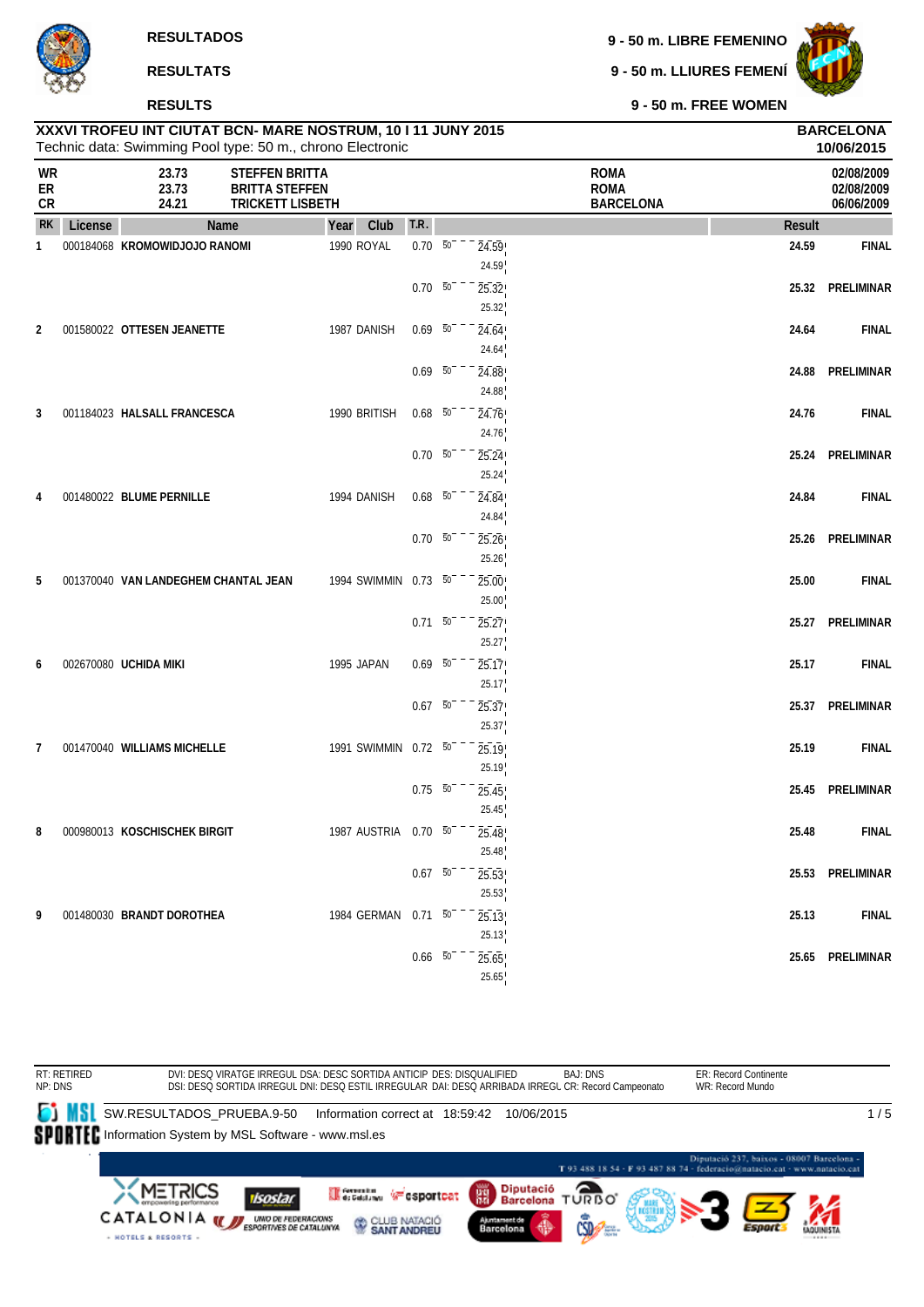**RESULTADOS**

**RESULTATS**

**RESULTS**

**9 - 50 m. LIBRE FEMENINO**

**9 - 50 m. LLIURES FEMENÍ**

**9 - 50 m. FREE WOMEN**

**XXXVI TROFEU INT CIUTAT BCN- MARE NOSTRUM, 10 I 11 JUNY 2015**
Technic data: Swimming Pool type: 50 m., chrono Electronic

**BARCELONA**
**10/06/2015**

| | | | | |
|---|---|---|---|---|
| **WR** | **23.73** | **STEFFEN BRITTA** | **ROMA** | **02/08/2009** |
| **ER** | **23.73** | **BRITTA STEFFEN** | **ROMA** | **02/08/2009** |
| **CR** | **24.21** | **TRICKETT LISBETH** | **BARCELONA** | **06/06/2009** |

| RK | License | Name | Year | Club | T.R. | Split | Time | Result | |
|---|---|---|---|---|---|---|---|---|---|
| 1 | 000184068 | **KROMOWIDJOJO RANOMI** | 1990 | ROYAL | 0.70 | 50 | 24.59 (24.59) | **24.59** | **FINAL** |
| | | | | | 0.70 | 50 | 25.32 (25.32) | **25.32** | **PRELIMINAR** |
| 2 | 001580022 | **OTTESEN JEANETTE** | 1987 | DANISH | 0.69 | 50 | 24.64 (24.64) | **24.64** | **FINAL** |
| | | | | | 0.69 | 50 | 24.88 (24.88) | **24.88** | **PRELIMINAR** |
| 3 | 001184023 | **HALSALL FRANCESCA** | 1990 | BRITISH | 0.68 | 50 | 24.76 (24.76) | **24.76** | **FINAL** |
| | | | | | 0.70 | 50 | 25.24 (25.24) | **25.24** | **PRELIMINAR** |
| 4 | 001480022 | **BLUME PERNILLE** | 1994 | DANISH | 0.68 | 50 | 24.84 (24.84) | **24.84** | **FINAL** |
| | | | | | 0.70 | 50 | 25.26 (25.26) | **25.26** | **PRELIMINAR** |
| 5 | 001370040 | **VAN LANDEGHEM CHANTAL JEAN** | 1994 | SWIMMIN | 0.73 | 50 | 25.00 (25.00) | **25.00** | **FINAL** |
| | | | | | 0.71 | 50 | 25.27 (25.27) | **25.27** | **PRELIMINAR** |
| 6 | 002670080 | **UCHIDA MIKI** | 1995 | JAPAN | 0.69 | 50 | 25.17 (25.17) | **25.17** | **FINAL** |
| | | | | | 0.67 | 50 | 25.37 (25.37) | **25.37** | **PRELIMINAR** |
| 7 | 001470040 | **WILLIAMS MICHELLE** | 1991 | SWIMMIN | 0.72 | 50 | 25.19 (25.19) | **25.19** | **FINAL** |
| | | | | | 0.75 | 50 | 25.45 (25.45) | **25.45** | **PRELIMINAR** |
| 8 | 000980013 | **KOSCHISCHEK BIRGIT** | 1987 | AUSTRIA | 0.70 | 50 | 25.48 (25.48) | **25.48** | **FINAL** |
| | | | | | 0.67 | 50 | 25.53 (25.53) | **25.53** | **PRELIMINAR** |
| 9 | 001480030 | **BRANDT DOROTHEA** | 1984 | GERMAN | 0.71 | 50 | 25.13 (25.13) | **25.13** | **FINAL** |
| | | | | | 0.66 | 50 | 25.65 (25.65) | **25.65** | **PRELIMINAR** |

RT: RETIRED
NP: DNS

DVI: DESQ VIRATGE IRREGUL DSA: DESC SORTIDA ANTICIP DES: DISQUALIFIED BAJ: DNS
DSI: DESQ SORTIDA IRREGUL DNI: DESQ ESTIL IRREGULAR DAI: DESQ ARRIBADA IRREGL CR: Record Campeonato

ER: Record Continente
WR: Record Mundo

SW.RESULTADOS_PRUEBA.9-50 Information correct at 18:59:42 10/06/2015
Information System by MSL Software - www.msl.es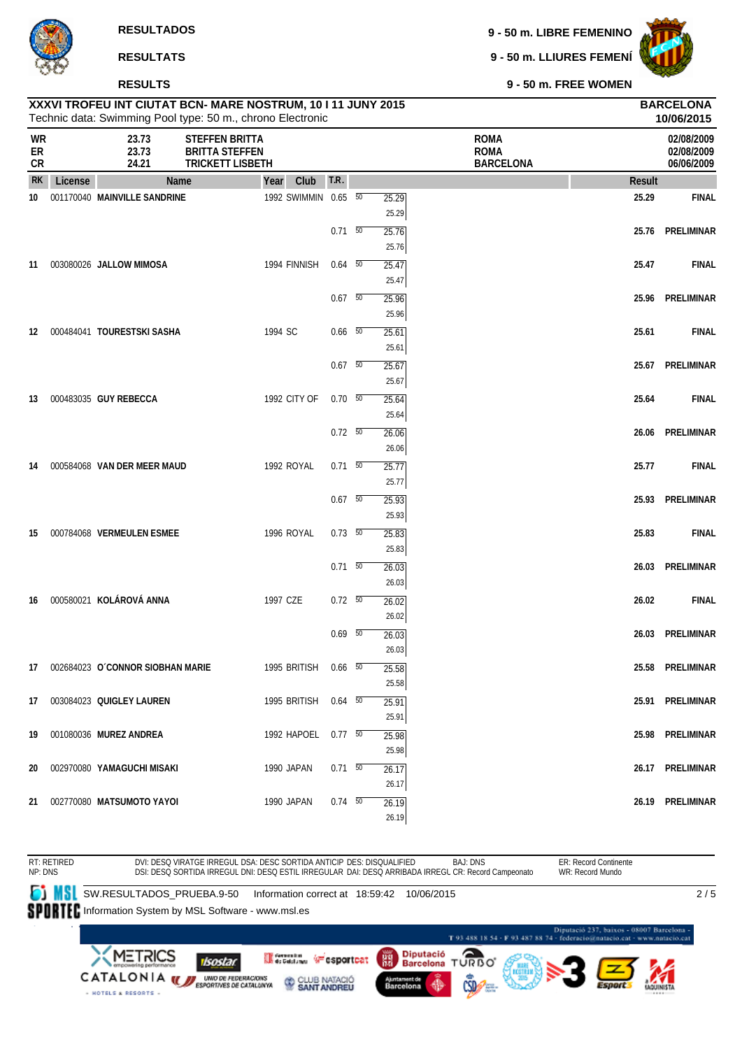RESULTADOS

RESULTATS

RESULTS

9 - 50 m. LIBRE FEMENINO

9 - 50 m. LLIURES FEMENÍ

9 - 50 m. FREE WOMEN

**XXXVI TROFEU INT CIUTAT BCN- MARE NOSTRUM, 10 I 11 JUNY 2015**
Technic data: Swimming Pool type: 50 m., chrono Electronic

**BARCELONA**
**10/06/2015**

| | | | | |
|---|---|---|---|---|
| WR | 23.73 | STEFFEN BRITTA | ROMA | 02/08/2009 |
| ER | 23.73 | BRITTA STEFFEN | ROMA | 02/08/2009 |
| CR | 24.21 | TRICKETT LISBETH | BARCELONA | 06/06/2009 |

| RK | License | Name | Year | Club | T.R. | | Split | Result | |
|---|---|---|---|---|---|---|---|---|---|
| 10 | 001170040 | MAINVILLE SANDRINE | 1992 | SWIMMIN | 0.65 | 50 | 25.29 / 25.29 | 25.29 | FINAL |
| | | | | | 0.71 | 50 | 25.76 / 25.76 | 25.76 | PRELIMINAR |
| 11 | 003080026 | JALLOW MIMOSA | 1994 | FINNISH | 0.64 | 50 | 25.47 / 25.47 | 25.47 | FINAL |
| | | | | | 0.67 | 50 | 25.96 / 25.96 | 25.96 | PRELIMINAR |
| 12 | 000484041 | TOURESTSKI SASHA | 1994 | SC | 0.66 | 50 | 25.61 / 25.61 | 25.61 | FINAL |
| | | | | | 0.67 | 50 | 25.67 / 25.67 | 25.67 | PRELIMINAR |
| 13 | 000483035 | GUY REBECCA | 1992 | CITY OF | 0.70 | 50 | 25.64 / 25.64 | 25.64 | FINAL |
| | | | | | 0.72 | 50 | 26.06 / 26.06 | 26.06 | PRELIMINAR |
| 14 | 000584068 | VAN DER MEER MAUD | 1992 | ROYAL | 0.71 | 50 | 25.77 / 25.77 | 25.77 | FINAL |
| | | | | | 0.67 | 50 | 25.93 / 25.93 | 25.93 | PRELIMINAR |
| 15 | 000784068 | VERMEULEN ESMEE | 1996 | ROYAL | 0.73 | 50 | 25.83 / 25.83 | 25.83 | FINAL |
| | | | | | 0.71 | 50 | 26.03 / 26.03 | 26.03 | PRELIMINAR |
| 16 | 000580021 | KOLÁROVÁ ANNA | 1997 | CZE | 0.72 | 50 | 26.02 / 26.02 | 26.02 | FINAL |
| | | | | | 0.69 | 50 | 26.03 / 26.03 | 26.03 | PRELIMINAR |
| 17 | 002684023 | O´CONNOR SIOBHAN MARIE | 1995 | BRITISH | 0.66 | 50 | 25.58 / 25.58 | 25.58 | PRELIMINAR |
| 17 | 003084023 | QUIGLEY LAUREN | 1995 | BRITISH | 0.64 | 50 | 25.91 / 25.91 | 25.91 | PRELIMINAR |
| 19 | 001080036 | MUREZ ANDREA | 1992 | HAPOEL | 0.77 | 50 | 25.98 / 25.98 | 25.98 | PRELIMINAR |
| 20 | 002970080 | YAMAGUCHI MISAKI | 1990 | JAPAN | 0.71 | 50 | 26.17 / 26.17 | 26.17 | PRELIMINAR |
| 21 | 002770080 | MATSUMOTO YAYOI | 1990 | JAPAN | 0.74 | 50 | 26.19 / 26.19 | 26.19 | PRELIMINAR |

RT: RETIRED
NP: DNS
DVI: DESQ VIRATGE IRREGULAR DSA: DESC SORTIDA ANTICIP DES: DISQUALIFIED
DSI: DESQ SORTIDA IRREGUL DNI: DESQ ESTIL IRREGULAR DAI: DESQ ARRIBADA IRREGL CR: Record Campeonato
BAJ: DNS
ER: Record Continente
WR: Record Mundo

SW.RESULTADOS_PRUEBA.9-50 Information correct at 18:59:42 10/06/2015
Information System by MSL Software - www.msl.es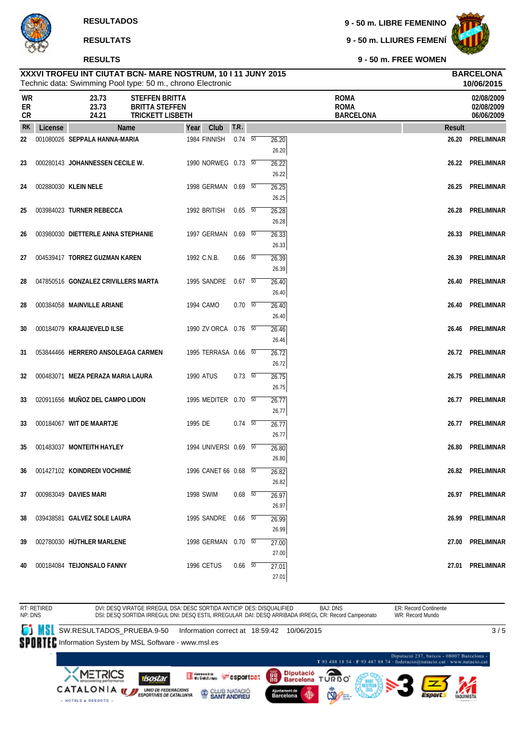**RESULTADOS**

**RESULTATS**

**RESULTS**

**9 - 50 m. LIBRE FEMENINO**

**9 - 50 m. LLIURES FEMENÍ**

**9 - 50 m. FREE WOMEN**

**XXXVI TROFEU INT CIUTAT BCN- MARE NOSTRUM, 10 I 11 JUNY 2015**
Technic data: Swimming Pool type: 50 m., chrono Electronic

**BARCELONA**
**10/06/2015**

| | | | | |
|---|---|---|---|---|
| **WR** | **23.73** | **STEFFEN BRITTA** | **ROMA** | **02/08/2009** |
| **ER** | **23.73** | **BRITTA STEFFEN** | **ROMA** | **02/08/2009** |
| **CR** | **24.21** | **TRICKETT LISBETH** | **BARCELONA** | **06/06/2009** |

| RK | License | Name | Year | Club | T.R. | | Split | Result | |
|---|---|---|---|---|---|---|---|---|---|
| 22 | 001080026 | **SEPPALA HANNA-MARIA** | 1984 | FINNISH | 0.74 | 50 | 26.20 / 26.20 | **26.20** | **PRELIMINAR** |
| 23 | 000280143 | **JOHANNESSEN CECILE W.** | 1990 | NORWEG | 0.73 | 50 | 26.22 / 26.22 | **26.22** | **PRELIMINAR** |
| 24 | 002880030 | **KLEIN NELE** | 1998 | GERMAN | 0.69 | 50 | 26.25 / 26.25 | **26.25** | **PRELIMINAR** |
| 25 | 003984023 | **TURNER REBECCA** | 1992 | BRITISH | 0.65 | 50 | 26.28 / 26.28 | **26.28** | **PRELIMINAR** |
| 26 | 003980030 | **DIETTERLE ANNA STEPHANIE** | 1997 | GERMAN | 0.69 | 50 | 26.33 / 26.33 | **26.33** | **PRELIMINAR** |
| 27 | 004539417 | **TORREZ GUZMAN KAREN** | 1992 | C.N.B. | 0.66 | 50 | 26.39 / 26.39 | **26.39** | **PRELIMINAR** |
| 28 | 047850516 | **GONZALEZ CRIVILLERS MARTA** | 1995 | SANDRE | 0.67 | 50 | 26.40 / 26.40 | **26.40** | **PRELIMINAR** |
| 28 | 000384058 | **MAINVILLE ARIANE** | 1994 | CAMO | 0.70 | 50 | 26.40 / 26.40 | **26.40** | **PRELIMINAR** |
| 30 | 000184079 | **KRAAIJEVELD ILSE** | 1990 | ZV ORCA | 0.76 | 50 | 26.46 / 26.46 | **26.46** | **PRELIMINAR** |
| 31 | 053844466 | **HERRERO ANSOLEAGA CARMEN** | 1995 | TERRASA | 0.66 | 50 | 26.72 / 26.72 | **26.72** | **PRELIMINAR** |
| 32 | 000483071 | **MEZA PERAZA MARIA LAURA** | 1990 | ATUS | 0.73 | 50 | 26.75 / 26.75 | **26.75** | **PRELIMINAR** |
| 33 | 020911656 | **MUÑOZ DEL CAMPO LIDON** | 1995 | MEDITER | 0.70 | 50 | 26.77 / 26.77 | **26.77** | **PRELIMINAR** |
| 33 | 000184067 | **WIT DE MAARTJE** | 1995 | DE | 0.74 | 50 | 26.77 / 26.77 | **26.77** | **PRELIMINAR** |
| 35 | 001483037 | **MONTEITH HAYLEY** | 1994 | UNIVERSI | 0.69 | 50 | 26.80 / 26.80 | **26.80** | **PRELIMINAR** |
| 36 | 001427102 | **KOINDREDI VOCHIMIÉ** | 1996 | CANET 66 | 0.68 | 50 | 26.82 / 26.82 | **26.82** | **PRELIMINAR** |
| 37 | 000983049 | **DAVIES MARI** | 1998 | SWIM | 0.68 | 50 | 26.97 / 26.97 | **26.97** | **PRELIMINAR** |
| 38 | 039438581 | **GALVEZ SOLE LAURA** | 1995 | SANDRE | 0.66 | 50 | 26.99 / 26.99 | **26.99** | **PRELIMINAR** |
| 39 | 002780030 | **HÜTHLER MARLENE** | 1998 | GERMAN | 0.70 | 50 | 27.00 / 27.00 | **27.00** | **PRELIMINAR** |
| 40 | 000184084 | **TEIJONSALO FANNY** | 1996 | CETUS | 0.66 | 50 | 27.01 / 27.01 | **27.01** | **PRELIMINAR** |

RT: RETIRED
NP: DNS
DVI: DESQ VIRATGE IRREGUL DSA: DESC SORTIDA ANTICIP DES: DISQUALIFIED BAJ: DNS
DSI: DESQ SORTIDA IRREGUL DNI: DESQ ESTIL IRREGULAR DAI: DESQ ARRIBADA IRREGL CR: Record Campeonato
ER: Record Continente
WR: Record Mundo

SW.RESULTADOS_PRUEBA.9-50 Information correct at 18:59:42 10/06/2015
Information System by MSL Software - www.msl.es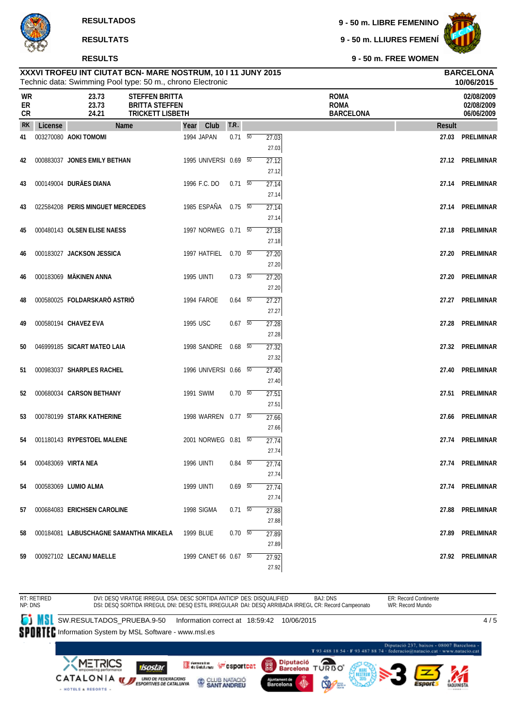RESULTADOS

RESULTATS

RESULTS

9 - 50 m. LIBRE FEMENINO

9 - 50 m. LLIURES FEMENÍ

9 - 50 m. FREE WOMEN

**XXXVI TROFEU INT CIUTAT BCN- MARE NOSTRUM, 10 I 11 JUNY 2015**
Technic data: Swimming Pool type: 50 m., chrono Electronic

**BARCELONA**
**10/06/2015**

| | | | | |
|---|---|---|---|---|
| WR | 23.73 | STEFFEN BRITTA | ROMA | 02/08/2009 |
| ER | 23.73 | BRITTA STEFFEN | ROMA | 02/08/2009 |
| CR | 24.21 | TRICKETT LISBETH | BARCELONA | 06/06/2009 |

| RK | License | Name | Year | Club | T.R. | Split | Time | Result | |
|---|---|---|---|---|---|---|---|---|---|
| 41 | 003270080 | AOKI TOMOMI | 1994 | JAPAN | 0.71 | 50 | 27.03 / 27.03 | 27.03 | PRELIMINAR |
| 42 | 000883037 | JONES EMILY BETHAN | 1995 | UNIVERSI | 0.69 | 50 | 27.12 / 27.12 | 27.12 | PRELIMINAR |
| 43 | 000149004 | DURÃES DIANA | 1996 | F.C. DO | 0.71 | 50 | 27.14 / 27.14 | 27.14 | PRELIMINAR |
| 43 | 022584208 | PERIS MINGUET MERCEDES | 1985 | ESPAÑA | 0.75 | 50 | 27.14 / 27.14 | 27.14 | PRELIMINAR |
| 45 | 000480143 | OLSEN ELISE NAESS | 1997 | NORWEG | 0.71 | 50 | 27.18 / 27.18 | 27.18 | PRELIMINAR |
| 46 | 000183027 | JACKSON JESSICA | 1997 | HATFIEL | 0.70 | 50 | 27.20 / 27.20 | 27.20 | PRELIMINAR |
| 46 | 000183069 | MÄKINEN ANNA | 1995 | UINTI | 0.73 | 50 | 27.20 / 27.20 | 27.20 | PRELIMINAR |
| 48 | 000580025 | FOLDARSKARÖ ASTRIÖ | 1994 | FAROE | 0.64 | 50 | 27.27 / 27.27 | 27.27 | PRELIMINAR |
| 49 | 000580194 | CHAVEZ EVA | 1995 | USC | 0.67 | 50 | 27.28 / 27.28 | 27.28 | PRELIMINAR |
| 50 | 046999185 | SICART MATEO LAIA | 1998 | SANDRE | 0.68 | 50 | 27.32 / 27.32 | 27.32 | PRELIMINAR |
| 51 | 000983037 | SHARPLES RACHEL | 1996 | UNIVERSI | 0.66 | 50 | 27.40 / 27.40 | 27.40 | PRELIMINAR |
| 52 | 000680034 | CARSON BETHANY | 1991 | SWIM | 0.70 | 50 | 27.51 / 27.51 | 27.51 | PRELIMINAR |
| 53 | 000780199 | STARK KATHERINE | 1998 | WARREN | 0.77 | 50 | 27.66 / 27.66 | 27.66 | PRELIMINAR |
| 54 | 001180143 | RYPESTOEL MALENE | 2001 | NORWEG | 0.81 | 50 | 27.74 / 27.74 | 27.74 | PRELIMINAR |
| 54 | 000483069 | VIRTA NEA | 1996 | UINTI | 0.84 | 50 | 27.74 / 27.74 | 27.74 | PRELIMINAR |
| 54 | 000583069 | LUMIO ALMA | 1999 | UINTI | 0.69 | 50 | 27.74 / 27.74 | 27.74 | PRELIMINAR |
| 57 | 000684083 | ERICHSEN CAROLINE | 1998 | SIGMA | 0.71 | 50 | 27.88 / 27.88 | 27.88 | PRELIMINAR |
| 58 | 000184081 | LABUSCHAGNE SAMANTHA MIKAELA | 1999 | BLUE | 0.70 | 50 | 27.89 / 27.89 | 27.89 | PRELIMINAR |
| 59 | 000927102 | LECANU MAELLE | 1999 | CANET 66 | 0.67 | 50 | 27.92 / 27.92 | 27.92 | PRELIMINAR |

RT: RETIRED
NP: DNS

DVI: DESQ VIRATGE IRREGUL DSA: DESC SORTIDA ANTICIP DES: DISQUALIFIED BAJ: DNS
DSI: DESQ SORTIDA IRREGUL DNI: DESQ ESTIL IRREGULAR DAI: DESQ ARRIBADA IRREGL CR: Record Campeonato

ER: Record Continente
WR: Record Mundo

SW.RESULTADOS_PRUEBA.9-50 Information correct at 18:59:42 10/06/2015

Information System by MSL Software - www.msl.es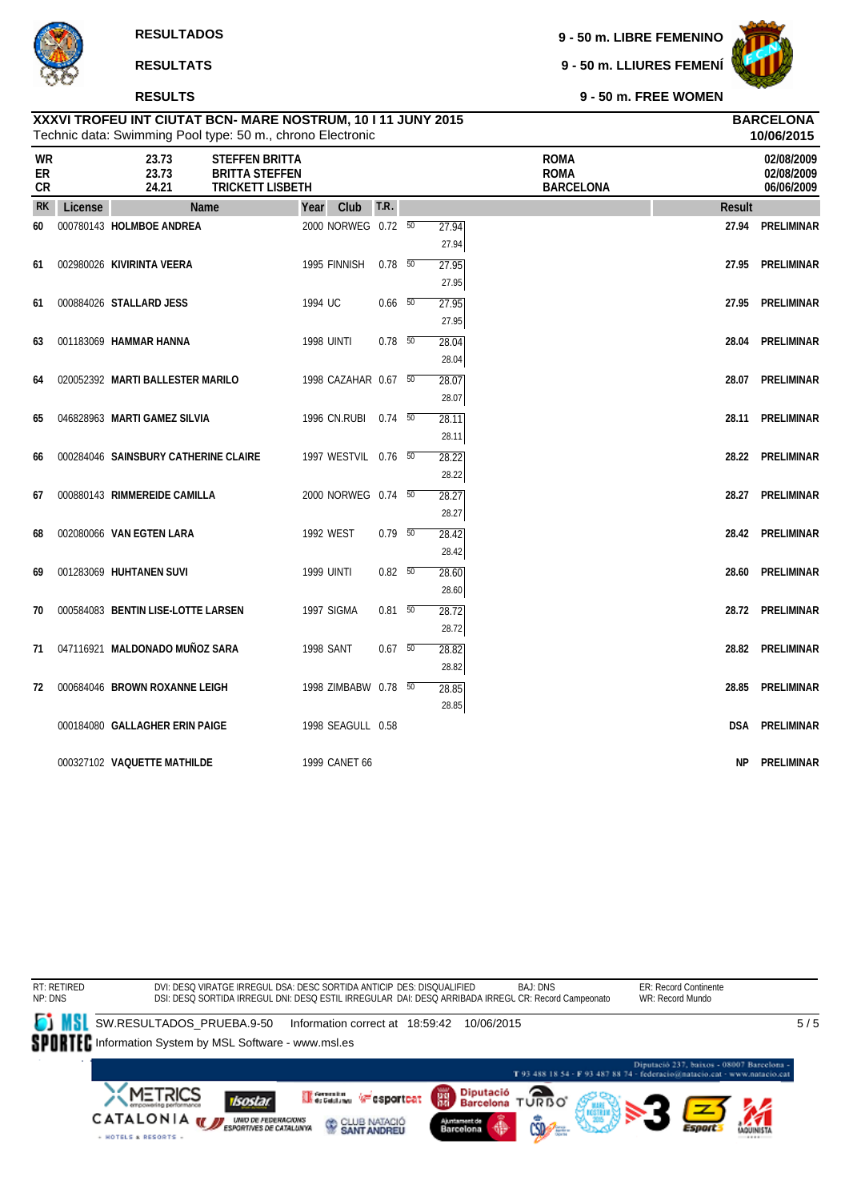**RESULTADOS**

**RESULTATS**

**RESULTS**

**9 - 50 m. LIBRE FEMENINO**

**9 - 50 m. LLIURES FEMENÍ**

**9 - 50 m. FREE WOMEN**

**XXXVI TROFEU INT CIUTAT BCN- MARE NOSTRUM, 10 I 11 JUNY 2015** — **BARCELONA 10/06/2015**

Technic data: Swimming Pool type: 50 m., chrono Electronic

| | Time | Name | Place | Date |
|---|---|---|---|---|
| WR | 23.73 | STEFFEN BRITTA | ROMA | 02/08/2009 |
| ER | 23.73 | BRITTA STEFFEN | ROMA | 02/08/2009 |
| CR | 24.21 | TRICKETT LISBETH | BARCELONA | 06/06/2009 |

| RK | License | Name | Year | Club | T.R. | 50 | Result | |
|---|---|---|---|---|---|---|---|---|
| 60 | 000780143 | HOLMBOE ANDREA | 2000 | NORWEG | 0.72 | 27.94 / 27.94 | 27.94 | PRELIMINAR |
| 61 | 002980026 | KIVIRINTA VEERA | 1995 | FINNISH | 0.78 | 27.95 / 27.95 | 27.95 | PRELIMINAR |
| 61 | 000884026 | STALLARD JESS | 1994 | UC | 0.66 | 27.95 / 27.95 | 27.95 | PRELIMINAR |
| 63 | 001183069 | HAMMAR HANNA | 1998 | UINTI | 0.78 | 28.04 / 28.04 | 28.04 | PRELIMINAR |
| 64 | 020052392 | MARTI BALLESTER MARILO | 1998 | CAZAHAR | 0.67 | 28.07 / 28.07 | 28.07 | PRELIMINAR |
| 65 | 046828963 | MARTI GAMEZ SILVIA | 1996 | CN.RUBI | 0.74 | 28.11 / 28.11 | 28.11 | PRELIMINAR |
| 66 | 000284046 | SAINSBURY CATHERINE CLAIRE | 1997 | WESTVIL | 0.76 | 28.22 / 28.22 | 28.22 | PRELIMINAR |
| 67 | 000880143 | RIMMEREIDE CAMILLA | 2000 | NORWEG | 0.74 | 28.27 / 28.27 | 28.27 | PRELIMINAR |
| 68 | 002080066 | VAN EGTEN LARA | 1992 | WEST | 0.79 | 28.42 / 28.42 | 28.42 | PRELIMINAR |
| 69 | 001283069 | HUHTANEN SUVI | 1999 | UINTI | 0.82 | 28.60 / 28.60 | 28.60 | PRELIMINAR |
| 70 | 000584083 | BENTIN LISE-LOTTE LARSEN | 1997 | SIGMA | 0.81 | 28.72 / 28.72 | 28.72 | PRELIMINAR |
| 71 | 047116921 | MALDONADO MUÑOZ SARA | 1998 | SANT | 0.67 | 28.82 / 28.82 | 28.82 | PRELIMINAR |
| 72 | 000684046 | BROWN ROXANNE LEIGH | 1998 | ZIMBABW | 0.78 | 28.85 / 28.85 | 28.85 | PRELIMINAR |
| | 000184080 | GALLAGHER ERIN PAIGE | 1998 | SEAGULL | 0.58 | | DSA | PRELIMINAR |
| | 000327102 | VAQUETTE MATHILDE | 1999 | CANET 66 | | | NP | PRELIMINAR |

RT: RETIRED
NP: DNS
DVI: DESQ VIRATGE IRREGUL DSA: DESC SORTIDA ANTICIP DES: DISQUALIFIED BAJ: DNS
DSI: DESQ SORTIDA IRREGUL DNI: DESQ ESTIL IRREGULAR DAI: DESQ ARRIBADA IRREGL CR: Record Campeonato
ER: Record Continente
WR: Record Mundo

SW.RESULTADOS_PRUEBA.9-50 Information correct at 18:59:42 10/06/2015

Information System by MSL Software - www.msl.es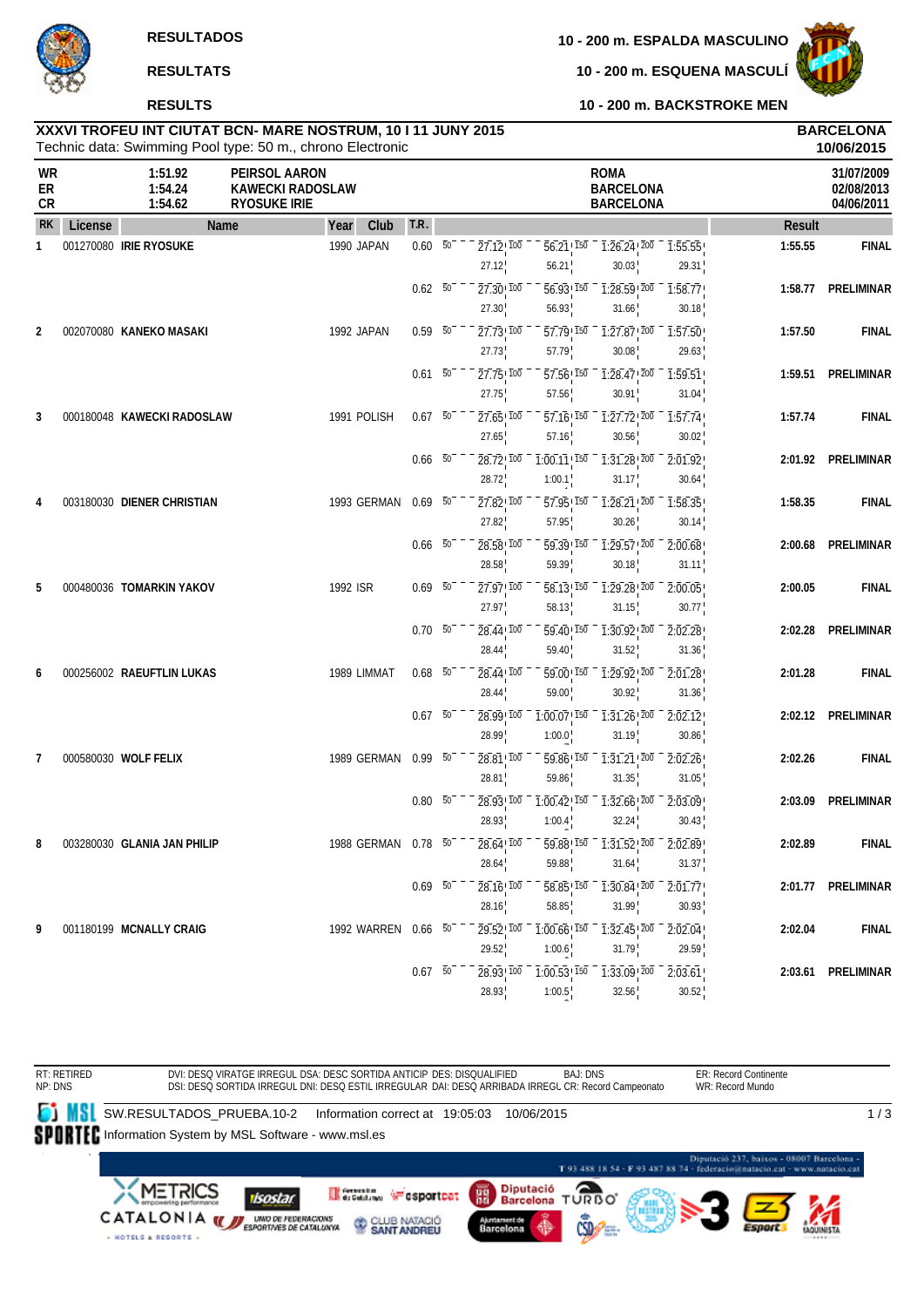**RESULTADOS**

**RESULTATS**

**RESULTS**

**10 - 200 m. ESPALDA MASCULINO**

**10 - 200 m. ESQUENA MASCULÍ**

**10 - 200 m. BACKSTROKE MEN**

**XXXVI TROFEU INT CIUTAT BCN- MARE NOSTRUM, 10 I 11 JUNY 2015** — **BARCELONA**

Technic data: Swimming Pool type: 50 m., chrono Electronic — **10/06/2015**

| | | | | |
|---|---|---|---|---|
| WR | 1:51.92 | PEIRSOL AARON | ROMA | 31/07/2009 |
| ER | 1:54.24 | KAWECKI RADOSLAW | BARCELONA | 02/08/2013 |
| CR | 1:54.62 | RYOSUKE IRIE | BARCELONA | 04/06/2011 |

| RK | License | Name | Year | Club | T.R. | 50 | 100 | 150 | 200 | Result | |
|---|---|---|---|---|---|---|---|---|---|---|---|
| 1 | 001270080 | IRIE RYOSUKE | 1990 | JAPAN | 0.60 | 27.12 | 56.21 (29.09) | 1:26.24 (30.03) | 1:55.55 (29.31) | 1:55.55 | FINAL |
| | | | | | 0.62 | 27.30 | 56.93 (29.63) | 1:28.59 (31.66) | 1:58.77 (30.18) | 1:58.77 | PRELIMINAR |
| 2 | 002070080 | KANEKO MASAKI | 1992 | JAPAN | 0.59 | 27.73 | 57.79 (30.06) | 1:27.87 (30.08) | 1:57.50 (29.63) | 1:57.50 | FINAL |
| | | | | | 0.61 | 27.75 | 57.56 (29.81) | 1:28.47 (30.91) | 1:59.51 (31.04) | 1:59.51 | PRELIMINAR |
| 3 | 000180048 | KAWECKI RADOSLAW | 1991 | POLISH | 0.67 | 27.65 | 57.16 (29.51) | 1:27.72 (30.56) | 1:57.74 (30.02) | 1:57.74 | FINAL |
| | | | | | 0.66 | 28.72 | 1:00.11 (31.39) | 1:31.28 (31.17) | 2:01.92 (30.64) | 2:01.92 | PRELIMINAR |
| 4 | 003180030 | DIENER CHRISTIAN | 1993 | GERMAN | 0.69 | 27.82 | 57.95 (30.13) | 1:28.21 (30.26) | 1:58.35 (30.14) | 1:58.35 | FINAL |
| | | | | | 0.66 | 28.58 | 59.39 (30.81) | 1:29.57 (30.18) | 2:00.68 (31.11) | 2:00.68 | PRELIMINAR |
| 5 | 000480036 | TOMARKIN YAKOV | 1992 | ISR | 0.69 | 27.97 | 58.13 (30.16) | 1:29.28 (31.15) | 2:00.05 (30.77) | 2:00.05 | FINAL |
| | | | | | 0.70 | 28.44 | 59.40 (30.96) | 1:30.92 (31.52) | 2:02.28 (31.36) | 2:02.28 | PRELIMINAR |
| 6 | 000256002 | RAEUFTLIN LUKAS | 1989 | LIMMAT | 0.68 | 28.44 | 59.00 (30.56) | 1:29.92 (30.92) | 2:01.28 (31.36) | 2:01.28 | FINAL |
| | | | | | 0.67 | 28.99 | 1:00.07 (31.08) | 1:31.26 (31.19) | 2:02.12 (30.86) | 2:02.12 | PRELIMINAR |
| 7 | 000580030 | WOLF FELIX | 1989 | GERMAN | 0.99 | 28.81 | 59.86 (31.05) | 1:31.21 (31.35) | 2:02.26 (31.05) | 2:02.26 | FINAL |
| | | | | | 0.80 | 28.93 | 1:00.42 (31.49) | 1:32.66 (32.24) | 2:03.09 (30.43) | 2:03.09 | PRELIMINAR |
| 8 | 003280030 | GLANIA JAN PHILIP | 1988 | GERMAN | 0.78 | 28.64 | 59.88 (31.24) | 1:31.52 (31.64) | 2:02.89 (31.37) | 2:02.89 | FINAL |
| | | | | | 0.69 | 28.16 | 58.85 (30.69) | 1:30.84 (31.99) | 2:01.77 (30.93) | 2:01.77 | PRELIMINAR |
| 9 | 001180199 | MCNALLY CRAIG | 1992 | WARREN | 0.66 | 29.52 | 1:00.66 (31.14) | 1:32.45 (31.79) | 2:02.04 (29.59) | 2:02.04 | FINAL |
| | | | | | 0.67 | 28.93 | 1:00.53 (31.60) | 1:33.09 (32.56) | 2:03.61 (30.52) | 2:03.61 | PRELIMINAR |

RT: RETIRED
NP: DNS

DVI: DESQ VIRATGE IRREGUL DSA: DESC SORTIDA ANTICIP DES: DISQUALIFIED BAJ: DNS
DSI: DESQ SORTIDA IRREGUL DNI: DESQ ESTIL IRREGULAR DAI: DESQ ARRIBADA IRREGL CR: Record Campeonato

ER: Record Continente
WR: Record Mundo

SW.RESULTADOS_PRUEBA.10-2 Information correct at 19:05:03 10/06/2015

Information System by MSL Software - www.msl.es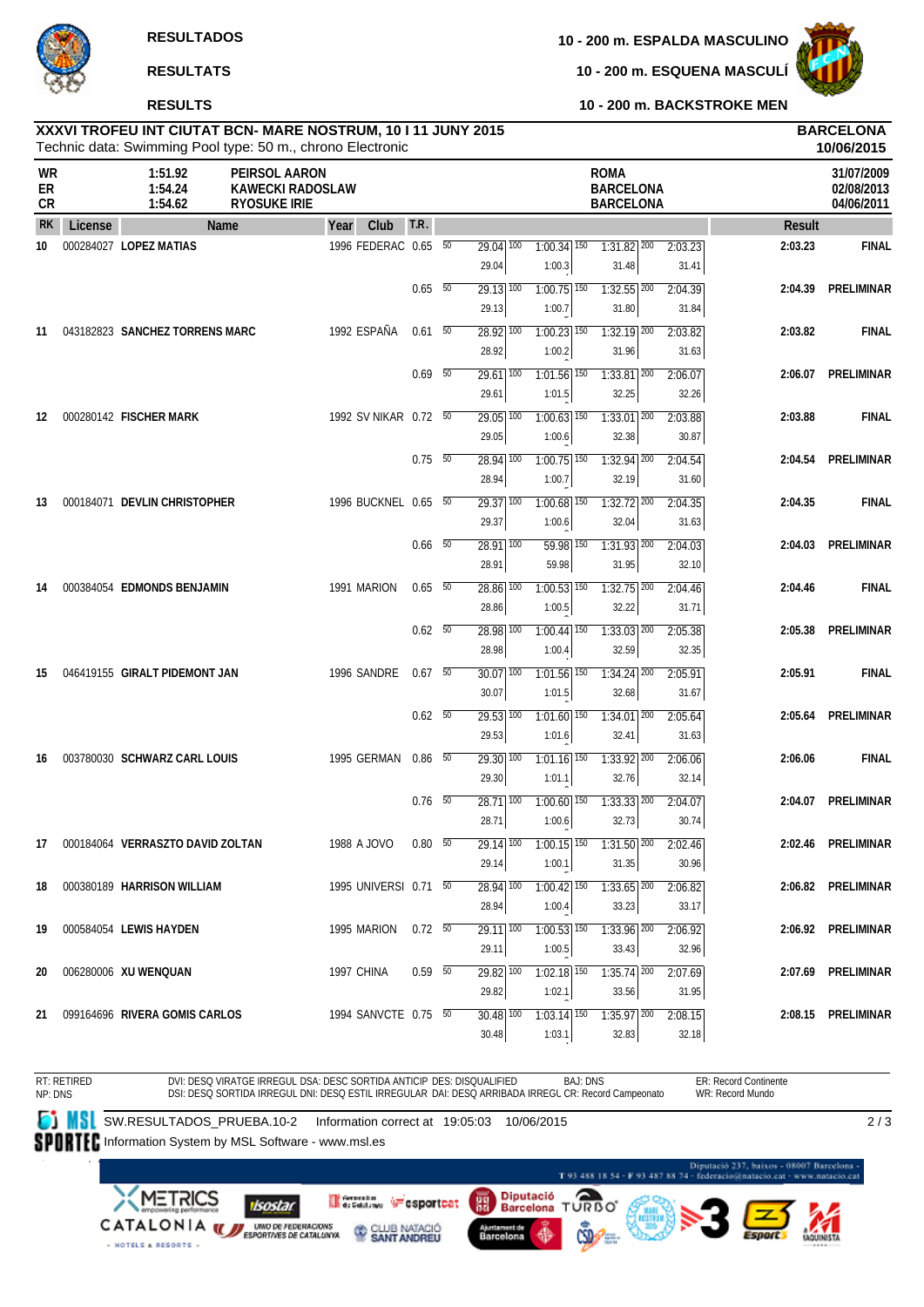RESULTADOS

RESULTATS

RESULTS

10 - 200 m. ESPALDA MASCULINO

10 - 200 m. ESQUENA MASCULÍ

10 - 200 m. BACKSTROKE MEN

**XXXVI TROFEU INT CIUTAT BCN- MARE NOSTRUM, 10 I 11 JUNY 2015**
Technic data: Swimming Pool type: 50 m., chrono Electronic

**BARCELONA**
**10/06/2015**

| | | | | |
|---|---|---|---|---|
| WR | 1:51.92 | PEIRSOL AARON | ROMA | 31/07/2009 |
| ER | 1:54.24 | KAWECKI RADOSLAW | BARCELONA | 02/08/2013 |
| CR | 1:54.62 | RYOSUKE IRIE | BARCELONA | 04/06/2011 |

| RK | License | Name | Year | Club | T.R. | 50 | 100 | 150 | 200 | Result | |
|---|---|---|---|---|---|---|---|---|---|---|---|
| 10 | 000284027 | LOPEZ MATIAS | 1996 | FEDERAC | 0.65 | 29.04 | 1:00.34 (1:00.3) | 1:31.82 (31.48) | 2:03.23 (31.41) | 2:03.23 | FINAL |
| | | | | | 0.65 | 29.13 | 1:00.75 (1:00.7) | 1:32.55 (31.80) | 2:04.39 (31.84) | 2:04.39 | PRELIMINAR |
| 11 | 043182823 | SANCHEZ TORRENS MARC | 1992 | ESPAÑA | 0.61 | 28.92 | 1:00.23 (1:00.2) | 1:32.19 (31.96) | 2:03.82 (31.63) | 2:03.82 | FINAL |
| | | | | | 0.69 | 29.61 | 1:01.56 (1:01.5) | 1:33.81 (32.25) | 2:06.07 (32.26) | 2:06.07 | PRELIMINAR |
| 12 | 000280142 | FISCHER MARK | 1992 | SV NIKAR | 0.72 | 29.05 | 1:00.63 (1:00.6) | 1:33.01 (32.38) | 2:03.88 (30.87) | 2:03.88 | FINAL |
| | | | | | 0.75 | 28.94 | 1:00.75 (1:00.7) | 1:32.94 (32.19) | 2:04.54 (31.60) | 2:04.54 | PRELIMINAR |
| 13 | 000184071 | DEVLIN CHRISTOPHER | 1996 | BUCKNEL | 0.65 | 29.37 | 1:00.68 (1:00.6) | 1:32.72 (32.04) | 2:04.35 (31.63) | 2:04.35 | FINAL |
| | | | | | 0.66 | 28.91 | 59.98 (59.98) | 1:31.93 (31.95) | 2:04.03 (32.10) | 2:04.03 | PRELIMINAR |
| 14 | 000384054 | EDMONDS BENJAMIN | 1991 | MARION | 0.65 | 28.86 | 1:00.53 (1:00.5) | 1:32.75 (32.22) | 2:04.46 (31.71) | 2:04.46 | FINAL |
| | | | | | 0.62 | 28.98 | 1:00.44 (1:00.4) | 1:33.03 (32.59) | 2:05.38 (32.35) | 2:05.38 | PRELIMINAR |
| 15 | 046419155 | GIRALT PIDEMONT JAN | 1996 | SANDRE | 0.67 | 30.07 | 1:01.56 (1:01.5) | 1:34.24 (32.68) | 2:05.91 (31.67) | 2:05.91 | FINAL |
| | | | | | 0.62 | 29.53 | 1:01.60 (1:01.6) | 1:34.01 (32.41) | 2:05.64 (31.63) | 2:05.64 | PRELIMINAR |
| 16 | 003780030 | SCHWARZ CARL LOUIS | 1995 | GERMAN | 0.86 | 29.30 | 1:01.16 (1:01.1) | 1:33.92 (32.76) | 2:06.06 (32.14) | 2:06.06 | FINAL |
| | | | | | 0.76 | 28.71 | 1:00.60 (1:00.6) | 1:33.33 (32.73) | 2:04.07 (30.74) | 2:04.07 | PRELIMINAR |
| 17 | 000184064 | VERRASZTO DAVID ZOLTAN | 1988 | A JOVO | 0.80 | 29.14 | 1:00.15 (1:00.1) | 1:31.50 (31.35) | 2:02.46 (30.96) | 2:02.46 | PRELIMINAR |
| 18 | 000380189 | HARRISON WILLIAM | 1995 | UNIVERSI | 0.71 | 28.94 | 1:00.42 (1:00.4) | 1:33.65 (33.23) | 2:06.82 (33.17) | 2:06.82 | PRELIMINAR |
| 19 | 000584054 | LEWIS HAYDEN | 1995 | MARION | 0.72 | 29.11 | 1:00.53 (1:00.5) | 1:33.96 (33.43) | 2:06.92 (32.96) | 2:06.92 | PRELIMINAR |
| 20 | 006280006 | XU WENQUAN | 1997 | CHINA | 0.59 | 29.82 | 1:02.18 (1:02.1) | 1:35.74 (33.56) | 2:07.69 (31.95) | 2:07.69 | PRELIMINAR |
| 21 | 099164696 | RIVERA GOMIS CARLOS | 1994 | SANVCTE | 0.75 | 30.48 | 1:03.14 (1:03.1) | 1:35.97 (32.83) | 2:08.15 (32.18) | 2:08.15 | PRELIMINAR |

RT: RETIRED
NP: DNS

DVI: DESQ VIRATGE IRREGUL DSA: DESC SORTIDA ANTICIP DES: DISQUALIFIED
DSI: DESQ SORTIDA IRREGUL DNI: DESQ ESTIL IRREGULAR DAI: DESQ ARRIBADA IRREGL CR: Record Campeonato

BAJ: DNS

ER: Record Continente
WR: Record Mundo

SW.RESULTADOS_PRUEBA.10-2 Information correct at 19:05:03 10/06/2015

Information System by MSL Software - www.msl.es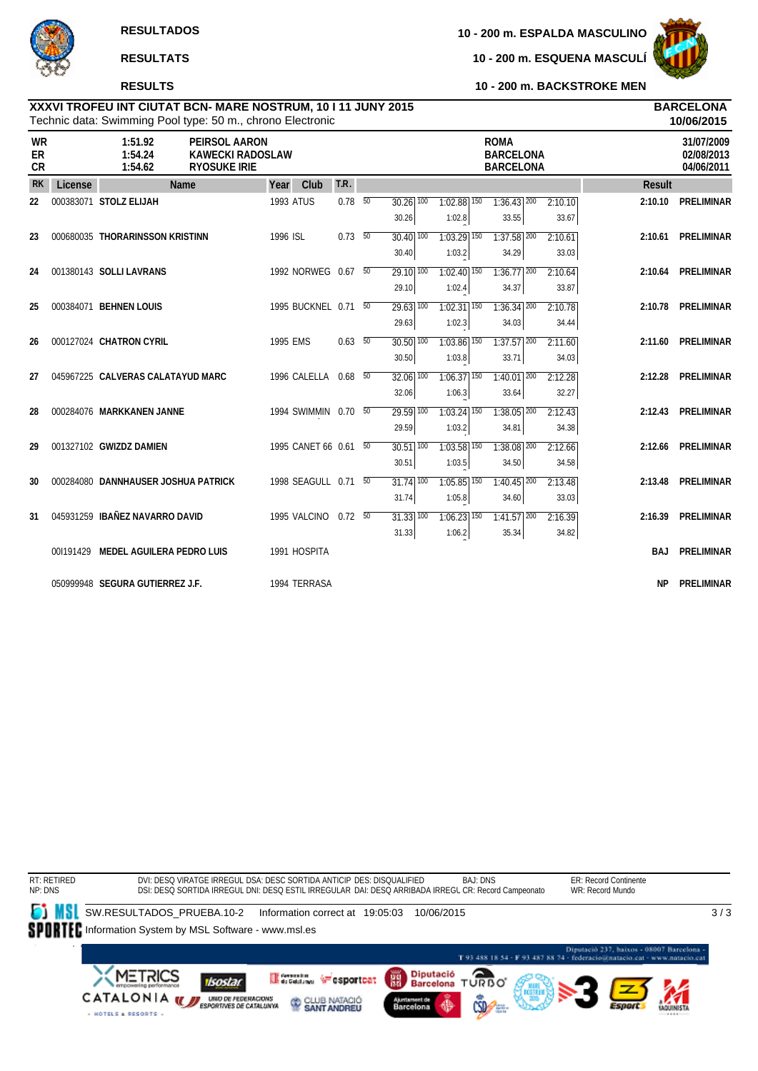RESULTADOS

RESULTATS

RESULTS

10 - 200 m. ESPALDA MASCULINO

10 - 200 m. ESQUENA MASCULÍ

10 - 200 m. BACKSTROKE MEN

**XXXVI TROFEU INT CIUTAT BCN- MARE NOSTRUM, 10 I 11 JUNY 2015**
Technic data: Swimming Pool type: 50 m., chrono Electronic

**BARCELONA**
**10/06/2015**

| | | | | |
|---|---|---|---|---|
| WR | 1:51.92 | PEIRSOL AARON | ROMA | 31/07/2009 |
| ER | 1:54.24 | KAWECKI RADOSLAW | BARCELONA | 02/08/2013 |
| CR | 1:54.62 | RYOSUKE IRIE | BARCELONA | 04/06/2011 |

| RK | License | Name | Year | Club | T.R. | 50 | 100 | 150 | 200 | Result | |
|---|---|---|---|---|---|---|---|---|---|---|---|
| 22 | 000383071 | STOLZ ELIJAH | 1993 | ATUS | 0.78 | 30.26 / 30.26 | 1:02.88 / 1:02.8 | 1:36.43 / 33.55 | 2:10.10 / 33.67 | 2:10.10 | PRELIMINAR |
| 23 | 000680035 | THORARINSSON KRISTINN | 1996 | ISL | 0.73 | 30.40 / 30.40 | 1:03.29 / 1:03.2 | 1:37.58 / 34.29 | 2:10.61 / 33.03 | 2:10.61 | PRELIMINAR |
| 24 | 001380143 | SOLLI LAVRANS | 1992 | NORWEG | 0.67 | 29.10 / 29.10 | 1:02.40 / 1:02.4 | 1:36.77 / 34.37 | 2:10.64 / 33.87 | 2:10.64 | PRELIMINAR |
| 25 | 000384071 | BEHNEN LOUIS | 1995 | BUCKNEL | 0.71 | 29.63 / 29.63 | 1:02.31 / 1:02.3 | 1:36.34 / 34.03 | 2:10.78 / 34.44 | 2:10.78 | PRELIMINAR |
| 26 | 000127024 | CHATRON CYRIL | 1995 | EMS | 0.63 | 30.50 / 30.50 | 1:03.86 / 1:03.8 | 1:37.57 / 33.71 | 2:11.60 / 34.03 | 2:11.60 | PRELIMINAR |
| 27 | 045967225 | CALVERAS CALATAYUD MARC | 1996 | CALELLA | 0.68 | 32.06 / 32.06 | 1:06.37 / 1:06.3 | 1:40.01 / 33.64 | 2:12.28 / 32.27 | 2:12.28 | PRELIMINAR |
| 28 | 000284076 | MARKKANEN JANNE | 1994 | SWIMMIN | 0.70 | 29.59 / 29.59 | 1:03.24 / 1:03.2 | 1:38.05 / 34.81 | 2:12.43 / 34.38 | 2:12.43 | PRELIMINAR |
| 29 | 001327102 | GWIZDZ DAMIEN | 1995 | CANET 66 | 0.61 | 30.51 / 30.51 | 1:03.58 / 1:03.5 | 1:38.08 / 34.50 | 2:12.66 / 34.58 | 2:12.66 | PRELIMINAR |
| 30 | 000284080 | DANNHAUSER JOSHUA PATRICK | 1998 | SEAGULL | 0.71 | 31.74 / 31.74 | 1:05.85 / 1:05.8 | 1:40.45 / 34.60 | 2:13.48 / 33.03 | 2:13.48 | PRELIMINAR |
| 31 | 045931259 | IBAÑEZ NAVARRO DAVID | 1995 | VALCINO | 0.72 | 31.33 / 31.33 | 1:06.23 / 1:06.2 | 1:41.57 / 35.34 | 2:16.39 / 34.82 | 2:16.39 | PRELIMINAR |
| | 001191429 | MEDEL AGUILERA PEDRO LUIS | 1991 | HOSPITA | | | | | | BAJ | PRELIMINAR |
| | 050999948 | SEGURA GUTIERREZ J.F. | 1994 | TERRASA | | | | | | NP | PRELIMINAR |

RT: RETIRED
NP: DNS

DVI: DESQ VIRATGE IRREGUL DSA: DESC SORTIDA ANTICIP DES: DISQUALIFIED BAJ: DNS
DSI: DESQ SORTIDA IRREGUL DNI: DESQ ESTIL IRREGULAR DAI: DESQ ARRIBADA IRREGL CR: Record Campeonato

ER: Record Continente
WR: Record Mundo

SW.RESULTADOS_PRUEBA.10-2 Information correct at 19:05:03 10/06/2015

Information System by MSL Software - www.msl.es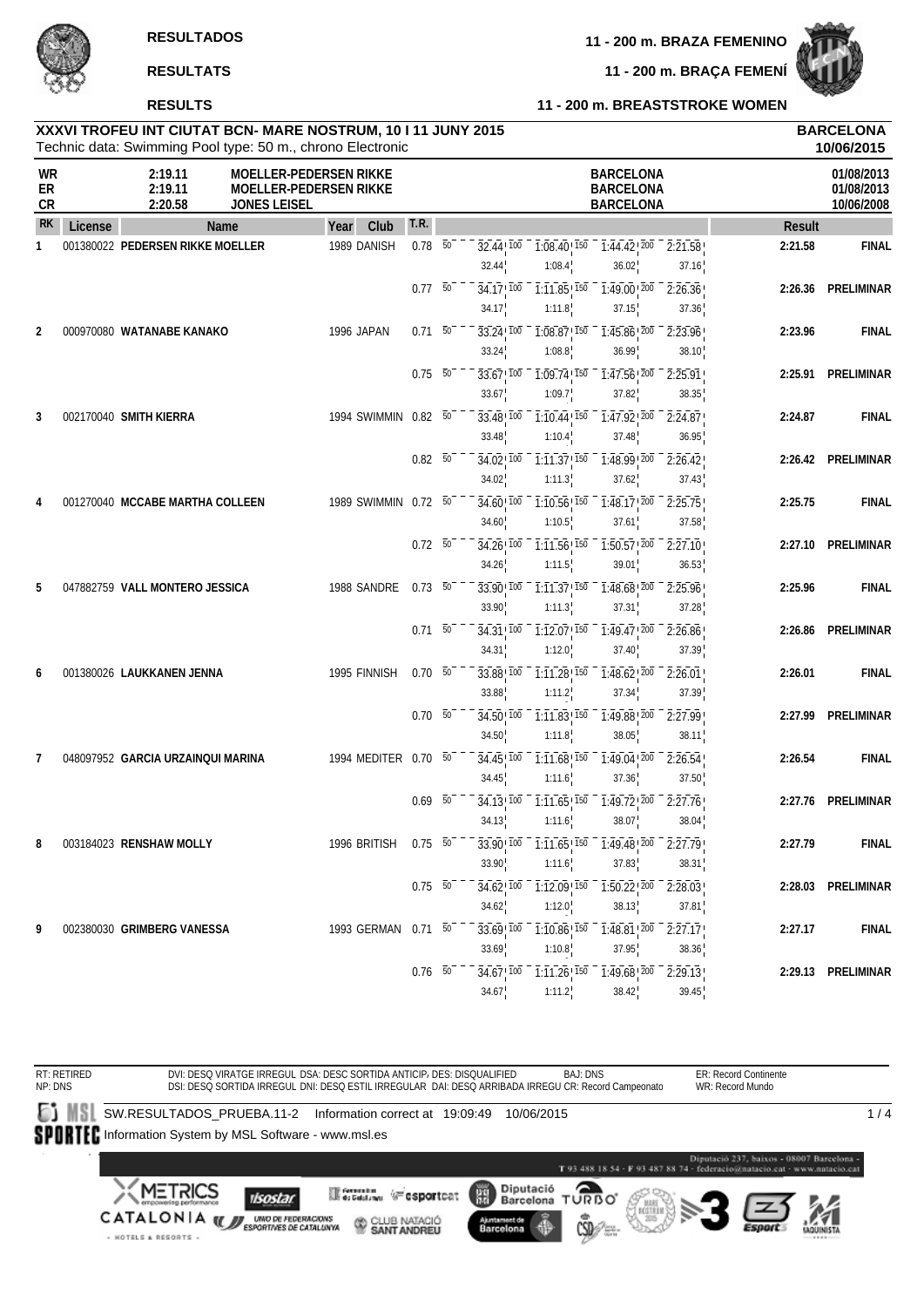**RESULTADOS**

**RESULTATS**

**RESULTS**

**11 - 200 m. BRAZA FEMENINO**

**11 - 200 m. BRAÇA FEMENÍ**

**11 - 200 m. BREASTSTROKE WOMEN**

**XXXVI TROFEU INT CIUTAT BCN- MARE NOSTRUM, 10 I 11 JUNY 2015** **BARCELONA**
Technic data: Swimming Pool type: 50 m., chrono Electronic **10/06/2015**

| | | | | |
|---|---|---|---|---|
| WR | 2:19.11 | MOELLER-PEDERSEN RIKKE | BARCELONA | 01/08/2013 |
| ER | 2:19.11 | MOELLER-PEDERSEN RIKKE | BARCELONA | 01/08/2013 |
| CR | 2:20.58 | JONES LEISEL | BARCELONA | 10/06/2008 |

| RK | License | Name | Year | Club | T.R. | 50 | 100 | 150 | 200 | Result | |
|---|---|---|---|---|---|---|---|---|---|---|---|
| 1 | 001380022 | **PEDERSEN RIKKE MOELLER** | 1989 | DANISH | 0.78 | 32.44 | 1:08.40 | 1:44.42 | 2:21.58 | 2:21.58 | FINAL |
| | | | | | | 32.44 | 1:08.4 | 36.02 | 37.16 | | |
| | | | | | 0.77 | 34.17 | 1:11.85 | 1:49.00 | 2:26.36 | 2:26.36 | PRELIMINAR |
| | | | | | | 34.17 | 1:11.8 | 37.15 | 37.36 | | |
| 2 | 000970080 | **WATANABE KANAKO** | 1996 | JAPAN | 0.71 | 33.24 | 1:08.87 | 1:45.86 | 2:23.96 | 2:23.96 | FINAL |
| | | | | | | 33.24 | 1:08.8 | 36.99 | 38.10 | | |
| | | | | | 0.75 | 33.67 | 1:09.74 | 1:47.56 | 2:25.91 | 2:25.91 | PRELIMINAR |
| | | | | | | 33.67 | 1:09.7 | 37.82 | 38.35 | | |
| 3 | 002170040 | **SMITH KIERRA** | 1994 | SWIMMIN | 0.82 | 33.48 | 1:10.44 | 1:47.92 | 2:24.87 | 2:24.87 | FINAL |
| | | | | | | 33.48 | 1:10.4 | 37.48 | 36.95 | | |
| | | | | | 0.82 | 34.02 | 1:11.37 | 1:48.99 | 2:26.42 | 2:26.42 | PRELIMINAR |
| | | | | | | 34.02 | 1:11.3 | 37.62 | 37.43 | | |
| 4 | 001270040 | **MCCABE MARTHA COLLEEN** | 1989 | SWIMMIN | 0.72 | 34.60 | 1:10.56 | 1:48.17 | 2:25.75 | 2:25.75 | FINAL |
| | | | | | | 34.60 | 1:10.5 | 37.61 | 37.58 | | |
| | | | | | 0.72 | 34.26 | 1:11.56 | 1:50.57 | 2:27.10 | 2:27.10 | PRELIMINAR |
| | | | | | | 34.26 | 1:11.5 | 39.01 | 36.53 | | |
| 5 | 047882759 | **VALL MONTERO JESSICA** | 1988 | SANDRE | 0.73 | 33.90 | 1:11.37 | 1:48.68 | 2:25.96 | 2:25.96 | FINAL |
| | | | | | | 33.90 | 1:11.3 | 37.31 | 37.28 | | |
| | | | | | 0.71 | 34.31 | 1:12.07 | 1:49.47 | 2:26.86 | 2:26.86 | PRELIMINAR |
| | | | | | | 34.31 | 1:12.0 | 37.40 | 37.39 | | |
| 6 | 001380026 | **LAUKKANEN JENNA** | 1995 | FINNISH | 0.70 | 33.88 | 1:11.28 | 1:48.62 | 2:26.01 | 2:26.01 | FINAL |
| | | | | | | 33.88 | 1:11.2 | 37.34 | 37.39 | | |
| | | | | | 0.70 | 34.50 | 1:11.83 | 1:49.88 | 2:27.99 | 2:27.99 | PRELIMINAR |
| | | | | | | 34.50 | 1:11.8 | 38.05 | 38.11 | | |
| 7 | 048097952 | **GARCIA URZAINQUI MARINA** | 1994 | MEDITER | 0.70 | 34.45 | 1:11.68 | 1:49.04 | 2:26.54 | 2:26.54 | FINAL |
| | | | | | | 34.45 | 1:11.6 | 37.36 | 37.50 | | |
| | | | | | 0.69 | 34.13 | 1:11.65 | 1:49.72 | 2:27.76 | 2:27.76 | PRELIMINAR |
| | | | | | | 34.13 | 1:11.6 | 38.07 | 38.04 | | |
| 8 | 003184023 | **RENSHAW MOLLY** | 1996 | BRITISH | 0.75 | 33.90 | 1:11.65 | 1:49.48 | 2:27.79 | 2:27.79 | FINAL |
| | | | | | | 33.90 | 1:11.6 | 37.83 | 38.31 | | |
| | | | | | 0.75 | 34.62 | 1:12.09 | 1:50.22 | 2:28.03 | 2:28.03 | PRELIMINAR |
| | | | | | | 34.62 | 1:12.0 | 38.13 | 37.81 | | |
| 9 | 002380030 | **GRIMBERG VANESSA** | 1993 | GERMAN | 0.71 | 33.69 | 1:10.86 | 1:48.81 | 2:27.17 | 2:27.17 | FINAL |
| | | | | | | 33.69 | 1:10.8 | 37.95 | 38.36 | | |
| | | | | | 0.76 | 34.67 | 1:11.26 | 1:49.68 | 2:29.13 | 2:29.13 | PRELIMINAR |
| | | | | | | 34.67 | 1:11.2 | 38.42 | 39.45 | | |

RT: RETIRED
NP: DNS
DVI: DESQ VIRATGE IRREGUL DSA: DESC SORTIDA ANTICIP DES: DISQUALIFIED BAJ: DNS ER: Record Continente
DSI: DESQ SORTIDA IRREGUL DNI: DESQ ESTIL IRREGULAR DAI: DESQ ARRIBADA IRREGU CR: Record Campeonato WR: Record Mundo

SW.RESULTADOS_PRUEBA.11-2 Information correct at 19:09:49 10/06/2015
Information System by MSL Software - www.msl.es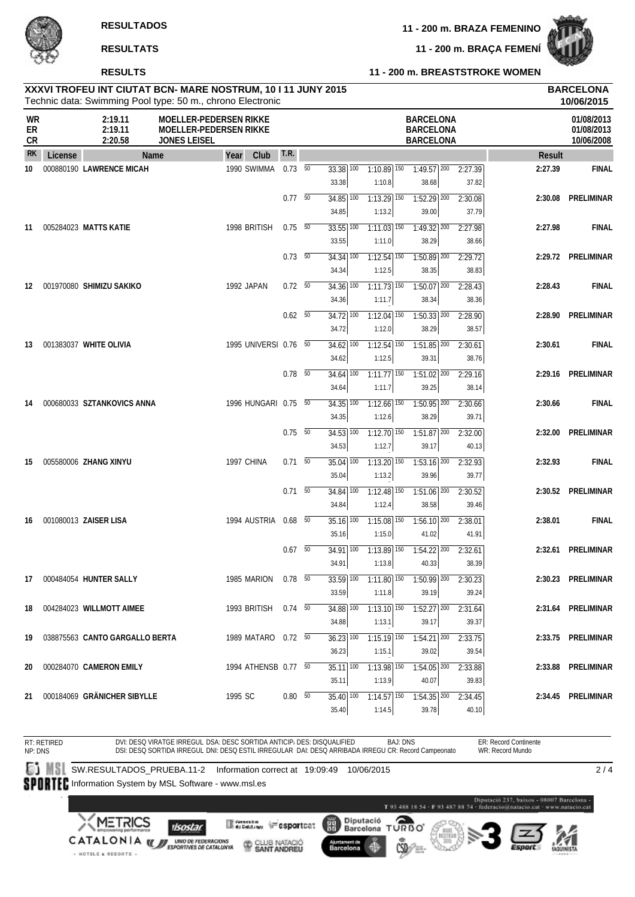**RESULTADOS** — **11 - 200 m. BRAZA FEMENINO**

**RESULTATS** — **11 - 200 m. BRAÇA FEMENÍ**

**RESULTS** — **11 - 200 m. BREASTSTROKE WOMEN**

**XXXVI TROFEU INT CIUTAT BCN- MARE NOSTRUM, 10 I 11 JUNY 2015** — **BARCELONA 10/06/2015**

Technic data: Swimming Pool type: 50 m., chrono Electronic

| | | | | |
|---|---|---|---|---|
| WR | 2:19.11 | MOELLER-PEDERSEN RIKKE | BARCELONA | 01/08/2013 |
| ER | 2:19.11 | MOELLER-PEDERSEN RIKKE | BARCELONA | 01/08/2013 |
| CR | 2:20.58 | JONES LEISEL | BARCELONA | 10/06/2008 |

| RK | License | Name | Year | Club | T.R. | 50 | 100 | 150 | 200 | Result | |
|---|---|---|---|---|---|---|---|---|---|---|---|
| 10 | 000880190 | **LAWRENCE MICAH** | 1990 | SWIMMA | 0.73 | 33.38 | 1:10.89 (1:10.8) | 1:49.57 (38.68) | 2:27.39 (37.82) | **2:27.39** | **FINAL** |
| | | | | | 0.77 | 34.85 | 1:13.29 (1:13.2) | 1:52.29 (39.00) | 2:30.08 (37.79) | **2:30.08** | **PRELIMINAR** |
| 11 | 005284023 | **MATTS KATIE** | 1998 | BRITISH | 0.75 | 33.55 | 1:11.03 (1:11.0) | 1:49.32 (38.29) | 2:27.98 (38.66) | **2:27.98** | **FINAL** |
| | | | | | 0.73 | 34.34 | 1:12.54 (1:12.5) | 1:50.89 (38.35) | 2:29.72 (38.83) | **2:29.72** | **PRELIMINAR** |
| 12 | 001970080 | **SHIMIZU SAKIKO** | 1992 | JAPAN | 0.72 | 34.36 | 1:11.73 (1:11.7) | 1:50.07 (38.34) | 2:28.43 (38.36) | **2:28.43** | **FINAL** |
| | | | | | 0.62 | 34.72 | 1:12.04 (1:12.0) | 1:50.33 (38.29) | 2:28.90 (38.57) | **2:28.90** | **PRELIMINAR** |
| 13 | 001383037 | **WHITE OLIVIA** | 1995 | UNIVERSI | 0.76 | 34.62 | 1:12.54 (1:12.5) | 1:51.85 (39.31) | 2:30.61 (38.76) | **2:30.61** | **FINAL** |
| | | | | | 0.78 | 34.64 | 1:11.77 (1:11.7) | 1:51.02 (39.25) | 2:29.16 (38.14) | **2:29.16** | **PRELIMINAR** |
| 14 | 000680033 | **SZTANKOVICS ANNA** | 1996 | HUNGARI | 0.75 | 34.35 | 1:12.66 (1:12.6) | 1:50.95 (38.29) | 2:30.66 (39.71) | **2:30.66** | **FINAL** |
| | | | | | 0.75 | 34.53 | 1:12.70 (1:12.7) | 1:51.87 (39.17) | 2:32.00 (40.13) | **2:32.00** | **PRELIMINAR** |
| 15 | 005580006 | **ZHANG XINYU** | 1997 | CHINA | 0.71 | 35.04 | 1:13.20 (1:13.2) | 1:53.16 (39.96) | 2:32.93 (39.77) | **2:32.93** | **FINAL** |
| | | | | | 0.71 | 34.84 | 1:12.48 (1:12.4) | 1:51.06 (38.58) | 2:30.52 (39.46) | **2:30.52** | **PRELIMINAR** |
| 16 | 001080013 | **ZAISER LISA** | 1994 | AUSTRIA | 0.68 | 35.16 | 1:15.08 (1:15.0) | 1:56.10 (41.02) | 2:38.01 (41.91) | **2:38.01** | **FINAL** |
| | | | | | 0.67 | 34.91 | 1:13.89 (1:13.8) | 1:54.22 (40.33) | 2:32.61 (38.39) | **2:32.61** | **PRELIMINAR** |
| 17 | 000484054 | **HUNTER SALLY** | 1985 | MARION | 0.78 | 33.59 | 1:11.80 (1:11.8) | 1:50.99 (39.19) | 2:30.23 (39.24) | **2:30.23** | **PRELIMINAR** |
| 18 | 004284023 | **WILLMOTT AIMEE** | 1993 | BRITISH | 0.74 | 34.88 | 1:13.10 (1:13.1) | 1:52.27 (39.17) | 2:31.64 (39.37) | **2:31.64** | **PRELIMINAR** |
| 19 | 038875563 | **CANTO GARGALLO BERTA** | 1989 | MATARO | 0.72 | 36.23 | 1:15.19 (1:15.1) | 1:54.21 (39.02) | 2:33.75 (39.54) | **2:33.75** | **PRELIMINAR** |
| 20 | 000284070 | **CAMERON EMILY** | 1994 | ATHENSB | 0.77 | 35.11 | 1:13.98 (1:13.9) | 1:54.05 (40.07) | 2:33.88 (39.83) | **2:33.88** | **PRELIMINAR** |
| 21 | 000184069 | **GRÄNICHER SIBYLLE** | 1995 | SC | 0.80 | 35.40 | 1:14.57 (1:14.5) | 1:54.35 (39.78) | 2:34.45 (40.10) | **2:34.45** | **PRELIMINAR** |

RT: RETIRED
NP: DNS
DVI: DESQ VIRATGE IRREGUL DSA: DESC SORTIDA ANTICIP. DES: DISQUALIFIED BAJ: DNS ER: Record Continente
DSI: DESQ SORTIDA IRREGUL DNI: DESQ ESTIL IRREGULAR DAI: DESQ ARRIBADA IRREGU CR: Record Campeonato WR: Record Mundo

SW.RESULTADOS_PRUEBA.11-2 Information correct at 19:09:49 10/06/2015

Information System by MSL Software - www.msl.es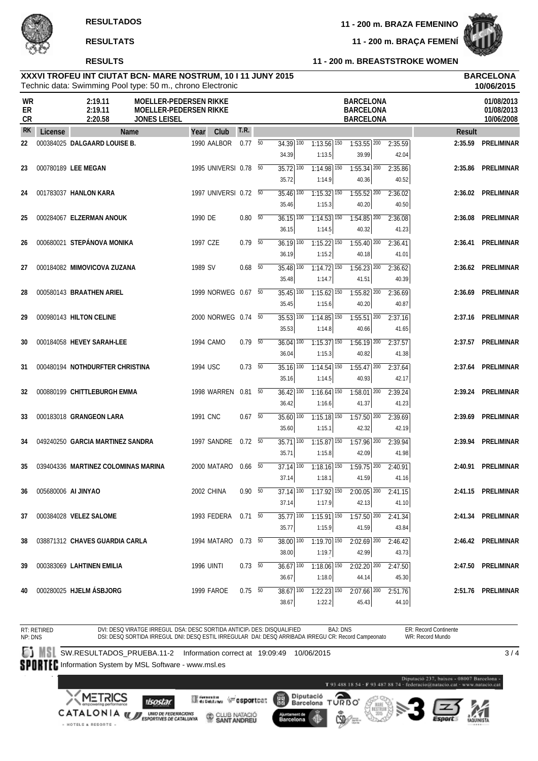**RESULTADOS** — **11 - 200 m. BRAZA FEMENINO**

**RESULTATS** — **11 - 200 m. BRAÇA FEMENÍ**

**RESULTS** — **11 - 200 m. BREASTSTROKE WOMEN**

**XXXVI TROFEU INT CIUTAT BCN- MARE NOSTRUM, 10 I 11 JUNY 2015** — **BARCELONA**

Technic data: Swimming Pool type: 50 m., chrono Electronic — **10/06/2015**

| | | | | |
|---|---|---|---|---|
| WR | 2:19.11 | MOELLER-PEDERSEN RIKKE | BARCELONA | 01/08/2013 |
| ER | 2:19.11 | MOELLER-PEDERSEN RIKKE | BARCELONA | 01/08/2013 |
| CR | 2:20.58 | JONES LEISEL | BARCELONA | 10/06/2008 |

| RK | License | Name | Year | Club | T.R. | 50 | 100 | 150 | 200 | Result | |
|---|---|---|---|---|---|---|---|---|---|---|---|
| 22 | 000384025 | DALGAARD LOUISE B. | 1990 | AALBOR | 0.77 | 34.39 | 1:13.56 (1:13.5) | 1:53.55 (39.99) | 2:35.59 (42.04) | 2:35.59 | PRELIMINAR |
| 23 | 000780189 | LEE MEGAN | 1995 | UNIVERSI | 0.78 | 35.72 | 1:14.98 (1:14.9) | 1:55.34 (40.36) | 2:35.86 (40.52) | 2:35.86 | PRELIMINAR |
| 24 | 001783037 | HANLON KARA | 1997 | UNIVERSI | 0.72 | 35.46 | 1:15.32 (1:15.3) | 1:55.52 (40.20) | 2:36.02 (40.50) | 2:36.02 | PRELIMINAR |
| 25 | 000284067 | ELZERMAN ANOUK | 1990 | DE | 0.80 | 36.15 | 1:14.53 (1:14.5) | 1:54.85 (40.32) | 2:36.08 (41.23) | 2:36.08 | PRELIMINAR |
| 26 | 000680021 | STEPÁNOVA MONIKA | 1997 | CZE | 0.79 | 36.19 | 1:15.22 (1:15.2) | 1:55.40 (40.18) | 2:36.41 (41.01) | 2:36.41 | PRELIMINAR |
| 27 | 000184082 | MIMOVICOVA ZUZANA | 1989 | SV | 0.68 | 35.48 | 1:14.72 (1:14.7) | 1:56.23 (41.51) | 2:36.62 (40.39) | 2:36.62 | PRELIMINAR |
| 28 | 000580143 | BRAATHEN ARIEL | 1999 | NORWEG | 0.67 | 35.45 | 1:15.62 (1:15.6) | 1:55.82 (40.20) | 2:36.69 (40.87) | 2:36.69 | PRELIMINAR |
| 29 | 000980143 | HILTON CELINE | 2000 | NORWEG | 0.74 | 35.53 | 1:14.85 (1:14.8) | 1:55.51 (40.66) | 2:37.16 (41.65) | 2:37.16 | PRELIMINAR |
| 30 | 000184058 | HEVEY SARAH-LEE | 1994 | CAMO | 0.79 | 36.04 | 1:15.37 (1:15.3) | 1:56.19 (40.82) | 2:37.57 (41.38) | 2:37.57 | PRELIMINAR |
| 31 | 000480194 | NOTHDURFTER CHRISTINA | 1994 | USC | 0.73 | 35.16 | 1:14.54 (1:14.5) | 1:55.47 (40.93) | 2:37.64 (42.17) | 2:37.64 | PRELIMINAR |
| 32 | 000880199 | CHITTLEBURGH EMMA | 1998 | WARREN | 0.81 | 36.42 | 1:16.64 (1:16.6) | 1:58.01 (41.37) | 2:39.24 (41.23) | 2:39.24 | PRELIMINAR |
| 33 | 000183018 | GRANGEON LARA | 1991 | CNC | 0.67 | 35.60 | 1:15.18 (1:15.1) | 1:57.50 (42.32) | 2:39.69 (42.19) | 2:39.69 | PRELIMINAR |
| 34 | 049240250 | GARCIA MARTINEZ SANDRA | 1997 | SANDRE | 0.72 | 35.71 | 1:15.87 (1:15.8) | 1:57.96 (42.09) | 2:39.94 (41.98) | 2:39.94 | PRELIMINAR |
| 35 | 039404336 | MARTINEZ COLOMINAS MARINA | 2000 | MATARO | 0.66 | 37.14 | 1:18.16 (1:18.1) | 1:59.75 (41.59) | 2:40.91 (41.16) | 2:40.91 | PRELIMINAR |
| 36 | 005680006 | AI JINYAO | 2002 | CHINA | 0.90 | 37.14 | 1:17.92 (1:17.9) | 2:00.05 (42.13) | 2:41.15 (41.10) | 2:41.15 | PRELIMINAR |
| 37 | 000384028 | VELEZ SALOME | 1993 | FEDERA | 0.71 | 35.77 | 1:15.91 (1:15.9) | 1:57.50 (41.59) | 2:41.34 (43.84) | 2:41.34 | PRELIMINAR |
| 38 | 038871312 | CHAVES GUARDIA CARLA | 1994 | MATARO | 0.73 | 38.00 | 1:19.70 (1:19.7) | 2:02.69 (42.99) | 2:46.42 (43.73) | 2:46.42 | PRELIMINAR |
| 39 | 000383069 | LAHTINEN EMILIA | 1996 | UINTI | 0.73 | 36.67 | 1:18.06 (1:18.0) | 2:02.20 (44.14) | 2:47.50 (45.30) | 2:47.50 | PRELIMINAR |
| 40 | 000280025 | HJELM ÁSBJORG | 1999 | FAROE | 0.75 | 38.67 | 1:22.23 (1:22.2) | 2:07.66 (45.43) | 2:51.76 (44.10) | 2:51.76 | PRELIMINAR |

RT: RETIRED
NP: DNS

DVI: DESQ VIRATGE IRREGUL DSA: DESC SORTIDA ANTICIP DES: DISQUALIFIED BAJ: DNS ER: Record Continente
DSI: DESQ SORTIDA IRREGUL DNI: DESQ ESTIL IRREGULAR DAI: DESQ ARRIBADA IRREGU CR: Record Campeonato WR: Record Mundo

SW.RESULTADOS_PRUEBA.11-2 Information correct at 19:09:49 10/06/2015

Information System by MSL Software - www.msl.es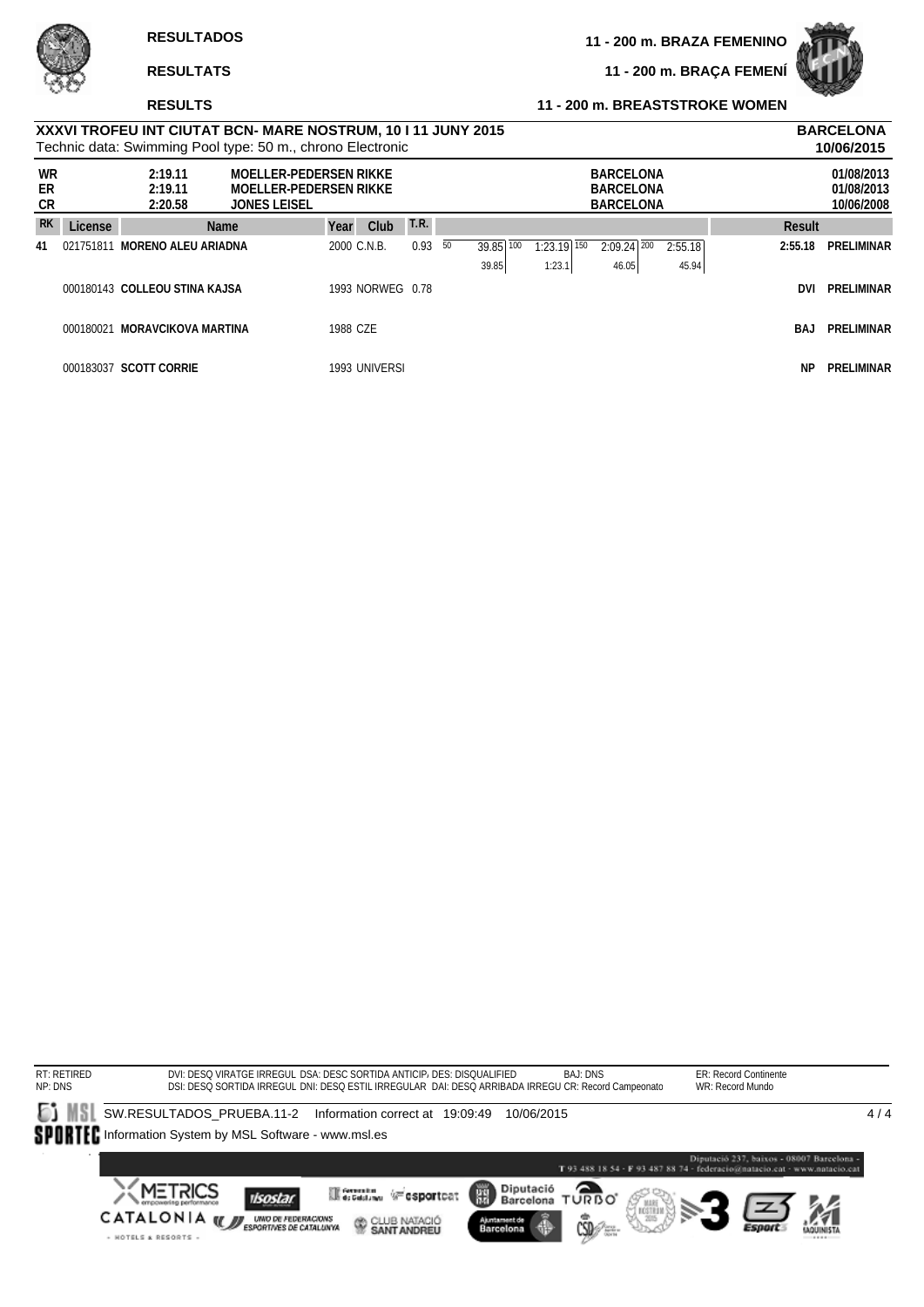**RESULTADOS** — **11 - 200 m. BRAZA FEMENINO**

**RESULTATS** — **11 - 200 m. BRAÇA FEMENÍ**

**RESULTS** — **11 - 200 m. BREASTSTROKE WOMEN**

**XXXVI TROFEU INT CIUTAT BCN- MARE NOSTRUM, 10 I 11 JUNY 2015** — **BARCELONA**

Technic data: Swimming Pool type: 50 m., chrono Electronic — **10/06/2015**

| | | | | |
|---|---|---|---|---|
| WR | 2:19.11 | MOELLER-PEDERSEN RIKKE | BARCELONA | 01/08/2013 |
| ER | 2:19.11 | MOELLER-PEDERSEN RIKKE | BARCELONA | 01/08/2013 |
| CR | 2:20.58 | JONES LEISEL | BARCELONA | 10/06/2008 |

| RK | License | Name | Year | Club | T.R. | 50 | 100 | 150 | 200 | Result | |
|---|---|---|---|---|---|---|---|---|---|---|---|
| 41 | 021751811 | **MORENO ALEU ARIADNA** | 2000 | C.N.B. | 0.93 | 39.85 / 39.85 | 1:23.19 / 1:23.1 | 2:09.24 / 46.05 | 2:55.18 / 45.94 | 2:55.18 | PRELIMINAR |
| | 000180143 | **COLLEOU STINA KAJSA** | 1993 | NORWEG | 0.78 | | | | | DVI | PRELIMINAR |
| | 000180021 | **MORAVCIKOVA MARTINA** | 1988 | CZE | | | | | | BAJ | PRELIMINAR |
| | 000183037 | **SCOTT CORRIE** | 1993 | UNIVERSI | | | | | | NP | PRELIMINAR |

RT: RETIRED
NP: DNS
DVI: DESQ VIRATGE IRREGUL DSA: DESC SORTIDA ANTICIP. DES: DISQUALIFIED BAJ: DNS ER: Record Continente
DSI: DESQ SORTIDA IRREGUL DNI: DESQ ESTIL IRREGULAR DAI: DESQ ARRIBADA IRREGU CR: Record Campeonato WR: Record Mundo

SW.RESULTADOS_PRUEBA.11-2 Information correct at 19:09:49 10/06/2015

Information System by MSL Software - www.msl.es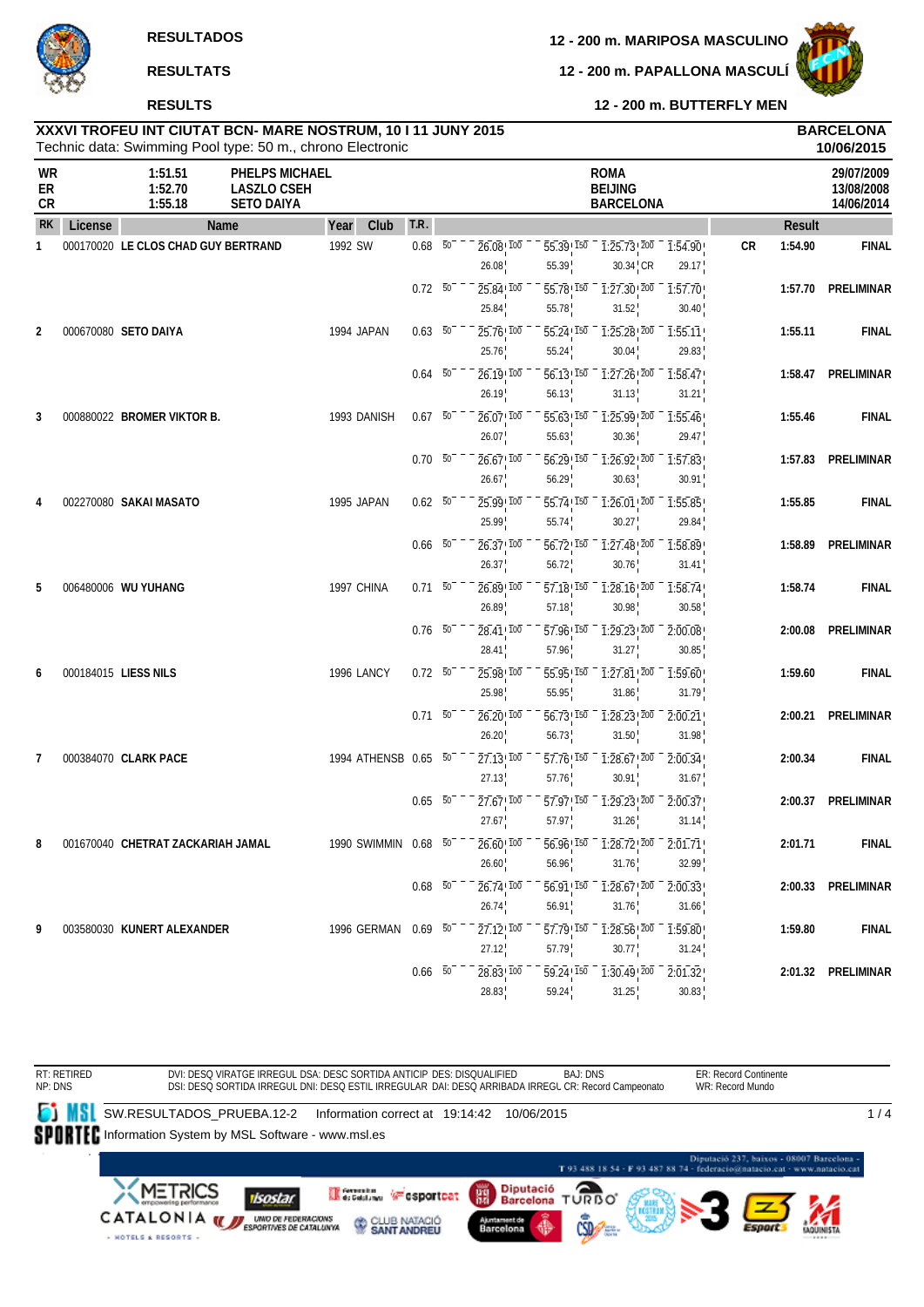**RESULTADOS** — **12 - 200 m. MARIPOSA MASCULINO**

**RESULTATS** — **12 - 200 m. PAPALLONA MASCULÍ**

**RESULTS** — **12 - 200 m. BUTTERFLY MEN**

**XXXVI TROFEU INT CIUTAT BCN- MARE NOSTRUM, 10 I 11 JUNY 2015** — **BARCELONA**

Technic data: Swimming Pool type: 50 m., chrono Electronic — **10/06/2015**

| | | | | |
|---|---|---|---|---|
| WR | 1:51.51 | PHELPS MICHAEL | ROMA | 29/07/2009 |
| ER | 1:52.70 | LASZLO CSEH | BEIJING | 13/08/2008 |
| CR | 1:55.18 | SETO DAIYA | BARCELONA | 14/06/2014 |

| RK | License | Name | Year | Club | T.R. | 50 | 100 | 150 | 200 | | Result | |
|---|---|---|---|---|---|---|---|---|---|---|---|---|
| 1 | 000170020 | LE CLOS CHAD GUY BERTRAND | 1992 | SW | 0.68 | 26.08 | 55.39 (29.31) | 1:25.73 (30.34 CR) | 1:54.90 (29.17) | CR | 1:54.90 | FINAL |
| | | | | | 0.72 | 25.84 | 55.78 (29.94) | 1:27.30 (31.52) | 1:57.70 (30.40) | | 1:57.70 | PRELIMINAR |
| 2 | 000670080 | SETO DAIYA | 1994 | JAPAN | 0.63 | 25.76 | 55.24 | 1:25.28 (30.04) | 1:55.11 (29.83) | | 1:55.11 | FINAL |
| | | | | | 0.64 | 26.19 | 56.13 | 1:27.26 (31.13) | 1:58.47 (31.21) | | 1:58.47 | PRELIMINAR |
| 3 | 000880022 | BROMER VIKTOR B. | 1993 | DANISH | 0.67 | 26.07 | 55.63 | 1:25.99 (30.36) | 1:55.46 (29.47) | | 1:55.46 | FINAL |
| | | | | | 0.70 | 26.67 | 56.29 | 1:26.92 (30.63) | 1:57.83 (30.91) | | 1:57.83 | PRELIMINAR |
| 4 | 002270080 | SAKAI MASATO | 1995 | JAPAN | 0.62 | 25.99 | 55.74 | 1:26.01 (30.27) | 1:55.85 (29.84) | | 1:55.85 | FINAL |
| | | | | | 0.66 | 26.37 | 56.72 | 1:27.48 (30.76) | 1:58.89 (31.41) | | 1:58.89 | PRELIMINAR |
| 5 | 006480006 | WU YUHANG | 1997 | CHINA | 0.71 | 26.89 | 57.18 | 1:28.16 (30.98) | 1:58.74 (30.58) | | 1:58.74 | FINAL |
| | | | | | 0.76 | 28.41 | 57.96 | 1:29.23 (31.27) | 2:00.08 (30.85) | | 2:00.08 | PRELIMINAR |
| 6 | 000184015 | LIESS NILS | 1996 | LANCY | 0.72 | 25.98 | 55.95 | 1:27.81 (31.86) | 1:59.60 (31.79) | | 1:59.60 | FINAL |
| | | | | | 0.71 | 26.20 | 56.73 | 1:28.23 (31.50) | 2:00.21 (31.98) | | 2:00.21 | PRELIMINAR |
| 7 | 000384070 | CLARK PACE | 1994 | ATHENSB | 0.65 | 27.13 | 57.76 | 1:28.67 (30.91) | 2:00.34 (31.67) | | 2:00.34 | FINAL |
| | | | | | 0.65 | 27.67 | 57.97 | 1:29.23 (31.26) | 2:00.37 (31.14) | | 2:00.37 | PRELIMINAR |
| 8 | 001670040 | CHETRAT ZACKARIAH JAMAL | 1990 | SWIMMIN | 0.68 | 26.60 | 56.96 | 1:28.72 (31.76) | 2:01.71 (32.99) | | 2:01.71 | FINAL |
| | | | | | 0.68 | 26.74 | 56.91 | 1:28.67 (31.76) | 2:00.33 (31.66) | | 2:00.33 | PRELIMINAR |
| 9 | 003580030 | KUNERT ALEXANDER | 1996 | GERMAN | 0.69 | 27.12 | 57.79 | 1:28.56 (30.77) | 1:59.80 (31.24) | | 1:59.80 | FINAL |
| | | | | | 0.66 | 28.83 | 59.24 | 1:30.49 (31.25) | 2:01.32 (30.83) | | 2:01.32 | PRELIMINAR |

RT: RETIRED
NP: DNS
DVI: DESQ VIRATGE IRREGUL DSA: DESC SORTIDA ANTICIP DES: DISQUALIFIED BAJ: DNS
DSI: DESQ SORTIDA IRREGUL DNI: DESQ ESTIL IRREGULAR DAI: DESQ ARRIBADA IRREGL CR: Record Campeonato
ER: Record Continente
WR: Record Mundo

SW.RESULTADOS_PRUEBA.12-2 Information correct at 19:14:42 10/06/2015
Information System by MSL Software - www.msl.es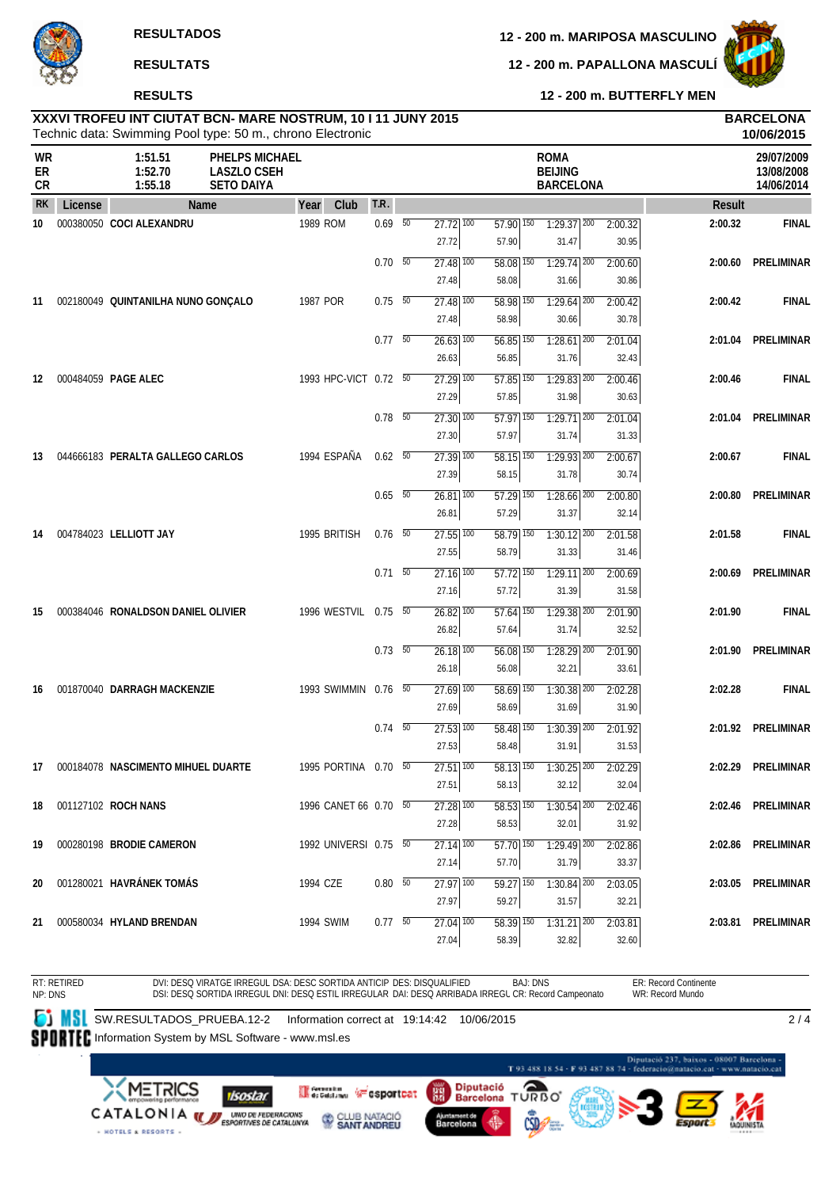# RESULTADOS / RESULTATS / RESULTS

## 12 - 200 m. MARIPOSA MASCULINO / 12 - 200 m. PAPALLONA MASCULÍ / 12 - 200 m. BUTTERFLY MEN

**XXXVI TROFEU INT CIUTAT BCN- MARE NOSTRUM, 10 I 11 JUNY 2015** — **BARCELONA 10/06/2015**

Technic data: Swimming Pool type: 50 m., chrono Electronic

| | | | | |
|---|---|---|---|---|
| WR | 1:51.51 | PHELPS MICHAEL | ROMA | 29/07/2009 |
| ER | 1:52.70 | LASZLO CSEH | BEIJING | 13/08/2008 |
| CR | 1:55.18 | SETO DAIYA | BARCELONA | 14/06/2014 |

| RK | License | Name | Year | Club | T.R. | 50 | 100 | 150 | 200 | Result | |
|---|---|---|---|---|---|---|---|---|---|---|---|
| 10 | 000380050 | COCI ALEXANDRU | 1989 | ROM | 0.69 | 27.72 / 27.72 | 57.90 / 57.90 | 1:29.37 / 31.47 | 2:00.32 / 30.95 | 2:00.32 | FINAL |
| | | | | | 0.70 | 27.48 / 27.48 | 58.08 / 58.08 | 1:29.74 / 31.66 | 2:00.60 / 30.86 | 2:00.60 | PRELIMINAR |
| 11 | 002180049 | QUINTANILHA NUNO GONÇALO | 1987 | POR | 0.75 | 27.48 / 27.48 | 58.98 / 58.98 | 1:29.64 / 30.66 | 2:00.42 / 30.78 | 2:00.42 | FINAL |
| | | | | | 0.77 | 26.63 / 26.63 | 56.85 / 56.85 | 1:28.61 / 31.76 | 2:01.04 / 32.43 | 2:01.04 | PRELIMINAR |
| 12 | 000484059 | PAGE ALEC | 1993 | HPC-VICT | 0.72 | 27.29 / 27.29 | 57.85 / 57.85 | 1:29.83 / 31.98 | 2:00.46 / 30.63 | 2:00.46 | FINAL |
| | | | | | 0.78 | 27.30 / 27.30 | 57.97 / 57.97 | 1:29.71 / 31.74 | 2:01.04 / 31.33 | 2:01.04 | PRELIMINAR |
| 13 | 044666183 | PERALTA GALLEGO CARLOS | 1994 | ESPAÑA | 0.62 | 27.39 / 27.39 | 58.15 / 58.15 | 1:29.93 / 31.78 | 2:00.67 / 30.74 | 2:00.67 | FINAL |
| | | | | | 0.65 | 26.81 / 26.81 | 57.29 / 57.29 | 1:28.66 / 31.37 | 2:00.80 / 32.14 | 2:00.80 | PRELIMINAR |
| 14 | 004784023 | LELLIOTT JAY | 1995 | BRITISH | 0.76 | 27.55 / 27.55 | 58.79 / 58.79 | 1:30.12 / 31.33 | 2:01.58 / 31.46 | 2:01.58 | FINAL |
| | | | | | 0.71 | 27.16 / 27.16 | 57.72 / 57.72 | 1:29.11 / 31.39 | 2:00.69 / 31.58 | 2:00.69 | PRELIMINAR |
| 15 | 000384046 | RONALDSON DANIEL OLIVIER | 1996 | WESTVIL | 0.75 | 26.82 / 26.82 | 57.64 / 57.64 | 1:29.38 / 31.74 | 2:01.90 / 32.52 | 2:01.90 | FINAL |
| | | | | | 0.73 | 26.18 / 26.18 | 56.08 / 56.08 | 1:28.29 / 32.21 | 2:01.90 / 33.61 | 2:01.90 | PRELIMINAR |
| 16 | 001870040 | DARRAGH MACKENZIE | 1993 | SWIMMIN | 0.76 | 27.69 / 27.69 | 58.69 / 58.69 | 1:30.38 / 31.69 | 2:02.28 / 31.90 | 2:02.28 | FINAL |
| | | | | | 0.74 | 27.53 / 27.53 | 58.48 / 58.48 | 1:30.39 / 31.91 | 2:01.92 / 31.53 | 2:01.92 | PRELIMINAR |
| 17 | 000184078 | NASCIMENTO MIHUEL DUARTE | 1995 | PORTINA | 0.70 | 27.51 / 27.51 | 58.13 / 58.13 | 1:30.25 / 32.12 | 2:02.29 / 32.04 | 2:02.29 | PRELIMINAR |
| 18 | 001127102 | ROCH NANS | 1996 | CANET 66 | 0.70 | 27.28 / 27.28 | 58.53 / 58.53 | 1:30.54 / 32.01 | 2:02.46 / 31.92 | 2:02.46 | PRELIMINAR |
| 19 | 000280198 | BRODIE CAMERON | 1992 | UNIVERSI | 0.75 | 27.14 / 27.14 | 57.70 / 57.70 | 1:29.49 / 31.79 | 2:02.86 / 33.37 | 2:02.86 | PRELIMINAR |
| 20 | 001280021 | HAVRÁNEK TOMÁS | 1994 | CZE | 0.80 | 27.97 / 27.97 | 59.27 / 59.27 | 1:30.84 / 31.57 | 2:03.05 / 32.21 | 2:03.05 | PRELIMINAR |
| 21 | 000580034 | HYLAND BRENDAN | 1994 | SWIM | 0.77 | 27.04 / 27.04 | 58.39 / 58.39 | 1:31.21 / 32.82 | 2:03.81 / 32.60 | 2:03.81 | PRELIMINAR |

RT: RETIRED
NP: DNS
DVI: DESQ VIRATGE IRREGUL DSA: DESC SORTIDA ANTICIP DES: DISQUALIFIED
DSI: DESQ SORTIDA IRREGUL DNI: DESQ ESTIL IRREGULAR DAI: DESQ ARRIBADA IRREGL CR: Record Campeonato
BAJ: DNS
ER: Record Continente
WR: Record Mundo

SW.RESULTADOS_PRUEBA.12-2 Information correct at 19:14:42 10/06/2015

Information System by MSL Software - www.msl.es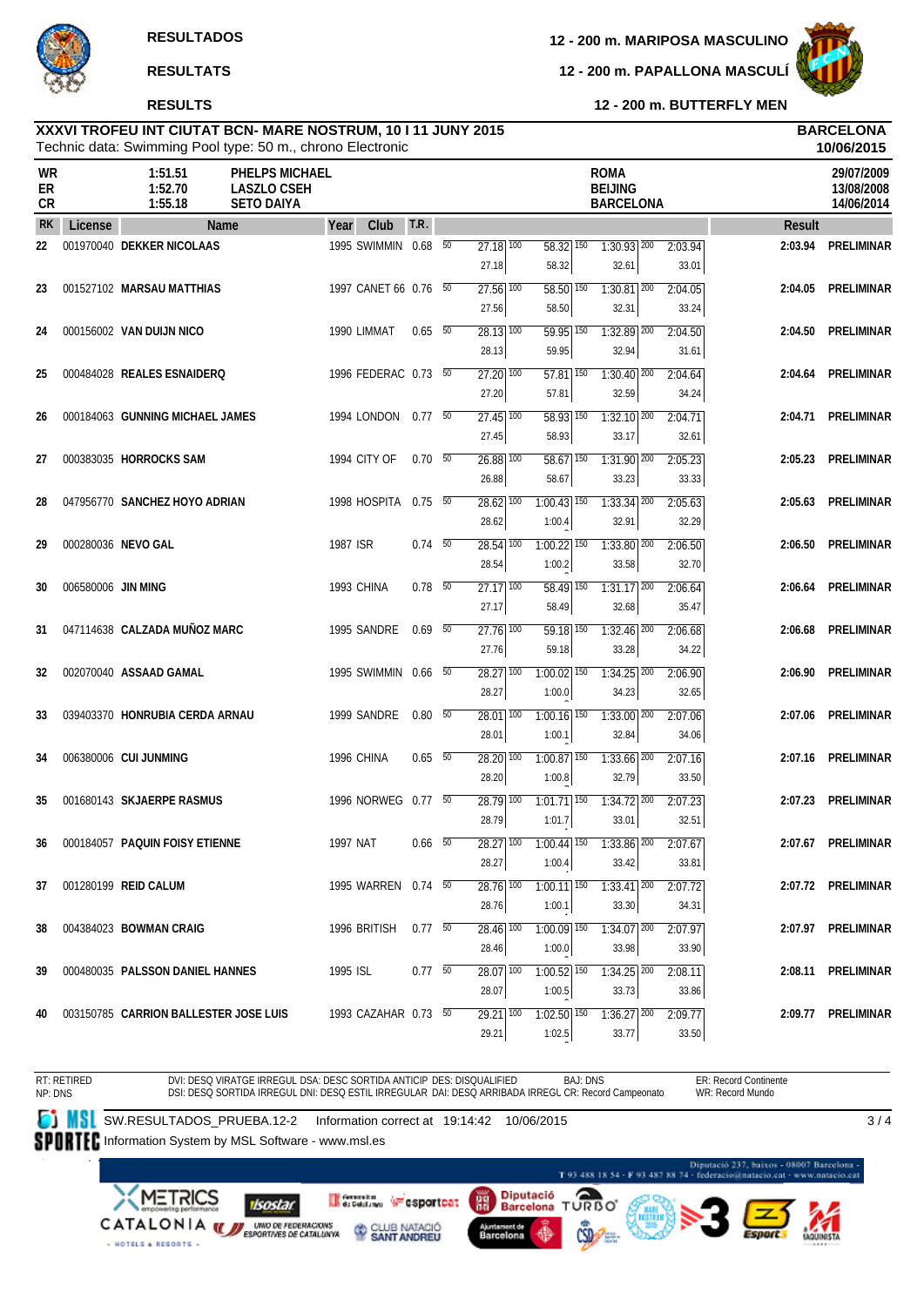RESULTADOS

RESULTATS

RESULTS

# 12 - 200 m. MARIPOSA MASCULINO

## 12 - 200 m. PAPALLONA MASCULÍ

## 12 - 200 m. BUTTERFLY MEN

**XXXVI TROFEU INT CIUTAT BCN- MARE NOSTRUM, 10 I 11 JUNY 2015**
Technic data: Swimming Pool type: 50 m., chrono Electronic

**BARCELONA**
**10/06/2015**

| | | | | |
|---|---|---|---|---|
| WR | 1:51.51 | PHELPS MICHAEL | ROMA | 29/07/2009 |
| ER | 1:52.70 | LASZLO CSEH | BEIJING | 13/08/2008 |
| CR | 1:55.18 | SETO DAIYA | BARCELONA | 14/06/2014 |

| RK | License | Name | Year | Club | T.R. | 50 | 100 | 150 | 200 | Result | |
|---|---|---|---|---|---|---|---|---|---|---|---|
| 22 | 001970040 | DEKKER NICOLAAS | 1995 | SWIMMIN | 0.68 | 27.18 | 58.32 / 31.14 | 1:30.93 / 32.61 | 2:03.94 / 33.01 | 2:03.94 | PRELIMINAR |
| 23 | 001527102 | MARSAU MATTHIAS | 1997 | CANET 66 | 0.76 | 27.56 | 58.50 / 30.94 | 1:30.81 / 32.31 | 2:04.05 / 33.24 | 2:04.05 | PRELIMINAR |
| 24 | 000156002 | VAN DUIJN NICO | 1990 | LIMMAT | 0.65 | 28.13 | 59.95 / 31.82 | 1:32.89 / 32.94 | 2:04.50 / 31.61 | 2:04.50 | PRELIMINAR |
| 25 | 000484028 | REALES ESNAIDERQ | 1996 | FEDERAC | 0.73 | 27.20 | 57.81 / 30.61 | 1:30.40 / 32.59 | 2:04.64 / 34.24 | 2:04.64 | PRELIMINAR |
| 26 | 000184063 | GUNNING MICHAEL JAMES | 1994 | LONDON | 0.77 | 27.45 | 58.93 / 31.48 | 1:32.10 / 33.17 | 2:04.71 / 32.61 | 2:04.71 | PRELIMINAR |
| 27 | 000383035 | HORROCKS SAM | 1994 | CITY OF | 0.70 | 26.88 | 58.67 / 31.79 | 1:31.90 / 33.23 | 2:05.23 / 33.33 | 2:05.23 | PRELIMINAR |
| 28 | 047956770 | SANCHEZ HOYO ADRIAN | 1998 | HOSPITA | 0.75 | 28.62 | 1:00.43 / 31.81 | 1:33.34 / 32.91 | 2:05.63 / 32.29 | 2:05.63 | PRELIMINAR |
| 29 | 000280036 | NEVO GAL | 1987 | ISR | 0.74 | 28.54 | 1:00.22 / 31.68 | 1:33.80 / 33.58 | 2:06.50 / 32.70 | 2:06.50 | PRELIMINAR |
| 30 | 006580006 | JIN MING | 1993 | CHINA | 0.78 | 27.17 | 58.49 / 31.32 | 1:31.17 / 32.68 | 2:06.64 / 35.47 | 2:06.64 | PRELIMINAR |
| 31 | 047114638 | CALZADA MUÑOZ MARC | 1995 | SANDRE | 0.69 | 27.76 | 59.18 / 31.42 | 1:32.46 / 33.28 | 2:06.68 / 34.22 | 2:06.68 | PRELIMINAR |
| 32 | 002070040 | ASSAAD GAMAL | 1995 | SWIMMIN | 0.66 | 28.27 | 1:00.02 / 31.75 | 1:34.25 / 34.23 | 2:06.90 / 32.65 | 2:06.90 | PRELIMINAR |
| 33 | 039403370 | HONRUBIA CERDA ARNAU | 1999 | SANDRE | 0.80 | 28.01 | 1:00.16 / 32.15 | 1:33.00 / 32.84 | 2:07.06 / 34.06 | 2:07.06 | PRELIMINAR |
| 34 | 006380006 | CUI JUNMING | 1996 | CHINA | 0.65 | 28.20 | 1:00.87 / 32.67 | 1:33.66 / 32.79 | 2:07.16 / 33.50 | 2:07.16 | PRELIMINAR |
| 35 | 001680143 | SKJAERPE RASMUS | 1996 | NORWEG | 0.77 | 28.79 | 1:01.71 / 32.92 | 1:34.72 / 33.01 | 2:07.23 / 32.51 | 2:07.23 | PRELIMINAR |
| 36 | 000184057 | PAQUIN FOISY ETIENNE | 1997 | NAT | 0.66 | 28.27 | 1:00.44 / 32.17 | 1:33.86 / 33.42 | 2:07.67 / 33.81 | 2:07.67 | PRELIMINAR |
| 37 | 001280199 | REID CALUM | 1995 | WARREN | 0.74 | 28.76 | 1:00.11 / 31.35 | 1:33.41 / 33.30 | 2:07.72 / 34.31 | 2:07.72 | PRELIMINAR |
| 38 | 004384023 | BOWMAN CRAIG | 1996 | BRITISH | 0.77 | 28.46 | 1:00.09 / 31.63 | 1:34.07 / 33.98 | 2:07.97 / 33.90 | 2:07.97 | PRELIMINAR |
| 39 | 000480035 | PALSSON DANIEL HANNES | 1995 | ISL | 0.77 | 28.07 | 1:00.52 / 32.45 | 1:34.25 / 33.73 | 2:08.11 / 33.86 | 2:08.11 | PRELIMINAR |
| 40 | 003150785 | CARRION BALLESTER JOSE LUIS | 1993 | CAZAHAR | 0.73 | 29.21 | 1:02.50 / 33.29 | 1:36.27 / 33.77 | 2:09.77 / 33.50 | 2:09.77 | PRELIMINAR |

RT: RETIRED
NP: DNS

DVI: DESQ VIRATGE IRREGUL DSA: DESC SORTIDA ANTICIP DES: DISQUALIFIED
DSI: DESQ SORTIDA IRREGUL DNI: DESQ ESTIL IRREGULAR DAI: DESQ ARRIBADA IRREGL CR: Record Campeonato

BAJ: DNS

ER: Record Continente
WR: Record Mundo

SW.RESULTADOS_PRUEBA.12-2 Information correct at 19:14:42 10/06/2015

Information System by MSL Software - www.msl.es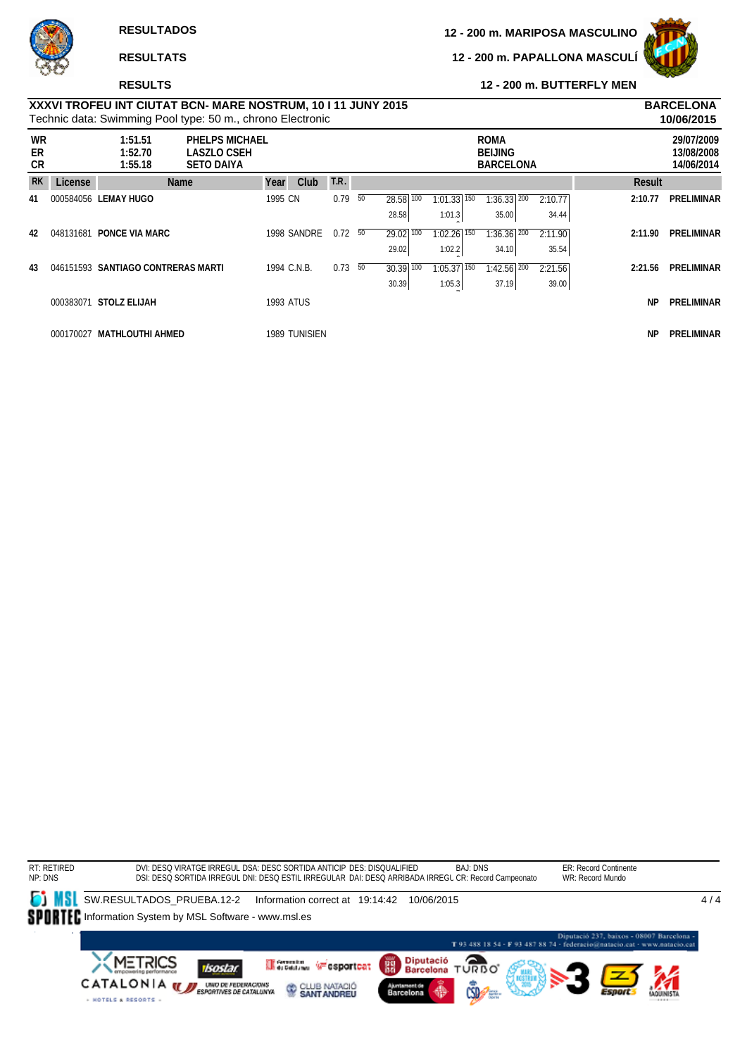# RESULTADOS / RESULTATS / RESULTS

## 12 - 200 m. MARIPOSA MASCULINO
## 12 - 200 m. PAPALLONA MASCULÍ
## 12 - 200 m. BUTTERFLY MEN

**XXXVI TROFEU INT CIUTAT BCN- MARE NOSTRUM, 10 I 11 JUNY 2015** — **BARCELONA**

Technic data: Swimming Pool type: 50 m., chrono Electronic — **10/06/2015**

| | | | | |
|---|---|---|---|---|
| WR | 1:51.51 | PHELPS MICHAEL | ROMA | 29/07/2009 |
| ER | 1:52.70 | LASZLO CSEH | BEIJING | 13/08/2008 |
| CR | 1:55.18 | SETO DAIYA | BARCELONA | 14/06/2014 |

| RK | License | Name | Year | Club | T.R. | 50 | 100 | 150 | 200 | Result | |
|---|---|---|---|---|---|---|---|---|---|---|---|
| 41 | 000584056 | LEMAY HUGO | 1995 | CN | 0.79 | 28.58 (28.58) | 1:01.33 (1:01.3) | 1:36.33 (35.00) | 2:10.77 (34.44) | 2:10.77 | PRELIMINAR |
| 42 | 048131681 | PONCE VIA MARC | 1998 | SANDRE | 0.72 | 29.02 (29.02) | 1:02.26 (1:02.2) | 1:36.36 (34.10) | 2:11.90 (35.54) | 2:11.90 | PRELIMINAR |
| 43 | 046151593 | SANTIAGO CONTRERAS MARTI | 1994 | C.N.B. | 0.73 | 30.39 (30.39) | 1:05.37 (1:05.3) | 1:42.56 (37.19) | 2:21.56 (39.00) | 2:21.56 | PRELIMINAR |
| | 000383071 | STOLZ ELIJAH | 1993 | ATUS | | | | | | NP | PRELIMINAR |
| | 000170027 | MATHLOUTHI AHMED | 1989 | TUNISIEN | | | | | | NP | PRELIMINAR |

RT: RETIRED
NP: DNS
DVI: DESQ VIRATGE IRREGUL DSA: DESC SORTIDA ANTICIP DES: DISQUALIFIED BAJ: DNS
DSI: DESQ SORTIDA IRREGUL DNI: DESQ ESTIL IRREGULAR DAI: DESQ ARRIBADA IRREGL CR: Record Campeonato
ER: Record Continente
WR: Record Mundo

SW.RESULTADOS_PRUEBA.12-2 Information correct at 19:14:42 10/06/2015
Information System by MSL Software - www.msl.es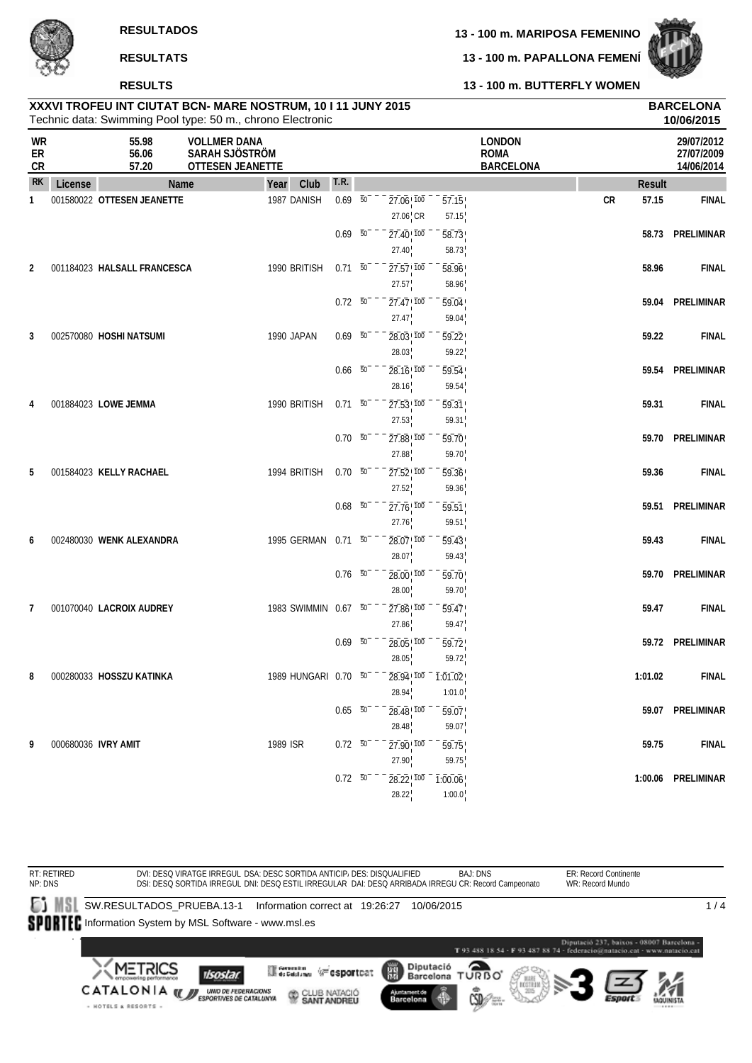**RESULTADOS** — **13 - 100 m. MARIPOSA FEMENINO**

**RESULTATS** — **13 - 100 m. PAPALLONA FEMENÍ**

**RESULTS** — **13 - 100 m. BUTTERFLY WOMEN**

**XXXVI TROFEU INT CIUTAT BCN- MARE NOSTRUM, 10 I 11 JUNY 2015** — **BARCELONA**

Technic data: Swimming Pool type: 50 m., chrono Electronic — **10/06/2015**

| | | | | |
|---|---|---|---|---|
| WR | 55.98 | VOLLMER DANA | LONDON | 29/07/2012 |
| ER | 56.06 | SARAH SJÖSTRÖM | ROMA | 27/07/2009 |
| CR | 57.20 | OTTESEN JEANETTE | BARCELONA | 14/06/2014 |

| RK | License | Name | Year | Club | T.R. | 50 | 100 | | Result | |
|---|---|---|---|---|---|---|---|---|---|---|
| 1 | 001580022 | OTTESEN JEANETTE | 1987 | DANISH | 0.69 | 27.06 / 27.06 CR | 57.15 / 57.15 | CR | 57.15 | FINAL |
| | | | | | 0.69 | 27.40 / 27.40 | 58.73 / 58.73 | | 58.73 | PRELIMINAR |
| 2 | 001184023 | HALSALL FRANCESCA | 1990 | BRITISH | 0.71 | 27.57 / 27.57 | 58.96 / 58.96 | | 58.96 | FINAL |
| | | | | | 0.72 | 27.47 / 27.47 | 59.04 / 59.04 | | 59.04 | PRELIMINAR |
| 3 | 002570080 | HOSHI NATSUMI | 1990 | JAPAN | 0.69 | 28.03 / 28.03 | 59.22 / 59.22 | | 59.22 | FINAL |
| | | | | | 0.66 | 28.16 / 28.16 | 59.54 / 59.54 | | 59.54 | PRELIMINAR |
| 4 | 001884023 | LOWE JEMMA | 1990 | BRITISH | 0.71 | 27.53 / 27.53 | 59.31 / 59.31 | | 59.31 | FINAL |
| | | | | | 0.70 | 27.88 / 27.88 | 59.70 / 59.70 | | 59.70 | PRELIMINAR |
| 5 | 001584023 | KELLY RACHAEL | 1994 | BRITISH | 0.70 | 27.52 / 27.52 | 59.36 / 59.36 | | 59.36 | FINAL |
| | | | | | 0.68 | 27.76 / 27.76 | 59.51 / 59.51 | | 59.51 | PRELIMINAR |
| 6 | 002480030 | WENK ALEXANDRA | 1995 | GERMAN | 0.71 | 28.07 / 28.07 | 59.43 / 59.43 | | 59.43 | FINAL |
| | | | | | 0.76 | 28.00 / 28.00 | 59.70 / 59.70 | | 59.70 | PRELIMINAR |
| 7 | 001070040 | LACROIX AUDREY | 1983 | SWIMMIN | 0.67 | 27.86 / 27.86 | 59.47 / 59.47 | | 59.47 | FINAL |
| | | | | | 0.69 | 28.05 / 28.05 | 59.72 / 59.72 | | 59.72 | PRELIMINAR |
| 8 | 000280033 | HOSSZU KATINKA | 1989 | HUNGARI | 0.70 | 28.94 / 28.94 | 1:01.02 / 1:01.0 | | 1:01.02 | FINAL |
| | | | | | 0.65 | 28.48 / 28.48 | 59.07 / 59.07 | | 59.07 | PRELIMINAR |
| 9 | 000680036 | IVRY AMIT | 1989 | ISR | 0.72 | 27.90 / 27.90 | 59.75 / 59.75 | | 59.75 | FINAL |
| | | | | | 0.72 | 28.22 / 28.22 | 1:00.06 / 1:00.0 | | 1:00.06 | PRELIMINAR |

RT: RETIRED
NP: DNS
DVI: DESQ VIRATGE IRREGUL DSA: DESC SORTIDA ANTICIP/ DES: DISQUALIFIED BAJ: DNS
DSI: DESQ SORTIDA IRREGUL DNI: DESQ ESTIL IRREGULAR DAI: DESQ ARRIBADA IRREGU CR: Record Campeonato
ER: Record Continente
WR: Record Mundo

SW.RESULTADOS_PRUEBA.13-1 Information correct at 19:26:27 10/06/2015

Information System by MSL Software - www.msl.es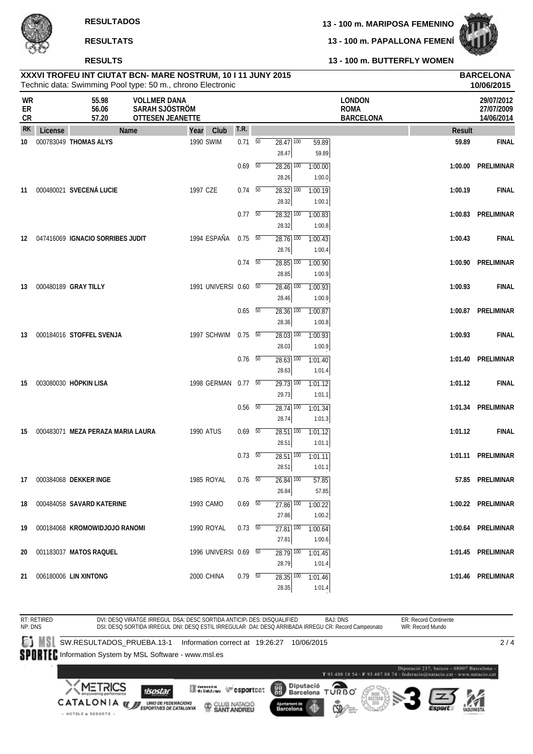**RESULTADOS**

**RESULTATS**

**RESULTS**

**13 - 100 m. MARIPOSA FEMENINO**

**13 - 100 m. PAPALLONA FEMENÍ**

**13 - 100 m. BUTTERFLY WOMEN**

**XXXVI TROFEU INT CIUTAT BCN- MARE NOSTRUM, 10 I 11 JUNY 2015** — **BARCELONA**
Technic data: Swimming Pool type: 50 m., chrono Electronic — **10/06/2015**

| | | | | |
|---|---|---|---|---|
| WR | 55.98 | VOLLMER DANA | LONDON | 29/07/2012 |
| ER | 56.06 | SARAH SJÖSTRÖM | ROMA | 27/07/2009 |
| CR | 57.20 | OTTESEN JEANETTE | BARCELONA | 14/06/2014 |

| RK | License | Name | Year | Club | T.R. | 50 | 100 | Result | |
|---|---|---|---|---|---|---|---|---|---|
| 10 | 000783049 | THOMAS ALYS | 1990 | SWIM | 0.71 | 28.47 (28.47) | 59.89 (59.89) | 59.89 | FINAL |
| | | | | | 0.69 | 28.26 (28.26) | 1:00.00 (1:00.0) | 1:00.00 | PRELIMINAR |
| 11 | 000480021 | SVECENÁ LUCIE | 1997 | CZE | 0.74 | 28.32 (28.32) | 1:00.19 (1:00.1) | 1:00.19 | FINAL |
| | | | | | 0.77 | 28.32 (28.32) | 1:00.83 (1:00.8) | 1:00.83 | PRELIMINAR |
| 12 | 047416069 | IGNACIO SORRIBES JUDIT | 1994 | ESPAÑA | 0.75 | 28.76 (28.76) | 1:00.43 (1:00.4) | 1:00.43 | FINAL |
| | | | | | 0.74 | 28.85 (28.85) | 1:00.90 (1:00.9) | 1:00.90 | PRELIMINAR |
| 13 | 000480189 | GRAY TILLY | 1991 | UNIVERSI | 0.60 | 28.46 (28.46) | 1:00.93 (1:00.9) | 1:00.93 | FINAL |
| | | | | | 0.65 | 28.36 (28.36) | 1:00.87 (1:00.8) | 1:00.87 | PRELIMINAR |
| 13 | 000184016 | STOFFEL SVENJA | 1997 | SCHWIM | 0.75 | 28.03 (28.03) | 1:00.93 (1:00.9) | 1:00.93 | FINAL |
| | | | | | 0.76 | 28.63 (28.63) | 1:01.40 (1:01.4) | 1:01.40 | PRELIMINAR |
| 15 | 003080030 | HÖPKIN LISA | 1998 | GERMAN | 0.77 | 29.73 (29.73) | 1:01.12 (1:01.1) | 1:01.12 | FINAL |
| | | | | | 0.56 | 28.74 (28.74) | 1:01.34 (1:01.3) | 1:01.34 | PRELIMINAR |
| 15 | 000483071 | MEZA PERAZA MARIA LAURA | 1990 | ATUS | 0.69 | 28.51 (28.51) | 1:01.12 (1:01.1) | 1:01.12 | FINAL |
| | | | | | 0.73 | 28.51 (28.51) | 1:01.11 (1:01.1) | 1:01.11 | PRELIMINAR |
| 17 | 000384068 | DEKKER INGE | 1985 | ROYAL | 0.76 | 26.84 (26.84) | 57.85 (57.85) | 57.85 | PRELIMINAR |
| 18 | 000484058 | SAVARD KATERINE | 1993 | CAMO | 0.69 | 27.86 (27.86) | 1:00.22 (1:00.2) | 1:00.22 | PRELIMINAR |
| 19 | 000184068 | KROMOWIDJOJO RANOMI | 1990 | ROYAL | 0.73 | 27.81 (27.81) | 1:00.64 (1:00.6) | 1:00.64 | PRELIMINAR |
| 20 | 001183037 | MATOS RAQUEL | 1996 | UNIVERSI | 0.69 | 28.79 (28.79) | 1:01.45 (1:01.4) | 1:01.45 | PRELIMINAR |
| 21 | 006180006 | LIN XINTONG | 2000 | CHINA | 0.79 | 28.35 (28.35) | 1:01.46 (1:01.4) | 1:01.46 | PRELIMINAR |

RT: RETIRED NP: DNS — DVI: DESQ VIRATGE IRREGUL DSA: DESC SORTIDA ANTICIP. DES: DISQUALIFIED BAJ: DNS ER: Record Continente
DSI: DESQ SORTIDA IRREGUL DNI: DESQ ESTIL IRREGULAR DAI: DESQ ARRIBADA IRREGU CR: Record Campeonato WR: Record Mundo

SW.RESULTADOS_PRUEBA.13-1 Information correct at 19:26:27 10/06/2015

Information System by MSL Software - www.msl.es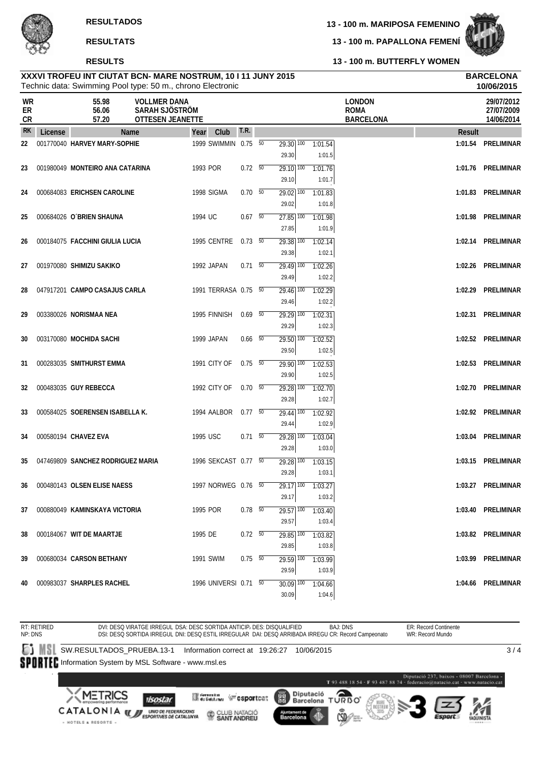**RESULTADOS**

**RESULTATS**

**RESULTS**

**13 - 100 m. MARIPOSA FEMENINO**

**13 - 100 m. PAPALLONA FEMENÍ**

**13 - 100 m. BUTTERFLY WOMEN**

**XXXVI TROFEU INT CIUTAT BCN- MARE NOSTRUM, 10 I 11 JUNY 2015** — **BARCELONA**

Technic data: Swimming Pool type: 50 m., chrono Electronic — **10/06/2015**

| | | | | |
|---|---|---|---|---|
| WR | 55.98 | VOLLMER DANA | LONDON | 29/07/2012 |
| ER | 56.06 | SARAH SJÖSTRÖM | ROMA | 27/07/2009 |
| CR | 57.20 | OTTESEN JEANETTE | BARCELONA | 14/06/2014 |

| RK | License | Name | Year | Club | T.R. | 50 | 100 | Result | |
|---|---|---|---|---|---|---|---|---|---|
| 22 | 001770040 | HARVEY MARY-SOPHIE | 1999 | SWIMMIN | 0.75 | 29.30 (29.30) | 1:01.54 (1:01.5) | 1:01.54 | PRELIMINAR |
| 23 | 001980049 | MONTEIRO ANA CATARINA | 1993 | POR | 0.72 | 29.10 (29.10) | 1:01.76 (1:01.7) | 1:01.76 | PRELIMINAR |
| 24 | 000684083 | ERICHSEN CAROLINE | 1998 | SIGMA | 0.70 | 29.02 (29.02) | 1:01.83 (1:01.8) | 1:01.83 | PRELIMINAR |
| 25 | 000684026 | O´BRIEN SHAUNA | 1994 | UC | 0.67 | 27.85 (27.85) | 1:01.98 (1:01.9) | 1:01.98 | PRELIMINAR |
| 26 | 000184075 | FACCHINI GIULIA LUCIA | 1995 | CENTRE | 0.73 | 29.38 (29.38) | 1:02.14 (1:02.1) | 1:02.14 | PRELIMINAR |
| 27 | 001970080 | SHIMIZU SAKIKO | 1992 | JAPAN | 0.71 | 29.49 (29.49) | 1:02.26 (1:02.2) | 1:02.26 | PRELIMINAR |
| 28 | 047917201 | CAMPO CASAJUS CARLA | 1991 | TERRASA | 0.75 | 29.46 (29.46) | 1:02.29 (1:02.2) | 1:02.29 | PRELIMINAR |
| 29 | 003380026 | NORISMAA NEA | 1995 | FINNISH | 0.69 | 29.29 (29.29) | 1:02.31 (1:02.3) | 1:02.31 | PRELIMINAR |
| 30 | 003170080 | MOCHIDA SACHI | 1999 | JAPAN | 0.66 | 29.50 (29.50) | 1:02.52 (1:02.5) | 1:02.52 | PRELIMINAR |
| 31 | 000283035 | SMITHURST EMMA | 1991 | CITY OF | 0.75 | 29.90 (29.90) | 1:02.53 (1:02.5) | 1:02.53 | PRELIMINAR |
| 32 | 000483035 | GUY REBECCA | 1992 | CITY OF | 0.70 | 29.28 (29.28) | 1:02.70 (1:02.7) | 1:02.70 | PRELIMINAR |
| 33 | 000584025 | SOERENSEN ISABELLA K. | 1994 | AALBOR | 0.77 | 29.44 (29.44) | 1:02.92 (1:02.9) | 1:02.92 | PRELIMINAR |
| 34 | 000580194 | CHAVEZ EVA | 1995 | USC | 0.71 | 29.28 (29.28) | 1:03.04 (1:03.0) | 1:03.04 | PRELIMINAR |
| 35 | 047469809 | SANCHEZ RODRIGUEZ MARIA | 1996 | SEKCAST | 0.77 | 29.28 (29.28) | 1:03.15 (1:03.1) | 1:03.15 | PRELIMINAR |
| 36 | 000480143 | OLSEN ELISE NAESS | 1997 | NORWEG | 0.76 | 29.17 (29.17) | 1:03.27 (1:03.2) | 1:03.27 | PRELIMINAR |
| 37 | 000880049 | KAMINSKAYA VICTORIA | 1995 | POR | 0.78 | 29.57 (29.57) | 1:03.40 (1:03.4) | 1:03.40 | PRELIMINAR |
| 38 | 000184067 | WIT DE MAARTJE | 1995 | DE | 0.72 | 29.85 (29.85) | 1:03.82 (1:03.8) | 1:03.82 | PRELIMINAR |
| 39 | 000680034 | CARSON BETHANY | 1991 | SWIM | 0.75 | 29.59 (29.59) | 1:03.99 (1:03.9) | 1:03.99 | PRELIMINAR |
| 40 | 000983037 | SHARPLES RACHEL | 1996 | UNIVERSI | 0.71 | 30.09 (30.09) | 1:04.66 (1:04.6) | 1:04.66 | PRELIMINAR |

RT: RETIRED  DVI: DESQ VIRATGE IRREGUL  DSA: DESC SORTIDA ANTICIP.  DES: DISQUALIFIED  BAJ: DNS  ER: Record Continente
NP: DNS  DSI: DESQ SORTIDA IRREGUL  DNI: DESQ ESTIL IRREGULAR  DAI: DESQ ARRIBADA IRREGU  CR: Record Campeonato  WR: Record Mundo

SW.RESULTADOS_PRUEBA.13-1  Information correct at 19:26:27 10/06/2015

Information System by MSL Software - www.msl.es

Diputació 237, baixos - 08007 Barcelona - T 93 488 18 54 - F 93 487 88 74 - federacio@natacio.cat - www.natacio.cat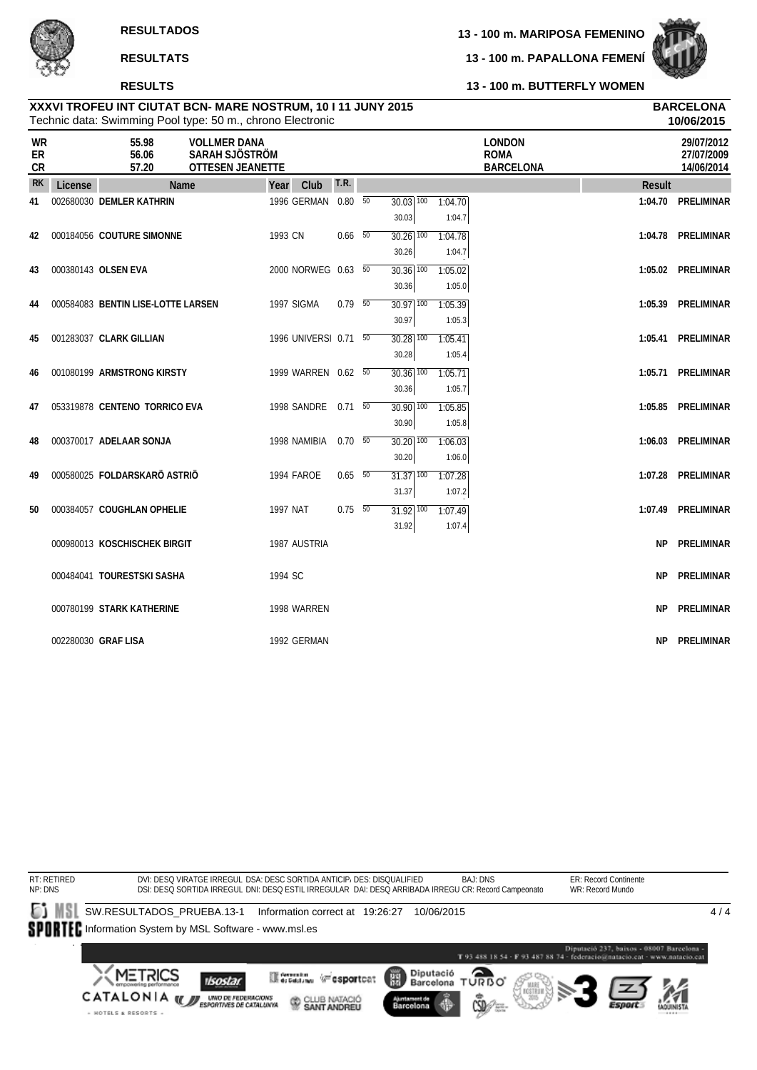**RESULTADOS**

**RESULTATS**

**RESULTS**

**13 - 100 m. MARIPOSA FEMENINO**

**13 - 100 m. PAPALLONA FEMENÍ**

**13 - 100 m. BUTTERFLY WOMEN**

**XXXVI TROFEU INT CIUTAT BCN- MARE NOSTRUM, 10 I 11 JUNY 2015**
Technic data: Swimming Pool type: 50 m., chrono Electronic

**BARCELONA**
**10/06/2015**

| | | | | |
|---|---|---|---|---|
| WR | 55.98 | VOLLMER DANA | LONDON | 29/07/2012 |
| ER | 56.06 | SARAH SJÖSTRÖM | ROMA | 27/07/2009 |
| CR | 57.20 | OTTESEN JEANETTE | BARCELONA | 14/06/2014 |

| RK | License | Name | Year | Club | T.R. | 50 | 100 | Result | |
|---|---|---|---|---|---|---|---|---|---|
| 41 | 002680030 | DEMLER KATHRIN | 1996 | GERMAN | 0.80 | 30.03 (30.03) | 1:04.70 (1:04.7) | 1:04.70 | PRELIMINAR |
| 42 | 000184056 | COUTURE SIMONNE | 1993 | CN | 0.66 | 30.26 (30.26) | 1:04.78 (1:04.7) | 1:04.78 | PRELIMINAR |
| 43 | 000380143 | OLSEN EVA | 2000 | NORWEG | 0.63 | 30.36 (30.36) | 1:05.02 (1:05.0) | 1:05.02 | PRELIMINAR |
| 44 | 000584083 | BENTIN LISE-LOTTE LARSEN | 1997 | SIGMA | 0.79 | 30.97 (30.97) | 1:05.39 (1:05.3) | 1:05.39 | PRELIMINAR |
| 45 | 001283037 | CLARK GILLIAN | 1996 | UNIVERSI | 0.71 | 30.28 (30.28) | 1:05.41 (1:05.4) | 1:05.41 | PRELIMINAR |
| 46 | 001080199 | ARMSTRONG KIRSTY | 1999 | WARREN | 0.62 | 30.36 (30.36) | 1:05.71 (1:05.7) | 1:05.71 | PRELIMINAR |
| 47 | 053319878 | CENTENO TORRICO EVA | 1998 | SANDRE | 0.71 | 30.90 (30.90) | 1:05.85 (1:05.8) | 1:05.85 | PRELIMINAR |
| 48 | 000370017 | ADELAAR SONJA | 1998 | NAMIBIA | 0.70 | 30.20 (30.20) | 1:06.03 (1:06.0) | 1:06.03 | PRELIMINAR |
| 49 | 000580025 | FOLDARSKARÖ ASTRIÖ | 1994 | FAROE | 0.65 | 31.37 (31.37) | 1:07.28 (1:07.2) | 1:07.28 | PRELIMINAR |
| 50 | 000384057 | COUGHLAN OPHELIE | 1997 | NAT | 0.75 | 31.92 (31.92) | 1:07.49 (1:07.4) | 1:07.49 | PRELIMINAR |
| | 000980013 | KOSCHISCHEK BIRGIT | 1987 | AUSTRIA | | | | NP | PRELIMINAR |
| | 000484041 | TOURESTSKI SASHA | 1994 | SC | | | | NP | PRELIMINAR |
| | 000780199 | STARK KATHERINE | 1998 | WARREN | | | | NP | PRELIMINAR |
| | 002280030 | GRAF LISA | 1992 | GERMAN | | | | NP | PRELIMINAR |

RT: RETIRED
NP: DNS
DVI: DESQ VIRATGE IRREGUL DSA: DESC SORTIDA ANTICIP. DES: DISQUALIFIED BAJ: DNS ER: Record Continente
DSI: DESQ SORTIDA IRREGUL DNI: DESQ ESTIL IRREGULAR DAI: DESQ ARRIBADA IRREGU CR: Record Campeonato WR: Record Mundo

SW.RESULTADOS_PRUEBA.13-1 Information correct at 19:26:27 10/06/2015
Information System by MSL Software - www.msl.es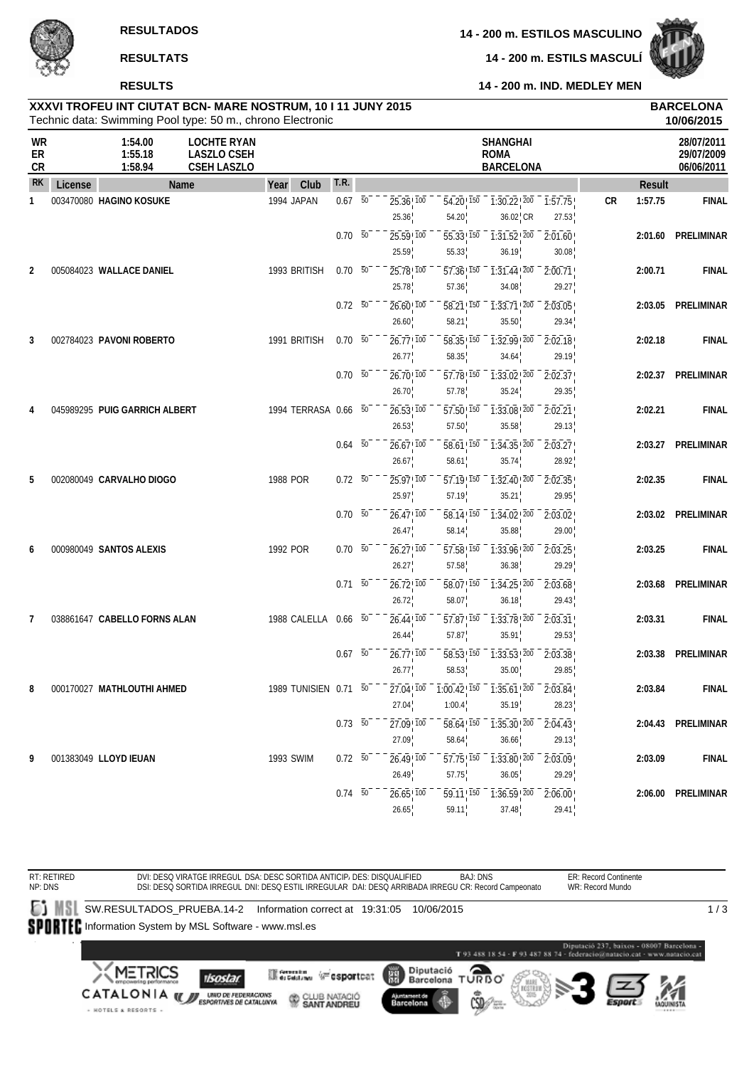**RESULTADOS**

**RESULTATS**

**RESULTS**

**14 - 200 m. ESTILOS MASCULINO**

**14 - 200 m. ESTILS MASCULÍ**

**14 - 200 m. IND. MEDLEY MEN**

**XXXVI TROFEU INT CIUTAT BCN- MARE NOSTRUM, 10 I 11 JUNY 2015**
Technic data: Swimming Pool type: 50 m., chrono Electronic

**BARCELONA**
**10/06/2015**

| | | | | |
|---|---|---|---|---|
| **WR** | **1:54.00** | **LOCHTE RYAN** | **SHANGHAI** | **28/07/2011** |
| **ER** | **1:55.18** | **LASZLO CSEH** | **ROMA** | **29/07/2009** |
| **CR** | **1:58.94** | **CSEH LASZLO** | **BARCELONA** | **06/06/2011** |

| RK | License | Name | Year | Club | T.R. | 50 | 100 | 150 | 200 | | Result | |
|---|---|---|---|---|---|---|---|---|---|---|---|---|
| 1 | 003470080 | **HAGINO KOSUKE** | 1994 | JAPAN | 0.67 | 25.36 | 54.20 | 1:30.22 | 1:57.75 | CR | **1:57.75** | **FINAL** |
| | | | | | | 25.36 | 54.20 | 36.02 CR | 27.53 | | | |
| | | | | | 0.70 | 25.59 | 55.33 | 1:31.52 | 2:01.60 | | **2:01.60** | **PRELIMINAR** |
| | | | | | | 25.59 | 55.33 | 36.19 | 30.08 | | | |
| 2 | 005084023 | **WALLACE DANIEL** | 1993 | BRITISH | 0.70 | 25.78 | 57.36 | 1:31.44 | 2:00.71 | | **2:00.71** | **FINAL** |
| | | | | | | 25.78 | 57.36 | 34.08 | 29.27 | | | |
| | | | | | 0.72 | 26.60 | 58.21 | 1:33.71 | 2:03.05 | | **2:03.05** | **PRELIMINAR** |
| | | | | | | 26.60 | 58.21 | 35.50 | 29.34 | | | |
| 3 | 002784023 | **PAVONI ROBERTO** | 1991 | BRITISH | 0.70 | 26.77 | 58.35 | 1:32.99 | 2:02.18 | | **2:02.18** | **FINAL** |
| | | | | | | 26.77 | 58.35 | 34.64 | 29.19 | | | |
| | | | | | 0.70 | 26.70 | 57.78 | 1:33.02 | 2:02.37 | | **2:02.37** | **PRELIMINAR** |
| | | | | | | 26.70 | 57.78 | 35.24 | 29.35 | | | |
| 4 | 045989295 | **PUIG GARRICH ALBERT** | 1994 | TERRASA | 0.66 | 26.53 | 57.50 | 1:33.08 | 2:02.21 | | **2:02.21** | **FINAL** |
| | | | | | | 26.53 | 57.50 | 35.58 | 29.13 | | | |
| | | | | | 0.64 | 26.67 | 58.61 | 1:34.35 | 2:03.27 | | **2:03.27** | **PRELIMINAR** |
| | | | | | | 26.67 | 58.61 | 35.74 | 28.92 | | | |
| 5 | 002080049 | **CARVALHO DIOGO** | 1988 | POR | 0.72 | 25.97 | 57.19 | 1:32.40 | 2:02.35 | | **2:02.35** | **FINAL** |
| | | | | | | 25.97 | 57.19 | 35.21 | 29.95 | | | |
| | | | | | 0.70 | 26.47 | 58.14 | 1:34.02 | 2:03.02 | | **2:03.02** | **PRELIMINAR** |
| | | | | | | 26.47 | 58.14 | 35.88 | 29.00 | | | |
| 6 | 000980049 | **SANTOS ALEXIS** | 1992 | POR | 0.70 | 26.27 | 57.58 | 1:33.96 | 2:03.25 | | **2:03.25** | **FINAL** |
| | | | | | | 26.27 | 57.58 | 36.38 | 29.29 | | | |
| | | | | | 0.71 | 26.72 | 58.07 | 1:34.25 | 2:03.68 | | **2:03.68** | **PRELIMINAR** |
| | | | | | | 26.72 | 58.07 | 36.18 | 29.43 | | | |
| 7 | 038861647 | **CABELLO FORNS ALAN** | 1988 | CALELLA | 0.66 | 26.44 | 57.87 | 1:33.78 | 2:03.31 | | **2:03.31** | **FINAL** |
| | | | | | | 26.44 | 57.87 | 35.91 | 29.53 | | | |
| | | | | | 0.67 | 26.77 | 58.53 | 1:33.53 | 2:03.38 | | **2:03.38** | **PRELIMINAR** |
| | | | | | | 26.77 | 58.53 | 35.00 | 29.85 | | | |
| 8 | 000170027 | **MATHLOUTHI AHMED** | 1989 | TUNISIEN | 0.71 | 27.04 | 1:00.42 | 1:35.61 | 2:03.84 | | **2:03.84** | **FINAL** |
| | | | | | | 27.04 | 1:00.4 | 35.19 | 28.23 | | | |
| | | | | | 0.73 | 27.09 | 58.64 | 1:35.30 | 2:04.43 | | **2:04.43** | **PRELIMINAR** |
| | | | | | | 27.09 | 58.64 | 36.66 | 29.13 | | | |
| 9 | 001383049 | **LLOYD IEUAN** | 1993 | SWIM | 0.72 | 26.49 | 57.75 | 1:33.80 | 2:03.09 | | **2:03.09** | **FINAL** |
| | | | | | | 26.49 | 57.75 | 36.05 | 29.29 | | | |
| | | | | | 0.74 | 26.65 | 59.11 | 1:36.59 | 2:06.00 | | **2:06.00** | **PRELIMINAR** |
| | | | | | | 26.65 | 59.11 | 37.48 | 29.41 | | | |

RT: RETIRED
NP: DNS
DVI: DESQ VIRATGE IRREGUL DSA: DESC SORTIDA ANTICIP. DES: DISQUALIFIED BAJ: DNS ER: Record Continente
DSI: DESQ SORTIDA IRREGUL DNI: DESQ ESTIL IRREGULAR DAI: DESQ ARRIBADA IRREGU CR: Record Campeonato WR: Record Mundo

SW.RESULTADOS_PRUEBA.14-2 Information correct at 19:31:05 10/06/2015

Information System by MSL Software - www.msl.es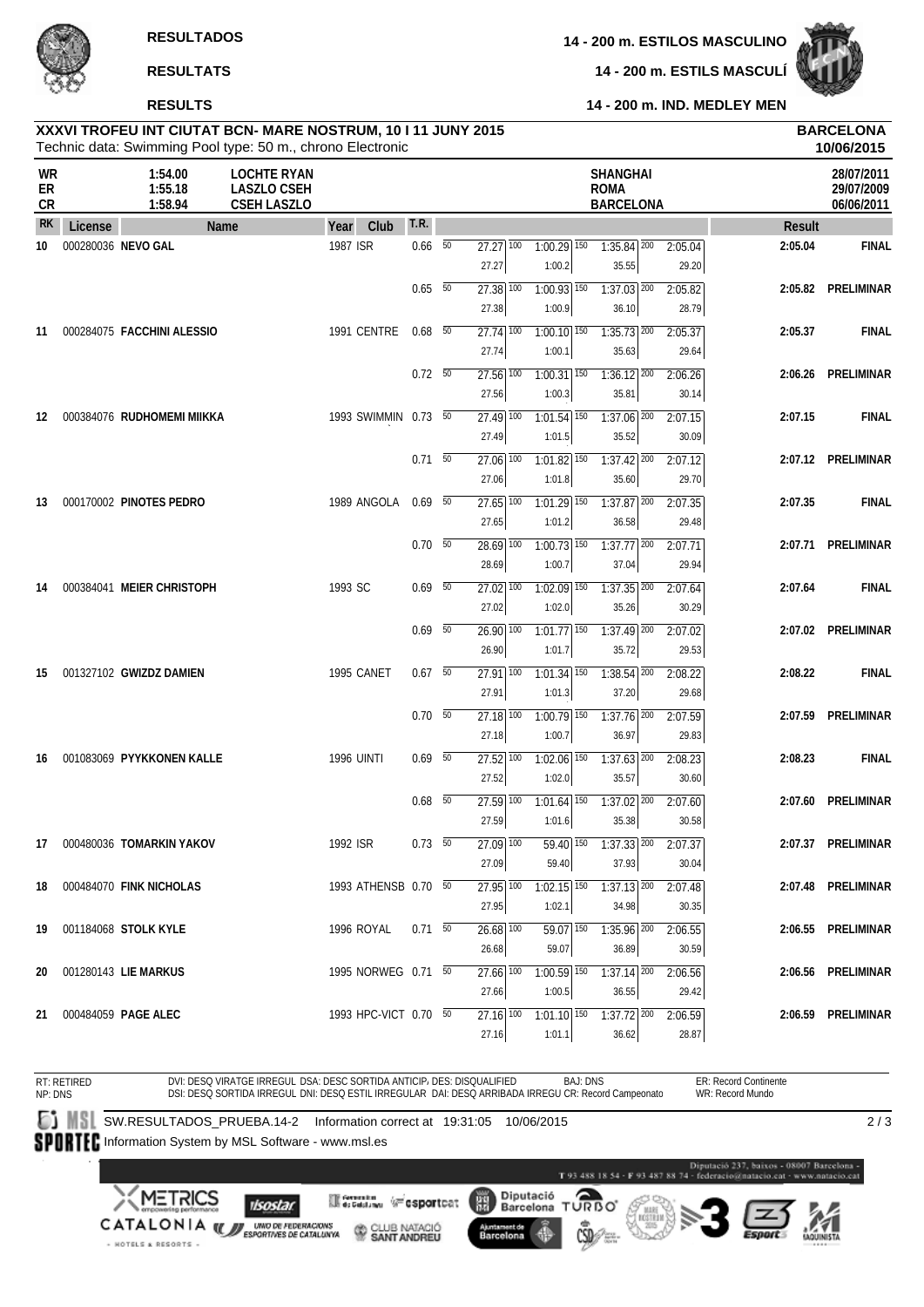**RESULTADOS** — **14 - 200 m. ESTILOS MASCULINO**

**RESULTATS** — **14 - 200 m. ESTILS MASCULÍ**

**RESULTS** — **14 - 200 m. IND. MEDLEY MEN**

**XXXVI TROFEU INT CIUTAT BCN- MARE NOSTRUM, 10 I 11 JUNY 2015** — **BARCELONA**

Technic data: Swimming Pool type: 50 m., chrono Electronic — **10/06/2015**

| | | | | |
|---|---|---|---|---|
| WR | 1:54.00 | LOCHTE RYAN | SHANGHAI | 28/07/2011 |
| ER | 1:55.18 | LASZLO CSEH | ROMA | 29/07/2009 |
| CR | 1:58.94 | CSEH LASZLO | BARCELONA | 06/06/2011 |

| RK | License | Name | Year | Club | T.R. | 50 | 100 | 150 | 200 | Result | |
|---|---|---|---|---|---|---|---|---|---|---|---|
| 10 | 000280036 | NEVO GAL | 1987 | ISR | 0.66 | 27.27 / 27.27 | 1:00.29 / 1:00.2 | 1:35.84 / 35.55 | 2:05.04 / 29.20 | 2:05.04 | FINAL |
| | | | | | 0.65 | 27.38 / 27.38 | 1:00.93 / 1:00.9 | 1:37.03 / 36.10 | 2:05.82 / 28.79 | 2:05.82 | PRELIMINAR |
| 11 | 000284075 | FACCHINI ALESSIO | 1991 | CENTRE | 0.68 | 27.74 / 27.74 | 1:00.10 / 1:00.1 | 1:35.73 / 35.63 | 2:05.37 / 29.64 | 2:05.37 | FINAL |
| | | | | | 0.72 | 27.56 / 27.56 | 1:00.31 / 1:00.3 | 1:36.12 / 35.81 | 2:06.26 / 30.14 | 2:06.26 | PRELIMINAR |
| 12 | 000384076 | RUDHOMEMI MIIKKA | 1993 | SWIMMIN | 0.73 | 27.49 / 27.49 | 1:01.54 / 1:01.5 | 1:37.06 / 35.52 | 2:07.15 / 30.09 | 2:07.15 | FINAL |
| | | | | | 0.71 | 27.06 / 27.06 | 1:01.82 / 1:01.8 | 1:37.42 / 35.60 | 2:07.12 / 29.70 | 2:07.12 | PRELIMINAR |
| 13 | 000170002 | PINOTES PEDRO | 1989 | ANGOLA | 0.69 | 27.65 / 27.65 | 1:01.29 / 1:01.2 | 1:37.87 / 36.58 | 2:07.35 / 29.48 | 2:07.35 | FINAL |
| | | | | | 0.70 | 28.69 / 28.69 | 1:00.73 / 1:00.7 | 1:37.77 / 37.04 | 2:07.71 / 29.94 | 2:07.71 | PRELIMINAR |
| 14 | 000384041 | MEIER CHRISTOPH | 1993 | SC | 0.69 | 27.02 / 27.02 | 1:02.09 / 1:02.0 | 1:37.35 / 35.26 | 2:07.64 / 30.29 | 2:07.64 | FINAL |
| | | | | | 0.69 | 26.90 / 26.90 | 1:01.77 / 1:01.7 | 1:37.49 / 35.72 | 2:07.02 / 29.53 | 2:07.02 | PRELIMINAR |
| 15 | 001327102 | GWIZDZ DAMIEN | 1995 | CANET | 0.67 | 27.91 / 27.91 | 1:01.34 / 1:01.3 | 1:38.54 / 37.20 | 2:08.22 / 29.68 | 2:08.22 | FINAL |
| | | | | | 0.70 | 27.18 / 27.18 | 1:00.79 / 1:00.7 | 1:37.76 / 36.97 | 2:07.59 / 29.83 | 2:07.59 | PRELIMINAR |
| 16 | 001083069 | PYYKKONEN KALLE | 1996 | UINTI | 0.69 | 27.52 / 27.52 | 1:02.06 / 1:02.0 | 1:37.63 / 35.57 | 2:08.23 / 30.60 | 2:08.23 | FINAL |
| | | | | | 0.68 | 27.59 / 27.59 | 1:01.64 / 1:01.6 | 1:37.02 / 35.38 | 2:07.60 / 30.58 | 2:07.60 | PRELIMINAR |
| 17 | 000480036 | TOMARKIN YAKOV | 1992 | ISR | 0.73 | 27.09 / 27.09 | 59.40 / 59.40 | 1:37.33 / 37.93 | 2:07.37 / 30.04 | 2:07.37 | PRELIMINAR |
| 18 | 000484070 | FINK NICHOLAS | 1993 | ATHENSB | 0.70 | 27.95 / 27.95 | 1:02.15 / 1:02.1 | 1:37.13 / 34.98 | 2:07.48 / 30.35 | 2:07.48 | PRELIMINAR |
| 19 | 001184068 | STOLK KYLE | 1996 | ROYAL | 0.71 | 26.68 / 26.68 | 59.07 / 59.07 | 1:35.96 / 36.89 | 2:06.55 / 30.59 | 2:06.55 | PRELIMINAR |
| 20 | 001280143 | LIE MARKUS | 1995 | NORWEG | 0.71 | 27.66 / 27.66 | 1:00.59 / 1:00.5 | 1:37.14 / 36.55 | 2:06.56 / 29.42 | 2:06.56 | PRELIMINAR |
| 21 | 000484059 | PAGE ALEC | 1993 | HPC-VICT | 0.70 | 27.16 / 27.16 | 1:01.10 / 1:01.1 | 1:37.72 / 36.62 | 2:06.59 / 28.87 | 2:06.59 | PRELIMINAR |

RT: RETIRED — NP: DNS — DVI: DESQ VIRATGE IRREGUL — DSA: DESC SORTIDA ANTICIP — DES: DISQUALIFIED — BAJ: DNS — ER: Record Continente
DSI: DESQ SORTIDA IRREGUL — DNI: DESQ ESTIL IRREGULAR — DAI: DESQ ARRIBADA IRREGU — CR: Record Campeonato — WR: Record Mundo

SW.RESULTADOS_PRUEBA.14-2 Information correct at 19:31:05 10/06/2015

Information System by MSL Software - www.msl.es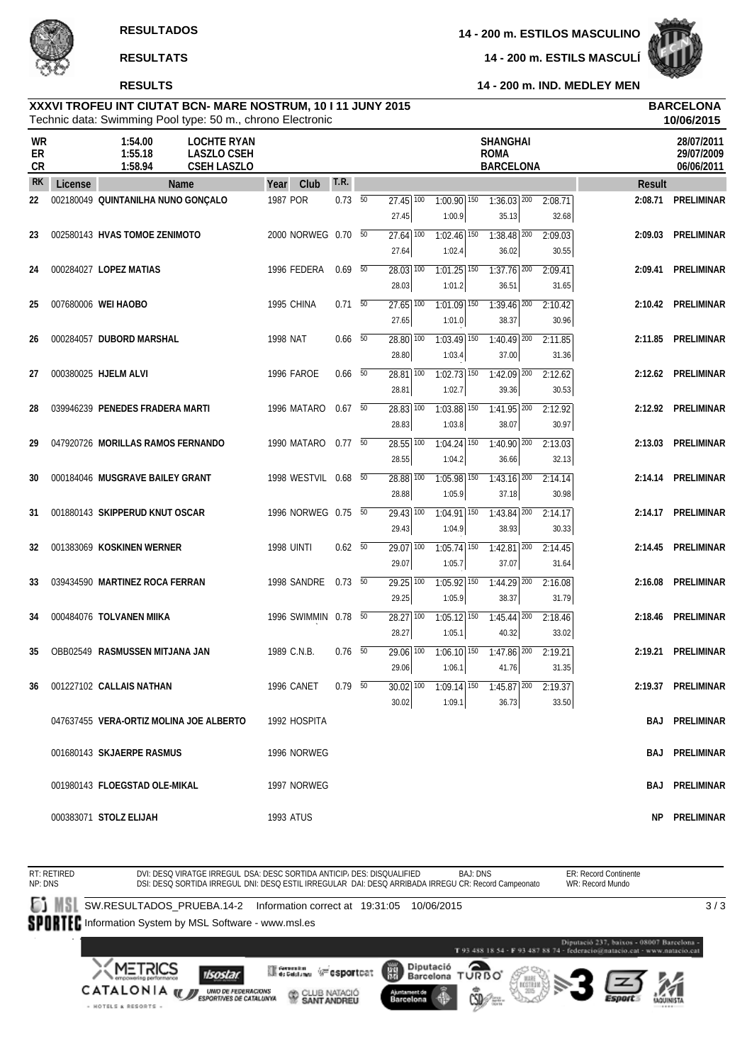**RESULTADOS** — **14 - 200 m. ESTILOS MASCULINO**

**RESULTATS** — **14 - 200 m. ESTILS MASCULÍ**

**RESULTS** — **14 - 200 m. IND. MEDLEY MEN**

**XXXVI TROFEU INT CIUTAT BCN- MARE NOSTRUM, 10 I 11 JUNY 2015** — **BARCELONA**
Technic data: Swimming Pool type: 50 m., chrono Electronic — **10/06/2015**

| | | | | |
|---|---|---|---|---|
| WR | 1:54.00 | LOCHTE RYAN | SHANGHAI | 28/07/2011 |
| ER | 1:55.18 | LASZLO CSEH | ROMA | 29/07/2009 |
| CR | 1:58.94 | CSEH LASZLO | BARCELONA | 06/06/2011 |

| RK | License | Name | Year | Club | T.R. | 50 | 100 | 150 | 200 | Result | |
|---|---|---|---|---|---|---|---|---|---|---|---|
| 22 | 002180049 | QUINTANILHA NUNO GONÇALO | 1987 | POR | 0.73 | 27.45 | 1:00.90 (1:00.9) | 1:36.03 (35.13) | 2:08.71 (32.68) | 2:08.71 | PRELIMINAR |
| 23 | 002580143 | HVAS TOMOE ZENIMOTO | 2000 | NORWEG | 0.70 | 27.64 | 1:02.46 (1:02.4) | 1:38.48 (36.02) | 2:09.03 (30.55) | 2:09.03 | PRELIMINAR |
| 24 | 000284027 | LOPEZ MATIAS | 1996 | FEDERA | 0.69 | 28.03 | 1:01.25 (1:01.2) | 1:37.76 (36.51) | 2:09.41 (31.65) | 2:09.41 | PRELIMINAR |
| 25 | 007680006 | WEI HAOBO | 1995 | CHINA | 0.71 | 27.65 | 1:01.09 (1:01.0) | 1:39.46 (38.37) | 2:10.42 (30.96) | 2:10.42 | PRELIMINAR |
| 26 | 000284057 | DUBORD MARSHAL | 1998 | NAT | 0.66 | 28.80 | 1:03.49 (1:03.4) | 1:40.49 (37.00) | 2:11.85 (31.36) | 2:11.85 | PRELIMINAR |
| 27 | 000380025 | HJELM ALVI | 1996 | FAROE | 0.66 | 28.81 | 1:02.73 (1:02.7) | 1:42.09 (39.36) | 2:12.62 (30.53) | 2:12.62 | PRELIMINAR |
| 28 | 039946239 | PENEDES FRADERA MARTI | 1996 | MATARO | 0.67 | 28.83 | 1:03.88 (1:03.8) | 1:41.95 (38.07) | 2:12.92 (30.97) | 2:12.92 | PRELIMINAR |
| 29 | 047920726 | MORILLAS RAMOS FERNANDO | 1990 | MATARO | 0.77 | 28.55 | 1:04.24 (1:04.2) | 1:40.90 (36.66) | 2:13.03 (32.13) | 2:13.03 | PRELIMINAR |
| 30 | 000184046 | MUSGRAVE BAILEY GRANT | 1998 | WESTVIL | 0.68 | 28.88 | 1:05.98 (1:05.9) | 1:43.16 (37.18) | 2:14.14 (30.98) | 2:14.14 | PRELIMINAR |
| 31 | 001880143 | SKIPPERUD KNUT OSCAR | 1996 | NORWEG | 0.75 | 29.43 | 1:04.91 (1:04.9) | 1:43.84 (38.93) | 2:14.17 (30.33) | 2:14.17 | PRELIMINAR |
| 32 | 001383069 | KOSKINEN WERNER | 1998 | UINTI | 0.62 | 29.07 | 1:05.74 (1:05.7) | 1:42.81 (37.07) | 2:14.45 (31.64) | 2:14.45 | PRELIMINAR |
| 33 | 039434590 | MARTINEZ ROCA FERRAN | 1998 | SANDRE | 0.73 | 29.25 | 1:05.92 (1:05.9) | 1:44.29 (38.37) | 2:16.08 (31.79) | 2:16.08 | PRELIMINAR |
| 34 | 000484076 | TOLVANEN MIIKA | 1996 | SWIMMIN | 0.78 | 28.27 | 1:05.12 (1:05.1) | 1:45.44 (40.32) | 2:18.46 (33.02) | 2:18.46 | PRELIMINAR |
| 35 | OBB02549 | RASMUSSEN MITJANA JAN | 1989 | C.N.B. | 0.76 | 29.06 | 1:06.10 (1:06.1) | 1:47.86 (41.76) | 2:19.21 (31.35) | 2:19.21 | PRELIMINAR |
| 36 | 001227102 | CALLAIS NATHAN | 1996 | CANET | 0.79 | 30.02 | 1:09.14 (1:09.1) | 1:45.87 (36.73) | 2:19.37 (33.50) | 2:19.37 | PRELIMINAR |
| | 047637455 | VERA-ORTIZ MOLINA JOE ALBERTO | 1992 | HOSPITA | | | | | | BAJ | PRELIMINAR |
| | 001680143 | SKJAERPE RASMUS | 1996 | NORWEG | | | | | | BAJ | PRELIMINAR |
| | 001980143 | FLOEGSTAD OLE-MIKAL | 1997 | NORWEG | | | | | | BAJ | PRELIMINAR |
| | 000383071 | STOLZ ELIJAH | 1993 | ATUS | | | | | | NP | PRELIMINAR |

RT: RETIRED
NP: DNS
DVI: DESQ VIRATGE IRREGUL DSA: DESC SORTIDA ANTICIP. DES: DISQUALIFIED BAJ: DNS ER: Record Continente
DSI: DESQ SORTIDA IRREGUL DNI: DESQ ESTIL IRREGULAR DAI: DESQ ARRIBADA IRREGU CR: Record Campeonato WR: Record Mundo

SW.RESULTADOS_PRUEBA.14-2 Information correct at 19:31:05 10/06/2015

Information System by MSL Software - www.msl.es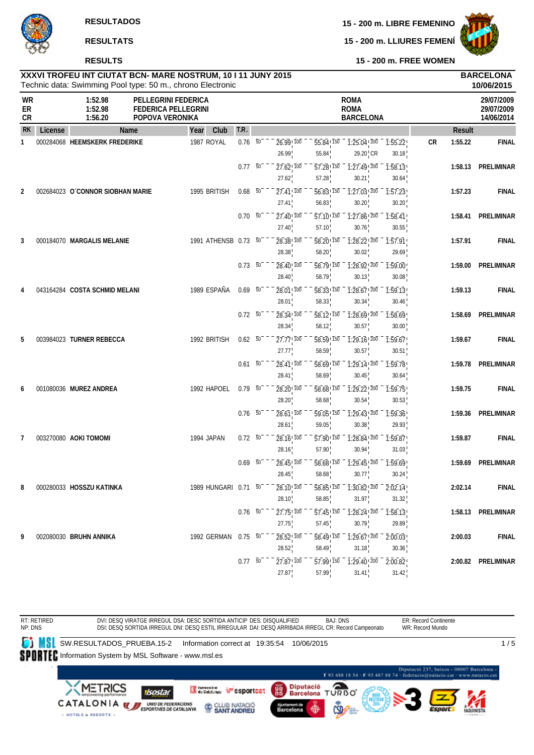RESULTADOS

RESULTATS

RESULTS

**15 - 200 m. LIBRE FEMENINO**

**15 - 200 m. LLIURES FEMENÍ**

**15 - 200 m. FREE WOMEN**

**XXXVI TROFEU INT CIUTAT BCN- MARE NOSTRUM, 10 I 11 JUNY 2015**
Technic data: Swimming Pool type: 50 m., chrono Electronic

**BARCELONA**
**10/06/2015**

| | | | | |
|---|---|---|---|---|
| WR | 1:52.98 | PELLEGRINI FEDERICA | ROMA | 29/07/2009 |
| ER | 1:52.98 | FEDERICA PELLEGRINI | ROMA | 29/07/2009 |
| CR | 1:56.20 | POPOVA VERONIKA | BARCELONA | 14/06/2014 |

| RK | License | Name | Year | Club | T.R. | 50 | 100 | 150 | 200 | | Result | |
|---|---|---|---|---|---|---|---|---|---|---|---|---|
| 1 | 000284068 | HEEMSKERK FREDERIKE | 1987 | ROYAL | 0.76 | 26.99 | 55.84 | 1:25.04 | 1:55.22 | CR | 1:55.22 | FINAL |
| | | | | | | 26.99 | 55.84 | 29.20 CR | 30.18 | | | |
| | | | | | 0.77 | 27.62 | 57.28 | 1:27.49 | 1:58.13 | | 1:58.13 | PRELIMINAR |
| | | | | | | 27.62 | 57.28 | 30.21 | 30.64 | | | |
| 2 | 002684023 | O´CONNOR SIOBHAN MARIE | 1995 | BRITISH | 0.68 | 27.41 | 56.83 | 1:27.03 | 1:57.23 | | 1:57.23 | FINAL |
| | | | | | | 27.41 | 56.83 | 30.20 | 30.20 | | | |
| | | | | | 0.70 | 27.40 | 57.10 | 1:27.86 | 1:58.41 | | 1:58.41 | PRELIMINAR |
| | | | | | | 27.40 | 57.10 | 30.76 | 30.55 | | | |
| 3 | 000184070 | MARGALIS MELANIE | 1991 | ATHENSB | 0.73 | 28.38 | 58.20 | 1:28.22 | 1:57.91 | | 1:57.91 | FINAL |
| | | | | | | 28.38 | 58.20 | 30.02 | 29.69 | | | |
| | | | | | 0.73 | 28.40 | 58.79 | 1:28.92 | 1:59.00 | | 1:59.00 | PRELIMINAR |
| | | | | | | 28.40 | 58.79 | 30.13 | 30.08 | | | |
| 4 | 043164284 | COSTA SCHMID MELANI | 1989 | ESPAÑA | 0.69 | 28.01 | 58.33 | 1:28.67 | 1:59.13 | | 1:59.13 | FINAL |
| | | | | | | 28.01 | 58.33 | 30.34 | 30.46 | | | |
| | | | | | 0.72 | 28.34 | 58.12 | 1:28.69 | 1:58.69 | | 1:58.69 | PRELIMINAR |
| | | | | | | 28.34 | 58.12 | 30.57 | 30.00 | | | |
| 5 | 003984023 | TURNER REBECCA | 1992 | BRITISH | 0.62 | 27.77 | 58.59 | 1:29.16 | 1:59.67 | | 1:59.67 | FINAL |
| | | | | | | 27.77 | 58.59 | 30.57 | 30.51 | | | |
| | | | | | 0.61 | 28.41 | 58.69 | 1:29.14 | 1:59.78 | | 1:59.78 | PRELIMINAR |
| | | | | | | 28.41 | 58.69 | 30.45 | 30.64 | | | |
| 6 | 001080036 | MUREZ ANDREA | 1992 | HAPOEL | 0.79 | 28.20 | 58.68 | 1:29.22 | 1:59.75 | | 1:59.75 | FINAL |
| | | | | | | 28.20 | 58.68 | 30.54 | 30.53 | | | |
| | | | | | 0.76 | 28.61 | 59.05 | 1:29.43 | 1:59.36 | | 1:59.36 | PRELIMINAR |
| | | | | | | 28.61 | 59.05 | 30.38 | 29.93 | | | |
| 7 | 003270080 | AOKI TOMOMI | 1994 | JAPAN | 0.72 | 28.16 | 57.90 | 1:28.84 | 1:59.87 | | 1:59.87 | FINAL |
| | | | | | | 28.16 | 57.90 | 30.94 | 31.03 | | | |
| | | | | | 0.69 | 28.45 | 58.68 | 1:29.45 | 1:59.69 | | 1:59.69 | PRELIMINAR |
| | | | | | | 28.45 | 58.68 | 30.77 | 30.24 | | | |
| 8 | 000280033 | HOSSZU KATINKA | 1989 | HUNGARI | 0.71 | 28.10 | 58.85 | 1:30.82 | 2:02.14 | | 2:02.14 | FINAL |
| | | | | | | 28.10 | 58.85 | 31.97 | 31.32 | | | |
| | | | | | 0.76 | 27.75 | 57.45 | 1:28.24 | 1:58.13 | | 1:58.13 | PRELIMINAR |
| | | | | | | 27.75 | 57.45 | 30.79 | 29.89 | | | |
| 9 | 002080030 | BRUHN ANNIKA | 1992 | GERMAN | 0.75 | 28.52 | 58.49 | 1:29.67 | 2:00.03 | | 2:00.03 | FINAL |
| | | | | | | 28.52 | 58.49 | 31.18 | 30.36 | | | |
| | | | | | 0.77 | 27.87 | 57.99 | 1:29.40 | 2:00.82 | | 2:00.82 | PRELIMINAR |
| | | | | | | 27.87 | 57.99 | 31.41 | 31.42 | | | |

RT: RETIRED
NP: DNS

DVI: DESQ VIRATGE IRREGUL DSA: DESC SORTIDA ANTICIP DES: DISQUALIFIED BAJ: DNS
DSI: DESQ SORTIDA IRREGUL DNI: DESQ ESTIL IRREGULAR DAI: DESQ ARRIBADA IRREGL CR: Record Campeonato

ER: Record Continente
WR: Record Mundo

SW.RESULTADOS_PRUEBA.15-2 Information correct at 19:35:54 10/06/2015

Information System by MSL Software - www.msl.es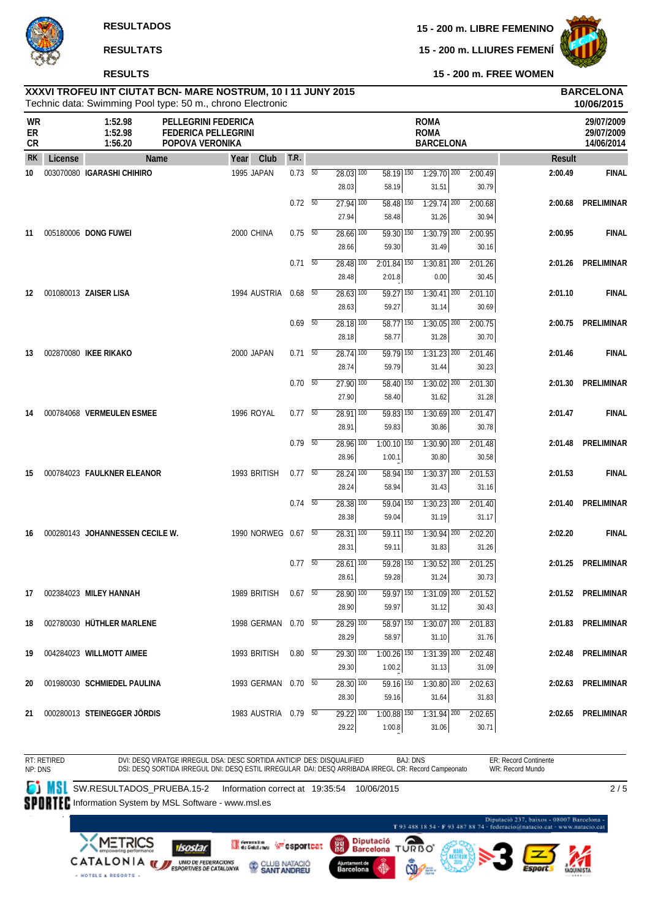RESULTADOS

RESULTATS

RESULTS

15 - 200 m. LIBRE FEMENINO

15 - 200 m. LLIURES FEMENÍ

15 - 200 m. FREE WOMEN

**XXXVI TROFEU INT CIUTAT BCN- MARE NOSTRUM, 10 I 11 JUNY 2015**
Technic data: Swimming Pool type: 50 m., chrono Electronic

**BARCELONA**
**10/06/2015**

| | | | | |
|---|---|---|---|---|
| WR | 1:52.98 | PELLEGRINI FEDERICA | ROMA | 29/07/2009 |
| ER | 1:52.98 | FEDERICA PELLEGRINI | ROMA | 29/07/2009 |
| CR | 1:56.20 | POPOVA VERONIKA | BARCELONA | 14/06/2014 |

| RK | License | Name | Year | Club | T.R. | 50 | 100 | 150 | 200 | Result | |
|---|---|---|---|---|---|---|---|---|---|---|---|
| 10 | 003070080 | IGARASHI CHIHIRO | 1995 | JAPAN | 0.73 | 28.03 | 58.19 | 1:29.70 | 2:00.49 | 2:00.49 | FINAL |
| | | | | | | 28.03 | 58.19 | 31.51 | 30.79 | | |
| | | | | | 0.72 | 27.94 | 58.48 | 1:29.74 | 2:00.68 | 2:00.68 | PRELIMINAR |
| | | | | | | 27.94 | 58.48 | 31.26 | 30.94 | | |
| 11 | 005180006 | DONG FUWEI | 2000 | CHINA | 0.75 | 28.66 | 59.30 | 1:30.79 | 2:00.95 | 2:00.95 | FINAL |
| | | | | | | 28.66 | 59.30 | 31.49 | 30.16 | | |
| | | | | | 0.71 | 28.48 | 2:01.84 | 1:30.81 | 2:01.26 | 2:01.26 | PRELIMINAR |
| | | | | | | 28.48 | 2:01.8 | 0.00 | 30.45 | | |
| 12 | 001080013 | ZAISER LISA | 1994 | AUSTRIA | 0.68 | 28.63 | 59.27 | 1:30.41 | 2:01.10 | 2:01.10 | FINAL |
| | | | | | | 28.63 | 59.27 | 31.14 | 30.69 | | |
| | | | | | 0.69 | 28.18 | 58.77 | 1:30.05 | 2:00.75 | 2:00.75 | PRELIMINAR |
| | | | | | | 28.18 | 58.77 | 31.28 | 30.70 | | |
| 13 | 002870080 | IKEE RIKAKO | 2000 | JAPAN | 0.71 | 28.74 | 59.79 | 1:31.23 | 2:01.46 | 2:01.46 | FINAL |
| | | | | | | 28.74 | 59.79 | 31.44 | 30.23 | | |
| | | | | | 0.70 | 27.90 | 58.40 | 1:30.02 | 2:01.30 | 2:01.30 | PRELIMINAR |
| | | | | | | 27.90 | 58.40 | 31.62 | 31.28 | | |
| 14 | 000784068 | VERMEULEN ESMEE | 1996 | ROYAL | 0.77 | 28.91 | 59.83 | 1:30.69 | 2:01.47 | 2:01.47 | FINAL |
| | | | | | | 28.91 | 59.83 | 30.86 | 30.78 | | |
| | | | | | 0.79 | 28.96 | 1:00.10 | 1:30.90 | 2:01.48 | 2:01.48 | PRELIMINAR |
| | | | | | | 28.96 | 1:00.1 | 30.80 | 30.58 | | |
| 15 | 000784023 | FAULKNER ELEANOR | 1993 | BRITISH | 0.77 | 28.24 | 58.94 | 1:30.37 | 2:01.53 | 2:01.53 | FINAL |
| | | | | | | 28.24 | 58.94 | 31.43 | 31.16 | | |
| | | | | | 0.74 | 28.38 | 59.04 | 1:30.23 | 2:01.40 | 2:01.40 | PRELIMINAR |
| | | | | | | 28.38 | 59.04 | 31.19 | 31.17 | | |
| 16 | 000280143 | JOHANNESSEN CECILE W. | 1990 | NORWEG | 0.67 | 28.31 | 59.11 | 1:30.94 | 2:02.20 | 2:02.20 | FINAL |
| | | | | | | 28.31 | 59.11 | 31.83 | 31.26 | | |
| | | | | | 0.77 | 28.61 | 59.28 | 1:30.52 | 2:01.25 | 2:01.25 | PRELIMINAR |
| | | | | | | 28.61 | 59.28 | 31.24 | 30.73 | | |
| 17 | 002384023 | MILEY HANNAH | 1989 | BRITISH | 0.67 | 28.90 | 59.97 | 1:31.09 | 2:01.52 | 2:01.52 | PRELIMINAR |
| | | | | | | 28.90 | 59.97 | 31.12 | 30.43 | | |
| 18 | 002780030 | HÜTHLER MARLENE | 1998 | GERMAN | 0.70 | 28.29 | 58.97 | 1:30.07 | 2:01.83 | 2:01.83 | PRELIMINAR |
| | | | | | | 28.29 | 58.97 | 31.10 | 31.76 | | |
| 19 | 004284023 | WILLMOTT AIMEE | 1993 | BRITISH | 0.80 | 29.30 | 1:00.26 | 1:31.39 | 2:02.48 | 2:02.48 | PRELIMINAR |
| | | | | | | 29.30 | 1:00.2 | 31.13 | 31.09 | | |
| 20 | 001980030 | SCHMIEDEL PAULINA | 1993 | GERMAN | 0.70 | 28.30 | 59.16 | 1:30.80 | 2:02.63 | 2:02.63 | PRELIMINAR |
| | | | | | | 28.30 | 59.16 | 31.64 | 31.83 | | |
| 21 | 000280013 | STEINEGGER JÖRDIS | 1983 | AUSTRIA | 0.79 | 29.22 | 1:00.88 | 1:31.94 | 2:02.65 | 2:02.65 | PRELIMINAR |
| | | | | | | 29.22 | 1:00.8 | 31.06 | 30.71 | | |

RT: RETIRED
NP: DNS

DVI: DESQ VIRATGE IRREGUL DSA: DESC SORTIDA ANTICIP DES: DISQUALIFIED
DSI: DESQ SORTIDA IRREGUL DNI: DESQ ESTIL IRREGULAR DAI: DESQ ARRIBADA IRREGL CR: Record Campeonato

BAJ: DNS

ER: Record Continente
WR: Record Mundo

SW.RESULTADOS_PRUEBA.15-2 Information correct at 19:35:54 10/06/2015

Information System by MSL Software - www.msl.es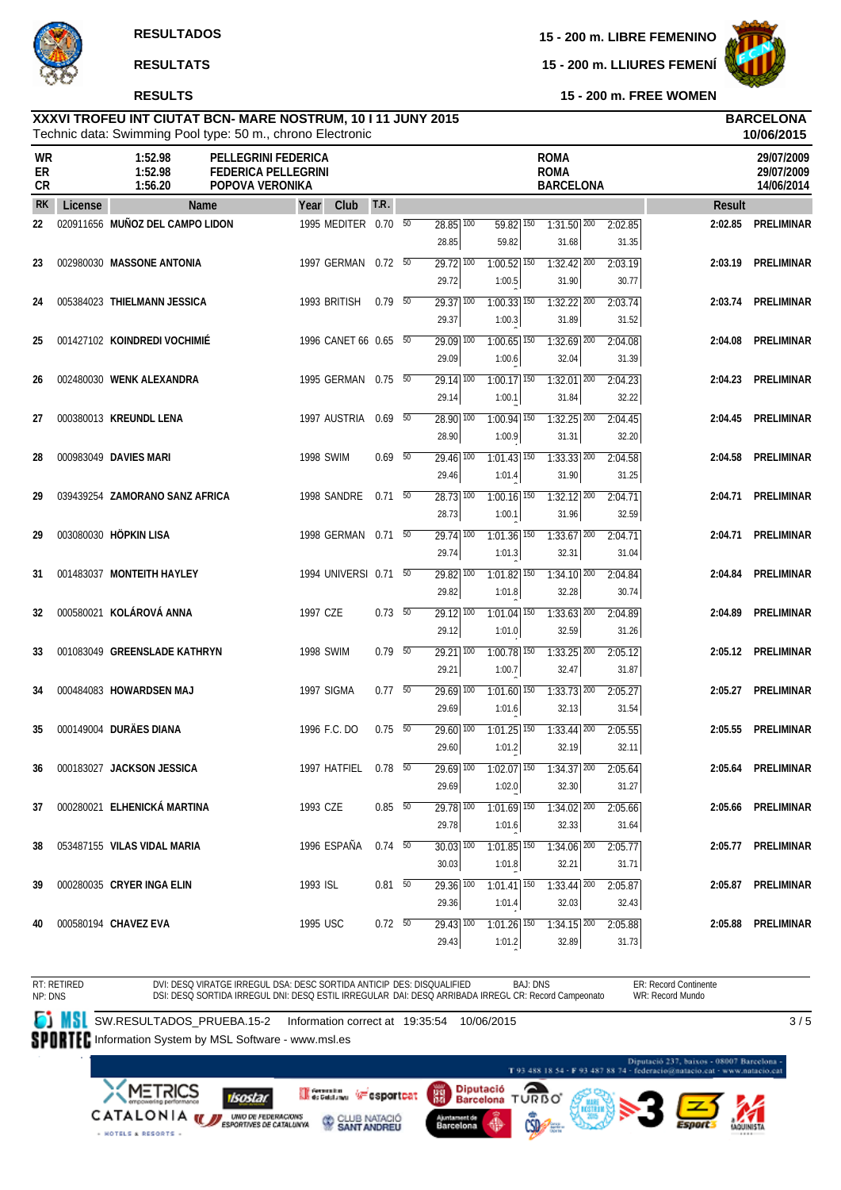RESULTADOS

RESULTATS

RESULTS

15 - 200 m. LIBRE FEMENINO

15 - 200 m. LLIURES FEMENÍ

15 - 200 m. FREE WOMEN

**XXXVI TROFEU INT CIUTAT BCN- MARE NOSTRUM, 10 I 11 JUNY 2015**
Technic data: Swimming Pool type: 50 m., chrono Electronic

**BARCELONA**
**10/06/2015**

| | | | | |
|---|---|---|---|---|
| WR | 1:52.98 | PELLEGRINI FEDERICA | ROMA | 29/07/2009 |
| ER | 1:52.98 | FEDERICA PELLEGRINI | ROMA | 29/07/2009 |
| CR | 1:56.20 | POPOVA VERONIKA | BARCELONA | 14/06/2014 |

| RK | License | Name | Year | Club | T.R. | 50 | 100 | 150 | 200 | Result | |
|---|---|---|---|---|---|---|---|---|---|---|---|
| 22 | 020911656 | MUÑOZ DEL CAMPO LIDON | 1995 | MEDITER | 0.70 | 28.85 | 59.82 / 59.82 | 1:31.50 / 31.68 | 2:02.85 / 31.35 | 2:02.85 | PRELIMINAR |
| 23 | 002980030 | MASSONE ANTONIA | 1997 | GERMAN | 0.72 | 29.72 | 1:00.52 / 1:00.5 | 1:32.42 / 31.90 | 2:03.19 / 30.77 | 2:03.19 | PRELIMINAR |
| 24 | 005384023 | THIELMANN JESSICA | 1993 | BRITISH | 0.79 | 29.37 | 1:00.33 / 1:00.3 | 1:32.22 / 31.89 | 2:03.74 / 31.52 | 2:03.74 | PRELIMINAR |
| 25 | 001427102 | KOINDREDI VOCHIMIÉ | 1996 | CANET 66 | 0.65 | 29.09 | 1:00.65 / 1:00.6 | 1:32.69 / 32.04 | 2:04.08 / 31.39 | 2:04.08 | PRELIMINAR |
| 26 | 002480030 | WENK ALEXANDRA | 1995 | GERMAN | 0.75 | 29.14 | 1:00.17 / 1:00.1 | 1:32.01 / 31.84 | 2:04.23 / 32.22 | 2:04.23 | PRELIMINAR |
| 27 | 000380013 | KREUNDL LENA | 1997 | AUSTRIA | 0.69 | 28.90 | 1:00.94 / 1:00.9 | 1:32.25 / 31.31 | 2:04.45 / 32.20 | 2:04.45 | PRELIMINAR |
| 28 | 000983049 | DAVIES MARI | 1998 | SWIM | 0.69 | 29.46 | 1:01.43 / 1:01.4 | 1:33.33 / 31.90 | 2:04.58 / 31.25 | 2:04.58 | PRELIMINAR |
| 29 | 039439254 | ZAMORANO SANZ AFRICA | 1998 | SANDRE | 0.71 | 28.73 | 1:00.16 / 1:00.1 | 1:32.12 / 31.96 | 2:04.71 / 32.59 | 2:04.71 | PRELIMINAR |
| 29 | 003080030 | HÖPKIN LISA | 1998 | GERMAN | 0.71 | 29.74 | 1:01.36 / 1:01.3 | 1:33.67 / 32.31 | 2:04.71 / 31.04 | 2:04.71 | PRELIMINAR |
| 31 | 001483037 | MONTEITH HAYLEY | 1994 | UNIVERSI | 0.71 | 29.82 | 1:01.82 / 1:01.8 | 1:34.10 / 32.28 | 2:04.84 / 30.74 | 2:04.84 | PRELIMINAR |
| 32 | 000580021 | KOLÁROVÁ ANNA | 1997 | CZE | 0.73 | 29.12 | 1:01.04 / 1:01.0 | 1:33.63 / 32.59 | 2:04.89 / 31.26 | 2:04.89 | PRELIMINAR |
| 33 | 001083049 | GREENSLADE KATHRYN | 1998 | SWIM | 0.79 | 29.21 | 1:00.78 / 1:00.7 | 1:33.25 / 32.47 | 2:05.12 / 31.87 | 2:05.12 | PRELIMINAR |
| 34 | 000484083 | HOWARDSEN MAJ | 1997 | SIGMA | 0.77 | 29.69 | 1:01.60 / 1:01.6 | 1:33.73 / 32.13 | 2:05.27 / 31.54 | 2:05.27 | PRELIMINAR |
| 35 | 000149004 | DURÃES DIANA | 1996 | F.C. DO | 0.75 | 29.60 | 1:01.25 / 1:01.2 | 1:33.44 / 32.19 | 2:05.55 / 32.11 | 2:05.55 | PRELIMINAR |
| 36 | 000183027 | JACKSON JESSICA | 1997 | HATFIEL | 0.78 | 29.69 | 1:02.07 / 1:02.0 | 1:34.37 / 32.30 | 2:05.64 / 31.27 | 2:05.64 | PRELIMINAR |
| 37 | 000280021 | ELHENICKÁ MARTINA | 1993 | CZE | 0.85 | 29.78 | 1:01.69 / 1:01.6 | 1:34.02 / 32.33 | 2:05.66 / 31.64 | 2:05.66 | PRELIMINAR |
| 38 | 053487155 | VILAS VIDAL MARIA | 1996 | ESPAÑA | 0.74 | 30.03 | 1:01.85 / 1:01.8 | 1:34.06 / 32.21 | 2:05.77 / 31.71 | 2:05.77 | PRELIMINAR |
| 39 | 000280035 | CRYER INGA ELIN | 1993 | ISL | 0.81 | 29.36 | 1:01.41 / 1:01.4 | 1:33.44 / 32.03 | 2:05.87 / 32.43 | 2:05.87 | PRELIMINAR |
| 40 | 000580194 | CHAVEZ EVA | 1995 | USC | 0.72 | 29.43 | 1:01.26 / 1:01.2 | 1:34.15 / 32.89 | 2:05.88 / 31.73 | 2:05.88 | PRELIMINAR |

RT: RETIRED
NP: DNS

DVI: DESQ VIRATGE IRREGUL DSA: DESC SORTIDA ANTICIP DES: DISQUALIFIED
DSI: DESQ SORTIDA IRREGUL DNI: DESQ ESTIL IRREGULAR DAI: DESQ ARRIBADA IRREGL CR: Record Campeonato

BAJ: DNS

ER: Record Continente
WR: Record Mundo

SW.RESULTADOS_PRUEBA.15-2 Information correct at 19:35:54 10/06/2015

Information System by MSL Software - www.msl.es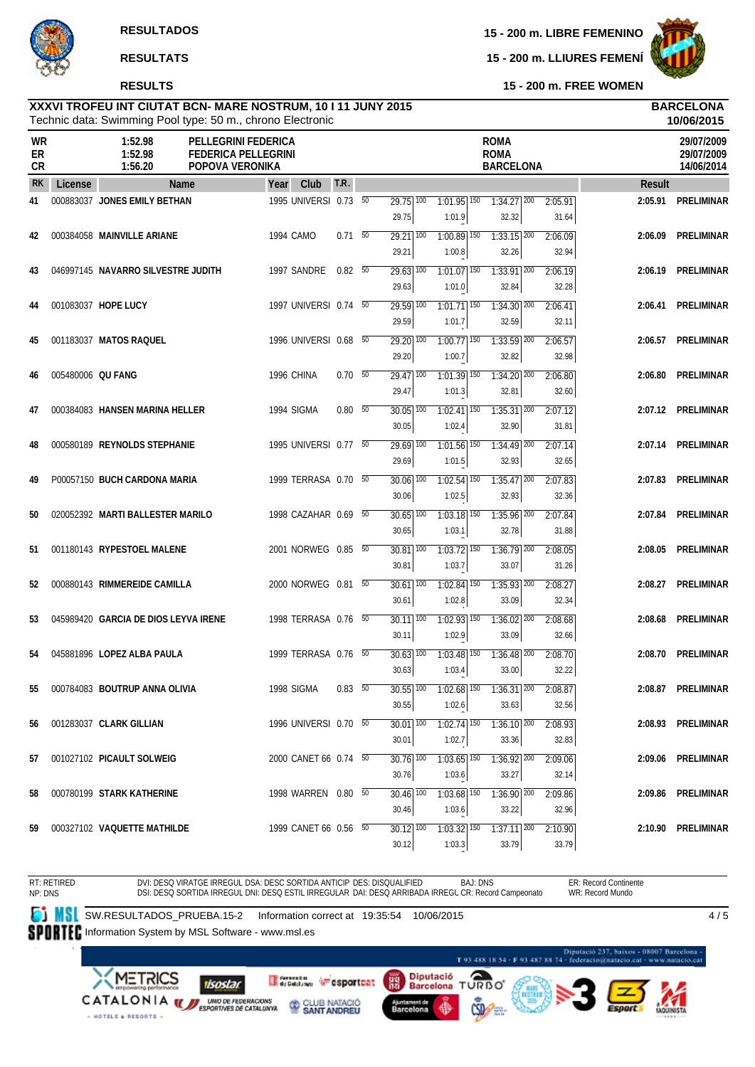RESULTADOS

RESULTATS

RESULTS

15 - 200 m. LIBRE FEMENINO

15 - 200 m. LLIURES FEMENÍ

15 - 200 m. FREE WOMEN

**XXXVI TROFEU INT CIUTAT BCN- MARE NOSTRUM, 10 I 11 JUNY 2015**
Technic data: Swimming Pool type: 50 m., chrono Electronic

**BARCELONA**
**10/06/2015**

| | Time | Name | Place | Date |
|---|---|---|---|---|
| WR | 1:52.98 | PELLEGRINI FEDERICA | ROMA | 29/07/2009 |
| ER | 1:52.98 | FEDERICA PELLEGRINI | ROMA | 29/07/2009 |
| CR | 1:56.20 | POPOVA VERONIKA | BARCELONA | 14/06/2014 |

| RK | License | Name | Year | Club | T.R. | 50 | 100 | 150 | 200 | Result | |
|---|---|---|---|---|---|---|---|---|---|---|---|
| 41 | 000883037 | JONES EMILY BETHAN | 1995 | UNIVERSI | 0.73 | 29.75 / 29.75 | 1:01.95 / 1:01.9 | 1:34.27 / 32.32 | 2:05.91 / 31.64 | 2:05.91 | PRELIMINAR |
| 42 | 000384058 | MAINVILLE ARIANE | 1994 | CAMO | 0.71 | 29.21 / 29.21 | 1:00.89 / 1:00.8 | 1:33.15 / 32.26 | 2:06.09 / 32.94 | 2:06.09 | PRELIMINAR |
| 43 | 046997145 | NAVARRO SILVESTRE JUDITH | 1997 | SANDRE | 0.82 | 29.63 / 29.63 | 1:01.07 / 1:01.0 | 1:33.91 / 32.84 | 2:06.19 / 32.28 | 2:06.19 | PRELIMINAR |
| 44 | 001083037 | HOPE LUCY | 1997 | UNIVERSI | 0.74 | 29.59 / 29.59 | 1:01.71 / 1:01.7 | 1:34.30 / 32.59 | 2:06.41 / 32.11 | 2:06.41 | PRELIMINAR |
| 45 | 001183037 | MATOS RAQUEL | 1996 | UNIVERSI | 0.68 | 29.20 / 29.20 | 1:00.77 / 1:00.7 | 1:33.59 / 32.82 | 2:06.57 / 32.98 | 2:06.57 | PRELIMINAR |
| 46 | 005480006 | QU FANG | 1996 | CHINA | 0.70 | 29.47 / 29.47 | 1:01.39 / 1:01.3 | 1:34.20 / 32.81 | 2:06.80 / 32.60 | 2:06.80 | PRELIMINAR |
| 47 | 000384083 | HANSEN MARINA HELLER | 1994 | SIGMA | 0.80 | 30.05 / 30.05 | 1:02.41 / 1:02.4 | 1:35.31 / 32.90 | 2:07.12 / 31.81 | 2:07.12 | PRELIMINAR |
| 48 | 000580189 | REYNOLDS STEPHANIE | 1995 | UNIVERSI | 0.77 | 29.69 / 29.69 | 1:01.56 / 1:01.5 | 1:34.49 / 32.93 | 2:07.14 / 32.65 | 2:07.14 | PRELIMINAR |
| 49 | P00057150 | BUCH CARDONA MARIA | 1999 | TERRASA | 0.70 | 30.06 / 30.06 | 1:02.54 / 1:02.5 | 1:35.47 / 32.93 | 2:07.83 / 32.36 | 2:07.83 | PRELIMINAR |
| 50 | 020052392 | MARTI BALLESTER MARILO | 1998 | CAZAHAR | 0.69 | 30.65 / 30.65 | 1:03.18 / 1:03.1 | 1:35.96 / 32.78 | 2:07.84 / 31.88 | 2:07.84 | PRELIMINAR |
| 51 | 001180143 | RYPESTOEL MALENE | 2001 | NORWEG | 0.85 | 30.81 / 30.81 | 1:03.72 / 1:03.7 | 1:36.79 / 33.07 | 2:08.05 / 31.26 | 2:08.05 | PRELIMINAR |
| 52 | 000880143 | RIMMEREIDE CAMILLA | 2000 | NORWEG | 0.81 | 30.61 / 30.61 | 1:02.84 / 1:02.8 | 1:35.93 / 33.09 | 2:08.27 / 32.34 | 2:08.27 | PRELIMINAR |
| 53 | 045989420 | GARCIA DE DIOS LEYVA IRENE | 1998 | TERRASA | 0.76 | 30.11 / 30.11 | 1:02.93 / 1:02.9 | 1:36.02 / 33.09 | 2:08.68 / 32.66 | 2:08.68 | PRELIMINAR |
| 54 | 045881896 | LOPEZ ALBA PAULA | 1999 | TERRASA | 0.76 | 30.63 / 30.63 | 1:03.48 / 1:03.4 | 1:36.48 / 33.00 | 2:08.70 / 32.22 | 2:08.70 | PRELIMINAR |
| 55 | 000784083 | BOUTRUP ANNA OLIVIA | 1998 | SIGMA | 0.83 | 30.55 / 30.55 | 1:02.68 / 1:02.6 | 1:36.31 / 33.63 | 2:08.87 / 32.56 | 2:08.87 | PRELIMINAR |
| 56 | 001283037 | CLARK GILLIAN | 1996 | UNIVERSI | 0.70 | 30.01 / 30.01 | 1:02.74 / 1:02.7 | 1:36.10 / 33.36 | 2:08.93 / 32.83 | 2:08.93 | PRELIMINAR |
| 57 | 001027102 | PICAULT SOLWEIG | 2000 | CANET 66 | 0.74 | 30.76 / 30.76 | 1:03.65 / 1:03.6 | 1:36.92 / 33.27 | 2:09.06 / 32.14 | 2:09.06 | PRELIMINAR |
| 58 | 000780199 | STARK KATHERINE | 1998 | WARREN | 0.80 | 30.46 / 30.46 | 1:03.68 / 1:03.6 | 1:36.90 / 33.22 | 2:09.86 / 32.96 | 2:09.86 | PRELIMINAR |
| 59 | 000327102 | VAQUETTE MATHILDE | 1999 | CANET 66 | 0.56 | 30.12 / 30.12 | 1:03.32 / 1:03.3 | 1:37.11 / 33.79 | 2:10.90 / 33.79 | 2:10.90 | PRELIMINAR |

RT: RETIRED
NP: DNS

DVI: DESQ VIRATGE IRREGUL DSA: DESC SORTIDA ANTICIP DES: DISQUALIFIED
DSI: DESQ SORTIDA IRREGUL DNI: DESQ ESTIL IRREGULAR DAI: DESQ ARRIBADA IRREGL CR: Record Campeonato

BAJ: DNS

ER: Record Continente
WR: Record Mundo

SW.RESULTADOS_PRUEBA.15-2 Information correct at 19:35:54 10/06/2015

Information System by MSL Software - www.msl.es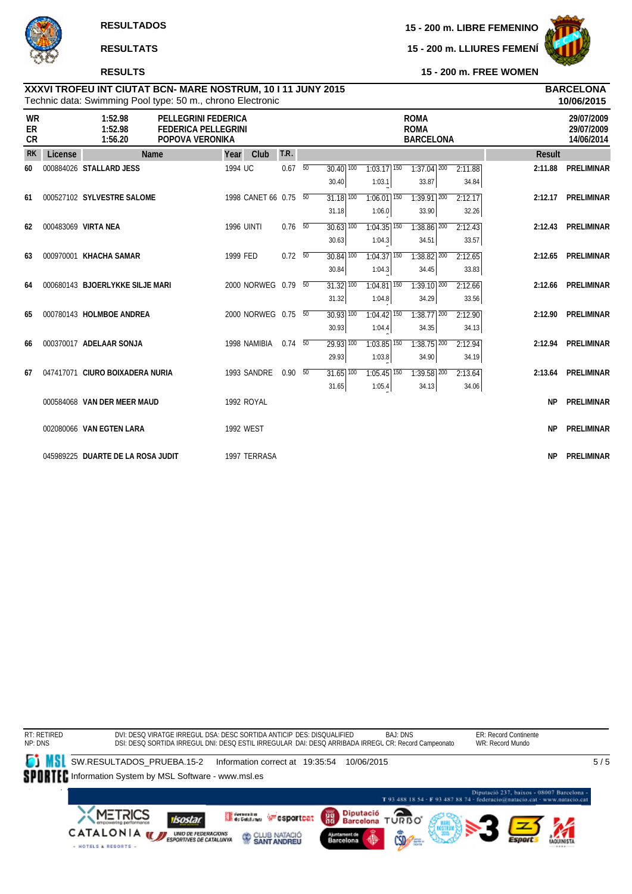**RESULTADOS**

**RESULTATS**

**RESULTS**

**15 - 200 m. LIBRE FEMENINO**

**15 - 200 m. LLIURES FEMENÍ**

**15 - 200 m. FREE WOMEN**

**XXXVI TROFEU INT CIUTAT BCN- MARE NOSTRUM, 10 I 11 JUNY 2015**
Technic data: Swimming Pool type: 50 m., chrono Electronic

**BARCELONA**
**10/06/2015**

| | | | | |
|---|---|---|---|---|
| **WR** | **1:52.98** | **PELLEGRINI FEDERICA** | **ROMA** | **29/07/2009** |
| **ER** | **1:52.98** | **FEDERICA PELLEGRINI** | **ROMA** | **29/07/2009** |
| **CR** | **1:56.20** | **POPOVA VERONIKA** | **BARCELONA** | **14/06/2014** |

| RK | License | Name | Year | Club | T.R. | 50 | 100 | 150 | 200 | Result | |
|---|---|---|---|---|---|---|---|---|---|---|---|
| 60 | 000884026 | STALLARD JESS | 1994 | UC | 0.67 | 30.40 / 30.40 | 1:03.17 / 1:03.1 | 1:37.04 / 33.87 | 2:11.88 / 34.84 | 2:11.88 | PRELIMINAR |
| 61 | 000527102 | SYLVESTRE SALOME | 1998 | CANET 66 | 0.75 | 31.18 / 31.18 | 1:06.01 / 1:06.0 | 1:39.91 / 33.90 | 2:12.17 / 32.26 | 2:12.17 | PRELIMINAR |
| 62 | 000483069 | VIRTA NEA | 1996 | UINTI | 0.76 | 30.63 / 30.63 | 1:04.35 / 1:04.3 | 1:38.86 / 34.51 | 2:12.43 / 33.57 | 2:12.43 | PRELIMINAR |
| 63 | 000970001 | KHACHA SAMAR | 1999 | FED | 0.72 | 30.84 / 30.84 | 1:04.37 / 1:04.3 | 1:38.82 / 34.45 | 2:12.65 / 33.83 | 2:12.65 | PRELIMINAR |
| 64 | 000680143 | BJOERLYKKE SILJE MARI | 2000 | NORWEG | 0.79 | 31.32 / 31.32 | 1:04.81 / 1:04.8 | 1:39.10 / 34.29 | 2:12.66 / 33.56 | 2:12.66 | PRELIMINAR |
| 65 | 000780143 | HOLMBOE ANDREA | 2000 | NORWEG | 0.75 | 30.93 / 30.93 | 1:04.42 / 1:04.4 | 1:38.77 / 34.35 | 2:12.90 / 34.13 | 2:12.90 | PRELIMINAR |
| 66 | 000370017 | ADELAAR SONJA | 1998 | NAMIBIA | 0.74 | 29.93 / 29.93 | 1:03.85 / 1:03.8 | 1:38.75 / 34.90 | 2:12.94 / 34.19 | 2:12.94 | PRELIMINAR |
| 67 | 047417071 | CIURO BOIXADERA NURIA | 1993 | SANDRE | 0.90 | 31.65 / 31.65 | 1:05.45 / 1:05.4 | 1:39.58 / 34.13 | 2:13.64 / 34.06 | 2:13.64 | PRELIMINAR |
| | 000584068 | VAN DER MEER MAUD | 1992 | ROYAL | | | | | | NP | PRELIMINAR |
| | 002080066 | VAN EGTEN LARA | 1992 | WEST | | | | | | NP | PRELIMINAR |
| | 045989225 | DUARTE DE LA ROSA JUDIT | 1997 | TERRASA | | | | | | NP | PRELIMINAR |

RT: RETIRED
NP: DNS

DVI: DESQ VIRATGE IRREGUL DSA: DESC SORTIDA ANTICIP DES: DISQUALIFIED BAJ: DNS
DSI: DESQ SORTIDA IRREGUL DNI: DESQ ESTIL IRREGULAR DAI: DESQ ARRIBADA IRREGL CR: Record Campeonato

ER: Record Continente
WR: Record Mundo

SW.RESULTADOS_PRUEBA.15-2 Information correct at 19:35:54 10/06/2015

Information System by MSL Software - www.msl.es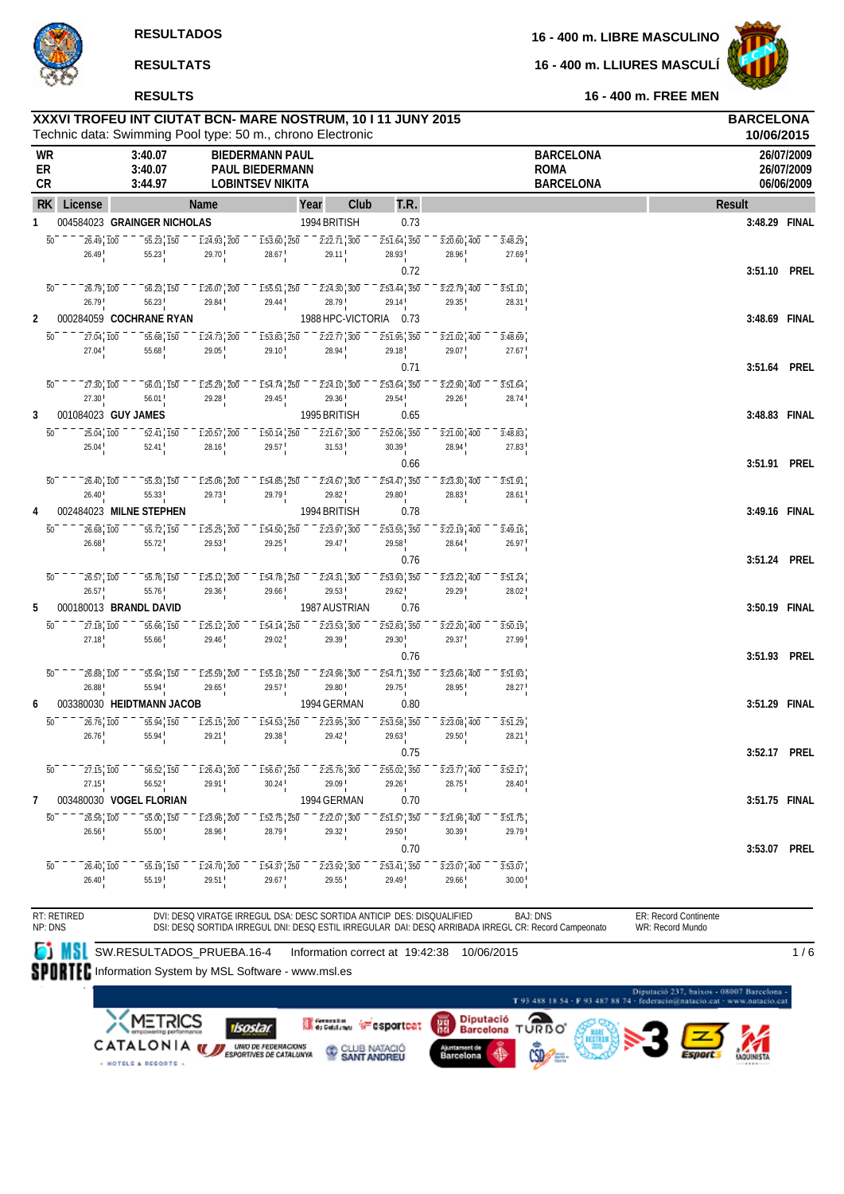RESULTADOS

RESULTATS

RESULTS

16 - 400 m. LIBRE MASCULINO

16 - 400 m. LLIURES MASCULÍ

16 - 400 m. FREE MEN

**XXXVI TROFEU INT CIUTAT BCN- MARE NOSTRUM, 10 I 11 JUNY 2015** — **BARCELONA 10/06/2015**

Technic data: Swimming Pool type: 50 m., chrono Electronic

| | | | | |
|---|---|---|---|---|
| WR | 3:40.07 | BIEDERMANN PAUL | BARCELONA | 26/07/2009 |
| ER | 3:40.07 | PAUL BIEDERMANN | ROMA | 26/07/2009 |
| CR | 3:44.97 | LOBINTSEV NIKITA | BARCELONA | 06/06/2009 |

| RK | License | Name | Year | Club | T.R. | Result | |
|---|---|---|---|---|---|---|---|
| 1 | 004584023 | GRAINGER NICHOLAS | 1994 | BRITISH | 0.73 | 3:48.29 | FINAL |
| | | 50: 26.49 (26.49) · 100: 55.23 (28.74) · 150: 1:24.93 (29.70) · 200: 1:53.60 (28.67) · 250: 2:22.71 (29.11) · 300: 2:51.64 (28.93) · 350: 3:20.60 (28.96) · 400: 3:48.29 (27.69) | | | | | |
| | | | | | 0.72 | 3:51.10 | PREL |
| | | 50: 26.79 (26.79) · 100: 56.23 (29.44) · 150: 1:26.07 (29.84) · 200: 1:55.51 (29.44) · 250: 2:24.30 (28.79) · 300: 2:53.44 (29.14) · 350: 3:22.79 (29.35) · 400: 3:51.10 (28.31) | | | | | |
| 2 | 000284059 | COCHRANE RYAN | 1988 | HPC-VICTORIA | 0.73 | 3:48.69 | FINAL |
| | | 50: 27.04 (27.04) · 100: 55.68 (28.64) · 150: 1:24.73 (29.05) · 200: 1:53.83 (29.10) · 250: 2:22.77 (28.94) · 300: 2:51.95 (29.18) · 350: 3:21.02 (29.07) · 400: 3:48.69 (27.67) | | | | | |
| | | | | | 0.71 | 3:51.64 | PREL |
| | | 50: 27.30 (27.30) · 100: 56.01 (28.71) · 150: 1:25.29 (29.28) · 200: 1:54.74 (29.45) · 250: 2:24.10 (29.36) · 300: 2:53.64 (29.54) · 350: 3:22.90 (29.26) · 400: 3:51.64 (28.74) | | | | | |
| 3 | 001084023 | GUY JAMES | 1995 | BRITISH | 0.65 | 3:48.83 | FINAL |
| | | 50: 25.04 (25.04) · 100: 52.41 (27.37) · 150: 1:20.57 (28.16) · 200: 1:50.14 (29.57) · 250: 2:21.67 (31.53) · 300: 2:52.06 (30.39) · 350: 3:21.00 (28.94) · 400: 3:48.83 (27.83) | | | | | |
| | | | | | 0.66 | 3:51.91 | PREL |
| | | 50: 26.40 (26.40) · 100: 55.33 (28.93) · 150: 1:25.06 (29.73) · 200: 1:54.85 (29.79) · 250: 2:24.67 (29.82) · 300: 2:54.47 (29.80) · 350: 3:23.30 (28.83) · 400: 3:51.91 (28.61) | | | | | |
| 4 | 002484023 | MILNE STEPHEN | 1994 | BRITISH | 0.78 | 3:49.16 | FINAL |
| | | 50: 26.68 (26.68) · 100: 55.72 (29.04) · 150: 1:25.25 (29.53) · 200: 1:54.50 (29.25) · 250: 2:23.97 (29.47) · 300: 2:53.55 (29.58) · 350: 3:22.19 (28.64) · 400: 3:49.16 (26.97) | | | | | |
| | | | | | 0.76 | 3:51.24 | PREL |
| | | 50: 26.57 (26.57) · 100: 55.76 (29.19) · 150: 1:25.12 (29.36) · 200: 1:54.78 (29.66) · 250: 2:24.31 (29.53) · 300: 2:53.93 (29.62) · 350: 3:23.22 (29.29) · 400: 3:51.24 (28.02) | | | | | |
| 5 | 000180013 | BRANDL DAVID | 1987 | AUSTRIAN | 0.76 | 3:50.19 | FINAL |
| | | 50: 27.18 (27.18) · 100: 55.66 (28.48) · 150: 1:25.12 (29.46) · 200: 1:54.14 (29.02) · 250: 2:23.53 (29.39) · 300: 2:52.83 (29.30) · 350: 3:22.20 (29.37) · 400: 3:50.19 (27.99) | | | | | |
| | | | | | 0.76 | 3:51.93 | PREL |
| | | 50: 26.88 (26.88) · 100: 55.94 (29.06) · 150: 1:25.59 (29.65) · 200: 1:55.16 (29.57) · 250: 2:24.96 (29.80) · 300: 2:54.71 (29.75) · 350: 3:23.66 (28.95) · 400: 3:51.93 (28.27) | | | | | |
| 6 | 003380030 | HEIDTMANN JACOB | 1994 | GERMAN | 0.80 | 3:51.29 | FINAL |
| | | 50: 26.76 (26.76) · 100: 55.94 (29.18) · 150: 1:25.15 (29.21) · 200: 1:54.53 (29.38) · 250: 2:23.95 (29.42) · 300: 2:53.58 (29.63) · 350: 3:23.08 (29.50) · 400: 3:51.29 (28.21) | | | | | |
| | | | | | 0.75 | 3:52.17 | PREL |
| | | 50: 27.15 (27.15) · 100: 56.52 (29.37) · 150: 1:26.43 (29.91) · 200: 1:56.67 (30.24) · 250: 2:25.76 (29.09) · 300: 2:55.02 (29.26) · 350: 3:23.77 (28.75) · 400: 3:52.17 (28.40) | | | | | |
| 7 | 003480030 | VOGEL FLORIAN | 1994 | GERMAN | 0.70 | 3:51.75 | FINAL |
| | | 50: 26.56 (26.56) · 100: 55.00 (28.44) · 150: 1:23.96 (28.96) · 200: 1:52.75 (28.79) · 250: 2:22.07 (29.32) · 300: 2:51.57 (29.50) · 350: 3:21.96 (30.39) · 400: 3:51.75 (29.79) | | | | | |
| | | | | | 0.70 | 3:53.07 | PREL |
| | | 50: 26.40 (26.40) · 100: 55.19 (28.79) · 150: 1:24.70 (29.51) · 200: 1:54.37 (29.67) · 250: 2:23.92 (29.55) · 300: 2:53.41 (29.49) · 350: 3:23.07 (29.66) · 400: 3:53.07 (30.00) | | | | | |

RT: RETIRED NP: DNS — DVI: DESQ VIRATGE IRREGUL DSA: DESC SORTIDA ANTICIP DES: DISQUALIFIED BAJ: DNS — DSI: DESQ SORTIDA IRREGUL DNI: DESQ ESTIL IRREGULAR DAI: DESQ ARRIBADA IRREGL CR: Record Campeonato — ER: Record Continente WR: Record Mundo

SW.RESULTADOS_PRUEBA.16-4 Information correct at 19:42:38 10/06/2015

Information System by MSL Software - www.msl.es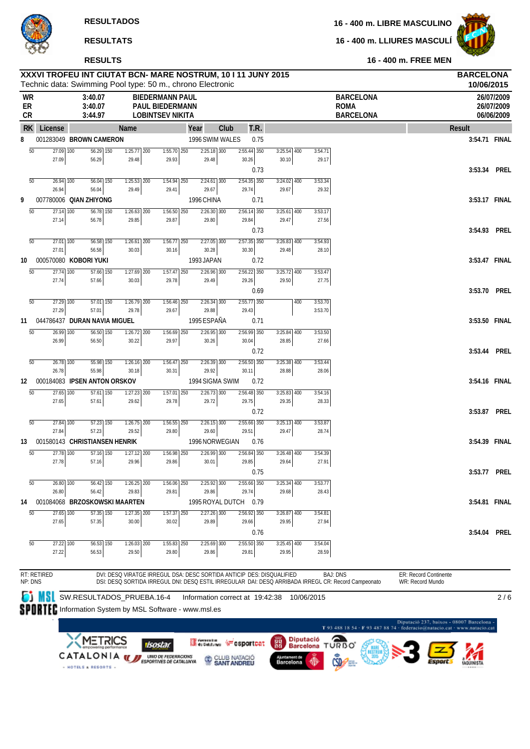**RESULTADOS** — **16 - 400 m. LIBRE MASCULINO**

**RESULTATS** — **16 - 400 m. LLIURES MASCULÍ**

**RESULTS** — **16 - 400 m. FREE MEN**

**XXXVI TROFEU INT CIUTAT BCN- MARE NOSTRUM, 10 I 11 JUNY 2015** — **BARCELONA 10/06/2015**

Technic data: Swimming Pool type: 50 m., chrono Electronic

| | | | | |
|---|---|---|---|---|
| WR | 3:40.07 | BIEDERMANN PAUL | BARCELONA | 26/07/2009 |
| ER | 3:40.07 | PAUL BIEDERMANN | ROMA | 26/07/2009 |
| CR | 3:44.97 | LOBINTSEV NIKITA | BARCELONA | 06/06/2009 |

| RK | License | Name | Year | Club | T.R. | Result | |
|---|---|---|---|---|---|---|---|
| 8 | 001283049 | BROWN CAMERON | 1996 | SWIM WALES | 0.75 | 3:54.71 | FINAL |
| | 50: 27.09 (27.09) | 100: 56.29 (56.29) | 150: 1:25.77 (29.48) | 200: 1:55.70 (29.93) | 250: 2:25.18 (29.48) | 300: 2:55.44 (30.26) | 350: 3:25.54 (30.10) — 400: 3:54.71 (29.17) |
| | | | | | 0.73 | 3:53.34 | PREL |
| | 50: 26.94 (26.94) | 100: 56.04 (56.04) | 150: 1:25.53 (29.49) | 200: 1:54.94 (29.41) | 250: 2:24.61 (29.67) | 300: 2:54.35 (29.74) | 350: 3:24.02 (29.67) — 400: 3:53.34 (29.32) |
| 9 | 007780006 | QIAN ZHIYONG | 1996 | CHINA | 0.71 | 3:53.17 | FINAL |
| | 50: 27.14 (27.14) | 100: 56.78 (56.78) | 150: 1:26.63 (29.85) | 200: 1:56.50 (29.87) | 250: 2:26.30 (29.80) | 300: 2:56.14 (29.84) | 350: 3:25.61 (29.47) — 400: 3:53.17 (27.56) |
| | | | | | 0.73 | 3:54.93 | PREL |
| | 50: 27.01 (27.01) | 100: 56.58 (56.58) | 150: 1:26.61 (30.03) | 200: 1:56.77 (30.16) | 250: 2:27.05 (30.28) | 300: 2:57.35 (30.30) | 350: 3:26.83 (29.48) — 400: 3:54.93 (28.10) |
| 10 | 000570080 | KOBORI YUKI | 1993 | JAPAN | 0.72 | 3:53.47 | FINAL |
| | 50: 27.74 (27.74) | 100: 57.66 (57.66) | 150: 1:27.69 (30.03) | 200: 1:57.47 (29.78) | 250: 2:26.96 (29.49) | 300: 2:56.22 (29.26) | 350: 3:25.72 (29.50) — 400: 3:53.47 (27.75) |
| | | | | | 0.69 | 3:53.70 | PREL |
| | 50: 27.29 (27.29) | 100: 57.01 (57.01) | 150: 1:26.79 (29.78) | 200: 1:56.46 (29.67) | 250: 2:26.34 (29.88) | 300: 2:55.77 (29.43) | 350: — 400: 3:53.70 (3:53.70) |
| 11 | 044786437 | DURAN NAVIA MIGUEL | 1995 | ESPAÑA | 0.71 | 3:53.50 | FINAL |
| | 50: 26.99 (26.99) | 100: 56.50 (56.50) | 150: 1:26.72 (30.22) | 200: 1:56.69 (29.97) | 250: 2:26.95 (30.26) | 300: 2:56.99 (30.04) | 350: 3:25.84 (28.85) — 400: 3:53.50 (27.66) |
| | | | | | 0.72 | 3:53.44 | PREL |
| | 50: 26.78 (26.78) | 100: 55.98 (55.98) | 150: 1:26.16 (30.18) | 200: 1:56.47 (30.31) | 250: 2:26.39 (29.92) | 300: 2:56.50 (30.11) | 350: 3:25.38 (28.88) — 400: 3:53.44 (28.06) |
| 12 | 000184083 | IPSEN ANTON ORSKOV | 1994 | SIGMA SWIM | 0.72 | 3:54.16 | FINAL |
| | 50: 27.65 (27.65) | 100: 57.61 (57.61) | 150: 1:27.23 (29.62) | 200: 1:57.01 (29.78) | 250: 2:26.73 (29.72) | 300: 2:56.48 (29.75) | 350: 3:25.83 (29.35) — 400: 3:54.16 (28.33) |
| | | | | | 0.72 | 3:53.87 | PREL |
| | 50: 27.84 (27.84) | 100: 57.23 (57.23) | 150: 1:26.75 (29.52) | 200: 1:56.55 (29.80) | 250: 2:26.15 (29.60) | 300: 2:55.66 (29.51) | 350: 3:25.13 (29.47) — 400: 3:53.87 (28.74) |
| 13 | 001580143 | CHRISTIANSEN HENRIK | 1996 | NORWEGIAN | 0.76 | 3:54.39 | FINAL |
| | 50: 27.78 (27.78) | 100: 57.16 (57.16) | 150: 1:27.12 (29.96) | 200: 1:56.98 (29.86) | 250: 2:26.99 (30.01) | 300: 2:56.84 (29.85) | 350: 3:26.48 (29.64) — 400: 3:54.39 (27.91) |
| | | | | | 0.75 | 3:53.77 | PREL |
| | 50: 26.80 (26.80) | 100: 56.42 (56.42) | 150: 1:26.25 (29.83) | 200: 1:56.06 (29.81) | 250: 2:25.92 (29.86) | 300: 2:55.66 (29.74) | 350: 3:25.34 (29.68) — 400: 3:53.77 (28.43) |
| 14 | 001084068 | BRZOSKOWSKI MAARTEN | 1995 | ROYAL DUTCH | 0.79 | 3:54.81 | FINAL |
| | 50: 27.65 (27.65) | 100: 57.35 (57.35) | 150: 1:27.35 (30.00) | 200: 1:57.37 (30.02) | 250: 2:27.26 (29.89) | 300: 2:56.92 (29.66) | 350: 3:26.87 (29.95) — 400: 3:54.81 (27.94) |
| | | | | | 0.76 | 3:54.04 | PREL |
| | 50: 27.22 (27.22) | 100: 56.53 (56.53) | 150: 1:26.03 (29.50) | 200: 1:55.83 (29.80) | 250: 2:25.69 (29.86) | 300: 2:55.50 (29.81) | 350: 3:25.45 (29.95) — 400: 3:54.04 (28.59) |

RT: RETIRED — NP: DNS — DVI: DESQ VIRATGE IRREGUL DSA: DESC SORTIDA ANTICIP DES: DISQUALIFIED — DSI: DESQ SORTIDA IRREGUL DNI: DESQ ESTIL IRREGULAR DAI: DESQ ARRIBADA IRREGL CR: Record Campeonato — BAJ: DNS — ER: Record Continente — WR: Record Mundo

SW.RESULTADOS_PRUEBA.16-4 Information correct at 19:42:38 10/06/2015

Information System by MSL Software - www.msl.es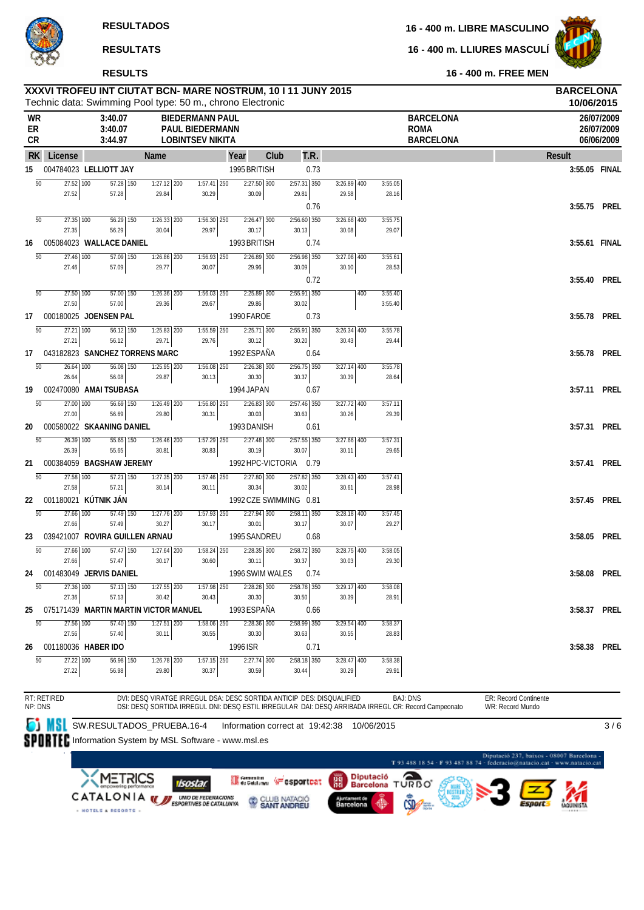RESULTADOS

RESULTATS

RESULTS

16 - 400 m. LIBRE MASCULINO

16 - 400 m. LLIURES MASCULÍ

16 - 400 m. FREE MEN

## XXXVI TROFEU INT CIUTAT BCN- MARE NOSTRUM, 10 I 11 JUNY 2015

Technic data: Swimming Pool type: 50 m., chrono Electronic

BARCELONA 10/06/2015

| | | | | |
|---|---|---|---|---|
| WR | 3:40.07 | BIEDERMANN PAUL | BARCELONA | 26/07/2009 |
| ER | 3:40.07 | PAUL BIEDERMANN | ROMA | 26/07/2009 |
| CR | 3:44.97 | LOBINTSEV NIKITA | BARCELONA | 06/06/2009 |

| RK | License | Name | Year | Club | T.R. | Result |
|---|---|---|---|---|---|---|
| 15 | 004784023 | LELLIOTT JAY | 1995 | BRITISH | 0.73 | 3:55.05 FINAL |
| | 50: 27.52 / 27.52 | 100: 57.28 / 29.84 (150: 1:27.12) | 200: 1:57.41 / 30.29 | 250: 2:27.50 / 30.09 | 300: 2:57.31 / 29.81 | 350: 3:26.89 / 29.58 — 400: 3:55.05 / 28.16 |

| Distance | 50 | 100 | 150 | 200 | 250 | 300 | 350 | 400 |
|---|---|---|---|---|---|---|---|---|

**15 — 004784023 LELLIOTT JAY — 1995 BRITISH — T.R. 0.73 — 3:55.05 FINAL**

| 50 | 100 | 150 | 200 | 250 | 300 | 350 | 400 |
|---|---|---|---|---|---|---|---|
| 27.52 | 57.28 | 1:27.12 | 1:57.41 | 2:27.50 | 2:57.31 | 3:26.89 | 3:55.05 |
| 27.52 | 29.76 | 29.84 | 30.29 | 30.09 | 29.81 | 29.58 | 28.16 |

T.R. 0.76 — 3:55.75 PREL

| 50 | 100 | 150 | 200 | 250 | 300 | 350 | 400 |
|---|---|---|---|---|---|---|---|
| 27.35 | 56.29 | 1:26.33 | 1:56.30 | 2:26.47 | 2:56.60 | 3:26.68 | 3:55.75 |
| 27.35 | 28.94 | 30.04 | 29.97 | 30.17 | 30.13 | 30.08 | 29.07 |

**16 — 005084023 WALLACE DANIEL — 1993 BRITISH — T.R. 0.74 — 3:55.61 FINAL**

| 50 | 100 | 150 | 200 | 250 | 300 | 350 | 400 |
|---|---|---|---|---|---|---|---|
| 27.46 | 57.09 | 1:26.86 | 1:56.93 | 2:26.89 | 2:56.98 | 3:27.08 | 3:55.61 |
| 27.46 | 29.63 | 29.77 | 30.07 | 29.96 | 30.09 | 30.10 | 28.53 |

T.R. 0.72 — 3:55.40 PREL

| 50 | 100 | 150 | 200 | 250 | 300 | 350 | 400 |
|---|---|---|---|---|---|---|---|
| 27.50 | 57.00 | 1:26.36 | 1:56.03 | 2:25.89 | 2:55.91 | | 3:55.40 |
| 27.50 | 29.50 | 29.36 | 29.67 | 29.86 | 30.02 | | 3:55.40 |

**17 — 000180025 JOENSEN PAL — 1990 FAROE — T.R. 0.73 — 3:55.78 PREL**

| 50 | 100 | 150 | 200 | 250 | 300 | 350 | 400 |
|---|---|---|---|---|---|---|---|
| 27.21 | 56.12 | 1:25.83 | 1:55.59 | 2:25.71 | 2:55.91 | 3:26.34 | 3:55.78 |
| 27.21 | 28.91 | 29.71 | 29.76 | 30.12 | 30.20 | 30.43 | 29.44 |

**17 — 043182823 SANCHEZ TORRENS MARC — 1992 ESPAÑA — T.R. 0.64 — 3:55.78 PREL**

| 50 | 100 | 150 | 200 | 250 | 300 | 350 | 400 |
|---|---|---|---|---|---|---|---|
| 26.64 | 56.08 | 1:25.95 | 1:56.08 | 2:26.38 | 2:56.75 | 3:27.14 | 3:55.78 |
| 26.64 | 29.44 | 29.87 | 30.13 | 30.30 | 30.37 | 30.39 | 28.64 |

**19 — 002470080 AMAI TSUBASA — 1994 JAPAN — T.R. 0.67 — 3:57.11 PREL**

| 50 | 100 | 150 | 200 | 250 | 300 | 350 | 400 |
|---|---|---|---|---|---|---|---|
| 27.00 | 56.69 | 1:26.49 | 1:56.80 | 2:26.83 | 2:57.46 | 3:27.72 | 3:57.11 |
| 27.00 | 29.69 | 29.80 | 30.31 | 30.03 | 30.63 | 30.26 | 29.39 |

**20 — 000580022 SKAANING DANIEL — 1993 DANISH — T.R. 0.61 — 3:57.31 PREL**

| 50 | 100 | 150 | 200 | 250 | 300 | 350 | 400 |
|---|---|---|---|---|---|---|---|
| 26.39 | 55.65 | 1:26.46 | 1:57.29 | 2:27.48 | 2:57.55 | 3:27.66 | 3:57.31 |
| 26.39 | 29.26 | 30.81 | 30.83 | 30.19 | 30.07 | 30.11 | 29.65 |

**21 — 000384059 BAGSHAW JEREMY — 1992 HPC-VICTORIA — T.R. 0.79 — 3:57.41 PREL**

| 50 | 100 | 150 | 200 | 250 | 300 | 350 | 400 |
|---|---|---|---|---|---|---|---|
| 27.58 | 57.21 | 1:27.35 | 1:57.46 | 2:27.80 | 2:57.82 | 3:28.43 | 3:57.41 |
| 27.58 | 29.63 | 30.14 | 30.11 | 30.34 | 30.02 | 30.61 | 28.98 |

**22 — 001180021 KÚTNIK JÁN — 1992 CZE SWIMMING — T.R. 0.81 — 3:57.45 PREL**

| 50 | 100 | 150 | 200 | 250 | 300 | 350 | 400 |
|---|---|---|---|---|---|---|---|
| 27.66 | 57.49 | 1:27.76 | 1:57.93 | 2:27.94 | 2:58.11 | 3:28.18 | 3:57.45 |
| 27.66 | 29.83 | 30.27 | 30.17 | 30.01 | 30.17 | 30.07 | 29.27 |

**23 — 039421007 ROVIRA GUILLEN ARNAU — 1995 SANDREU — T.R. 0.68 — 3:58.05 PREL**

| 50 | 100 | 150 | 200 | 250 | 300 | 350 | 400 |
|---|---|---|---|---|---|---|---|
| 27.66 | 57.47 | 1:27.64 | 1:58.24 | 2:28.35 | 2:58.72 | 3:28.75 | 3:58.05 |
| 27.66 | 29.81 | 30.17 | 30.60 | 30.11 | 30.37 | 30.03 | 29.30 |

**24 — 001483049 JERVIS DANIEL — 1996 SWIM WALES — T.R. 0.74 — 3:58.08 PREL**

| 50 | 100 | 150 | 200 | 250 | 300 | 350 | 400 |
|---|---|---|---|---|---|---|---|
| 27.36 | 57.13 | 1:27.55 | 1:57.98 | 2:28.28 | 2:58.78 | 3:29.17 | 3:58.08 |
| 27.36 | 29.77 | 30.42 | 30.43 | 30.30 | 30.50 | 30.39 | 28.91 |

**25 — 075171439 MARTIN MARTIN VICTOR MANUEL — 1993 ESPAÑA — T.R. 0.66 — 3:58.37 PREL**

| 50 | 100 | 150 | 200 | 250 | 300 | 350 | 400 |
|---|---|---|---|---|---|---|---|
| 27.56 | 57.40 | 1:27.51 | 1:58.06 | 2:28.36 | 2:58.99 | 3:29.54 | 3:58.37 |
| 27.56 | 29.84 | 30.11 | 30.55 | 30.30 | 30.63 | 30.55 | 28.83 |

**26 — 001180036 HABER IDO — 1996 ISR — T.R. 0.71 — 3:58.38 PREL**

| 50 | 100 | 150 | 200 | 250 | 300 | 350 | 400 |
|---|---|---|---|---|---|---|---|
| 27.22 | 56.98 | 1:26.78 | 1:57.15 | 2:27.74 | 2:58.18 | 3:28.47 | 3:58.38 |
| 27.22 | 29.76 | 29.80 | 30.37 | 30.59 | 30.44 | 30.29 | 29.91 |

RT: RETIRED NP: DNS — DVI: DESQ VIRATGE IRREGUL DSA: DESC SORTIDA ANTICIP DES: DISQUALIFIED — BAJ: DNS — ER: Record Continente — DSI: DESQ SORTIDA IRREGUL DNI: DESQ ESTIL IRREGULAR DAI: DESQ ARRIBADA IRREGL CR: Record Campeonato — WR: Record Mundo

SW.RESULTADOS_PRUEBA.16-4 Information correct at 19:42:38 10/06/2015

Information System by MSL Software - www.msl.es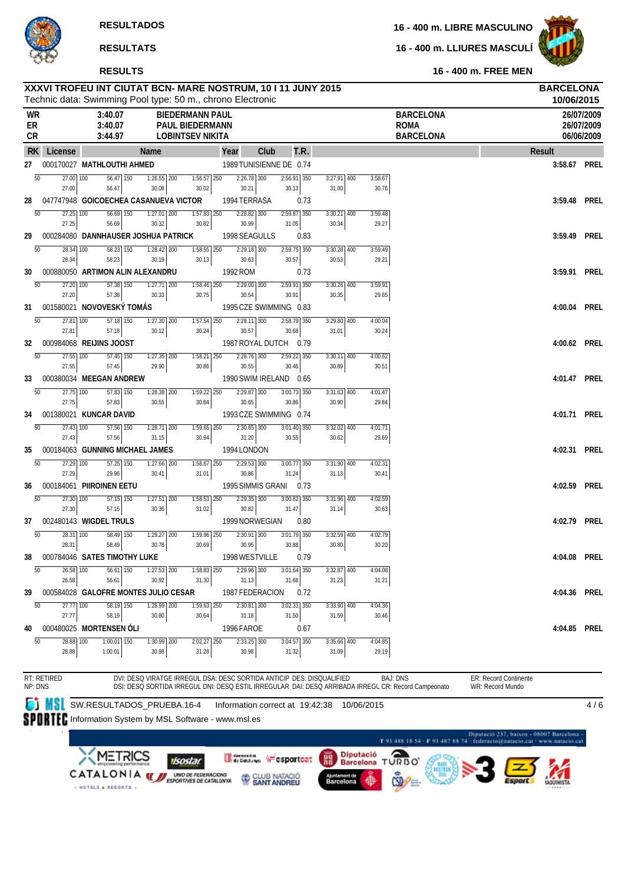RESULTADOS

RESULTATS

RESULTS

16 - 400 m. LIBRE MASCULINO

16 - 400 m. LLIURES MASCULÍ

16 - 400 m. FREE MEN

## XXXVI TROFEU INT CIUTAT BCN- MARE NOSTRUM, 10 I 11 JUNY 2015

Technic data: Swimming Pool type: 50 m., chrono Electronic

BARCELONA 10/06/2015

| | | | | |
|---|---|---|---|---|
| WR | 3:40.07 | BIEDERMANN PAUL | BARCELONA | 26/07/2009 |
| ER | 3:40.07 | PAUL BIEDERMANN | ROMA | 26/07/2009 |
| CR | 3:44.97 | LOBINTSEV NIKITA | BARCELONA | 06/06/2009 |

| RK | License | Name | Year | Club | T.R. | Result | |
|---|---|---|---|---|---|---|---|
| 27 | 000170027 | MATHLOUTHI AHMED | 1989 | TUNISIENNE DE | 0.74 | 3:58.67 | PREL |
| | | 50: 27.00 (27.00) · 100: 56.47 (56.47) · 150: 1:26.55 (30.08) · 200: 1:56.57 (30.02) · 250: 2:26.78 (30.21) · 300: 2:56.91 (30.13) · 350: 3:27.91 (31.00) · 400: 3:58.67 (30.76) | | | | | |
| 28 | 047747948 | GOICOECHEA CASANUEVA VICTOR | 1994 | TERRASA | 0.73 | 3:59.48 | PREL |
| | | 50: 27.25 (27.25) · 100: 56.69 (56.69) · 150: 1:27.01 (30.32) · 200: 1:57.83 (30.82) · 250: 2:28.82 (30.99) · 300: 2:59.87 (31.05) · 350: 3:30.21 (30.34) · 400: 3:59.48 (29.27) | | | | | |
| 29 | 000284080 | DANNHAUSER JOSHUA PATRICK | 1998 | SEAGULLS | 0.83 | 3:59.49 | PREL |
| | | 50: 28.34 (28.34) · 100: 58.23 (58.23) · 150: 1:28.42 (30.19) · 200: 1:58.55 (30.13) · 250: 2:29.18 (30.63) · 300: 2:59.75 (30.57) · 350: 3:30.28 (30.53) · 400: 3:59.49 (29.21) | | | | | |
| 30 | 000880050 | ARTIMON ALIN ALEXANDRU | 1992 | ROM | 0.73 | 3:59.91 | PREL |
| | | 50: 27.20 (27.20) · 100: 57.38 (57.38) · 150: 1:27.71 (30.33) · 200: 1:58.46 (30.75) · 250: 2:29.00 (30.54) · 300: 2:59.91 (30.91) · 350: 3:30.26 (30.35) · 400: 3:59.91 (29.65) | | | | | |
| 31 | 001580021 | NOVOVESKÝ TOMÁS | 1995 | CZE SWIMMING | 0.83 | 4:00.04 | PREL |
| | | 50: 27.81 (27.81) · 100: 57.18 (57.18) · 150: 1:27.30 (30.12) · 200: 1:57.54 (30.24) · 250: 2:28.11 (30.57) · 300: 2:58.79 (30.68) · 350: 3:29.80 (31.01) · 400: 4:00.04 (30.24) | | | | | |
| 32 | 000984068 | REIJINS JOOST | 1987 | ROYAL DUTCH | 0.79 | 4:00.62 | PREL |
| | | 50: 27.55 (27.55) · 100: 57.45 (57.45) · 150: 1:27.35 (29.90) · 200: 1:58.21 (30.86) · 250: 2:28.76 (30.55) · 300: 2:59.22 (30.46) · 350: 3:30.11 (30.89) · 400: 4:00.62 (30.51) | | | | | |
| 33 | 000380034 | MEEGAN ANDREW | 1990 | SWIM IRELAND | 0.65 | 4:01.47 | PREL |
| | | 50: 27.75 (27.75) · 100: 57.83 (57.83) · 150: 1:28.38 (30.55) · 200: 1:59.22 (30.84) · 250: 2:29.87 (30.65) · 300: 3:00.73 (30.86) · 350: 3:31.63 (30.90) · 400: 4:01.47 (29.84) | | | | | |
| 34 | 001380021 | KUNCAR DAVID | 1993 | CZE SWIMMING | 0.74 | 4:01.71 | PREL |
| | | 50: 27.43 (27.43) · 100: 57.56 (57.56) · 150: 1:28.71 (31.15) · 200: 1:59.65 (30.94) · 250: 2:30.85 (31.20) · 300: 3:01.40 (30.55) · 350: 3:32.02 (30.62) · 400: 4:01.71 (29.69) | | | | | |
| 35 | 000184063 | GUNNING MICHAEL JAMES | 1994 | LONDON | | 4:02.31 | PREL |
| | | 50: 27.29 (27.29) · 100: 57.25 (29.96) · 150: 1:27.66 (30.41) · 200: 1:58.67 (31.01) · 250: 2:29.53 (30.86) · 300: 3:00.77 (31.24) · 350: 3:31.90 (31.13) · 400: 4:02.31 (30.41) | | | | | |
| 36 | 000184061 | PIIRONEN EETU | 1995 | SIMMIS GRANI | 0.73 | 4:02.59 | PREL |
| | | 50: 27.30 (27.30) · 100: 57.15 (57.15) · 150: 1:27.51 (30.36) · 200: 1:58.53 (31.02) · 250: 2:29.35 (30.82) · 300: 3:00.82 (31.47) · 350: 3:31.96 (31.14) · 400: 4:02.59 (30.63) | | | | | |
| 37 | 002480143 | WIGDEL TRULS | 1999 | NORWEGIAN | 0.80 | 4:02.79 | PREL |
| | | 50: 28.31 (28.31) · 100: 58.49 (58.49) · 150: 1:29.27 (30.78) · 200: 1:59.96 (30.69) · 250: 2:30.91 (30.95) · 300: 3:01.79 (30.88) · 350: 3:32.59 (30.80) · 400: 4:02.79 (30.20) | | | | | |
| 38 | 000784046 | SATES TIMOTHY LUKE | 1998 | WESTVILLE | 0.79 | 4:04.08 | PREL |
| | | 50: 26.58 (26.58) · 100: 56.61 (56.61) · 150: 1:27.53 (30.92) · 200: 1:58.83 (31.30) · 250: 2:29.96 (31.13) · 300: 3:01.64 (31.68) · 350: 3:32.87 (31.23) · 400: 4:04.08 (31.21) | | | | | |
| 39 | 000584028 | GALOFRE MONTES JULIO CESAR | 1987 | FEDERACION | 0.72 | 4:04.36 | PREL |
| | | 50: 27.77 (27.77) · 100: 58.19 (58.19) · 150: 1:28.99 (30.80) · 200: 1:59.63 (30.64) · 250: 2:30.81 (31.18) · 300: 3:02.31 (31.50) · 350: 3:33.90 (31.59) · 400: 4:04.36 (30.46) | | | | | |
| 40 | 000480025 | MORTENSEN ÓLI | 1996 | FAROE | 0.67 | 4:04.85 | PREL |
| | | 50: 28.88 (28.88) · 100: 1:00.01 (1:00.01) · 150: 1:30.99 (30.98) · 200: 2:02.27 (31.28) · 250: 2:33.25 (30.98) · 300: 3:04.57 (31.32) · 350: 3:35.66 (31.09) · 400: 4:04.85 (29.19) | | | | | |

RT: RETIRED
NP: DNS

DVI: DESQ VIRATGE IRREGULAR DSA: DESC SORTIDA ANTICIP DES: DISQUALIFIED
DSI: DESQ SORTIDA IRREGUL DNI: DESQ ESTIL IRREGULAR DAI: DESQ ARRIBADA IRREGL CR: Record Campeonato

BAJ: DNS

ER: Record Continente
WR: Record Mundo

SW.RESULTADOS_PRUEBA.16-4   Information correct at 19:42:38   10/06/2015

Information System by MSL Software - www.msl.es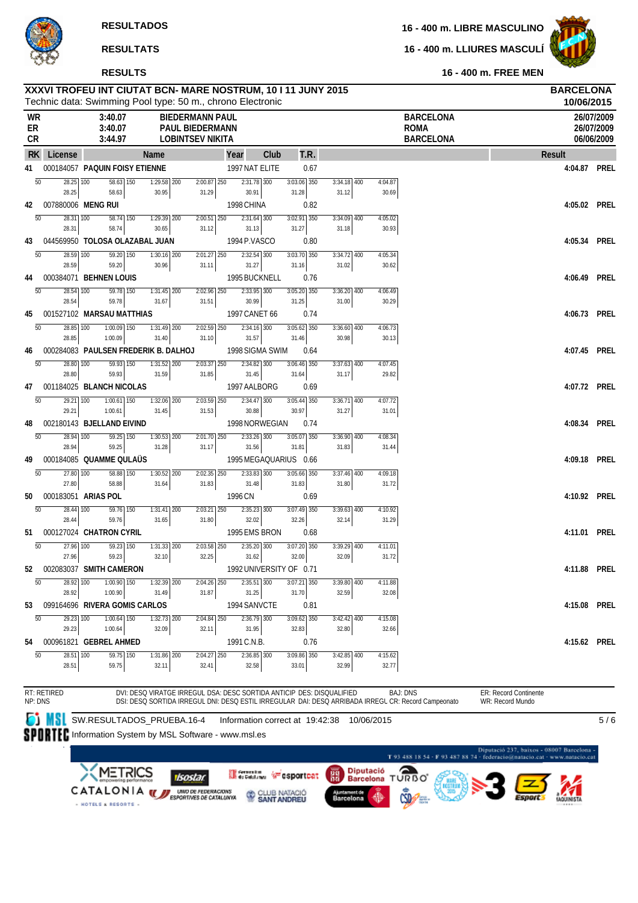RESULTADOS

RESULTATS

RESULTS

16 - 400 m. LIBRE MASCULINO

16 - 400 m. LLIURES MASCULÍ

16 - 400 m. FREE MEN

## XXXVI TROFEU INT CIUTAT BCN- MARE NOSTRUM, 10 I 11 JUNY 2015

Technic data: Swimming Pool type: 50 m., chrono Electronic

BARCELONA
10/06/2015

| | | | | |
|---|---|---|---|---|
| WR | 3:40.07 | BIEDERMANN PAUL | BARCELONA | 26/07/2009 |
| ER | 3:40.07 | PAUL BIEDERMANN | ROMA | 26/07/2009 |
| CR | 3:44.97 | LOBINTSEV NIKITA | BARCELONA | 06/06/2009 |

| RK | License | Name | Year | Club | T.R. | 50 | 100 | 150 | 200 | 250 | 300 | 350 | 400 | Result | |
|---|---|---|---|---|---|---|---|---|---|---|---|---|---|---|---|
| 41 | 000184057 | PAQUIN FOISY ETIENNE | 1997 | NAT ELITE | 0.67 | 28.25 | 58.63 (30.38) | 1:29.58 (30.95) | 2:00.87 (31.29) | 2:31.78 (30.91) | 3:03.06 (31.28) | 3:34.18 (31.12) | 4:04.87 (30.69) | 4:04.87 | PREL |
| 42 | 007880006 | MENG RUI | 1998 | CHINA | 0.82 | 28.31 | 58.74 | 1:29.39 (30.65) | 2:00.51 (31.12) | 2:31.64 (31.13) | 3:02.91 (31.27) | 3:34.09 (31.18) | 4:05.02 (30.93) | 4:05.02 | PREL |
| 43 | 044569950 | TOLOSA OLAZABAL JUAN | 1994 | P.VASCO | 0.80 | 28.59 | 59.20 | 1:30.16 (30.96) | 2:01.27 (31.11) | 2:32.54 (31.27) | 3:03.70 (31.16) | 3:34.72 (31.02) | 4:05.34 (30.62) | 4:05.34 | PREL |
| 44 | 000384071 | BEHNEN LOUIS | 1995 | BUCKNELL | 0.76 | 28.54 | 59.78 | 1:31.45 (31.67) | 2:02.96 (31.51) | 2:33.95 (30.99) | 3:05.20 (31.25) | 3:36.20 (31.00) | 4:06.49 (30.29) | 4:06.49 | PREL |
| 45 | 001527102 | MARSAU MATTHIAS | 1997 | CANET 66 | 0.74 | 28.85 | 1:00.09 | 1:31.49 (31.40) | 2:02.59 (31.10) | 2:34.16 (31.57) | 3:05.62 (31.46) | 3:36.60 (30.98) | 4:06.73 (30.13) | 4:06.73 | PREL |
| 46 | 000284083 | PAULSEN FREDERIK B. DALHOJ | 1998 | SIGMA SWIM | 0.64 | 28.80 | 59.93 | 1:31.52 (31.59) | 2:03.37 (31.85) | 2:34.82 (31.45) | 3:06.46 (31.64) | 3:37.63 (31.17) | 4:07.45 (29.82) | 4:07.45 | PREL |
| 47 | 001184025 | BLANCH NICOLAS | 1997 | AALBORG | 0.69 | 29.21 | 1:00.61 | 1:32.06 (31.45) | 2:03.59 (31.53) | 2:34.47 (30.88) | 3:05.44 (30.97) | 3:36.71 (31.27) | 4:07.72 (31.01) | 4:07.72 | PREL |
| 48 | 002180143 | BJELLAND EIVIND | 1998 | NORWEGIAN | 0.74 | 28.94 | 59.25 | 1:30.53 (31.28) | 2:01.70 (31.17) | 2:33.26 (31.56) | 3:05.07 (31.81) | 3:36.90 (31.83) | 4:08.34 (31.44) | 4:08.34 | PREL |
| 49 | 000184085 | QUAMME QULAÜS | 1995 | MEGAQUARIUS | 0.66 | 27.80 | 58.88 | 1:30.52 (31.64) | 2:02.35 (31.83) | 2:33.83 (31.48) | 3:05.66 (31.83) | 3:37.46 (31.80) | 4:09.18 (31.72) | 4:09.18 | PREL |
| 50 | 000183051 | ARIAS POL | 1996 | CN | 0.69 | 28.44 | 59.76 | 1:31.41 (31.65) | 2:03.21 (31.80) | 2:35.23 (32.02) | 3:07.49 (32.26) | 3:39.63 (32.14) | 4:10.92 (31.29) | 4:10.92 | PREL |
| 51 | 000127024 | CHATRON CYRIL | 1995 | EMS BRON | 0.68 | 27.96 | 59.23 | 1:31.33 (32.10) | 2:03.58 (32.25) | 2:35.20 (31.62) | 3:07.20 (32.00) | 3:39.29 (32.09) | 4:11.01 (31.72) | 4:11.01 | PREL |
| 52 | 002083037 | SMITH CAMERON | 1992 | UNIVERSITY OF | 0.71 | 28.92 | 1:00.90 | 1:32.39 (31.49) | 2:04.26 (31.87) | 2:35.51 (31.25) | 3:07.21 (31.70) | 3:39.80 (32.59) | 4:11.88 (32.08) | 4:11.88 | PREL |
| 53 | 099164696 | RIVERA GOMIS CARLOS | 1994 | SANVCTE | 0.81 | 29.23 | 1:00.64 | 1:32.73 (32.09) | 2:04.84 (32.11) | 2:36.79 (31.95) | 3:09.62 (32.83) | 3:42.42 (32.80) | 4:15.08 (32.66) | 4:15.08 | PREL |
| 54 | 000961821 | GEBREL AHMED | 1991 | C.N.B. | 0.76 | 28.51 | 59.75 | 1:31.86 (32.11) | 2:04.27 (32.41) | 2:36.85 (32.58) | 3:09.86 (33.01) | 3:42.85 (32.99) | 4:15.62 (32.77) | 4:15.62 | PREL |

RT: RETIRED
NP: DNS

DVI: DESQ VIRATGE IRREGUL DSA: DESC SORTIDA ANTICIP DES: DISQUALIFIED
DSI: DESQ SORTIDA IRREGUL DNI: DESQ ESTIL IRREGULAR DAI: DESQ ARRIBADA IRREGL CR: Record Campeonato

BAJ: DNS

ER: Record Continente
WR: Record Mundo

SW.RESULTADOS_PRUEBA.16-4 Information correct at 19:42:38 10/06/2015

Information System by MSL Software - www.msl.es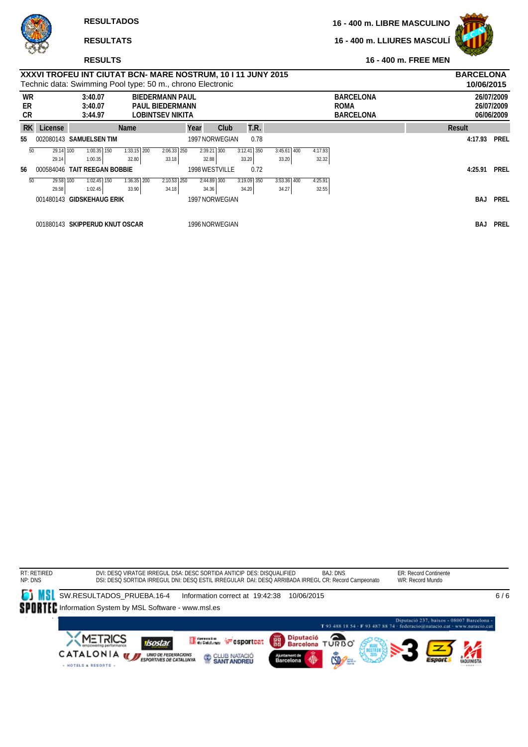**RESULTADOS**

**RESULTATS**

**RESULTS**

**16 - 400 m. LIBRE MASCULINO**

**16 - 400 m. LLIURES MASCULÍ**

**16 - 400 m. FREE MEN**

**XXXVI TROFEU INT CIUTAT BCN- MARE NOSTRUM, 10 I 11 JUNY 2015** — **BARCELONA** **10/06/2015**

Technic data: Swimming Pool type: 50 m., chrono Electronic

| | | | | |
|---|---|---|---|---|
| **WR** | **3:40.07** | **BIEDERMANN PAUL** | **BARCELONA** | **26/07/2009** |
| **ER** | **3:40.07** | **PAUL BIEDERMANN** | **ROMA** | **26/07/2009** |
| **CR** | **3:44.97** | **LOBINTSEV NIKITA** | **BARCELONA** | **06/06/2009** |

| RK | License | Name | Year | Club | T.R. | Result | |
|---|---|---|---|---|---|---|---|
| **55** | 002080143 | **SAMUELSEN TIM** | 1997 | NORWEGIAN | 0.78 | **4:17.93** | **PREL** |
| | 50: 29.14 (29.14) | 100: 1:00.35 (1:00.35) | 150: 1:33.15 (32.80) | 200: 2:06.33 (33.18) | 250: 2:39.21 (32.88) | 300: 3:12.41 (33.20) | 350: 3:45.61 (33.20) / 400: 4:17.93 (32.32) |
| **56** | 000584046 | **TAIT REEGAN BOBBIE** | 1998 | WESTVILLE | 0.72 | **4:25.91** | **PREL** |
| | 50: 29.58 (29.58) | 100: 1:02.45 (1:02.45) | 150: 1:36.35 (33.90) | 200: 2:10.53 (34.18) | 250: 2:44.89 (34.36) | 300: 3:19.09 (34.20) | 350: 3:53.36 (34.27) / 400: 4:25.91 (32.55) |
| | 001480143 | **GIDSKEHAUG ERIK** | 1997 | NORWEGIAN | | **BAJ** | **PREL** |
| | 001880143 | **SKIPPERUD KNUT OSCAR** | 1996 | NORWEGIAN | | **BAJ** | **PREL** |

RT: RETIRED
NP: DNS
DVI: DESQ VIRATGE IRREGUL DSA: DESC SORTIDA ANTICIP DES: DISQUALIFIED BAJ: DNS ER: Record Continente
DSI: DESQ SORTIDA IRREGUL DNI: DESQ ESTIL IRREGULAR DAI: DESQ ARRIBADA IRREGL CR: Record Campeonato WR: Record Mundo

SW.RESULTADOS_PRUEBA.16-4 Information correct at 19:42:38 10/06/2015
Information System by MSL Software - www.msl.es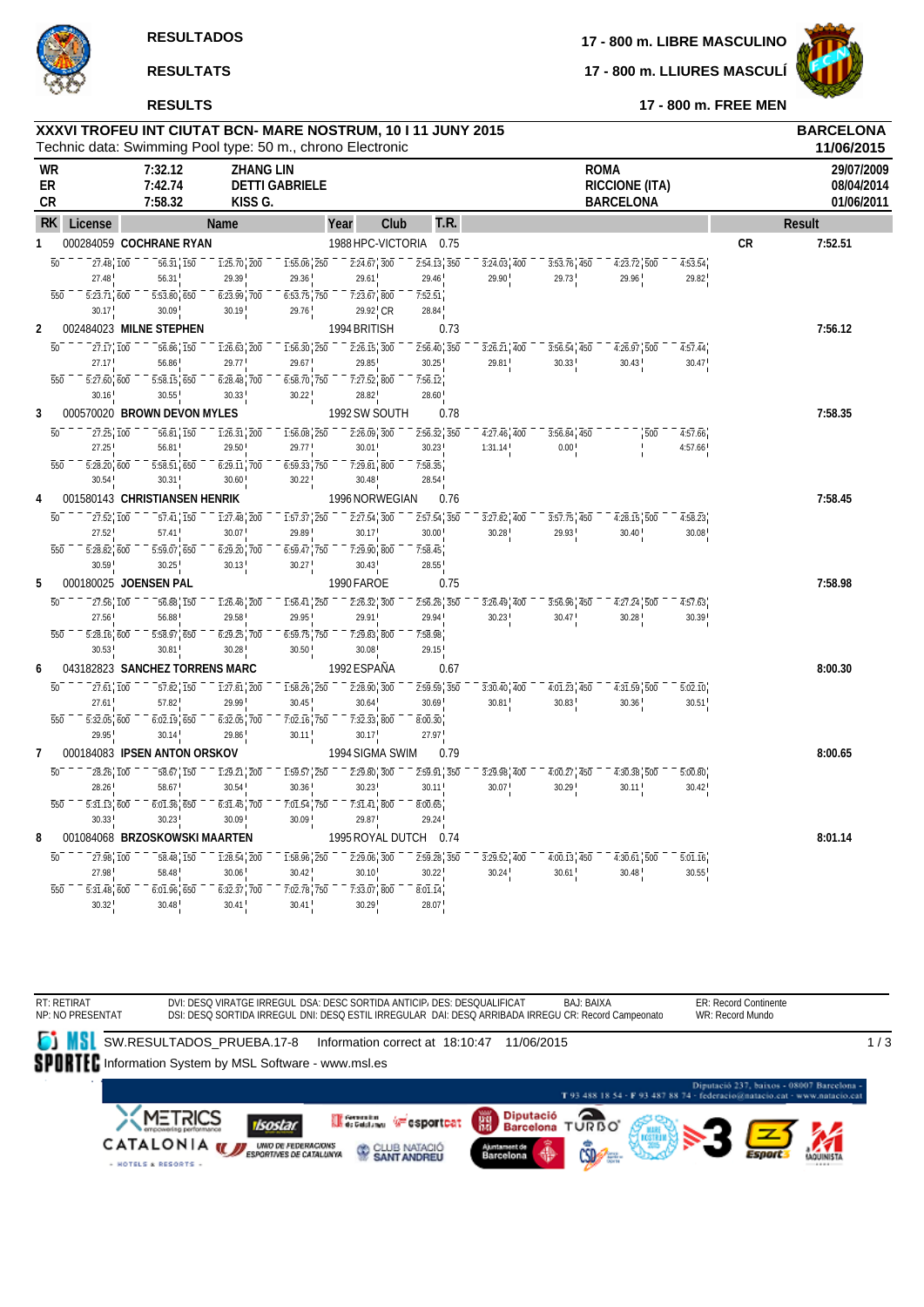RESULTADOS

RESULTATS

RESULTS

**17 - 800 m. LIBRE MASCULINO**

**17 - 800 m. LLIURES MASCULÍ**

**17 - 800 m. FREE MEN**

## XXXVI TROFEU INT CIUTAT BCN- MARE NOSTRUM, 10 I 11 JUNY 2015

BARCELONA 11/06/2015

Technic data: Swimming Pool type: 50 m., chrono Electronic

| | | | | |
|---|---|---|---|---|
| WR | 7:32.12 | ZHANG LIN | ROMA | 29/07/2009 |
| ER | 7:42.74 | DETTI GABRIELE | RICCIONE (ITA) | 08/04/2014 |
| CR | 7:58.32 | KISS G. | BARCELONA | 01/06/2011 |

| RK | License | Name | Year | Club | T.R. | | Result |
|---|---|---|---|---|---|---|---|
| 1 | 000284059 | COCHRANE RYAN | 1988 | HPC-VICTORIA | 0.75 | CR | 7:52.51 |
| 2 | 002484023 | MILNE STEPHEN | 1994 | BRITISH | 0.73 | | 7:56.12 |
| 3 | 000570020 | BROWN DEVON MYLES | 1992 | SW SOUTH | 0.78 | | 7:58.35 |
| 4 | 001580143 | CHRISTIANSEN HENRIK | 1996 | NORWEGIAN | 0.76 | | 7:58.45 |
| 5 | 000180025 | JOENSEN PAL | 1990 | FAROE | 0.75 | | 7:58.98 |
| 6 | 043182823 | SANCHEZ TORRENS MARC | 1992 | ESPAÑA | 0.67 | | 8:00.30 |
| 7 | 000184083 | IPSEN ANTON ORSKOV | 1994 | SIGMA SWIM | 0.79 | | 8:00.65 |
| 8 | 001084068 | BRZOSKOWSKI MAARTEN | 1995 | ROYAL DUTCH | 0.74 | | 8:01.14 |

### Splits

| RK | 50 | 100 | 150 | 200 | 250 | 300 | 350 | 400 | 450 | 500 | 550 | 600 | 650 | 700 | 750 | 800 |
|---|---|---|---|---|---|---|---|---|---|---|---|---|---|---|---|---|
| 1 | 27.48 | 56.31 | 1:25.70 | 1:55.06 | 2:24.67 | 2:54.13 | 3:24.03 | 3:53.76 | 4:23.72 | 4:53.54 | 5:23.71 | 5:53.80 | 6:23.99 | 6:53.75 | 7:23.67 | 7:52.51 |
| | 27.48 | 28.83 | 29.39 | 29.36 | 29.61 | 29.46 | 29.90 | 29.73 | 29.96 | 29.82 | 30.17 | 30.09 | 30.19 | 29.76 | 29.92 | 28.84 |
| 2 | 27.17 | 56.86 | 1:26.63 | 1:56.30 | 2:26.15 | 2:56.40 | 3:26.21 | 3:56.54 | 4:26.97 | 4:57.44 | 5:27.60 | 5:58.15 | 6:28.48 | 6:58.70 | 7:27.52 | 7:56.12 |
| | 27.17 | 29.69 | 29.77 | 29.67 | 29.85 | 30.25 | 29.81 | 30.33 | 30.43 | 30.47 | 30.16 | 30.55 | 30.33 | 30.22 | 28.82 | 28.60 |
| 3 | 27.25 | 56.81 | 1:26.31 | 1:56.08 | 2:26.09 | 2:56.32 | 4:27.46 | 3:56.84 | | 4:57.66 | 5:28.20 | 5:58.51 | 6:29.11 | 6:59.33 | 7:29.81 | 7:58.35 |
| | 27.25 | 29.56 | 29.50 | 29.77 | 30.01 | 30.23 | 1:31.14 | 0.00 | | 4:57.66 | 30.54 | 30.31 | 30.60 | 30.22 | 30.48 | 28.54 |
| 4 | 27.52 | 57.41 | 1:27.48 | 1:57.37 | 2:27.54 | 2:57.54 | 3:27.82 | 3:57.75 | 4:28.15 | 4:58.23 | 5:28.82 | 5:59.07 | 6:29.20 | 6:59.47 | 7:29.90 | 7:58.45 |
| | 27.52 | 29.89 | 30.07 | 29.89 | 30.17 | 30.00 | 30.28 | 29.93 | 30.40 | 30.08 | 30.59 | 30.25 | 30.13 | 30.27 | 30.43 | 28.55 |
| 5 | 27.56 | 56.88 | 1:26.46 | 1:56.41 | 2:26.32 | 2:56.26 | 3:26.49 | 3:56.96 | 4:27.24 | 4:57.63 | 5:28.16 | 5:58.97 | 6:29.25 | 6:59.75 | 7:29.83 | 7:58.98 |
| | 27.56 | 29.32 | 29.58 | 29.95 | 29.91 | 29.94 | 30.23 | 30.47 | 30.28 | 30.39 | 30.53 | 30.81 | 30.28 | 30.50 | 30.08 | 29.15 |
| 6 | 27.61 | 57.82 | 1:27.81 | 1:58.26 | 2:28.90 | 2:59.59 | 3:30.40 | 4:01.23 | 4:31.59 | 5:02.10 | 5:32.05 | 6:02.19 | 6:32.05 | 7:02.16 | 7:32.33 | 8:00.30 |
| | 27.61 | 30.21 | 29.99 | 30.45 | 30.64 | 30.69 | 30.81 | 30.83 | 30.36 | 30.51 | 29.95 | 30.14 | 29.86 | 30.11 | 30.17 | 27.97 |
| 7 | 28.26 | 58.67 | 1:29.21 | 1:59.57 | 2:29.80 | 2:59.91 | 3:29.98 | 4:00.27 | 4:30.38 | 5:00.80 | 5:31.13 | 6:01.36 | 6:31.45 | 7:01.54 | 7:31.41 | 8:00.65 |
| | 28.26 | 30.41 | 30.54 | 30.36 | 30.23 | 30.11 | 30.07 | 30.29 | 30.11 | 30.42 | 30.33 | 30.23 | 30.09 | 30.09 | 29.87 | 29.24 |
| 8 | 27.98 | 58.48 | 1:28.54 | 1:58.96 | 2:29.06 | 2:59.28 | 3:29.52 | 4:00.13 | 4:30.61 | 5:01.16 | 5:31.48 | 6:01.96 | 6:32.37 | 7:02.78 | 7:33.07 | 8:01.14 |
| | 27.98 | 30.50 | 30.06 | 30.42 | 30.10 | 30.22 | 30.24 | 30.61 | 30.48 | 30.55 | 30.32 | 30.48 | 30.41 | 30.41 | 30.29 | 28.07 |

RT: RETIRAT
NP: NO PRESENTAT

DVI: DESQ VIRATGE IRREGUL DSA: DESC SORTIDA ANTICIP. DES: DESQUALIFICAT
DSI: DESQ SORTIDA IRREGUL DNI: DESQ ESTIL IRREGULAR DAI: DESQ ARRIBADA IRREGU CR: Record Campeonato

BAJ: BAIXA

ER: Record Continente
WR: Record Mundo

SW.RESULTADOS_PRUEBA.17-8 Information correct at 18:10:47 11/06/2015

Information System by MSL Software - www.msl.es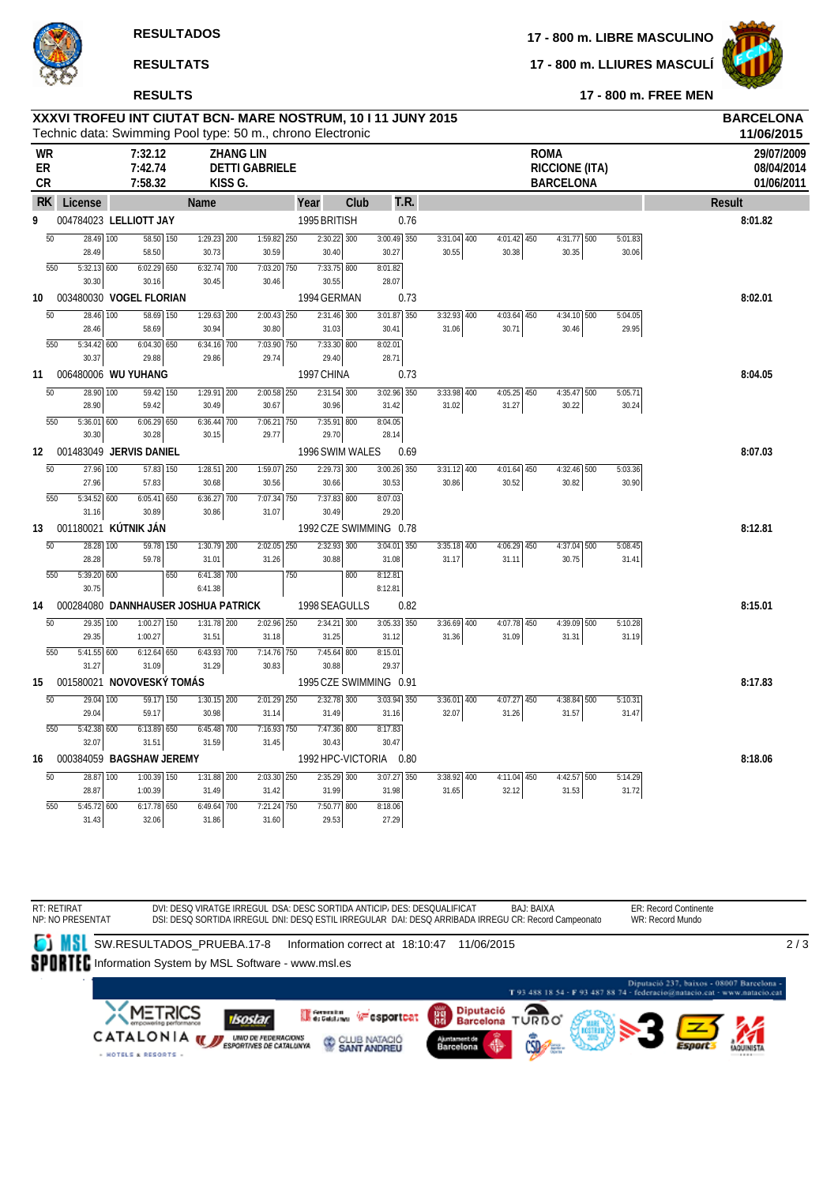# RESULTADOS / RESULTATS / RESULTS

## 17 - 800 m. LIBRE MASCULINO / 17 - 800 m. LLIURES MASCULÍ / 17 - 800 m. FREE MEN

**XXXVI TROFEU INT CIUTAT BCN- MARE NOSTRUM, 10 I 11 JUNY 2015** — **BARCELONA 11/06/2015**

Technic data: Swimming Pool type: 50 m., chrono Electronic

| | | | | |
|---|---|---|---|---|
| WR | 7:32.12 | ZHANG LIN | ROMA | 29/07/2009 |
| ER | 7:42.74 | DETTI GABRIELE | RICCIONE (ITA) | 08/04/2014 |
| CR | 7:58.32 | KISS G. | BARCELONA | 01/06/2011 |

| RK | License | Name | Year | Club | T.R. | Result |
|---|---|---|---|---|---|---|
| 9 | 004784023 | LELLIOTT JAY | 1995 | BRITISH | 0.76 | 8:01.82 |
| 10 | 003480030 | VOGEL FLORIAN | 1994 | GERMAN | 0.73 | 8:02.01 |
| 11 | 006480006 | WU YUHANG | 1997 | CHINA | 0.73 | 8:04.05 |
| 12 | 001483049 | JERVIS DANIEL | 1996 | SWIM WALES | 0.69 | 8:07.03 |
| 13 | 001180021 | KÚTNIK JÁN | 1992 | CZE SWIMMING | 0.78 | 8:12.81 |
| 14 | 000284080 | DANNHAUSER JOSHUA PATRICK | 1998 | SEAGULLS | 0.82 | 8:15.01 |
| 15 | 001580021 | NOVOVESKÝ TOMÁS | 1995 | CZE SWIMMING | 0.91 | 8:17.83 |
| 16 | 000384059 | BAGSHAW JEREMY | 1992 | HPC-VICTORIA | 0.80 | 8:18.06 |

### Splits (cumulative / lap)

| RK | 50 | 100 | 150 | 200 | 250 | 300 | 350 | 400 | 450 | 500 | 550 | 600 | 650 | 700 | 750 | 800 |
|---|---|---|---|---|---|---|---|---|---|---|---|---|---|---|---|---|
| 9 | 28.49 | 58.50 | 1:29.23 | 1:59.82 | 2:30.22 | 3:00.49 | 3:31.04 | 4:01.42 | 4:31.77 | 5:01.83 | 5:32.13 | 6:02.29 | 6:32.74 | 7:03.20 | 7:33.75 | 8:01.82 |
| | 28.49 | 30.01 | 30.73 | 30.59 | 30.40 | 30.27 | 30.55 | 30.38 | 30.35 | 30.06 | 30.30 | 30.16 | 30.45 | 30.46 | 30.55 | 28.07 |
| 10 | 28.46 | 58.69 | 1:29.63 | 2:00.43 | 2:31.46 | 3:01.87 | 3:32.93 | 4:03.64 | 4:34.10 | 5:04.05 | 5:34.42 | 6:04.30 | 6:34.16 | 7:03.90 | 7:33.30 | 8:02.01 |
| | 28.46 | 30.23 | 30.94 | 30.80 | 31.03 | 30.41 | 31.06 | 30.71 | 30.46 | 29.95 | 30.37 | 29.88 | 29.86 | 29.74 | 29.40 | 28.71 |
| 11 | 28.90 | 59.42 | 1:29.91 | 2:00.58 | 2:31.54 | 3:02.96 | 3:33.98 | 4:05.25 | 4:35.47 | 5:05.71 | 5:36.01 | 6:06.29 | 6:36.44 | 7:06.21 | 7:35.91 | 8:04.05 |
| | 28.90 | 30.52 | 30.49 | 30.67 | 30.96 | 31.42 | 31.02 | 31.27 | 30.22 | 30.24 | 30.30 | 30.28 | 30.15 | 29.77 | 29.70 | 28.14 |
| 12 | 27.96 | 57.83 | 1:28.51 | 1:59.07 | 2:29.73 | 3:00.26 | 3:31.12 | 4:01.64 | 4:32.46 | 5:03.36 | 5:34.52 | 6:05.41 | 6:36.27 | 7:07.34 | 7:37.83 | 8:07.03 |
| | 27.96 | 29.87 | 30.68 | 30.56 | 30.66 | 30.53 | 30.86 | 30.52 | 30.82 | 30.90 | 31.16 | 30.89 | 30.86 | 31.07 | 30.49 | 29.20 |
| 13 | 28.28 | 59.78 | 1:30.79 | 2:02.05 | 2:32.93 | 3:04.01 | 3:35.18 | 4:06.29 | 4:37.04 | 5:08.45 | 5:39.20 | | 6:41.38 | | | 8:12.81 |
| | 28.28 | 31.50 | 31.01 | 31.26 | 30.88 | 31.08 | 31.17 | 31.11 | 30.75 | 31.41 | 30.75 | | 6:41.38 | | | 8:12.81 |
| 14 | 29.35 | 1:00.27 | 1:31.78 | 2:02.96 | 2:34.21 | 3:05.33 | 3:36.69 | 4:07.78 | 4:39.09 | 5:10.28 | 5:41.55 | 6:12.64 | 6:43.93 | 7:14.76 | 7:45.64 | 8:15.01 |
| | 29.35 | 30.92 | 31.51 | 31.18 | 31.25 | 31.12 | 31.36 | 31.09 | 31.31 | 31.19 | 31.27 | 31.09 | 31.29 | 30.83 | 30.88 | 29.37 |
| 15 | 29.04 | 59.17 | 1:30.15 | 2:01.29 | 2:32.78 | 3:03.94 | 3:36.01 | 4:07.27 | 4:38.84 | 5:10.31 | 5:42.38 | 6:13.89 | 6:45.48 | 7:16.93 | 7:47.36 | 8:17.83 |
| | 29.04 | 30.13 | 30.98 | 31.14 | 31.49 | 31.16 | 32.07 | 31.26 | 31.57 | 31.47 | 32.07 | 31.51 | 31.59 | 31.45 | 30.43 | 30.47 |
| 16 | 28.87 | 1:00.39 | 1:31.88 | 2:03.30 | 2:35.29 | 3:07.27 | 3:38.92 | 4:11.04 | 4:42.57 | 5:14.29 | 5:45.72 | 6:17.78 | 6:49.64 | 7:21.24 | 7:50.77 | 8:18.06 |
| | 28.87 | 31.52 | 31.49 | 31.42 | 31.99 | 31.98 | 31.65 | 32.12 | 31.53 | 31.72 | 31.43 | 32.06 | 31.86 | 31.60 | 29.53 | 27.29 |

RT: RETIRAT  NP: NO PRESENTAT  DVI: DESQ VIRATGE IRREGUL  DSA: DESC SORTIDA ANTICIP.  DES: DESQUALIFICAT  DSI: DESQ SORTIDA IRREGUL  DNI: DESQ ESTIL IRREGULAR  DAI: DESQ ARRIBADA IRREGU  BAJ: BAIXA  CR: Record Campeonato  ER: Record Continente  WR: Record Mundo

SW.RESULTADOS_PRUEBA.17-8  Information correct at 18:10:47 11/06/2015

Information System by MSL Software - www.msl.es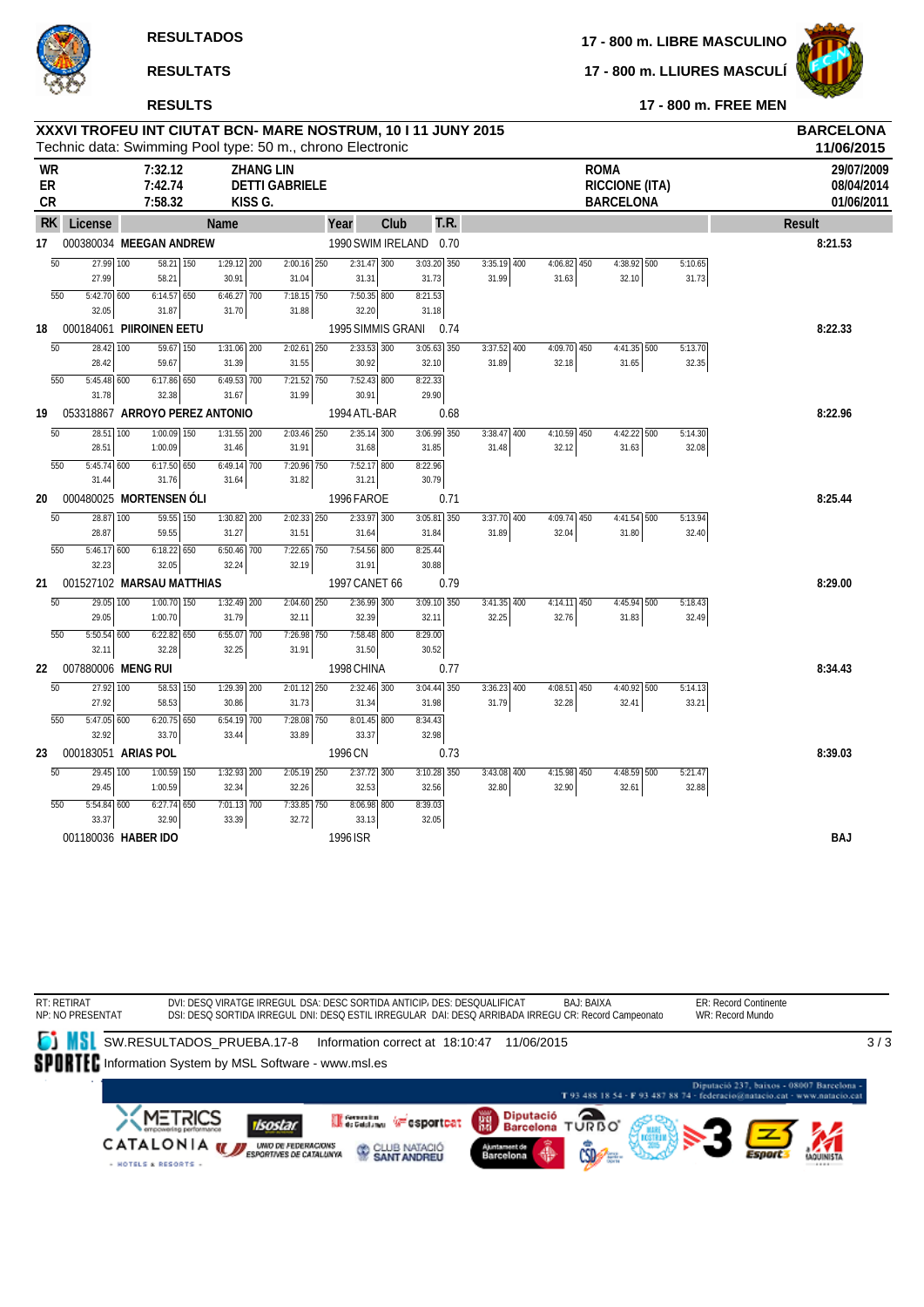RESULTADOS

RESULTATS

RESULTS

**17 - 800 m. LIBRE MASCULINO**

**17 - 800 m. LLIURES MASCULÍ**

**17 - 800 m. FREE MEN**

## XXXVI TROFEU INT CIUTAT BCN- MARE NOSTRUM, 10 I 11 JUNY 2015

Technic data: Swimming Pool type: 50 m., chrono Electronic

**BARCELONA 11/06/2015**

| | | | | |
|---|---|---|---|---|
| WR | 7:32.12 | ZHANG LIN | ROMA | 29/07/2009 |
| ER | 7:42.74 | DETTI GABRIELE | RICCIONE (ITA) | 08/04/2014 |
| CR | 7:58.32 | KISS G. | BARCELONA | 01/06/2011 |

| RK | License | Name | Year | Club | T.R. | Result |
|---|---|---|---|---|---|---|
| 17 | 000380034 | MEEGAN ANDREW | 1990 | SWIM IRELAND | 0.70 | 8:21.53 |
| 18 | 000184061 | PIIROINEN EETU | 1995 | SIMMIS GRANI | 0.74 | 8:22.33 |
| 19 | 053318867 | ARROYO PEREZ ANTONIO | 1994 | ATL-BAR | 0.68 | 8:22.96 |
| 20 | 000480025 | MORTENSEN ÓLI | 1996 | FAROE | 0.71 | 8:25.44 |
| 21 | 001527102 | MARSAU MATTHIAS | 1997 | CANET 66 | 0.79 | 8:29.00 |
| 22 | 007880006 | MENG RUI | 1998 | CHINA | 0.77 | 8:34.43 |
| 23 | 000183051 | ARIAS POL | 1996 | CN | 0.73 | 8:39.03 |
| | 001180036 | HABER IDO | 1996 | ISR | | BAJ |

### Splits

| Name | 50 | 100 | 150 | 200 | 250 | 300 | 350 | 400 | 450 | 500 |
|---|---|---|---|---|---|---|---|---|---|---|
| MEEGAN ANDREW | 27.99 (27.99) | 58.21 (30.22) | 1:29.12 (30.91) | 2:00.16 (31.04) | 2:31.47 (31.31) | 3:03.20 (31.73) | 3:35.19 (31.99) | 4:06.82 (31.63) | 4:38.92 (32.10) | 5:10.65 (31.73) |
| PIIROINEN EETU | 28.42 (28.42) | 59.67 (31.25) | 1:31.06 (31.39) | 2:02.61 (31.55) | 2:33.53 (30.92) | 3:05.63 (32.10) | 3:37.52 (31.89) | 4:09.70 (32.18) | 4:41.35 (31.65) | 5:13.70 (32.35) |
| ARROYO PEREZ ANTONIO | 28.51 (28.51) | 1:00.09 (31.58) | 1:31.55 (31.46) | 2:03.46 (31.91) | 2:35.14 (31.68) | 3:06.99 (31.85) | 3:38.47 (31.48) | 4:10.59 (32.12) | 4:42.22 (31.63) | 5:14.30 (32.08) |
| MORTENSEN ÓLI | 28.87 (28.87) | 59.55 (30.68) | 1:30.82 (31.27) | 2:02.33 (31.51) | 2:33.97 (31.64) | 3:05.81 (31.84) | 3:37.70 (31.89) | 4:09.74 (32.04) | 4:41.54 (31.80) | 5:13.94 (32.40) |
| MARSAU MATTHIAS | 29.05 (29.05) | 1:00.70 (31.65) | 1:32.49 (31.79) | 2:04.60 (32.11) | 2:36.99 (32.39) | 3:09.10 (32.11) | 3:41.35 (32.25) | 4:14.11 (32.76) | 4:45.94 (31.83) | 5:18.43 (32.49) |
| MENG RUI | 27.92 (27.92) | 58.53 (30.61) | 1:29.39 (30.86) | 2:01.12 (31.73) | 2:32.46 (31.34) | 3:04.44 (31.98) | 3:36.23 (31.79) | 4:08.51 (32.28) | 4:40.92 (32.41) | 5:14.13 (33.21) |
| ARIAS POL | 29.45 (29.45) | 1:00.59 (31.14) | 1:32.93 (32.34) | 2:05.19 (32.26) | 2:37.72 (32.53) | 3:10.28 (32.56) | 3:43.08 (32.80) | 4:15.98 (32.90) | 4:48.59 (32.61) | 5:21.47 (32.88) |

| Name | 550 | 600 | 650 | 700 | 750 | 800 |
|---|---|---|---|---|---|---|
| MEEGAN ANDREW | 5:42.70 (32.05) | 6:14.57 (31.87) | 6:46.27 (31.70) | 7:18.15 (31.88) | 7:50.35 (32.20) | 8:21.53 (31.18) |
| PIIROINEN EETU | 5:45.48 (31.78) | 6:17.86 (32.38) | 6:49.53 (31.67) | 7:21.52 (31.99) | 7:52.43 (30.91) | 8:22.33 (29.90) |
| ARROYO PEREZ ANTONIO | 5:45.74 (31.44) | 6:17.50 (31.76) | 6:49.14 (31.64) | 7:20.96 (31.82) | 7:52.17 (31.21) | 8:22.96 (30.79) |
| MORTENSEN ÓLI | 5:46.17 (32.23) | 6:18.22 (32.05) | 6:50.46 (32.24) | 7:22.65 (32.19) | 7:54.56 (31.91) | 8:25.44 (30.88) |
| MARSAU MATTHIAS | 5:50.54 (32.11) | 6:22.82 (32.28) | 6:55.07 (32.25) | 7:26.98 (31.91) | 7:58.48 (31.50) | 8:29.00 (30.52) |
| MENG RUI | 5:47.05 (32.92) | 6:20.75 (33.70) | 6:54.19 (33.44) | 7:28.08 (33.89) | 8:01.45 (33.37) | 8:34.43 (32.98) |
| ARIAS POL | 5:54.84 (33.37) | 6:27.74 (32.90) | 7:01.13 (33.39) | 7:33.85 (32.72) | 8:06.98 (33.13) | 8:39.03 (32.05) |

RT: RETIRAT
NP: NO PRESENTAT

DVI: DESQ VIRATGE IRREGUL DSA: DESC SORTIDA ANTICIP. DES: DESQUALIFICAT
DSI: DESQ SORTIDA IRREGUL DNI: DESQ ESTIL IRREGULAR DAI: DESQ ARRIBADA IRREGU CR: Record Campeonato

BAJ: BAIXA

ER: Record Continente
WR: Record Mundo

SW.RESULTADOS_PRUEBA.17-8 Information correct at 18:10:47 11/06/2015

Information System by MSL Software - www.msl.es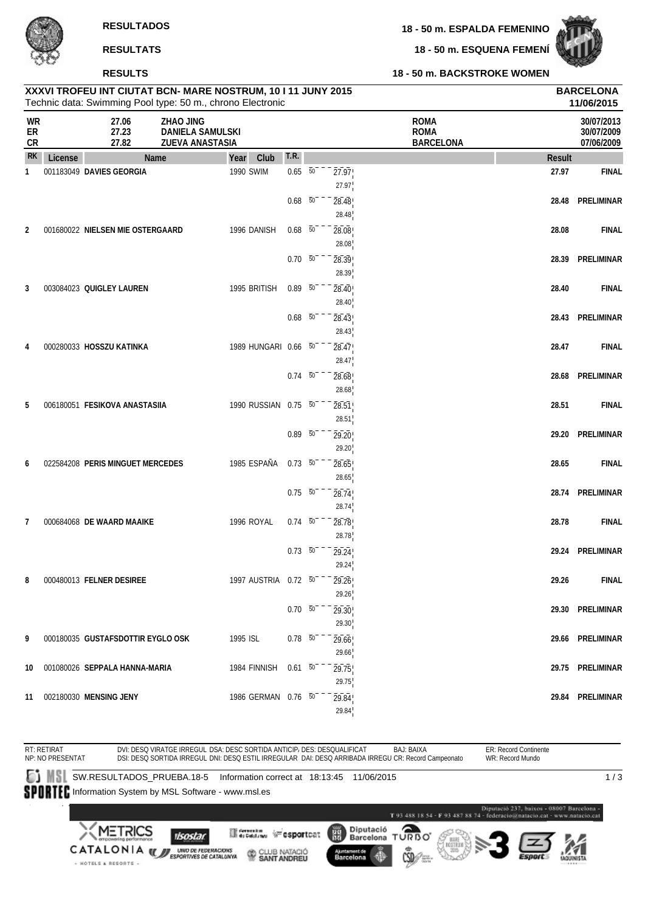**RESULTADOS**

**RESULTATS**

**RESULTS**

**18 - 50 m. ESPALDA FEMENINO**

**18 - 50 m. ESQUENA FEMENÍ**

**18 - 50 m. BACKSTROKE WOMEN**

**XXXVI TROFEU INT CIUTAT BCN- MARE NOSTRUM, 10 I 11 JUNY 2015**
Technic data: Swimming Pool type: 50 m., chrono Electronic

**BARCELONA**
**11/06/2015**

| | | | | |
|---|---|---|---|---|
| WR | 27.06 | ZHAO JING | ROMA | 30/07/2013 |
| ER | 27.23 | DANIELA SAMULSKI | ROMA | 30/07/2009 |
| CR | 27.82 | ZUEVA ANASTASIA | BARCELONA | 07/06/2009 |

| RK | License | Name | Year | Club | T.R. | Split | Result | |
|---|---|---|---|---|---|---|---|---|
| 1 | 001183049 | **DAVIES GEORGIA** | 1990 | SWIM | 0.65 | 50 27.97 (27.97) | 27.97 | FINAL |
| | | | | | 0.68 | 50 28.48 (28.48) | 28.48 | PRELIMINAR |
| 2 | 001680022 | **NIELSEN MIE OSTERGAARD** | 1996 | DANISH | 0.68 | 50 28.08 (28.08) | 28.08 | FINAL |
| | | | | | 0.70 | 50 28.39 (28.39) | 28.39 | PRELIMINAR |
| 3 | 003084023 | **QUIGLEY LAUREN** | 1995 | BRITISH | 0.89 | 50 28.40 (28.40) | 28.40 | FINAL |
| | | | | | 0.68 | 50 28.43 (28.43) | 28.43 | PRELIMINAR |
| 4 | 000280033 | **HOSSZU KATINKA** | 1989 | HUNGARI | 0.66 | 50 28.47 (28.47) | 28.47 | FINAL |
| | | | | | 0.74 | 50 28.68 (28.68) | 28.68 | PRELIMINAR |
| 5 | 006180051 | **FESIKOVA ANASTASIIA** | 1990 | RUSSIAN | 0.75 | 50 28.51 (28.51) | 28.51 | FINAL |
| | | | | | 0.89 | 50 29.20 (29.20) | 29.20 | PRELIMINAR |
| 6 | 022584208 | **PERIS MINGUET MERCEDES** | 1985 | ESPAÑA | 0.73 | 50 28.65 (28.65) | 28.65 | FINAL |
| | | | | | 0.75 | 50 28.74 (28.74) | 28.74 | PRELIMINAR |
| 7 | 000684068 | **DE WAARD MAAIKE** | 1996 | ROYAL | 0.74 | 50 28.78 (28.78) | 28.78 | FINAL |
| | | | | | 0.73 | 50 29.24 (29.24) | 29.24 | PRELIMINAR |
| 8 | 000480013 | **FELNER DESIREE** | 1997 | AUSTRIA | 0.72 | 50 29.26 (29.26) | 29.26 | FINAL |
| | | | | | 0.70 | 50 29.30 (29.30) | 29.30 | PRELIMINAR |
| 9 | 000180035 | **GUSTAFSDOTTIR EYGLO OSK** | 1995 | ISL | 0.78 | 50 29.66 (29.66) | 29.66 | PRELIMINAR |
| 10 | 001080026 | **SEPPALA HANNA-MARIA** | 1984 | FINNISH | 0.61 | 50 29.75 (29.75) | 29.75 | PRELIMINAR |
| 11 | 002180030 | **MENSING JENY** | 1986 | GERMAN | 0.76 | 50 29.84 (29.84) | 29.84 | PRELIMINAR |

RT: RETIRAT
NP: NO PRESENTAT
DVI: DESQ VIRATGE IRREGUL DSA: DESC SORTIDA ANTICIP. DES: DESQUALIFICAT BAJ: BAIXA ER: Record Continente
DSI: DESQ SORTIDA IRREGUL DNI: DESQ ESTIL IRREGULAR DAI: DESQ ARRIBADA IRREGU CR: Record Campeonato WR: Record Mundo

SW.RESULTADOS_PRUEBA.18-5 Information correct at 18:13:45 11/06/2015

Information System by MSL Software - www.msl.es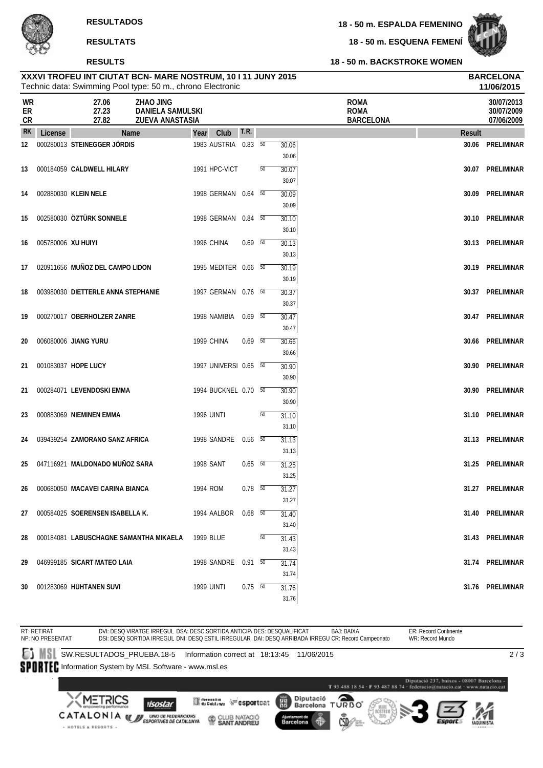**RESULTADOS**

**RESULTATS**

**RESULTS**

**18 - 50 m. ESPALDA FEMENINO**

**18 - 50 m. ESQUENA FEMENÍ**

**18 - 50 m. BACKSTROKE WOMEN**

**XXXVI TROFEU INT CIUTAT BCN- MARE NOSTRUM, 10 I 11 JUNY 2015**
Technic data: Swimming Pool type: 50 m., chrono Electronic

**BARCELONA**
**11/06/2015**

| | | | | |
|---|---|---|---|---|
| WR | 27.06 | ZHAO JING | ROMA | 30/07/2013 |
| ER | 27.23 | DANIELA SAMULSKI | ROMA | 30/07/2009 |
| CR | 27.82 | ZUEVA ANASTASIA | BARCELONA | 07/06/2009 |

| RK | License | Name | Year | Club | T.R. | 50 | Result | |
|---|---|---|---|---|---|---|---|---|
| 12 | 000280013 | STEINEGGER JÖRDIS | 1983 | AUSTRIA | 0.83 | 30.06 (30.06) | 30.06 | PRELIMINAR |
| 13 | 000184059 | CALDWELL HILARY | 1991 | HPC-VICT | | 30.07 (30.07) | 30.07 | PRELIMINAR |
| 14 | 002880030 | KLEIN NELE | 1998 | GERMAN | 0.64 | 30.09 (30.09) | 30.09 | PRELIMINAR |
| 15 | 002580030 | ÖZTÜRK SONNELE | 1998 | GERMAN | 0.84 | 30.10 (30.10) | 30.10 | PRELIMINAR |
| 16 | 005780006 | XU HUIYI | 1996 | CHINA | 0.69 | 30.13 (30.13) | 30.13 | PRELIMINAR |
| 17 | 020911656 | MUÑOZ DEL CAMPO LIDON | 1995 | MEDITER | 0.66 | 30.19 (30.19) | 30.19 | PRELIMINAR |
| 18 | 003980030 | DIETTERLE ANNA STEPHANIE | 1997 | GERMAN | 0.76 | 30.37 (30.37) | 30.37 | PRELIMINAR |
| 19 | 000270017 | OBERHOLZER ZANRE | 1998 | NAMIBIA | 0.69 | 30.47 (30.47) | 30.47 | PRELIMINAR |
| 20 | 006080006 | JIANG YURU | 1999 | CHINA | 0.69 | 30.66 (30.66) | 30.66 | PRELIMINAR |
| 21 | 001083037 | HOPE LUCY | 1997 | UNIVERSI | 0.65 | 30.90 (30.90) | 30.90 | PRELIMINAR |
| 21 | 000284071 | LEVENDOSKI EMMA | 1994 | BUCKNEL | 0.70 | 30.90 (30.90) | 30.90 | PRELIMINAR |
| 23 | 000883069 | NIEMINEN EMMA | 1996 | UINTI | | 31.10 (31.10) | 31.10 | PRELIMINAR |
| 24 | 039439254 | ZAMORANO SANZ AFRICA | 1998 | SANDRE | 0.56 | 31.13 (31.13) | 31.13 | PRELIMINAR |
| 25 | 047116921 | MALDONADO MUÑOZ SARA | 1998 | SANT | 0.65 | 31.25 (31.25) | 31.25 | PRELIMINAR |
| 26 | 000680050 | MACAVEI CARINA BIANCA | 1994 | ROM | 0.78 | 31.27 (31.27) | 31.27 | PRELIMINAR |
| 27 | 000584025 | SOERENSEN ISABELLA K. | 1994 | AALBOR | 0.68 | 31.40 (31.40) | 31.40 | PRELIMINAR |
| 28 | 000184081 | LABUSCHAGNE SAMANTHA MIKAELA | 1999 | BLUE | | 31.43 (31.43) | 31.43 | PRELIMINAR |
| 29 | 046999185 | SICART MATEO LAIA | 1998 | SANDRE | 0.91 | 31.74 (31.74) | 31.74 | PRELIMINAR |
| 30 | 001283069 | HUHTANEN SUVI | 1999 | UINTI | 0.75 | 31.76 (31.76) | 31.76 | PRELIMINAR |

RT: RETIRAT
NP: NO PRESENTAT
DVI: DESQ VIRATGE IRREGUL DSA: DESC SORTIDA ANTICIP DES: DESQUALIFICAT BAJ: BAIXA
DSI: DESQ SORTIDA IRREGUL DNI: DESQ ESTIL IRREGULAR DAI: DESQ ARRIBADA IRREGU CR: Record Campeonato
ER: Record Continente
WR: Record Mundo

SW.RESULTADOS_PRUEBA.18-5 Information correct at 18:13:45 11/06/2015

Information System by MSL Software - www.msl.es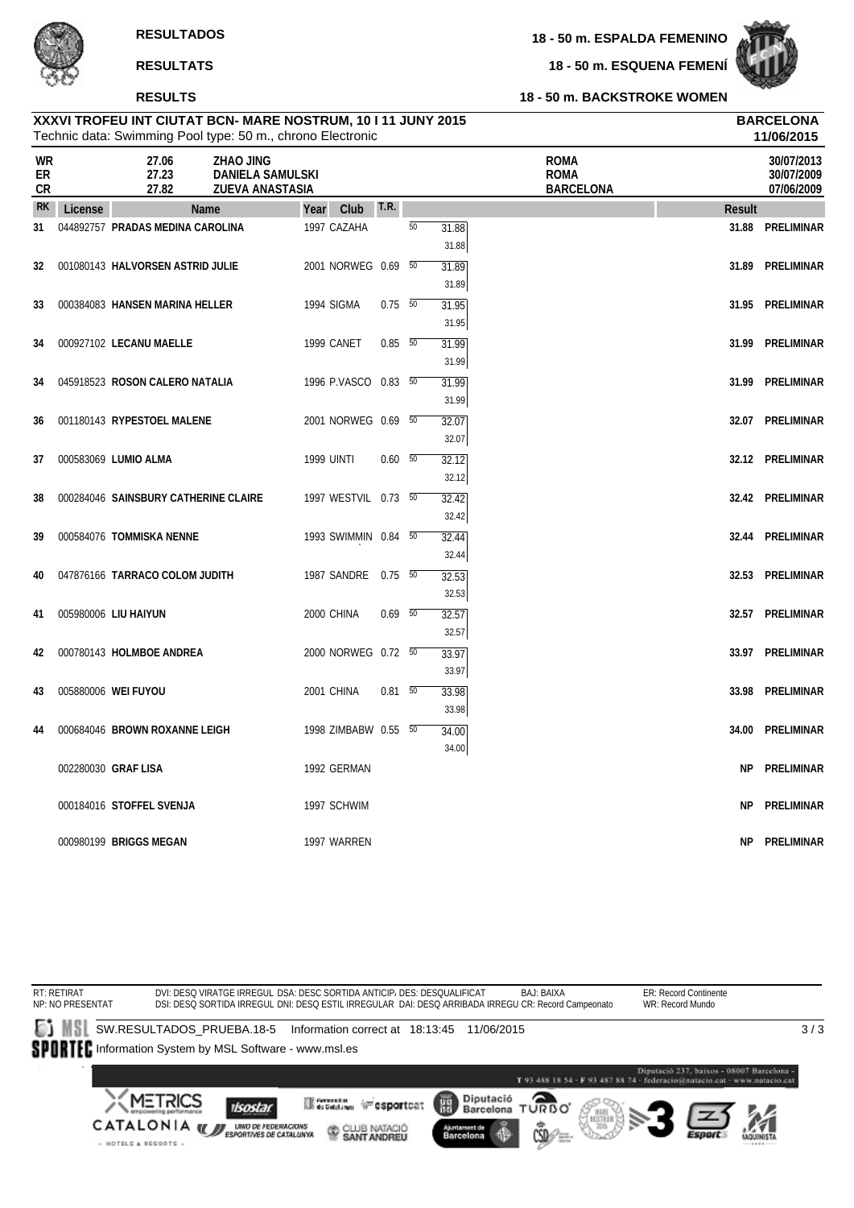**RESULTADOS**

**RESULTATS**

**RESULTS**

**18 - 50 m. ESPALDA FEMENINO**

**18 - 50 m. ESQUENA FEMENÍ**

**18 - 50 m. BACKSTROKE WOMEN**

**XXXVI TROFEU INT CIUTAT BCN- MARE NOSTRUM, 10 I 11 JUNY 2015** — **BARCELONA** **11/06/2015**

Technic data: Swimming Pool type: 50 m., chrono Electronic

| | | | | |
|---|---|---|---|---|
| WR | 27.06 | ZHAO JING | ROMA | 30/07/2013 |
| ER | 27.23 | DANIELA SAMULSKI | ROMA | 30/07/2009 |
| CR | 27.82 | ZUEVA ANASTASIA | BARCELONA | 07/06/2009 |

| RK | License | Name | Year | Club | T.R. | 50 | Result | |
|---|---|---|---|---|---|---|---|---|
| 31 | 044892757 | **PRADAS MEDINA CAROLINA** | 1997 | CAZAHA | | 31.88 / 31.88 | **31.88** | **PRELIMINAR** |
| 32 | 001080143 | **HALVORSEN ASTRID JULIE** | 2001 | NORWEG | 0.69 | 31.89 / 31.89 | **31.89** | **PRELIMINAR** |
| 33 | 000384083 | **HANSEN MARINA HELLER** | 1994 | SIGMA | 0.75 | 31.95 / 31.95 | **31.95** | **PRELIMINAR** |
| 34 | 000927102 | **LECANU MAELLE** | 1999 | CANET | 0.85 | 31.99 / 31.99 | **31.99** | **PRELIMINAR** |
| 34 | 045918523 | **ROSON CALERO NATALIA** | 1996 | P.VASCO | 0.83 | 31.99 / 31.99 | **31.99** | **PRELIMINAR** |
| 36 | 001180143 | **RYPESTOEL MALENE** | 2001 | NORWEG | 0.69 | 32.07 / 32.07 | **32.07** | **PRELIMINAR** |
| 37 | 000583069 | **LUMIO ALMA** | 1999 | UINTI | 0.60 | 32.12 / 32.12 | **32.12** | **PRELIMINAR** |
| 38 | 000284046 | **SAINSBURY CATHERINE CLAIRE** | 1997 | WESTVIL | 0.73 | 32.42 / 32.42 | **32.42** | **PRELIMINAR** |
| 39 | 000584076 | **TOMMISKA NENNE** | 1993 | SWIMMIN | 0.84 | 32.44 / 32.44 | **32.44** | **PRELIMINAR** |
| 40 | 047876166 | **TARRACO COLOM JUDITH** | 1987 | SANDRE | 0.75 | 32.53 / 32.53 | **32.53** | **PRELIMINAR** |
| 41 | 005980006 | **LIU HAIYUN** | 2000 | CHINA | 0.69 | 32.57 / 32.57 | **32.57** | **PRELIMINAR** |
| 42 | 000780143 | **HOLMBOE ANDREA** | 2000 | NORWEG | 0.72 | 33.97 / 33.97 | **33.97** | **PRELIMINAR** |
| 43 | 005880006 | **WEI FUYOU** | 2001 | CHINA | 0.81 | 33.98 / 33.98 | **33.98** | **PRELIMINAR** |
| 44 | 000684046 | **BROWN ROXANNE LEIGH** | 1998 | ZIMBABW | 0.55 | 34.00 / 34.00 | **34.00** | **PRELIMINAR** |
| | 002280030 | **GRAF LISA** | 1992 | GERMAN | | | **NP** | **PRELIMINAR** |
| | 000184016 | **STOFFEL SVENJA** | 1997 | SCHWIM | | | **NP** | **PRELIMINAR** |
| | 000980199 | **BRIGGS MEGAN** | 1997 | WARREN | | | **NP** | **PRELIMINAR** |

RT: RETIRAT
NP: NO PRESENTAT
DVI: DESQ VIRATGE IRREGUL DSA: DESC SORTIDA ANTICIP DES: DESQUALIFICAT BAJ: BAIXA
DSI: DESQ SORTIDA IRREGUL DNI: DESQ ESTIL IRREGULAR DAI: DESQ ARRIBADA IRREGU CR: Record Campeonato
ER: Record Continente
WR: Record Mundo

SW.RESULTADOS_PRUEBA.18-5 Information correct at 18:13:45 11/06/2015

Information System by MSL Software - www.msl.es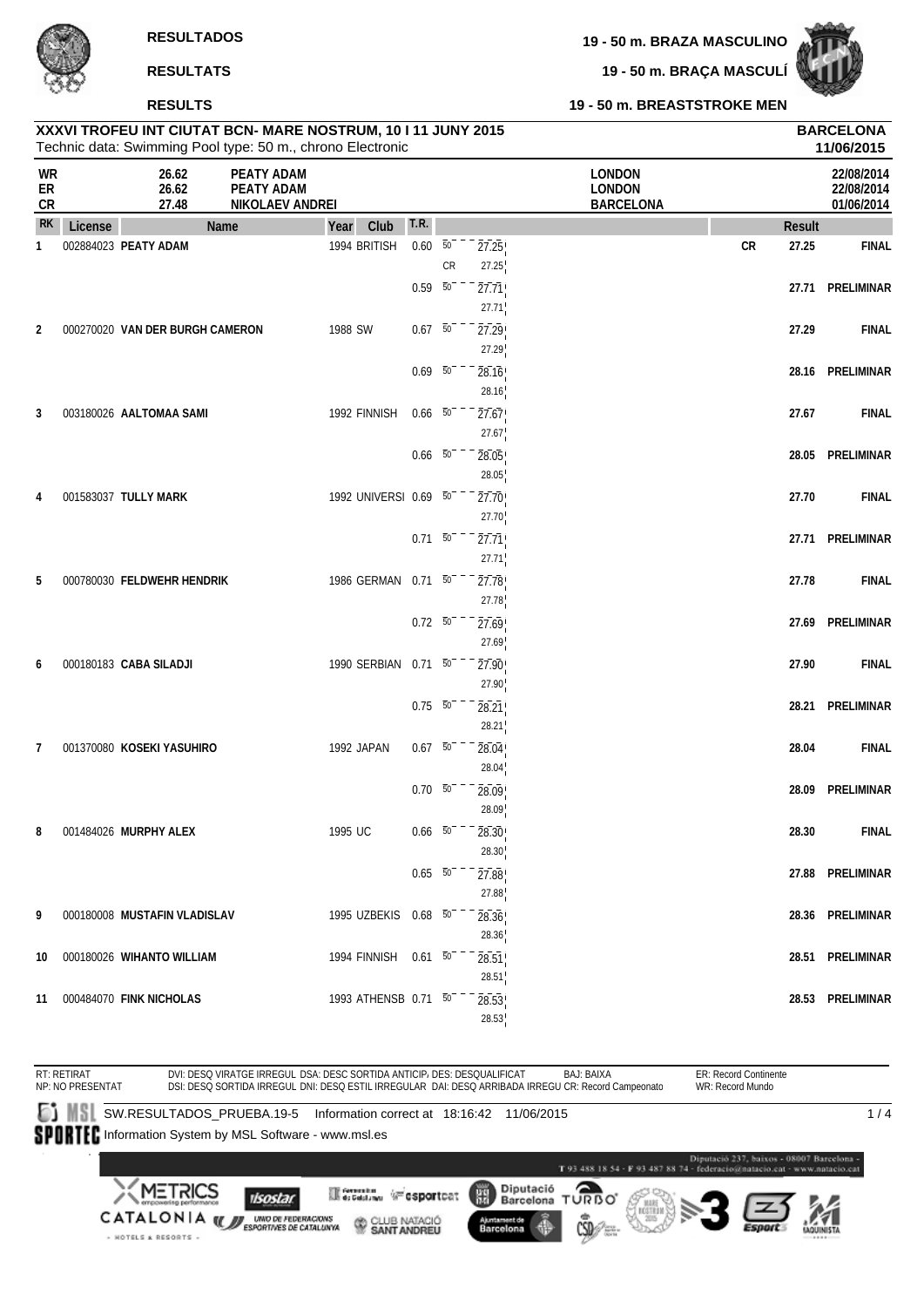**RESULTADOS**

**RESULTATS**

**RESULTS**

**19 - 50 m. BRAZA MASCULINO**

**19 - 50 m. BRAÇA MASCULÍ**

**19 - 50 m. BREASTSTROKE MEN**

**XXXVI TROFEU INT CIUTAT BCN- MARE NOSTRUM, 10 I 11 JUNY 2015**
Technic data: Swimming Pool type: 50 m., chrono Electronic

**BARCELONA**
**11/06/2015**

| | | | | |
|---|---|---|---|---|
| WR | 26.62 | PEATY ADAM | LONDON | 22/08/2014 |
| ER | 26.62 | PEATY ADAM | LONDON | 22/08/2014 |
| CR | 27.48 | NIKOLAEV ANDREI | BARCELONA | 01/06/2014 |

| RK | License | Name | Year | Club | T.R. | 50 | | Result | |
|---|---|---|---|---|---|---|---|---|---|
| 1 | 002884023 | **PEATY ADAM** | 1994 | BRITISH | 0.60 | 27.25 (27.25) | CR | 27.25 | FINAL |
| | | | | | 0.59 | 27.71 (27.71) | | 27.71 | PRELIMINAR |
| 2 | 000270020 | **VAN DER BURGH CAMERON** | 1988 | SW | 0.67 | 27.29 (27.29) | | 27.29 | FINAL |
| | | | | | 0.69 | 28.16 (28.16) | | 28.16 | PRELIMINAR |
| 3 | 003180026 | **AALTOMAA SAMI** | 1992 | FINNISH | 0.66 | 27.67 (27.67) | | 27.67 | FINAL |
| | | | | | 0.66 | 28.05 (28.05) | | 28.05 | PRELIMINAR |
| 4 | 001583037 | **TULLY MARK** | 1992 | UNIVERSI | 0.69 | 27.70 (27.70) | | 27.70 | FINAL |
| | | | | | 0.71 | 27.71 (27.71) | | 27.71 | PRELIMINAR |
| 5 | 000780030 | **FELDWEHR HENDRIK** | 1986 | GERMAN | 0.71 | 27.78 (27.78) | | 27.78 | FINAL |
| | | | | | 0.72 | 27.69 (27.69) | | 27.69 | PRELIMINAR |
| 6 | 000180183 | **CABA SILADJI** | 1990 | SERBIAN | 0.71 | 27.90 (27.90) | | 27.90 | FINAL |
| | | | | | 0.75 | 28.21 (28.21) | | 28.21 | PRELIMINAR |
| 7 | 001370080 | **KOSEKI YASUHIRO** | 1992 | JAPAN | 0.67 | 28.04 (28.04) | | 28.04 | FINAL |
| | | | | | 0.70 | 28.09 (28.09) | | 28.09 | PRELIMINAR |
| 8 | 001484026 | **MURPHY ALEX** | 1995 | UC | 0.66 | 28.30 (28.30) | | 28.30 | FINAL |
| | | | | | 0.65 | 27.88 (27.88) | | 27.88 | PRELIMINAR |
| 9 | 000180008 | **MUSTAFIN VLADISLAV** | 1995 | UZBEKIS | 0.68 | 28.36 (28.36) | | 28.36 | PRELIMINAR |
| 10 | 000180026 | **WIHANTO WILLIAM** | 1994 | FINNISH | 0.61 | 28.51 (28.51) | | 28.51 | PRELIMINAR |
| 11 | 000484070 | **FINK NICHOLAS** | 1993 | ATHENSB | 0.71 | 28.53 (28.53) | | 28.53 | PRELIMINAR |

RT: RETIRAT
NP: NO PRESENTAT
DVI: DESQ VIRATGE IRREGUL DSA: DESC SORTIDA ANTICIP DES: DESQUALIFICAT BAJ: BAIXA
DSI: DESQ SORTIDA IRREGUL DNI: DESQ ESTIL IRREGULAR DAI: DESQ ARRIBADA IRREGU CR: Record Campeonato
ER: Record Continente
WR: Record Mundo

SW.RESULTADOS_PRUEBA.19-5 Information correct at 18:16:42 11/06/2015
Information System by MSL Software - www.msl.es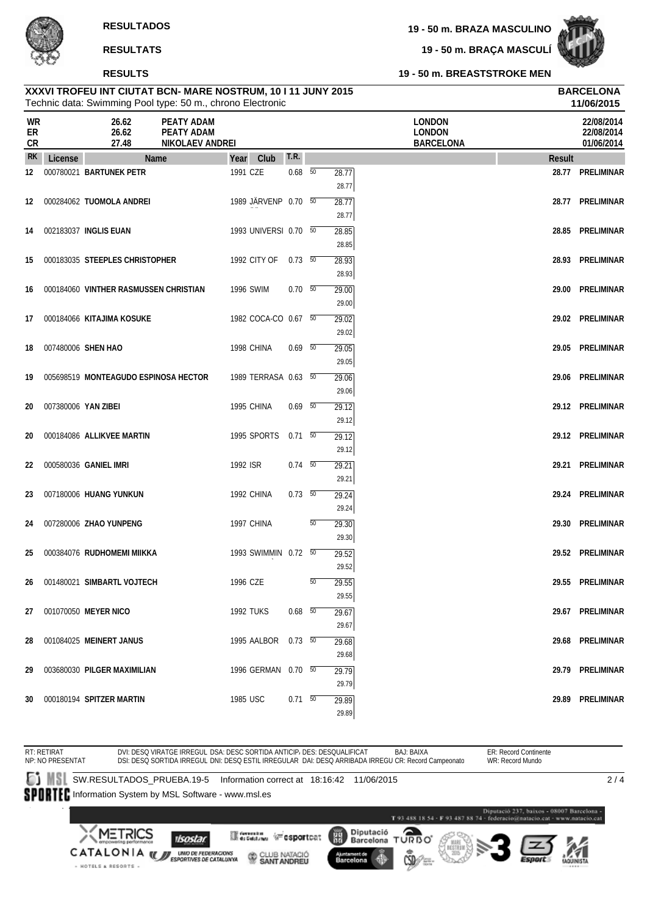# RESULTADOS
# RESULTATS
# RESULTS

**19 - 50 m. BRAZA MASCULINO**
**19 - 50 m. BRAÇA MASCULÍ**
**19 - 50 m. BREASTSTROKE MEN**

**XXXVI TROFEU INT CIUTAT BCN- MARE NOSTRUM, 10 I 11 JUNY 2015**
Technic data: Swimming Pool type: 50 m., chrono Electronic

**BARCELONA**
**11/06/2015**

| | | | | |
|---|---|---|---|---|
| WR | 26.62 | PEATY ADAM | LONDON | 22/08/2014 |
| ER | 26.62 | PEATY ADAM | LONDON | 22/08/2014 |
| CR | 27.48 | NIKOLAEV ANDREI | BARCELONA | 01/06/2014 |

| RK | License | Name | Year | Club | T.R. | 50 | Result | |
|---|---|---|---|---|---|---|---|---|
| 12 | 000780021 | **BARTUNEK PETR** | 1991 | CZE | 0.68 | 28.77 / 28.77 | 28.77 | PRELIMINAR |
| 12 | 000284062 | **TUOMOLA ANDREI** | 1989 | JÄRVENP | 0.70 | 28.77 / 28.77 | 28.77 | PRELIMINAR |
| 14 | 002183037 | **INGLIS EUAN** | 1993 | UNIVERSI | 0.70 | 28.85 / 28.85 | 28.85 | PRELIMINAR |
| 15 | 000183035 | **STEEPLES CHRISTOPHER** | 1992 | CITY OF | 0.73 | 28.93 / 28.93 | 28.93 | PRELIMINAR |
| 16 | 000184060 | **VINTHER RASMUSSEN CHRISTIAN** | 1996 | SWIM | 0.70 | 29.00 / 29.00 | 29.00 | PRELIMINAR |
| 17 | 000184066 | **KITAJIMA KOSUKE** | 1982 | COCA-CO | 0.67 | 29.02 / 29.02 | 29.02 | PRELIMINAR |
| 18 | 007480006 | **SHEN HAO** | 1998 | CHINA | 0.69 | 29.05 / 29.05 | 29.05 | PRELIMINAR |
| 19 | 005698519 | **MONTEAGUDO ESPINOSA HECTOR** | 1989 | TERRASA | 0.63 | 29.06 / 29.06 | 29.06 | PRELIMINAR |
| 20 | 007380006 | **YAN ZIBEI** | 1995 | CHINA | 0.69 | 29.12 / 29.12 | 29.12 | PRELIMINAR |
| 20 | 000184086 | **ALLIKVEE MARTIN** | 1995 | SPORTS | 0.71 | 29.12 / 29.12 | 29.12 | PRELIMINAR |
| 22 | 000580036 | **GANIEL IMRI** | 1992 | ISR | 0.74 | 29.21 / 29.21 | 29.21 | PRELIMINAR |
| 23 | 007180006 | **HUANG YUNKUN** | 1992 | CHINA | 0.73 | 29.24 / 29.24 | 29.24 | PRELIMINAR |
| 24 | 007280006 | **ZHAO YUNPENG** | 1997 | CHINA | | 29.30 / 29.30 | 29.30 | PRELIMINAR |
| 25 | 000384076 | **RUDHOMEMI MIIKKA** | 1993 | SWIMMIN | 0.72 | 29.52 / 29.52 | 29.52 | PRELIMINAR |
| 26 | 001480021 | **SIMBARTL VOJTECH** | 1996 | CZE | | 29.55 / 29.55 | 29.55 | PRELIMINAR |
| 27 | 001070050 | **MEYER NICO** | 1992 | TUKS | 0.68 | 29.67 / 29.67 | 29.67 | PRELIMINAR |
| 28 | 001084025 | **MEINERT JANUS** | 1995 | AALBOR | 0.73 | 29.68 / 29.68 | 29.68 | PRELIMINAR |
| 29 | 003680030 | **PILGER MAXIMILIAN** | 1996 | GERMAN | 0.70 | 29.79 / 29.79 | 29.79 | PRELIMINAR |
| 30 | 000180194 | **SPITZER MARTIN** | 1985 | USC | 0.71 | 29.89 / 29.89 | 29.89 | PRELIMINAR |

RT: RETIRAT
NP: NO PRESENTAT
DVI: DESQ VIRATGE IRREGUL DSA: DESC SORTIDA ANTICIP. DES: DESQUALIFICAT BAJ: BAIXA
DSI: DESQ SORTIDA IRREGUL DNI: DESQ ESTIL IRREGULAR DAI: DESQ ARRIBADA IRREGU CR: Record Campeonato
ER: Record Continente
WR: Record Mundo

SW.RESULTADOS_PRUEBA.19-5 Information correct at 18:16:42 11/06/2015
Information System by MSL Software - www.msl.es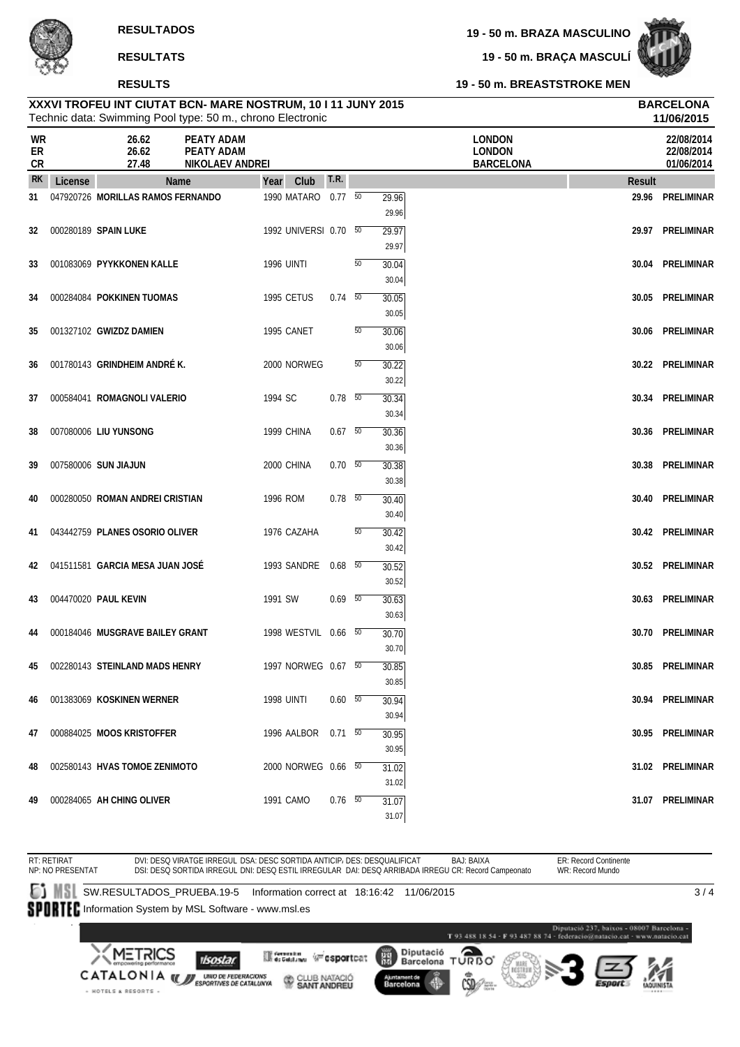**RESULTADOS**

**RESULTATS**

**RESULTS**

**19 - 50 m. BRAZA MASCULINO**

**19 - 50 m. BRAÇA MASCULÍ**

**19 - 50 m. BREASTSTROKE MEN**

**XXXVI TROFEU INT CIUTAT BCN- MARE NOSTRUM, 10 I 11 JUNY 2015** — **BARCELONA**

Technic data: Swimming Pool type: 50 m., chrono Electronic — **11/06/2015**

| | | | | |
|---|---|---|---|---|
| **WR** | 26.62 | PEATY ADAM | LONDON | 22/08/2014 |
| **ER** | 26.62 | PEATY ADAM | LONDON | 22/08/2014 |
| **CR** | 27.48 | NIKOLAEV ANDREI | BARCELONA | 01/06/2014 |

| RK | License | Name | Year | Club | T.R. | 50 | Result | |
|---|---|---|---|---|---|---|---|---|
| 31 | 047920726 | **MORILLAS RAMOS FERNANDO** | 1990 | MATARO | 0.77 | 29.96 / 29.96 | 29.96 | PRELIMINAR |
| 32 | 000280189 | **SPAIN LUKE** | 1992 | UNIVERSI | 0.70 | 29.97 / 29.97 | 29.97 | PRELIMINAR |
| 33 | 001083069 | **PYYKKONEN KALLE** | 1996 | UINTI | | 30.04 / 30.04 | 30.04 | PRELIMINAR |
| 34 | 000284084 | **POKKINEN TUOMAS** | 1995 | CETUS | 0.74 | 30.05 / 30.05 | 30.05 | PRELIMINAR |
| 35 | 001327102 | **GWIZDZ DAMIEN** | 1995 | CANET | | 30.06 / 30.06 | 30.06 | PRELIMINAR |
| 36 | 001780143 | **GRINDHEIM ANDRÉ K.** | 2000 | NORWEG | | 30.22 / 30.22 | 30.22 | PRELIMINAR |
| 37 | 000584041 | **ROMAGNOLI VALERIO** | 1994 | SC | 0.78 | 30.34 / 30.34 | 30.34 | PRELIMINAR |
| 38 | 007080006 | **LIU YUNSONG** | 1999 | CHINA | 0.67 | 30.36 / 30.36 | 30.36 | PRELIMINAR |
| 39 | 007580006 | **SUN JIAJUN** | 2000 | CHINA | 0.70 | 30.38 / 30.38 | 30.38 | PRELIMINAR |
| 40 | 000280050 | **ROMAN ANDREI CRISTIAN** | 1996 | ROM | 0.78 | 30.40 / 30.40 | 30.40 | PRELIMINAR |
| 41 | 043442759 | **PLANES OSORIO OLIVER** | 1976 | CAZAHA | | 30.42 / 30.42 | 30.42 | PRELIMINAR |
| 42 | 041511581 | **GARCIA MESA JUAN JOSÉ** | 1993 | SANDRE | 0.68 | 30.52 / 30.52 | 30.52 | PRELIMINAR |
| 43 | 004470020 | **PAUL KEVIN** | 1991 | SW | 0.69 | 30.63 / 30.63 | 30.63 | PRELIMINAR |
| 44 | 000184046 | **MUSGRAVE BAILEY GRANT** | 1998 | WESTVIL | 0.66 | 30.70 / 30.70 | 30.70 | PRELIMINAR |
| 45 | 002280143 | **STEINLAND MADS HENRY** | 1997 | NORWEG | 0.67 | 30.85 / 30.85 | 30.85 | PRELIMINAR |
| 46 | 001383069 | **KOSKINEN WERNER** | 1998 | UINTI | 0.60 | 30.94 / 30.94 | 30.94 | PRELIMINAR |
| 47 | 000884025 | **MOOS KRISTOFFER** | 1996 | AALBOR | 0.71 | 30.95 / 30.95 | 30.95 | PRELIMINAR |
| 48 | 002580143 | **HVAS TOMOE ZENIMOTO** | 2000 | NORWEG | 0.66 | 31.02 / 31.02 | 31.02 | PRELIMINAR |
| 49 | 000284065 | **AH CHING OLIVER** | 1991 | CAMO | 0.76 | 31.07 / 31.07 | 31.07 | PRELIMINAR |

RT: RETIRAT — NP: NO PRESENTAT — DVI: DESQ VIRATGE IRREGUL — DSA: DESC SORTIDA ANTICIP — DES: DESQUALIFICAT — BAJ: BAIXA — ER: Record Continente — DSI: DESQ SORTIDA IRREGUL — DNI: DESQ ESTIL IRREGULAR — DAI: DESQ ARRIBADA IRREGU — CR: Record Campeonato — WR: Record Mundo

SW.RESULTADOS_PRUEBA.19-5 Information correct at 18:16:42 11/06/2015

Information System by MSL Software - www.msl.es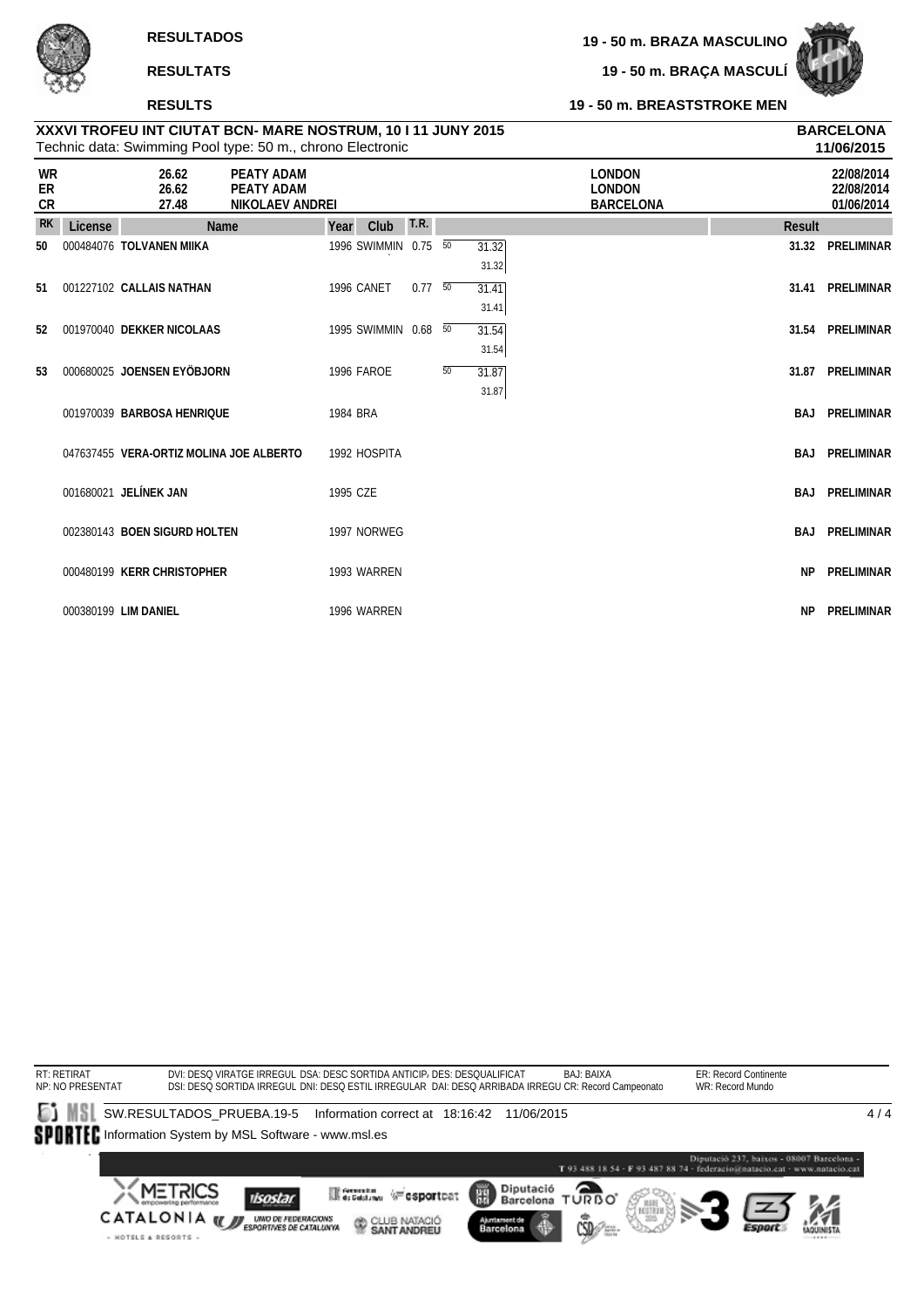**RESULTADOS**

**RESULTATS**

**RESULTS**

**19 - 50 m. BRAZA MASCULINO**

**19 - 50 m. BRAÇA MASCULÍ**

**19 - 50 m. BREASTSTROKE MEN**

**XXXVI TROFEU INT CIUTAT BCN- MARE NOSTRUM, 10 I 11 JUNY 2015** — **BARCELONA**

Technic data: Swimming Pool type: 50 m., chrono Electronic — **11/06/2015**

| | | | | |
|---|---|---|---|---|
| WR | 26.62 | PEATY ADAM | LONDON | 22/08/2014 |
| ER | 26.62 | PEATY ADAM | LONDON | 22/08/2014 |
| CR | 27.48 | NIKOLAEV ANDREI | BARCELONA | 01/06/2014 |

| RK | License | Name | Year | Club | T.R. | 50 | Result | |
|---|---|---|---|---|---|---|---|---|
| 50 | 000484076 | TOLVANEN MIIKA | 1996 | SWIMMIN | 0.75 | 31.32 (31.32) | 31.32 | PRELIMINAR |
| 51 | 001227102 | CALLAIS NATHAN | 1996 | CANET | 0.77 | 31.41 (31.41) | 31.41 | PRELIMINAR |
| 52 | 001970040 | DEKKER NICOLAAS | 1995 | SWIMMIN | 0.68 | 31.54 (31.54) | 31.54 | PRELIMINAR |
| 53 | 000680025 | JOENSEN EYÖBJORN | 1996 | FAROE | | 31.87 (31.87) | 31.87 | PRELIMINAR |
| | 001970039 | BARBOSA HENRIQUE | 1984 | BRA | | | BAJ | PRELIMINAR |
| | 047637455 | VERA-ORTIZ MOLINA JOE ALBERTO | 1992 | HOSPITA | | | BAJ | PRELIMINAR |
| | 001680021 | JELÍNEK JAN | 1995 | CZE | | | BAJ | PRELIMINAR |
| | 002380143 | BOEN SIGURD HOLTEN | 1997 | NORWEG | | | BAJ | PRELIMINAR |
| | 000480199 | KERR CHRISTOPHER | 1993 | WARREN | | | NP | PRELIMINAR |
| | 000380199 | LIM DANIEL | 1996 | WARREN | | | NP | PRELIMINAR |

RT: RETIRAT
NP: NO PRESENTAT
DVI: DESQ VIRATGE IRREGUL DSA: DESC SORTIDA ANTICIP. DES: DESQUALIFICAT
DSI: DESQ SORTIDA IRREGUL DNI: DESQ ESTIL IRREGULAR DAI: DESQ ARRIBADA IRREGU
BAJ: BAIXA
CR: Record Campeonato
ER: Record Continente
WR: Record Mundo

SW.RESULTADOS_PRUEBA.19-5 Information correct at 18:16:42 11/06/2015

Information System by MSL Software - www.msl.es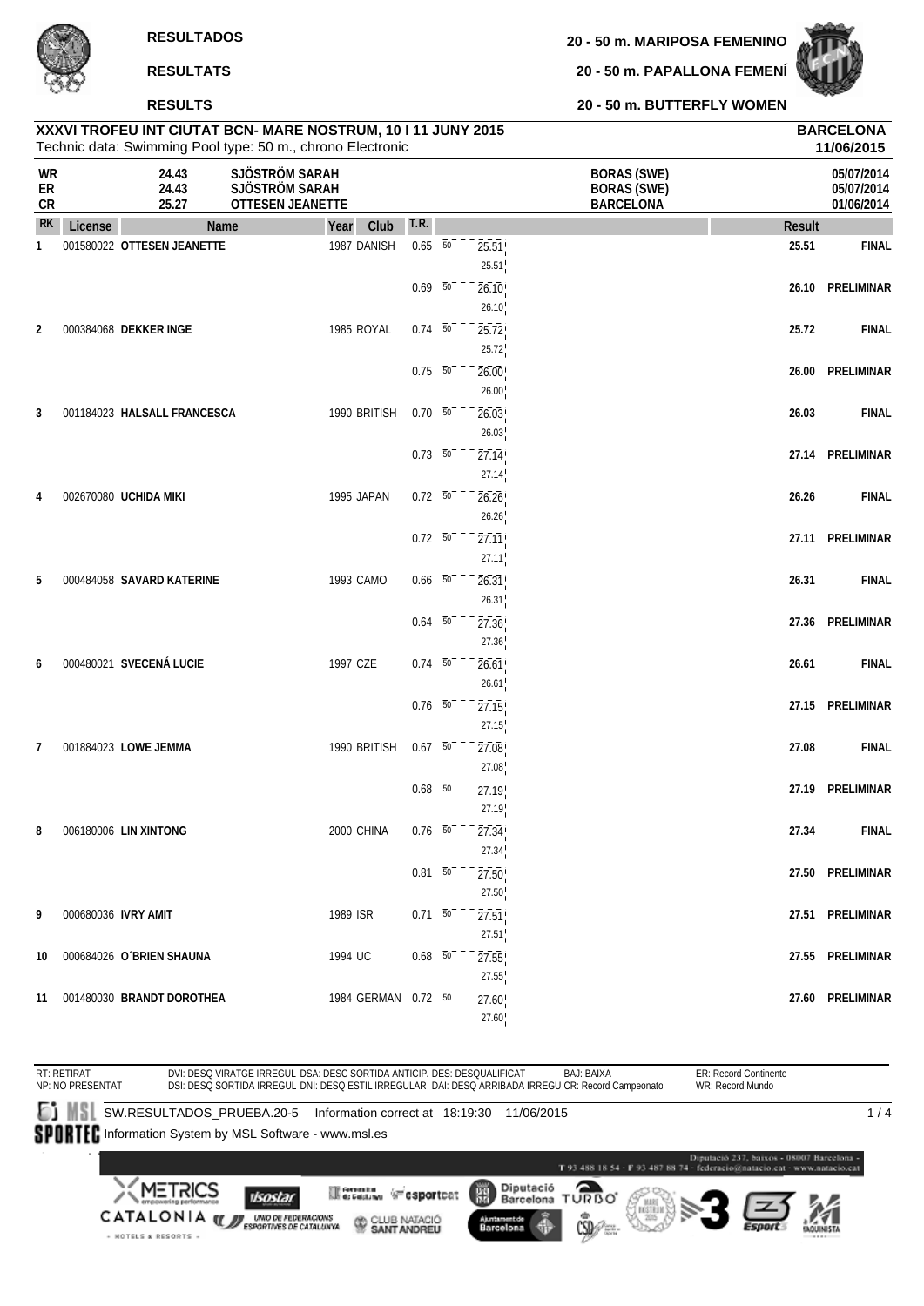**RESULTADOS**

**RESULTATS**

**RESULTS**

**20 - 50 m. MARIPOSA FEMENINO**

**20 - 50 m. PAPALLONA FEMENÍ**

**20 - 50 m. BUTTERFLY WOMEN**

**XXXVI TROFEU INT CIUTAT BCN- MARE NOSTRUM, 10 I 11 JUNY 2015** — **BARCELONA**

Technic data: Swimming Pool type: 50 m., chrono Electronic — **11/06/2015**

| | | | | |
|---|---|---|---|---|
| **WR** | 24.43 | SJÖSTRÖM SARAH | BORAS (SWE) | 05/07/2014 |
| **ER** | 24.43 | SJÖSTRÖM SARAH | BORAS (SWE) | 05/07/2014 |
| **CR** | 25.27 | OTTESEN JEANETTE | BARCELONA | 01/06/2014 |

| RK | License | Name | Year | Club | T.R. | 50 | Result | |
|---|---|---|---|---|---|---|---|---|
| 1 | 001580022 | **OTTESEN JEANETTE** | 1987 | DANISH | 0.65 | 25.51 (25.51) | **25.51** | **FINAL** |
| | | | | | 0.69 | 26.10 (26.10) | **26.10** | **PRELIMINAR** |
| 2 | 000384068 | **DEKKER INGE** | 1985 | ROYAL | 0.74 | 25.72 (25.72) | **25.72** | **FINAL** |
| | | | | | 0.75 | 26.00 (26.00) | **26.00** | **PRELIMINAR** |
| 3 | 001184023 | **HALSALL FRANCESCA** | 1990 | BRITISH | 0.70 | 26.03 (26.03) | **26.03** | **FINAL** |
| | | | | | 0.73 | 27.14 (27.14) | **27.14** | **PRELIMINAR** |
| 4 | 002670080 | **UCHIDA MIKI** | 1995 | JAPAN | 0.72 | 26.26 (26.26) | **26.26** | **FINAL** |
| | | | | | 0.72 | 27.11 (27.11) | **27.11** | **PRELIMINAR** |
| 5 | 000484058 | **SAVARD KATERINE** | 1993 | CAMO | 0.66 | 26.31 (26.31) | **26.31** | **FINAL** |
| | | | | | 0.64 | 27.36 (27.36) | **27.36** | **PRELIMINAR** |
| 6 | 000480021 | **SVECENÁ LUCIE** | 1997 | CZE | 0.74 | 26.61 (26.61) | **26.61** | **FINAL** |
| | | | | | 0.76 | 27.15 (27.15) | **27.15** | **PRELIMINAR** |
| 7 | 001884023 | **LOWE JEMMA** | 1990 | BRITISH | 0.67 | 27.08 (27.08) | **27.08** | **FINAL** |
| | | | | | 0.68 | 27.19 (27.19) | **27.19** | **PRELIMINAR** |
| 8 | 006180006 | **LIN XINTONG** | 2000 | CHINA | 0.76 | 27.34 (27.34) | **27.34** | **FINAL** |
| | | | | | 0.81 | 27.50 (27.50) | **27.50** | **PRELIMINAR** |
| 9 | 000680036 | **IVRY AMIT** | 1989 | ISR | 0.71 | 27.51 (27.51) | **27.51** | **PRELIMINAR** |
| 10 | 000684026 | **O´BRIEN SHAUNA** | 1994 | UC | 0.68 | 27.55 (27.55) | **27.55** | **PRELIMINAR** |
| 11 | 001480030 | **BRANDT DOROTHEA** | 1984 | GERMAN | 0.72 | 27.60 (27.60) | **27.60** | **PRELIMINAR** |

RT: RETIRAT  NP: NO PRESENTAT
DVI: DESQ VIRATGE IRREGUL  DSA: DESC SORTIDA ANTICIP.  DES: DESQUALIFICAT  BAJ: BAIXA  ER: Record Continente
DSI: DESQ SORTIDA IRREGUL  DNI: DESQ ESTIL IRREGULAR  DAI: DESQ ARRIBADA IRREGU  CR: Record Campeonato  WR: Record Mundo

SW.RESULTADOS_PRUEBA.20-5   Information correct at 18:19:30 11/06/2015

Information System by MSL Software - www.msl.es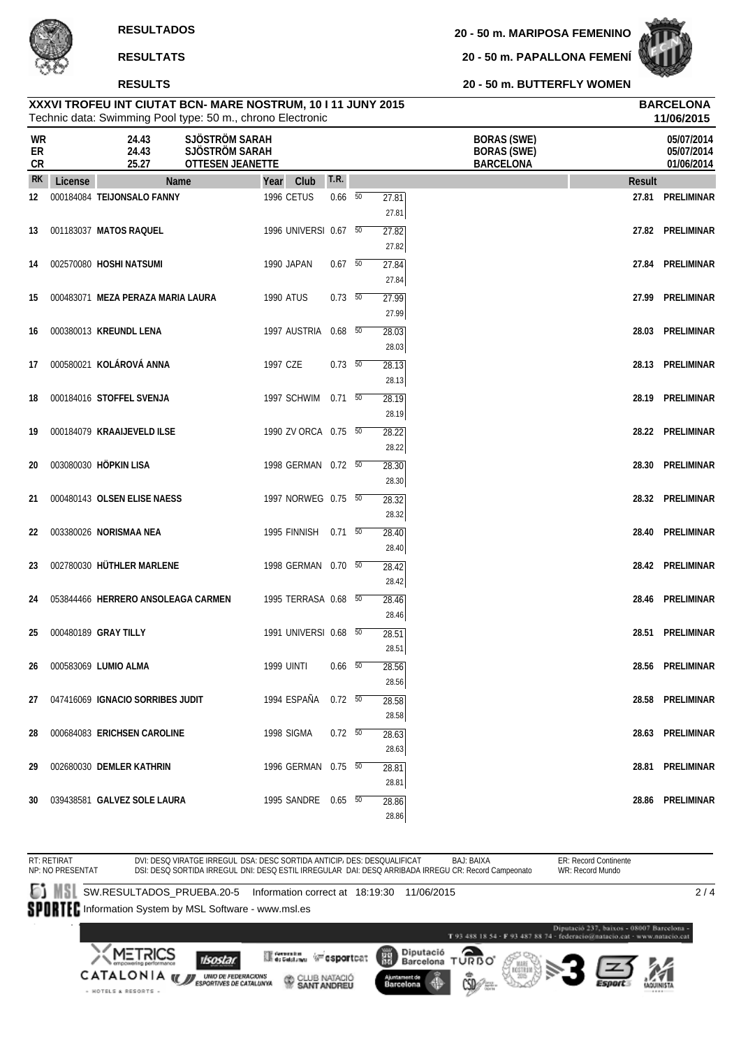# RESULTADOS / RESULTATS / RESULTS

**20 - 50 m. MARIPOSA FEMENINO**
**20 - 50 m. PAPALLONA FEMENÍ**
**20 - 50 m. BUTTERFLY WOMEN**

**XXXVI TROFEU INT CIUTAT BCN- MARE NOSTRUM, 10 I 11 JUNY 2015** — **BARCELONA 11/06/2015**

Technic data: Swimming Pool type: 50 m., chrono Electronic

| | | | | |
|---|---|---|---|---|
| WR | 24.43 | SJÖSTRÖM SARAH | BORAS (SWE) | 05/07/2014 |
| ER | 24.43 | SJÖSTRÖM SARAH | BORAS (SWE) | 05/07/2014 |
| CR | 25.27 | OTTESEN JEANETTE | BARCELONA | 01/06/2014 |

| RK | License | Name | Year | Club | T.R. | 50 | Result | |
|---|---|---|---|---|---|---|---|---|
| 12 | 000184084 | TEIJONSALO FANNY | 1996 | CETUS | 0.66 | 27.81 (27.81) | 27.81 | PRELIMINAR |
| 13 | 001183037 | MATOS RAQUEL | 1996 | UNIVERSI | 0.67 | 27.82 (27.82) | 27.82 | PRELIMINAR |
| 14 | 002570080 | HOSHI NATSUMI | 1990 | JAPAN | 0.67 | 27.84 (27.84) | 27.84 | PRELIMINAR |
| 15 | 000483071 | MEZA PERAZA MARIA LAURA | 1990 | ATUS | 0.73 | 27.99 (27.99) | 27.99 | PRELIMINAR |
| 16 | 000380013 | KREUNDL LENA | 1997 | AUSTRIA | 0.68 | 28.03 (28.03) | 28.03 | PRELIMINAR |
| 17 | 000580021 | KOLÁROVÁ ANNA | 1997 | CZE | 0.73 | 28.13 (28.13) | 28.13 | PRELIMINAR |
| 18 | 000184016 | STOFFEL SVENJA | 1997 | SCHWIM | 0.71 | 28.19 (28.19) | 28.19 | PRELIMINAR |
| 19 | 000184079 | KRAAIJEVELD ILSE | 1990 | ZV ORCA | 0.75 | 28.22 (28.22) | 28.22 | PRELIMINAR |
| 20 | 003080030 | HÖPKIN LISA | 1998 | GERMAN | 0.72 | 28.30 (28.30) | 28.30 | PRELIMINAR |
| 21 | 000480143 | OLSEN ELISE NAESS | 1997 | NORWEG | 0.75 | 28.32 (28.32) | 28.32 | PRELIMINAR |
| 22 | 003380026 | NORISMAA NEA | 1995 | FINNISH | 0.71 | 28.40 (28.40) | 28.40 | PRELIMINAR |
| 23 | 002780030 | HÜTHLER MARLENE | 1998 | GERMAN | 0.70 | 28.42 (28.42) | 28.42 | PRELIMINAR |
| 24 | 053844466 | HERRERO ANSOLEAGA CARMEN | 1995 | TERRASA | 0.68 | 28.46 (28.46) | 28.46 | PRELIMINAR |
| 25 | 000480189 | GRAY TILLY | 1991 | UNIVERSI | 0.68 | 28.51 (28.51) | 28.51 | PRELIMINAR |
| 26 | 000583069 | LUMIO ALMA | 1999 | UINTI | 0.66 | 28.56 (28.56) | 28.56 | PRELIMINAR |
| 27 | 047416069 | IGNACIO SORRIBES JUDIT | 1994 | ESPAÑA | 0.72 | 28.58 (28.58) | 28.58 | PRELIMINAR |
| 28 | 000684083 | ERICHSEN CAROLINE | 1998 | SIGMA | 0.72 | 28.63 (28.63) | 28.63 | PRELIMINAR |
| 29 | 002680030 | DEMLER KATHRIN | 1996 | GERMAN | 0.75 | 28.81 (28.81) | 28.81 | PRELIMINAR |
| 30 | 039438581 | GALVEZ SOLE LAURA | 1995 | SANDRE | 0.65 | 28.86 (28.86) | 28.86 | PRELIMINAR |

RT: RETIRAT — NP: NO PRESENTAT — DVI: DESQ VIRATGE IRREGUL — DSA: DESC SORTIDA ANTICIP — DES: DESQUALIFICAT — BAJ: BAIXA — ER: Record Continente — DSI: DESQ SORTIDA IRREGUL — DNI: DESQ ESTIL IRREGULAR — DAI: DESQ ARRIBADA IRREGU — CR: Record Campeonato — WR: Record Mundo

SW.RESULTADOS_PRUEBA.20-5 Information correct at 18:19:30 11/06/2015

Information System by MSL Software - www.msl.es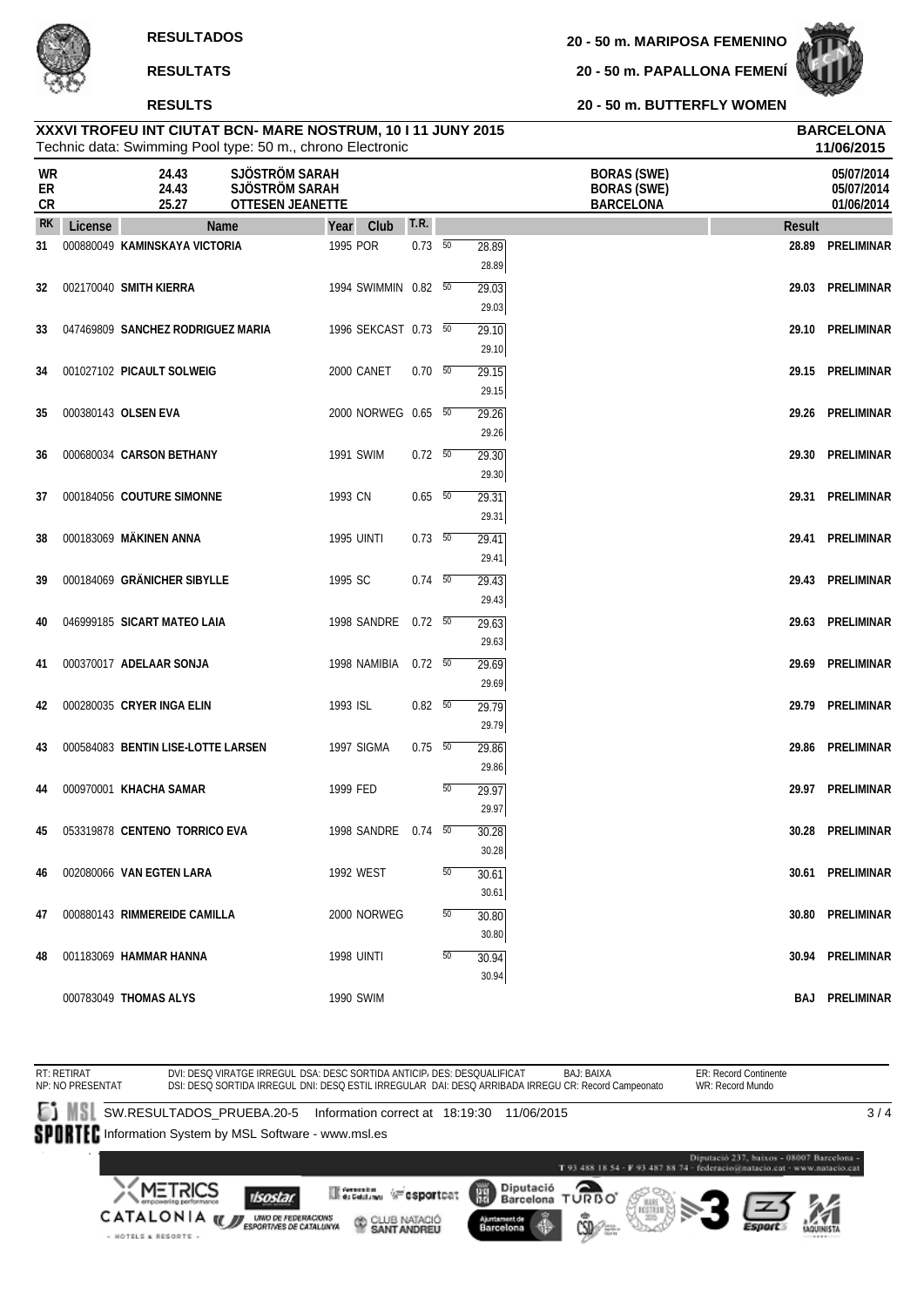**RESULTADOS**

**RESULTATS**

**RESULTS**

**20 - 50 m. MARIPOSA FEMENINO**

**20 - 50 m. PAPALLONA FEMENÍ**

**20 - 50 m. BUTTERFLY WOMEN**

**XXXVI TROFEU INT CIUTAT BCN- MARE NOSTRUM, 10 I 11 JUNY 2015**
Technic data: Swimming Pool type: 50 m., chrono Electronic

**BARCELONA**
**11/06/2015**

| | | | | |
|---|---|---|---|---|
| WR | 24.43 | SJÖSTRÖM SARAH | BORAS (SWE) | 05/07/2014 |
| ER | 24.43 | SJÖSTRÖM SARAH | BORAS (SWE) | 05/07/2014 |
| CR | 25.27 | OTTESEN JEANETTE | BARCELONA | 01/06/2014 |

| RK | License | Name | Year | Club | T.R. | 50 | Result | |
|---|---|---|---|---|---|---|---|---|
| 31 | 000880049 | KAMINSKAYA VICTORIA | 1995 | POR | 0.73 | 28.89 (28.89) | 28.89 | PRELIMINAR |
| 32 | 002170040 | SMITH KIERRA | 1994 | SWIMMIN | 0.82 | 29.03 (29.03) | 29.03 | PRELIMINAR |
| 33 | 047469809 | SANCHEZ RODRIGUEZ MARIA | 1996 | SEKCAST | 0.73 | 29.10 (29.10) | 29.10 | PRELIMINAR |
| 34 | 001027102 | PICAULT SOLWEIG | 2000 | CANET | 0.70 | 29.15 (29.15) | 29.15 | PRELIMINAR |
| 35 | 000380143 | OLSEN EVA | 2000 | NORWEG | 0.65 | 29.26 (29.26) | 29.26 | PRELIMINAR |
| 36 | 000680034 | CARSON BETHANY | 1991 | SWIM | 0.72 | 29.30 (29.30) | 29.30 | PRELIMINAR |
| 37 | 000184056 | COUTURE SIMONNE | 1993 | CN | 0.65 | 29.31 (29.31) | 29.31 | PRELIMINAR |
| 38 | 000183069 | MÄKINEN ANNA | 1995 | UINTI | 0.73 | 29.41 (29.41) | 29.41 | PRELIMINAR |
| 39 | 000184069 | GRÄNICHER SIBYLLE | 1995 | SC | 0.74 | 29.43 (29.43) | 29.43 | PRELIMINAR |
| 40 | 046999185 | SICART MATEO LAIA | 1998 | SANDRE | 0.72 | 29.63 (29.63) | 29.63 | PRELIMINAR |
| 41 | 000370017 | ADELAAR SONJA | 1998 | NAMIBIA | 0.72 | 29.69 (29.69) | 29.69 | PRELIMINAR |
| 42 | 000280035 | CRYER INGA ELIN | 1993 | ISL | 0.82 | 29.79 (29.79) | 29.79 | PRELIMINAR |
| 43 | 000584083 | BENTIN LISE-LOTTE LARSEN | 1997 | SIGMA | 0.75 | 29.86 (29.86) | 29.86 | PRELIMINAR |
| 44 | 000970001 | KHACHA SAMAR | 1999 | FED | | 29.97 (29.97) | 29.97 | PRELIMINAR |
| 45 | 053319878 | CENTENO TORRICO EVA | 1998 | SANDRE | 0.74 | 30.28 (30.28) | 30.28 | PRELIMINAR |
| 46 | 002080066 | VAN EGTEN LARA | 1992 | WEST | | 30.61 (30.61) | 30.61 | PRELIMINAR |
| 47 | 000880143 | RIMMEREIDE CAMILLA | 2000 | NORWEG | | 30.80 (30.80) | 30.80 | PRELIMINAR |
| 48 | 001183069 | HAMMAR HANNA | 1998 | UINTI | | 30.94 (30.94) | 30.94 | PRELIMINAR |
| | 000783049 | THOMAS ALYS | 1990 | SWIM | | | BAJ | PRELIMINAR |

RT: RETIRAT
NP: NO PRESENTAT
DVI: DESQ VIRATGE IRREGUL DSA: DESC SORTIDA ANTICIP. DES: DESQUALIFICAT BAJ: BAIXA
DSI: DESQ SORTIDA IRREGUL DNI: DESQ ESTIL IRREGULAR DAI: DESQ ARRIBADA IRREGU CR: Record Campeonato
ER: Record Continente
WR: Record Mundo

SW.RESULTADOS_PRUEBA.20-5 Information correct at 18:19:30 11/06/2015

Information System by MSL Software - www.msl.es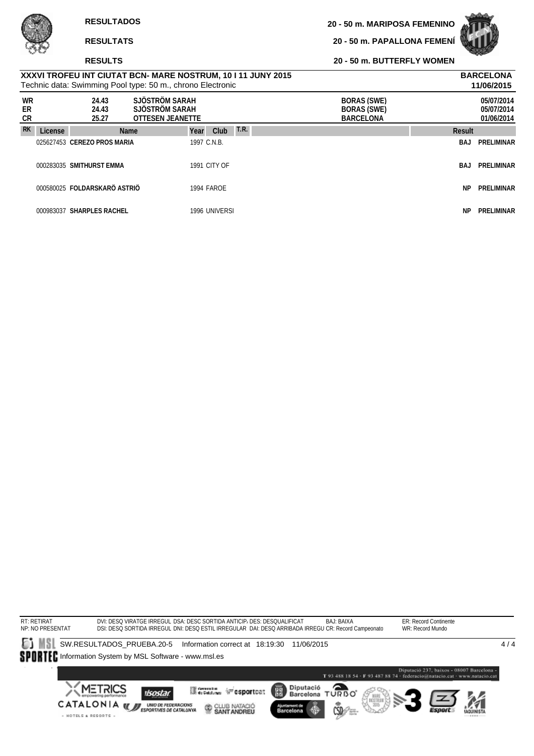**RESULTADOS** — **20 - 50 m. MARIPOSA FEMENINO**

**RESULTATS** — **20 - 50 m. PAPALLONA FEMENÍ**

**RESULTS** — **20 - 50 m. BUTTERFLY WOMEN**

**XXXVI TROFEU INT CIUTAT BCN- MARE NOSTRUM, 10 I 11 JUNY 2015** — **BARCELONA**

Technic data: Swimming Pool type: 50 m., chrono Electronic — **11/06/2015**

| | | | | |
|---|---|---|---|---|
| WR | 24.43 | SJÖSTRÖM SARAH | BORAS (SWE) | 05/07/2014 |
| ER | 24.43 | SJÖSTRÖM SARAH | BORAS (SWE) | 05/07/2014 |
| CR | 25.27 | OTTESEN JEANETTE | BARCELONA | 01/06/2014 |

| RK | License | Name | Year | Club | T.R. | Result | |
|---|---|---|---|---|---|---|---|
| | 025627453 | **CEREZO PROS MARIA** | 1997 | C.N.B. | | BAJ | PRELIMINAR |
| | 000283035 | **SMITHURST EMMA** | 1991 | CITY OF | | BAJ | PRELIMINAR |
| | 000580025 | **FOLDARSKARÖ ASTRIÖ** | 1994 | FAROE | | NP | PRELIMINAR |
| | 000983037 | **SHARPLES RACHEL** | 1996 | UNIVERSI | | NP | PRELIMINAR |

RT: RETIRAT
NP: NO PRESENTAT
DVI: DESQ VIRATGE IRREGUL DSA: DESC SORTIDA ANTICIP DES: DESQUALIFICAT BAJ: BAIXA
DSI: DESQ SORTIDA IRREGUL DNI: DESQ ESTIL IRREGULAR DAI: DESQ ARRIBADA IRREGU CR: Record Campeonato
ER: Record Continente
WR: Record Mundo

SW.RESULTADOS_PRUEBA.20-5 Information correct at 18:19:30 11/06/2015

Information System by MSL Software - www.msl.es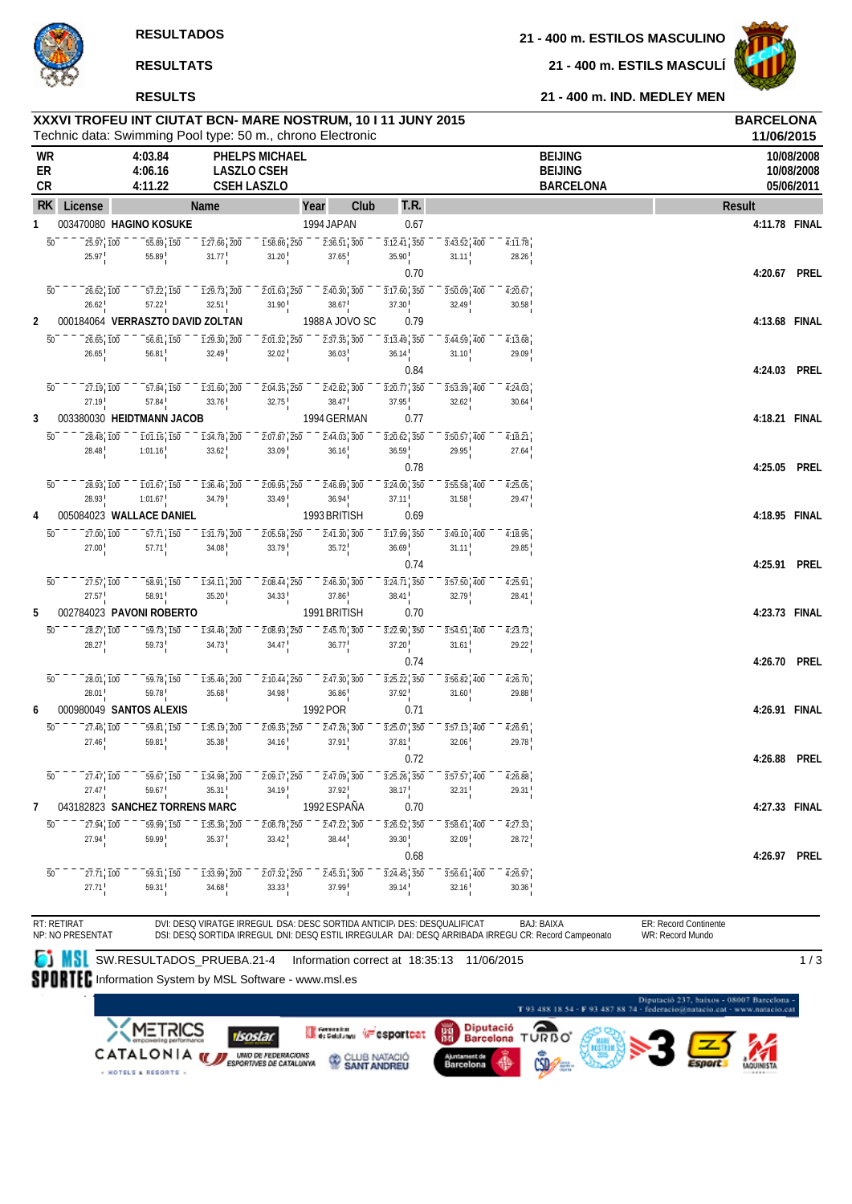RESULTADOS

RESULTATS

RESULTS

21 - 400 m. ESTILOS MASCULINO

21 - 400 m. ESTILS MASCULÍ

21 - 400 m. IND. MEDLEY MEN

## XXXVI TROFEU INT CIUTAT BCN- MARE NOSTRUM, 10 I 11 JUNY 2015

**BARCELONA**
**11/06/2015**

Technic data: Swimming Pool type: 50 m., chrono Electronic

| | | | | |
|---|---|---|---|---|
| WR | 4:03.84 | PHELPS MICHAEL | BEIJING | 10/08/2008 |
| ER | 4:06.16 | LASZLO CSEH | BEIJING | 10/08/2008 |
| CR | 4:11.22 | CSEH LASZLO | BARCELONA | 05/06/2011 |

| RK | License | Name | Year | Club | T.R. | Result | |
|---|---|---|---|---|---|---|---|
| 1 | 003470080 | HAGINO KOSUKE | 1994 | JAPAN | 0.67 | 4:11.78 | FINAL |
| | | 50: 25.97 (25.97) · 100: 55.89 (55.89) · 150: 1:27.66 (31.77) · 200: 1:58.86 (31.20) · 250: 2:36.51 (37.65) · 300: 3:12.41 (35.90) · 350: 3:43.52 (31.11) · 400: 4:11.78 (28.26) | | | | | |
| | | | | | 0.70 | 4:20.67 | PREL |
| | | 50: 26.62 (26.62) · 100: 57.22 (57.22) · 150: 1:29.73 (32.51) · 200: 2:01.63 (31.90) · 250: 2:40.30 (38.67) · 300: 3:17.60 (37.30) · 350: 3:50.09 (32.49) · 400: 4:20.67 (30.58) | | | | | |
| 2 | 000184064 | VERRASZTO DAVID ZOLTAN | 1988 | A JOVO SC | 0.79 | 4:13.68 | FINAL |
| | | 50: 26.65 (26.65) · 100: 56.81 (56.81) · 150: 1:29.30 (32.49) · 200: 2:01.32 (32.02) · 250: 2:37.35 (36.03) · 300: 3:13.49 (36.14) · 350: 3:44.59 (31.10) · 400: 4:13.68 (29.09) | | | | | |
| | | | | | 0.84 | 4:24.03 | PREL |
| | | 50: 27.19 (27.19) · 100: 57.84 (57.84) · 150: 1:31.60 (33.76) · 200: 2:04.35 (32.75) · 250: 2:42.82 (38.47) · 300: 3:20.77 (37.95) · 350: 3:53.39 (32.62) · 400: 4:24.03 (30.64) | | | | | |
| 3 | 003380030 | HEIDTMANN JACOB | 1994 | GERMAN | 0.77 | 4:18.21 | FINAL |
| | | 50: 28.48 (28.48) · 100: 1:01.16 (1:01.16) · 150: 1:34.78 (33.62) · 200: 2:07.87 (33.09) · 250: 2:44.03 (36.16) · 300: 3:20.62 (36.59) · 350: 3:50.57 (29.95) · 400: 4:18.21 (27.64) | | | | | |
| | | | | | 0.78 | 4:25.05 | PREL |
| | | 50: 28.93 (28.93) · 100: 1:01.67 (1:01.67) · 150: 1:36.46 (34.79) · 200: 2:09.95 (33.49) · 250: 2:46.89 (36.94) · 300: 3:24.00 (37.11) · 350: 3:55.58 (31.58) · 400: 4:25.05 (29.47) | | | | | |
| 4 | 005084023 | WALLACE DANIEL | 1993 | BRITISH | 0.69 | 4:18.95 | FINAL |
| | | 50: 27.00 (27.00) · 100: 57.71 (57.71) · 150: 1:31.79 (34.08) · 200: 2:05.58 (33.79) · 250: 2:41.30 (35.72) · 300: 3:17.99 (36.69) · 350: 3:49.10 (31.11) · 400: 4:18.95 (29.85) | | | | | |
| | | | | | 0.74 | 4:25.91 | PREL |
| | | 50: 27.57 (27.57) · 100: 58.91 (58.91) · 150: 1:34.11 (35.20) · 200: 2:08.44 (34.33) · 250: 2:46.30 (37.86) · 300: 3:24.71 (38.41) · 350: 3:57.50 (32.79) · 400: 4:25.91 (28.41) | | | | | |
| 5 | 002784023 | PAVONI ROBERTO | 1991 | BRITISH | 0.70 | 4:23.73 | FINAL |
| | | 50: 28.27 (28.27) · 100: 59.73 (59.73) · 150: 1:34.46 (34.73) · 200: 2:08.93 (34.47) · 250: 2:45.70 (36.77) · 300: 3:22.90 (37.20) · 350: 3:54.51 (31.61) · 400: 4:23.73 (29.22) | | | | | |
| | | | | | 0.74 | 4:26.70 | PREL |
| | | 50: 28.01 (28.01) · 100: 59.78 (59.78) · 150: 1:35.46 (35.68) · 200: 2:10.44 (34.98) · 250: 2:47.30 (36.86) · 300: 3:25.22 (37.92) · 350: 3:56.82 (31.60) · 400: 4:26.70 (29.88) | | | | | |
| 6 | 000980049 | SANTOS ALEXIS | 1992 | POR | 0.71 | 4:26.91 | FINAL |
| | | 50: 27.46 (27.46) · 100: 59.81 (59.81) · 150: 1:35.19 (35.38) · 200: 2:09.35 (34.16) · 250: 2:47.26 (37.91) · 300: 3:25.07 (37.81) · 350: 3:57.13 (32.06) · 400: 4:26.91 (29.78) | | | | | |
| | | | | | 0.72 | 4:26.88 | PREL |
| | | 50: 27.47 (27.47) · 100: 59.67 (59.67) · 150: 1:34.98 (35.31) · 200: 2:09.17 (34.19) · 250: 2:47.09 (37.92) · 300: 3:25.26 (38.17) · 350: 3:57.57 (32.31) · 400: 4:26.88 (29.31) | | | | | |
| 7 | 043182823 | SANCHEZ TORRENS MARC | 1992 | ESPAÑA | 0.70 | 4:27.33 | FINAL |
| | | 50: 27.94 (27.94) · 100: 59.99 (59.99) · 150: 1:35.36 (35.37) · 200: 2:08.78 (33.42) · 250: 2:47.22 (38.44) · 300: 3:26.52 (39.30) · 350: 3:58.61 (32.09) · 400: 4:27.33 (28.72) | | | | | |
| | | | | | 0.68 | 4:26.97 | PREL |
| | | 50: 27.71 (27.71) · 100: 59.31 (59.31) · 150: 1:33.99 (34.68) · 200: 2:07.32 (33.33) · 250: 2:45.31 (37.99) · 300: 3:24.45 (39.14) · 350: 3:56.61 (32.16) · 400: 4:26.97 (30.36) | | | | | |

RT: RETIRAT
NP: NO PRESENTAT

DVI: DESQ VIRATGE IRREGUL DSA: DESC SORTIDA ANTICIP. DES: DESQUALIFICAT
DSI: DESQ SORTIDA IRREGUL DNI: DESQ ESTIL IRREGULAR DAI: DESQ ARRIBADA IRREGU

BAJ: BAIXA
CR: Record Campeonato

ER: Record Continente
WR: Record Mundo

SW.RESULTADOS_PRUEBA.21-4 Information correct at 18:35:13 11/06/2015

Information System by MSL Software - www.msl.es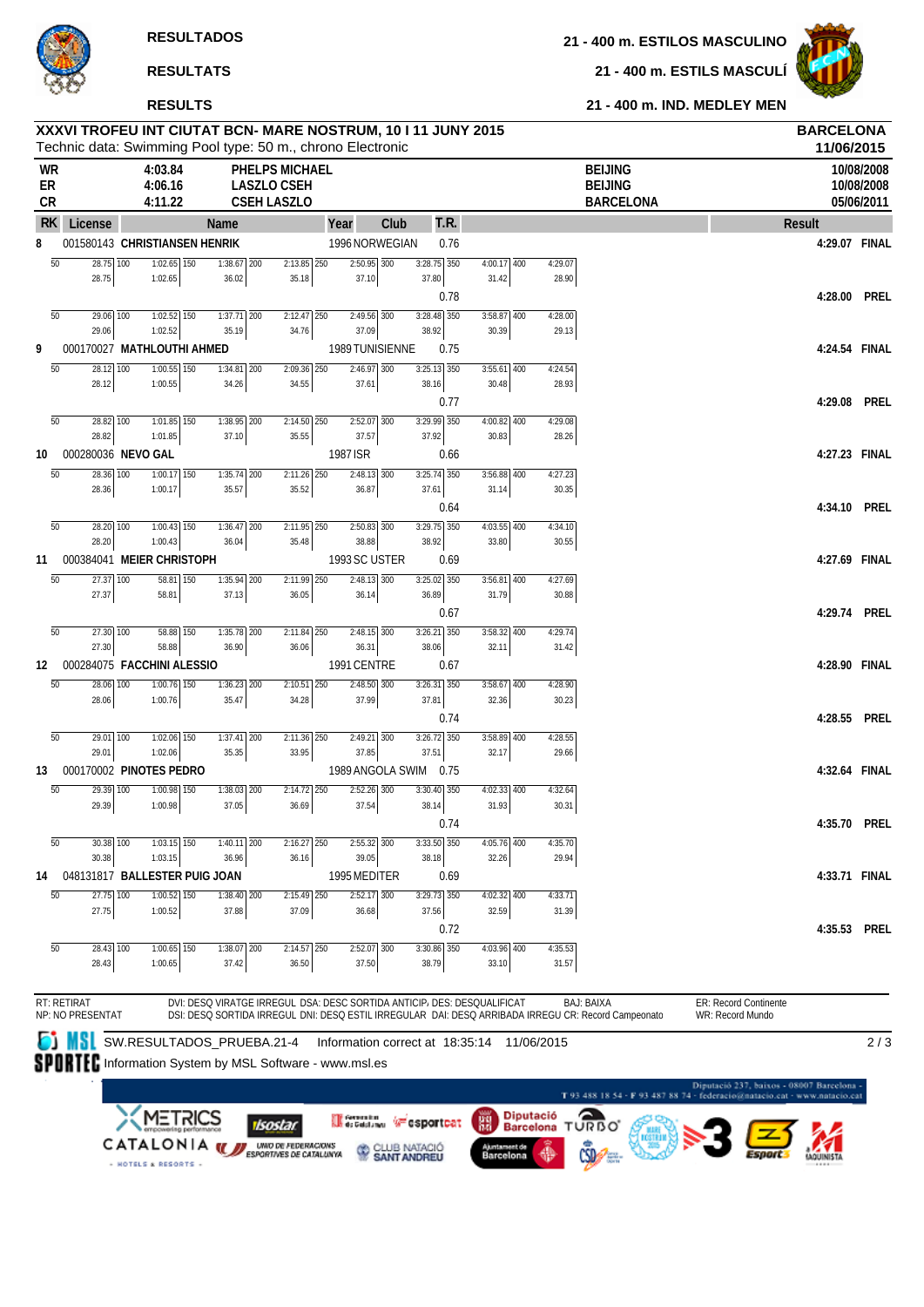# RESULTADOS

# RESULTATS

# RESULTS

## 21 - 400 m. ESTILOS MASCULINO

## 21 - 400 m. ESTILS MASCULÍ

## 21 - 400 m. IND. MEDLEY MEN

**XXXVI TROFEU INT CIUTAT BCN- MARE NOSTRUM, 10 I 11 JUNY 2015** — **BARCELONA 11/06/2015**

Technic data: Swimming Pool type: 50 m., chrono Electronic

| | Time | Name | Place | Date |
|---|---|---|---|---|
| WR | 4:03.84 | PHELPS MICHAEL | BEIJING | 10/08/2008 |
| ER | 4:06.16 | LASZLO CSEH | BEIJING | 10/08/2008 |
| CR | 4:11.22 | CSEH LASZLO | BARCELONA | 05/06/2011 |

| RK | License | Name | Year | Club | T.R. | Result |
|---|---|---|---|---|---|---|
| 8 | 001580143 | CHRISTIANSEN HENRIK | 1996 | NORWEGIAN | 0.76 | 4:29.07 FINAL |
| | | 50: 28.75 (28.75) · 100: 1:02.65 (1:02.65) · 150: 1:38.67 (36.02) · 200: 2:13.85 (35.18) · 250: 2:50.95 (37.10) · 300: 3:28.75 (37.80) · 350: 4:00.17 (31.42) · 400: 4:29.07 (28.90) | | | | |
| | | | | | 0.78 | 4:28.00 PREL |
| | | 50: 29.06 (29.06) · 100: 1:02.52 (1:02.52) · 150: 1:37.71 (35.19) · 200: 2:12.47 (34.76) · 250: 2:49.56 (37.09) · 300: 3:28.48 (38.92) · 350: 3:58.87 (30.39) · 400: 4:28.00 (29.13) | | | | |
| 9 | 000170027 | MATHLOUTHI AHMED | 1989 | TUNISIENNE | 0.75 | 4:24.54 FINAL |
| | | 50: 28.12 (28.12) · 100: 1:00.55 (1:00.55) · 150: 1:34.81 (34.26) · 200: 2:09.36 (34.55) · 250: 2:46.97 (37.61) · 300: 3:25.13 (38.16) · 350: 3:55.61 (30.48) · 400: 4:24.54 (28.93) | | | | |
| | | | | | 0.77 | 4:29.08 PREL |
| | | 50: 28.82 (28.82) · 100: 1:01.85 (1:01.85) · 150: 1:38.95 (37.10) · 200: 2:14.50 (35.55) · 250: 2:52.07 (37.57) · 300: 3:29.99 (37.92) · 350: 4:00.82 (30.83) · 400: 4:29.08 (28.26) | | | | |
| 10 | 000280036 | NEVO GAL | 1987 | ISR | 0.66 | 4:27.23 FINAL |
| | | 50: 28.36 (28.36) · 100: 1:00.17 (1:00.17) · 150: 1:35.74 (35.57) · 200: 2:11.26 (35.52) · 250: 2:48.13 (36.87) · 300: 3:25.74 (37.61) · 350: 3:56.88 (31.14) · 400: 4:27.23 (30.35) | | | | |
| | | | | | 0.64 | 4:34.10 PREL |
| | | 50: 28.20 (28.20) · 100: 1:00.43 (1:00.43) · 150: 1:36.47 (36.04) · 200: 2:11.95 (35.48) · 250: 2:50.83 (38.88) · 300: 3:29.75 (38.92) · 350: 4:03.55 (33.80) · 400: 4:34.10 (30.55) | | | | |
| 11 | 000384041 | MEIER CHRISTOPH | 1993 | SC USTER | 0.69 | 4:27.69 FINAL |
| | | 50: 27.37 (27.37) · 100: 58.81 (58.81) · 150: 1:35.94 (37.13) · 200: 2:11.99 (36.05) · 250: 2:48.13 (36.14) · 300: 3:25.02 (36.89) · 350: 3:56.81 (31.79) · 400: 4:27.69 (30.88) | | | | |
| | | | | | 0.67 | 4:29.74 PREL |
| | | 50: 27.30 (27.30) · 100: 58.88 (58.88) · 150: 1:35.78 (36.90) · 200: 2:11.84 (36.06) · 250: 2:48.15 (36.31) · 300: 3:26.21 (38.06) · 350: 3:58.32 (32.11) · 400: 4:29.74 (31.42) | | | | |
| 12 | 000284075 | FACCHINI ALESSIO | 1991 | CENTRE | 0.67 | 4:28.90 FINAL |
| | | 50: 28.06 (28.06) · 100: 1:00.76 (1:00.76) · 150: 1:36.23 (35.47) · 200: 2:10.51 (34.28) · 250: 2:48.50 (37.99) · 300: 3:26.31 (37.81) · 350: 3:58.67 (32.36) · 400: 4:28.90 (30.23) | | | | |
| | | | | | 0.74 | 4:28.55 PREL |
| | | 50: 29.01 (29.01) · 100: 1:02.06 (1:02.06) · 150: 1:37.41 (35.35) · 200: 2:11.36 (33.95) · 250: 2:49.21 (37.85) · 300: 3:26.72 (37.51) · 350: 3:58.89 (32.17) · 400: 4:28.55 (29.66) | | | | |
| 13 | 000170002 | PINOTES PEDRO | 1989 | ANGOLA SWIM | 0.75 | 4:32.64 FINAL |
| | | 50: 29.39 (29.39) · 100: 1:00.98 (1:00.98) · 150: 1:38.03 (37.05) · 200: 2:14.72 (36.69) · 250: 2:52.26 (37.54) · 300: 3:30.40 (38.14) · 350: 4:02.33 (31.93) · 400: 4:32.64 (30.31) | | | | |
| | | | | | 0.74 | 4:35.70 PREL |
| | | 50: 30.38 (30.38) · 100: 1:03.15 (1:03.15) · 150: 1:40.11 (36.96) · 200: 2:16.27 (36.16) · 250: 2:55.32 (39.05) · 300: 3:33.50 (38.18) · 350: 4:05.76 (32.26) · 400: 4:35.70 (29.94) | | | | |
| 14 | 048131817 | BALLESTER PUIG JOAN | 1995 | MEDITER | 0.69 | 4:33.71 FINAL |
| | | 50: 27.75 (27.75) · 100: 1:00.52 (1:00.52) · 150: 1:38.40 (37.88) · 200: 2:15.49 (37.09) · 250: 2:52.17 (36.68) · 300: 3:29.73 (37.56) · 350: 4:02.32 (32.59) · 400: 4:33.71 (31.39) | | | | |
| | | | | | 0.72 | 4:35.53 PREL |
| | | 50: 28.43 (28.43) · 100: 1:00.65 (1:00.65) · 150: 1:38.07 (37.42) · 200: 2:14.57 (36.50) · 250: 2:52.07 (37.50) · 300: 3:30.86 (38.79) · 350: 4:03.96 (33.10) · 400: 4:35.53 (31.57) | | | | |

RT: RETIRAT
NP: NO PRESENTAT
DVI: DESQ VIRATGE IRREGUL DSA: DESC SORTIDA ANTICIP. DES: DESQUALIFICAT
DSI: DESQ SORTIDA IRREGUL DNI: DESQ ESTIL IRREGULAR DAI: DESQ ARRIBADA IRREGU CR: Record Campeonato
BAJ: BAIXA
ER: Record Continente
WR: Record Mundo

SW.RESULTADOS_PRUEBA.21-4 Information correct at 18:35:14 11/06/2015

Information System by MSL Software - www.msl.es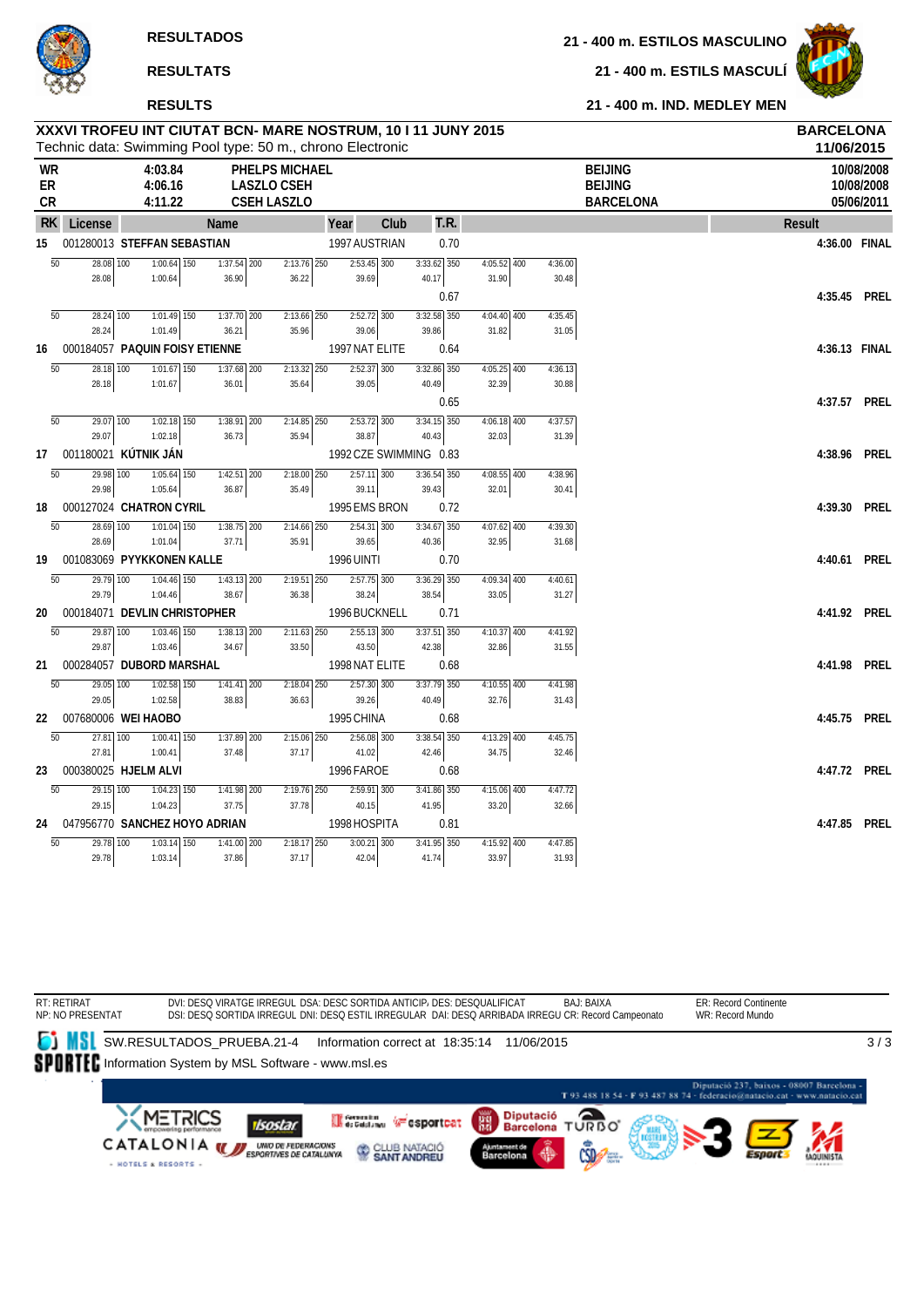**RESULTADOS**

**RESULTATS**

**RESULTS**

**21 - 400 m. ESTILOS MASCULINO**

**21 - 400 m. ESTILS MASCULÍ**

**21 - 400 m. IND. MEDLEY MEN**

## XXXVI TROFEU INT CIUTAT BCN- MARE NOSTRUM, 10 I 11 JUNY 2015

Technic data: Swimming Pool type: 50 m., chrono Electronic

**BARCELONA 11/06/2015**

| | | | | |
|---|---|---|---|---|
| WR | 4:03.84 | PHELPS MICHAEL | BEIJING | 10/08/2008 |
| ER | 4:06.16 | LASZLO CSEH | BEIJING | 10/08/2008 |
| CR | 4:11.22 | CSEH LASZLO | BARCELONA | 05/06/2011 |

| RK | License | Name | Year | Club | T.R. | Result | |
|---|---|---|---|---|---|---|---|
| 15 | 001280013 | STEFFAN SEBASTIAN | 1997 | AUSTRIAN | 0.70 | 4:36.00 | FINAL |
| | | 50: 28.08 (28.08) · 100: 1:00.64 (1:00.64) · 150: 1:37.54 (36.90) · 200: 2:13.76 (36.22) · 250: 2:53.45 (39.69) · 300: 3:33.62 (40.17) · 350: 4:05.52 (31.90) · 400: 4:36.00 (30.48) | | | | | |
| | | | | | 0.67 | 4:35.45 | PREL |
| | | 50: 28.24 (28.24) · 100: 1:01.49 (1:01.49) · 150: 1:37.70 (36.21) · 200: 2:13.66 (35.96) · 250: 2:52.72 (39.06) · 300: 3:32.58 (39.86) · 350: 4:04.40 (31.82) · 400: 4:35.45 (31.05) | | | | | |
| 16 | 000184057 | PAQUIN FOISY ETIENNE | 1997 | NAT ELITE | 0.64 | 4:36.13 | FINAL |
| | | 50: 28.18 (28.18) · 100: 1:01.67 (1:01.67) · 150: 1:37.68 (36.01) · 200: 2:13.32 (35.64) · 250: 2:52.37 (39.05) · 300: 3:32.86 (40.49) · 350: 4:05.25 (32.39) · 400: 4:36.13 (30.88) | | | | | |
| | | | | | 0.65 | 4:37.57 | PREL |
| | | 50: 29.07 (29.07) · 100: 1:02.18 (1:02.18) · 150: 1:38.91 (36.73) · 200: 2:14.85 (35.94) · 250: 2:53.72 (38.87) · 300: 3:34.15 (40.43) · 350: 4:06.18 (32.03) · 400: 4:37.57 (31.39) | | | | | |
| 17 | 001180021 | KÚTNIK JÁN | 1992 | CZE SWIMMING | 0.83 | 4:38.96 | PREL |
| | | 50: 29.98 (29.98) · 100: 1:05.64 (1:05.64) · 150: 1:42.51 (36.87) · 200: 2:18.00 (35.49) · 250: 2:57.11 (39.11) · 300: 3:36.54 (39.43) · 350: 4:08.55 (32.01) · 400: 4:38.96 (30.41) | | | | | |
| 18 | 000127024 | CHATRON CYRIL | 1995 | EMS BRON | 0.72 | 4:39.30 | PREL |
| | | 50: 28.69 (28.69) · 100: 1:01.04 (1:01.04) · 150: 1:38.75 (37.71) · 200: 2:14.66 (35.91) · 250: 2:54.31 (39.65) · 300: 3:34.67 (40.36) · 350: 4:07.62 (32.95) · 400: 4:39.30 (31.68) | | | | | |
| 19 | 001083069 | PYYKKONEN KALLE | 1996 | UINTI | 0.70 | 4:40.61 | PREL |
| | | 50: 29.79 (29.79) · 100: 1:04.46 (1:04.46) · 150: 1:43.13 (38.67) · 200: 2:19.51 (36.38) · 250: 2:57.75 (38.24) · 300: 3:36.29 (38.54) · 350: 4:09.34 (33.05) · 400: 4:40.61 (31.27) | | | | | |
| 20 | 000184071 | DEVLIN CHRISTOPHER | 1996 | BUCKNELL | 0.71 | 4:41.92 | PREL |
| | | 50: 29.87 (29.87) · 100: 1:03.46 (1:03.46) · 150: 1:38.13 (34.67) · 200: 2:11.63 (33.50) · 250: 2:55.13 (43.50) · 300: 3:37.51 (42.38) · 350: 4:10.37 (32.86) · 400: 4:41.92 (31.55) | | | | | |
| 21 | 000284057 | DUBORD MARSHAL | 1998 | NAT ELITE | 0.68 | 4:41.98 | PREL |
| | | 50: 29.05 (29.05) · 100: 1:02.58 (1:02.58) · 150: 1:41.41 (38.83) · 200: 2:18.04 (36.63) · 250: 2:57.30 (39.26) · 300: 3:37.79 (40.49) · 350: 4:10.55 (32.76) · 400: 4:41.98 (31.43) | | | | | |
| 22 | 007680006 | WEI HAOBO | 1995 | CHINA | 0.68 | 4:45.75 | PREL |
| | | 50: 27.81 (27.81) · 100: 1:00.41 (1:00.41) · 150: 1:37.89 (37.48) · 200: 2:15.06 (37.17) · 250: 2:56.08 (41.02) · 300: 3:38.54 (42.46) · 350: 4:13.29 (34.75) · 400: 4:45.75 (32.46) | | | | | |
| 23 | 000380025 | HJELM ALVI | 1996 | FAROE | 0.68 | 4:47.72 | PREL |
| | | 50: 29.15 (29.15) · 100: 1:04.23 (1:04.23) · 150: 1:41.98 (37.75) · 200: 2:19.76 (37.78) · 250: 2:59.91 (40.15) · 300: 3:41.86 (41.95) · 350: 4:15.06 (33.20) · 400: 4:47.72 (32.66) | | | | | |
| 24 | 047956770 | SANCHEZ HOYO ADRIAN | 1998 | HOSPITA | 0.81 | 4:47.85 | PREL |
| | | 50: 29.78 (29.78) · 100: 1:03.14 (1:03.14) · 150: 1:41.00 (37.86) · 200: 2:18.17 (37.17) · 250: 3:00.21 (42.04) · 300: 3:41.95 (41.74) · 350: 4:15.92 (33.97) · 400: 4:47.85 (31.93) | | | | | |

RT: RETIRAT
NP: NO PRESENTAT

DVI: DESQ VIRATGE IRREGUL DSA: DESC SORTIDA ANTICIP. DES: DESQUALIFICAT
DSI: DESQ SORTIDA IRREGUL DNI: DESQ ESTIL IRREGULAR DAI: DESQ ARRIBADA IRREGU CR: Record Campeonato

BAJ: BAIXA

ER: Record Continente
WR: Record Mundo

SW.RESULTADOS_PRUEBA.21-4 Information correct at 18:35:14 11/06/2015
Information System by MSL Software - www.msl.es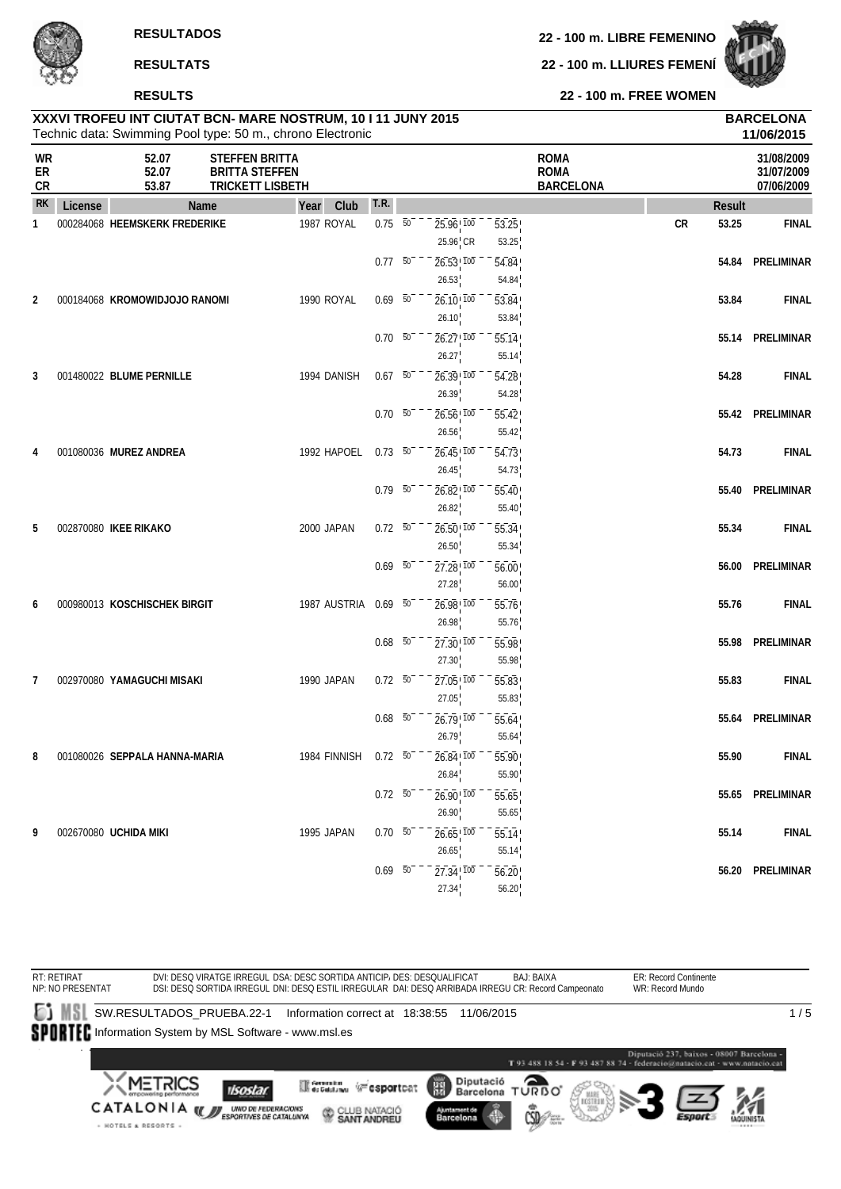**RESULTADOS** | **22 - 100 m. LIBRE FEMENINO**

**RESULTATS** | **22 - 100 m. LLIURES FEMENÍ**

**RESULTS** | **22 - 100 m. FREE WOMEN**

## XXXVI TROFEU INT CIUTAT BCN- MARE NOSTRUM, 10 I 11 JUNY 2015

Technic data: Swimming Pool type: 50 m., chrono Electronic

**BARCELONA**
**11/06/2015**

| | | | | |
|---|---|---|---|---|
| WR | 52.07 | STEFFEN BRITTA | ROMA | 31/08/2009 |
| ER | 52.07 | BRITTA STEFFEN | ROMA | 31/07/2009 |
| CR | 53.87 | TRICKETT LISBETH | BARCELONA | 07/06/2009 |

| RK | License | Name | Year | Club | T.R. | 50 | 100 | | Result | |
|---|---|---|---|---|---|---|---|---|---|---|
| 1 | 000284068 | **HEEMSKERK FREDERIKE** | 1987 | ROYAL | 0.75 | 25.96 / 25.96 CR | 53.25 / 53.25 | CR | 53.25 | FINAL |
| | | | | | 0.77 | 26.53 / 26.53 | 54.84 / 54.84 | | 54.84 | PRELIMINAR |
| 2 | 000184068 | **KROMOWIDJOJO RANOMI** | 1990 | ROYAL | 0.69 | 26.10 / 26.10 | 53.84 / 53.84 | | 53.84 | FINAL |
| | | | | | 0.70 | 26.27 / 26.27 | 55.14 / 55.14 | | 55.14 | PRELIMINAR |
| 3 | 001480022 | **BLUME PERNILLE** | 1994 | DANISH | 0.67 | 26.39 / 26.39 | 54.28 / 54.28 | | 54.28 | FINAL |
| | | | | | 0.70 | 26.56 / 26.56 | 55.42 / 55.42 | | 55.42 | PRELIMINAR |
| 4 | 001080036 | **MUREZ ANDREA** | 1992 | HAPOEL | 0.73 | 26.45 / 26.45 | 54.73 / 54.73 | | 54.73 | FINAL |
| | | | | | 0.79 | 26.82 / 26.82 | 55.40 / 55.40 | | 55.40 | PRELIMINAR |
| 5 | 002870080 | **IKEE RIKAKO** | 2000 | JAPAN | 0.72 | 26.50 / 26.50 | 55.34 / 55.34 | | 55.34 | FINAL |
| | | | | | 0.69 | 27.28 / 27.28 | 56.00 / 56.00 | | 56.00 | PRELIMINAR |
| 6 | 000980013 | **KOSCHISCHEK BIRGIT** | 1987 | AUSTRIA | 0.69 | 26.98 / 26.98 | 55.76 / 55.76 | | 55.76 | FINAL |
| | | | | | 0.68 | 27.30 / 27.30 | 55.98 / 55.98 | | 55.98 | PRELIMINAR |
| 7 | 002970080 | **YAMAGUCHI MISAKI** | 1990 | JAPAN | 0.72 | 27.05 / 27.05 | 55.83 / 55.83 | | 55.83 | FINAL |
| | | | | | 0.68 | 26.79 / 26.79 | 55.64 / 55.64 | | 55.64 | PRELIMINAR |
| 8 | 001080026 | **SEPPALA HANNA-MARIA** | 1984 | FINNISH | 0.72 | 26.84 / 26.84 | 55.90 / 55.90 | | 55.90 | FINAL |
| | | | | | 0.72 | 26.90 / 26.90 | 55.65 / 55.65 | | 55.65 | PRELIMINAR |
| 9 | 002670080 | **UCHIDA MIKI** | 1995 | JAPAN | 0.70 | 26.65 / 26.65 | 55.14 / 55.14 | | 55.14 | FINAL |
| | | | | | 0.69 | 27.34 / 27.34 | 56.20 / 56.20 | | 56.20 | PRELIMINAR |

RT: RETIRAT
NP: NO PRESENTAT
DVI: DESQ VIRATGE IRREGUL DSA: DESC SORTIDA ANTICIP. DES: DESQUALIFICAT BAJ: BAIXA
DSI: DESQ SORTIDA IRREGUL DNI: DESQ ESTIL IRREGULAR DAI: DESQ ARRIBADA IRREGU CR: Record Campeonato
ER: Record Continente
WR: Record Mundo

SW.RESULTADOS_PRUEBA.22-1 Information correct at 18:38:55 11/06/2015

Information System by MSL Software - www.msl.es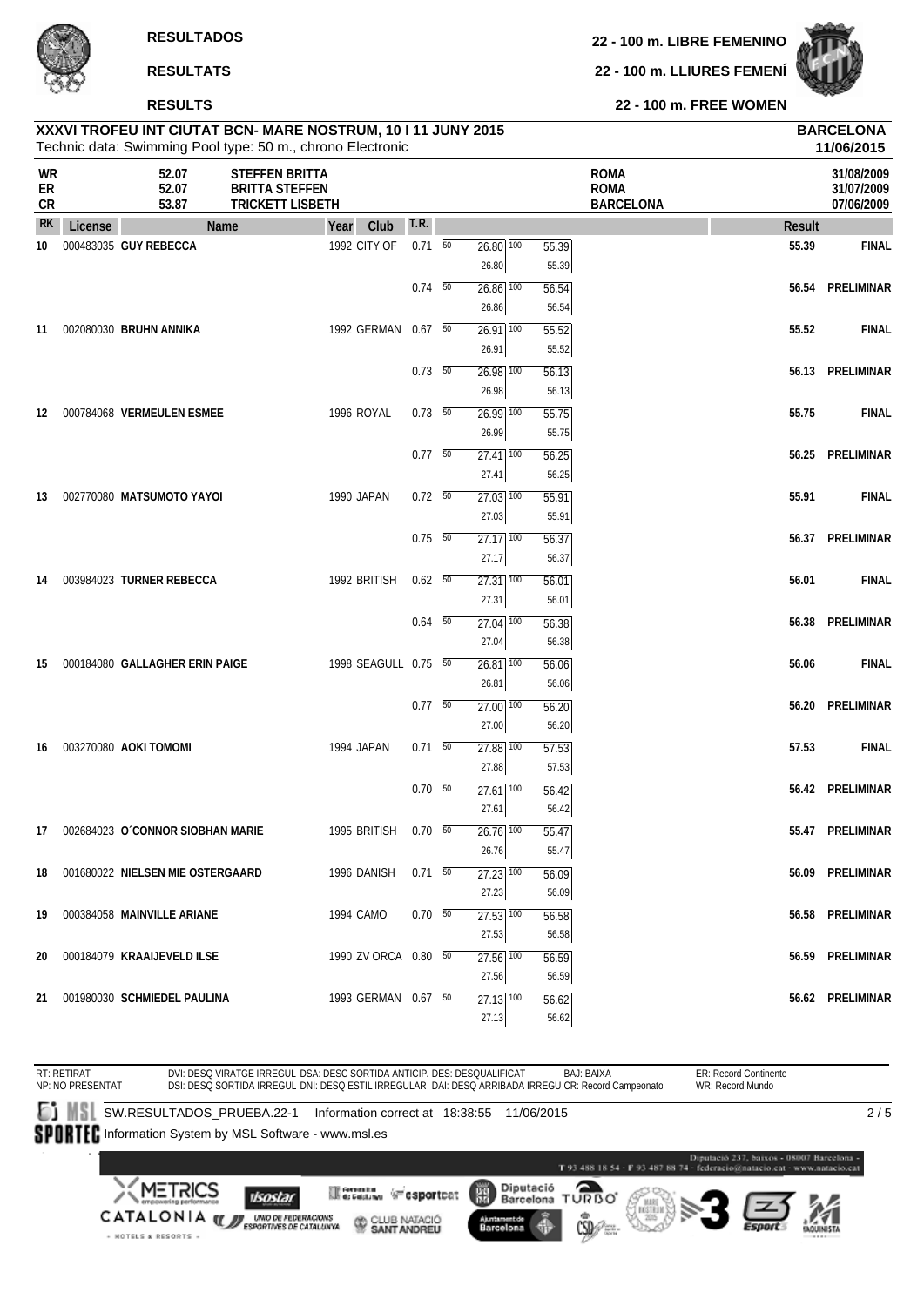# RESULTADOS
# RESULTATS
# RESULTS

**22 - 100 m. LIBRE FEMENINO**
**22 - 100 m. LLIURES FEMENÍ**
**22 - 100 m. FREE WOMEN**

**XXXVI TROFEU INT CIUTAT BCN- MARE NOSTRUM, 10 I 11 JUNY 2015**
Technic data: Swimming Pool type: 50 m., chrono Electronic

**BARCELONA**
**11/06/2015**

| | | | | |
|---|---|---|---|---|
| WR | 52.07 | STEFFEN BRITTA | ROMA | 31/08/2009 |
| ER | 52.07 | BRITTA STEFFEN | ROMA | 31/07/2009 |
| CR | 53.87 | TRICKETT LISBETH | BARCELONA | 07/06/2009 |

| RK | License | Name | Year | Club | T.R. | 50 | 100 | Result | |
|---|---|---|---|---|---|---|---|---|---|
| 10 | 000483035 | GUY REBECCA | 1992 | CITY OF | 0.71 | 26.80 (26.80) | 55.39 (55.39) | 55.39 | FINAL |
| | | | | | 0.74 | 26.86 (26.86) | 56.54 (56.54) | 56.54 | PRELIMINAR |
| 11 | 002080030 | BRUHN ANNIKA | 1992 | GERMAN | 0.67 | 26.91 (26.91) | 55.52 (55.52) | 55.52 | FINAL |
| | | | | | 0.73 | 26.98 (26.98) | 56.13 (56.13) | 56.13 | PRELIMINAR |
| 12 | 000784068 | VERMEULEN ESMEE | 1996 | ROYAL | 0.73 | 26.99 (26.99) | 55.75 (55.75) | 55.75 | FINAL |
| | | | | | 0.77 | 27.41 (27.41) | 56.25 (56.25) | 56.25 | PRELIMINAR |
| 13 | 002770080 | MATSUMOTO YAYOI | 1990 | JAPAN | 0.72 | 27.03 (27.03) | 55.91 (55.91) | 55.91 | FINAL |
| | | | | | 0.75 | 27.17 (27.17) | 56.37 (56.37) | 56.37 | PRELIMINAR |
| 14 | 003984023 | TURNER REBECCA | 1992 | BRITISH | 0.62 | 27.31 (27.31) | 56.01 (56.01) | 56.01 | FINAL |
| | | | | | 0.64 | 27.04 (27.04) | 56.38 (56.38) | 56.38 | PRELIMINAR |
| 15 | 000184080 | GALLAGHER ERIN PAIGE | 1998 | SEAGULL | 0.75 | 26.81 (26.81) | 56.06 (56.06) | 56.06 | FINAL |
| | | | | | 0.77 | 27.00 (27.00) | 56.20 (56.20) | 56.20 | PRELIMINAR |
| 16 | 003270080 | AOKI TOMOMI | 1994 | JAPAN | 0.71 | 27.88 (27.88) | 57.53 (57.53) | 57.53 | FINAL |
| | | | | | 0.70 | 27.61 (27.61) | 56.42 (56.42) | 56.42 | PRELIMINAR |
| 17 | 002684023 | O´CONNOR SIOBHAN MARIE | 1995 | BRITISH | 0.70 | 26.76 (26.76) | 55.47 (55.47) | 55.47 | PRELIMINAR |
| 18 | 001680022 | NIELSEN MIE OSTERGAARD | 1996 | DANISH | 0.71 | 27.23 (27.23) | 56.09 (56.09) | 56.09 | PRELIMINAR |
| 19 | 000384058 | MAINVILLE ARIANE | 1994 | CAMO | 0.70 | 27.53 (27.53) | 56.58 (56.58) | 56.58 | PRELIMINAR |
| 20 | 000184079 | KRAAIJEVELD ILSE | 1990 | ZV ORCA | 0.80 | 27.56 (27.56) | 56.59 (56.59) | 56.59 | PRELIMINAR |
| 21 | 001980030 | SCHMIEDEL PAULINA | 1993 | GERMAN | 0.67 | 27.13 (27.13) | 56.62 (56.62) | 56.62 | PRELIMINAR |

RT: RETIRAT  DVI: DESQ VIRATGE IRREGUL  DSA: DESC SORTIDA ANTICIP.  DES: DESQUALIFICAT  BAJ: BAIXA  ER: Record Continente
NP: NO PRESENTAT  DSI: DESQ SORTIDA IRREGUL  DNI: DESQ ESTIL IRREGULAR  DAI: DESQ ARRIBADA IRREGU  CR: Record Campeonato  WR: Record Mundo

SW.RESULTADOS_PRUEBA.22-1  Information correct at 18:38:55 11/06/2015
Information System by MSL Software - www.msl.es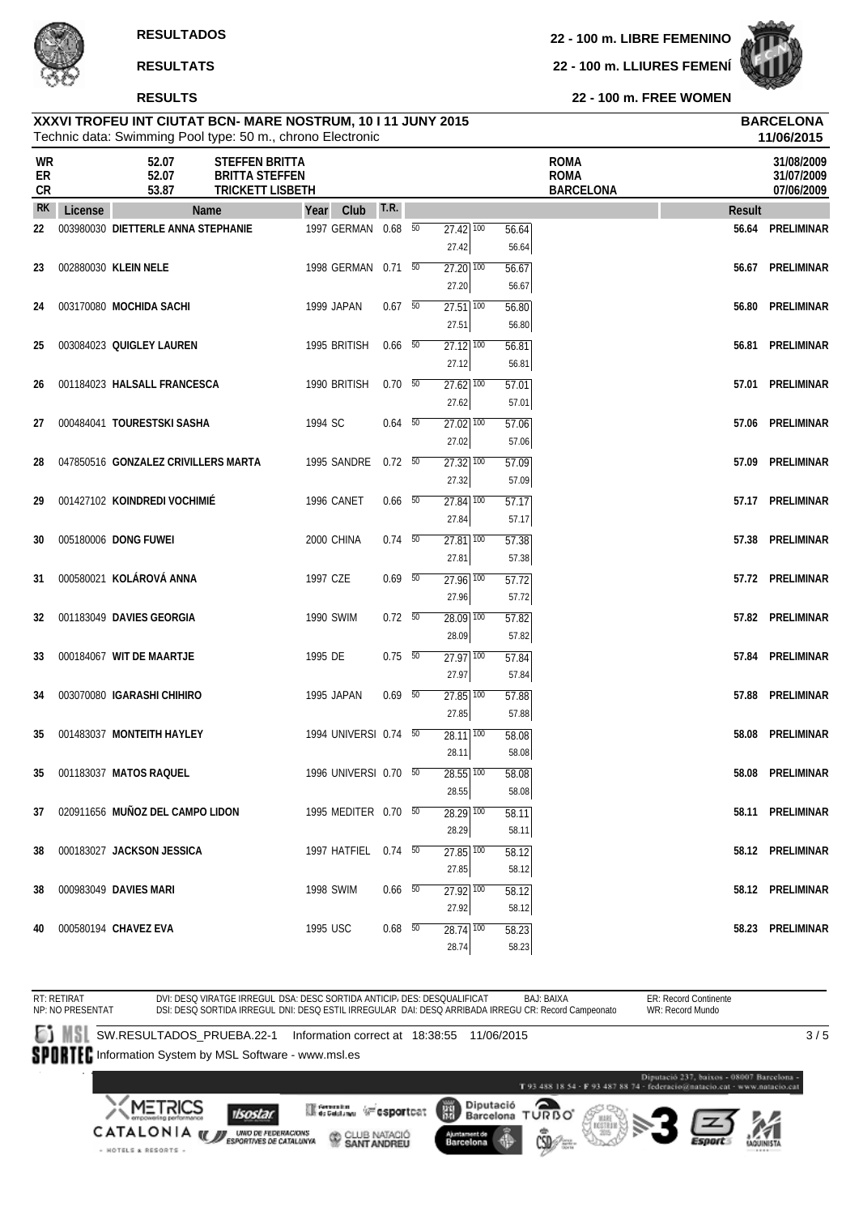**RESULTADOS**

**RESULTATS**

**RESULTS**

**22 - 100 m. LIBRE FEMENINO**

**22 - 100 m. LLIURES FEMENÍ**

**22 - 100 m. FREE WOMEN**

**XXXVI TROFEU INT CIUTAT BCN- MARE NOSTRUM, 10 I 11 JUNY 2015**
Technic data: Swimming Pool type: 50 m., chrono Electronic

**BARCELONA**
**11/06/2015**

| | | | | |
|---|---|---|---|---|
| WR | 52.07 | STEFFEN BRITTA | ROMA | 31/08/2009 |
| ER | 52.07 | BRITTA STEFFEN | ROMA | 31/07/2009 |
| CR | 53.87 | TRICKETT LISBETH | BARCELONA | 07/06/2009 |

| RK | License | Name | Year | Club | T.R. | 50 | 100 | Result | |
|---|---|---|---|---|---|---|---|---|---|
| 22 | 003980030 | DIETTERLE ANNA STEPHANIE | 1997 | GERMAN | 0.68 | 27.42 / 27.42 | 56.64 / 56.64 | 56.64 | PRELIMINAR |
| 23 | 002880030 | KLEIN NELE | 1998 | GERMAN | 0.71 | 27.20 / 27.20 | 56.67 / 56.67 | 56.67 | PRELIMINAR |
| 24 | 003170080 | MOCHIDA SACHI | 1999 | JAPAN | 0.67 | 27.51 / 27.51 | 56.80 / 56.80 | 56.80 | PRELIMINAR |
| 25 | 003084023 | QUIGLEY LAUREN | 1995 | BRITISH | 0.66 | 27.12 / 27.12 | 56.81 / 56.81 | 56.81 | PRELIMINAR |
| 26 | 001184023 | HALSALL FRANCESCA | 1990 | BRITISH | 0.70 | 27.62 / 27.62 | 57.01 / 57.01 | 57.01 | PRELIMINAR |
| 27 | 000484041 | TOURESTSKI SASHA | 1994 | SC | 0.64 | 27.02 / 27.02 | 57.06 / 57.06 | 57.06 | PRELIMINAR |
| 28 | 047850516 | GONZALEZ CRIVILLERS MARTA | 1995 | SANDRE | 0.72 | 27.32 / 27.32 | 57.09 / 57.09 | 57.09 | PRELIMINAR |
| 29 | 001427102 | KOINDREDI VOCHIMIÉ | 1996 | CANET | 0.66 | 27.84 / 27.84 | 57.17 / 57.17 | 57.17 | PRELIMINAR |
| 30 | 005180006 | DONG FUWEI | 2000 | CHINA | 0.74 | 27.81 / 27.81 | 57.38 / 57.38 | 57.38 | PRELIMINAR |
| 31 | 000580021 | KOLÁROVÁ ANNA | 1997 | CZE | 0.69 | 27.96 / 27.96 | 57.72 / 57.72 | 57.72 | PRELIMINAR |
| 32 | 001183049 | DAVIES GEORGIA | 1990 | SWIM | 0.72 | 28.09 / 28.09 | 57.82 / 57.82 | 57.82 | PRELIMINAR |
| 33 | 000184067 | WIT DE MAARTJE | 1995 | DE | 0.75 | 27.97 / 27.97 | 57.84 / 57.84 | 57.84 | PRELIMINAR |
| 34 | 003070080 | IGARASHI CHIHIRO | 1995 | JAPAN | 0.69 | 27.85 / 27.85 | 57.88 / 57.88 | 57.88 | PRELIMINAR |
| 35 | 001483037 | MONTEITH HAYLEY | 1994 | UNIVERSI | 0.74 | 28.11 / 28.11 | 58.08 / 58.08 | 58.08 | PRELIMINAR |
| 35 | 001183037 | MATOS RAQUEL | 1996 | UNIVERSI | 0.70 | 28.55 / 28.55 | 58.08 / 58.08 | 58.08 | PRELIMINAR |
| 37 | 020911656 | MUÑOZ DEL CAMPO LIDON | 1995 | MEDITER | 0.70 | 28.29 / 28.29 | 58.11 / 58.11 | 58.11 | PRELIMINAR |
| 38 | 000183027 | JACKSON JESSICA | 1997 | HATFIEL | 0.74 | 27.85 / 27.85 | 58.12 / 58.12 | 58.12 | PRELIMINAR |
| 38 | 000983049 | DAVIES MARI | 1998 | SWIM | 0.66 | 27.92 / 27.92 | 58.12 / 58.12 | 58.12 | PRELIMINAR |
| 40 | 000580194 | CHAVEZ EVA | 1995 | USC | 0.68 | 28.74 / 28.74 | 58.23 / 58.23 | 58.23 | PRELIMINAR |

RT: RETIRAT NP: NO PRESENTAT
DVI: DESQ VIRATGE IRREGUL DSA: DESC SORTIDA ANTICIP DES: DESQUALIFICAT BAJ: BAIXA ER: Record Continente
DSI: DESQ SORTIDA IRREGUL DNI: DESQ ESTIL IRREGULAR DAI: DESQ ARRIBADA IRREGU CR: Record Campeonato WR: Record Mundo

SW.RESULTADOS_PRUEBA.22-1 Information correct at 18:38:55 11/06/2015

Information System by MSL Software - www.msl.es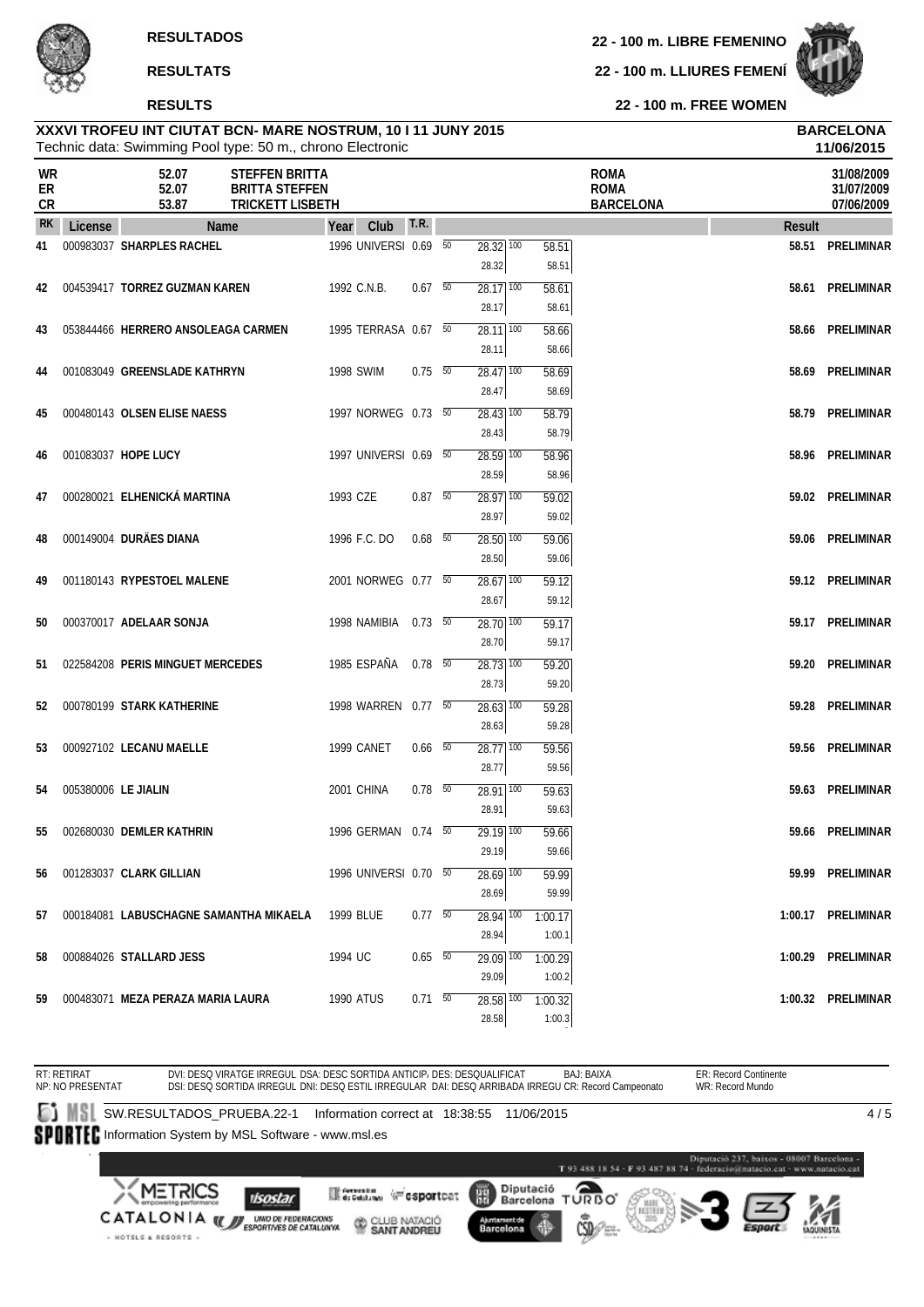**RESULTADOS**

**RESULTATS**

**RESULTS**

**22 - 100 m. LIBRE FEMENINO**

**22 - 100 m. LLIURES FEMENÍ**

**22 - 100 m. FREE WOMEN**

**XXXVI TROFEU INT CIUTAT BCN- MARE NOSTRUM, 10 I 11 JUNY 2015** — **BARCELONA**

Technic data: Swimming Pool type: 50 m., chrono Electronic — **11/06/2015**

| | | | | |
|---|---|---|---|---|
| WR | 52.07 | STEFFEN BRITTA | ROMA | 31/08/2009 |
| ER | 52.07 | BRITTA STEFFEN | ROMA | 31/07/2009 |
| CR | 53.87 | TRICKETT LISBETH | BARCELONA | 07/06/2009 |

| RK | License | Name | Year | Club | T.R. | 50 | 100 | Result | |
|---|---|---|---|---|---|---|---|---|---|
| 41 | 000983037 | SHARPLES RACHEL | 1996 | UNIVERSI | 0.69 | 28.32 / 28.32 | 58.51 / 58.51 | 58.51 | PRELIMINAR |
| 42 | 004539417 | TORREZ GUZMAN KAREN | 1992 | C.N.B. | 0.67 | 28.17 / 28.17 | 58.61 / 58.61 | 58.61 | PRELIMINAR |
| 43 | 053844466 | HERRERO ANSOLEAGA CARMEN | 1995 | TERRASA | 0.67 | 28.11 / 28.11 | 58.66 / 58.66 | 58.66 | PRELIMINAR |
| 44 | 001083049 | GREENSLADE KATHRYN | 1998 | SWIM | 0.75 | 28.47 / 28.47 | 58.69 / 58.69 | 58.69 | PRELIMINAR |
| 45 | 000480143 | OLSEN ELISE NAESS | 1997 | NORWEG | 0.73 | 28.43 / 28.43 | 58.79 / 58.79 | 58.79 | PRELIMINAR |
| 46 | 001083037 | HOPE LUCY | 1997 | UNIVERSI | 0.69 | 28.59 / 28.59 | 58.96 / 58.96 | 58.96 | PRELIMINAR |
| 47 | 000280021 | ELHENICKÁ MARTINA | 1993 | CZE | 0.87 | 28.97 / 28.97 | 59.02 / 59.02 | 59.02 | PRELIMINAR |
| 48 | 000149004 | DURÃES DIANA | 1996 | F.C. DO | 0.68 | 28.50 / 28.50 | 59.06 / 59.06 | 59.06 | PRELIMINAR |
| 49 | 001180143 | RYPESTOEL MALENE | 2001 | NORWEG | 0.77 | 28.67 / 28.67 | 59.12 / 59.12 | 59.12 | PRELIMINAR |
| 50 | 000370017 | ADELAAR SONJA | 1998 | NAMIBIA | 0.73 | 28.70 / 28.70 | 59.17 / 59.17 | 59.17 | PRELIMINAR |
| 51 | 022584208 | PERIS MINGUET MERCEDES | 1985 | ESPAÑA | 0.78 | 28.73 / 28.73 | 59.20 / 59.20 | 59.20 | PRELIMINAR |
| 52 | 000780199 | STARK KATHERINE | 1998 | WARREN | 0.77 | 28.63 / 28.63 | 59.28 / 59.28 | 59.28 | PRELIMINAR |
| 53 | 000927102 | LECANU MAELLE | 1999 | CANET | 0.66 | 28.77 / 28.77 | 59.56 / 59.56 | 59.56 | PRELIMINAR |
| 54 | 005380006 | LE JIALIN | 2001 | CHINA | 0.78 | 28.91 / 28.91 | 59.63 / 59.63 | 59.63 | PRELIMINAR |
| 55 | 002680030 | DEMLER KATHRIN | 1996 | GERMAN | 0.74 | 29.19 / 29.19 | 59.66 / 59.66 | 59.66 | PRELIMINAR |
| 56 | 001283037 | CLARK GILLIAN | 1996 | UNIVERSI | 0.70 | 28.69 / 28.69 | 59.99 / 59.99 | 59.99 | PRELIMINAR |
| 57 | 000184081 | LABUSCHAGNE SAMANTHA MIKAELA | 1999 | BLUE | 0.77 | 28.94 / 28.94 | 1:00.17 / 1:00.1 | 1:00.17 | PRELIMINAR |
| 58 | 000884026 | STALLARD JESS | 1994 | UC | 0.65 | 29.09 / 29.09 | 1:00.29 / 1:00.2 | 1:00.29 | PRELIMINAR |
| 59 | 000483071 | MEZA PERAZA MARIA LAURA | 1990 | ATUS | 0.71 | 28.58 / 28.58 | 1:00.32 / 1:00.3 | 1:00.32 | PRELIMINAR |

RT: RETIRAT
NP: NO PRESENTAT

DVI: DESQ VIRATGE IRREGUL DSA: DESC SORTIDA ANTICIP/ DES: DESQUALIFICAT BAJ: BAIXA
DSI: DESQ SORTIDA IRREGUL DNI: DESQ ESTIL IRREGULAR DAI: DESQ ARRIBADA IRREGU CR: Record Campeonato

ER: Record Continente
WR: Record Mundo

SW.RESULTADOS_PRUEBA.22-1 Information correct at 18:38:55 11/06/2015

Information System by MSL Software - www.msl.es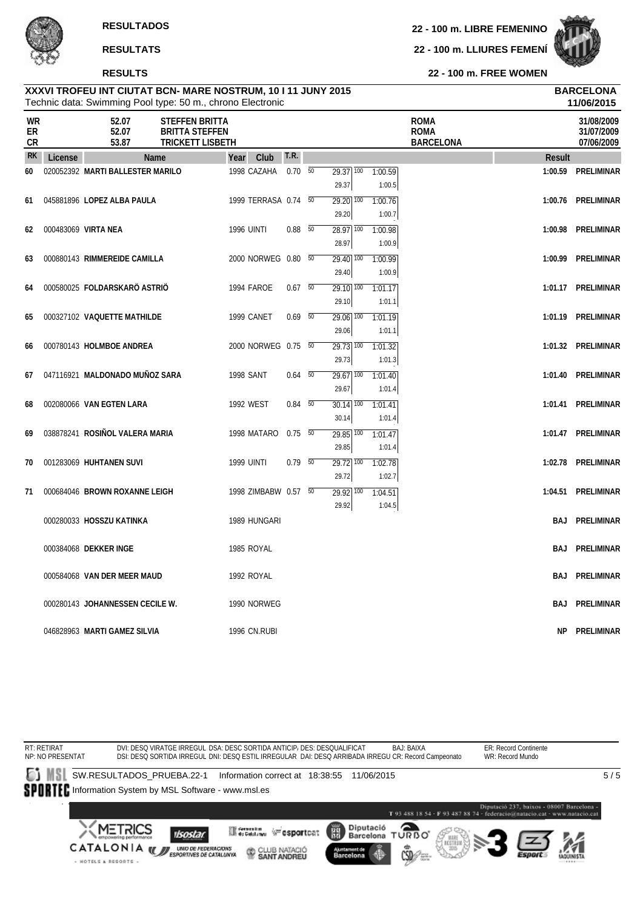**RESULTADOS**

**RESULTATS**

**RESULTS**

**22 - 100 m. LIBRE FEMENINO**

**22 - 100 m. LLIURES FEMENÍ**

**22 - 100 m. FREE WOMEN**

**XXXVI TROFEU INT CIUTAT BCN- MARE NOSTRUM, 10 I 11 JUNY 2015**
Technic data: Swimming Pool type: 50 m., chrono Electronic

**BARCELONA**
**11/06/2015**

| | | | | |
|---|---|---|---|---|
| WR | 52.07 | STEFFEN BRITTA | ROMA | 31/08/2009 |
| ER | 52.07 | BRITTA STEFFEN | ROMA | 31/07/2009 |
| CR | 53.87 | TRICKETT LISBETH | BARCELONA | 07/06/2009 |

| RK | License | Name | Year | Club | T.R. | 50 | 100 | Result | |
|---|---|---|---|---|---|---|---|---|---|
| 60 | 020052392 | MARTI BALLESTER MARILO | 1998 | CAZAHA | 0.70 | 29.37 / 29.37 | 1:00.59 / 1:00.5 | 1:00.59 | PRELIMINAR |
| 61 | 045881896 | LOPEZ ALBA PAULA | 1999 | TERRASA | 0.74 | 29.20 / 29.20 | 1:00.76 / 1:00.7 | 1:00.76 | PRELIMINAR |
| 62 | 000483069 | VIRTA NEA | 1996 | UINTI | 0.88 | 28.97 / 28.97 | 1:00.98 / 1:00.9 | 1:00.98 | PRELIMINAR |
| 63 | 000880143 | RIMMEREIDE CAMILLA | 2000 | NORWEG | 0.80 | 29.40 / 29.40 | 1:00.99 / 1:00.9 | 1:00.99 | PRELIMINAR |
| 64 | 000580025 | FOLDARSKARÖ ASTRIÖ | 1994 | FAROE | 0.67 | 29.10 / 29.10 | 1:01.17 / 1:01.1 | 1:01.17 | PRELIMINAR |
| 65 | 000327102 | VAQUETTE MATHILDE | 1999 | CANET | 0.69 | 29.06 / 29.06 | 1:01.19 / 1:01.1 | 1:01.19 | PRELIMINAR |
| 66 | 000780143 | HOLMBOE ANDREA | 2000 | NORWEG | 0.75 | 29.73 / 29.73 | 1:01.32 / 1:01.3 | 1:01.32 | PRELIMINAR |
| 67 | 047116921 | MALDONADO MUÑOZ SARA | 1998 | SANT | 0.64 | 29.67 / 29.67 | 1:01.40 / 1:01.4 | 1:01.40 | PRELIMINAR |
| 68 | 002080066 | VAN EGTEN LARA | 1992 | WEST | 0.84 | 30.14 / 30.14 | 1:01.41 / 1:01.4 | 1:01.41 | PRELIMINAR |
| 69 | 038878241 | ROSIÑOL VALERA MARIA | 1998 | MATARO | 0.75 | 29.85 / 29.85 | 1:01.47 / 1:01.4 | 1:01.47 | PRELIMINAR |
| 70 | 001283069 | HUHTANEN SUVI | 1999 | UINTI | 0.79 | 29.72 / 29.72 | 1:02.78 / 1:02.7 | 1:02.78 | PRELIMINAR |
| 71 | 000684046 | BROWN ROXANNE LEIGH | 1998 | ZIMBABW | 0.57 | 29.92 / 29.92 | 1:04.51 / 1:04.5 | 1:04.51 | PRELIMINAR |
| | 000280033 | HOSSZU KATINKA | 1989 | HUNGARI | | | | BAJ | PRELIMINAR |
| | 000384068 | DEKKER INGE | 1985 | ROYAL | | | | BAJ | PRELIMINAR |
| | 000584068 | VAN DER MEER MAUD | 1992 | ROYAL | | | | BAJ | PRELIMINAR |
| | 000280143 | JOHANNESSEN CECILE W. | 1990 | NORWEG | | | | BAJ | PRELIMINAR |
| | 046828963 | MARTI GAMEZ SILVIA | 1996 | CN.RUBI | | | | NP | PRELIMINAR |

RT: RETIRAT — NP: NO PRESENTAT — DVI: DESQ VIRATGE IRREGUL — DSA: DESC SORTIDA ANTICIP — DES: DESQUALIFICAT — BAJ: BAIXA — ER: Record Continente — DSI: DESQ SORTIDA IRREGUL — DNI: DESQ ESTIL IRREGULAR — DAI: DESQ ARRIBADA IRREGU — CR: Record Campeonato — WR: Record Mundo

SW.RESULTADOS_PRUEBA.22-1 Information correct at 18:38:55 11/06/2015

Information System by MSL Software - www.msl.es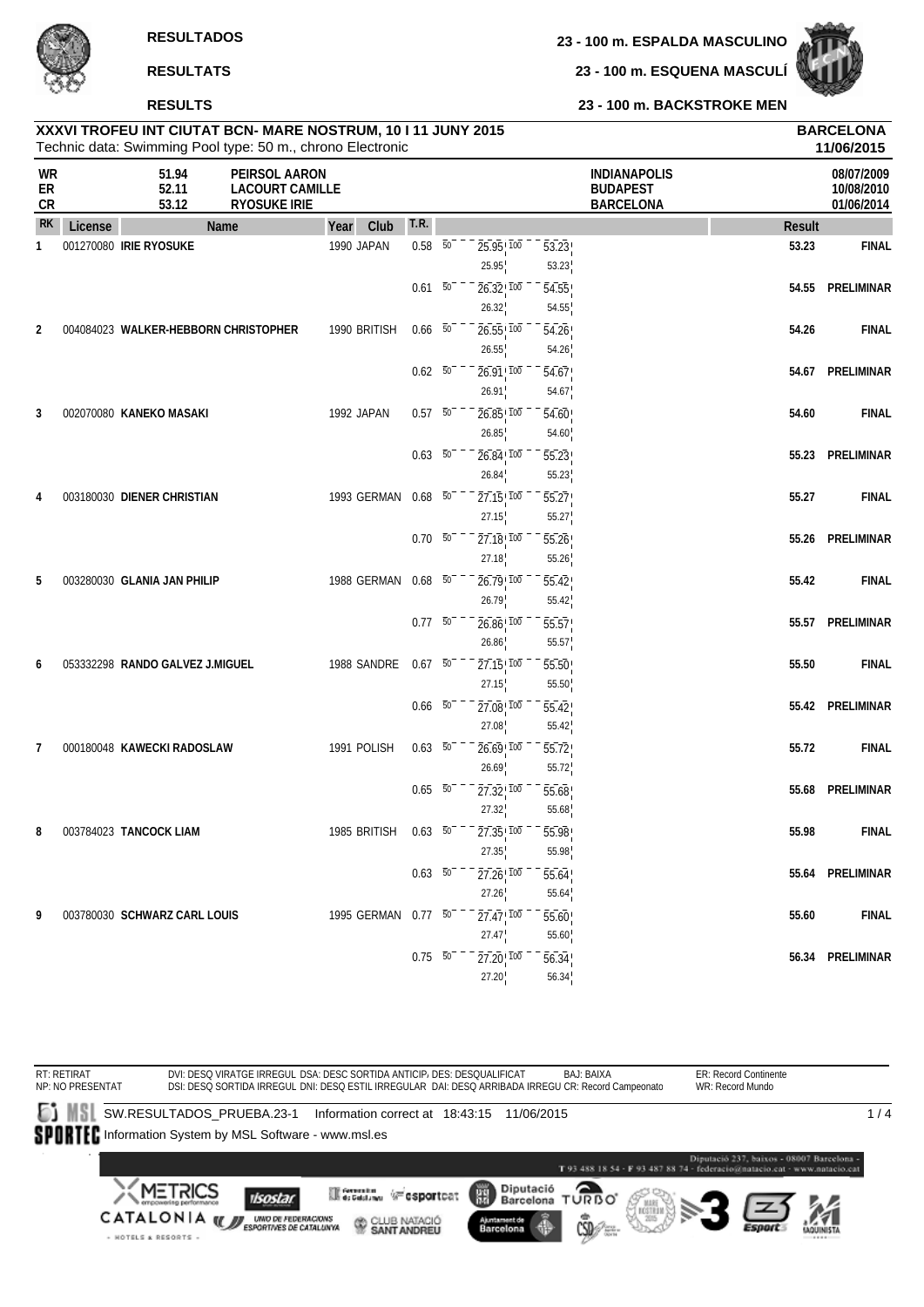**RESULTADOS** — **23 - 100 m. ESPALDA MASCULINO**

**RESULTATS** — **23 - 100 m. ESQUENA MASCULÍ**

**RESULTS** — **23 - 100 m. BACKSTROKE MEN**

**XXXVI TROFEU INT CIUTAT BCN- MARE NOSTRUM, 10 I 11 JUNY 2015** — **BARCELONA**

Technic data: Swimming Pool type: 50 m., chrono Electronic — **11/06/2015**

| | | | | |
|---|---|---|---|---|
| WR | 51.94 | PEIRSOL AARON | INDIANAPOLIS | 08/07/2009 |
| ER | 52.11 | LACOURT CAMILLE | BUDAPEST | 10/08/2010 |
| CR | 53.12 | RYOSUKE IRIE | BARCELONA | 01/06/2014 |

| RK | License | Name | Year | Club | T.R. | 50 | 100 | Result | |
|---|---|---|---|---|---|---|---|---|---|
| 1 | 001270080 | **IRIE RYOSUKE** | 1990 | JAPAN | 0.58 | 25.95 (25.95) | 53.23 (53.23) | 53.23 | FINAL |
| | | | | | 0.61 | 26.32 (26.32) | 54.55 (54.55) | 54.55 | PRELIMINAR |
| 2 | 004084023 | **WALKER-HEBBORN CHRISTOPHER** | 1990 | BRITISH | 0.66 | 26.55 (26.55) | 54.26 (54.26) | 54.26 | FINAL |
| | | | | | 0.62 | 26.91 (26.91) | 54.67 (54.67) | 54.67 | PRELIMINAR |
| 3 | 002070080 | **KANEKO MASAKI** | 1992 | JAPAN | 0.57 | 26.85 (26.85) | 54.60 (54.60) | 54.60 | FINAL |
| | | | | | 0.63 | 26.84 (26.84) | 55.23 (55.23) | 55.23 | PRELIMINAR |
| 4 | 003180030 | **DIENER CHRISTIAN** | 1993 | GERMAN | 0.68 | 27.15 (27.15) | 55.27 (55.27) | 55.27 | FINAL |
| | | | | | 0.70 | 27.18 (27.18) | 55.26 (55.26) | 55.26 | PRELIMINAR |
| 5 | 003280030 | **GLANIA JAN PHILIP** | 1988 | GERMAN | 0.68 | 26.79 (26.79) | 55.42 (55.42) | 55.42 | FINAL |
| | | | | | 0.77 | 26.86 (26.86) | 55.57 (55.57) | 55.57 | PRELIMINAR |
| 6 | 053332298 | **RANDO GALVEZ J.MIGUEL** | 1988 | SANDRE | 0.67 | 27.15 (27.15) | 55.50 (55.50) | 55.50 | FINAL |
| | | | | | 0.66 | 27.08 (27.08) | 55.42 (55.42) | 55.42 | PRELIMINAR |
| 7 | 000180048 | **KAWECKI RADOSLAW** | 1991 | POLISH | 0.63 | 26.69 (26.69) | 55.72 (55.72) | 55.72 | FINAL |
| | | | | | 0.65 | 27.32 (27.32) | 55.68 (55.68) | 55.68 | PRELIMINAR |
| 8 | 003784023 | **TANCOCK LIAM** | 1985 | BRITISH | 0.63 | 27.35 (27.35) | 55.98 (55.98) | 55.98 | FINAL |
| | | | | | 0.63 | 27.26 (27.26) | 55.64 (55.64) | 55.64 | PRELIMINAR |
| 9 | 003780030 | **SCHWARZ CARL LOUIS** | 1995 | GERMAN | 0.77 | 27.47 (27.47) | 55.60 (55.60) | 55.60 | FINAL |
| | | | | | 0.75 | 27.20 (27.20) | 56.34 (56.34) | 56.34 | PRELIMINAR |

RT: RETIRAT / NP: NO PRESENTAT — DVI: DESQ VIRATGE IRREGUL DSA: DESC SORTIDA ANTICIP. DES: DESQUALIFICAT BAJ: BAIXA — DSI: DESQ SORTIDA IRREGUL DNI: DESQ ESTIL IRREGULAR DAI: DESQ ARRIBADA IRREGU CR: Record Campeonato — ER: Record Continente — WR: Record Mundo

SW.RESULTADOS_PRUEBA.23-1 Information correct at 18:43:15 11/06/2015

Information System by MSL Software - www.msl.es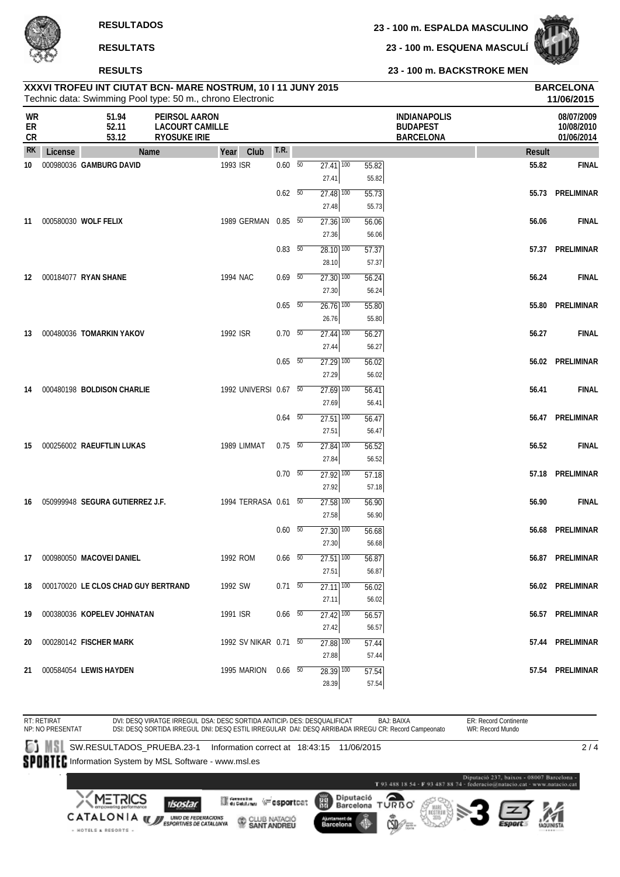**RESULTADOS**

**RESULTATS**

**RESULTS**

**23 - 100 m. ESPALDA MASCULINO**

**23 - 100 m. ESQUENA MASCULÍ**

**23 - 100 m. BACKSTROKE MEN**

**XXXVI TROFEU INT CIUTAT BCN- MARE NOSTRUM, 10 I 11 JUNY 2015**
Technic data: Swimming Pool type: 50 m., chrono Electronic

**BARCELONA**
**11/06/2015**

| | | | | |
|---|---|---|---|---|
| WR | 51.94 | PEIRSOL AARON | INDIANAPOLIS | 08/07/2009 |
| ER | 52.11 | LACOURT CAMILLE | BUDAPEST | 10/08/2010 |
| CR | 53.12 | RYOSUKE IRIE | BARCELONA | 01/06/2014 |

| RK | License | Name | Year | Club | T.R. | 50 | 100 | Result | |
|---|---|---|---|---|---|---|---|---|---|
| 10 | 000980036 | **GAMBURG DAVID** | 1993 | ISR | 0.60 | 27.41 / 27.41 | 55.82 / 55.82 | **55.82** | **FINAL** |
| | | | | | 0.62 | 27.48 / 27.48 | 55.73 / 55.73 | **55.73** | **PRELIMINAR** |
| 11 | 000580030 | **WOLF FELIX** | 1989 | GERMAN | 0.85 | 27.36 / 27.36 | 56.06 / 56.06 | **56.06** | **FINAL** |
| | | | | | 0.83 | 28.10 / 28.10 | 57.37 / 57.37 | **57.37** | **PRELIMINAR** |
| 12 | 000184077 | **RYAN SHANE** | 1994 | NAC | 0.69 | 27.30 / 27.30 | 56.24 / 56.24 | **56.24** | **FINAL** |
| | | | | | 0.65 | 26.76 / 26.76 | 55.80 / 55.80 | **55.80** | **PRELIMINAR** |
| 13 | 000480036 | **TOMARKIN YAKOV** | 1992 | ISR | 0.70 | 27.44 / 27.44 | 56.27 / 56.27 | **56.27** | **FINAL** |
| | | | | | 0.65 | 27.29 / 27.29 | 56.02 / 56.02 | **56.02** | **PRELIMINAR** |
| 14 | 000480198 | **BOLDISON CHARLIE** | 1992 | UNIVERSI | 0.67 | 27.69 / 27.69 | 56.41 / 56.41 | **56.41** | **FINAL** |
| | | | | | 0.64 | 27.51 / 27.51 | 56.47 / 56.47 | **56.47** | **PRELIMINAR** |
| 15 | 000256002 | **RAEUFTLIN LUKAS** | 1989 | LIMMAT | 0.75 | 27.84 / 27.84 | 56.52 / 56.52 | **56.52** | **FINAL** |
| | | | | | 0.70 | 27.92 / 27.92 | 57.18 / 57.18 | **57.18** | **PRELIMINAR** |
| 16 | 050999948 | **SEGURA GUTIERREZ J.F.** | 1994 | TERRASA | 0.61 | 27.58 / 27.58 | 56.90 / 56.90 | **56.90** | **FINAL** |
| | | | | | 0.60 | 27.30 / 27.30 | 56.68 / 56.68 | **56.68** | **PRELIMINAR** |
| 17 | 000980050 | **MACOVEI DANIEL** | 1992 | ROM | 0.66 | 27.51 / 27.51 | 56.87 / 56.87 | **56.87** | **PRELIMINAR** |
| 18 | 000170020 | **LE CLOS CHAD GUY BERTRAND** | 1992 | SW | 0.71 | 27.11 / 27.11 | 56.02 / 56.02 | **56.02** | **PRELIMINAR** |
| 19 | 000380036 | **KOPELEV JOHNATAN** | 1991 | ISR | 0.66 | 27.42 / 27.42 | 56.57 / 56.57 | **56.57** | **PRELIMINAR** |
| 20 | 000280142 | **FISCHER MARK** | 1992 | SV NIKAR | 0.71 | 27.88 / 27.88 | 57.44 / 57.44 | **57.44** | **PRELIMINAR** |
| 21 | 000584054 | **LEWIS HAYDEN** | 1995 | MARION | 0.66 | 28.39 / 28.39 | 57.54 / 57.54 | **57.54** | **PRELIMINAR** |

RT: RETIRAT　NP: NO PRESENTAT　DVI: DESQ VIRATGE IRREGUL　DSA: DESC SORTIDA ANTICIP　DES: DESQUALIFICAT　BAJ: BAIXA　ER: Record Continente
DSI: DESQ SORTIDA IRREGUL　DNI: DESQ ESTIL IRREGULAR　DAI: DESQ ARRIBADA IRREGU　CR: Record Campeonato　WR: Record Mundo

SW.RESULTADOS_PRUEBA.23-1　Information correct at 18:43:15 11/06/2015
Information System by MSL Software - www.msl.es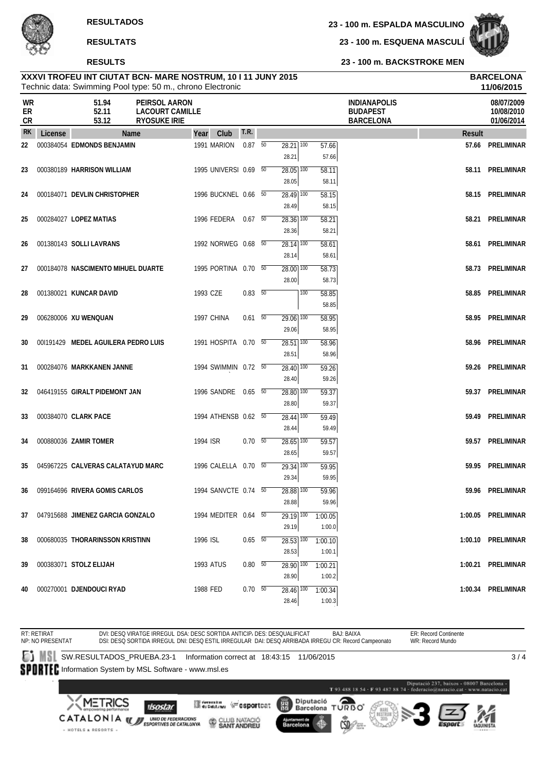**RESULTADOS**

**RESULTATS**

**RESULTS**

**23 - 100 m. ESPALDA MASCULINO**

**23 - 100 m. ESQUENA MASCULÍ**

**23 - 100 m. BACKSTROKE MEN**

**XXXVI TROFEU INT CIUTAT BCN- MARE NOSTRUM, 10 I 11 JUNY 2015** **BARCELONA**
Technic data: Swimming Pool type: 50 m., chrono Electronic **11/06/2015**

| | | | | |
|---|---|---|---|---|
| WR | 51.94 | PEIRSOL AARON | INDIANAPOLIS | 08/07/2009 |
| ER | 52.11 | LACOURT CAMILLE | BUDAPEST | 10/08/2010 |
| CR | 53.12 | RYOSUKE IRIE | BARCELONA | 01/06/2014 |

| RK | License | Name | Year | Club | T.R. | 50 | 100 | Result | |
|---|---|---|---|---|---|---|---|---|---|
| 22 | 000384054 | EDMONDS BENJAMIN | 1991 | MARION | 0.87 | 28.21 / 28.21 | 57.66 / 57.66 | 57.66 | PRELIMINAR |
| 23 | 000380189 | HARRISON WILLIAM | 1995 | UNIVERSI | 0.69 | 28.05 / 28.05 | 58.11 / 58.11 | 58.11 | PRELIMINAR |
| 24 | 000184071 | DEVLIN CHRISTOPHER | 1996 | BUCKNEL | 0.66 | 28.49 / 28.49 | 58.15 / 58.15 | 58.15 | PRELIMINAR |
| 25 | 000284027 | LOPEZ MATIAS | 1996 | FEDERA | 0.67 | 28.36 / 28.36 | 58.21 / 58.21 | 58.21 | PRELIMINAR |
| 26 | 001380143 | SOLLI LAVRANS | 1992 | NORWEG | 0.68 | 28.14 / 28.14 | 58.61 / 58.61 | 58.61 | PRELIMINAR |
| 27 | 000184078 | NASCIMENTO MIHUEL DUARTE | 1995 | PORTINA | 0.70 | 28.00 / 28.00 | 58.73 / 58.73 | 58.73 | PRELIMINAR |
| 28 | 001380021 | KUNCAR DAVID | 1993 | CZE | 0.83 | | 58.85 / 58.85 | 58.85 | PRELIMINAR |
| 29 | 006280006 | XU WENQUAN | 1997 | CHINA | 0.61 | 29.06 / 29.06 | 58.95 / 58.95 | 58.95 | PRELIMINAR |
| 30 | 00I191429 | MEDEL AGUILERA PEDRO LUIS | 1991 | HOSPITA | 0.70 | 28.51 / 28.51 | 58.96 / 58.96 | 58.96 | PRELIMINAR |
| 31 | 000284076 | MARKKANEN JANNE | 1994 | SWIMMIN | 0.72 | 28.40 / 28.40 | 59.26 / 59.26 | 59.26 | PRELIMINAR |
| 32 | 046419155 | GIRALT PIDEMONT JAN | 1996 | SANDRE | 0.65 | 28.80 / 28.80 | 59.37 / 59.37 | 59.37 | PRELIMINAR |
| 33 | 000384070 | CLARK PACE | 1994 | ATHENSB | 0.62 | 28.44 / 28.44 | 59.49 / 59.49 | 59.49 | PRELIMINAR |
| 34 | 000880036 | ZAMIR TOMER | 1994 | ISR | 0.70 | 28.65 / 28.65 | 59.57 / 59.57 | 59.57 | PRELIMINAR |
| 35 | 045967225 | CALVERAS CALATAYUD MARC | 1996 | CALELLA | 0.70 | 29.34 / 29.34 | 59.95 / 59.95 | 59.95 | PRELIMINAR |
| 36 | 099164696 | RIVERA GOMIS CARLOS | 1994 | SANVCTE | 0.74 | 28.88 / 28.88 | 59.96 / 59.96 | 59.96 | PRELIMINAR |
| 37 | 047915688 | JIMENEZ GARCIA GONZALO | 1994 | MEDITER | 0.64 | 29.19 / 29.19 | 1:00.05 / 1:00.0 | 1:00.05 | PRELIMINAR |
| 38 | 000680035 | THORARINSSON KRISTINN | 1996 | ISL | 0.65 | 28.53 / 28.53 | 1:00.10 / 1:00.1 | 1:00.10 | PRELIMINAR |
| 39 | 000383071 | STOLZ ELIJAH | 1993 | ATUS | 0.80 | 28.90 / 28.90 | 1:00.21 / 1:00.2 | 1:00.21 | PRELIMINAR |
| 40 | 000270001 | DJENDOUCI RYAD | 1988 | FED | 0.70 | 28.46 / 28.46 | 1:00.34 / 1:00.3 | 1:00.34 | PRELIMINAR |

RT: RETIRAT NP: NO PRESENTAT
DVI: DESQ VIRATGE IRREGUL DSA: DESC SORTIDA ANTICIPA DES: DESQUALIFICAT BAJ: BAIXA ER: Record Continente
DSI: DESQ SORTIDA IRREGUL DNI: DESQ ESTIL IRREGULAR DAI: DESQ ARRIBADA IRREGU CR: Record Campeonato WR: Record Mundo

SW.RESULTADOS_PRUEBA.23-1 Information correct at 18:43:15 11/06/2015

Information System by MSL Software - www.msl.es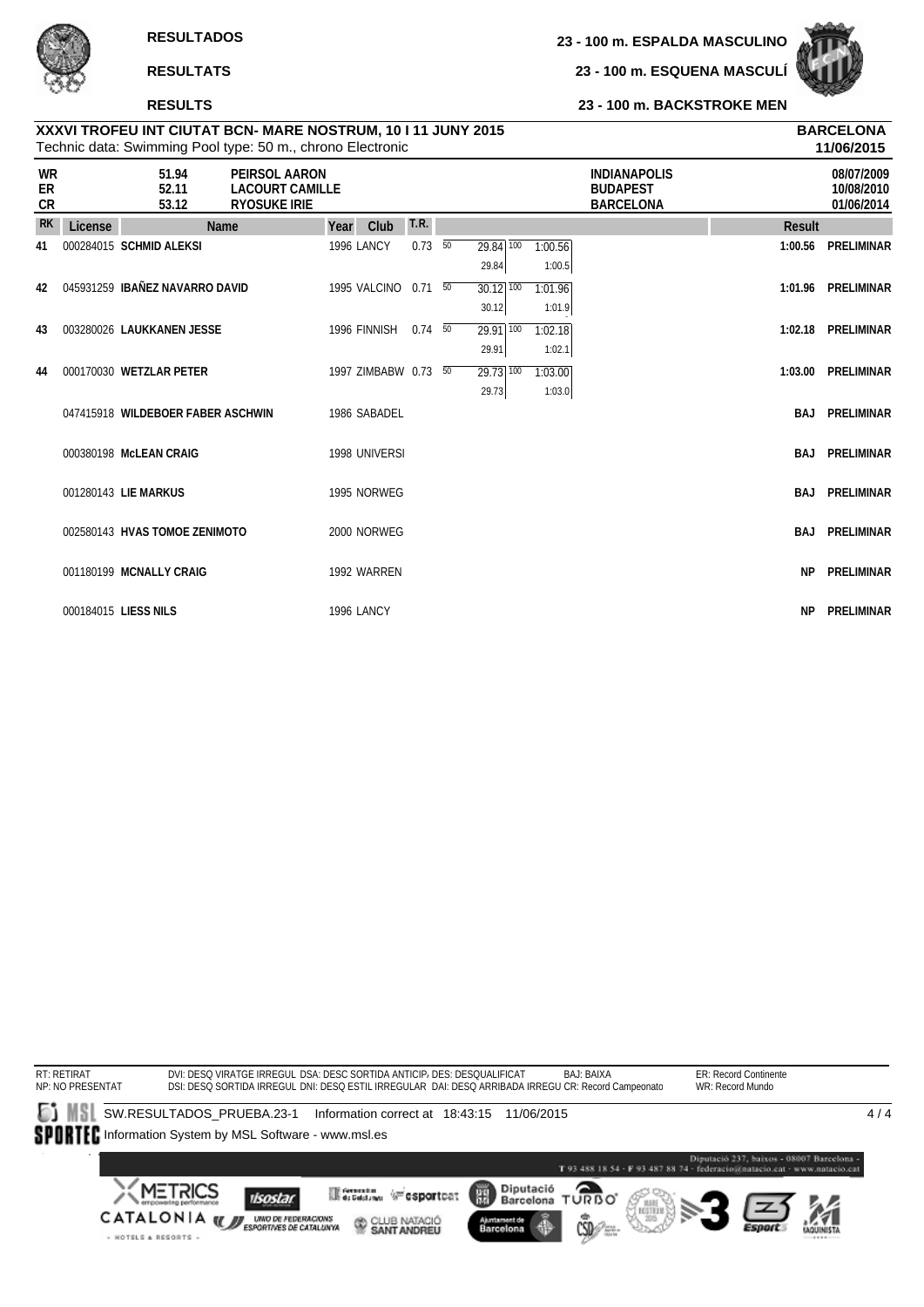**RESULTADOS** — **23 - 100 m. ESPALDA MASCULINO**

**RESULTATS** — **23 - 100 m. ESQUENA MASCULÍ**

**RESULTS** — **23 - 100 m. BACKSTROKE MEN**

**XXXVI TROFEU INT CIUTAT BCN- MARE NOSTRUM, 10 I 11 JUNY 2015** — **BARCELONA**

Technic data: Swimming Pool type: 50 m., chrono Electronic — **11/06/2015**

| | | | | |
|---|---|---|---|---|
| WR | 51.94 | PEIRSOL AARON | INDIANAPOLIS | 08/07/2009 |
| ER | 52.11 | LACOURT CAMILLE | BUDAPEST | 10/08/2010 |
| CR | 53.12 | RYOSUKE IRIE | BARCELONA | 01/06/2014 |

| RK | License | Name | Year | Club | T.R. | 50 | 100 | Result | |
|---|---|---|---|---|---|---|---|---|---|
| 41 | 000284015 | SCHMID ALEKSI | 1996 | LANCY | 0.73 | 29.84 / 29.84 | 1:00.56 / 1:00.5 | 1:00.56 | PRELIMINAR |
| 42 | 045931259 | IBAÑEZ NAVARRO DAVID | 1995 | VALCINO | 0.71 | 30.12 / 30.12 | 1:01.96 / 1:01.9 | 1:01.96 | PRELIMINAR |
| 43 | 003280026 | LAUKKANEN JESSE | 1996 | FINNISH | 0.74 | 29.91 / 29.91 | 1:02.18 / 1:02.1 | 1:02.18 | PRELIMINAR |
| 44 | 000170030 | WETZLAR PETER | 1997 | ZIMBABW | 0.73 | 29.73 / 29.73 | 1:03.00 / 1:03.0 | 1:03.00 | PRELIMINAR |
| | 047415918 | WILDEBOER FABER ASCHWIN | 1986 | SABADEL | | | | BAJ | PRELIMINAR |
| | 000380198 | McLEAN CRAIG | 1998 | UNIVERSI | | | | BAJ | PRELIMINAR |
| | 001280143 | LIE MARKUS | 1995 | NORWEG | | | | BAJ | PRELIMINAR |
| | 002580143 | HVAS TOMOE ZENIMOTO | 2000 | NORWEG | | | | BAJ | PRELIMINAR |
| | 001180199 | MCNALLY CRAIG | 1992 | WARREN | | | | NP | PRELIMINAR |
| | 000184015 | LIESS NILS | 1996 | LANCY | | | | NP | PRELIMINAR |

RT: RETIRAT — NP: NO PRESENTAT — DVI: DESQ VIRATGE IRREGUL — DSA: DESC SORTIDA ANTICIP — DES: DESQUALIFICAT — BAJ: BAIXA — ER: Record Continente — DSI: DESQ SORTIDA IRREGUL — DNI: DESQ ESTIL IRREGULAR — DAI: DESQ ARRIBADA IRREGU — CR: Record Campeonato — WR: Record Mundo

SW.RESULTADOS_PRUEBA.23-1 Information correct at 18:43:15 11/06/2015

Information System by MSL Software - www.msl.es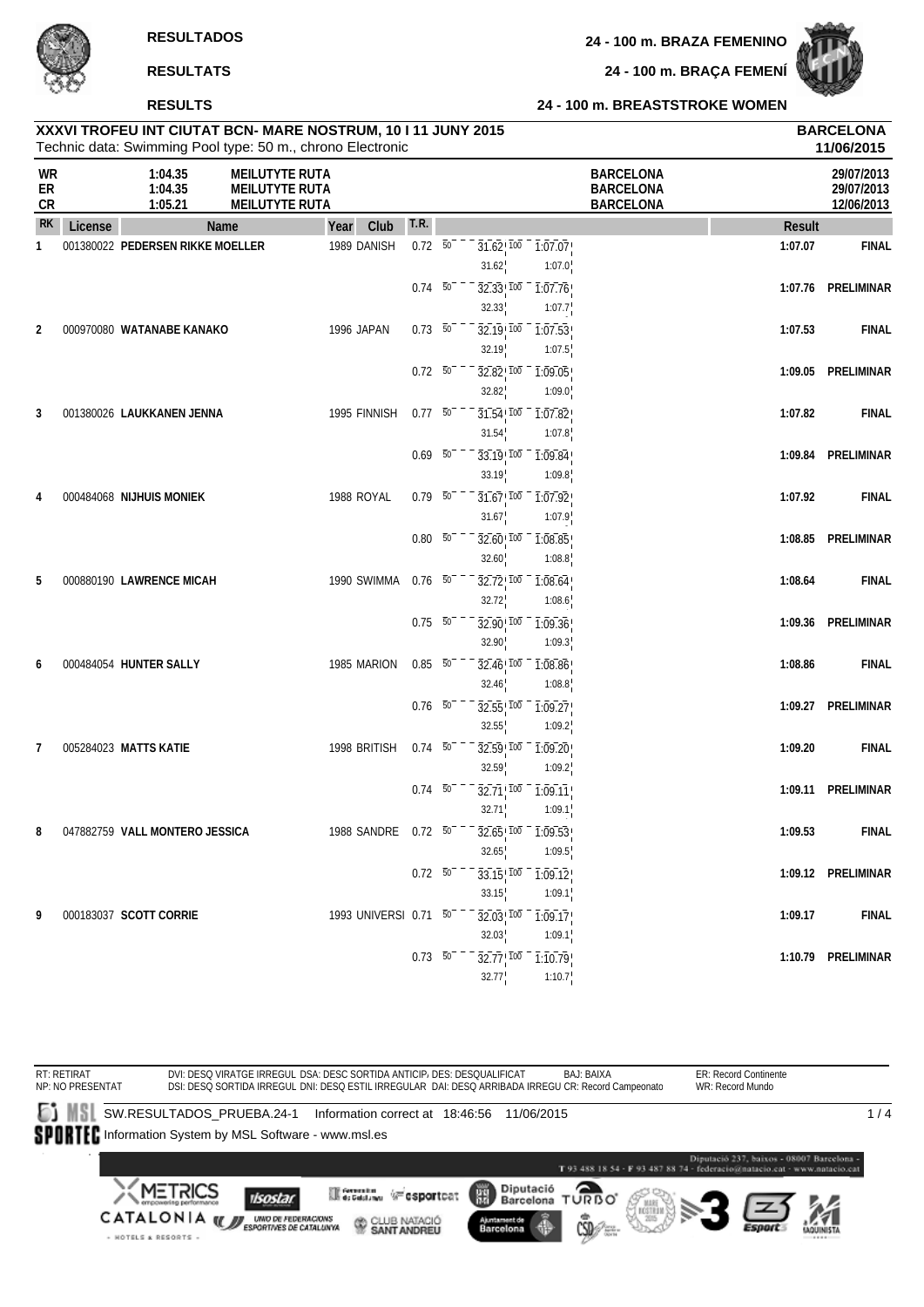**RESULTADOS** — 24 - 100 m. BRAZA FEMENINO

**RESULTATS** — 24 - 100 m. BRAÇA FEMENÍ

**RESULTS** — 24 - 100 m. BREASTSTROKE WOMEN

## XXXVI TROFEU INT CIUTAT BCN- MARE NOSTRUM, 10 I 11 JUNY 2015

Technic data: Swimming Pool type: 50 m., chrono Electronic

**BARCELONA**
**11/06/2015**

| | Time | Name | Place | Date |
|---|---|---|---|---|
| WR | 1:04.35 | MEILUTYTE RUTA | BARCELONA | 29/07/2013 |
| ER | 1:04.35 | MEILUTYTE RUTA | BARCELONA | 29/07/2013 |
| CR | 1:05.21 | MEILUTYTE RUTA | BARCELONA | 12/06/2013 |

| RK | License | Name | Year | Club | T.R. | 50 | 100 | Result | |
|---|---|---|---|---|---|---|---|---|---|
| 1 | 001380022 | **PEDERSEN RIKKE MOELLER** | 1989 | DANISH | 0.72 | 31.62 (31.62) | 1:07.07 (1:07.0) | 1:07.07 | FINAL |
| | | | | | 0.74 | 32.33 (32.33) | 1:07.76 (1:07.7) | 1:07.76 | PRELIMINAR |
| 2 | 000970080 | **WATANABE KANAKO** | 1996 | JAPAN | 0.73 | 32.19 (32.19) | 1:07.53 (1:07.5) | 1:07.53 | FINAL |
| | | | | | 0.72 | 32.82 (32.82) | 1:09.05 (1:09.0) | 1:09.05 | PRELIMINAR |
| 3 | 001380026 | **LAUKKANEN JENNA** | 1995 | FINNISH | 0.77 | 31.54 (31.54) | 1:07.82 (1:07.8) | 1:07.82 | FINAL |
| | | | | | 0.69 | 33.19 (33.19) | 1:09.84 (1:09.8) | 1:09.84 | PRELIMINAR |
| 4 | 000484068 | **NIJHUIS MONIEK** | 1988 | ROYAL | 0.79 | 31.67 (31.67) | 1:07.92 (1:07.9) | 1:07.92 | FINAL |
| | | | | | 0.80 | 32.60 (32.60) | 1:08.85 (1:08.8) | 1:08.85 | PRELIMINAR |
| 5 | 000880190 | **LAWRENCE MICAH** | 1990 | SWIMMA | 0.76 | 32.72 (32.72) | 1:08.64 (1:08.6) | 1:08.64 | FINAL |
| | | | | | 0.75 | 32.90 (32.90) | 1:09.36 (1:09.3) | 1:09.36 | PRELIMINAR |
| 6 | 000484054 | **HUNTER SALLY** | 1985 | MARION | 0.85 | 32.46 (32.46) | 1:08.86 (1:08.8) | 1:08.86 | FINAL |
| | | | | | 0.76 | 32.55 (32.55) | 1:09.27 (1:09.2) | 1:09.27 | PRELIMINAR |
| 7 | 005284023 | **MATTS KATIE** | 1998 | BRITISH | 0.74 | 32.59 (32.59) | 1:09.20 (1:09.2) | 1:09.20 | FINAL |
| | | | | | 0.74 | 32.71 (32.71) | 1:09.11 (1:09.1) | 1:09.11 | PRELIMINAR |
| 8 | 047882759 | **VALL MONTERO JESSICA** | 1988 | SANDRE | 0.72 | 32.65 (32.65) | 1:09.53 (1:09.5) | 1:09.53 | FINAL |
| | | | | | 0.72 | 33.15 (33.15) | 1:09.12 (1:09.1) | 1:09.12 | PRELIMINAR |
| 9 | 000183037 | **SCOTT CORRIE** | 1993 | UNIVERSI | 0.71 | 32.03 (32.03) | 1:09.17 (1:09.1) | 1:09.17 | FINAL |
| | | | | | 0.73 | 32.77 (32.77) | 1:10.79 (1:10.7) | 1:10.79 | PRELIMINAR |

RT: RETIRAT
NP: NO PRESENTAT
DVI: DESQ VIRATGE IRREGUL DSA: DESC SORTIDA ANTICIP. DES: DESQUALIFICAT BAJ: BAIXA ER: Record Continente
DSI: DESQ SORTIDA IRREGUL DNI: DESQ ESTIL IRREGULAR DAI: DESQ ARRIBADA IRREGU CR: Record Campeonato WR: Record Mundo

SW.RESULTADOS_PRUEBA.24-1 Information correct at 18:46:56 11/06/2015

Information System by MSL Software - www.msl.es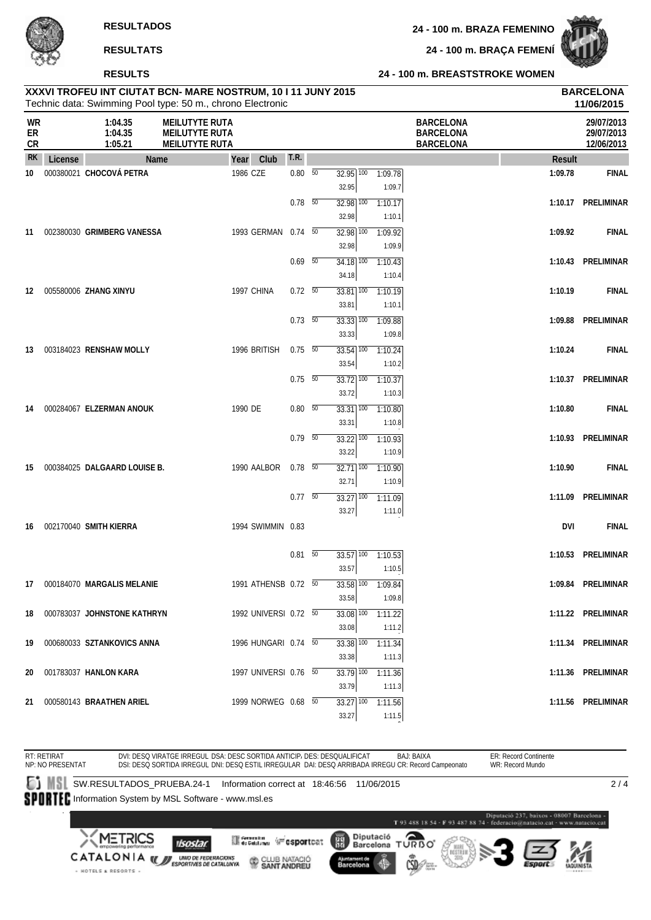**RESULTADOS** — **24 - 100 m. BRAZA FEMENINO**

**RESULTATS** — **24 - 100 m. BRAÇA FEMENÍ**

**RESULTS** — **24 - 100 m. BREASTSTROKE WOMEN**

**XXXVI TROFEU INT CIUTAT BCN- MARE NOSTRUM, 10 I 11 JUNY 2015** — **BARCELONA 11/06/2015**

Technic data: Swimming Pool type: 50 m., chrono Electronic

| | | | | |
|---|---|---|---|---|
| WR | 1:04.35 | MEILUTYTE RUTA | BARCELONA | 29/07/2013 |
| ER | 1:04.35 | MEILUTYTE RUTA | BARCELONA | 29/07/2013 |
| CR | 1:05.21 | MEILUTYTE RUTA | BARCELONA | 12/06/2013 |

| RK | License | Name | Year | Club | T.R. | 50 | 100 | Result | |
|---|---|---|---|---|---|---|---|---|---|
| 10 | 000380021 | CHOCOVÁ PETRA | 1986 | CZE | 0.80 | 32.95 (32.95) | 1:09.78 (1:09.7) | 1:09.78 | FINAL |
| | | | | | 0.78 | 32.98 (32.98) | 1:10.17 (1:10.1) | 1:10.17 | PRELIMINAR |
| 11 | 002380030 | GRIMBERG VANESSA | 1993 | GERMAN | 0.74 | 32.98 (32.98) | 1:09.92 (1:09.9) | 1:09.92 | FINAL |
| | | | | | 0.69 | 34.18 (34.18) | 1:10.43 (1:10.4) | 1:10.43 | PRELIMINAR |
| 12 | 005580006 | ZHANG XINYU | 1997 | CHINA | 0.72 | 33.81 (33.81) | 1:10.19 (1:10.1) | 1:10.19 | FINAL |
| | | | | | 0.73 | 33.33 (33.33) | 1:09.88 (1:09.8) | 1:09.88 | PRELIMINAR |
| 13 | 003184023 | RENSHAW MOLLY | 1996 | BRITISH | 0.75 | 33.54 (33.54) | 1:10.24 (1:10.2) | 1:10.24 | FINAL |
| | | | | | 0.75 | 33.72 (33.72) | 1:10.37 (1:10.3) | 1:10.37 | PRELIMINAR |
| 14 | 000284067 | ELZERMAN ANOUK | 1990 | DE | 0.80 | 33.31 (33.31) | 1:10.80 (1:10.8) | 1:10.80 | FINAL |
| | | | | | 0.79 | 33.22 (33.22) | 1:10.93 (1:10.9) | 1:10.93 | PRELIMINAR |
| 15 | 000384025 | DALGAARD LOUISE B. | 1990 | AALBOR | 0.78 | 32.71 (32.71) | 1:10.90 (1:10.9) | 1:10.90 | FINAL |
| | | | | | 0.77 | 33.27 (33.27) | 1:11.09 (1:11.0) | 1:11.09 | PRELIMINAR |
| 16 | 002170040 | SMITH KIERRA | 1994 | SWIMMIN | 0.83 | | | DVI | FINAL |
| | | | | | 0.81 | 33.57 (33.57) | 1:10.53 (1:10.5) | 1:10.53 | PRELIMINAR |
| 17 | 000184070 | MARGALIS MELANIE | 1991 | ATHENSB | 0.72 | 33.58 (33.58) | 1:09.84 (1:09.8) | 1:09.84 | PRELIMINAR |
| 18 | 000783037 | JOHNSTONE KATHRYN | 1992 | UNIVERSI | 0.72 | 33.08 (33.08) | 1:11.22 (1:11.2) | 1:11.22 | PRELIMINAR |
| 19 | 000680033 | SZTANKOVICS ANNA | 1996 | HUNGARI | 0.74 | 33.38 (33.38) | 1:11.34 (1:11.3) | 1:11.34 | PRELIMINAR |
| 20 | 001783037 | HANLON KARA | 1997 | UNIVERSI | 0.76 | 33.79 (33.79) | 1:11.36 (1:11.3) | 1:11.36 | PRELIMINAR |
| 21 | 000580143 | BRAATHEN ARIEL | 1999 | NORWEG | 0.68 | 33.27 (33.27) | 1:11.56 (1:11.5) | 1:11.56 | PRELIMINAR |

RT: RETIRAT
NP: NO PRESENTAT
DVI: DESQ VIRATGE IRREGUL DSA: DESC SORTIDA ANTICIP. DES: DESQUALIFICAT BAJ: BAIXA
DSI: DESQ SORTIDA IRREGUL DNI: DESQ ESTIL IRREGULAR DAI: DESQ ARRIBADA IRREGU CR: Record Campeonato
ER: Record Continente
WR: Record Mundo

SW.RESULTADOS_PRUEBA.24-1 Information correct at 18:46:56 11/06/2015

Information System by MSL Software - www.msl.es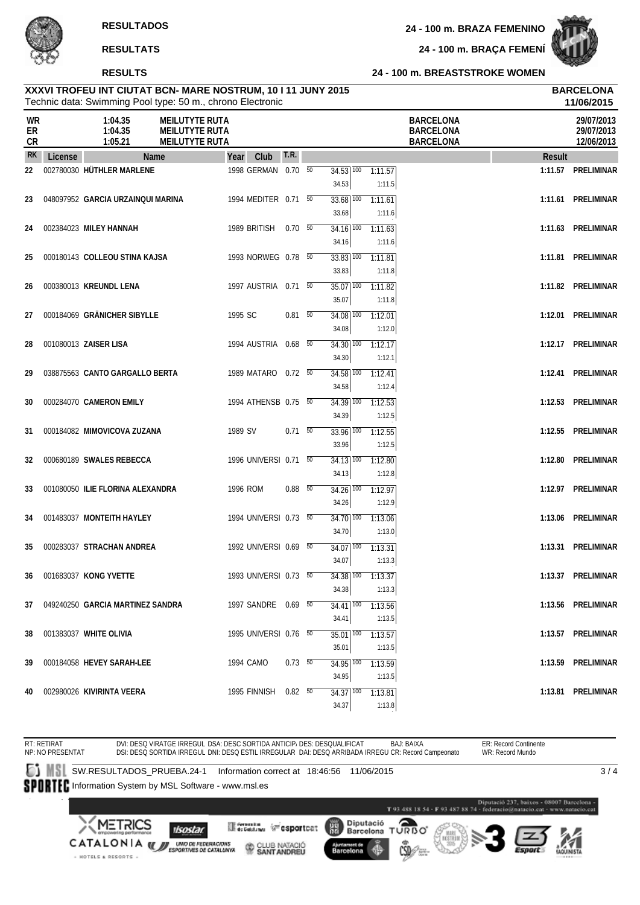**RESULTADOS** **24 - 100 m. BRAZA FEMENINO**

**RESULTATS** **24 - 100 m. BRAÇA FEMENÍ**

**RESULTS** **24 - 100 m. BREASTSTROKE WOMEN**

**XXXVI TROFEU INT CIUTAT BCN- MARE NOSTRUM, 10 I 11 JUNY 2015** **BARCELONA**
Technic data: Swimming Pool type: 50 m., chrono Electronic **11/06/2015**

| | | | | |
|---|---|---|---|---|
| WR | 1:04.35 | MEILUTYTE RUTA | BARCELONA | 29/07/2013 |
| ER | 1:04.35 | MEILUTYTE RUTA | BARCELONA | 29/07/2013 |
| CR | 1:05.21 | MEILUTYTE RUTA | BARCELONA | 12/06/2013 |

| RK | License | Name | Year | Club | T.R. | 50 | 100 | Result | |
|---|---|---|---|---|---|---|---|---|---|
| 22 | 002780030 | **HÜTHLER MARLENE** | 1998 | GERMAN | 0.70 | 34.53 (34.53) | 1:11.57 (1:11.5) | **1:11.57** | **PRELIMINAR** |
| 23 | 048097952 | **GARCIA URZAINQUI MARINA** | 1994 | MEDITER | 0.71 | 33.68 (33.68) | 1:11.61 (1:11.6) | **1:11.61** | **PRELIMINAR** |
| 24 | 002384023 | **MILEY HANNAH** | 1989 | BRITISH | 0.70 | 34.16 (34.16) | 1:11.63 (1:11.6) | **1:11.63** | **PRELIMINAR** |
| 25 | 000180143 | **COLLEOU STINA KAJSA** | 1993 | NORWEG | 0.78 | 33.83 (33.83) | 1:11.81 (1:11.8) | **1:11.81** | **PRELIMINAR** |
| 26 | 000380013 | **KREUNDL LENA** | 1997 | AUSTRIA | 0.71 | 35.07 (35.07) | 1:11.82 (1:11.8) | **1:11.82** | **PRELIMINAR** |
| 27 | 000184069 | **GRÄNICHER SIBYLLE** | 1995 | SC | 0.81 | 34.08 (34.08) | 1:12.01 (1:12.0) | **1:12.01** | **PRELIMINAR** |
| 28 | 001080013 | **ZAISER LISA** | 1994 | AUSTRIA | 0.68 | 34.30 (34.30) | 1:12.17 (1:12.1) | **1:12.17** | **PRELIMINAR** |
| 29 | 038875563 | **CANTO GARGALLO BERTA** | 1989 | MATARO | 0.72 | 34.58 (34.58) | 1:12.41 (1:12.4) | **1:12.41** | **PRELIMINAR** |
| 30 | 000284070 | **CAMERON EMILY** | 1994 | ATHENSB | 0.75 | 34.39 (34.39) | 1:12.53 (1:12.5) | **1:12.53** | **PRELIMINAR** |
| 31 | 000184082 | **MIMOVICOVA ZUZANA** | 1989 | SV | 0.71 | 33.96 (33.96) | 1:12.55 (1:12.5) | **1:12.55** | **PRELIMINAR** |
| 32 | 000680189 | **SWALES REBECCA** | 1996 | UNIVERSI | 0.71 | 34.13 (34.13) | 1:12.80 (1:12.8) | **1:12.80** | **PRELIMINAR** |
| 33 | 001080050 | **ILIE FLORINA ALEXANDRA** | 1996 | ROM | 0.88 | 34.26 (34.26) | 1:12.97 (1:12.9) | **1:12.97** | **PRELIMINAR** |
| 34 | 001483037 | **MONTEITH HAYLEY** | 1994 | UNIVERSI | 0.73 | 34.70 (34.70) | 1:13.06 (1:13.0) | **1:13.06** | **PRELIMINAR** |
| 35 | 000283037 | **STRACHAN ANDREA** | 1992 | UNIVERSI | 0.69 | 34.07 (34.07) | 1:13.31 (1:13.3) | **1:13.31** | **PRELIMINAR** |
| 36 | 001683037 | **KONG YVETTE** | 1993 | UNIVERSI | 0.73 | 34.38 (34.38) | 1:13.37 (1:13.3) | **1:13.37** | **PRELIMINAR** |
| 37 | 049240250 | **GARCIA MARTINEZ SANDRA** | 1997 | SANDRE | 0.69 | 34.41 (34.41) | 1:13.56 (1:13.5) | **1:13.56** | **PRELIMINAR** |
| 38 | 001383037 | **WHITE OLIVIA** | 1995 | UNIVERSI | 0.76 | 35.01 (35.01) | 1:13.57 (1:13.5) | **1:13.57** | **PRELIMINAR** |
| 39 | 000184058 | **HEVEY SARAH-LEE** | 1994 | CAMO | 0.73 | 34.95 (34.95) | 1:13.59 (1:13.5) | **1:13.59** | **PRELIMINAR** |
| 40 | 002980026 | **KIVIRINTA VEERA** | 1995 | FINNISH | 0.82 | 34.37 (34.37) | 1:13.81 (1:13.8) | **1:13.81** | **PRELIMINAR** |

RT: RETIRAT
NP: NO PRESENTAT
DVI: DESQ VIRATGE IRREGUL DSA: DESC SORTIDA ANTICIP DES: DESQUALIFICAT BAJ: BAIXA ER: Record Continente
DSI: DESQ SORTIDA IRREGUL DNI: DESQ ESTIL IRREGULAR DAI: DESQ ARRIBADA IRREGU CR: Record Campeonato WR: Record Mundo

SW.RESULTADOS_PRUEBA.24-1 Information correct at 18:46:56 11/06/2015

Information System by MSL Software - www.msl.es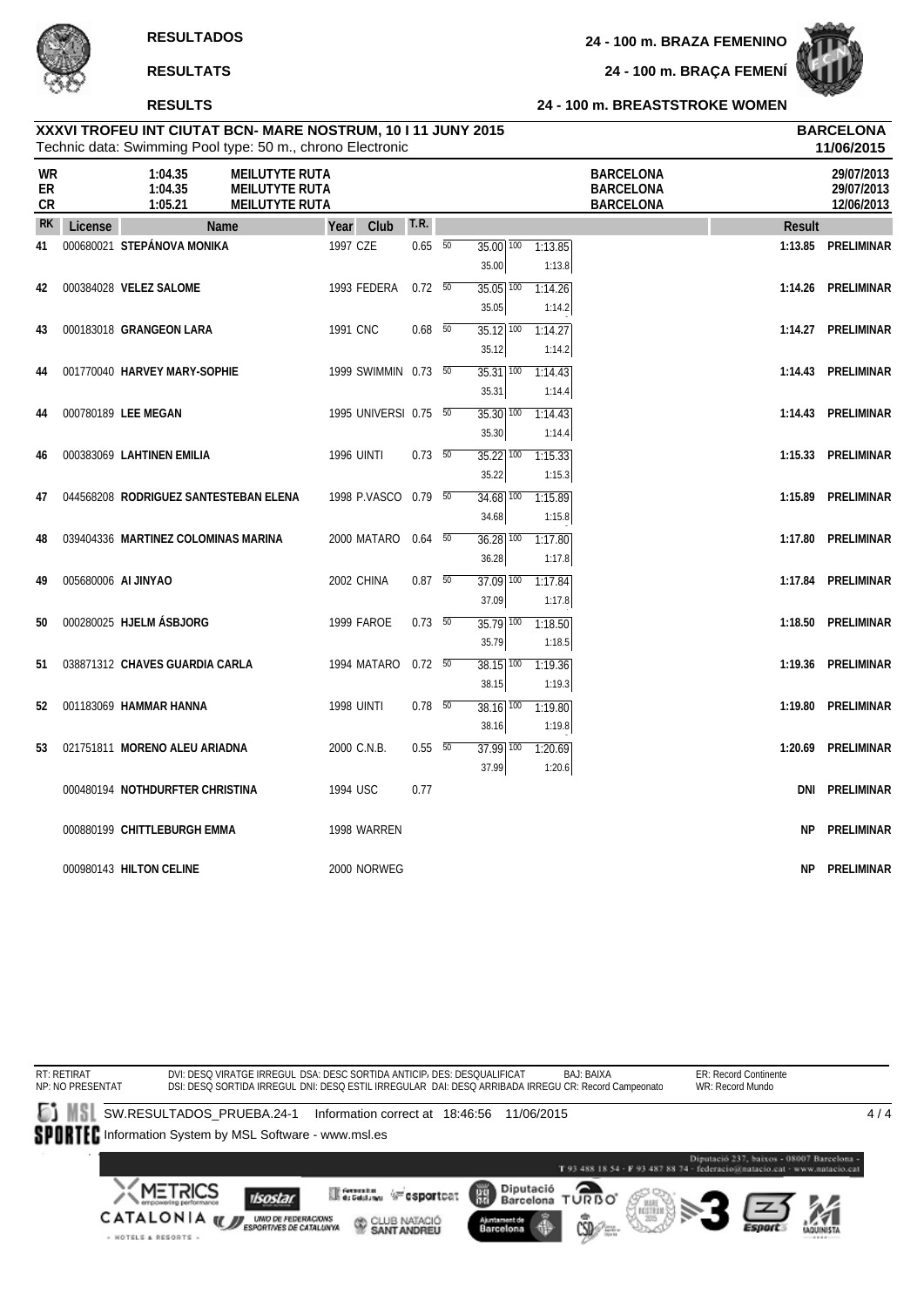**RESULTADOS**

**RESULTATS**

**RESULTS**

**24 - 100 m. BRAZA FEMENINO**

**24 - 100 m. BRAÇA FEMENÍ**

**24 - 100 m. BREASTSTROKE WOMEN**

**XXXVI TROFEU INT CIUTAT BCN- MARE NOSTRUM, 10 I 11 JUNY 2015**
Technic data: Swimming Pool type: 50 m., chrono Electronic

**BARCELONA**
**11/06/2015**

| | | | | |
|---|---|---|---|---|
| WR | 1:04.35 | MEILUTYTE RUTA | BARCELONA | 29/07/2013 |
| ER | 1:04.35 | MEILUTYTE RUTA | BARCELONA | 29/07/2013 |
| CR | 1:05.21 | MEILUTYTE RUTA | BARCELONA | 12/06/2013 |

| RK | License | Name | Year | Club | T.R. | 50 | 100 | Result | |
|---|---|---|---|---|---|---|---|---|---|
| 41 | 000680021 | STEPÁNOVA MONIKA | 1997 | CZE | 0.65 | 35.00 / 35.00 | 1:13.85 / 1:13.8 | 1:13.85 | PRELIMINAR |
| 42 | 000384028 | VELEZ SALOME | 1993 | FEDERA | 0.72 | 35.05 / 35.05 | 1:14.26 / 1:14.2 | 1:14.26 | PRELIMINAR |
| 43 | 000183018 | GRANGEON LARA | 1991 | CNC | 0.68 | 35.12 / 35.12 | 1:14.27 / 1:14.2 | 1:14.27 | PRELIMINAR |
| 44 | 001770040 | HARVEY MARY-SOPHIE | 1999 | SWIMMIN | 0.73 | 35.31 / 35.31 | 1:14.43 / 1:14.4 | 1:14.43 | PRELIMINAR |
| 44 | 000780189 | LEE MEGAN | 1995 | UNIVERSI | 0.75 | 35.30 / 35.30 | 1:14.43 / 1:14.4 | 1:14.43 | PRELIMINAR |
| 46 | 000383069 | LAHTINEN EMILIA | 1996 | UINTI | 0.73 | 35.22 / 35.22 | 1:15.33 / 1:15.3 | 1:15.33 | PRELIMINAR |
| 47 | 044568208 | RODRIGUEZ SANTESTEBAN ELENA | 1998 | P.VASCO | 0.79 | 34.68 / 34.68 | 1:15.89 / 1:15.8 | 1:15.89 | PRELIMINAR |
| 48 | 039404336 | MARTINEZ COLOMINAS MARINA | 2000 | MATARO | 0.64 | 36.28 / 36.28 | 1:17.80 / 1:17.8 | 1:17.80 | PRELIMINAR |
| 49 | 005680006 | AI JINYAO | 2002 | CHINA | 0.87 | 37.09 / 37.09 | 1:17.84 / 1:17.8 | 1:17.84 | PRELIMINAR |
| 50 | 000280025 | HJELM ÁSBJORG | 1999 | FAROE | 0.73 | 35.79 / 35.79 | 1:18.50 / 1:18.5 | 1:18.50 | PRELIMINAR |
| 51 | 038871312 | CHAVES GUARDIA CARLA | 1994 | MATARO | 0.72 | 38.15 / 38.15 | 1:19.36 / 1:19.3 | 1:19.36 | PRELIMINAR |
| 52 | 001183069 | HAMMAR HANNA | 1998 | UINTI | 0.78 | 38.16 / 38.16 | 1:19.80 / 1:19.8 | 1:19.80 | PRELIMINAR |
| 53 | 021751811 | MORENO ALEU ARIADNA | 2000 | C.N.B. | 0.55 | 37.99 / 37.99 | 1:20.69 / 1:20.6 | 1:20.69 | PRELIMINAR |
| | 000480194 | NOTHDURFTER CHRISTINA | 1994 | USC | 0.77 | | | DNI | PRELIMINAR |
| | 000880199 | CHITTLEBURGH EMMA | 1998 | WARREN | | | | NP | PRELIMINAR |
| | 000980143 | HILTON CELINE | 2000 | NORWEG | | | | NP | PRELIMINAR |

RT: RETIRAT  DVI: DESQ VIRATGE IRREGUL  DSA: DESC SORTIDA ANTICIP.  DES: DESQUALIFICAT  BAJ: BAIXA  ER: Record Continente
NP: NO PRESENTAT  DSI: DESQ SORTIDA IRREGUL  DNI: DESQ ESTIL IRREGULAR  DAI: DESQ ARRIBADA IRREGU  CR: Record Campeonato  WR: Record Mundo

SW.RESULTADOS_PRUEBA.24-1  Information correct at 18:46:56 11/06/2015

Information System by MSL Software - www.msl.es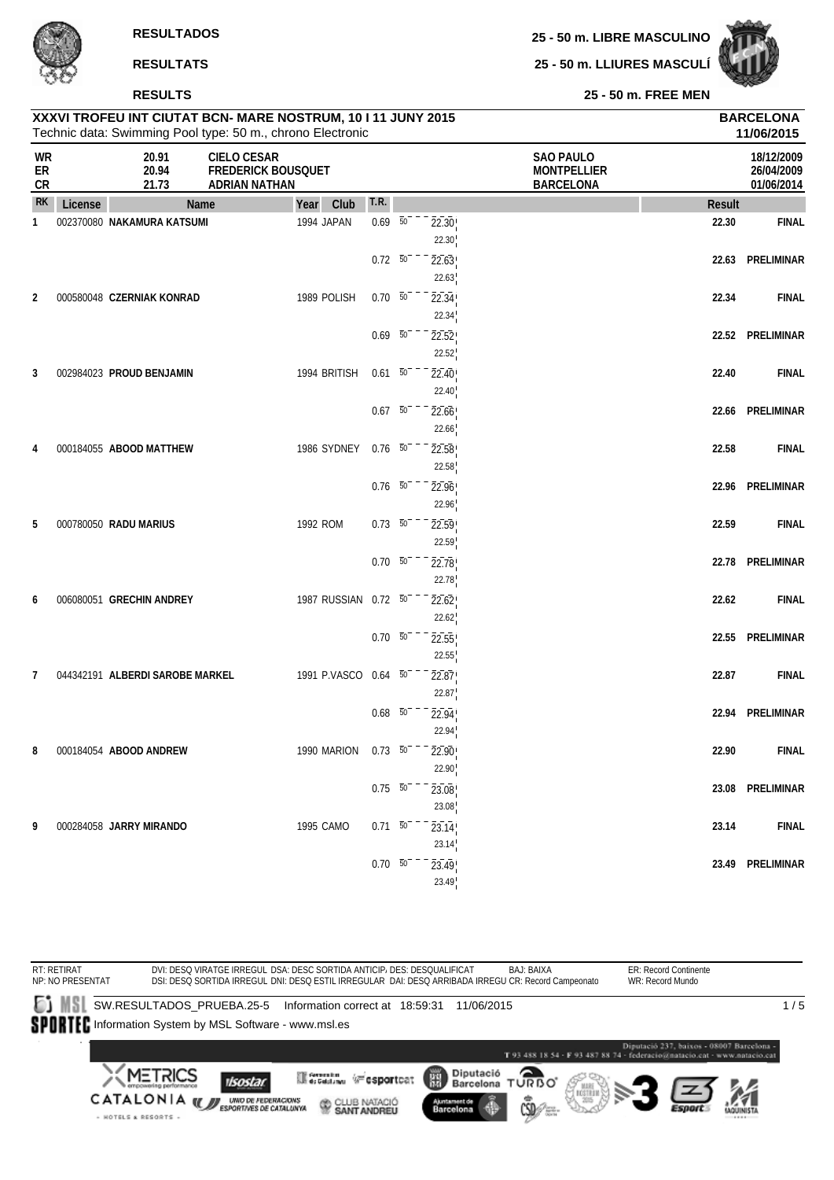**RESULTADOS** — **25 - 50 m. LIBRE MASCULINO**

**RESULTATS** — **25 - 50 m. LLIURES MASCULÍ**

**RESULTS** — **25 - 50 m. FREE MEN**

## XXXVI TROFEU INT CIUTAT BCN- MARE NOSTRUM, 10 I 11 JUNY 2015

Technic data: Swimming Pool type: 50 m., chrono Electronic

**BARCELONA**
**11/06/2015**

| | | | | |
|---|---|---|---|---|
| WR | 20.91 | CIELO CESAR | SAO PAULO | 18/12/2009 |
| ER | 20.94 | FREDERICK BOUSQUET | MONTPELLIER | 26/04/2009 |
| CR | 21.73 | ADRIAN NATHAN | BARCELONA | 01/06/2014 |

| RK | License | Name | Year | Club | T.R. | 50 | Result | |
|---|---|---|---|---|---|---|---|---|
| 1 | 002370080 | **NAKAMURA KATSUMI** | 1994 | JAPAN | 0.69 | 22.30 (22.30) | 22.30 | FINAL |
| | | | | | 0.72 | 22.63 (22.63) | 22.63 | PRELIMINAR |
| 2 | 000580048 | **CZERNIAK KONRAD** | 1989 | POLISH | 0.70 | 22.34 (22.34) | 22.34 | FINAL |
| | | | | | 0.69 | 22.52 (22.52) | 22.52 | PRELIMINAR |
| 3 | 002984023 | **PROUD BENJAMIN** | 1994 | BRITISH | 0.61 | 22.40 (22.40) | 22.40 | FINAL |
| | | | | | 0.67 | 22.66 (22.66) | 22.66 | PRELIMINAR |
| 4 | 000184055 | **ABOOD MATTHEW** | 1986 | SYDNEY | 0.76 | 22.58 (22.58) | 22.58 | FINAL |
| | | | | | 0.76 | 22.96 (22.96) | 22.96 | PRELIMINAR |
| 5 | 000780050 | **RADU MARIUS** | 1992 | ROM | 0.73 | 22.59 (22.59) | 22.59 | FINAL |
| | | | | | 0.70 | 22.78 (22.78) | 22.78 | PRELIMINAR |
| 6 | 006080051 | **GRECHIN ANDREY** | 1987 | RUSSIAN | 0.72 | 22.62 (22.62) | 22.62 | FINAL |
| | | | | | 0.70 | 22.55 (22.55) | 22.55 | PRELIMINAR |
| 7 | 044342191 | **ALBERDI SAROBE MARKEL** | 1991 | P.VASCO | 0.64 | 22.87 (22.87) | 22.87 | FINAL |
| | | | | | 0.68 | 22.94 (22.94) | 22.94 | PRELIMINAR |
| 8 | 000184054 | **ABOOD ANDREW** | 1990 | MARION | 0.73 | 22.90 (22.90) | 22.90 | FINAL |
| | | | | | 0.75 | 23.08 (23.08) | 23.08 | PRELIMINAR |
| 9 | 000284058 | **JARRY MIRANDO** | 1995 | CAMO | 0.71 | 23.14 (23.14) | 23.14 | FINAL |
| | | | | | 0.70 | 23.49 (23.49) | 23.49 | PRELIMINAR |

RT: RETIRAT NP: NO PRESENTAT
DVI: DESQ VIRATGE IRREGUL DSA: DESC SORTIDA ANTICIP DES: DESQUALIFICAT BAJ: BAIXA ER: Record Continente
DSI: DESQ SORTIDA IRREGUL DNI: DESQ ESTIL IRREGULAR DAI: DESQ ARRIBADA IRREGU CR: Record Campeonato WR: Record Mundo

SW.RESULTADOS_PRUEBA.25-5 Information correct at 18:59:31 11/06/2015

Information System by MSL Software - www.msl.es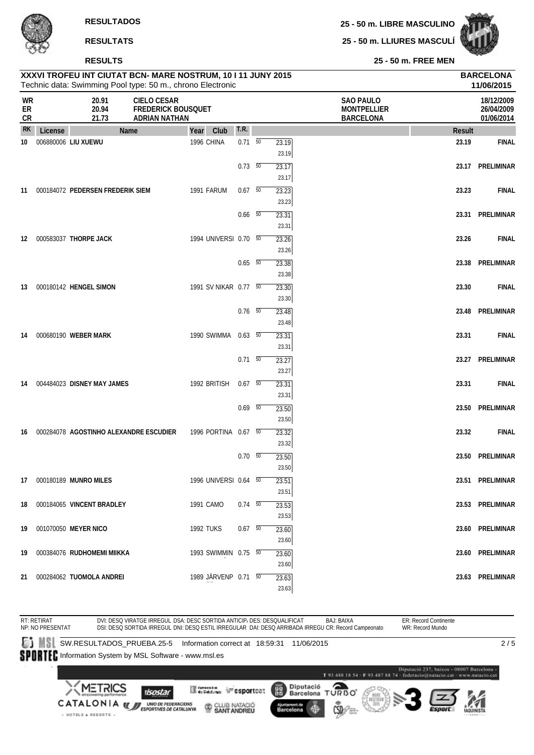# RESULTADOS
# RESULTATS
# RESULTS

**25 - 50 m. LIBRE MASCULINO**
**25 - 50 m. LLIURES MASCULÍ**
**25 - 50 m. FREE MEN**

**XXXVI TROFEU INT CIUTAT BCN- MARE NOSTRUM, 10 I 11 JUNY 2015**
Technic data: Swimming Pool type: 50 m., chrono Electronic

**BARCELONA**
**11/06/2015**

| | | | | |
|---|---|---|---|---|
| WR | 20.91 | CIELO CESAR | SAO PAULO | 18/12/2009 |
| ER | 20.94 | FREDERICK BOUSQUET | MONTPELLIER | 26/04/2009 |
| CR | 21.73 | ADRIAN NATHAN | BARCELONA | 01/06/2014 |

| RK | License | Name | Year | Club | T.R. | | | Result | |
|---|---|---|---|---|---|---|---|---|---|
| 10 | 006880006 | **LIU XUEWU** | 1996 | CHINA | 0.71 | 50 | 23.19 / 23.19 | 23.19 | FINAL |
| | | | | | 0.73 | 50 | 23.17 / 23.17 | 23.17 | PRELIMINAR |
| 11 | 000184072 | **PEDERSEN FREDERIK SIEM** | 1991 | FARUM | 0.67 | 50 | 23.23 / 23.23 | 23.23 | FINAL |
| | | | | | 0.66 | 50 | 23.31 / 23.31 | 23.31 | PRELIMINAR |
| 12 | 000583037 | **THORPE JACK** | 1994 | UNIVERSI | 0.70 | 50 | 23.26 / 23.26 | 23.26 | FINAL |
| | | | | | 0.65 | 50 | 23.38 / 23.38 | 23.38 | PRELIMINAR |
| 13 | 000180142 | **HENGEL SIMON** | 1991 | SV NIKAR | 0.77 | 50 | 23.30 / 23.30 | 23.30 | FINAL |
| | | | | | 0.76 | 50 | 23.48 / 23.48 | 23.48 | PRELIMINAR |
| 14 | 000680190 | **WEBER MARK** | 1990 | SWIMMA | 0.63 | 50 | 23.31 / 23.31 | 23.31 | FINAL |
| | | | | | 0.71 | 50 | 23.27 / 23.27 | 23.27 | PRELIMINAR |
| 14 | 004484023 | **DISNEY MAY JAMES** | 1992 | BRITISH | 0.67 | 50 | 23.31 / 23.31 | 23.31 | FINAL |
| | | | | | 0.69 | 50 | 23.50 / 23.50 | 23.50 | PRELIMINAR |
| 16 | 000284078 | **AGOSTINHO ALEXANDRE ESCUDIER** | 1996 | PORTINA | 0.67 | 50 | 23.32 / 23.32 | 23.32 | FINAL |
| | | | | | 0.70 | 50 | 23.50 / 23.50 | 23.50 | PRELIMINAR |
| 17 | 000180189 | **MUNRO MILES** | 1996 | UNIVERSI | 0.64 | 50 | 23.51 / 23.51 | 23.51 | PRELIMINAR |
| 18 | 000184065 | **VINCENT BRADLEY** | 1991 | CAMO | 0.74 | 50 | 23.53 / 23.53 | 23.53 | PRELIMINAR |
| 19 | 001070050 | **MEYER NICO** | 1992 | TUKS | 0.67 | 50 | 23.60 / 23.60 | 23.60 | PRELIMINAR |
| 19 | 000384076 | **RUDHOMEMI MIIKKA** | 1993 | SWIMMIN | 0.75 | 50 | 23.60 / 23.60 | 23.60 | PRELIMINAR |
| 21 | 000284062 | **TUOMOLA ANDREI** | 1989 | JÄRVENP | 0.71 | 50 | 23.63 / 23.63 | 23.63 | PRELIMINAR |

RT: RETIRAT
NP: NO PRESENTAT
DVI: DESQ VIRATGE IRREGUL DSA: DESC SORTIDA ANTICIP. DES: DESQUALIFICAT BAJ: BAIXA
DSI: DESQ SORTIDA IRREGUL DNI: DESQ ESTIL IRREGULAR DAI: DESQ ARRIBADA IRREGU CR: Record Campeonato
ER: Record Continente
WR: Record Mundo

SW.RESULTADOS_PRUEBA.25-5 Information correct at 18:59:31 11/06/2015

Information System by MSL Software - www.msl.es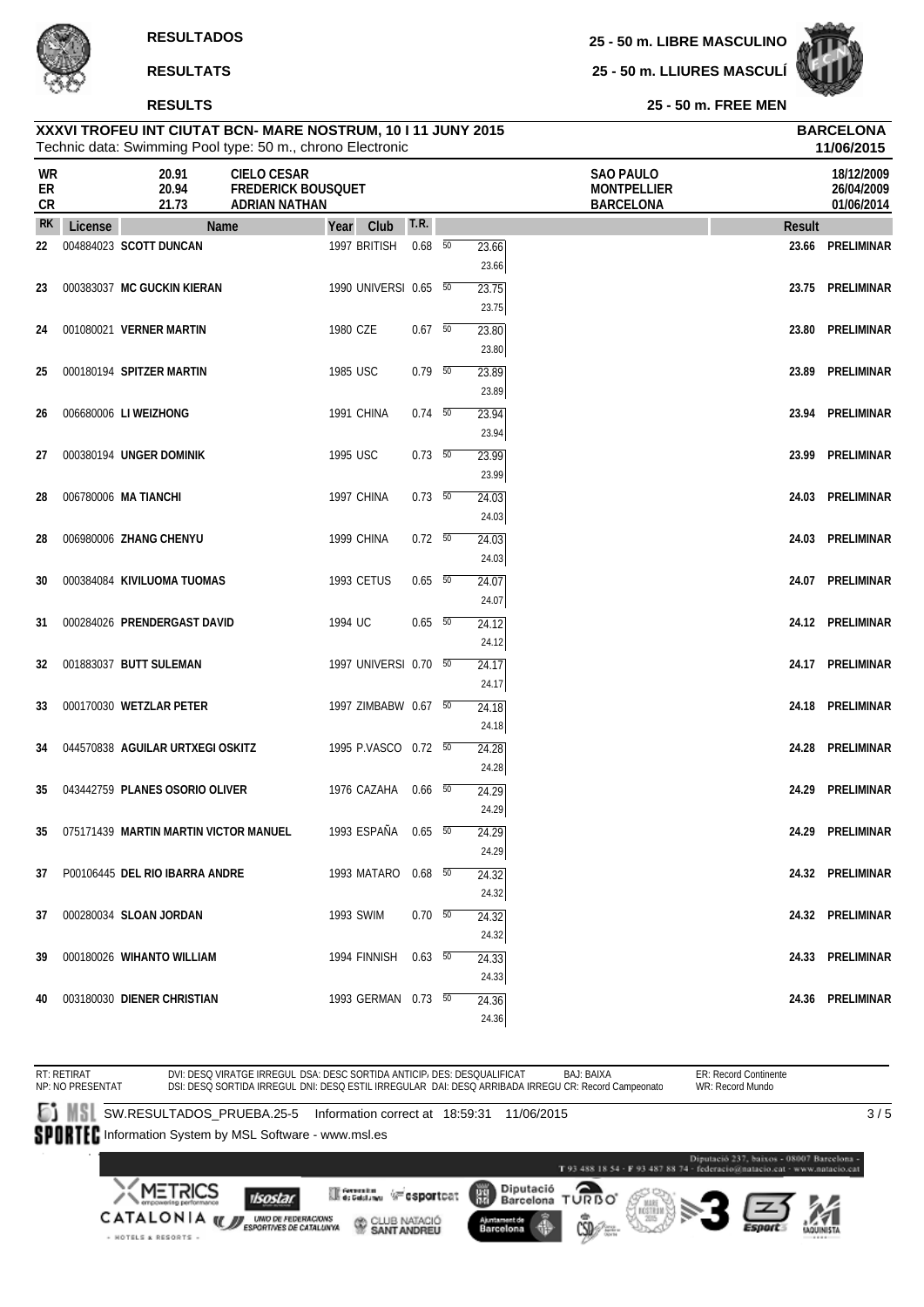**RESULTADOS**

**RESULTATS**

**RESULTS**

**25 - 50 m. LIBRE MASCULINO**

**25 - 50 m. LLIURES MASCULÍ**

**25 - 50 m. FREE MEN**

**XXXVI TROFEU INT CIUTAT BCN- MARE NOSTRUM, 10 I 11 JUNY 2015**
Technic data: Swimming Pool type: 50 m., chrono Electronic

**BARCELONA**
**11/06/2015**

| | | | | |
|---|---|---|---|---|
| WR | 20.91 | CIELO CESAR | SAO PAULO | 18/12/2009 |
| ER | 20.94 | FREDERICK BOUSQUET | MONTPELLIER | 26/04/2009 |
| CR | 21.73 | ADRIAN NATHAN | BARCELONA | 01/06/2014 |

| RK | License | Name | Year | Club | T.R. | 50 | Result | |
|---|---|---|---|---|---|---|---|---|
| 22 | 004884023 | SCOTT DUNCAN | 1997 | BRITISH | 0.68 | 23.66 | 23.66 | PRELIMINAR |
| 23 | 000383037 | MC GUCKIN KIERAN | 1990 | UNIVERSI | 0.65 | 23.75 | 23.75 | PRELIMINAR |
| 24 | 001080021 | VERNER MARTIN | 1980 | CZE | 0.67 | 23.80 | 23.80 | PRELIMINAR |
| 25 | 000180194 | SPITZER MARTIN | 1985 | USC | 0.79 | 23.89 | 23.89 | PRELIMINAR |
| 26 | 006680006 | LI WEIZHONG | 1991 | CHINA | 0.74 | 23.94 | 23.94 | PRELIMINAR |
| 27 | 000380194 | UNGER DOMINIK | 1995 | USC | 0.73 | 23.99 | 23.99 | PRELIMINAR |
| 28 | 006780006 | MA TIANCHI | 1997 | CHINA | 0.73 | 24.03 | 24.03 | PRELIMINAR |
| 28 | 006980006 | ZHANG CHENYU | 1999 | CHINA | 0.72 | 24.03 | 24.03 | PRELIMINAR |
| 30 | 000384084 | KIVILUOMA TUOMAS | 1993 | CETUS | 0.65 | 24.07 | 24.07 | PRELIMINAR |
| 31 | 000284026 | PRENDERGAST DAVID | 1994 | UC | 0.65 | 24.12 | 24.12 | PRELIMINAR |
| 32 | 001883037 | BUTT SULEMAN | 1997 | UNIVERSI | 0.70 | 24.17 | 24.17 | PRELIMINAR |
| 33 | 000170030 | WETZLAR PETER | 1997 | ZIMBABW | 0.67 | 24.18 | 24.18 | PRELIMINAR |
| 34 | 044570838 | AGUILAR URTXEGI OSKITZ | 1995 | P.VASCO | 0.72 | 24.28 | 24.28 | PRELIMINAR |
| 35 | 043442759 | PLANES OSORIO OLIVER | 1976 | CAZAHA | 0.66 | 24.29 | 24.29 | PRELIMINAR |
| 35 | 075171439 | MARTIN MARTIN VICTOR MANUEL | 1993 | ESPAÑA | 0.65 | 24.29 | 24.29 | PRELIMINAR |
| 37 | P00106445 | DEL RIO IBARRA ANDRE | 1993 | MATARO | 0.68 | 24.32 | 24.32 | PRELIMINAR |
| 37 | 000280034 | SLOAN JORDAN | 1993 | SWIM | 0.70 | 24.32 | 24.32 | PRELIMINAR |
| 39 | 000180026 | WIHANTO WILLIAM | 1994 | FINNISH | 0.63 | 24.33 | 24.33 | PRELIMINAR |
| 40 | 003180030 | DIENER CHRISTIAN | 1993 | GERMAN | 0.73 | 24.36 | 24.36 | PRELIMINAR |

RT: RETIRAT  NP: NO PRESENTAT
DVI: DESQ VIRATGE IRREGUL  DSA: DESC SORTIDA ANTICIP  DES: DESQUALIFICAT  BAJ: BAIXA  ER: Record Continente
DSI: DESQ SORTIDA IRREGUL  DNI: DESQ ESTIL IRREGULAR  DAI: DESQ ARRIBADA IRREGU  CR: Record Campeonato  WR: Record Mundo

SW.RESULTADOS_PRUEBA.25-5  Information correct at 18:59:31  11/06/2015

Information System by MSL Software - www.msl.es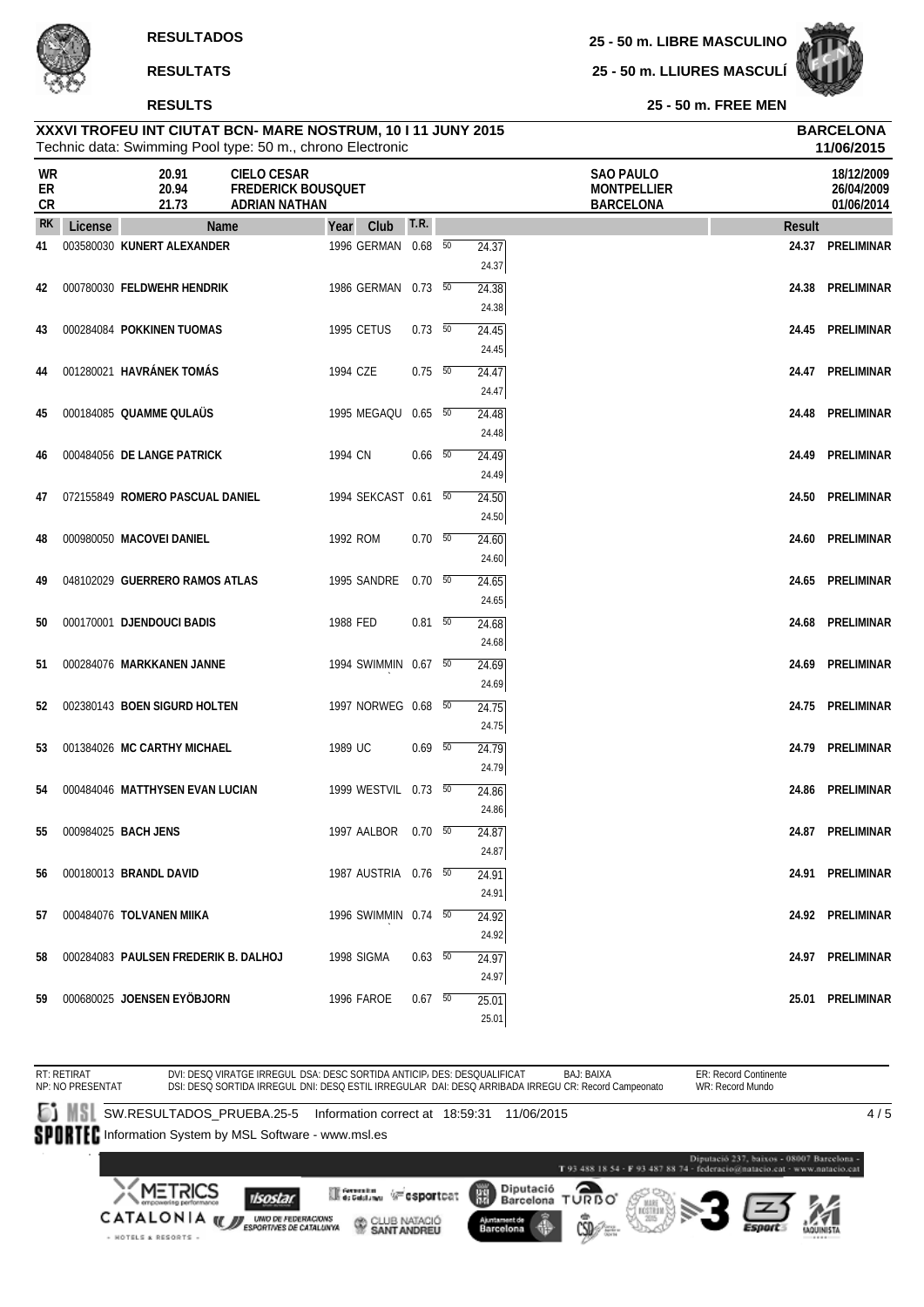**RESULTADOS**

**RESULTATS**

**RESULTS**

**25 - 50 m. LIBRE MASCULINO**

**25 - 50 m. LLIURES MASCULÍ**

**25 - 50 m. FREE MEN**

**XXXVI TROFEU INT CIUTAT BCN- MARE NOSTRUM, 10 I 11 JUNY 2015**
Technic data: Swimming Pool type: 50 m., chrono Electronic

**BARCELONA**
**11/06/2015**

| | | | | |
|---|---|---|---|---|
| WR | 20.91 | CIELO CESAR | SAO PAULO | 18/12/2009 |
| ER | 20.94 | FREDERICK BOUSQUET | MONTPELLIER | 26/04/2009 |
| CR | 21.73 | ADRIAN NATHAN | BARCELONA | 01/06/2014 |

| RK | License | Name | Year | Club | T.R. | 50 | Result | |
|---|---|---|---|---|---|---|---|---|
| 41 | 003580030 | **KUNERT ALEXANDER** | 1996 | GERMAN | 0.68 | 24.37 | **24.37** | **PRELIMINAR** |
| 42 | 000780030 | **FELDWEHR HENDRIK** | 1986 | GERMAN | 0.73 | 24.38 | **24.38** | **PRELIMINAR** |
| 43 | 000284084 | **POKKINEN TUOMAS** | 1995 | CETUS | 0.73 | 24.45 | **24.45** | **PRELIMINAR** |
| 44 | 001280021 | **HAVRÁNEK TOMÁS** | 1994 | CZE | 0.75 | 24.47 | **24.47** | **PRELIMINAR** |
| 45 | 000184085 | **QUAMME QULAÜS** | 1995 | MEGAQU | 0.65 | 24.48 | **24.48** | **PRELIMINAR** |
| 46 | 000484056 | **DE LANGE PATRICK** | 1994 | CN | 0.66 | 24.49 | **24.49** | **PRELIMINAR** |
| 47 | 072155849 | **ROMERO PASCUAL DANIEL** | 1994 | SEKCAST | 0.61 | 24.50 | **24.50** | **PRELIMINAR** |
| 48 | 000980050 | **MACOVEI DANIEL** | 1992 | ROM | 0.70 | 24.60 | **24.60** | **PRELIMINAR** |
| 49 | 048102029 | **GUERRERO RAMOS ATLAS** | 1995 | SANDRE | 0.70 | 24.65 | **24.65** | **PRELIMINAR** |
| 50 | 000170001 | **DJENDOUCI BADIS** | 1988 | FED | 0.81 | 24.68 | **24.68** | **PRELIMINAR** |
| 51 | 000284076 | **MARKKANEN JANNE** | 1994 | SWIMMIN | 0.67 | 24.69 | **24.69** | **PRELIMINAR** |
| 52 | 002380143 | **BOEN SIGURD HOLTEN** | 1997 | NORWEG | 0.68 | 24.75 | **24.75** | **PRELIMINAR** |
| 53 | 001384026 | **MC CARTHY MICHAEL** | 1989 | UC | 0.69 | 24.79 | **24.79** | **PRELIMINAR** |
| 54 | 000484046 | **MATTHYSEN EVAN LUCIAN** | 1999 | WESTVIL | 0.73 | 24.86 | **24.86** | **PRELIMINAR** |
| 55 | 000984025 | **BACH JENS** | 1997 | AALBOR | 0.70 | 24.87 | **24.87** | **PRELIMINAR** |
| 56 | 000180013 | **BRANDL DAVID** | 1987 | AUSTRIA | 0.76 | 24.91 | **24.91** | **PRELIMINAR** |
| 57 | 000484076 | **TOLVANEN MIIKA** | 1996 | SWIMMIN | 0.74 | 24.92 | **24.92** | **PRELIMINAR** |
| 58 | 000284083 | **PAULSEN FREDERIK B. DALHOJ** | 1998 | SIGMA | 0.63 | 24.97 | **24.97** | **PRELIMINAR** |
| 59 | 000680025 | **JOENSEN EYÖBJORN** | 1996 | FAROE | 0.67 | 25.01 | **25.01** | **PRELIMINAR** |

RT: RETIRAT
NP: NO PRESENTAT
DVI: DESQ VIRATGE IRREGUL DSA: DESC SORTIDA ANTICIP DES: DESQUALIFICAT
DSI: DESQ SORTIDA IRREGUL DNI: DESQ ESTIL IRREGULAR DAI: DESQ ARRIBADA IRREGU CR: Record Campeonato
BAJ: BAIXA
ER: Record Continente
WR: Record Mundo

SW.RESULTADOS_PRUEBA.25-5 Information correct at 18:59:31 11/06/2015

Information System by MSL Software - www.msl.es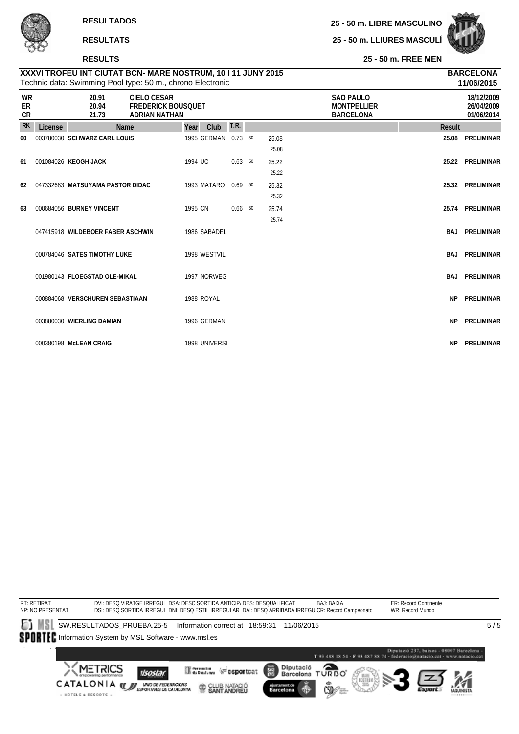**RESULTADOS**

**RESULTATS**

**RESULTS**

**25 - 50 m. LIBRE MASCULINO**

**25 - 50 m. LLIURES MASCULÍ**

**25 - 50 m. FREE MEN**

**XXXVI TROFEU INT CIUTAT BCN- MARE NOSTRUM, 10 I 11 JUNY 2015**
Technic data: Swimming Pool type: 50 m., chrono Electronic

**BARCELONA**
**11/06/2015**

| | | | | |
|---|---|---|---|---|
| **WR** | 20.91 | **CIELO CESAR** | **SAO PAULO** | 18/12/2009 |
| **ER** | 20.94 | **FREDERICK BOUSQUET** | **MONTPELLIER** | 26/04/2009 |
| **CR** | 21.73 | **ADRIAN NATHAN** | **BARCELONA** | 01/06/2014 |

| RK | License | Name | Year | Club | T.R. | | Split | Result | |
|---|---|---|---|---|---|---|---|---|---|
| 60 | 003780030 | **SCHWARZ CARL LOUIS** | 1995 | GERMAN | 0.73 | 50 | 25.08 / 25.08 | 25.08 | PRELIMINAR |
| 61 | 001084026 | **KEOGH JACK** | 1994 | UC | 0.63 | 50 | 25.22 / 25.22 | 25.22 | PRELIMINAR |
| 62 | 047332683 | **MATSUYAMA PASTOR DIDAC** | 1993 | MATARO | 0.69 | 50 | 25.32 / 25.32 | 25.32 | PRELIMINAR |
| 63 | 000684056 | **BURNEY VINCENT** | 1995 | CN | 0.66 | 50 | 25.74 / 25.74 | 25.74 | PRELIMINAR |
| | 047415918 | **WILDEBOER FABER ASCHWIN** | 1986 | SABADEL | | | | BAJ | PRELIMINAR |
| | 000784046 | **SATES TIMOTHY LUKE** | 1998 | WESTVIL | | | | BAJ | PRELIMINAR |
| | 001980143 | **FLOEGSTAD OLE-MIKAL** | 1997 | NORWEG | | | | BAJ | PRELIMINAR |
| | 000884068 | **VERSCHUREN SEBASTIAAN** | 1988 | ROYAL | | | | NP | PRELIMINAR |
| | 003880030 | **WIERLING DAMIAN** | 1996 | GERMAN | | | | NP | PRELIMINAR |
| | 000380198 | **McLEAN CRAIG** | 1998 | UNIVERSI | | | | NP | PRELIMINAR |

RT: RETIRAT
NP: NO PRESENTAT

DVI: DESQ VIRATGE IRREGUL DSA: DESC SORTIDA ANTICIP. DES: DESQUALIFICAT BAJ: BAIXA
DSI: DESQ SORTIDA IRREGUL DNI: DESQ ESTIL IRREGULAR DAI: DESQ ARRIBADA IRREGU CR: Record Campeonato

ER: Record Continente
WR: Record Mundo

SW.RESULTADOS_PRUEBA.25-5 Information correct at 18:59:31 11/06/2015

Information System by MSL Software - www.msl.es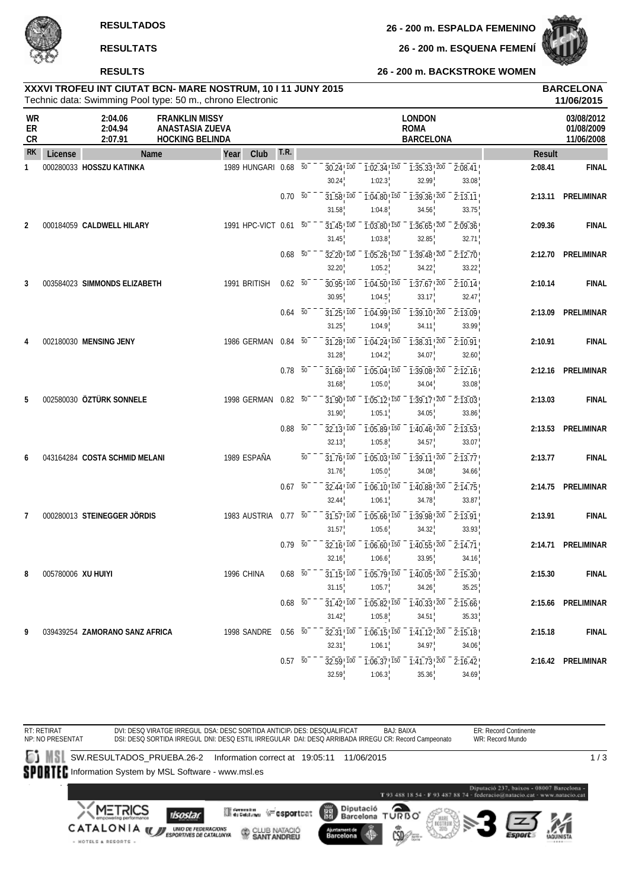**RESULTADOS**

**RESULTATS**

**RESULTS**

**26 - 200 m. ESPALDA FEMENINO**

**26 - 200 m. ESQUENA FEMENÍ**

**26 - 200 m. BACKSTROKE WOMEN**

**XXXVI TROFEU INT CIUTAT BCN- MARE NOSTRUM, 10 I 11 JUNY 2015**
Technic data: Swimming Pool type: 50 m., chrono Electronic

**BARCELONA**
**11/06/2015**

| | | | | |
|---|---|---|---|---|
| WR | 2:04.06 | FRANKLIN MISSY | LONDON | 03/08/2012 |
| ER | 2:04.94 | ANASTASIA ZUEVA | ROMA | 01/08/2009 |
| CR | 2:07.91 | HOCKING BELINDA | BARCELONA | 11/06/2008 |

| RK | License | Name | Year | Club | T.R. | 50 | 100 | 150 | 200 | Result | |
|---|---|---|---|---|---|---|---|---|---|---|---|
| 1 | 000280033 | **HOSSZU KATINKA** | 1989 | HUNGARI | 0.68 | 30.24 | 1:02.34 (1:02.3) | 1:35.33 (32.99) | 2:08.41 (33.08) | 2:08.41 | FINAL |
| | | | | | 0.70 | 31.58 | 1:04.80 (1:04.8) | 1:39.36 (34.56) | 2:13.11 (33.75) | 2:13.11 | PRELIMINAR |
| 2 | 000184059 | **CALDWELL HILARY** | 1991 | HPC-VICT | 0.61 | 31.45 | 1:03.80 (1:03.8) | 1:36.65 (32.85) | 2:09.36 (32.71) | 2:09.36 | FINAL |
| | | | | | 0.68 | 32.20 | 1:05.26 (1:05.2) | 1:39.48 (34.22) | 2:12.70 (33.22) | 2:12.70 | PRELIMINAR |
| 3 | 003584023 | **SIMMONDS ELIZABETH** | 1991 | BRITISH | 0.62 | 30.95 | 1:04.50 (1:04.5) | 1:37.67 (33.17) | 2:10.14 (32.47) | 2:10.14 | FINAL |
| | | | | | 0.64 | 31.25 | 1:04.99 (1:04.9) | 1:39.10 (34.11) | 2:13.09 (33.99) | 2:13.09 | PRELIMINAR |
| 4 | 002180030 | **MENSING JENY** | 1986 | GERMAN | 0.84 | 31.28 | 1:04.24 (1:04.2) | 1:38.31 (34.07) | 2:10.91 (32.60) | 2:10.91 | FINAL |
| | | | | | 0.78 | 31.68 | 1:05.04 (1:05.0) | 1:39.08 (34.04) | 2:12.16 (33.08) | 2:12.16 | PRELIMINAR |
| 5 | 002580030 | **ÖZTÜRK SONNELE** | 1998 | GERMAN | 0.82 | 31.90 | 1:05.12 (1:05.1) | 1:39.17 (34.05) | 2:13.03 (33.86) | 2:13.03 | FINAL |
| | | | | | 0.88 | 32.13 | 1:05.89 (1:05.8) | 1:40.46 (34.57) | 2:13.53 (33.07) | 2:13.53 | PRELIMINAR |
| 6 | 043164284 | **COSTA SCHMID MELANI** | 1989 | ESPAÑA | | 31.76 | 1:05.03 (1:05.0) | 1:39.11 (34.08) | 2:13.77 (34.66) | 2:13.77 | FINAL |
| | | | | | 0.67 | 32.44 | 1:06.10 (1:06.1) | 1:40.88 (34.78) | 2:14.75 (33.87) | 2:14.75 | PRELIMINAR |
| 7 | 000280013 | **STEINEGGER JÖRDIS** | 1983 | AUSTRIA | 0.77 | 31.57 | 1:05.66 (1:05.6) | 1:39.98 (34.32) | 2:13.91 (33.93) | 2:13.91 | FINAL |
| | | | | | 0.79 | 32.16 | 1:06.60 (1:06.6) | 1:40.55 (33.95) | 2:14.71 (34.16) | 2:14.71 | PRELIMINAR |
| 8 | 005780006 | **XU HUIYI** | 1996 | CHINA | 0.68 | 31.15 | 1:05.79 (1:05.7) | 1:40.05 (34.26) | 2:15.30 (35.25) | 2:15.30 | FINAL |
| | | | | | 0.68 | 31.42 | 1:05.82 (1:05.8) | 1:40.33 (34.51) | 2:15.66 (35.33) | 2:15.66 | PRELIMINAR |
| 9 | 039439254 | **ZAMORANO SANZ AFRICA** | 1998 | SANDRE | 0.56 | 32.31 | 1:06.15 (1:06.1) | 1:41.12 (34.97) | 2:15.18 (34.06) | 2:15.18 | FINAL |
| | | | | | 0.57 | 32.59 | 1:06.37 (1:06.3) | 1:41.73 (35.36) | 2:16.42 (34.69) | 2:16.42 | PRELIMINAR |

RT: RETIRAT
NP: NO PRESENTAT
DVI: DESQ VIRATGE IRREGUL DSA: DESC SORTIDA ANTICIP DES: DESQUALIFICAT BAJ: BAIXA
DSI: DESQ SORTIDA IRREGUL DNI: DESQ ESTIL IRREGULAR DAI: DESQ ARRIBADA IRREGU CR: Record Campeonato
ER: Record Continente
WR: Record Mundo

SW.RESULTADOS_PRUEBA.26-2 Information correct at 19:05:11 11/06/2015
Information System by MSL Software - www.msl.es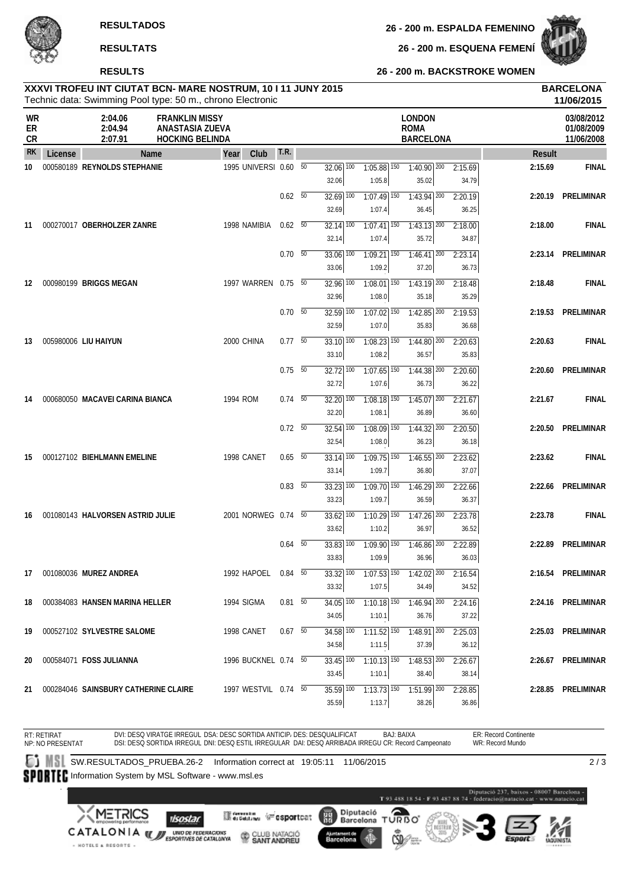RESULTADOS

RESULTATS

RESULTS

**26 - 200 m. ESPALDA FEMENINO**

**26 - 200 m. ESQUENA FEMENÍ**

**26 - 200 m. BACKSTROKE WOMEN**

## XXXVI TROFEU INT CIUTAT BCN- MARE NOSTRUM, 10 I 11 JUNY 2015

Technic data: Swimming Pool type: 50 m., chrono Electronic

**BARCELONA**
**11/06/2015**

| | | | | |
|---|---|---|---|---|
| WR | 2:04.06 | FRANKLIN MISSY | LONDON | 03/08/2012 |
| ER | 2:04.94 | ANASTASIA ZUEVA | ROMA | 01/08/2009 |
| CR | 2:07.91 | HOCKING BELINDA | BARCELONA | 11/06/2008 |

| RK | License | Name | Year | Club | T.R. | 50 | 100 | 150 | 200 | Result | |
|---|---|---|---|---|---|---|---|---|---|---|---|
| 10 | 000580189 | **REYNOLDS STEPHANIE** | 1995 | UNIVERSI | 0.60 | 32.06 / 32.06 | 1:05.88 / 1:05.8 | 1:40.90 / 35.02 | 2:15.69 / 34.79 | 2:15.69 | FINAL |
| | | | | | 0.62 | 32.69 / 32.69 | 1:07.49 / 1:07.4 | 1:43.94 / 36.45 | 2:20.19 / 36.25 | 2:20.19 | PRELIMINAR |
| 11 | 000270017 | **OBERHOLZER ZANRE** | 1998 | NAMIBIA | 0.62 | 32.14 / 32.14 | 1:07.41 / 1:07.4 | 1:43.13 / 35.72 | 2:18.00 / 34.87 | 2:18.00 | FINAL |
| | | | | | 0.70 | 33.06 / 33.06 | 1:09.21 / 1:09.2 | 1:46.41 / 37.20 | 2:23.14 / 36.73 | 2:23.14 | PRELIMINAR |
| 12 | 000980199 | **BRIGGS MEGAN** | 1997 | WARREN | 0.75 | 32.96 / 32.96 | 1:08.01 / 1:08.0 | 1:43.19 / 35.18 | 2:18.48 / 35.29 | 2:18.48 | FINAL |
| | | | | | 0.70 | 32.59 / 32.59 | 1:07.02 / 1:07.0 | 1:42.85 / 35.83 | 2:19.53 / 36.68 | 2:19.53 | PRELIMINAR |
| 13 | 005980006 | **LIU HAIYUN** | 2000 | CHINA | 0.77 | 33.10 / 33.10 | 1:08.23 / 1:08.2 | 1:44.80 / 36.57 | 2:20.63 / 35.83 | 2:20.63 | FINAL |
| | | | | | 0.75 | 32.72 / 32.72 | 1:07.65 / 1:07.6 | 1:44.38 / 36.73 | 2:20.60 / 36.22 | 2:20.60 | PRELIMINAR |
| 14 | 000680050 | **MACAVEI CARINA BIANCA** | 1994 | ROM | 0.74 | 32.20 / 32.20 | 1:08.18 / 1:08.1 | 1:45.07 / 36.89 | 2:21.67 / 36.60 | 2:21.67 | FINAL |
| | | | | | 0.72 | 32.54 / 32.54 | 1:08.09 / 1:08.0 | 1:44.32 / 36.23 | 2:20.50 / 36.18 | 2:20.50 | PRELIMINAR |
| 15 | 000127102 | **BIEHLMANN EMELINE** | 1998 | CANET | 0.65 | 33.14 / 33.14 | 1:09.75 / 1:09.7 | 1:46.55 / 36.80 | 2:23.62 / 37.07 | 2:23.62 | FINAL |
| | | | | | 0.83 | 33.23 / 33.23 | 1:09.70 / 1:09.7 | 1:46.29 / 36.59 | 2:22.66 / 36.37 | 2:22.66 | PRELIMINAR |
| 16 | 001080143 | **HALVORSEN ASTRID JULIE** | 2001 | NORWEG | 0.74 | 33.62 / 33.62 | 1:10.29 / 1:10.2 | 1:47.26 / 36.97 | 2:23.78 / 36.52 | 2:23.78 | FINAL |
| | | | | | 0.64 | 33.83 / 33.83 | 1:09.90 / 1:09.9 | 1:46.86 / 36.96 | 2:22.89 / 36.03 | 2:22.89 | PRELIMINAR |
| 17 | 001080036 | **MUREZ ANDREA** | 1992 | HAPOEL | 0.84 | 33.32 / 33.32 | 1:07.53 / 1:07.5 | 1:42.02 / 34.49 | 2:16.54 / 34.52 | 2:16.54 | PRELIMINAR |
| 18 | 000384083 | **HANSEN MARINA HELLER** | 1994 | SIGMA | 0.81 | 34.05 / 34.05 | 1:10.18 / 1:10.1 | 1:46.94 / 36.76 | 2:24.16 / 37.22 | 2:24.16 | PRELIMINAR |
| 19 | 000527102 | **SYLVESTRE SALOME** | 1998 | CANET | 0.67 | 34.58 / 34.58 | 1:11.52 / 1:11.5 | 1:48.91 / 37.39 | 2:25.03 / 36.12 | 2:25.03 | PRELIMINAR |
| 20 | 000584071 | **FOSS JULIANNA** | 1996 | BUCKNEL | 0.74 | 33.45 / 33.45 | 1:10.13 / 1:10.1 | 1:48.53 / 38.40 | 2:26.67 / 38.14 | 2:26.67 | PRELIMINAR |
| 21 | 000284046 | **SAINSBURY CATHERINE CLAIRE** | 1997 | WESTVIL | 0.74 | 35.59 / 35.59 | 1:13.73 / 1:13.7 | 1:51.99 / 38.26 | 2:28.85 / 36.86 | 2:28.85 | PRELIMINAR |

RT: RETIRAT
NP: NO PRESENTAT

DVI: DESQ VIRATGE IRREGUL DSA: DESC SORTIDA ANTICIP DES: DESQUALIFICAT BAJ: BAIXA
DSI: DESQ SORTIDA IRREGUL DNI: DESQ ESTIL IRREGULAR DAI: DESQ ARRIBADA IRREGU CR: Record Campeonato

ER: Record Continente
WR: Record Mundo

SW.RESULTADOS_PRUEBA.26-2 Information correct at 19:05:11 11/06/2015

Information System by MSL Software - www.msl.es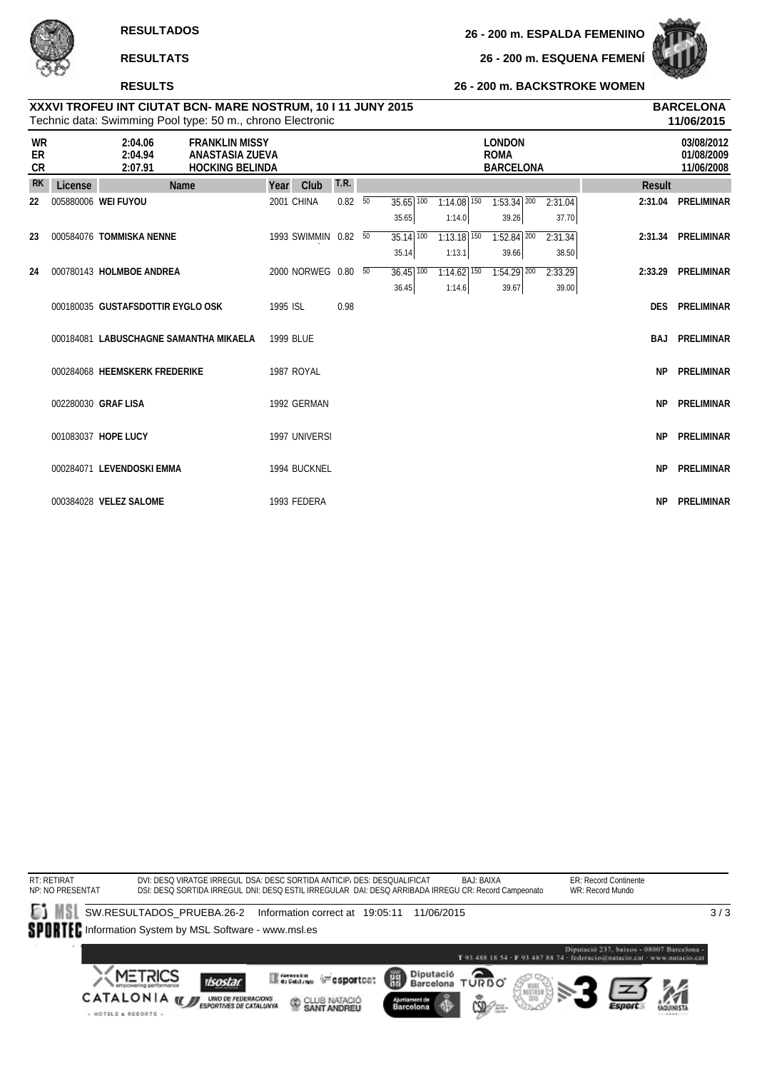# RESULTADOS / RESULTATS / RESULTS

## 26 - 200 m. ESPALDA FEMENINO
## 26 - 200 m. ESQUENA FEMENÍ
## 26 - 200 m. BACKSTROKE WOMEN

**XXXVI TROFEU INT CIUTAT BCN- MARE NOSTRUM, 10 I 11 JUNY 2015** — **BARCELONA 11/06/2015**

Technic data: Swimming Pool type: 50 m., chrono Electronic

| | | | | |
|---|---|---|---|---|
| WR | 2:04.06 | FRANKLIN MISSY | LONDON | 03/08/2012 |
| ER | 2:04.94 | ANASTASIA ZUEVA | ROMA | 01/08/2009 |
| CR | 2:07.91 | HOCKING BELINDA | BARCELONA | 11/06/2008 |

| RK | License | Name | Year | Club | T.R. | 50 | 100 | 150 | 200 | Result | |
|---|---|---|---|---|---|---|---|---|---|---|---|
| 22 | 005880006 | WEI FUYOU | 2001 | CHINA | 0.82 | 35.65 | 1:14.08 (1:14.0) | 1:53.34 (39.26) | 2:31.04 (37.70) | 2:31.04 | PRELIMINAR |
| 23 | 000584076 | TOMMISKA NENNE | 1993 | SWIMMIN | 0.82 | 35.14 | 1:13.18 (1:13.1) | 1:52.84 (39.66) | 2:31.34 (38.50) | 2:31.34 | PRELIMINAR |
| 24 | 000780143 | HOLMBOE ANDREA | 2000 | NORWEG | 0.80 | 36.45 | 1:14.62 (1:14.6) | 1:54.29 (39.67) | 2:33.29 (39.00) | 2:33.29 | PRELIMINAR |
| | 000180035 | GUSTAFSDOTTIR EYGLO OSK | 1995 | ISL | 0.98 | | | | | DES | PRELIMINAR |
| | 000184081 | LABUSCHAGNE SAMANTHA MIKAELA | 1999 | BLUE | | | | | | BAJ | PRELIMINAR |
| | 000284068 | HEEMSKERK FREDERIKE | 1987 | ROYAL | | | | | | NP | PRELIMINAR |
| | 002280030 | GRAF LISA | 1992 | GERMAN | | | | | | NP | PRELIMINAR |
| | 001083037 | HOPE LUCY | 1997 | UNIVERSI | | | | | | NP | PRELIMINAR |
| | 000284071 | LEVENDOSKI EMMA | 1994 | BUCKNEL | | | | | | NP | PRELIMINAR |
| | 000384028 | VELEZ SALOME | 1993 | FEDERA | | | | | | NP | PRELIMINAR |

RT: RETIRAT
NP: NO PRESENTAT
DVI: DESQ VIRATGE IRREGUL DSA: DESC SORTIDA ANTICIP DES: DESQUALIFICAT BAJ: BAIXA
DSI: DESQ SORTIDA IRREGUL DNI: DESQ ESTIL IRREGULAR DAI: DESQ ARRIBADA IRREGU CR: Record Campeonato
ER: Record Continente
WR: Record Mundo

SW.RESULTADOS_PRUEBA.26-2 Information correct at 19:05:11 11/06/2015

Information System by MSL Software - www.msl.es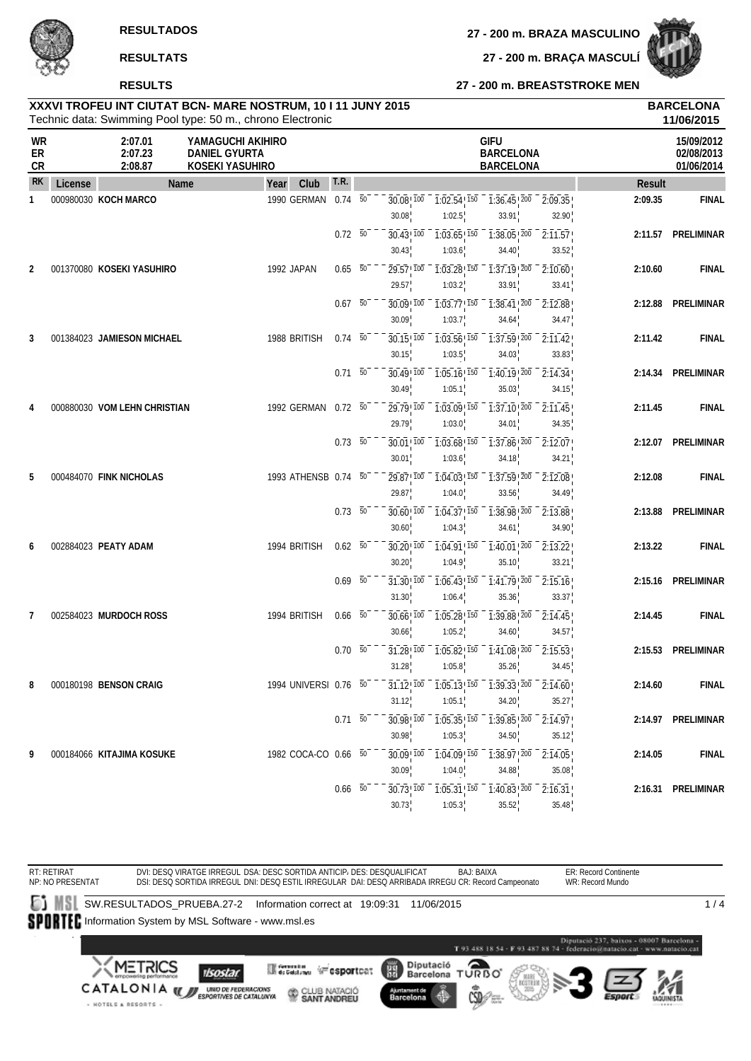**RESULTADOS** — **27 - 200 m. BRAZA MASCULINO**

**RESULTATS** — **27 - 200 m. BRAÇA MASCULÍ**

**RESULTS** — **27 - 200 m. BREASTSTROKE MEN**

**XXXVI TROFEU INT CIUTAT BCN- MARE NOSTRUM, 10 I 11 JUNY 2015** — **BARCELONA** **11/06/2015**

Technic data: Swimming Pool type: 50 m., chrono Electronic

| | | | | |
|---|---|---|---|---|
| WR | 2:07.01 | YAMAGUCHI AKIHIRO | GIFU | 15/09/2012 |
| ER | 2:07.23 | DANIEL GYURTA | BARCELONA | 02/08/2013 |
| CR | 2:08.87 | KOSEKI YASUHIRO | BARCELONA | 01/06/2014 |

| RK | License | Name | Year | Club | T.R. | 50 | 100 | 150 | 200 | Result | |
|---|---|---|---|---|---|---|---|---|---|---|---|
| 1 | 000980030 | **KOCH MARCO** | 1990 | GERMAN | 0.74 | 30.08 / 30.08 | 1:02.54 / 1:02.5 | 1:36.45 / 33.91 | 2:09.35 / 32.90 | 2:09.35 | FINAL |
| | | | | | 0.72 | 30.43 / 30.43 | 1:03.65 / 1:03.6 | 1:38.05 / 34.40 | 2:11.57 / 33.52 | 2:11.57 | PRELIMINAR |
| 2 | 001370080 | **KOSEKI YASUHIRO** | 1992 | JAPAN | 0.65 | 29.57 / 29.57 | 1:03.28 / 1:03.2 | 1:37.19 / 33.91 | 2:10.60 / 33.41 | 2:10.60 | FINAL |
| | | | | | 0.67 | 30.09 / 30.09 | 1:03.77 / 1:03.7 | 1:38.41 / 34.64 | 2:12.88 / 34.47 | 2:12.88 | PRELIMINAR |
| 3 | 001384023 | **JAMIESON MICHAEL** | 1988 | BRITISH | 0.74 | 30.15 / 30.15 | 1:03.56 / 1:03.5 | 1:37.59 / 34.03 | 2:11.42 / 33.83 | 2:11.42 | FINAL |
| | | | | | 0.71 | 30.49 / 30.49 | 1:05.16 / 1:05.1 | 1:40.19 / 35.03 | 2:14.34 / 34.15 | 2:14.34 | PRELIMINAR |
| 4 | 000880030 | **VOM LEHN CHRISTIAN** | 1992 | GERMAN | 0.72 | 29.79 / 29.79 | 1:03.09 / 1:03.0 | 1:37.10 / 34.01 | 2:11.45 / 34.35 | 2:11.45 | FINAL |
| | | | | | 0.73 | 30.01 / 30.01 | 1:03.68 / 1:03.6 | 1:37.86 / 34.18 | 2:12.07 / 34.21 | 2:12.07 | PRELIMINAR |
| 5 | 000484070 | **FINK NICHOLAS** | 1993 | ATHENSB | 0.74 | 29.87 / 29.87 | 1:04.03 / 1:04.0 | 1:37.59 / 33.56 | 2:12.08 / 34.49 | 2:12.08 | FINAL |
| | | | | | 0.73 | 30.60 / 30.60 | 1:04.37 / 1:04.3 | 1:38.98 / 34.61 | 2:13.88 / 34.90 | 2:13.88 | PRELIMINAR |
| 6 | 002884023 | **PEATY ADAM** | 1994 | BRITISH | 0.62 | 30.20 / 30.20 | 1:04.91 / 1:04.9 | 1:40.01 / 35.10 | 2:13.22 / 33.21 | 2:13.22 | FINAL |
| | | | | | 0.69 | 31.30 / 31.30 | 1:06.43 / 1:06.4 | 1:41.79 / 35.36 | 2:15.16 / 33.37 | 2:15.16 | PRELIMINAR |
| 7 | 002584023 | **MURDOCH ROSS** | 1994 | BRITISH | 0.66 | 30.66 / 30.66 | 1:05.28 / 1:05.2 | 1:39.88 / 34.60 | 2:14.45 / 34.57 | 2:14.45 | FINAL |
| | | | | | 0.70 | 31.28 / 31.28 | 1:05.82 / 1:05.8 | 1:41.08 / 35.26 | 2:15.53 / 34.45 | 2:15.53 | PRELIMINAR |
| 8 | 000180198 | **BENSON CRAIG** | 1994 | UNIVERSI | 0.76 | 31.12 / 31.12 | 1:05.13 / 1:05.1 | 1:39.33 / 34.20 | 2:14.60 / 35.27 | 2:14.60 | FINAL |
| | | | | | 0.71 | 30.98 / 30.98 | 1:05.35 / 1:05.3 | 1:39.85 / 34.50 | 2:14.97 / 35.12 | 2:14.97 | PRELIMINAR |
| 9 | 000184066 | **KITAJIMA KOSUKE** | 1982 | COCA-CO | 0.66 | 30.09 / 30.09 | 1:04.09 / 1:04.0 | 1:38.97 / 34.88 | 2:14.05 / 35.08 | 2:14.05 | FINAL |
| | | | | | 0.66 | 30.73 / 30.73 | 1:05.31 / 1:05.3 | 1:40.83 / 35.52 | 2:16.31 / 35.48 | 2:16.31 | PRELIMINAR |

RT: RETIRAT — DVI: DESQ VIRATGE IRREGUL — DSA: DESC SORTIDA ANTICIP — DES: DESQUALIFICAT — BAJ: BAIXA — ER: Record Continente

NP: NO PRESENTAT — DSI: DESQ SORTIDA IRREGUL — DNI: DESQ ESTIL IRREGULAR — DAI: DESQ ARRIBADA IRREGU — CR: Record Campeonato — WR: Record Mundo

SW.RESULTADOS_PRUEBA.27-2 Information correct at 19:09:31 11/06/2015

Information System by MSL Software - www.msl.es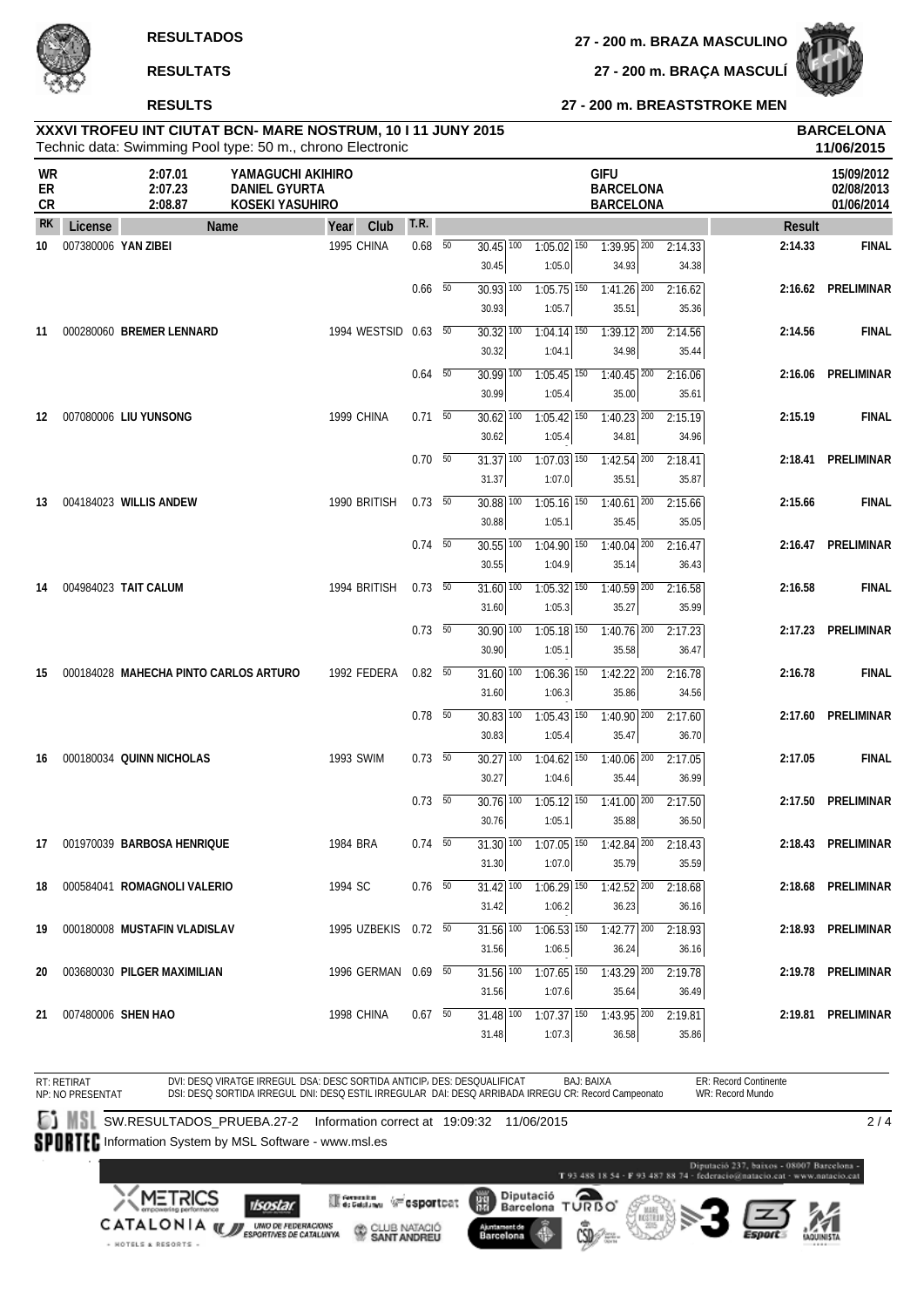**RESULTADOS** — **27 - 200 m. BRAZA MASCULINO**

**RESULTATS** — **27 - 200 m. BRAÇA MASCULÍ**

**RESULTS** — **27 - 200 m. BREASTSTROKE MEN**

**XXXVI TROFEU INT CIUTAT BCN- MARE NOSTRUM, 10 I 11 JUNY 2015** — **BARCELONA**

Technic data: Swimming Pool type: 50 m., chrono Electronic — **11/06/2015**

| | Time | Name | Place | Date |
|---|---|---|---|---|
| WR | 2:07.01 | YAMAGUCHI AKIHIRO | GIFU | 15/09/2012 |
| ER | 2:07.23 | DANIEL GYURTA | BARCELONA | 02/08/2013 |
| CR | 2:08.87 | KOSEKI YASUHIRO | BARCELONA | 01/06/2014 |

| RK | License | Name | Year | Club | T.R. | 50 | 100 | 150 | 200 | Result | |
|---|---|---|---|---|---|---|---|---|---|---|---|
| 10 | 007380006 | **YAN ZIBEI** | 1995 | CHINA | 0.68 | 30.45 / 30.45 | 1:05.02 / 1:05.0 | 1:39.95 / 34.93 | 2:14.33 / 34.38 | **2:14.33** | **FINAL** |
| | | | | | 0.66 | 30.93 / 30.93 | 1:05.75 / 1:05.7 | 1:41.26 / 35.51 | 2:16.62 / 35.36 | **2:16.62** | **PRELIMINAR** |
| 11 | 000280060 | **BREMER LENNARD** | 1994 | WESTSID | 0.63 | 30.32 / 30.32 | 1:04.14 / 1:04.1 | 1:39.12 / 34.98 | 2:14.56 / 35.44 | **2:14.56** | **FINAL** |
| | | | | | 0.64 | 30.99 / 30.99 | 1:05.45 / 1:05.4 | 1:40.45 / 35.00 | 2:16.06 / 35.61 | **2:16.06** | **PRELIMINAR** |
| 12 | 007080006 | **LIU YUNSONG** | 1999 | CHINA | 0.71 | 30.62 / 30.62 | 1:05.42 / 1:05.4 | 1:40.23 / 34.81 | 2:15.19 / 34.96 | **2:15.19** | **FINAL** |
| | | | | | 0.70 | 31.37 / 31.37 | 1:07.03 / 1:07.0 | 1:42.54 / 35.51 | 2:18.41 / 35.87 | **2:18.41** | **PRELIMINAR** |
| 13 | 004184023 | **WILLIS ANDEW** | 1990 | BRITISH | 0.73 | 30.88 / 30.88 | 1:05.16 / 1:05.1 | 1:40.61 / 35.45 | 2:15.66 / 35.05 | **2:15.66** | **FINAL** |
| | | | | | 0.74 | 30.55 / 30.55 | 1:04.90 / 1:04.9 | 1:40.04 / 35.14 | 2:16.47 / 36.43 | **2:16.47** | **PRELIMINAR** |
| 14 | 004984023 | **TAIT CALUM** | 1994 | BRITISH | 0.73 | 31.60 / 31.60 | 1:05.32 / 1:05.3 | 1:40.59 / 35.27 | 2:16.58 / 35.99 | **2:16.58** | **FINAL** |
| | | | | | 0.73 | 30.90 / 30.90 | 1:05.18 / 1:05.1 | 1:40.76 / 35.58 | 2:17.23 / 36.47 | **2:17.23** | **PRELIMINAR** |
| 15 | 000184028 | **MAHECHA PINTO CARLOS ARTURO** | 1992 | FEDERA | 0.82 | 31.60 / 31.60 | 1:06.36 / 1:06.3 | 1:42.22 / 35.86 | 2:16.78 / 34.56 | **2:16.78** | **FINAL** |
| | | | | | 0.78 | 30.83 / 30.83 | 1:05.43 / 1:05.4 | 1:40.90 / 35.47 | 2:17.60 / 36.70 | **2:17.60** | **PRELIMINAR** |
| 16 | 000180034 | **QUINN NICHOLAS** | 1993 | SWIM | 0.73 | 30.27 / 30.27 | 1:04.62 / 1:04.6 | 1:40.06 / 35.44 | 2:17.05 / 36.99 | **2:17.05** | **FINAL** |
| | | | | | 0.73 | 30.76 / 30.76 | 1:05.12 / 1:05.1 | 1:41.00 / 35.88 | 2:17.50 / 36.50 | **2:17.50** | **PRELIMINAR** |
| 17 | 001970039 | **BARBOSA HENRIQUE** | 1984 | BRA | 0.74 | 31.30 / 31.30 | 1:07.05 / 1:07.0 | 1:42.84 / 35.79 | 2:18.43 / 35.59 | **2:18.43** | **PRELIMINAR** |
| 18 | 000584041 | **ROMAGNOLI VALERIO** | 1994 | SC | 0.76 | 31.42 / 31.42 | 1:06.29 / 1:06.2 | 1:42.52 / 36.23 | 2:18.68 / 36.16 | **2:18.68** | **PRELIMINAR** |
| 19 | 000180008 | **MUSTAFIN VLADISLAV** | 1995 | UZBEKIS | 0.72 | 31.56 / 31.56 | 1:06.53 / 1:06.5 | 1:42.77 / 36.24 | 2:18.93 / 36.16 | **2:18.93** | **PRELIMINAR** |
| 20 | 003680030 | **PILGER MAXIMILIAN** | 1996 | GERMAN | 0.69 | 31.56 / 31.56 | 1:07.65 / 1:07.6 | 1:43.29 / 35.64 | 2:19.78 / 36.49 | **2:19.78** | **PRELIMINAR** |
| 21 | 007480006 | **SHEN HAO** | 1998 | CHINA | 0.67 | 31.48 / 31.48 | 1:07.37 / 1:07.3 | 1:43.95 / 36.58 | 2:19.81 / 35.86 | **2:19.81** | **PRELIMINAR** |

RT: RETIRAT — NP: NO PRESENTAT — DVI: DESQ VIRATGE IRREGUL — DSA: DESC SORTIDA ANTICIP — DES: DESQUALIFICAT — BAJ: BAIXA — ER: Record Continente — DSI: DESQ SORTIDA IRREGUL — DNI: DESQ ESTIL IRREGULAR — DAI: DESQ ARRIBADA IRREGU — CR: Record Campeonato — WR: Record Mundo

SW.RESULTADOS_PRUEBA.27-2 Information correct at 19:09:32 11/06/2015

Information System by MSL Software - www.msl.es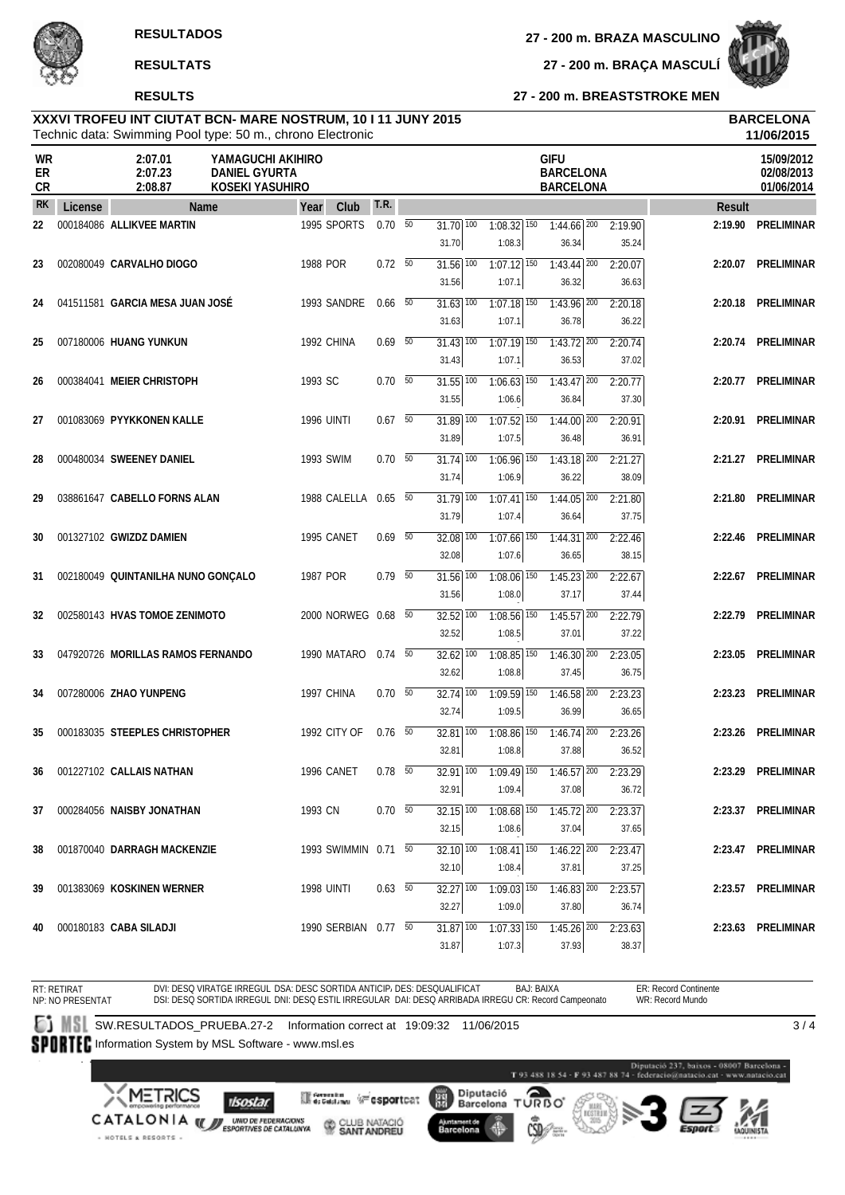**RESULTADOS** — **27 - 200 m. BRAZA MASCULINO**

**RESULTATS** — **27 - 200 m. BRAÇA MASCULÍ**

**RESULTS** — **27 - 200 m. BREASTSTROKE MEN**

**XXXVI TROFEU INT CIUTAT BCN- MARE NOSTRUM, 10 I 11 JUNY 2015** — **BARCELONA** **11/06/2015**

Technic data: Swimming Pool type: 50 m., chrono Electronic

| | Time | Name | Place | Date |
|---|---|---|---|---|
| WR | 2:07.01 | YAMAGUCHI AKIHIRO | GIFU | 15/09/2012 |
| ER | 2:07.23 | DANIEL GYURTA | BARCELONA | 02/08/2013 |
| CR | 2:08.87 | KOSEKI YASUHIRO | BARCELONA | 01/06/2014 |

| RK | License | Name | Year | Club | T.R. | 50 | 100 | 150 | 200 | Result | |
|---|---|---|---|---|---|---|---|---|---|---|---|
| 22 | 000184086 | ALLIKVEE MARTIN | 1995 | SPORTS | 0.70 | 31.70 / 31.70 | 1:08.32 / 1:08.3 | 1:44.66 / 36.34 | 2:19.90 / 35.24 | 2:19.90 | PRELIMINAR |
| 23 | 002080049 | CARVALHO DIOGO | 1988 | POR | 0.72 | 31.56 / 31.56 | 1:07.12 / 1:07.1 | 1:43.44 / 36.32 | 2:20.07 / 36.63 | 2:20.07 | PRELIMINAR |
| 24 | 041511581 | GARCIA MESA JUAN JOSÉ | 1993 | SANDRE | 0.66 | 31.63 / 31.63 | 1:07.18 / 1:07.1 | 1:43.96 / 36.78 | 2:20.18 / 36.22 | 2:20.18 | PRELIMINAR |
| 25 | 007180006 | HUANG YUNKUN | 1992 | CHINA | 0.69 | 31.43 / 31.43 | 1:07.19 / 1:07.1 | 1:43.72 / 36.53 | 2:20.74 / 37.02 | 2:20.74 | PRELIMINAR |
| 26 | 000384041 | MEIER CHRISTOPH | 1993 | SC | 0.70 | 31.55 / 31.55 | 1:06.63 / 1:06.6 | 1:43.47 / 36.84 | 2:20.77 / 37.30 | 2:20.77 | PRELIMINAR |
| 27 | 001083069 | PYYKKONEN KALLE | 1996 | UINTI | 0.67 | 31.89 / 31.89 | 1:07.52 / 1:07.5 | 1:44.00 / 36.48 | 2:20.91 / 36.91 | 2:20.91 | PRELIMINAR |
| 28 | 000480034 | SWEENEY DANIEL | 1993 | SWIM | 0.70 | 31.74 / 31.74 | 1:06.96 / 1:06.9 | 1:43.18 / 36.22 | 2:21.27 / 38.09 | 2:21.27 | PRELIMINAR |
| 29 | 038861647 | CABELLO FORNS ALAN | 1988 | CALELLA | 0.65 | 31.79 / 31.79 | 1:07.41 / 1:07.4 | 1:44.05 / 36.64 | 2:21.80 / 37.75 | 2:21.80 | PRELIMINAR |
| 30 | 001327102 | GWIZDZ DAMIEN | 1995 | CANET | 0.69 | 32.08 / 32.08 | 1:07.66 / 1:07.6 | 1:44.31 / 36.65 | 2:22.46 / 38.15 | 2:22.46 | PRELIMINAR |
| 31 | 002180049 | QUINTANILHA NUNO GONÇALO | 1987 | POR | 0.79 | 31.56 / 31.56 | 1:08.06 / 1:08.0 | 1:45.23 / 37.17 | 2:22.67 / 37.44 | 2:22.67 | PRELIMINAR |
| 32 | 002580143 | HVAS TOMOE ZENIMOTO | 2000 | NORWEG | 0.68 | 32.52 / 32.52 | 1:08.56 / 1:08.5 | 1:45.57 / 37.01 | 2:22.79 / 37.22 | 2:22.79 | PRELIMINAR |
| 33 | 047920726 | MORILLAS RAMOS FERNANDO | 1990 | MATARO | 0.74 | 32.62 / 32.62 | 1:08.85 / 1:08.8 | 1:46.30 / 37.45 | 2:23.05 / 36.75 | 2:23.05 | PRELIMINAR |
| 34 | 007280006 | ZHAO YUNPENG | 1997 | CHINA | 0.70 | 32.74 / 32.74 | 1:09.59 / 1:09.5 | 1:46.58 / 36.99 | 2:23.23 / 36.65 | 2:23.23 | PRELIMINAR |
| 35 | 000183035 | STEEPLES CHRISTOPHER | 1992 | CITY OF | 0.76 | 32.81 / 32.81 | 1:08.86 / 1:08.8 | 1:46.74 / 37.88 | 2:23.26 / 36.52 | 2:23.26 | PRELIMINAR |
| 36 | 001227102 | CALLAIS NATHAN | 1996 | CANET | 0.78 | 32.91 / 32.91 | 1:09.49 / 1:09.4 | 1:46.57 / 37.08 | 2:23.29 / 36.72 | 2:23.29 | PRELIMINAR |
| 37 | 000284056 | NAISBY JONATHAN | 1993 | CN | 0.70 | 32.15 / 32.15 | 1:08.68 / 1:08.6 | 1:45.72 / 37.04 | 2:23.37 / 37.65 | 2:23.37 | PRELIMINAR |
| 38 | 001870040 | DARRAGH MACKENZIE | 1993 | SWIMMIN | 0.71 | 32.10 / 32.10 | 1:08.41 / 1:08.4 | 1:46.22 / 37.81 | 2:23.47 / 37.25 | 2:23.47 | PRELIMINAR |
| 39 | 001383069 | KOSKINEN WERNER | 1998 | UINTI | 0.63 | 32.27 / 32.27 | 1:09.03 / 1:09.0 | 1:46.83 / 37.80 | 2:23.57 / 36.74 | 2:23.57 | PRELIMINAR |
| 40 | 000180183 | CABA SILADJI | 1990 | SERBIAN | 0.77 | 31.87 / 31.87 | 1:07.33 / 1:07.3 | 1:45.26 / 37.93 | 2:23.63 / 38.37 | 2:23.63 | PRELIMINAR |

RT: RETIRAT
NP: NO PRESENTAT
DVI: DESQ VIRATGE IRREGUL DSA: DESC SORTIDA ANTICIP. DES: DESQUALIFICAT BAJ: BAIXA ER: Record Continente
DSI: DESQ SORTIDA IRREGUL DNI: DESQ ESTIL IRREGULAR DAI: DESQ ARRIBADA IRREGU CR: Record Campeonato WR: Record Mundo

SW.RESULTADOS_PRUEBA.27-2 Information correct at 19:09:32 11/06/2015

Information System by MSL Software - www.msl.es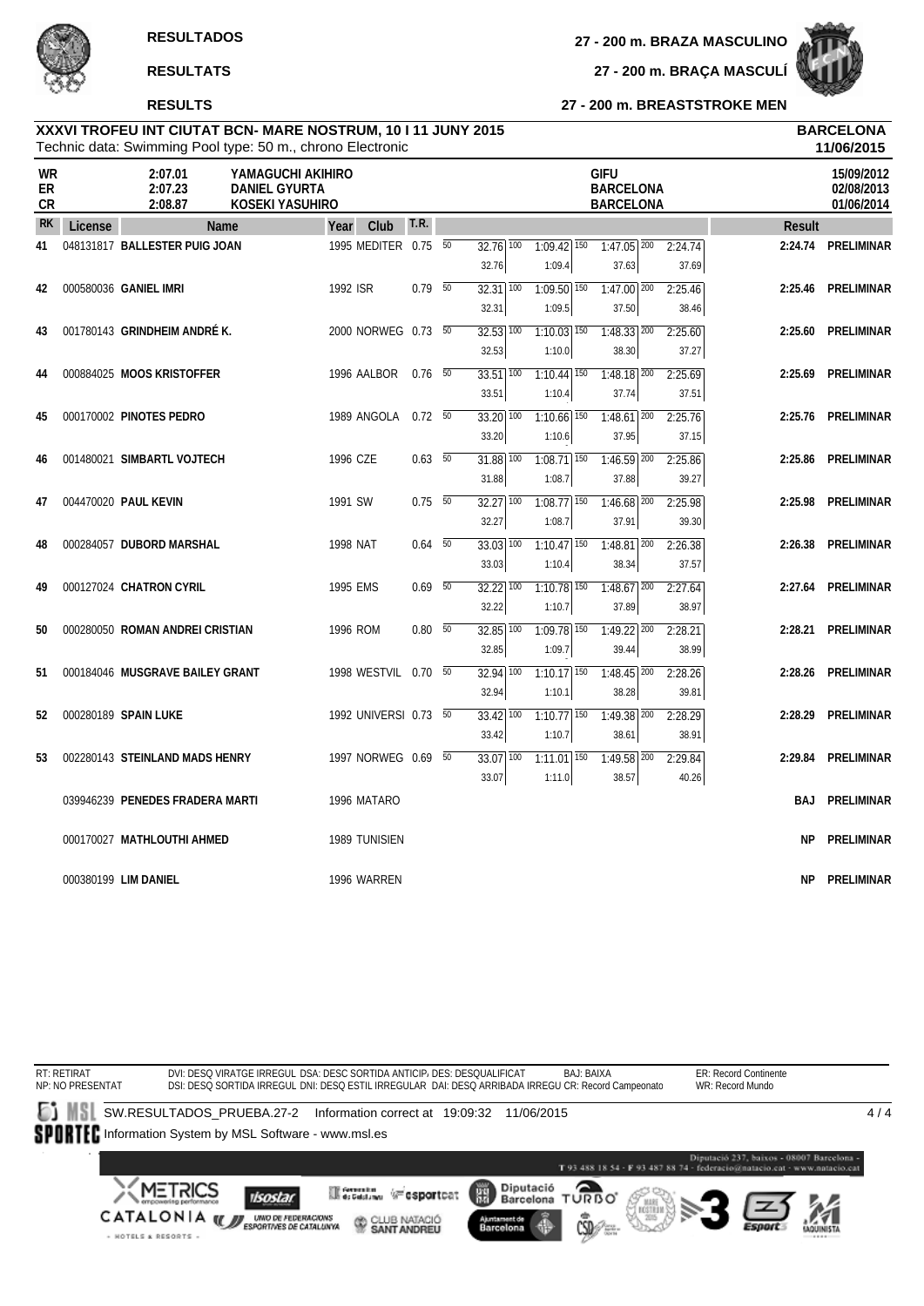**RESULTADOS** **27 - 200 m. BRAZA MASCULINO**

**RESULTATS** **27 - 200 m. BRAÇA MASCULÍ**

**RESULTS** **27 - 200 m. BREASTSTROKE MEN**

**XXXVI TROFEU INT CIUTAT BCN- MARE NOSTRUM, 10 I 11 JUNY 2015** — **BARCELONA** **11/06/2015**

Technic data: Swimming Pool type: 50 m., chrono Electronic

| | | | | |
|---|---|---|---|---|
| WR | 2:07.01 | YAMAGUCHI AKIHIRO | GIFU | 15/09/2012 |
| ER | 2:07.23 | DANIEL GYURTA | BARCELONA | 02/08/2013 |
| CR | 2:08.87 | KOSEKI YASUHIRO | BARCELONA | 01/06/2014 |

| RK | License | Name | Year | Club | T.R. | 50 | 100 | 150 | 200 | Result | |
|---|---|---|---|---|---|---|---|---|---|---|---|
| 41 | 048131817 | **BALLESTER PUIG JOAN** | 1995 | MEDITER | 0.75 | 32.76 | 1:09.42 (1:09.4) | 1:47.05 (37.63) | 2:24.74 (37.69) | **2:24.74** | **PRELIMINAR** |
| 42 | 000580036 | **GANIEL IMRI** | 1992 | ISR | 0.79 | 32.31 | 1:09.50 (1:09.5) | 1:47.00 (37.50) | 2:25.46 (38.46) | **2:25.46** | **PRELIMINAR** |
| 43 | 001780143 | **GRINDHEIM ANDRÉ K.** | 2000 | NORWEG | 0.73 | 32.53 | 1:10.03 (1:10.0) | 1:48.33 (38.30) | 2:25.60 (37.27) | **2:25.60** | **PRELIMINAR** |
| 44 | 000884025 | **MOOS KRISTOFFER** | 1996 | AALBOR | 0.76 | 33.51 | 1:10.44 (1:10.4) | 1:48.18 (37.74) | 2:25.69 (37.51) | **2:25.69** | **PRELIMINAR** |
| 45 | 000170002 | **PINOTES PEDRO** | 1989 | ANGOLA | 0.72 | 33.20 | 1:10.66 (1:10.6) | 1:48.61 (37.95) | 2:25.76 (37.15) | **2:25.76** | **PRELIMINAR** |
| 46 | 001480021 | **SIMBARTL VOJTECH** | 1996 | CZE | 0.63 | 31.88 | 1:08.71 (1:08.7) | 1:46.59 (37.88) | 2:25.86 (39.27) | **2:25.86** | **PRELIMINAR** |
| 47 | 004470020 | **PAUL KEVIN** | 1991 | SW | 0.75 | 32.27 | 1:08.77 (1:08.7) | 1:46.68 (37.91) | 2:25.98 (39.30) | **2:25.98** | **PRELIMINAR** |
| 48 | 000284057 | **DUBORD MARSHAL** | 1998 | NAT | 0.64 | 33.03 | 1:10.47 (1:10.4) | 1:48.81 (38.34) | 2:26.38 (37.57) | **2:26.38** | **PRELIMINAR** |
| 49 | 000127024 | **CHATRON CYRIL** | 1995 | EMS | 0.69 | 32.22 | 1:10.78 (1:10.7) | 1:48.67 (37.89) | 2:27.64 (38.97) | **2:27.64** | **PRELIMINAR** |
| 50 | 000280050 | **ROMAN ANDREI CRISTIAN** | 1996 | ROM | 0.80 | 32.85 | 1:09.78 (1:09.7) | 1:49.22 (39.44) | 2:28.21 (38.99) | **2:28.21** | **PRELIMINAR** |
| 51 | 000184046 | **MUSGRAVE BAILEY GRANT** | 1998 | WESTVIL | 0.70 | 32.94 | 1:10.17 (1:10.1) | 1:48.45 (38.28) | 2:28.26 (39.81) | **2:28.26** | **PRELIMINAR** |
| 52 | 000280189 | **SPAIN LUKE** | 1992 | UNIVERSI | 0.73 | 33.42 | 1:10.77 (1:10.7) | 1:49.38 (38.61) | 2:28.29 (38.91) | **2:28.29** | **PRELIMINAR** |
| 53 | 002280143 | **STEINLAND MADS HENRY** | 1997 | NORWEG | 0.69 | 33.07 | 1:11.01 (1:11.0) | 1:49.58 (38.57) | 2:29.84 (40.26) | **2:29.84** | **PRELIMINAR** |
| | 039946239 | **PENEDES FRADERA MARTI** | 1996 | MATARO | | | | | | **BAJ** | **PRELIMINAR** |
| | 000170027 | **MATHLOUTHI AHMED** | 1989 | TUNISIEN | | | | | | **NP** | **PRELIMINAR** |
| | 000380199 | **LIM DANIEL** | 1996 | WARREN | | | | | | **NP** | **PRELIMINAR** |

RT: RETIRAT
NP: NO PRESENTAT

DVI: DESQ VIRATGE IRREGUL DSA: DESC SORTIDA ANTICIP DES: DESQUALIFICAT BAJ: BAIXA
DSI: DESQ SORTIDA IRREGUL DNI: DESQ ESTIL IRREGULAR DAI: DESQ ARRIBADA IRREGU CR: Record Campeonato

ER: Record Continente
WR: Record Mundo

SW.RESULTADOS_PRUEBA.27-2 Information correct at 19:09:32 11/06/2015

Information System by MSL Software - www.msl.es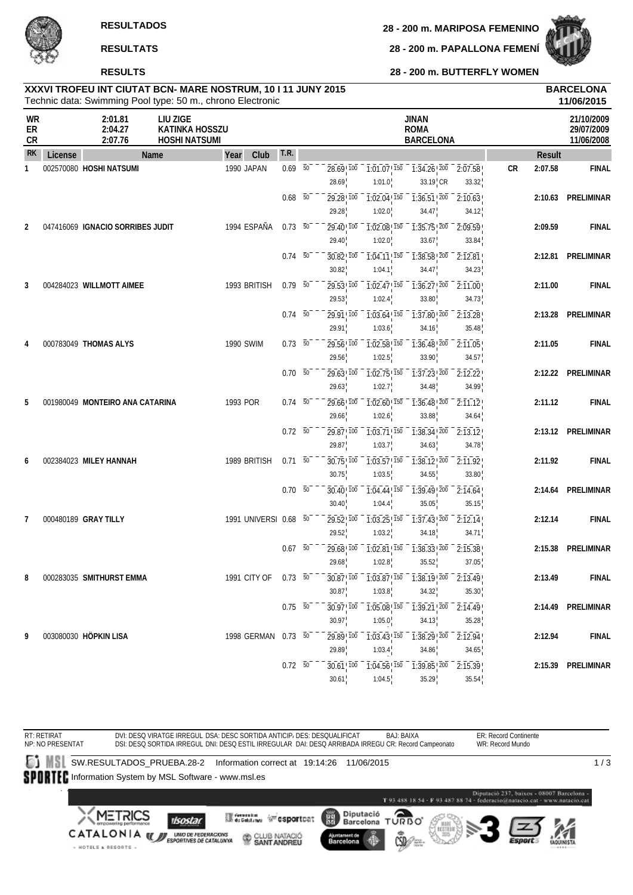**RESULTADOS** — **28 - 200 m. MARIPOSA FEMENINO**

**RESULTATS** — **28 - 200 m. PAPALLONA FEMENÍ**

**RESULTS** — **28 - 200 m. BUTTERFLY WOMEN**

**XXXVI TROFEU INT CIUTAT BCN- MARE NOSTRUM, 10 I 11 JUNY 2015** — **BARCELONA**

Technic data: Swimming Pool type: 50 m., chrono Electronic — **11/06/2015**

| | | | | |
|---|---|---|---|---|
| **WR** | 2:01.81 | LIU ZIGE | JINAN | 21/10/2009 |
| **ER** | 2:04.27 | KATINKA HOSSZU | ROMA | 29/07/2009 |
| **CR** | 2:07.76 | HOSHI NATSUMI | BARCELONA | 11/06/2008 |

| RK | License | Name | Year | Club | T.R. | 50 | 100 | 150 | 200 | | Result | |
|---|---|---|---|---|---|---|---|---|---|---|---|---|
| 1 | 002570080 | **HOSHI NATSUMI** | 1990 | JAPAN | 0.69 | 28.69 / 28.69 | 1:01.07 / 1:01.0 | 1:34.26 / 33.19 CR | 2:07.58 / 33.32 | CR | 2:07.58 | FINAL |
| | | | | | 0.68 | 29.28 / 29.28 | 1:02.04 / 1:02.0 | 1:36.51 / 34.47 | 2:10.63 / 34.12 | | 2:10.63 | PRELIMINAR |
| 2 | 047416069 | **IGNACIO SORRIBES JUDIT** | 1994 | ESPAÑA | 0.73 | 29.40 / 29.40 | 1:02.08 / 1:02.0 | 1:35.75 / 33.67 | 2:09.59 / 33.84 | | 2:09.59 | FINAL |
| | | | | | 0.74 | 30.82 / 30.82 | 1:04.11 / 1:04.1 | 1:38.58 / 34.47 | 2:12.81 / 34.23 | | 2:12.81 | PRELIMINAR |
| 3 | 004284023 | **WILLMOTT AIMEE** | 1993 | BRITISH | 0.79 | 29.53 / 29.53 | 1:02.47 / 1:02.4 | 1:36.27 / 33.80 | 2:11.00 / 34.73 | | 2:11.00 | FINAL |
| | | | | | 0.74 | 29.91 / 29.91 | 1:03.64 / 1:03.6 | 1:37.80 / 34.16 | 2:13.28 / 35.48 | | 2:13.28 | PRELIMINAR |
| 4 | 000783049 | **THOMAS ALYS** | 1990 | SWIM | 0.73 | 29.56 / 29.56 | 1:02.58 / 1:02.5 | 1:36.48 / 33.90 | 2:11.05 / 34.57 | | 2:11.05 | FINAL |
| | | | | | 0.70 | 29.63 / 29.63 | 1:02.75 / 1:02.7 | 1:37.23 / 34.48 | 2:12.22 / 34.99 | | 2:12.22 | PRELIMINAR |
| 5 | 001980049 | **MONTEIRO ANA CATARINA** | 1993 | POR | 0.74 | 29.66 / 29.66 | 1:02.60 / 1:02.6 | 1:36.48 / 33.88 | 2:11.12 / 34.64 | | 2:11.12 | FINAL |
| | | | | | 0.72 | 29.87 / 29.87 | 1:03.71 / 1:03.7 | 1:38.34 / 34.63 | 2:13.12 / 34.78 | | 2:13.12 | PRELIMINAR |
| 6 | 002384023 | **MILEY HANNAH** | 1989 | BRITISH | 0.71 | 30.75 / 30.75 | 1:03.57 / 1:03.5 | 1:38.12 / 34.55 | 2:11.92 / 33.80 | | 2:11.92 | FINAL |
| | | | | | 0.70 | 30.40 / 30.40 | 1:04.44 / 1:04.4 | 1:39.49 / 35.05 | 2:14.64 / 35.15 | | 2:14.64 | PRELIMINAR |
| 7 | 000480189 | **GRAY TILLY** | 1991 | UNIVERSI | 0.68 | 29.52 / 29.52 | 1:03.25 / 1:03.2 | 1:37.43 / 34.18 | 2:12.14 / 34.71 | | 2:12.14 | FINAL |
| | | | | | 0.67 | 29.68 / 29.68 | 1:02.81 / 1:02.8 | 1:38.33 / 35.52 | 2:15.38 / 37.05 | | 2:15.38 | PRELIMINAR |
| 8 | 000283035 | **SMITHURST EMMA** | 1991 | CITY OF | 0.73 | 30.87 / 30.87 | 1:03.87 / 1:03.8 | 1:38.19 / 34.32 | 2:13.49 / 35.30 | | 2:13.49 | FINAL |
| | | | | | 0.75 | 30.97 / 30.97 | 1:05.08 / 1:05.0 | 1:39.21 / 34.13 | 2:14.49 / 35.28 | | 2:14.49 | PRELIMINAR |
| 9 | 003080030 | **HÖPKIN LISA** | 1998 | GERMAN | 0.73 | 29.89 / 29.89 | 1:03.43 / 1:03.4 | 1:38.29 / 34.86 | 2:12.94 / 34.65 | | 2:12.94 | FINAL |
| | | | | | 0.72 | 30.61 / 30.61 | 1:04.56 / 1:04.5 | 1:39.85 / 35.29 | 2:15.39 / 35.54 | | 2:15.39 | PRELIMINAR |

RT: RETIRAT
NP: NO PRESENTAT
DVI: DESQ VIRATGE IRREGUL DSA: DESC SORTIDA ANTICIP. DES: DESQUALIFICAT BAJ: BAIXA
DSI: DESQ SORTIDA IRREGUL DNI: DESQ ESTIL IRREGULAR DAI: DESQ ARRIBADA IRREGU CR: Record Campeonato
ER: Record Continente
WR: Record Mundo

SW.RESULTADOS_PRUEBA.28-2 Information correct at 19:14:26 11/06/2015

Information System by MSL Software - www.msl.es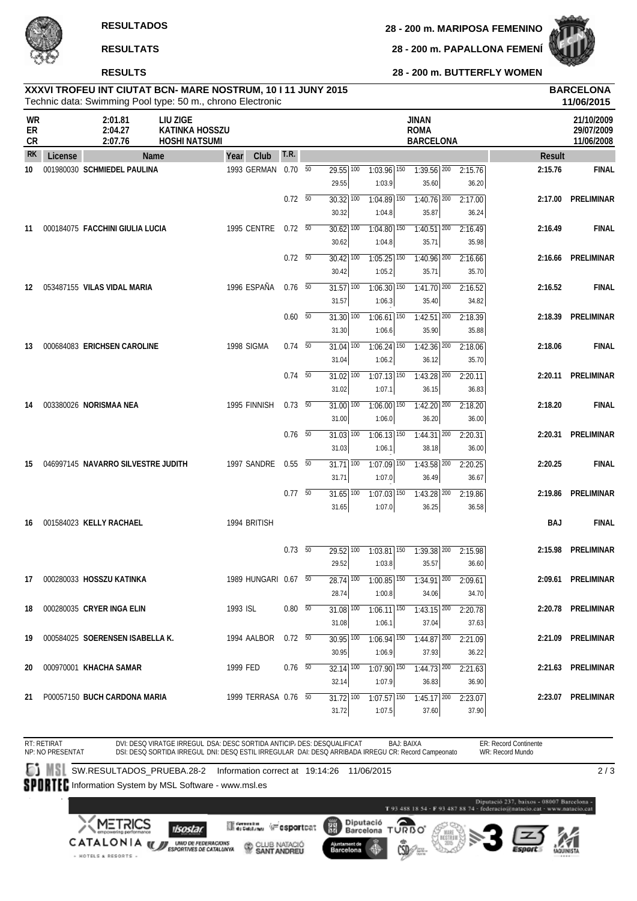**RESULTADOS**

**RESULTATS**

**RESULTS**

**28 - 200 m. MARIPOSA FEMENINO**

**28 - 200 m. PAPALLONA FEMENÍ**

**28 - 200 m. BUTTERFLY WOMEN**

**XXXVI TROFEU INT CIUTAT BCN- MARE NOSTRUM, 10 I 11 JUNY 2015**
Technic data: Swimming Pool type: 50 m., chrono Electronic

**BARCELONA**
**11/06/2015**

| | | | | |
|---|---|---|---|---|
| WR | 2:01.81 | LIU ZIGE | JINAN | 21/10/2009 |
| ER | 2:04.27 | KATINKA HOSSZU | ROMA | 29/07/2009 |
| CR | 2:07.76 | HOSHI NATSUMI | BARCELONA | 11/06/2008 |

| RK | License | Name | Year | Club | T.R. | 50 | 100 | 150 | 200 | Result | |
|---|---|---|---|---|---|---|---|---|---|---|---|
| 10 | 001980030 | **SCHMIEDEL PAULINA** | 1993 | GERMAN | 0.70 | 29.55 | 1:03.96 | 1:39.56 | 2:15.76 | **2:15.76** | **FINAL** |
| | | | | | | 29.55 | 1:03.9 | 35.60 | 36.20 | | |
| | | | | | 0.72 | 30.32 | 1:04.89 | 1:40.76 | 2:17.00 | **2:17.00** | **PRELIMINAR** |
| | | | | | | 30.32 | 1:04.8 | 35.87 | 36.24 | | |
| 11 | 000184075 | **FACCHINI GIULIA LUCIA** | 1995 | CENTRE | 0.72 | 30.62 | 1:04.80 | 1:40.51 | 2:16.49 | **2:16.49** | **FINAL** |
| | | | | | | 30.62 | 1:04.8 | 35.71 | 35.98 | | |
| | | | | | 0.72 | 30.42 | 1:05.25 | 1:40.96 | 2:16.66 | **2:16.66** | **PRELIMINAR** |
| | | | | | | 30.42 | 1:05.2 | 35.71 | 35.70 | | |
| 12 | 053487155 | **VILAS VIDAL MARIA** | 1996 | ESPAÑA | 0.76 | 31.57 | 1:06.30 | 1:41.70 | 2:16.52 | **2:16.52** | **FINAL** |
| | | | | | | 31.57 | 1:06.3 | 35.40 | 34.82 | | |
| | | | | | 0.60 | 31.30 | 1:06.61 | 1:42.51 | 2:18.39 | **2:18.39** | **PRELIMINAR** |
| | | | | | | 31.30 | 1:06.6 | 35.90 | 35.88 | | |
| 13 | 000684083 | **ERICHSEN CAROLINE** | 1998 | SIGMA | 0.74 | 31.04 | 1:06.24 | 1:42.36 | 2:18.06 | **2:18.06** | **FINAL** |
| | | | | | | 31.04 | 1:06.2 | 36.12 | 35.70 | | |
| | | | | | 0.74 | 31.02 | 1:07.13 | 1:43.28 | 2:20.11 | **2:20.11** | **PRELIMINAR** |
| | | | | | | 31.02 | 1:07.1 | 36.15 | 36.83 | | |
| 14 | 003380026 | **NORISMAA NEA** | 1995 | FINNISH | 0.73 | 31.00 | 1:06.00 | 1:42.20 | 2:18.20 | **2:18.20** | **FINAL** |
| | | | | | | 31.00 | 1:06.0 | 36.20 | 36.00 | | |
| | | | | | 0.76 | 31.03 | 1:06.13 | 1:44.31 | 2:20.31 | **2:20.31** | **PRELIMINAR** |
| | | | | | | 31.03 | 1:06.1 | 38.18 | 36.00 | | |
| 15 | 046997145 | **NAVARRO SILVESTRE JUDITH** | 1997 | SANDRE | 0.55 | 31.71 | 1:07.09 | 1:43.58 | 2:20.25 | **2:20.25** | **FINAL** |
| | | | | | | 31.71 | 1:07.0 | 36.49 | 36.67 | | |
| | | | | | 0.77 | 31.65 | 1:07.03 | 1:43.28 | 2:19.86 | **2:19.86** | **PRELIMINAR** |
| | | | | | | 31.65 | 1:07.0 | 36.25 | 36.58 | | |
| 16 | 001584023 | **KELLY RACHAEL** | 1994 | BRITISH | | | | | | **BAJ** | **FINAL** |
| | | | | | 0.73 | 29.52 | 1:03.81 | 1:39.38 | 2:15.98 | **2:15.98** | **PRELIMINAR** |
| | | | | | | 29.52 | 1:03.8 | 35.57 | 36.60 | | |
| 17 | 000280033 | **HOSSZU KATINKA** | 1989 | HUNGARI | 0.67 | 28.74 | 1:00.85 | 1:34.91 | 2:09.61 | **2:09.61** | **PRELIMINAR** |
| | | | | | | 28.74 | 1:00.8 | 34.06 | 34.70 | | |
| 18 | 000280035 | **CRYER INGA ELIN** | 1993 | ISL | 0.80 | 31.08 | 1:06.11 | 1:43.15 | 2:20.78 | **2:20.78** | **PRELIMINAR** |
| | | | | | | 31.08 | 1:06.1 | 37.04 | 37.63 | | |
| 19 | 000584025 | **SOERENSEN ISABELLA K.** | 1994 | AALBOR | 0.72 | 30.95 | 1:06.94 | 1:44.87 | 2:21.09 | **2:21.09** | **PRELIMINAR** |
| | | | | | | 30.95 | 1:06.9 | 37.93 | 36.22 | | |
| 20 | 000970001 | **KHACHA SAMAR** | 1999 | FED | 0.76 | 32.14 | 1:07.90 | 1:44.73 | 2:21.63 | **2:21.63** | **PRELIMINAR** |
| | | | | | | 32.14 | 1:07.9 | 36.83 | 36.90 | | |
| 21 | P00057150 | **BUCH CARDONA MARIA** | 1999 | TERRASA | 0.76 | 31.72 | 1:07.57 | 1:45.17 | 2:23.07 | **2:23.07** | **PRELIMINAR** |
| | | | | | | 31.72 | 1:07.5 | 37.60 | 37.90 | | |

RT: RETIRAT NP: NO PRESENTAT
DVI: DESQ VIRATGE IRREGUL DSA: DESC SORTIDA ANTICIP. DES: DESQUALIFICAT BAJ: BAIXA ER: Record Continente
DSI: DESQ SORTIDA IRREGUL DNI: DESQ ESTIL IRREGULAR DAI: DESQ ARRIBADA IRREGU CR: Record Campeonato WR: Record Mundo

SW.RESULTADOS_PRUEBA.28-2 Information correct at 19:14:26 11/06/2015

Information System by MSL Software - www.msl.es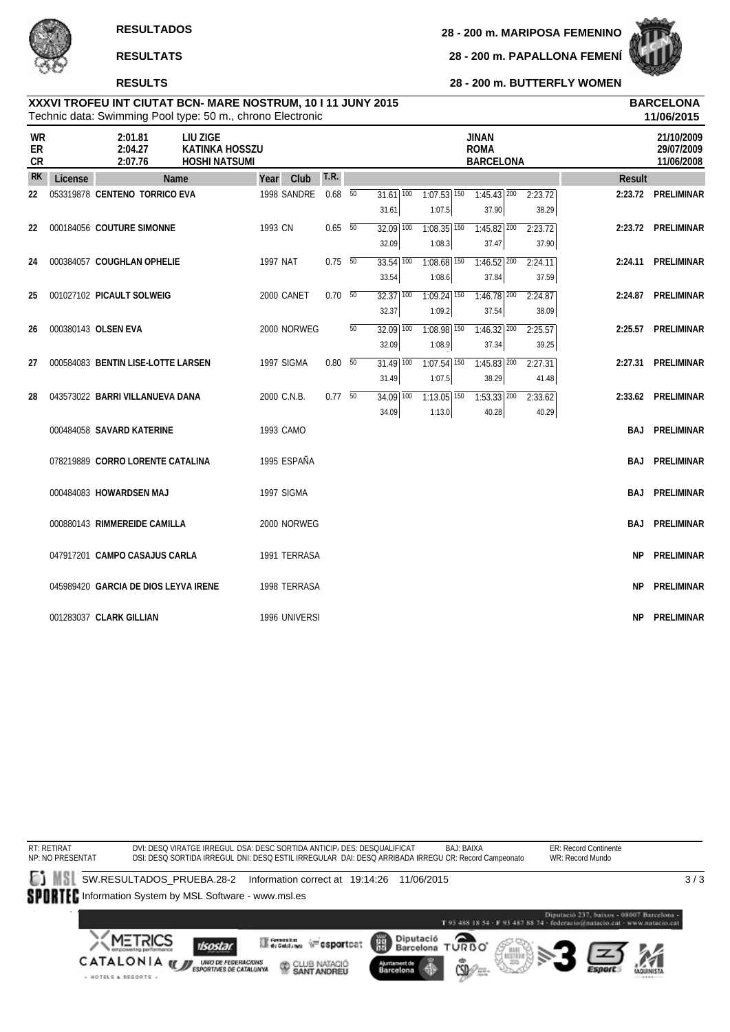**RESULTADOS**

**RESULTATS**

**RESULTS**

**28 - 200 m. MARIPOSA FEMENINO**

**28 - 200 m. PAPALLONA FEMENÍ**

**28 - 200 m. BUTTERFLY WOMEN**

**XXXVI TROFEU INT CIUTAT BCN- MARE NOSTRUM, 10 I 11 JUNY 2015**
Technic data: Swimming Pool type: 50 m., chrono Electronic

**BARCELONA**
**11/06/2015**

| | | | | |
|---|---|---|---|---|
| WR | 2:01.81 | LIU ZIGE | JINAN | 21/10/2009 |
| ER | 2:04.27 | KATINKA HOSSZU | ROMA | 29/07/2009 |
| CR | 2:07.76 | HOSHI NATSUMI | BARCELONA | 11/06/2008 |

| RK | License | Name | Year | Club | T.R. | 50 | 100 | 150 | 200 | Result | |
|---|---|---|---|---|---|---|---|---|---|---|---|
| 22 | 053319878 | CENTENO TORRICO EVA | 1998 | SANDRE | 0.68 | 31.61 / 31.61 | 1:07.53 / 1:07.5 | 1:45.43 / 37.90 | 2:23.72 / 38.29 | 2:23.72 | PRELIMINAR |
| 22 | 000184056 | COUTURE SIMONNE | 1993 | CN | 0.65 | 32.09 / 32.09 | 1:08.35 / 1:08.3 | 1:45.82 / 37.47 | 2:23.72 / 37.90 | 2:23.72 | PRELIMINAR |
| 24 | 000384057 | COUGHLAN OPHELIE | 1997 | NAT | 0.75 | 33.54 / 33.54 | 1:08.68 / 1:08.6 | 1:46.52 / 37.84 | 2:24.11 / 37.59 | 2:24.11 | PRELIMINAR |
| 25 | 001027102 | PICAULT SOLWEIG | 2000 | CANET | 0.70 | 32.37 / 32.37 | 1:09.24 / 1:09.2 | 1:46.78 / 37.54 | 2:24.87 / 38.09 | 2:24.87 | PRELIMINAR |
| 26 | 000380143 | OLSEN EVA | 2000 | NORWEG | | 32.09 / 32.09 | 1:08.98 / 1:08.9 | 1:46.32 / 37.34 | 2:25.57 / 39.25 | 2:25.57 | PRELIMINAR |
| 27 | 000584083 | BENTIN LISE-LOTTE LARSEN | 1997 | SIGMA | 0.80 | 31.49 / 31.49 | 1:07.54 / 1:07.5 | 1:45.83 / 38.29 | 2:27.31 / 41.48 | 2:27.31 | PRELIMINAR |
| 28 | 043573022 | BARRI VILLANUEVA DANA | 2000 | C.N.B. | 0.77 | 34.09 / 34.09 | 1:13.05 / 1:13.0 | 1:53.33 / 40.28 | 2:33.62 / 40.29 | 2:33.62 | PRELIMINAR |
| | 000484058 | SAVARD KATERINE | 1993 | CAMO | | | | | | BAJ | PRELIMINAR |
| | 078219889 | CORRO LORENTE CATALINA | 1995 | ESPAÑA | | | | | | BAJ | PRELIMINAR |
| | 000484083 | HOWARDSEN MAJ | 1997 | SIGMA | | | | | | BAJ | PRELIMINAR |
| | 000880143 | RIMMEREIDE CAMILLA | 2000 | NORWEG | | | | | | BAJ | PRELIMINAR |
| | 047917201 | CAMPO CASAJUS CARLA | 1991 | TERRASA | | | | | | NP | PRELIMINAR |
| | 045989420 | GARCIA DE DIOS LEYVA IRENE | 1998 | TERRASA | | | | | | NP | PRELIMINAR |
| | 001283037 | CLARK GILLIAN | 1996 | UNIVERSI | | | | | | NP | PRELIMINAR |

RT: RETIRAT
NP: NO PRESENTAT
DVI: DESQ VIRATGE IRREGUL DSA: DESC SORTIDA ANTICIP. DES: DESQUALIFICAT BAJ: BAIXA
DSI: DESQ SORTIDA IRREGUL DNI: DESQ ESTIL IRREGULAR DAI: DESQ ARRIBADA IRREGU CR: Record Campeonato
ER: Record Continente
WR: Record Mundo

SW.RESULTADOS_PRUEBA.28-2 Information correct at 19:14:26 11/06/2015

Information System by MSL Software - www.msl.es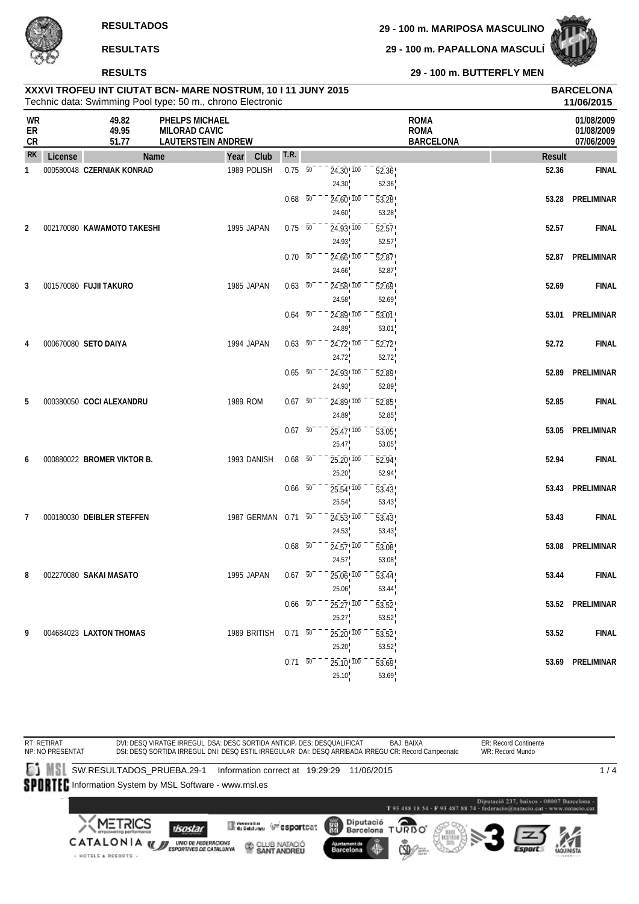**RESULTADOS**

**RESULTATS**

**RESULTS**

**29 - 100 m. MARIPOSA MASCULINO**

**29 - 100 m. PAPALLONA MASCULÍ**

**29 - 100 m. BUTTERFLY MEN**

**XXXVI TROFEU INT CIUTAT BCN- MARE NOSTRUM, 10 I 11 JUNY 2015**
Technic data: Swimming Pool type: 50 m., chrono Electronic

**BARCELONA**
**11/06/2015**

| | | | | |
|---|---|---|---|---|
| WR | 49.82 | PHELPS MICHAEL | ROMA | 01/08/2009 |
| ER | 49.95 | MILORAD CAVIC | ROMA | 01/08/2009 |
| CR | 51.77 | LAUTERSTEIN ANDREW | BARCELONA | 07/06/2009 |

| RK | License | Name | Year | Club | T.R. | 50 | 100 | Result | |
|---|---|---|---|---|---|---|---|---|---|
| 1 | 000580048 | **CZERNIAK KONRAD** | 1989 | POLISH | 0.75 | 24.30 (24.30) | 52.36 (52.36) | 52.36 | FINAL |
| | | | | | 0.68 | 24.60 (24.60) | 53.28 (53.28) | 53.28 | PRELIMINAR |
| 2 | 002170080 | **KAWAMOTO TAKESHI** | 1995 | JAPAN | 0.75 | 24.93 (24.93) | 52.57 (52.57) | 52.57 | FINAL |
| | | | | | 0.70 | 24.66 (24.66) | 52.87 (52.87) | 52.87 | PRELIMINAR |
| 3 | 001570080 | **FUJII TAKURO** | 1985 | JAPAN | 0.63 | 24.58 (24.58) | 52.69 (52.69) | 52.69 | FINAL |
| | | | | | 0.64 | 24.89 (24.89) | 53.01 (53.01) | 53.01 | PRELIMINAR |
| 4 | 000670080 | **SETO DAIYA** | 1994 | JAPAN | 0.63 | 24.72 (24.72) | 52.72 (52.72) | 52.72 | FINAL |
| | | | | | 0.65 | 24.93 (24.93) | 52.89 (52.89) | 52.89 | PRELIMINAR |
| 5 | 000380050 | **COCI ALEXANDRU** | 1989 | ROM | 0.67 | 24.89 (24.89) | 52.85 (52.85) | 52.85 | FINAL |
| | | | | | 0.67 | 25.47 (25.47) | 53.05 (53.05) | 53.05 | PRELIMINAR |
| 6 | 000880022 | **BROMER VIKTOR B.** | 1993 | DANISH | 0.68 | 25.20 (25.20) | 52.94 (52.94) | 52.94 | FINAL |
| | | | | | 0.66 | 25.54 (25.54) | 53.43 (53.43) | 53.43 | PRELIMINAR |
| 7 | 000180030 | **DEIBLER STEFFEN** | 1987 | GERMAN | 0.71 | 24.53 (24.53) | 53.43 (53.43) | 53.43 | FINAL |
| | | | | | 0.68 | 24.57 (24.57) | 53.08 (53.08) | 53.08 | PRELIMINAR |
| 8 | 002270080 | **SAKAI MASATO** | 1995 | JAPAN | 0.67 | 25.06 (25.06) | 53.44 (53.44) | 53.44 | FINAL |
| | | | | | 0.66 | 25.27 (25.27) | 53.52 (53.52) | 53.52 | PRELIMINAR |
| 9 | 004684023 | **LAXTON THOMAS** | 1989 | BRITISH | 0.71 | 25.20 (25.20) | 53.52 (53.52) | 53.52 | FINAL |
| | | | | | 0.71 | 25.10 (25.10) | 53.69 (53.69) | 53.69 | PRELIMINAR |

RT: RETIRAT
NP: NO PRESENTAT

DVI: DESQ VIRATGE IRREGUL DSA: DESC SORTIDA ANTICIP. DES: DESQUALIFICAT BAJ: BAIXA
DSI: DESQ SORTIDA IRREGUL DNI: DESQ ESTIL IRREGULAR DAI: DESQ ARRIBADA IRREGU CR: Record Campeonato

ER: Record Continente
WR: Record Mundo

SW.RESULTADOS_PRUEBA.29-1 Information correct at 19:29:29 11/06/2015

Information System by MSL Software - www.msl.es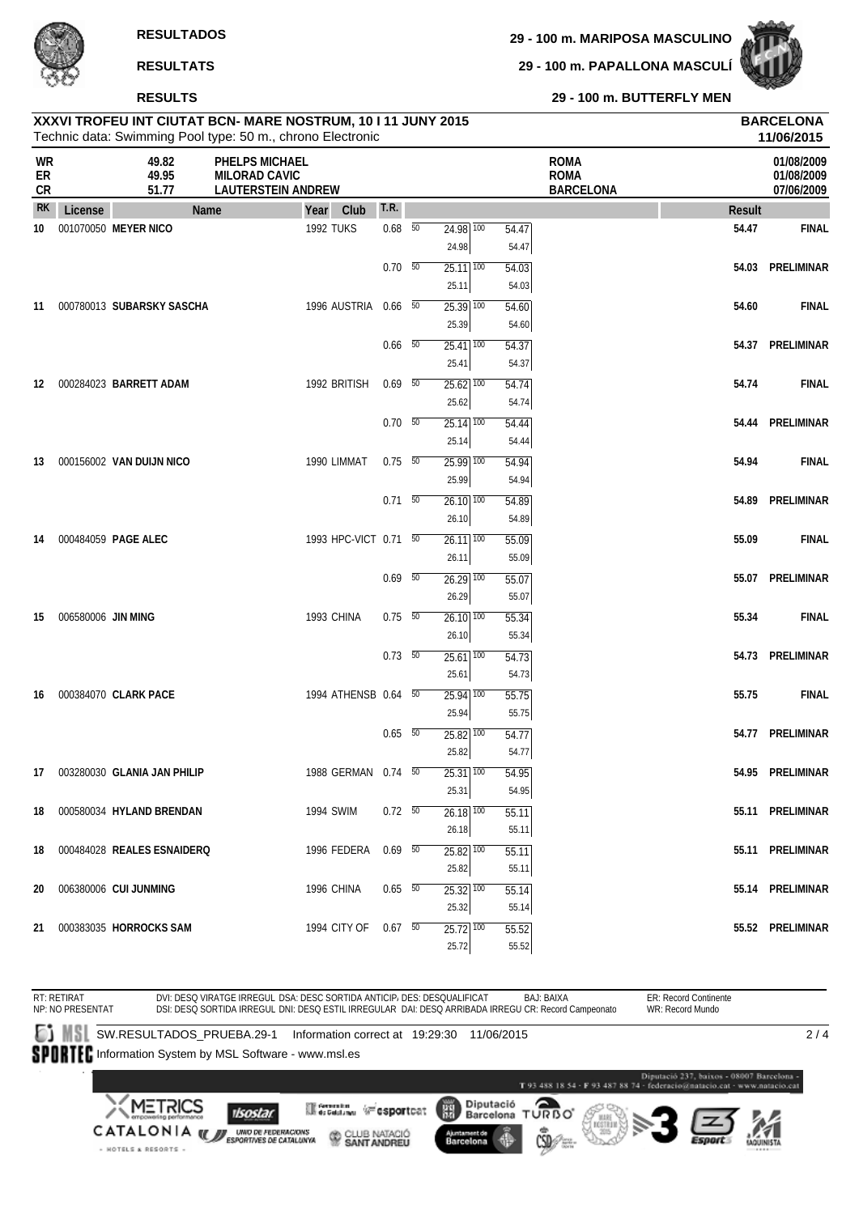**RESULTADOS**

**RESULTATS**

**RESULTS**

**29 - 100 m. MARIPOSA MASCULINO**

**29 - 100 m. PAPALLONA MASCULÍ**

**29 - 100 m. BUTTERFLY MEN**

**XXXVI TROFEU INT CIUTAT BCN- MARE NOSTRUM, 10 I 11 JUNY 2015** — **BARCELONA**

Technic data: Swimming Pool type: 50 m., chrono Electronic — **11/06/2015**

| | | | | |
|---|---|---|---|---|
| WR | 49.82 | PHELPS MICHAEL | ROMA | 01/08/2009 |
| ER | 49.95 | MILORAD CAVIC | ROMA | 01/08/2009 |
| CR | 51.77 | LAUTERSTEIN ANDREW | BARCELONA | 07/06/2009 |

| RK | License | Name | Year | Club | T.R. | 50 | 100 | Result | |
|---|---|---|---|---|---|---|---|---|---|
| 10 | 001070050 | **MEYER NICO** | 1992 | TUKS | 0.68 | 24.98 (24.98) | 54.47 (54.47) | 54.47 | FINAL |
| | | | | | 0.70 | 25.11 (25.11) | 54.03 (54.03) | 54.03 | PRELIMINAR |
| 11 | 000780013 | **SUBARSKY SASCHA** | 1996 | AUSTRIA | 0.66 | 25.39 (25.39) | 54.60 (54.60) | 54.60 | FINAL |
| | | | | | 0.66 | 25.41 (25.41) | 54.37 (54.37) | 54.37 | PRELIMINAR |
| 12 | 000284023 | **BARRETT ADAM** | 1992 | BRITISH | 0.69 | 25.62 (25.62) | 54.74 (54.74) | 54.74 | FINAL |
| | | | | | 0.70 | 25.14 (25.14) | 54.44 (54.44) | 54.44 | PRELIMINAR |
| 13 | 000156002 | **VAN DUIJN NICO** | 1990 | LIMMAT | 0.75 | 25.99 (25.99) | 54.94 (54.94) | 54.94 | FINAL |
| | | | | | 0.71 | 26.10 (26.10) | 54.89 (54.89) | 54.89 | PRELIMINAR |
| 14 | 000484059 | **PAGE ALEC** | 1993 | HPC-VICT | 0.71 | 26.11 (26.11) | 55.09 (55.09) | 55.09 | FINAL |
| | | | | | 0.69 | 26.29 (26.29) | 55.07 (55.07) | 55.07 | PRELIMINAR |
| 15 | 006580006 | **JIN MING** | 1993 | CHINA | 0.75 | 26.10 (26.10) | 55.34 (55.34) | 55.34 | FINAL |
| | | | | | 0.73 | 25.61 (25.61) | 54.73 (54.73) | 54.73 | PRELIMINAR |
| 16 | 000384070 | **CLARK PACE** | 1994 | ATHENSB | 0.64 | 25.94 (25.94) | 55.75 (55.75) | 55.75 | FINAL |
| | | | | | 0.65 | 25.82 (25.82) | 54.77 (54.77) | 54.77 | PRELIMINAR |
| 17 | 003280030 | **GLANIA JAN PHILIP** | 1988 | GERMAN | 0.74 | 25.31 (25.31) | 54.95 (54.95) | 54.95 | PRELIMINAR |
| 18 | 000580034 | **HYLAND BRENDAN** | 1994 | SWIM | 0.72 | 26.18 (26.18) | 55.11 (55.11) | 55.11 | PRELIMINAR |
| 18 | 000484028 | **REALES ESNAIDERQ** | 1996 | FEDERA | 0.69 | 25.82 (25.82) | 55.11 (55.11) | 55.11 | PRELIMINAR |
| 20 | 006380006 | **CUI JUNMING** | 1996 | CHINA | 0.65 | 25.32 (25.32) | 55.14 (55.14) | 55.14 | PRELIMINAR |
| 21 | 000383035 | **HORROCKS SAM** | 1994 | CITY OF | 0.67 | 25.72 (25.72) | 55.52 (55.52) | 55.52 | PRELIMINAR |

RT: RETIRAT  NP: NO PRESENTAT  DVI: DESQ VIRATGE IRREGUL  DSA: DESC SORTIDA ANTICIP.  DES: DESQUALIFICAT  BAJ: BAIXA  ER: Record Continente  DSI: DESQ SORTIDA IRREGUL  DNI: DESQ ESTIL IRREGULAR  DAI: DESQ ARRIBADA IRREGU  CR: Record Campeonato  WR: Record Mundo

SW.RESULTADOS_PRUEBA.29-1  Information correct at 19:29:30 11/06/2015

Information System by MSL Software - www.msl.es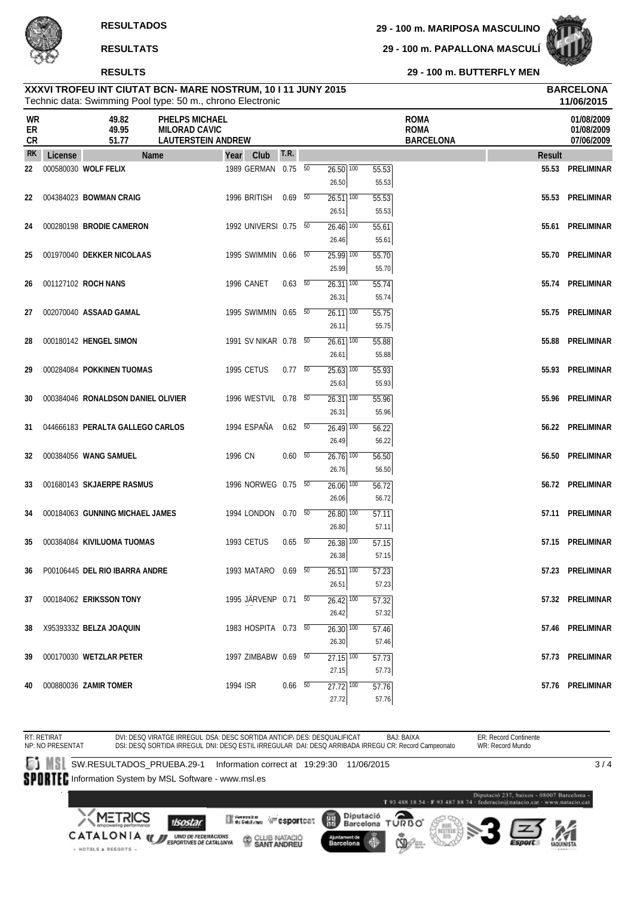RESULTADOS

RESULTATS

RESULTS

**29 - 100 m. MARIPOSA MASCULINO**

**29 - 100 m. PAPALLONA MASCULÍ**

**29 - 100 m. BUTTERFLY MEN**

**XXXVI TROFEU INT CIUTAT BCN- MARE NOSTRUM, 10 I 11 JUNY 2015**
Technic data: Swimming Pool type: 50 m., chrono Electronic

**BARCELONA**
**11/06/2015**

| | | | | |
|---|---|---|---|---|
| WR | 49.82 | PHELPS MICHAEL | ROMA | 01/08/2009 |
| ER | 49.95 | MILORAD CAVIC | ROMA | 01/08/2009 |
| CR | 51.77 | LAUTERSTEIN ANDREW | BARCELONA | 07/06/2009 |

| RK | License | Name | Year | Club | T.R. | 50 | 100 | Result | |
|---|---|---|---|---|---|---|---|---|---|
| 22 | 000580030 | WOLF FELIX | 1989 | GERMAN | 0.75 | 26.50 (26.50) | 55.53 (55.53) | 55.53 | PRELIMINAR |
| 22 | 004384023 | BOWMAN CRAIG | 1996 | BRITISH | 0.69 | 26.51 (26.51) | 55.53 (55.53) | 55.53 | PRELIMINAR |
| 24 | 000280198 | BRODIE CAMERON | 1992 | UNIVERSI | 0.75 | 26.46 (26.46) | 55.61 (55.61) | 55.61 | PRELIMINAR |
| 25 | 001970040 | DEKKER NICOLAAS | 1995 | SWIMMIN | 0.66 | 25.99 (25.99) | 55.70 (55.70) | 55.70 | PRELIMINAR |
| 26 | 001127102 | ROCH NANS | 1996 | CANET | 0.63 | 26.31 (26.31) | 55.74 (55.74) | 55.74 | PRELIMINAR |
| 27 | 002070040 | ASSAAD GAMAL | 1995 | SWIMMIN | 0.65 | 26.11 (26.11) | 55.75 (55.75) | 55.75 | PRELIMINAR |
| 28 | 000180142 | HENGEL SIMON | 1991 | SV NIKAR | 0.78 | 26.61 (26.61) | 55.88 (55.88) | 55.88 | PRELIMINAR |
| 29 | 000284084 | POKKINEN TUOMAS | 1995 | CETUS | 0.77 | 25.63 (25.63) | 55.93 (55.93) | 55.93 | PRELIMINAR |
| 30 | 000384046 | RONALDSON DANIEL OLIVIER | 1996 | WESTVIL | 0.78 | 26.31 (26.31) | 55.96 (55.96) | 55.96 | PRELIMINAR |
| 31 | 044666183 | PERALTA GALLEGO CARLOS | 1994 | ESPAÑA | 0.62 | 26.49 (26.49) | 56.22 (56.22) | 56.22 | PRELIMINAR |
| 32 | 000384056 | WANG SAMUEL | 1996 | CN | 0.60 | 26.76 (26.76) | 56.50 (56.50) | 56.50 | PRELIMINAR |
| 33 | 001680143 | SKJAERPE RASMUS | 1996 | NORWEG | 0.75 | 26.06 (26.06) | 56.72 (56.72) | 56.72 | PRELIMINAR |
| 34 | 000184063 | GUNNING MICHAEL JAMES | 1994 | LONDON | 0.70 | 26.80 (26.80) | 57.11 (57.11) | 57.11 | PRELIMINAR |
| 35 | 000384084 | KIVILUOMA TUOMAS | 1993 | CETUS | 0.65 | 26.38 (26.38) | 57.15 (57.15) | 57.15 | PRELIMINAR |
| 36 | P00106445 | DEL RIO IBARRA ANDRE | 1993 | MATARO | 0.69 | 26.51 (26.51) | 57.23 (57.23) | 57.23 | PRELIMINAR |
| 37 | 000184062 | ERIKSSON TONY | 1995 | JÄRVENP | 0.71 | 26.42 (26.42) | 57.32 (57.32) | 57.32 | PRELIMINAR |
| 38 | X9539333Z | BELZA JOAQUIN | 1983 | HOSPITA | 0.73 | 26.30 (26.30) | 57.46 (57.46) | 57.46 | PRELIMINAR |
| 39 | 000170030 | WETZLAR PETER | 1997 | ZIMBABW | 0.69 | 27.15 (27.15) | 57.73 (57.73) | 57.73 | PRELIMINAR |
| 40 | 000880036 | ZAMIR TOMER | 1994 | ISR | 0.66 | 27.72 (27.72) | 57.76 (57.76) | 57.76 | PRELIMINAR |

RT: RETIRAT
NP: NO PRESENTAT
DVI: DESQ VIRATGE IRREGUL DSA: DESC SORTIDA ANTICIP. DES: DESQUALIFICAT BAJ: BAIXA
DSI: DESQ SORTIDA IRREGUL DNI: DESQ ESTIL IRREGULAR DAI: DESQ ARRIBADA IRREGU CR: Record Campeonato
ER: Record Continente
WR: Record Mundo

SW.RESULTADOS_PRUEBA.29-1 Information correct at 19:29:30 11/06/2015

Information System by MSL Software - www.msl.es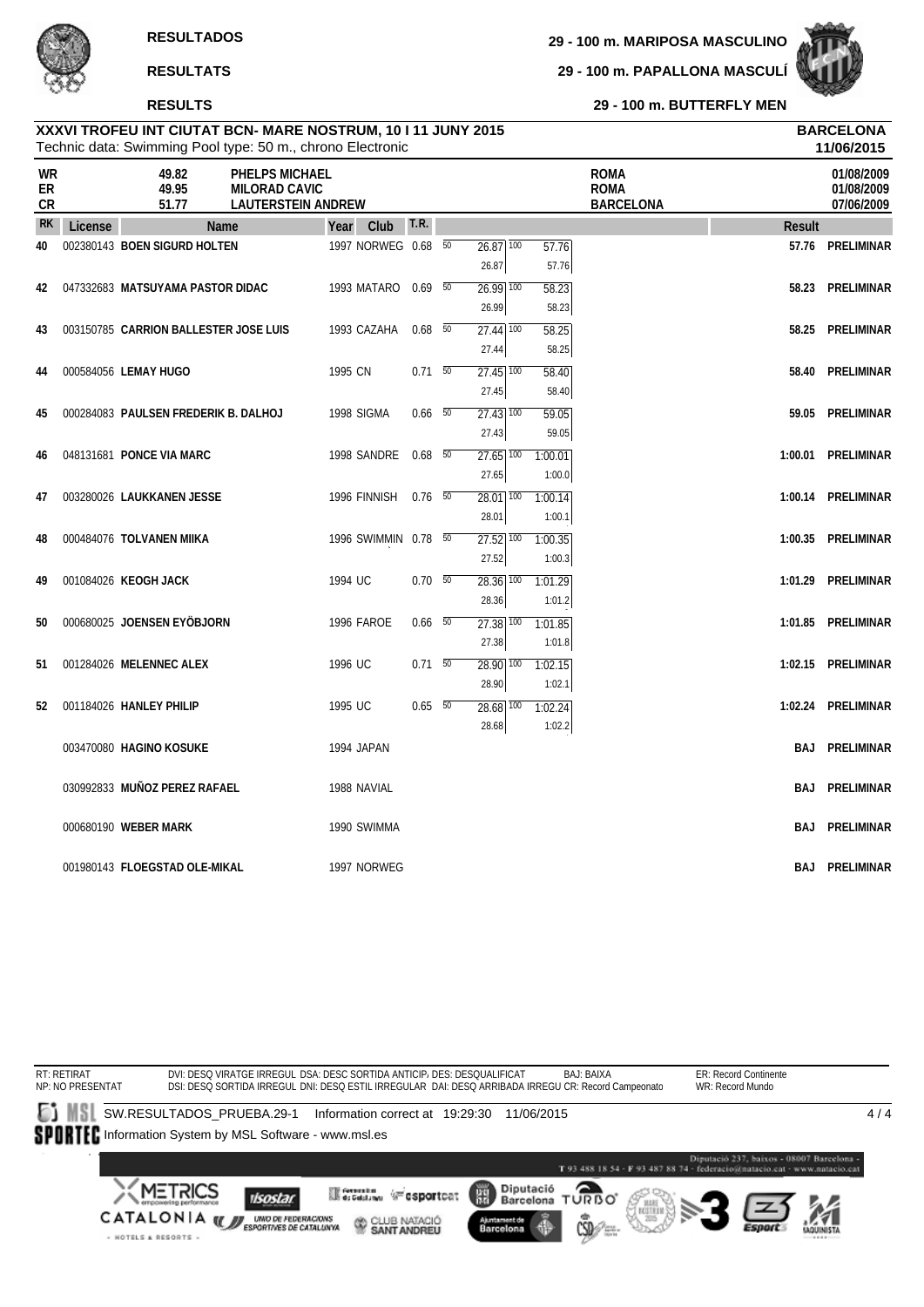**RESULTADOS**

**RESULTATS**

**RESULTS**

**29 - 100 m. MARIPOSA MASCULINO**

**29 - 100 m. PAPALLONA MASCULÍ**

**29 - 100 m. BUTTERFLY MEN**

**XXXVI TROFEU INT CIUTAT BCN- MARE NOSTRUM, 10 I 11 JUNY 2015** — **BARCELONA** **11/06/2015**

Technic data: Swimming Pool type: 50 m., chrono Electronic

| | | | | |
|---|---|---|---|---|
| WR | 49.82 | PHELPS MICHAEL | ROMA | 01/08/2009 |
| ER | 49.95 | MILORAD CAVIC | ROMA | 01/08/2009 |
| CR | 51.77 | LAUTERSTEIN ANDREW | BARCELONA | 07/06/2009 |

| RK | License | Name | Year | Club | T.R. | 50 | 100 | Result | |
|---|---|---|---|---|---|---|---|---|---|
| 40 | 002380143 | **BOEN SIGURD HOLTEN** | 1997 | NORWEG | 0.68 | 26.87 (26.87) | 57.76 (57.76) | 57.76 | PRELIMINAR |
| 42 | 047332683 | **MATSUYAMA PASTOR DIDAC** | 1993 | MATARO | 0.69 | 26.99 (26.99) | 58.23 (58.23) | 58.23 | PRELIMINAR |
| 43 | 003150785 | **CARRION BALLESTER JOSE LUIS** | 1993 | CAZAHA | 0.68 | 27.44 (27.44) | 58.25 (58.25) | 58.25 | PRELIMINAR |
| 44 | 000584056 | **LEMAY HUGO** | 1995 | CN | 0.71 | 27.45 (27.45) | 58.40 (58.40) | 58.40 | PRELIMINAR |
| 45 | 000284083 | **PAULSEN FREDERIK B. DALHOJ** | 1998 | SIGMA | 0.66 | 27.43 (27.43) | 59.05 (59.05) | 59.05 | PRELIMINAR |
| 46 | 048131681 | **PONCE VIA MARC** | 1998 | SANDRE | 0.68 | 27.65 (27.65) | 1:00.01 (1:00.0) | 1:00.01 | PRELIMINAR |
| 47 | 003280026 | **LAUKKANEN JESSE** | 1996 | FINNISH | 0.76 | 28.01 (28.01) | 1:00.14 (1:00.1) | 1:00.14 | PRELIMINAR |
| 48 | 000484076 | **TOLVANEN MIIKA** | 1996 | SWIMMIN | 0.78 | 27.52 (27.52) | 1:00.35 (1:00.3) | 1:00.35 | PRELIMINAR |
| 49 | 001084026 | **KEOGH JACK** | 1994 | UC | 0.70 | 28.36 (28.36) | 1:01.29 (1:01.2) | 1:01.29 | PRELIMINAR |
| 50 | 000680025 | **JOENSEN EYÖBJORN** | 1996 | FAROE | 0.66 | 27.38 (27.38) | 1:01.85 (1:01.8) | 1:01.85 | PRELIMINAR |
| 51 | 001284026 | **MELENNEC ALEX** | 1996 | UC | 0.71 | 28.90 (28.90) | 1:02.15 (1:02.1) | 1:02.15 | PRELIMINAR |
| 52 | 001184026 | **HANLEY PHILIP** | 1995 | UC | 0.65 | 28.68 (28.68) | 1:02.24 (1:02.2) | 1:02.24 | PRELIMINAR |
| | 003470080 | **HAGINO KOSUKE** | 1994 | JAPAN | | | | BAJ | PRELIMINAR |
| | 030992833 | **MUÑOZ PEREZ RAFAEL** | 1988 | NAVIAL | | | | BAJ | PRELIMINAR |
| | 000680190 | **WEBER MARK** | 1990 | SWIMMA | | | | BAJ | PRELIMINAR |
| | 001980143 | **FLOEGSTAD OLE-MIKAL** | 1997 | NORWEG | | | | BAJ | PRELIMINAR |

RT: RETIRAT
NP: NO PRESENTAT
DVI: DESQ VIRATGE IRREGUL DSA: DESC SORTIDA ANTICIP. DES: DESQUALIFICAT BAJ: BAIXA
DSI: DESQ SORTIDA IRREGUL DNI: DESQ ESTIL IRREGULAR DAI: DESQ ARRIBADA IRREGU CR: Record Campeonato
ER: Record Continente
WR: Record Mundo

SW.RESULTADOS_PRUEBA.29-1 Information correct at 19:29:30 11/06/2015

Information System by MSL Software - www.msl.es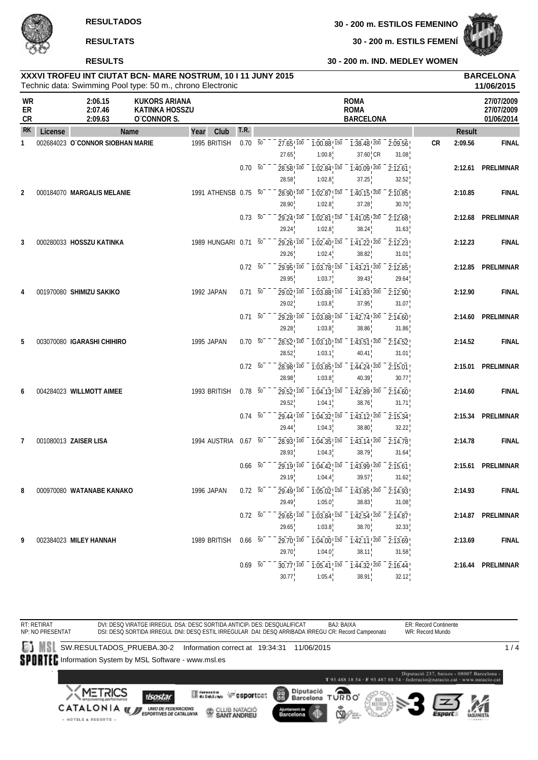**RESULTADOS** — **30 - 200 m. ESTILOS FEMENINO**

**RESULTATS** — **30 - 200 m. ESTILS FEMENÍ**

**RESULTS** — **30 - 200 m. IND. MEDLEY WOMEN**

**XXXVI TROFEU INT CIUTAT BCN- MARE NOSTRUM, 10 I 11 JUNY 2015** — **BARCELONA**
Technic data: Swimming Pool type: 50 m., chrono Electronic — **11/06/2015**

| | Time | Name | Place | Date |
|---|---|---|---|---|
| WR | 2:06.15 | KUKORS ARIANA | ROMA | 27/07/2009 |
| ER | 2:07.46 | KATINKA HOSSZU | ROMA | 27/07/2009 |
| CR | 2:09.63 | O´CONNOR S. | BARCELONA | 01/06/2014 |

| RK | License | Name | Year | Club | T.R. | 50 | 100 | 150 | 200 | | Result | |
|---|---|---|---|---|---|---|---|---|---|---|---|---|
| 1 | 002684023 | O´CONNOR SIOBHAN MARIE | 1995 | BRITISH | 0.70 | 27.65 | 1:00.88 (1:00.8) | 1:38.48 (37.60 CR) | 2:09.56 (31.08) | CR | 2:09.56 | FINAL |
| | | | | | 0.70 | 28.58 | 1:02.84 (1:02.8) | 1:40.09 (37.25) | 2:12.61 (32.52) | | 2:12.61 | PRELIMINAR |
| 2 | 000184070 | MARGALIS MELANIE | 1991 | ATHENSB | 0.75 | 28.90 | 1:02.87 (1:02.8) | 1:40.15 (37.28) | 2:10.85 (30.70) | | 2:10.85 | FINAL |
| | | | | | 0.73 | 29.24 | 1:02.81 (1:02.8) | 1:41.05 (38.24) | 2:12.68 (31.63) | | 2:12.68 | PRELIMINAR |
| 3 | 000280033 | HOSSZU KATINKA | 1989 | HUNGARI | 0.71 | 29.26 | 1:02.40 (1:02.4) | 1:41.22 (38.82) | 2:12.23 (31.01) | | 2:12.23 | FINAL |
| | | | | | 0.72 | 29.95 | 1:03.78 (1:03.7) | 1:43.21 (39.43) | 2:12.85 (29.64) | | 2:12.85 | PRELIMINAR |
| 4 | 001970080 | SHIMIZU SAKIKO | 1992 | JAPAN | 0.71 | 29.02 | 1:03.88 (1:03.8) | 1:41.83 (37.95) | 2:12.90 (31.07) | | 2:12.90 | FINAL |
| | | | | | 0.71 | 29.28 | 1:03.88 (1:03.8) | 1:42.74 (38.86) | 2:14.60 (31.86) | | 2:14.60 | PRELIMINAR |
| 5 | 003070080 | IGARASHI CHIHIRO | 1995 | JAPAN | 0.70 | 28.52 | 1:03.10 (1:03.1) | 1:43.51 (40.41) | 2:14.52 (31.01) | | 2:14.52 | FINAL |
| | | | | | 0.72 | 28.98 | 1:03.85 (1:03.8) | 1:44.24 (40.39) | 2:15.01 (30.77) | | 2:15.01 | PRELIMINAR |
| 6 | 004284023 | WILLMOTT AIMEE | 1993 | BRITISH | 0.78 | 29.52 | 1:04.13 (1:04.1) | 1:42.89 (38.76) | 2:14.60 (31.71) | | 2:14.60 | FINAL |
| | | | | | 0.74 | 29.44 | 1:04.32 (1:04.3) | 1:43.12 (38.80) | 2:15.34 (32.22) | | 2:15.34 | PRELIMINAR |
| 7 | 001080013 | ZAISER LISA | 1994 | AUSTRIA | 0.67 | 28.93 | 1:04.35 (1:04.3) | 1:43.14 (38.79) | 2:14.78 (31.64) | | 2:14.78 | FINAL |
| | | | | | 0.66 | 29.19 | 1:04.42 (1:04.4) | 1:43.99 (39.57) | 2:15.61 (31.62) | | 2:15.61 | PRELIMINAR |
| 8 | 000970080 | WATANABE KANAKO | 1996 | JAPAN | 0.72 | 29.49 | 1:05.02 (1:05.0) | 1:43.85 (38.83) | 2:14.93 (31.08) | | 2:14.93 | FINAL |
| | | | | | 0.72 | 29.65 | 1:03.84 (1:03.8) | 1:42.54 (38.70) | 2:14.87 (32.33) | | 2:14.87 | PRELIMINAR |
| 9 | 002384023 | MILEY HANNAH | 1989 | BRITISH | 0.66 | 29.70 | 1:04.00 (1:04.0) | 1:42.11 (38.11) | 2:13.69 (31.58) | | 2:13.69 | FINAL |
| | | | | | 0.69 | 30.77 | 1:05.41 (1:05.4) | 1:44.32 (38.91) | 2:16.44 (32.12) | | 2:16.44 | PRELIMINAR |

RT: RETIRAT — NP: NO PRESENTAT
DVI: DESQ VIRATGE IRREGUL DSA: DESC SORTIDA ANTICIP DES: DESQUALIFICAT BAJ: BAIXA ER: Record Continente
DSI: DESQ SORTIDA IRREGUL DNI: DESQ ESTIL IRREGULAR DAI: DESQ ARRIBADA IRREGU CR: Record Campeonato WR: Record Mundo

SW.RESULTADOS_PRUEBA.30-2 Information correct at 19:34:31 11/06/2015
Information System by MSL Software - www.msl.es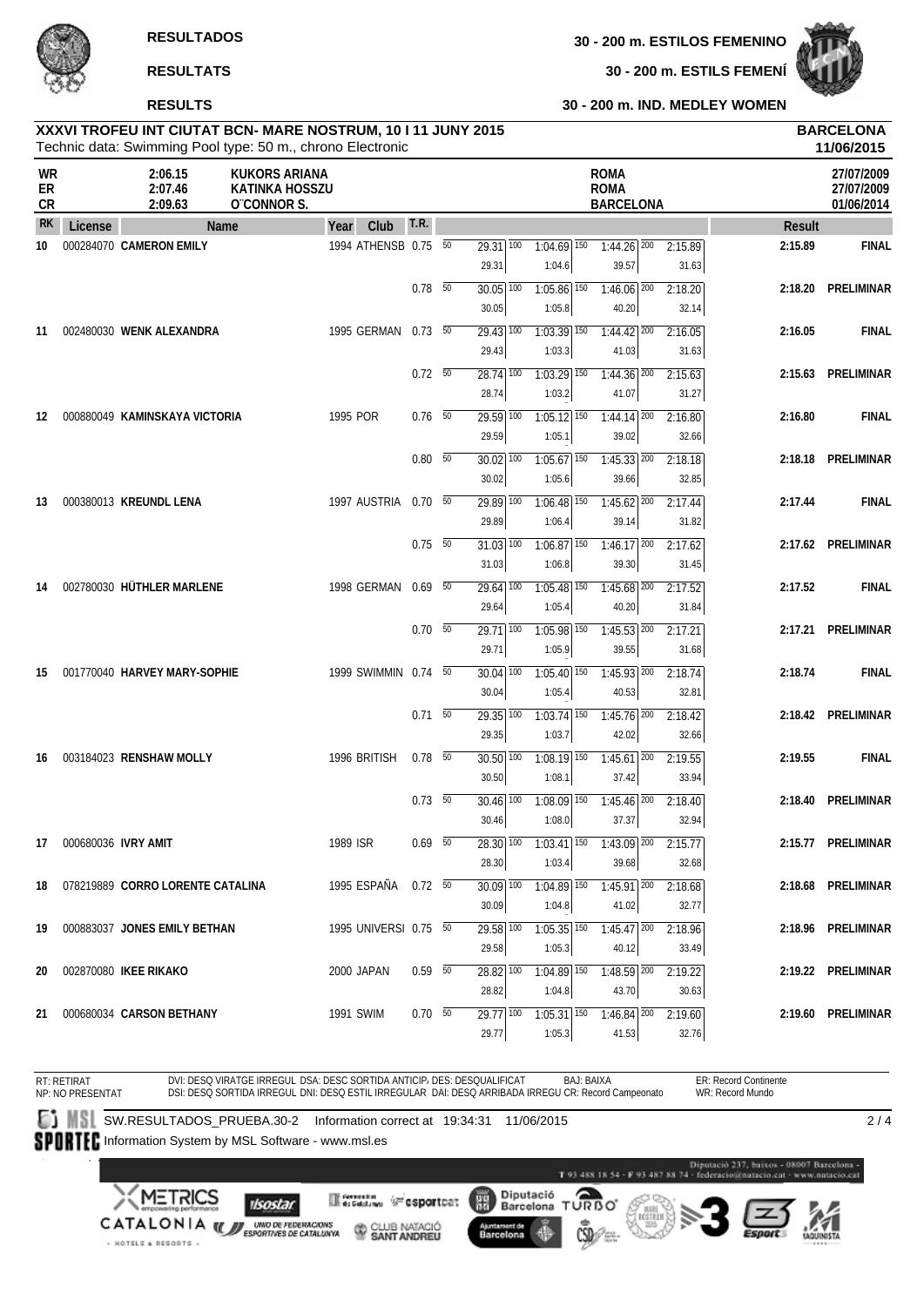**RESULTADOS**

**RESULTATS**

**RESULTS**

**30 - 200 m. ESTILOS FEMENINO**

**30 - 200 m. ESTILS FEMENÍ**

**30 - 200 m. IND. MEDLEY WOMEN**

**XXXVI TROFEU INT CIUTAT BCN- MARE NOSTRUM, 10 I 11 JUNY 2015**

Technic data: Swimming Pool type: 50 m., chrono Electronic

**BARCELONA**
**11/06/2015**

| | | | | |
|---|---|---|---|---|
| WR | 2:06.15 | KUKORS ARIANA | ROMA | 27/07/2009 |
| ER | 2:07.46 | KATINKA HOSSZU | ROMA | 27/07/2009 |
| CR | 2:09.63 | O´CONNOR S. | BARCELONA | 01/06/2014 |

| RK | License | Name | Year | Club | T.R. | 50 | 100 | 150 | 200 | Result | |
|---|---|---|---|---|---|---|---|---|---|---|---|
| 10 | 000284070 | **CAMERON EMILY** | 1994 | ATHENSB | 0.75 | 29.31 | 1:04.69 (1:04.6) | 1:44.26 (39.57) | 2:15.89 (31.63) | 2:15.89 | FINAL |
| | | | | | 0.78 | 30.05 | 1:05.86 (1:05.8) | 1:46.06 (40.20) | 2:18.20 (32.14) | 2:18.20 | PRELIMINAR |
| 11 | 002480030 | **WENK ALEXANDRA** | 1995 | GERMAN | 0.73 | 29.43 | 1:03.39 (1:03.3) | 1:44.42 (41.03) | 2:16.05 (31.63) | 2:16.05 | FINAL |
| | | | | | 0.72 | 28.74 | 1:03.29 (1:03.2) | 1:44.36 (41.07) | 2:15.63 (31.27) | 2:15.63 | PRELIMINAR |
| 12 | 000880049 | **KAMINSKAYA VICTORIA** | 1995 | POR | 0.76 | 29.59 | 1:05.12 (1:05.1) | 1:44.14 (39.02) | 2:16.80 (32.66) | 2:16.80 | FINAL |
| | | | | | 0.80 | 30.02 | 1:05.67 (1:05.6) | 1:45.33 (39.66) | 2:18.18 (32.85) | 2:18.18 | PRELIMINAR |
| 13 | 000380013 | **KREUNDL LENA** | 1997 | AUSTRIA | 0.70 | 29.89 | 1:06.48 (1:06.4) | 1:45.62 (39.14) | 2:17.44 (31.82) | 2:17.44 | FINAL |
| | | | | | 0.75 | 31.03 | 1:06.87 (1:06.8) | 1:46.17 (39.30) | 2:17.62 (31.45) | 2:17.62 | PRELIMINAR |
| 14 | 002780030 | **HÜTHLER MARLENE** | 1998 | GERMAN | 0.69 | 29.64 | 1:05.48 (1:05.4) | 1:45.68 (40.20) | 2:17.52 (31.84) | 2:17.52 | FINAL |
| | | | | | 0.70 | 29.71 | 1:05.98 (1:05.9) | 1:45.53 (39.55) | 2:17.21 (31.68) | 2:17.21 | PRELIMINAR |
| 15 | 001770040 | **HARVEY MARY-SOPHIE** | 1999 | SWIMMIN | 0.74 | 30.04 | 1:05.40 (1:05.4) | 1:45.93 (40.53) | 2:18.74 (32.81) | 2:18.74 | FINAL |
| | | | | | 0.71 | 29.35 | 1:03.74 (1:03.7) | 1:45.76 (42.02) | 2:18.42 (32.66) | 2:18.42 | PRELIMINAR |
| 16 | 003184023 | **RENSHAW MOLLY** | 1996 | BRITISH | 0.78 | 30.50 | 1:08.19 (1:08.1) | 1:45.61 (37.42) | 2:19.55 (33.94) | 2:19.55 | FINAL |
| | | | | | 0.73 | 30.46 | 1:08.09 (1:08.0) | 1:45.46 (37.37) | 2:18.40 (32.94) | 2:18.40 | PRELIMINAR |
| 17 | 000680036 | **IVRY AMIT** | 1989 | ISR | 0.69 | 28.30 | 1:03.41 (1:03.4) | 1:43.09 (39.68) | 2:15.77 (32.68) | 2:15.77 | PRELIMINAR |
| 18 | 078219889 | **CORRO LORENTE CATALINA** | 1995 | ESPAÑA | 0.72 | 30.09 | 1:04.89 (1:04.8) | 1:45.91 (41.02) | 2:18.68 (32.77) | 2:18.68 | PRELIMINAR |
| 19 | 000883037 | **JONES EMILY BETHAN** | 1995 | UNIVERSI | 0.75 | 29.58 | 1:05.35 (1:05.3) | 1:45.47 (40.12) | 2:18.96 (33.49) | 2:18.96 | PRELIMINAR |
| 20 | 002870080 | **IKEE RIKAKO** | 2000 | JAPAN | 0.59 | 28.82 | 1:04.89 (1:04.8) | 1:48.59 (43.70) | 2:19.22 (30.63) | 2:19.22 | PRELIMINAR |
| 21 | 000680034 | **CARSON BETHANY** | 1991 | SWIM | 0.70 | 29.77 | 1:05.31 (1:05.3) | 1:46.84 (41.53) | 2:19.60 (32.76) | 2:19.60 | PRELIMINAR |

RT: RETIRAT
NP: NO PRESENTAT
DVI: DESQ VIRATGE IRREGUL DSA: DESC SORTIDA ANTICIP DES: DESQUALIFICAT BAJ: BAIXA ER: Record Continente
DSI: DESQ SORTIDA IRREGUL DNI: DESQ ESTIL IRREGULAR DAI: DESQ ARRIBADA IRREGU CR: Record Campeonato WR: Record Mundo

SW.RESULTADOS_PRUEBA.30-2 Information correct at 19:34:31 11/06/2015

Information System by MSL Software - www.msl.es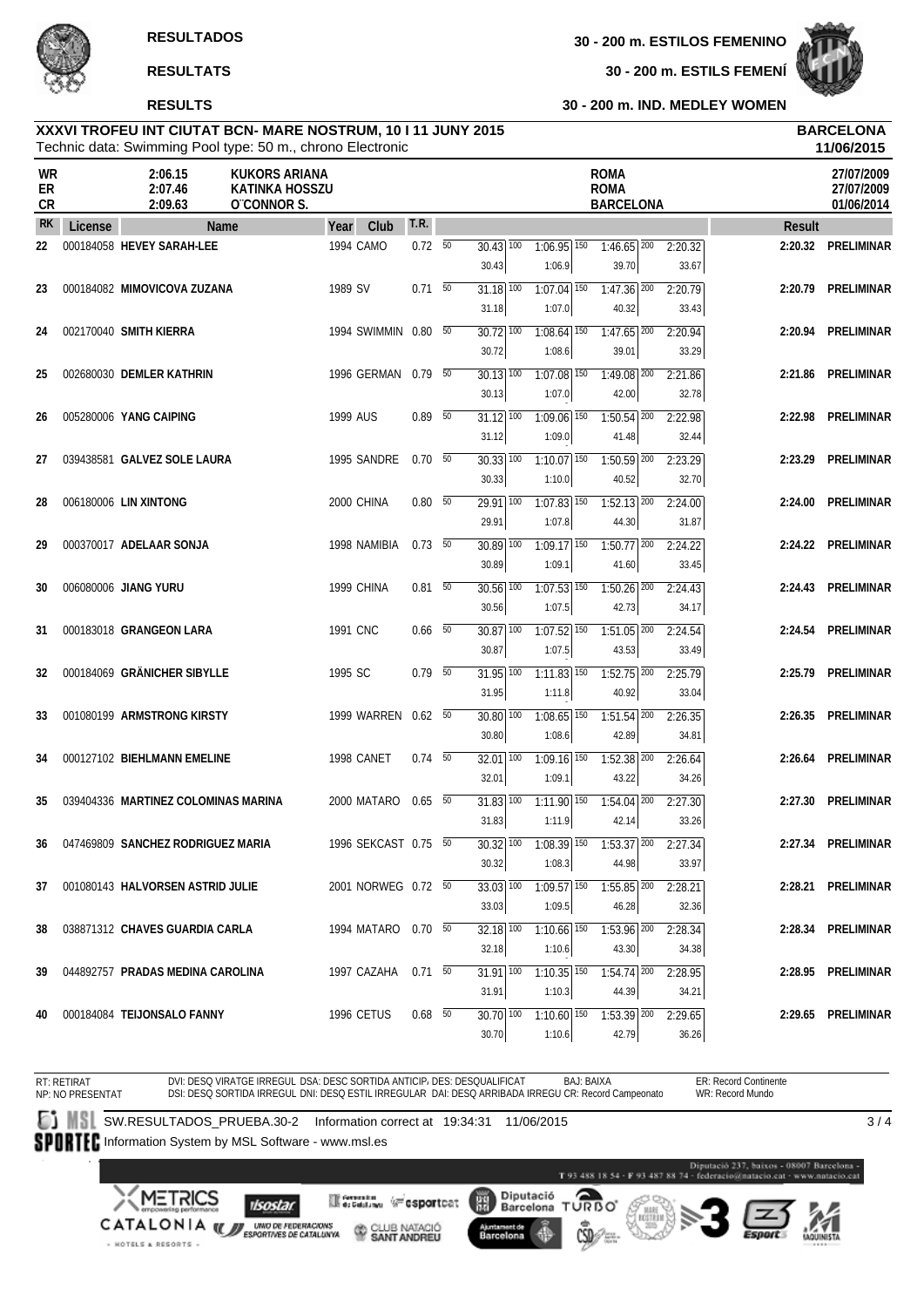**RESULTADOS** — 30 - 200 m. ESTILOS FEMENINO

**RESULTATS** — 30 - 200 m. ESTILS FEMENÍ

**RESULTS** — 30 - 200 m. IND. MEDLEY WOMEN

## XXXVI TROFEU INT CIUTAT BCN- MARE NOSTRUM, 10 I 11 JUNY 2015

Technic data: Swimming Pool type: 50 m., chrono Electronic

**BARCELONA 11/06/2015**

| | | | | |
|---|---|---|---|---|
| WR | 2:06.15 | KUKORS ARIANA | ROMA | 27/07/2009 |
| ER | 2:07.46 | KATINKA HOSSZU | ROMA | 27/07/2009 |
| CR | 2:09.63 | O´CONNOR S. | BARCELONA | 01/06/2014 |

| RK | License | Name | Year | Club | T.R. | 50 | 100 | 150 | 200 | Result | |
|---|---|---|---|---|---|---|---|---|---|---|---|
| 22 | 000184058 | HEVEY SARAH-LEE | 1994 | CAMO | 0.72 | 30.43 / 30.43 | 1:06.95 / 1:06.9 | 1:46.65 / 39.70 | 2:20.32 / 33.67 | 2:20.32 | PRELIMINAR |
| 23 | 000184082 | MIMOVICOVA ZUZANA | 1989 | SV | 0.71 | 31.18 / 31.18 | 1:07.04 / 1:07.0 | 1:47.36 / 40.32 | 2:20.79 / 33.43 | 2:20.79 | PRELIMINAR |
| 24 | 002170040 | SMITH KIERRA | 1994 | SWIMMIN | 0.80 | 30.72 / 30.72 | 1:08.64 / 1:08.6 | 1:47.65 / 39.01 | 2:20.94 / 33.29 | 2:20.94 | PRELIMINAR |
| 25 | 002680030 | DEMLER KATHRIN | 1996 | GERMAN | 0.79 | 30.13 / 30.13 | 1:07.08 / 1:07.0 | 1:49.08 / 42.00 | 2:21.86 / 32.78 | 2:21.86 | PRELIMINAR |
| 26 | 005280006 | YANG CAIPING | 1999 | AUS | 0.89 | 31.12 / 31.12 | 1:09.06 / 1:09.0 | 1:50.54 / 41.48 | 2:22.98 / 32.44 | 2:22.98 | PRELIMINAR |
| 27 | 039438581 | GALVEZ SOLE LAURA | 1995 | SANDRE | 0.70 | 30.33 / 30.33 | 1:10.07 / 1:10.0 | 1:50.59 / 40.52 | 2:23.29 / 32.70 | 2:23.29 | PRELIMINAR |
| 28 | 006180006 | LIN XINTONG | 2000 | CHINA | 0.80 | 29.91 / 29.91 | 1:07.83 / 1:07.8 | 1:52.13 / 44.30 | 2:24.00 / 31.87 | 2:24.00 | PRELIMINAR |
| 29 | 000370017 | ADELAAR SONJA | 1998 | NAMIBIA | 0.73 | 30.89 / 30.89 | 1:09.17 / 1:09.1 | 1:50.77 / 41.60 | 2:24.22 / 33.45 | 2:24.22 | PRELIMINAR |
| 30 | 006080006 | JIANG YURU | 1999 | CHINA | 0.81 | 30.56 / 30.56 | 1:07.53 / 1:07.5 | 1:50.26 / 42.73 | 2:24.43 / 34.17 | 2:24.43 | PRELIMINAR |
| 31 | 000183018 | GRANGEON LARA | 1991 | CNC | 0.66 | 30.87 / 30.87 | 1:07.52 / 1:07.5 | 1:51.05 / 43.53 | 2:24.54 / 33.49 | 2:24.54 | PRELIMINAR |
| 32 | 000184069 | GRÄNICHER SIBYLLE | 1995 | SC | 0.79 | 31.95 / 31.95 | 1:11.83 / 1:11.8 | 1:52.75 / 40.92 | 2:25.79 / 33.04 | 2:25.79 | PRELIMINAR |
| 33 | 001080199 | ARMSTRONG KIRSTY | 1999 | WARREN | 0.62 | 30.80 / 30.80 | 1:08.65 / 1:08.6 | 1:51.54 / 42.89 | 2:26.35 / 34.81 | 2:26.35 | PRELIMINAR |
| 34 | 000127102 | BIEHLMANN EMELINE | 1998 | CANET | 0.74 | 32.01 / 32.01 | 1:09.16 / 1:09.1 | 1:52.38 / 43.22 | 2:26.64 / 34.26 | 2:26.64 | PRELIMINAR |
| 35 | 039404336 | MARTINEZ COLOMINAS MARINA | 2000 | MATARO | 0.65 | 31.83 / 31.83 | 1:11.90 / 1:11.9 | 1:54.04 / 42.14 | 2:27.30 / 33.26 | 2:27.30 | PRELIMINAR |
| 36 | 047469809 | SANCHEZ RODRIGUEZ MARIA | 1996 | SEKCAST | 0.75 | 30.32 / 30.32 | 1:08.39 / 1:08.3 | 1:53.37 / 44.98 | 2:27.34 / 33.97 | 2:27.34 | PRELIMINAR |
| 37 | 001080143 | HALVORSEN ASTRID JULIE | 2001 | NORWEG | 0.72 | 33.03 / 33.03 | 1:09.57 / 1:09.5 | 1:55.85 / 46.28 | 2:28.21 / 32.36 | 2:28.21 | PRELIMINAR |
| 38 | 038871312 | CHAVES GUARDIA CARLA | 1994 | MATARO | 0.70 | 32.18 / 32.18 | 1:10.66 / 1:10.6 | 1:53.96 / 43.30 | 2:28.34 / 34.38 | 2:28.34 | PRELIMINAR |
| 39 | 044892757 | PRADAS MEDINA CAROLINA | 1997 | CAZAHA | 0.71 | 31.91 / 31.91 | 1:10.35 / 1:10.3 | 1:54.74 / 44.39 | 2:28.95 / 34.21 | 2:28.95 | PRELIMINAR |
| 40 | 000184084 | TEIJONSALO FANNY | 1996 | CETUS | 0.68 | 30.70 / 30.70 | 1:10.60 / 1:10.6 | 1:53.39 / 42.79 | 2:29.65 / 36.26 | 2:29.65 | PRELIMINAR |

RT: RETIRAT — NP: NO PRESENTAT — DVI: DESQ VIRATGE IRREGUL — DSA: DESC SORTIDA ANTICIP — DES: DESQUALIFICAT — BAJ: BAIXA — ER: Record Continente — DSI: DESQ SORTIDA IRREGUL — DNI: DESQ ESTIL IRREGULAR — DAI: DESQ ARRIBADA IRREGU — CR: Record Campeonato — WR: Record Mundo

SW.RESULTADOS_PRUEBA.30-2 Information correct at 19:34:31 11/06/2015

Information System by MSL Software - www.msl.es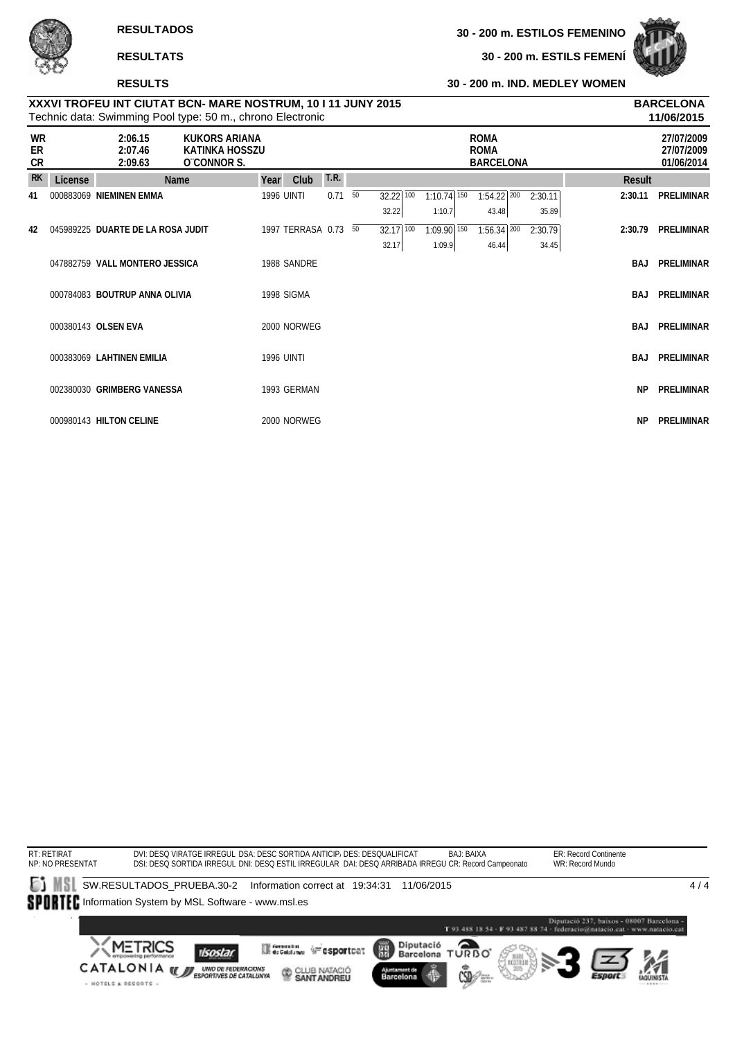**RESULTADOS** — **30 - 200 m. ESTILOS FEMENINO**

**RESULTATS** — **30 - 200 m. ESTILS FEMENÍ**

**RESULTS** — **30 - 200 m. IND. MEDLEY WOMEN**

**XXXVI TROFEU INT CIUTAT BCN- MARE NOSTRUM, 10 I 11 JUNY 2015** — **BARCELONA**

Technic data: Swimming Pool type: 50 m., chrono Electronic — **11/06/2015**

| | | | | |
|---|---|---|---|---|
| WR | 2:06.15 | KUKORS ARIANA | ROMA | 27/07/2009 |
| ER | 2:07.46 | KATINKA HOSSZU | ROMA | 27/07/2009 |
| CR | 2:09.63 | O´CONNOR S. | BARCELONA | 01/06/2014 |

| RK | License | Name | Year | Club | T.R. | 50 | 100 | 150 | 200 | Result | |
|---|---|---|---|---|---|---|---|---|---|---|---|
| 41 | 000883069 | **NIEMINEN EMMA** | 1996 | UINTI | 0.71 | 32.22 | 1:10.74 | 1:54.22 | 2:30.11 | **2:30.11** | **PRELIMINAR** |
| | | | | | | 32.22 | 1:10.7 | 43.48 | 35.89 | | |
| 42 | 045989225 | **DUARTE DE LA ROSA JUDIT** | 1997 | TERRASA | 0.73 | 32.17 | 1:09.90 | 1:56.34 | 2:30.79 | **2:30.79** | **PRELIMINAR** |
| | | | | | | 32.17 | 1:09.9 | 46.44 | 34.45 | | |
| | 047882759 | **VALL MONTERO JESSICA** | 1988 | SANDRE | | | | | | **BAJ** | **PRELIMINAR** |
| | 000784083 | **BOUTRUP ANNA OLIVIA** | 1998 | SIGMA | | | | | | **BAJ** | **PRELIMINAR** |
| | 000380143 | **OLSEN EVA** | 2000 | NORWEG | | | | | | **BAJ** | **PRELIMINAR** |
| | 000383069 | **LAHTINEN EMILIA** | 1996 | UINTI | | | | | | **BAJ** | **PRELIMINAR** |
| | 002380030 | **GRIMBERG VANESSA** | 1993 | GERMAN | | | | | | **NP** | **PRELIMINAR** |
| | 000980143 | **HILTON CELINE** | 2000 | NORWEG | | | | | | **NP** | **PRELIMINAR** |

RT: RETIRAT
NP: NO PRESENTAT

DVI: DESQ VIRATGE IRREGUL DSA: DESC SORTIDA ANTICIP. DES: DESQUALIFICAT BAJ: BAIXA
DSI: DESQ SORTIDA IRREGUL DNI: DESQ ESTIL IRREGULAR DAI: DESQ ARRIBADA IRREGU CR: Record Campeonato

ER: Record Continente
WR: Record Mundo

SW.RESULTADOS_PRUEBA.30-2 Information correct at 19:34:31 11/06/2015

Information System by MSL Software - www.msl.es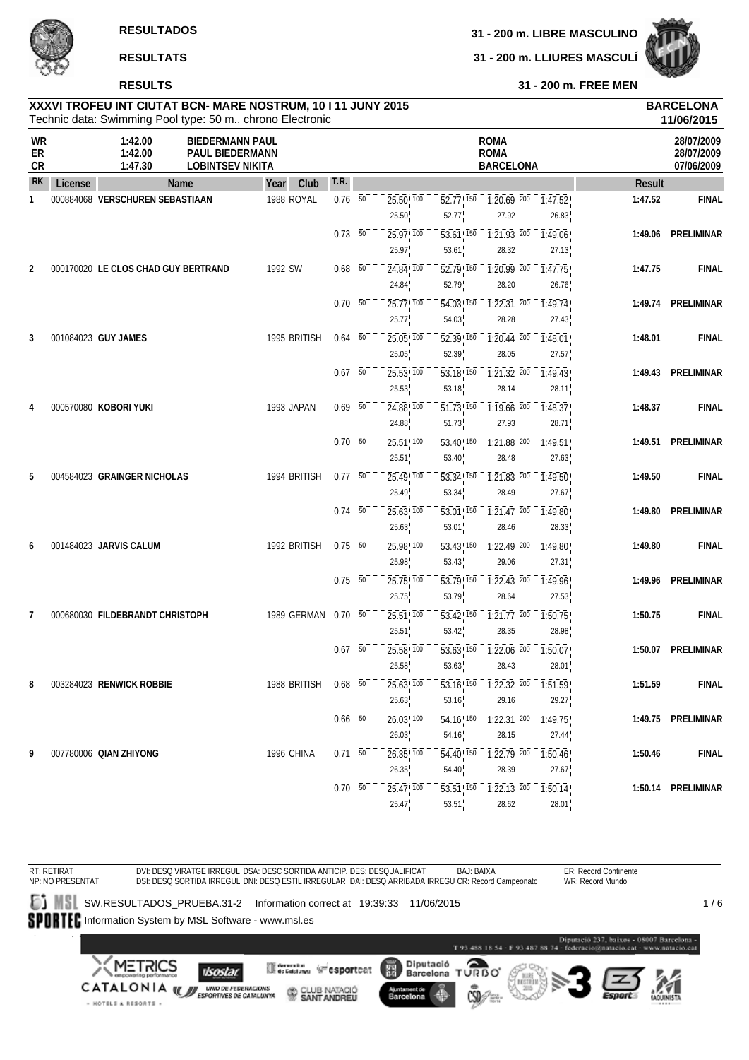**RESULTADOS**

**RESULTATS**

**RESULTS**

**31 - 200 m. LIBRE MASCULINO**

**31 - 200 m. LLIURES MASCULÍ**

**31 - 200 m. FREE MEN**

**XXXVI TROFEU INT CIUTAT BCN- MARE NOSTRUM, 10 I 11 JUNY 2015**
Technic data: Swimming Pool type: 50 m., chrono Electronic

**BARCELONA**
**11/06/2015**

| | | | | |
|---|---|---|---|---|
| WR | 1:42.00 | BIEDERMANN PAUL | ROMA | 28/07/2009 |
| ER | 1:42.00 | PAUL BIEDERMANN | ROMA | 28/07/2009 |
| CR | 1:47.30 | LOBINTSEV NIKITA | BARCELONA | 07/06/2009 |

| RK | License | Name | Year | Club | T.R. | 50 | 100 | 150 | 200 | Result | |
|---|---|---|---|---|---|---|---|---|---|---|---|
| 1 | 000884068 | **VERSCHUREN SEBASTIAAN** | 1988 | ROYAL | 0.76 | 25.50 / 25.50 | 52.77 / 27.27 | 1:20.69 / 27.92 | 1:47.52 / 26.83 | 1:47.52 | FINAL |
| | | | | | 0.73 | 25.97 / 25.97 | 53.61 / 27.64 | 1:21.93 / 28.32 | 1:49.06 / 27.13 | 1:49.06 | PRELIMINAR |
| 2 | 000170020 | **LE CLOS CHAD GUY BERTRAND** | 1992 | SW | 0.68 | 24.84 / 24.84 | 52.79 / 27.95 | 1:20.99 / 28.20 | 1:47.75 / 26.76 | 1:47.75 | FINAL |
| | | | | | 0.70 | 25.77 / 25.77 | 54.03 / 28.26 | 1:22.31 / 28.28 | 1:49.74 / 27.43 | 1:49.74 | PRELIMINAR |
| 3 | 001084023 | **GUY JAMES** | 1995 | BRITISH | 0.64 | 25.05 / 25.05 | 52.39 / 27.34 | 1:20.44 / 28.05 | 1:48.01 / 27.57 | 1:48.01 | FINAL |
| | | | | | 0.67 | 25.53 / 25.53 | 53.18 / 27.65 | 1:21.32 / 28.14 | 1:49.43 / 28.11 | 1:49.43 | PRELIMINAR |
| 4 | 000570080 | **KOBORI YUKI** | 1993 | JAPAN | 0.69 | 24.88 / 24.88 | 51.73 / 26.85 | 1:19.66 / 27.93 | 1:48.37 / 28.71 | 1:48.37 | FINAL |
| | | | | | 0.70 | 25.51 / 25.51 | 53.40 / 27.89 | 1:21.88 / 28.48 | 1:49.51 / 27.63 | 1:49.51 | PRELIMINAR |
| 5 | 004584023 | **GRAINGER NICHOLAS** | 1994 | BRITISH | 0.77 | 25.49 / 25.49 | 53.34 / 27.85 | 1:21.83 / 28.49 | 1:49.50 / 27.67 | 1:49.50 | FINAL |
| | | | | | 0.74 | 25.63 / 25.63 | 53.01 / 27.38 | 1:21.47 / 28.46 | 1:49.80 / 28.33 | 1:49.80 | PRELIMINAR |
| 6 | 001484023 | **JARVIS CALUM** | 1992 | BRITISH | 0.75 | 25.98 / 25.98 | 53.43 / 27.45 | 1:22.49 / 29.06 | 1:49.80 / 27.31 | 1:49.80 | FINAL |
| | | | | | 0.75 | 25.75 / 25.75 | 53.79 / 28.04 | 1:22.43 / 28.64 | 1:49.96 / 27.53 | 1:49.96 | PRELIMINAR |
| 7 | 000680030 | **FILDEBRANDT CHRISTOPH** | 1989 | GERMAN | 0.70 | 25.51 / 25.51 | 53.42 / 27.91 | 1:21.77 / 28.35 | 1:50.75 / 28.98 | 1:50.75 | FINAL |
| | | | | | 0.67 | 25.58 / 25.58 | 53.63 / 28.05 | 1:22.06 / 28.43 | 1:50.07 / 28.01 | 1:50.07 | PRELIMINAR |
| 8 | 003284023 | **RENWICK ROBBIE** | 1988 | BRITISH | 0.68 | 25.63 / 25.63 | 53.16 / 27.53 | 1:22.32 / 29.16 | 1:51.59 / 29.27 | 1:51.59 | FINAL |
| | | | | | 0.66 | 26.03 / 26.03 | 54.16 / 28.13 | 1:22.31 / 28.15 | 1:49.75 / 27.44 | 1:49.75 | PRELIMINAR |
| 9 | 007780006 | **QIAN ZHIYONG** | 1996 | CHINA | 0.71 | 26.35 / 26.35 | 54.40 / 28.05 | 1:22.79 / 28.39 | 1:50.46 / 27.67 | 1:50.46 | FINAL |
| | | | | | 0.70 | 25.47 / 25.47 | 53.51 / 28.04 | 1:22.13 / 28.62 | 1:50.14 / 28.01 | 1:50.14 | PRELIMINAR |

RT: RETIRAT NP: NO PRESENTAT DVI: DESQ VIRATGE IRREGUL DSI: DESQ SORTIDA IRREGUL DSA: DESC SORTIDA ANTICIP DNI: DESQ ESTIL IRREGULAR DES: DESQUALIFICAT DAI: DESQ ARRIBADA IRREGU BAJ: BAIXA CR: Record Campeonato ER: Record Continente WR: Record Mundo

SW.RESULTADOS_PRUEBA.31-2 Information correct at 19:39:33 11/06/2015

Information System by MSL Software - www.msl.es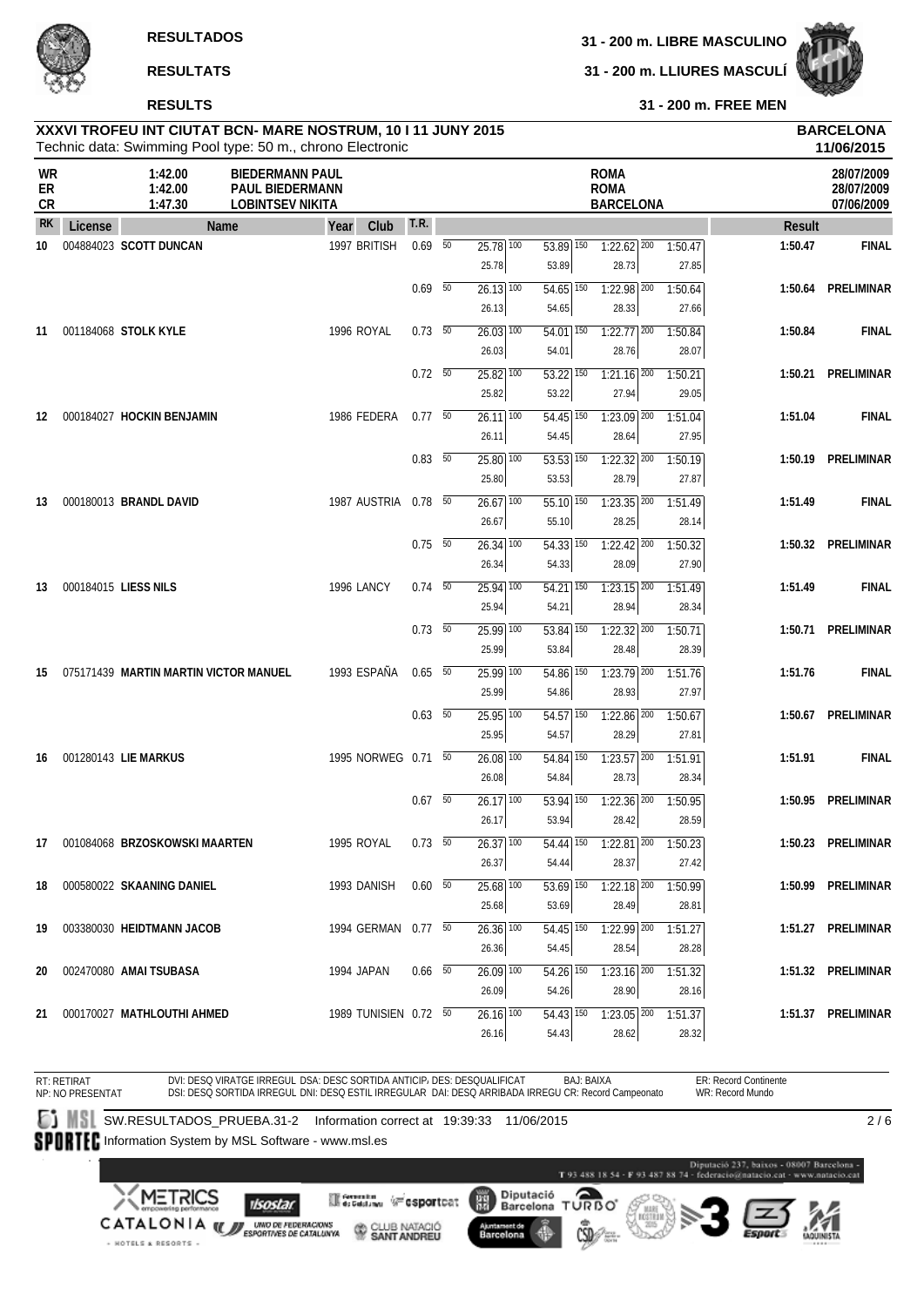**RESULTADOS** — **31 - 200 m. LIBRE MASCULINO**

**RESULTATS** — **31 - 200 m. LLIURES MASCULÍ**

**RESULTS** — **31 - 200 m. FREE MEN**

**XXXVI TROFEU INT CIUTAT BCN- MARE NOSTRUM, 10 I 11 JUNY 2015** — **BARCELONA**

Technic data: Swimming Pool type: 50 m., chrono Electronic — **11/06/2015**

| | | | | |
|---|---|---|---|---|
| **WR** | 1:42.00 | BIEDERMANN PAUL | ROMA | 28/07/2009 |
| **ER** | 1:42.00 | PAUL BIEDERMANN | ROMA | 28/07/2009 |
| **CR** | 1:47.30 | LOBINTSEV NIKITA | BARCELONA | 07/06/2009 |

| RK | License | Name | Year | Club | T.R. | 50 | 100 | 150 | 200 | Result | |
|---|---|---|---|---|---|---|---|---|---|---|---|
| 10 | 004884023 | **SCOTT DUNCAN** | 1997 | BRITISH | 0.69 | 25.78 / 25.78 | 53.89 / 28.11 | 1:22.62 / 28.73 | 1:50.47 / 27.85 | **1:50.47** | **FINAL** |
| | | | | | 0.69 | 26.13 / 26.13 | 54.65 / 28.52 | 1:22.98 / 28.33 | 1:50.64 / 27.66 | **1:50.64** | **PRELIMINAR** |
| 11 | 001184068 | **STOLK KYLE** | 1996 | ROYAL | 0.73 | 26.03 / 26.03 | 54.01 / 27.98 | 1:22.77 / 28.76 | 1:50.84 / 28.07 | **1:50.84** | **FINAL** |
| | | | | | 0.72 | 25.82 / 25.82 | 53.22 / 27.40 | 1:21.16 / 27.94 | 1:50.21 / 29.05 | **1:50.21** | **PRELIMINAR** |
| 12 | 000184027 | **HOCKIN BENJAMIN** | 1986 | FEDERA | 0.77 | 26.11 / 26.11 | 54.45 / 28.34 | 1:23.09 / 28.64 | 1:51.04 / 27.95 | **1:51.04** | **FINAL** |
| | | | | | 0.83 | 25.80 / 25.80 | 53.53 / 27.73 | 1:22.32 / 28.79 | 1:50.19 / 27.87 | **1:50.19** | **PRELIMINAR** |
| 13 | 000180013 | **BRANDL DAVID** | 1987 | AUSTRIA | 0.78 | 26.67 / 26.67 | 55.10 / 28.43 | 1:23.35 / 28.25 | 1:51.49 / 28.14 | **1:51.49** | **FINAL** |
| | | | | | 0.75 | 26.34 / 26.34 | 54.33 / 27.99 | 1:22.42 / 28.09 | 1:50.32 / 27.90 | **1:50.32** | **PRELIMINAR** |
| 13 | 000184015 | **LIESS NILS** | 1996 | LANCY | 0.74 | 25.94 / 25.94 | 54.21 / 28.27 | 1:23.15 / 28.94 | 1:51.49 / 28.34 | **1:51.49** | **FINAL** |
| | | | | | 0.73 | 25.99 / 25.99 | 53.84 / 27.85 | 1:22.32 / 28.48 | 1:50.71 / 28.39 | **1:50.71** | **PRELIMINAR** |
| 15 | 075171439 | **MARTIN MARTIN VICTOR MANUEL** | 1993 | ESPAÑA | 0.65 | 25.99 / 25.99 | 54.86 / 28.87 | 1:23.79 / 28.93 | 1:51.76 / 27.97 | **1:51.76** | **FINAL** |
| | | | | | 0.63 | 25.95 / 25.95 | 54.57 / 28.62 | 1:22.86 / 28.29 | 1:50.67 / 27.81 | **1:50.67** | **PRELIMINAR** |
| 16 | 001280143 | **LIE MARKUS** | 1995 | NORWEG | 0.71 | 26.08 / 26.08 | 54.84 / 28.76 | 1:23.57 / 28.73 | 1:51.91 / 28.34 | **1:51.91** | **FINAL** |
| | | | | | 0.67 | 26.17 / 26.17 | 53.94 / 27.77 | 1:22.36 / 28.42 | 1:50.95 / 28.59 | **1:50.95** | **PRELIMINAR** |
| 17 | 001084068 | **BRZOSKOWSKI MAARTEN** | 1995 | ROYAL | 0.73 | 26.37 / 26.37 | 54.44 / 28.07 | 1:22.81 / 28.37 | 1:50.23 / 27.42 | **1:50.23** | **PRELIMINAR** |
| 18 | 000580022 | **SKAANING DANIEL** | 1993 | DANISH | 0.60 | 25.68 / 25.68 | 53.69 / 28.01 | 1:22.18 / 28.49 | 1:50.99 / 28.81 | **1:50.99** | **PRELIMINAR** |
| 19 | 003380030 | **HEIDTMANN JACOB** | 1994 | GERMAN | 0.77 | 26.36 / 26.36 | 54.45 / 28.09 | 1:22.99 / 28.54 | 1:51.27 / 28.28 | **1:51.27** | **PRELIMINAR** |
| 20 | 002470080 | **AMAI TSUBASA** | 1994 | JAPAN | 0.66 | 26.09 / 26.09 | 54.26 / 28.17 | 1:23.16 / 28.90 | 1:51.32 / 28.16 | **1:51.32** | **PRELIMINAR** |
| 21 | 000170027 | **MATHLOUTHI AHMED** | 1989 | TUNISIEN | 0.72 | 26.16 / 26.16 | 54.43 / 28.27 | 1:23.05 / 28.62 | 1:51.37 / 28.32 | **1:51.37** | **PRELIMINAR** |

RT: RETIRAT — NP: NO PRESENTAT — DVI: DESQ VIRATGE IRREGUL — DSI: DESQ SORTIDA IRREGUL — DSA: DESC SORTIDA ANTICIP — DNI: DESQ ESTIL IRREGULAR — DES: DESQUALIFICAT — DAI: DESQ ARRIBADA IRREGU — BAJ: BAIXA — CR: Record Campeonato — ER: Record Continente — WR: Record Mundo

SW.RESULTADOS_PRUEBA.31-2 Information correct at 19:39:33 11/06/2015

Information System by MSL Software - www.msl.es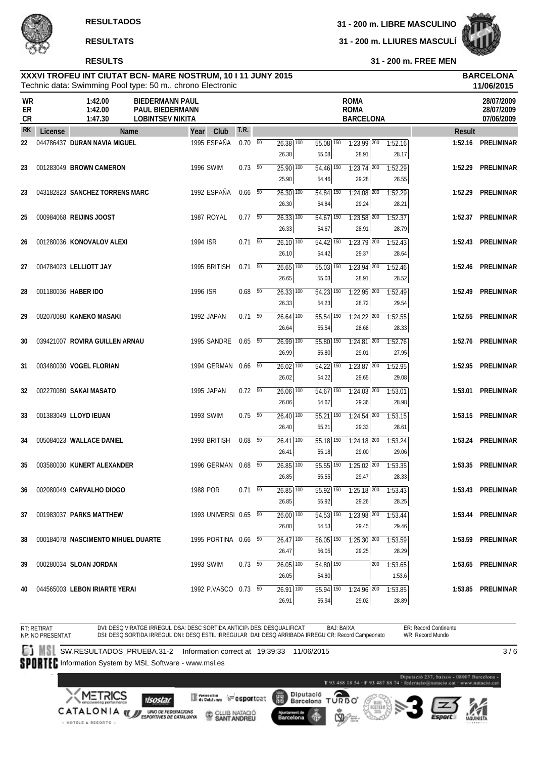**RESULTADOS**

**RESULTATS**

**RESULTS**

**31 - 200 m. LIBRE MASCULINO**

**31 - 200 m. LLIURES MASCULÍ**

**31 - 200 m. FREE MEN**

**XXXVI TROFEU INT CIUTAT BCN- MARE NOSTRUM, 10 I 11 JUNY 2015**
Technic data: Swimming Pool type: 50 m., chrono Electronic

**BARCELONA**
**11/06/2015**

| | | | | |
|---|---|---|---|---|
| WR | 1:42.00 | BIEDERMANN PAUL | ROMA | 28/07/2009 |
| ER | 1:42.00 | PAUL BIEDERMANN | ROMA | 28/07/2009 |
| CR | 1:47.30 | LOBINTSEV NIKITA | BARCELONA | 07/06/2009 |

| RK | License | Name | Year | Club | T.R. | 50 | 100 | 150 | 200 | Result | |
|---|---|---|---|---|---|---|---|---|---|---|---|
| 22 | 044786437 | **DURAN NAVIA MIGUEL** | 1995 | ESPAÑA | 0.70 | 26.38 / 26.38 | 55.08 / 55.08 | 1:23.99 / 28.91 | 1:52.16 / 28.17 | 1:52.16 | PRELIMINAR |
| 23 | 001283049 | **BROWN CAMERON** | 1996 | SWIM | 0.73 | 25.90 / 25.90 | 54.46 / 54.46 | 1:23.74 / 29.28 | 1:52.29 / 28.55 | 1:52.29 | PRELIMINAR |
| 23 | 043182823 | **SANCHEZ TORRENS MARC** | 1992 | ESPAÑA | 0.66 | 26.30 / 26.30 | 54.84 / 54.84 | 1:24.08 / 29.24 | 1:52.29 / 28.21 | 1:52.29 | PRELIMINAR |
| 25 | 000984068 | **REIJINS JOOST** | 1987 | ROYAL | 0.77 | 26.33 / 26.33 | 54.67 / 54.67 | 1:23.58 / 28.91 | 1:52.37 / 28.79 | 1:52.37 | PRELIMINAR |
| 26 | 001280036 | **KONOVALOV ALEXI** | 1994 | ISR | 0.71 | 26.10 / 26.10 | 54.42 / 54.42 | 1:23.79 / 29.37 | 1:52.43 / 28.64 | 1:52.43 | PRELIMINAR |
| 27 | 004784023 | **LELLIOTT JAY** | 1995 | BRITISH | 0.71 | 26.65 / 26.65 | 55.03 / 55.03 | 1:23.94 / 28.91 | 1:52.46 / 28.52 | 1:52.46 | PRELIMINAR |
| 28 | 001180036 | **HABER IDO** | 1996 | ISR | 0.68 | 26.33 / 26.33 | 54.23 / 54.23 | 1:22.95 / 28.72 | 1:52.49 / 29.54 | 1:52.49 | PRELIMINAR |
| 29 | 002070080 | **KANEKO MASAKI** | 1992 | JAPAN | 0.71 | 26.64 / 26.64 | 55.54 / 55.54 | 1:24.22 / 28.68 | 1:52.55 / 28.33 | 1:52.55 | PRELIMINAR |
| 30 | 039421007 | **ROVIRA GUILLEN ARNAU** | 1995 | SANDRE | 0.65 | 26.99 / 26.99 | 55.80 / 55.80 | 1:24.81 / 29.01 | 1:52.76 / 27.95 | 1:52.76 | PRELIMINAR |
| 31 | 003480030 | **VOGEL FLORIAN** | 1994 | GERMAN | 0.66 | 26.02 / 26.02 | 54.22 / 54.22 | 1:23.87 / 29.65 | 1:52.95 / 29.08 | 1:52.95 | PRELIMINAR |
| 32 | 002270080 | **SAKAI MASATO** | 1995 | JAPAN | 0.72 | 26.06 / 26.06 | 54.67 / 54.67 | 1:24.03 / 29.36 | 1:53.01 / 28.98 | 1:53.01 | PRELIMINAR |
| 33 | 001383049 | **LLOYD IEUAN** | 1993 | SWIM | 0.75 | 26.40 / 26.40 | 55.21 / 55.21 | 1:24.54 / 29.33 | 1:53.15 / 28.61 | 1:53.15 | PRELIMINAR |
| 34 | 005084023 | **WALLACE DANIEL** | 1993 | BRITISH | 0.68 | 26.41 / 26.41 | 55.18 / 55.18 | 1:24.18 / 29.00 | 1:53.24 / 29.06 | 1:53.24 | PRELIMINAR |
| 35 | 003580030 | **KUNERT ALEXANDER** | 1996 | GERMAN | 0.68 | 26.85 / 26.85 | 55.55 / 55.55 | 1:25.02 / 29.47 | 1:53.35 / 28.33 | 1:53.35 | PRELIMINAR |
| 36 | 002080049 | **CARVALHO DIOGO** | 1988 | POR | 0.71 | 26.85 / 26.85 | 55.92 / 55.92 | 1:25.18 / 29.26 | 1:53.43 / 28.25 | 1:53.43 | PRELIMINAR |
| 37 | 001983037 | **PARKS MATTHEW** | 1993 | UNIVERSI | 0.65 | 26.00 / 26.00 | 54.53 / 54.53 | 1:23.98 / 29.45 | 1:53.44 / 29.46 | 1:53.44 | PRELIMINAR |
| 38 | 000184078 | **NASCIMENTO MIHUEL DUARTE** | 1995 | PORTINA | 0.66 | 26.47 / 26.47 | 56.05 / 56.05 | 1:25.30 / 29.25 | 1:53.59 / 28.29 | 1:53.59 | PRELIMINAR |
| 39 | 000280034 | **SLOAN JORDAN** | 1993 | SWIM | 0.73 | 26.05 / 26.05 | 54.80 / 54.80 | | 1:53.65 / 1:53.6 | 1:53.65 | PRELIMINAR |
| 40 | 044565003 | **LEBON IRIARTE YERAI** | 1992 | P.VASCO | 0.73 | 26.91 / 26.91 | 55.94 / 55.94 | 1:24.96 / 29.02 | 1:53.85 / 28.89 | 1:53.85 | PRELIMINAR |

RT: RETIRAT
NP: NO PRESENTAT
DVI: DESQ VIRATGE IRREGUL DSA: DESC SORTIDA ANTICIP. DES: DESQUALIFICAT BAJ: BAIXA ER: Record Continente
DSI: DESQ SORTIDA IRREGUL DNI: DESQ ESTIL IRREGULAR DAI: DESQ ARRIBADA IRREGU CR: Record Campeonato WR: Record Mundo

SW.RESULTADOS_PRUEBA.31-2 Information correct at 19:39:33 11/06/2015

Information System by MSL Software - www.msl.es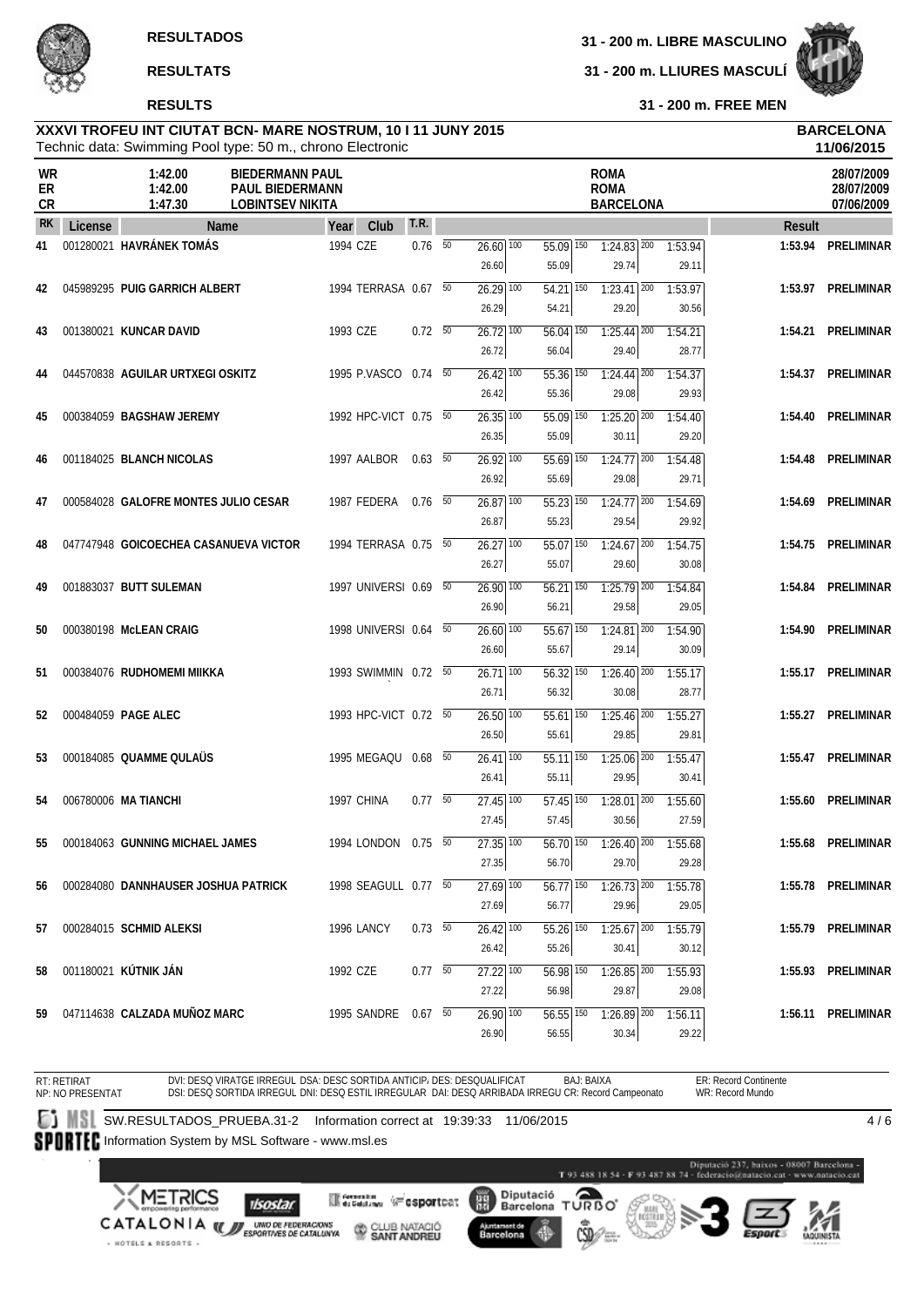**RESULTADOS**

**RESULTATS**

**RESULTS**

**31 - 200 m. LIBRE MASCULINO**

**31 - 200 m. LLIURES MASCULÍ**

**31 - 200 m. FREE MEN**

**XXXVI TROFEU INT CIUTAT BCN- MARE NOSTRUM, 10 I 11 JUNY 2015** — **BARCELONA** **11/06/2015**

Technic data: Swimming Pool type: 50 m., chrono Electronic

| | | | | |
|---|---|---|---|---|
| WR | 1:42.00 | BIEDERMANN PAUL | ROMA | 28/07/2009 |
| ER | 1:42.00 | PAUL BIEDERMANN | ROMA | 28/07/2009 |
| CR | 1:47.30 | LOBINTSEV NIKITA | BARCELONA | 07/06/2009 |

| RK | License | Name | Year | Club | T.R. | 50 | 100 | 150 | 200 | Result | |
|---|---|---|---|---|---|---|---|---|---|---|---|
| 41 | 001280021 | **HAVRÁNEK TOMÁS** | 1994 | CZE | 0.76 | 26.60 / 26.60 | 55.09 / 55.09 | 1:24.83 / 29.74 | 1:53.94 / 29.11 | **1:53.94** | **PRELIMINAR** |
| 42 | 045989295 | **PUIG GARRICH ALBERT** | 1994 | TERRASA | 0.67 | 26.29 / 26.29 | 54.21 / 54.21 | 1:23.41 / 29.20 | 1:53.97 / 30.56 | **1:53.97** | **PRELIMINAR** |
| 43 | 001380021 | **KUNCAR DAVID** | 1993 | CZE | 0.72 | 26.72 / 26.72 | 56.04 / 56.04 | 1:25.44 / 29.40 | 1:54.21 / 28.77 | **1:54.21** | **PRELIMINAR** |
| 44 | 044570838 | **AGUILAR URTXEGI OSKITZ** | 1995 | P.VASCO | 0.74 | 26.42 / 26.42 | 55.36 / 55.36 | 1:24.44 / 29.08 | 1:54.37 / 29.93 | **1:54.37** | **PRELIMINAR** |
| 45 | 000384059 | **BAGSHAW JEREMY** | 1992 | HPC-VICT | 0.75 | 26.35 / 26.35 | 55.09 / 55.09 | 1:25.20 / 30.11 | 1:54.40 / 29.20 | **1:54.40** | **PRELIMINAR** |
| 46 | 001184025 | **BLANCH NICOLAS** | 1997 | AALBOR | 0.63 | 26.92 / 26.92 | 55.69 / 55.69 | 1:24.77 / 29.08 | 1:54.48 / 29.71 | **1:54.48** | **PRELIMINAR** |
| 47 | 000584028 | **GALOFRE MONTES JULIO CESAR** | 1987 | FEDERA | 0.76 | 26.87 / 26.87 | 55.23 / 55.23 | 1:24.77 / 29.54 | 1:54.69 / 29.92 | **1:54.69** | **PRELIMINAR** |
| 48 | 047747948 | **GOICOECHEA CASANUEVA VICTOR** | 1994 | TERRASA | 0.75 | 26.27 / 26.27 | 55.07 / 55.07 | 1:24.67 / 29.60 | 1:54.75 / 30.08 | **1:54.75** | **PRELIMINAR** |
| 49 | 001883037 | **BUTT SULEMAN** | 1997 | UNIVERSI | 0.69 | 26.90 / 26.90 | 56.21 / 56.21 | 1:25.79 / 29.58 | 1:54.84 / 29.05 | **1:54.84** | **PRELIMINAR** |
| 50 | 000380198 | **McLEAN CRAIG** | 1998 | UNIVERSI | 0.64 | 26.60 / 26.60 | 55.67 / 55.67 | 1:24.81 / 29.14 | 1:54.90 / 30.09 | **1:54.90** | **PRELIMINAR** |
| 51 | 000384076 | **RUDHOMEMI MIIKKA** | 1993 | SWIMMIN | 0.72 | 26.71 / 26.71 | 56.32 / 56.32 | 1:26.40 / 30.08 | 1:55.17 / 28.77 | **1:55.17** | **PRELIMINAR** |
| 52 | 000484059 | **PAGE ALEC** | 1993 | HPC-VICT | 0.72 | 26.50 / 26.50 | 55.61 / 55.61 | 1:25.46 / 29.85 | 1:55.27 / 29.81 | **1:55.27** | **PRELIMINAR** |
| 53 | 000184085 | **QUAMME QULAÜS** | 1995 | MEGAQU | 0.68 | 26.41 / 26.41 | 55.11 / 55.11 | 1:25.06 / 29.95 | 1:55.47 / 30.41 | **1:55.47** | **PRELIMINAR** |
| 54 | 006780006 | **MA TIANCHI** | 1997 | CHINA | 0.77 | 27.45 / 27.45 | 57.45 / 57.45 | 1:28.01 / 30.56 | 1:55.60 / 27.59 | **1:55.60** | **PRELIMINAR** |
| 55 | 000184063 | **GUNNING MICHAEL JAMES** | 1994 | LONDON | 0.75 | 27.35 / 27.35 | 56.70 / 56.70 | 1:26.40 / 29.70 | 1:55.68 / 29.28 | **1:55.68** | **PRELIMINAR** |
| 56 | 000284080 | **DANNHAUSER JOSHUA PATRICK** | 1998 | SEAGULL | 0.77 | 27.69 / 27.69 | 56.77 / 56.77 | 1:26.73 / 29.96 | 1:55.78 / 29.05 | **1:55.78** | **PRELIMINAR** |
| 57 | 000284015 | **SCHMID ALEKSI** | 1996 | LANCY | 0.73 | 26.42 / 26.42 | 55.26 / 55.26 | 1:25.67 / 30.41 | 1:55.79 / 30.12 | **1:55.79** | **PRELIMINAR** |
| 58 | 001180021 | **KÚTNIK JÁN** | 1992 | CZE | 0.77 | 27.22 / 27.22 | 56.98 / 56.98 | 1:26.85 / 29.87 | 1:55.93 / 29.08 | **1:55.93** | **PRELIMINAR** |
| 59 | 047114638 | **CALZADA MUÑOZ MARC** | 1995 | SANDRE | 0.67 | 26.90 / 26.90 | 56.55 / 56.55 | 1:26.89 / 30.34 | 1:56.11 / 29.22 | **1:56.11** | **PRELIMINAR** |

RT: RETIRAT NP: NO PRESENTAT DVI: DESQ VIRATGE IRREGUL DSI: DESQ SORTIDA IRREGUL DSA: DESC SORTIDA ANTICIP. DNI: DESQ ESTIL IRREGULAR DES: DESQUALIFICAT DAI: DESQ ARRIBADA IRREGU BAJ: BAIXA CR: Record Campeonato ER: Record Continente WR: Record Mundo

SW.RESULTADOS_PRUEBA.31-2 Information correct at 19:39:33 11/06/2015

Information System by MSL Software - www.msl.es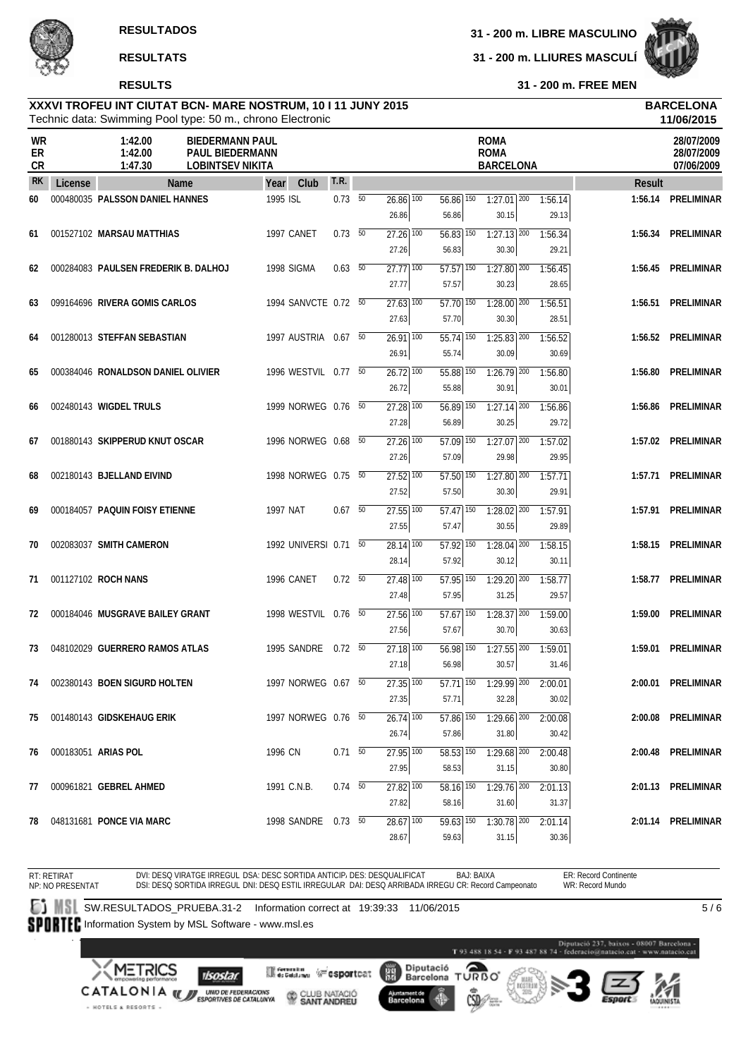**RESULTADOS**

**RESULTATS**

**RESULTS**

**31 - 200 m. LIBRE MASCULINO**

**31 - 200 m. LLIURES MASCULÍ**

**31 - 200 m. FREE MEN**

**XXXVI TROFEU INT CIUTAT BCN- MARE NOSTRUM, 10 I 11 JUNY 2015**

Technic data: Swimming Pool type: 50 m., chrono Electronic

**BARCELONA**
**11/06/2015**

| | | | | |
|---|---|---|---|---|
| WR | 1:42.00 | BIEDERMANN PAUL | ROMA | 28/07/2009 |
| ER | 1:42.00 | PAUL BIEDERMANN | ROMA | 28/07/2009 |
| CR | 1:47.30 | LOBINTSEV NIKITA | BARCELONA | 07/06/2009 |

| RK | License | Name | Year | Club | T.R. | 50 | 100 | 150 | 200 | Result | |
|---|---|---|---|---|---|---|---|---|---|---|---|
| 60 | 000480035 | **PALSSON DANIEL HANNES** | 1995 | ISL | 0.73 | 26.86 / 26.86 | 56.86 / 56.86 | 1:27.01 / 30.15 | 1:56.14 / 29.13 | **1:56.14** | **PRELIMINAR** |
| 61 | 001527102 | **MARSAU MATTHIAS** | 1997 | CANET | 0.73 | 27.26 / 27.26 | 56.83 / 56.83 | 1:27.13 / 30.30 | 1:56.34 / 29.21 | **1:56.34** | **PRELIMINAR** |
| 62 | 000284083 | **PAULSEN FREDERIK B. DALHOJ** | 1998 | SIGMA | 0.63 | 27.77 / 27.77 | 57.57 / 57.57 | 1:27.80 / 30.23 | 1:56.45 / 28.65 | **1:56.45** | **PRELIMINAR** |
| 63 | 099164696 | **RIVERA GOMIS CARLOS** | 1994 | SANVCTE | 0.72 | 27.63 / 27.63 | 57.70 / 57.70 | 1:28.00 / 30.30 | 1:56.51 / 28.51 | **1:56.51** | **PRELIMINAR** |
| 64 | 001280013 | **STEFFAN SEBASTIAN** | 1997 | AUSTRIA | 0.67 | 26.91 / 26.91 | 55.74 / 55.74 | 1:25.83 / 30.09 | 1:56.52 / 30.69 | **1:56.52** | **PRELIMINAR** |
| 65 | 000384046 | **RONALDSON DANIEL OLIVIER** | 1996 | WESTVIL | 0.77 | 26.72 / 26.72 | 55.88 / 55.88 | 1:26.79 / 30.91 | 1:56.80 / 30.01 | **1:56.80** | **PRELIMINAR** |
| 66 | 002480143 | **WIGDEL TRULS** | 1999 | NORWEG | 0.76 | 27.28 / 27.28 | 56.89 / 56.89 | 1:27.14 / 30.25 | 1:56.86 / 29.72 | **1:56.86** | **PRELIMINAR** |
| 67 | 001880143 | **SKIPPERUD KNUT OSCAR** | 1996 | NORWEG | 0.68 | 27.26 / 27.26 | 57.09 / 57.09 | 1:27.07 / 29.98 | 1:57.02 / 29.95 | **1:57.02** | **PRELIMINAR** |
| 68 | 002180143 | **BJELLAND EIVIND** | 1998 | NORWEG | 0.75 | 27.52 / 27.52 | 57.50 / 57.50 | 1:27.80 / 30.30 | 1:57.71 / 29.91 | **1:57.71** | **PRELIMINAR** |
| 69 | 000184057 | **PAQUIN FOISY ETIENNE** | 1997 | NAT | 0.67 | 27.55 / 27.55 | 57.47 / 57.47 | 1:28.02 / 30.55 | 1:57.91 / 29.89 | **1:57.91** | **PRELIMINAR** |
| 70 | 002083037 | **SMITH CAMERON** | 1992 | UNIVERSI | 0.71 | 28.14 / 28.14 | 57.92 / 57.92 | 1:28.04 / 30.12 | 1:58.15 / 30.11 | **1:58.15** | **PRELIMINAR** |
| 71 | 001127102 | **ROCH NANS** | 1996 | CANET | 0.72 | 27.48 / 27.48 | 57.95 / 57.95 | 1:29.20 / 31.25 | 1:58.77 / 29.57 | **1:58.77** | **PRELIMINAR** |
| 72 | 000184046 | **MUSGRAVE BAILEY GRANT** | 1998 | WESTVIL | 0.76 | 27.56 / 27.56 | 57.67 / 57.67 | 1:28.37 / 30.70 | 1:59.00 / 30.63 | **1:59.00** | **PRELIMINAR** |
| 73 | 048102029 | **GUERRERO RAMOS ATLAS** | 1995 | SANDRE | 0.72 | 27.18 / 27.18 | 56.98 / 56.98 | 1:27.55 / 30.57 | 1:59.01 / 31.46 | **1:59.01** | **PRELIMINAR** |
| 74 | 002380143 | **BOEN SIGURD HOLTEN** | 1997 | NORWEG | 0.67 | 27.35 / 27.35 | 57.71 / 57.71 | 1:29.99 / 32.28 | 2:00.01 / 30.02 | **2:00.01** | **PRELIMINAR** |
| 75 | 001480143 | **GIDSKEHAUG ERIK** | 1997 | NORWEG | 0.76 | 26.74 / 26.74 | 57.86 / 57.86 | 1:29.66 / 31.80 | 2:00.08 / 30.42 | **2:00.08** | **PRELIMINAR** |
| 76 | 000183051 | **ARIAS POL** | 1996 | CN | 0.71 | 27.95 / 27.95 | 58.53 / 58.53 | 1:29.68 / 31.15 | 2:00.48 / 30.80 | **2:00.48** | **PRELIMINAR** |
| 77 | 000961821 | **GEBREL AHMED** | 1991 | C.N.B. | 0.74 | 27.82 / 27.82 | 58.16 / 58.16 | 1:29.76 / 31.60 | 2:01.13 / 31.37 | **2:01.13** | **PRELIMINAR** |
| 78 | 048131681 | **PONCE VIA MARC** | 1998 | SANDRE | 0.73 | 28.67 / 28.67 | 59.63 / 59.63 | 1:30.78 / 31.15 | 2:01.14 / 30.36 | **2:01.14** | **PRELIMINAR** |

RT: RETIRAT
NP: NO PRESENTAT
DVI: DESQ VIRATGE IRREGUL DSA: DESC SORTIDA ANTICIP. DES: DESQUALIFICAT BAJ: BAIXA
DSI: DESQ SORTIDA IRREGUL DNI: DESQ ESTIL IRREGULAR DAI: DESQ ARRIBADA IRREGU CR: Record Campeonato
ER: Record Continente
WR: Record Mundo

SW.RESULTADOS_PRUEBA.31-2 Information correct at 19:39:33 11/06/2015

Information System by MSL Software - www.msl.es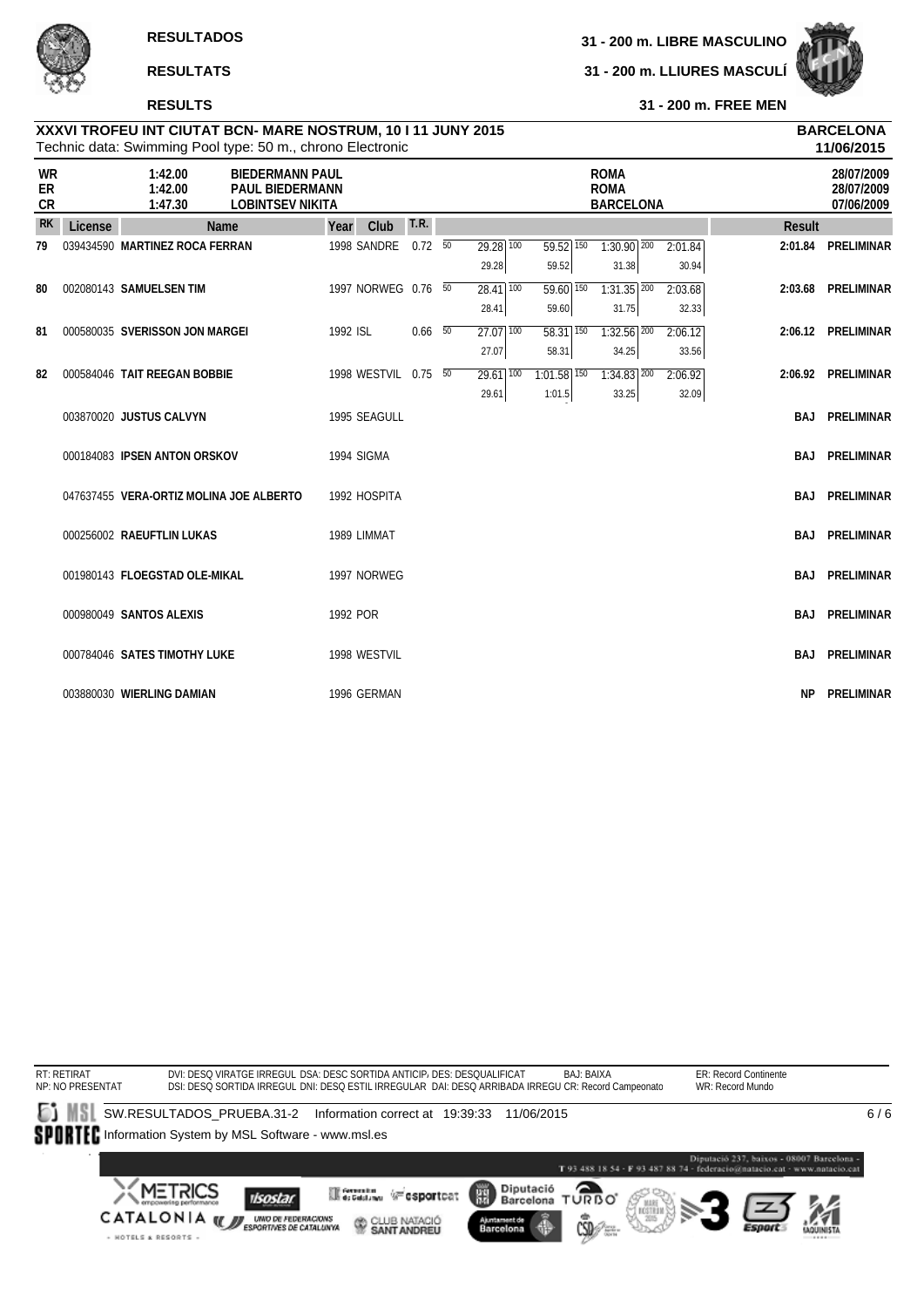**RESULTADOS**

**RESULTATS**

**RESULTS**

**31 - 200 m. LIBRE MASCULINO**

**31 - 200 m. LLIURES MASCULÍ**

**31 - 200 m. FREE MEN**

**XXXVI TROFEU INT CIUTAT BCN- MARE NOSTRUM, 10 I 11 JUNY 2015**
Technic data: Swimming Pool type: 50 m., chrono Electronic

**BARCELONA**
**11/06/2015**

| | | | | |
|---|---|---|---|---|
| **WR** | 1:42.00 | BIEDERMANN PAUL | ROMA | 28/07/2009 |
| **ER** | 1:42.00 | PAUL BIEDERMANN | ROMA | 28/07/2009 |
| **CR** | 1:47.30 | LOBINTSEV NIKITA | BARCELONA | 07/06/2009 |

| RK | License | Name | Year | Club | T.R. | 50 | 100 | 150 | 200 | Result | |
|---|---|---|---|---|---|---|---|---|---|---|---|
| 79 | 039434590 | MARTINEZ ROCA FERRAN | 1998 | SANDRE | 0.72 | 29.28 / 29.28 | 59.52 / 59.52 | 1:30.90 / 31.38 | 2:01.84 / 30.94 | 2:01.84 | PRELIMINAR |
| 80 | 002080143 | SAMUELSEN TIM | 1997 | NORWEG | 0.76 | 28.41 / 28.41 | 59.60 / 59.60 | 1:31.35 / 31.75 | 2:03.68 / 32.33 | 2:03.68 | PRELIMINAR |
| 81 | 000580035 | SVERISSON JON MARGEI | 1992 | ISL | 0.66 | 27.07 / 27.07 | 58.31 / 58.31 | 1:32.56 / 34.25 | 2:06.12 / 33.56 | 2:06.12 | PRELIMINAR |
| 82 | 000584046 | TAIT REEGAN BOBBIE | 1998 | WESTVIL | 0.75 | 29.61 / 29.61 | 1:01.58 / 1:01.5 | 1:34.83 / 33.25 | 2:06.92 / 32.09 | 2:06.92 | PRELIMINAR |
| | 003870020 | JUSTUS CALVYN | 1995 | SEAGULL | | | | | | BAJ | PRELIMINAR |
| | 000184083 | IPSEN ANTON ORSKOV | 1994 | SIGMA | | | | | | BAJ | PRELIMINAR |
| | 047637455 | VERA-ORTIZ MOLINA JOE ALBERTO | 1992 | HOSPITA | | | | | | BAJ | PRELIMINAR |
| | 000256002 | RAEUFTLIN LUKAS | 1989 | LIMMAT | | | | | | BAJ | PRELIMINAR |
| | 001980143 | FLOEGSTAD OLE-MIKAL | 1997 | NORWEG | | | | | | BAJ | PRELIMINAR |
| | 000980049 | SANTOS ALEXIS | 1992 | POR | | | | | | BAJ | PRELIMINAR |
| | 000784046 | SATES TIMOTHY LUKE | 1998 | WESTVIL | | | | | | BAJ | PRELIMINAR |
| | 003880030 | WIERLING DAMIAN | 1996 | GERMAN | | | | | | NP | PRELIMINAR |

RT: RETIRAT
NP: NO PRESENTAT
DVI: DESQ VIRATGE IRREGUL DSA: DESC SORTIDA ANTICIP DES: DESQUALIFICAT BAJ: BAIXA
DSI: DESQ SORTIDA IRREGUL DNI: DESQ ESTIL IRREGULAR DAI: DESQ ARRIBADA IRREGU CR: Record Campeonato
ER: Record Continente
WR: Record Mundo

SW.RESULTADOS_PRUEBA.31-2 Information correct at 19:39:33 11/06/2015
Information System by MSL Software - www.msl.es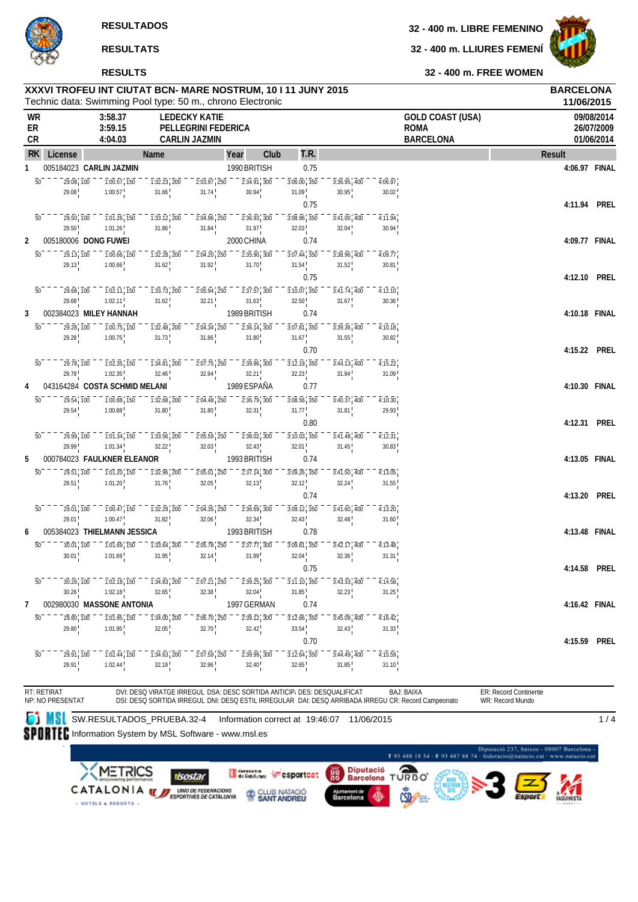**RESULTADOS** — 32 - 400 m. LIBRE FEMENINO

**RESULTATS** — 32 - 400 m. LLIURES FEMENÍ

**RESULTS** — 32 - 400 m. FREE WOMEN

## XXXVI TROFEU INT CIUTAT BCN- MARE NOSTRUM, 10 I 11 JUNY 2015

Technic data: Swimming Pool type: 50 m., chrono Electronic

BARCELONA 11/06/2015

| | | | | |
|---|---|---|---|---|
| WR | 3:58.37 | LEDECKY KATIE | GOLD COAST (USA) | 09/08/2014 |
| ER | 3:59.15 | PELLEGRINI FEDERICA | ROMA | 26/07/2009 |
| CR | 4:04.03 | CARLIN JAZMIN | BARCELONA | 01/06/2014 |

| RK | License | Name | Year | Club | T.R. | Result |
|---|---|---|---|---|---|---|
| 1 | 005184023 | CARLIN JAZMIN | 1990 | BRITISH | 0.75 | 4:06.97 FINAL |
| | | 50: 29.08 (29.08) · 100: 1:00.57 (31.49) · 150: 1:32.23 (31.66) · 200: 2:03.97 (31.74) · 250: 2:34.91 (30.94) · 300: 3:06.00 (31.09) · 350: 3:36.95 (30.95) · 400: 4:06.97 (30.02) | | | | |
| | | | | | 0.75 | 4:11.94 PREL |
| | | 50: 29.50 (29.50) · 100: 1:01.26 · 150: 1:33.12 (31.86) · 200: 2:04.96 (31.84) · 250: 2:36.93 (31.97) · 300: 3:08.96 (32.03) · 350: 3:41.00 (32.04) · 400: 4:11.94 (30.94) | | | | |
| 2 | 005180006 | DONG FUWEI | 2000 | CHINA | 0.74 | 4:09.77 FINAL |
| | | 50: 29.13 · 100: 1:00.66 · 150: 1:32.28 (31.62) · 200: 2:04.20 (31.92) · 250: 2:35.90 (31.70) · 300: 3:07.44 (31.54) · 350: 3:38.96 (31.52) · 400: 4:09.77 (30.81) | | | | |
| | | | | | 0.75 | 4:12.10 PREL |
| | | 50: 29.68 · 100: 1:02.11 · 150: 1:33.73 (31.62) · 200: 2:05.94 (32.21) · 250: 2:37.57 (31.63) · 300: 3:10.07 (32.50) · 350: 3:41.74 (31.67) · 400: 4:12.10 (30.36) | | | | |
| 3 | 002384023 | MILEY HANNAH | 1989 | BRITISH | 0.74 | 4:10.18 FINAL |
| | | 50: 29.28 · 100: 1:00.75 · 150: 1:32.48 (31.73) · 200: 2:04.34 (31.86) · 250: 2:36.14 (31.80) · 300: 3:07.81 (31.67) · 350: 3:39.36 (31.55) · 400: 4:10.18 (30.82) | | | | |
| | | | | | 0.70 | 4:15.22 PREL |
| | | 50: 29.78 · 100: 1:02.35 · 150: 1:34.81 (32.46) · 200: 2:07.75 (32.94) · 250: 2:39.96 (32.21) · 300: 3:12.19 (32.23) · 350: 3:44.13 (31.94) · 400: 4:15.22 (31.09) | | | | |
| 4 | 043164284 | COSTA SCHMID MELANI | 1989 | ESPAÑA | 0.77 | 4:10.30 FINAL |
| | | 50: 29.54 · 100: 1:00.88 · 150: 1:32.68 (31.80) · 200: 2:04.48 (31.80) · 250: 2:36.79 (32.31) · 300: 3:08.56 (31.77) · 350: 3:40.37 (31.81) · 400: 4:10.30 (29.93) | | | | |
| | | | | | 0.80 | 4:12.31 PREL |
| | | 50: 29.99 · 100: 1:01.34 · 150: 1:33.56 (32.22) · 200: 2:05.59 (32.03) · 250: 2:38.02 (32.43) · 300: 3:10.03 (32.01) · 350: 3:41.48 (31.45) · 400: 4:12.31 (30.83) | | | | |
| 5 | 000784023 | FAULKNER ELEANOR | 1993 | BRITISH | 0.74 | 4:13.05 FINAL |
| | | 50: 29.51 · 100: 1:01.20 · 150: 1:32.96 (31.76) · 200: 2:05.01 (32.05) · 250: 2:37.14 (32.13) · 300: 3:09.26 (32.12) · 350: 3:41.50 (32.24) · 400: 4:13.05 (31.55) | | | | |
| | | | | | 0.74 | 4:13.20 PREL |
| | | 50: 29.01 · 100: 1:00.47 · 150: 1:32.29 (31.82) · 200: 2:04.35 (32.06) · 250: 2:36.69 (32.34) · 300: 3:09.12 (32.43) · 350: 3:41.60 (32.48) · 400: 4:13.20 (31.60) | | | | |
| 6 | 005384023 | THIELMANN JESSICA | 1993 | BRITISH | 0.78 | 4:13.48 FINAL |
| | | 50: 30.01 · 100: 1:01.69 · 150: 1:33.64 (31.95) · 200: 2:05.78 (32.14) · 250: 2:37.77 (31.99) · 300: 3:09.81 (32.04) · 350: 3:42.17 (32.36) · 400: 4:13.48 (31.31) | | | | |
| | | | | | 0.75 | 4:14.58 PREL |
| | | 50: 30.26 · 100: 1:02.18 · 150: 1:34.83 (32.65) · 200: 2:07.21 (32.38) · 250: 2:39.25 (32.04) · 300: 3:11.10 (31.85) · 350: 3:43.33 (32.23) · 400: 4:14.58 (31.25) | | | | |
| 7 | 002980030 | MASSONE ANTONIA | 1997 | GERMAN | 0.74 | 4:16.42 FINAL |
| | | 50: 29.80 · 100: 1:01.95 · 150: 1:34.00 (32.05) · 200: 2:06.70 (32.70) · 250: 2:39.12 (32.42) · 300: 3:12.66 (33.54) · 350: 3:45.09 (32.43) · 400: 4:16.42 (31.33) | | | | |
| | | | | | 0.70 | 4:15.59 PREL |
| | | 50: 29.91 · 100: 1:02.44 · 150: 1:34.63 (32.19) · 200: 2:07.59 (32.96) · 250: 2:39.99 (32.40) · 300: 3:12.64 (32.65) · 350: 3:44.49 (31.85) · 400: 4:15.59 (31.10) | | | | |

RT: RETIRAT · NP: NO PRESENTAT · DVI: DESQ VIRATGE IRREGUL · DSA: DESC SORTIDA ANTICIP. · DES: DESQUALIFICAT · DSI: DESQ SORTIDA IRREGUL · DNI: DESQ ESTIL IRREGULAR · DAI: DESQ ARRIBADA IRREGU · CR: Record Campeonato · BAJ: BAIXA · ER: Record Continente · WR: Record Mundo

SW.RESULTADOS_PRUEBA.32-4 Information correct at 19:46:07 11/06/2015

Information System by MSL Software - www.msl.es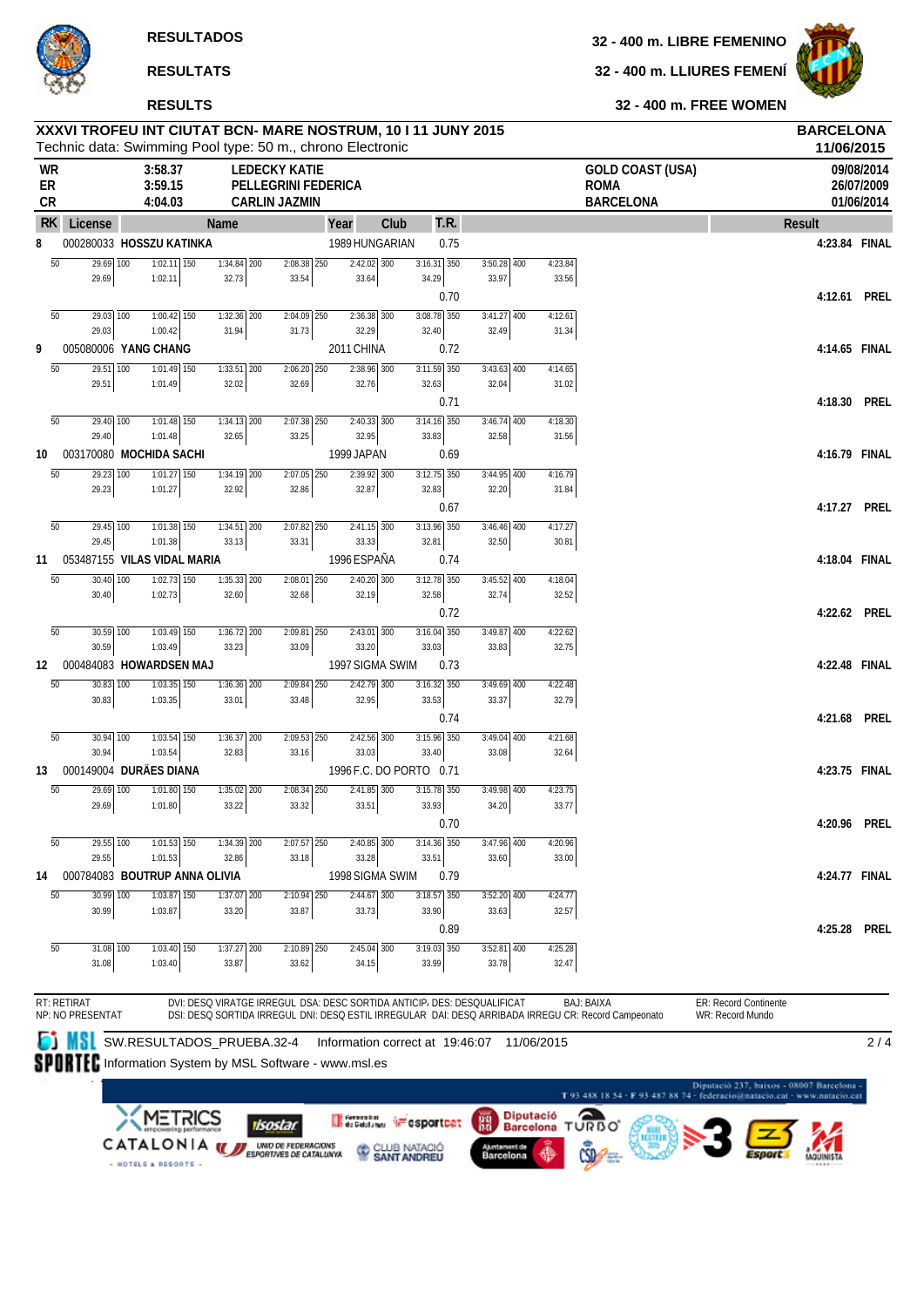RESULTADOS

RESULTATS

RESULTS

# 32 - 400 m. LIBRE FEMENINO

# 32 - 400 m. LLIURES FEMENÍ

# 32 - 400 m. FREE WOMEN

## XXXVI TROFEU INT CIUTAT BCN- MARE NOSTRUM, 10 I 11 JUNY 2015

Technic data: Swimming Pool type: 50 m., chrono Electronic

**BARCELONA**
**11/06/2015**

| | | | | |
|---|---|---|---|---|
| WR | 3:58.37 | LEDECKY KATIE | GOLD COAST (USA) | 09/08/2014 |
| ER | 3:59.15 | PELLEGRINI FEDERICA | ROMA | 26/07/2009 |
| CR | 4:04.03 | CARLIN JAZMIN | BARCELONA | 01/06/2014 |

| RK | License | Name | Year | Club | T.R. | Result | |
|---|---|---|---|---|---|---|---|
| 8 | 000280033 | HOSZU KATINKA | 1989 | HUNGARIAN | 0.75 | 4:23.84 | FINAL |
| | | 50: 29.69 / 29.69; 100: 1:02.11 / 1:02.11; 150: 1:34.84 / 32.73; 200: 2:08.38 / 33.54; 250: 2:42.02 / 33.64; 300: 3:16.31 / 34.29; 350: 3:50.28 / 33.97; 400: 4:23.84 / 33.56 | | | | | |
| | | | | | 0.70 | 4:12.61 | PREL |
| | | 50: 29.03 / 29.03; 100: 1:00.42 / 1:00.42; 150: 1:32.36 / 31.94; 200: 2:04.09 / 31.73; 250: 2:36.38 / 32.29; 300: 3:08.78 / 32.40; 350: 3:41.27 / 32.49; 400: 4:12.61 / 31.34 | | | | | |
| 9 | 005080006 | YANG CHANG | 2011 | CHINA | 0.72 | 4:14.65 | FINAL |
| | | 50: 29.51 / 29.51; 100: 1:01.49 / 1:01.49; 150: 1:33.51 / 32.02; 200: 2:06.20 / 32.69; 250: 2:38.96 / 32.76; 300: 3:11.59 / 32.63; 350: 3:43.63 / 32.04; 400: 4:14.65 / 31.02 | | | | | |
| | | | | | 0.71 | 4:18.30 | PREL |
| | | 50: 29.40 / 29.40; 100: 1:01.48 / 1:01.48; 150: 1:34.13 / 32.65; 200: 2:07.38 / 33.25; 250: 2:40.33 / 32.95; 300: 3:14.16 / 33.83; 350: 3:46.74 / 32.58; 400: 4:18.30 / 31.56 | | | | | |
| 10 | 003170080 | MOCHIDA SACHI | 1999 | JAPAN | 0.69 | 4:16.79 | FINAL |
| | | 50: 29.23 / 29.23; 100: 1:01.27 / 1:01.27; 150: 1:34.19 / 32.92; 200: 2:07.05 / 32.86; 250: 2:39.92 / 32.87; 300: 3:12.75 / 32.83; 350: 3:44.95 / 32.20; 400: 4:16.79 / 31.84 | | | | | |
| | | | | | 0.67 | 4:17.27 | PREL |
| | | 50: 29.45 / 29.45; 100: 1:01.38 / 1:01.38; 150: 1:34.51 / 33.13; 200: 2:07.82 / 33.31; 250: 2:41.15 / 33.33; 300: 3:13.96 / 32.81; 350: 3:46.46 / 32.50; 400: 4:17.27 / 30.81 | | | | | |
| 11 | 053487155 | VILAS VIDAL MARIA | 1996 | ESPAÑA | 0.74 | 4:18.04 | FINAL |
| | | 50: 30.40 / 30.40; 100: 1:02.73 / 1:02.73; 150: 1:35.33 / 32.60; 200: 2:08.01 / 32.68; 250: 2:40.20 / 32.19; 300: 3:12.78 / 32.58; 350: 3:45.52 / 32.74; 400: 4:18.04 / 32.52 | | | | | |
| | | | | | 0.72 | 4:22.62 | PREL |
| | | 50: 30.59 / 30.59; 100: 1:03.49 / 1:03.49; 150: 1:36.72 / 33.23; 200: 2:09.81 / 33.09; 250: 2:43.01 / 33.20; 300: 3:16.04 / 33.03; 350: 3:49.87 / 33.83; 400: 4:22.62 / 32.75 | | | | | |
| 12 | 000484083 | HOWARDSEN MAJ | 1997 | SIGMA SWIM | 0.73 | 4:22.48 | FINAL |
| | | 50: 30.83 / 30.83; 100: 1:03.35 / 1:03.35; 150: 1:36.36 / 33.01; 200: 2:09.84 / 33.48; 250: 2:42.79 / 32.95; 300: 3:16.32 / 33.53; 350: 3:49.69 / 33.37; 400: 4:22.48 / 32.79 | | | | | |
| | | | | | 0.74 | 4:21.68 | PREL |
| | | 50: 30.94 / 30.94; 100: 1:03.54 / 1:03.54; 150: 1:36.37 / 32.83; 200: 2:09.53 / 33.16; 250: 2:42.56 / 33.03; 300: 3:15.96 / 33.40; 350: 3:49.04 / 33.08; 400: 4:21.68 / 32.64 | | | | | |
| 13 | 000149004 | DURÃES DIANA | 1996 | F.C. DO PORTO | 0.71 | 4:23.75 | FINAL |
| | | 50: 29.69 / 29.69; 100: 1:01.80 / 1:01.80; 150: 1:35.02 / 33.22; 200: 2:08.34 / 33.32; 250: 2:41.85 / 33.51; 300: 3:15.78 / 33.93; 350: 3:49.98 / 34.20; 400: 4:23.75 / 33.77 | | | | | |
| | | | | | 0.70 | 4:20.96 | PREL |
| | | 50: 29.55 / 29.55; 100: 1:01.53 / 1:01.53; 150: 1:34.39 / 32.86; 200: 2:07.57 / 33.18; 250: 2:40.85 / 33.28; 300: 3:14.36 / 33.51; 350: 3:47.96 / 33.60; 400: 4:20.96 / 33.00 | | | | | |
| 14 | 000784083 | BOUTRUP ANNA OLIVIA | 1998 | SIGMA SWIM | 0.79 | 4:24.77 | FINAL |
| | | 50: 30.99 / 30.99; 100: 1:03.87 / 1:03.87; 150: 1:37.07 / 33.20; 200: 2:10.94 / 33.87; 250: 2:44.67 / 33.73; 300: 3:18.57 / 33.90; 350: 3:52.20 / 33.63; 400: 4:24.77 / 32.57 | | | | | |
| | | | | | 0.89 | 4:25.28 | PREL |
| | | 50: 31.08 / 31.08; 100: 1:03.40 / 1:03.40; 150: 1:37.27 / 33.87; 200: 2:10.89 / 33.62; 250: 2:45.04 / 34.15; 300: 3:19.03 / 33.99; 350: 3:52.81 / 33.78; 400: 4:25.28 / 32.47 | | | | | |

RT: RETIRAT
NP: NO PRESENTAT

DVI: DESQ VIRATGE IRREGUL DSA: DESC SORTIDA ANTICIP. DES: DESQUALIFICAT
DSI: DESQ SORTIDA IRREGUL DNI: DESQ ESTIL IRREGULAR DAI: DESQ ARRIBADA IRREGU CR: Record Campeonato

BAJ: BAIXA

ER: Record Continente
WR: Record Mundo

SW.RESULTADOS_PRUEBA.32-4 Information correct at 19:46:07 11/06/2015

Information System by MSL Software - www.msl.es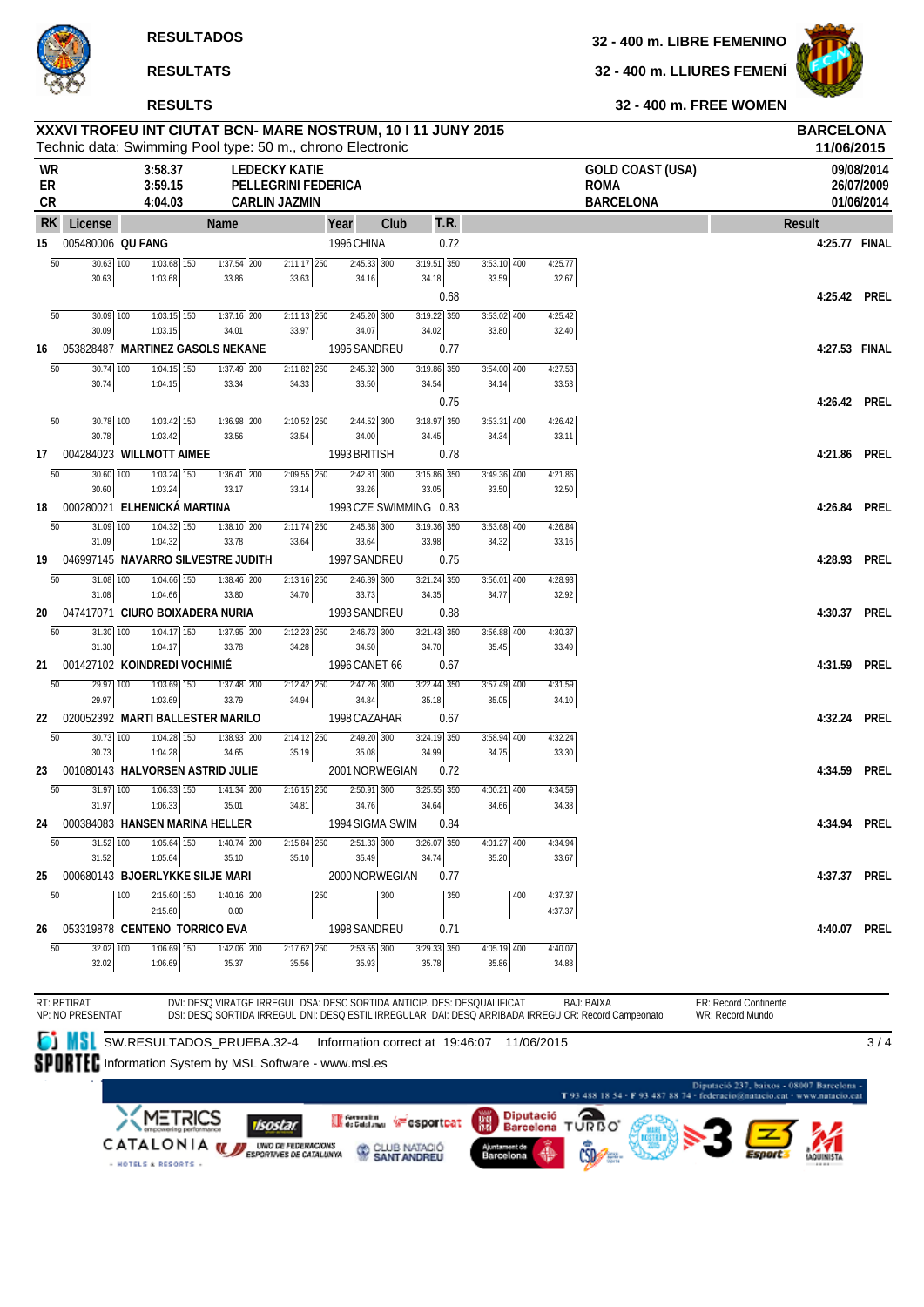**RESULTADOS** — 32 - 400 m. LIBRE FEMENINO

**RESULTATS** — 32 - 400 m. LLIURES FEMENÍ

**RESULTS** — 32 - 400 m. FREE WOMEN

## XXXVI TROFEU INT CIUTAT BCN- MARE NOSTRUM, 10 I 11 JUNY 2015

BARCELONA 11/06/2015

Technic data: Swimming Pool type: 50 m., chrono Electronic

| | | | | |
|---|---|---|---|---|
| WR | 3:58.37 | LEDECKY KATIE | GOLD COAST (USA) | 09/08/2014 |
| ER | 3:59.15 | PELLEGRINI FEDERICA | ROMA | 26/07/2009 |
| CR | 4:04.03 | CARLIN JAZMIN | BARCELONA | 01/06/2014 |

| RK | License | Name | Year | Club | T.R. | 50 | 100 | 150 | 200 | 250 | 300 | 350 | 400 | Result | |
|---|---|---|---|---|---|---|---|---|---|---|---|---|---|---|---|
| 15 | 005480006 | QU FANG | 1996 | CHINA | 0.72 | 30.63 | 1:03.68 (33.05) | 1:37.54 (33.86) | 2:11.17 (33.63) | 2:45.33 (34.16) | 3:19.51 (34.18) | 3:53.10 (33.59) | 4:25.77 (32.67) | 4:25.77 | FINAL |
| | | | | | 0.68 | 30.09 | 1:03.15 (33.06) | 1:37.16 (34.01) | 2:11.13 (33.97) | 2:45.20 (34.07) | 3:19.22 (34.02) | 3:53.02 (33.80) | 4:25.42 (32.40) | 4:25.42 | PREL |
| 16 | 053828487 | MARTINEZ GASOLS NEKANE | 1995 | SANDREU | 0.77 | 30.74 | 1:04.15 (33.41) | 1:37.49 (33.34) | 2:11.82 (34.33) | 2:45.32 (33.50) | 3:19.86 (34.54) | 3:54.00 (34.14) | 4:27.53 (33.53) | 4:27.53 | FINAL |
| | | | | | 0.75 | 30.78 | 1:03.42 (32.64) | 1:36.98 (33.56) | 2:10.52 (33.54) | 2:44.52 (34.00) | 3:18.97 (34.45) | 3:53.31 (34.34) | 4:26.42 (33.11) | 4:26.42 | PREL |
| 17 | 004284023 | WILLMOTT AIMEE | 1993 | BRITISH | 0.78 | 30.60 | 1:03.24 (32.64) | 1:36.41 (33.17) | 2:09.55 (33.14) | 2:42.81 (33.26) | 3:15.86 (33.05) | 3:49.36 (33.50) | 4:21.86 (32.50) | 4:21.86 | PREL |
| 18 | 000280021 | ELHENICKÁ MARTINA | 1993 | CZE SWIMMING | 0.83 | 31.09 | 1:04.32 (33.23) | 1:38.10 (33.78) | 2:11.74 (33.64) | 2:45.38 (33.64) | 3:19.36 (33.98) | 3:53.68 (34.32) | 4:26.84 (33.16) | 4:26.84 | PREL |
| 19 | 046997145 | NAVARRO SILVESTRE JUDITH | 1997 | SANDREU | 0.75 | 31.08 | 1:04.66 (33.58) | 1:38.46 (33.80) | 2:13.16 (34.70) | 2:46.89 (33.73) | 3:21.24 (34.35) | 3:56.01 (34.77) | 4:28.93 (32.92) | 4:28.93 | PREL |
| 20 | 047417071 | CIURO BOIXADERA NURIA | 1993 | SANDREU | 0.88 | 31.30 | 1:04.17 (32.87) | 1:37.95 (33.78) | 2:12.23 (34.28) | 2:46.73 (34.50) | 3:21.43 (34.70) | 3:56.88 (35.45) | 4:30.37 (33.49) | 4:30.37 | PREL |
| 21 | 001427102 | KOINDREDI VOCHIMIÉ | 1996 | CANET 66 | 0.67 | 29.97 | 1:03.69 (33.72) | 1:37.48 (33.79) | 2:12.42 (34.94) | 2:47.26 (34.84) | 3:22.44 (35.18) | 3:57.49 (35.05) | 4:31.59 (34.10) | 4:31.59 | PREL |
| 22 | 020052392 | MARTI BALLESTER MARILO | 1998 | CAZAHAR | 0.67 | 30.73 | 1:04.28 (33.55) | 1:38.93 (34.65) | 2:14.12 (35.19) | 2:49.20 (35.08) | 3:24.19 (34.99) | 3:58.94 (34.75) | 4:32.24 (33.30) | 4:32.24 | PREL |
| 23 | 001080143 | HALVORSEN ASTRID JULIE | 2001 | NORWEGIAN | 0.72 | 31.97 | 1:06.33 (34.36) | 1:41.34 (35.01) | 2:16.15 (34.81) | 2:50.91 (34.76) | 3:25.55 (34.64) | 4:00.21 (34.66) | 4:34.59 (34.38) | 4:34.59 | PREL |
| 24 | 000384083 | HANSEN MARINA HELLER | 1994 | SIGMA SWIM | 0.84 | 31.52 | 1:05.64 (34.12) | 1:40.74 (35.10) | 2:15.84 (35.10) | 2:51.33 (35.49) | 3:26.07 (34.74) | 4:01.27 (35.20) | 4:34.94 (33.67) | 4:34.94 | PREL |
| 25 | 000680143 | BJOERLYKKE SILJE MARI | 2000 | NORWEGIAN | 0.77 | | 2:15.60 (2:15.60) | 1:40.16 (0.00) | | | | | 4:37.37 (4:37.37) | 4:37.37 | PREL |
| 26 | 053319878 | CENTENO TORRICO EVA | 1998 | SANDREU | 0.71 | 32.02 | 1:06.69 (34.67) | 1:42.06 (35.37) | 2:17.62 (35.56) | 2:53.55 (35.93) | 3:29.33 (35.78) | 4:05.19 (35.86) | 4:40.07 (34.88) | 4:40.07 | PREL |

RT: RETIRAT — NP: NO PRESENTAT — DVI: DESQ VIRATGE IRREGUL — DSA: DESC SORTIDA ANTICIP. — DES: DESQUALIFICAT — DSI: DESQ SORTIDA IRREGUL — DNI: DESQ ESTIL IRREGULAR — DAI: DESQ ARRIBADA IRREGU — BAJ: BAIXA — CR: Record Campeonato — ER: Record Continente — WR: Record Mundo

SW.RESULTADOS_PRUEBA.32-4 — Information correct at 19:46:07 11/06/2015

Information System by MSL Software - www.msl.es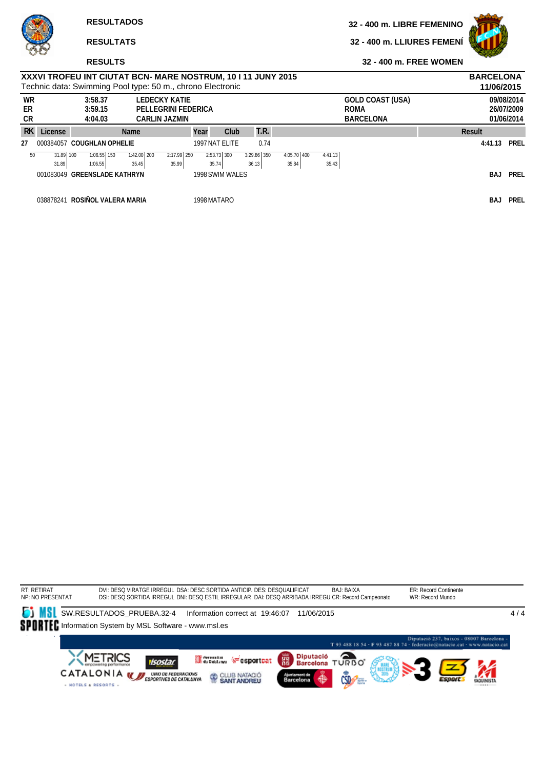**RESULTADOS**

**RESULTATS**

**RESULTS**

**32 - 400 m. LIBRE FEMENINO**

**32 - 400 m. LLIURES FEMENÍ**

**32 - 400 m. FREE WOMEN**

**XXXVI TROFEU INT CIUTAT BCN- MARE NOSTRUM, 10 I 11 JUNY 2015** — **BARCELONA 11/06/2015**

Technic data: Swimming Pool type: 50 m., chrono Electronic

| | | | | |
|---|---|---|---|---|
| WR | 3:58.37 | LEDECKY KATIE | GOLD COAST (USA) | 09/08/2014 |
| ER | 3:59.15 | PELLEGRINI FEDERICA | ROMA | 26/07/2009 |
| CR | 4:04.03 | CARLIN JAZMIN | BARCELONA | 01/06/2014 |

| RK | License | Name | Year | Club | T.R. | Result | |
|---|---|---|---|---|---|---|---|
| 27 | 000384057 | COUGHLAN OPHELIE | 1997 | NAT ELITE | 0.74 | 4:41.13 | PREL |
| | | 50: 31.89 (31.89) · 100: 1:06.55 (1:06.55) · 150: 1:42.00 (35.45) · 200: 2:17.99 (35.99) · 250: 2:53.73 (35.74) · 300: 3:29.86 (36.13) · 350: 4:05.70 (35.84) · 400: 4:41.13 (35.43) | | | | | |
| | 001083049 | GREENSLADE KATHRYN | 1998 | SWIM WALES | | BAJ | PREL |
| | 038878241 | ROSIÑOL VALERA MARIA | 1998 | MATARO | | BAJ | PREL |

RT: RETIRAT
NP: NO PRESENTAT
DVI: DESQ VIRATGE IRREGUL DSA: DESC SORTIDA ANTICIP. DES: DESQUALIFICAT
DSI: DESQ SORTIDA IRREGUL DNI: DESQ ESTIL IRREGULAR DAI: DESQ ARRIBADA IRREGU
BAJ: BAIXA
CR: Record Campeonato
ER: Record Continente
WR: Record Mundo

SW.RESULTADOS_PRUEBA.32-4 Information correct at 19:46:07 11/06/2015

Information System by MSL Software - www.msl.es